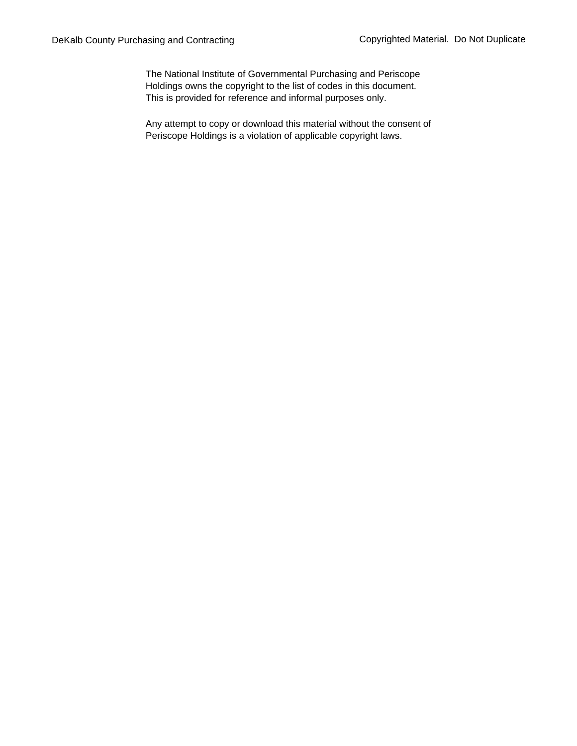The National Institute of Governmental Purchasing and Periscope Holdings owns the copyright to the list of codes in this document. This is provided for reference and informal purposes only.

Any attempt to copy or download this material without the consent of Periscope Holdings is a violation of applicable copyright laws.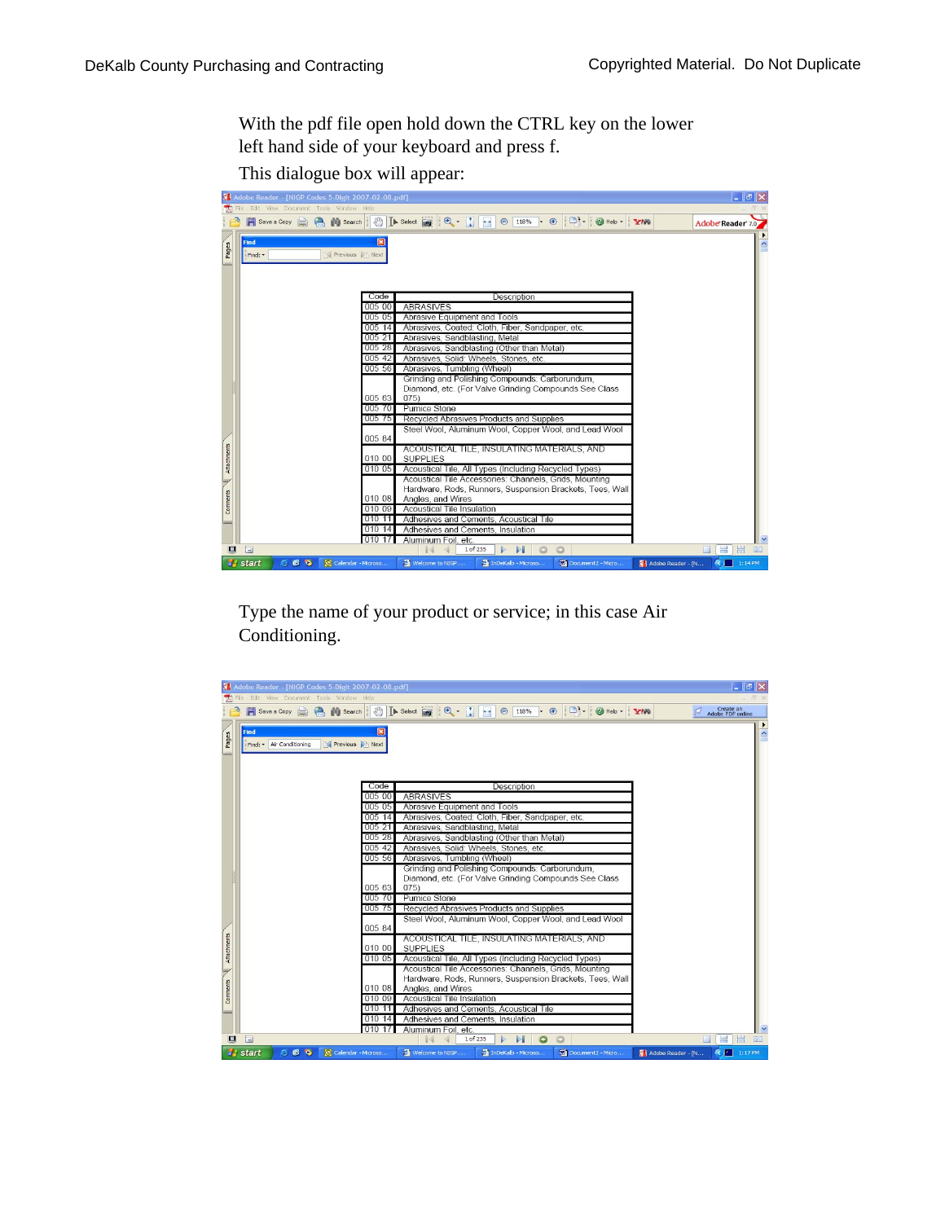With the pdf file open hold down the CTRL key on the lower left hand side of your keyboard and press f.

This dialogue box will appear:

| Code | Description |
|---|---|
| 005 00 | ABRASIVES |
| 005 05 | Abrasive Equipment and Tools |
| 005 14 | Abrasives, Coated: Cloth, Fiber, Sandpaper, etc. |
| 005 21 | Abrasives, Sandblasting, Metal |
| 005 28 | Abrasives, Sandblasting (Other than Metal) |
| 005 42 | Abrasives, Solid: Wheels, Stones, etc. |
| 005 56 | Abrasives, Tumbling (Wheel) |
| 005 63 | Grinding and Polishing Compounds: Carborundum, Diamond, etc. (For Valve Grinding Compounds See Class 075) |
| 005 70 | Pumice Stone |
| 005 75 | Recycled Abrasives Products and Supplies |
| 005 84 | Steel Wool, Aluminum Wool, Copper Wool, and Lead Wool |
| 010 00 | ACOUSTICAL TILE, INSULATING MATERIALS, AND SUPPLIES |
| 010 05 | Acoustical Tile, All Types (Including Recycled Types) |
| 010 08 | Acoustical Tile Accessories: Channels, Grids, Mounting Hardware, Rods, Runners, Suspension Brackets, Tees, Wall Angles, and Wires |
| 010 09 | Acoustical Tile Insulation |
| 010 11 | Adhesives and Cements, Acoustical Tile |
| 010 14 | Adhesives and Cements, Insulation |
| 010 17 | Aluminum Foil, etc. |

Type the name of your product or service; in this case Air Conditioning.

| Code | Description |
|---|---|
| 005 00 | ABRASIVES |
| 005 05 | Abrasive Equipment and Tools |
| 005 14 | Abrasives, Coated: Cloth, Fiber, Sandpaper, etc. |
| 005 21 | Abrasives, Sandblasting, Metal |
| 005 28 | Abrasives, Sandblasting (Other than Metal) |
| 005 42 | Abrasives, Solid: Wheels, Stones, etc. |
| 005 56 | Abrasives, Tumbling (Wheel) |
| 005 63 | Grinding and Polishing Compounds: Carborundum, Diamond, etc. (For Valve Grinding Compounds See Class 075) |
| 005 70 | Pumice Stone |
| 005 75 | Recycled Abrasives Products and Supplies |
| 005 84 | Steel Wool, Aluminum Wool, Copper Wool, and Lead Wool |
| 010 00 | ACOUSTICAL TILE, INSULATING MATERIALS, AND SUPPLIES |
| 010 05 | Acoustical Tile, All Types (Including Recycled Types) |
| 010 08 | Acoustical Tile Accessories: Channels, Grids, Mounting Hardware, Rods, Runners, Suspension Brackets, Tees, Wall Angles, and Wires |
| 010 09 | Acoustical Tile Insulation |
| 010 11 | Adhesives and Cements, Acoustical Tile |
| 010 14 | Adhesives and Cements, Insulation |
| 010 17 | Aluminum Foil, etc. |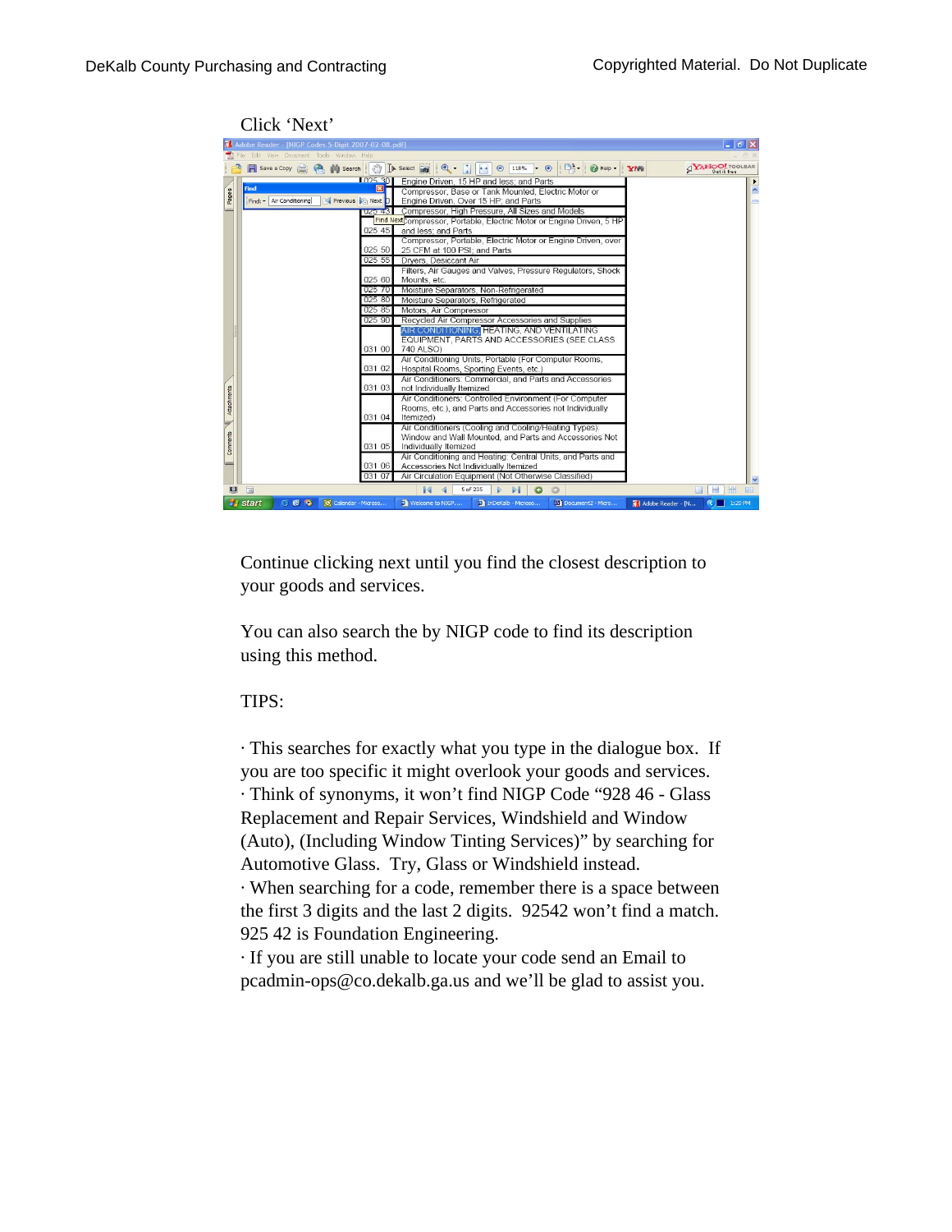Click 'Next'

Continue clicking next until you find the closest description to your goods and services.

You can also search the by NIGP code to find its description using this method.

TIPS:

· This searches for exactly what you type in the dialogue box. If you are too specific it might overlook your goods and services.
· Think of synonyms, it won't find NIGP Code "928 46 - Glass Replacement and Repair Services, Windshield and Window (Auto), (Including Window Tinting Services)" by searching for Automotive Glass. Try, Glass or Windshield instead.
· When searching for a code, remember there is a space between the first 3 digits and the last 2 digits. 92542 won't find a match. 925 42 is Foundation Engineering.
· If you are still unable to locate your code send an Email to pcadmin-ops@co.dekalb.ga.us and we'll be glad to assist you.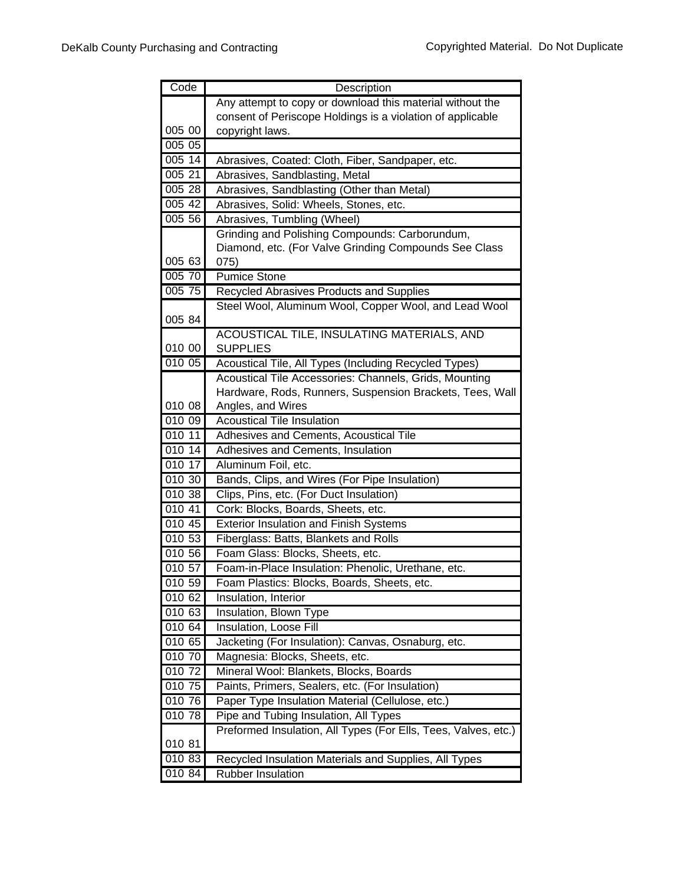| Code | Description |
|---|---|
| 005 00 | Any attempt to copy or download this material without the consent of Periscope Holdings is a violation of applicable copyright laws. |
| 005 05 | |
| 005 14 | Abrasives, Coated: Cloth, Fiber, Sandpaper, etc. |
| 005 21 | Abrasives, Sandblasting, Metal |
| 005 28 | Abrasives, Sandblasting (Other than Metal) |
| 005 42 | Abrasives, Solid: Wheels, Stones, etc. |
| 005 56 | Abrasives, Tumbling (Wheel) |
| 005 63 | Grinding and Polishing Compounds: Carborundum, Diamond, etc. (For Valve Grinding Compounds See Class 075) |
| 005 70 | Pumice Stone |
| 005 75 | Recycled Abrasives Products and Supplies |
| 005 84 | Steel Wool, Aluminum Wool, Copper Wool, and Lead Wool |
| 010 00 | ACOUSTICAL TILE, INSULATING MATERIALS, AND SUPPLIES |
| 010 05 | Acoustical Tile, All Types (Including Recycled Types) |
| 010 08 | Acoustical Tile Accessories: Channels, Grids, Mounting Hardware, Rods, Runners, Suspension Brackets, Tees, Wall Angles, and Wires |
| 010 09 | Acoustical Tile Insulation |
| 010 11 | Adhesives and Cements, Acoustical Tile |
| 010 14 | Adhesives and Cements, Insulation |
| 010 17 | Aluminum Foil, etc. |
| 010 30 | Bands, Clips, and Wires (For Pipe Insulation) |
| 010 38 | Clips, Pins, etc. (For Duct Insulation) |
| 010 41 | Cork: Blocks, Boards, Sheets, etc. |
| 010 45 | Exterior Insulation and Finish Systems |
| 010 53 | Fiberglass: Batts, Blankets and Rolls |
| 010 56 | Foam Glass: Blocks, Sheets, etc. |
| 010 57 | Foam-in-Place Insulation: Phenolic, Urethane, etc. |
| 010 59 | Foam Plastics: Blocks, Boards, Sheets, etc. |
| 010 62 | Insulation, Interior |
| 010 63 | Insulation, Blown Type |
| 010 64 | Insulation, Loose Fill |
| 010 65 | Jacketing (For Insulation): Canvas, Osnaburg, etc. |
| 010 70 | Magnesia: Blocks, Sheets, etc. |
| 010 72 | Mineral Wool: Blankets, Blocks, Boards |
| 010 75 | Paints, Primers, Sealers, etc. (For Insulation) |
| 010 76 | Paper Type Insulation Material (Cellulose, etc.) |
| 010 78 | Pipe and Tubing Insulation, All Types |
| 010 81 | Preformed Insulation, All Types (For Ells, Tees, Valves, etc.) |
| 010 83 | Recycled Insulation Materials and Supplies, All Types |
| 010 84 | Rubber Insulation |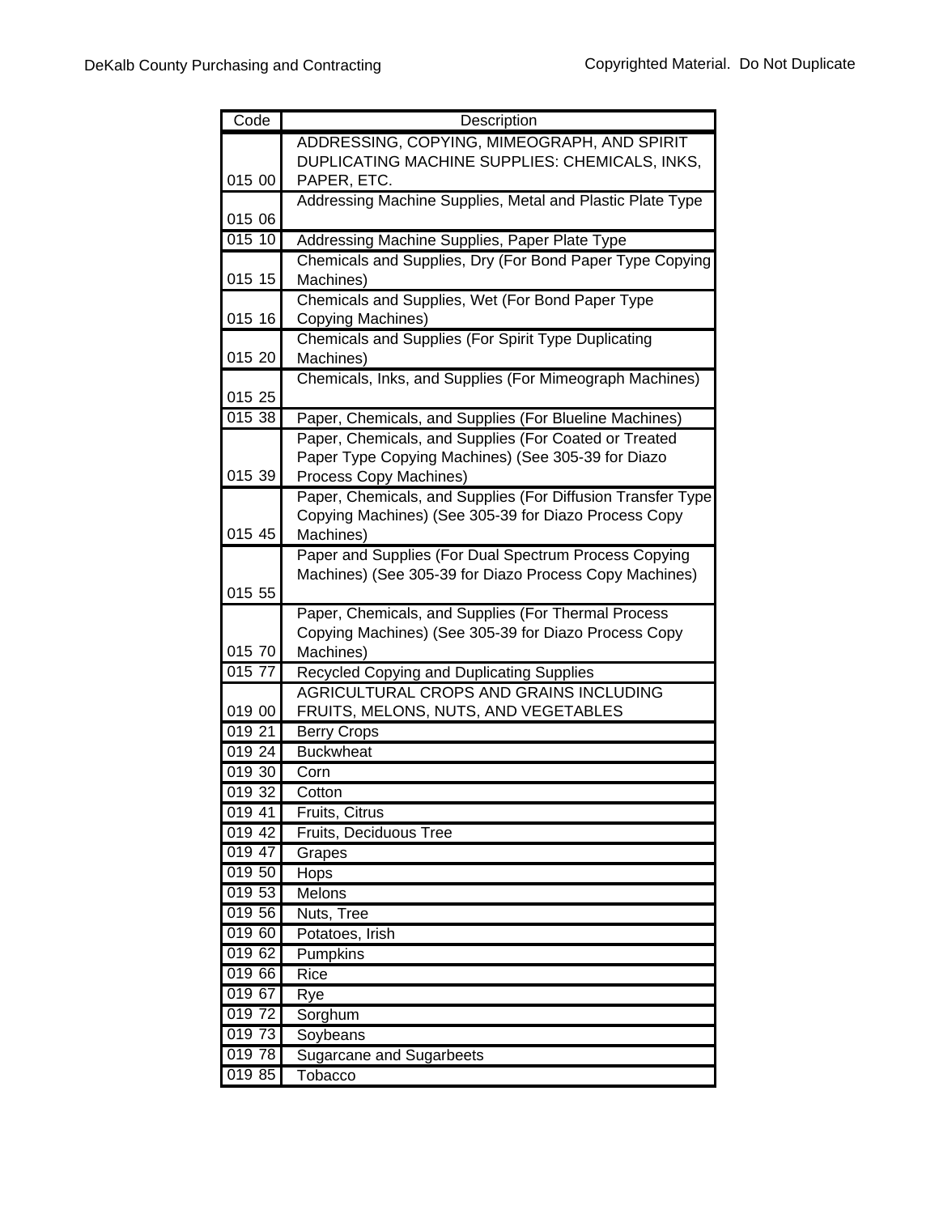| Code | Description |
|---|---|
| 015 00 | ADDRESSING, COPYING, MIMEOGRAPH, AND SPIRIT DUPLICATING MACHINE SUPPLIES: CHEMICALS, INKS, PAPER, ETC. |
| 015 06 | Addressing Machine Supplies, Metal and Plastic Plate Type |
| 015 10 | Addressing Machine Supplies, Paper Plate Type |
| 015 15 | Chemicals and Supplies, Dry (For Bond Paper Type Copying Machines) |
| 015 16 | Chemicals and Supplies, Wet (For Bond Paper Type Copying Machines) |
| 015 20 | Chemicals and Supplies (For Spirit Type Duplicating Machines) |
| 015 25 | Chemicals, Inks, and Supplies (For Mimeograph Machines) |
| 015 38 | Paper, Chemicals, and Supplies (For Blueline Machines) |
| 015 39 | Paper, Chemicals, and Supplies (For Coated or Treated Paper Type Copying Machines) (See 305-39 for Diazo Process Copy Machines) |
| 015 45 | Paper, Chemicals, and Supplies (For Diffusion Transfer Type Copying Machines) (See 305-39 for Diazo Process Copy Machines) |
| 015 55 | Paper and Supplies (For Dual Spectrum Process Copying Machines) (See 305-39 for Diazo Process Copy Machines) |
| 015 70 | Paper, Chemicals, and Supplies (For Thermal Process Copying Machines) (See 305-39 for Diazo Process Copy Machines) |
| 015 77 | Recycled Copying and Duplicating Supplies |
| 019 00 | AGRICULTURAL CROPS AND GRAINS INCLUDING FRUITS, MELONS, NUTS, AND VEGETABLES |
| 019 21 | Berry Crops |
| 019 24 | Buckwheat |
| 019 30 | Corn |
| 019 32 | Cotton |
| 019 41 | Fruits, Citrus |
| 019 42 | Fruits, Deciduous Tree |
| 019 47 | Grapes |
| 019 50 | Hops |
| 019 53 | Melons |
| 019 56 | Nuts, Tree |
| 019 60 | Potatoes, Irish |
| 019 62 | Pumpkins |
| 019 66 | Rice |
| 019 67 | Rye |
| 019 72 | Sorghum |
| 019 73 | Soybeans |
| 019 78 | Sugarcane and Sugarbeets |
| 019 85 | Tobacco |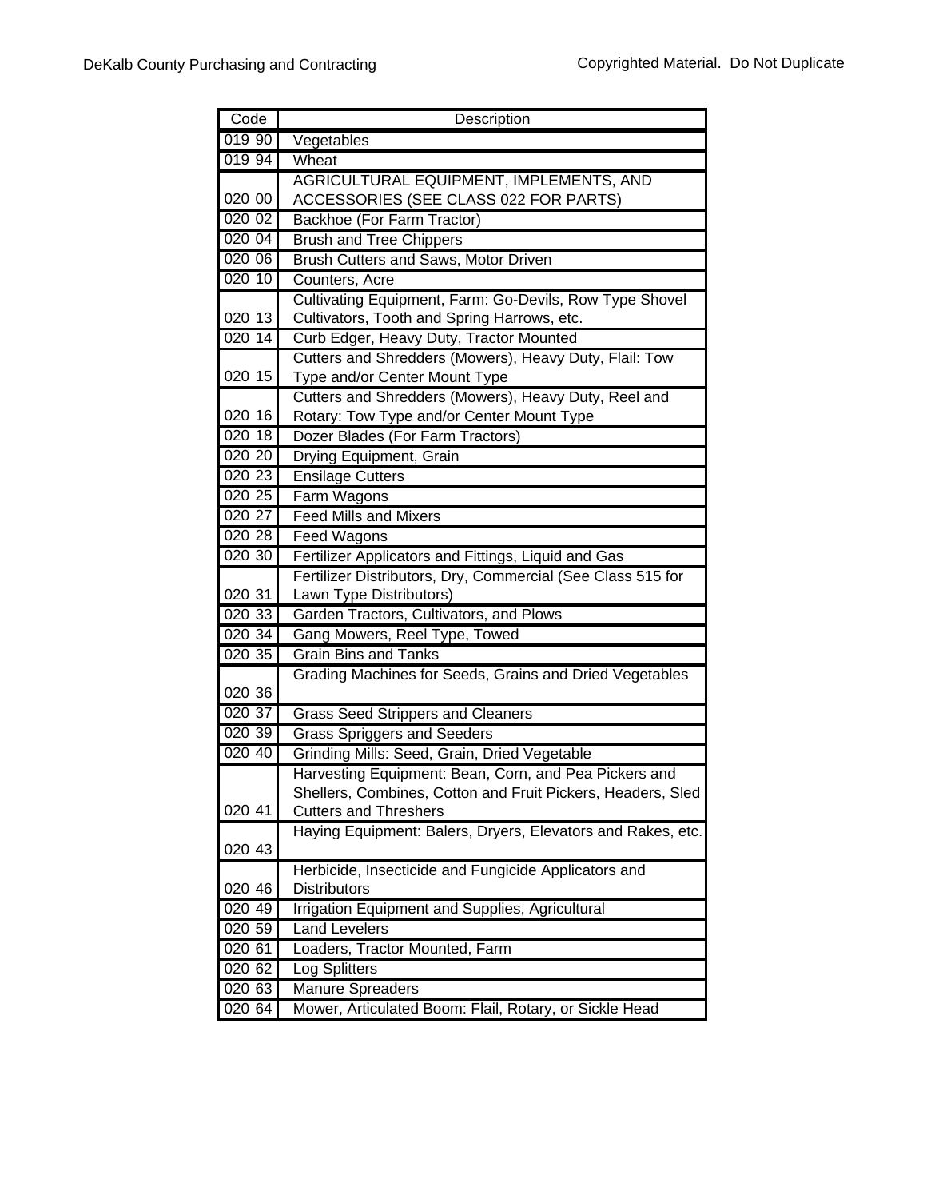| Code | Description |
|---|---|
| 019 90 | Vegetables |
| 019 94 | Wheat |
| 020 00 | AGRICULTURAL EQUIPMENT, IMPLEMENTS, AND ACCESSORIES (SEE CLASS 022 FOR PARTS) |
| 020 02 | Backhoe (For Farm Tractor) |
| 020 04 | Brush and Tree Chippers |
| 020 06 | Brush Cutters and Saws, Motor Driven |
| 020 10 | Counters, Acre |
| 020 13 | Cultivating Equipment, Farm: Go-Devils, Row Type Shovel Cultivators, Tooth and Spring Harrows, etc. |
| 020 14 | Curb Edger, Heavy Duty, Tractor Mounted |
| 020 15 | Cutters and Shredders (Mowers), Heavy Duty, Flail: Tow Type and/or Center Mount Type |
| 020 16 | Cutters and Shredders (Mowers), Heavy Duty, Reel and Rotary: Tow Type and/or Center Mount Type |
| 020 18 | Dozer Blades (For Farm Tractors) |
| 020 20 | Drying Equipment, Grain |
| 020 23 | Ensilage Cutters |
| 020 25 | Farm Wagons |
| 020 27 | Feed Mills and Mixers |
| 020 28 | Feed Wagons |
| 020 30 | Fertilizer Applicators and Fittings, Liquid and Gas |
| 020 31 | Fertilizer Distributors, Dry, Commercial (See Class 515 for Lawn Type Distributors) |
| 020 33 | Garden Tractors, Cultivators, and Plows |
| 020 34 | Gang Mowers, Reel Type, Towed |
| 020 35 | Grain Bins and Tanks |
| 020 36 | Grading Machines for Seeds, Grains and Dried Vegetables |
| 020 37 | Grass Seed Strippers and Cleaners |
| 020 39 | Grass Spriggers and Seeders |
| 020 40 | Grinding Mills: Seed, Grain, Dried Vegetable |
| 020 41 | Harvesting Equipment: Bean, Corn, and Pea Pickers and Shellers, Combines, Cotton and Fruit Pickers, Headers, Sled Cutters and Threshers |
| 020 43 | Haying Equipment: Balers, Dryers, Elevators and Rakes, etc. |
| 020 46 | Herbicide, Insecticide and Fungicide Applicators and Distributors |
| 020 49 | Irrigation Equipment and Supplies, Agricultural |
| 020 59 | Land Levelers |
| 020 61 | Loaders, Tractor Mounted, Farm |
| 020 62 | Log Splitters |
| 020 63 | Manure Spreaders |
| 020 64 | Mower, Articulated Boom: Flail, Rotary, or Sickle Head |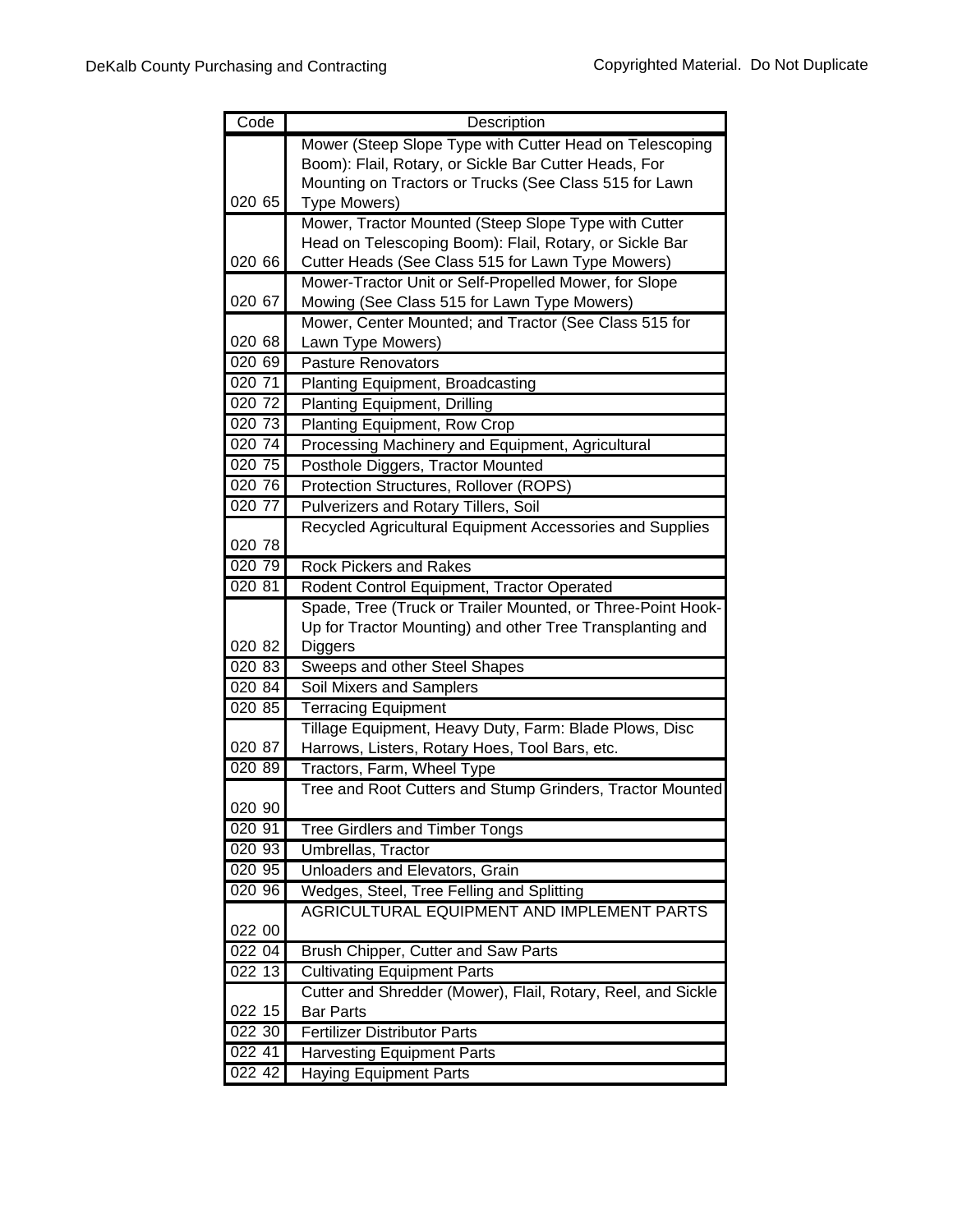| Code | Description |
|---|---|
| 020 65 | Mower (Steep Slope Type with Cutter Head on Telescoping Boom): Flail, Rotary, or Sickle Bar Cutter Heads, For Mounting on Tractors or Trucks (See Class 515 for Lawn Type Mowers) |
| 020 66 | Mower, Tractor Mounted (Steep Slope Type with Cutter Head on Telescoping Boom): Flail, Rotary, or Sickle Bar Cutter Heads (See Class 515 for Lawn Type Mowers) |
| 020 67 | Mower-Tractor Unit or Self-Propelled Mower, for Slope Mowing (See Class 515 for Lawn Type Mowers) |
| 020 68 | Mower, Center Mounted; and Tractor (See Class 515 for Lawn Type Mowers) |
| 020 69 | Pasture Renovators |
| 020 71 | Planting Equipment, Broadcasting |
| 020 72 | Planting Equipment, Drilling |
| 020 73 | Planting Equipment, Row Crop |
| 020 74 | Processing Machinery and Equipment, Agricultural |
| 020 75 | Posthole Diggers, Tractor Mounted |
| 020 76 | Protection Structures, Rollover (ROPS) |
| 020 77 | Pulverizers and Rotary Tillers, Soil |
| 020 78 | Recycled Agricultural Equipment Accessories and Supplies |
| 020 79 | Rock Pickers and Rakes |
| 020 81 | Rodent Control Equipment, Tractor Operated |
| 020 82 | Spade, Tree (Truck or Trailer Mounted, or Three-Point Hook-Up for Tractor Mounting) and other Tree Transplanting and Diggers |
| 020 83 | Sweeps and other Steel Shapes |
| 020 84 | Soil Mixers and Samplers |
| 020 85 | Terracing Equipment |
| 020 87 | Tillage Equipment, Heavy Duty, Farm: Blade Plows, Disc Harrows, Listers, Rotary Hoes, Tool Bars, etc. |
| 020 89 | Tractors, Farm, Wheel Type |
| 020 90 | Tree and Root Cutters and Stump Grinders, Tractor Mounted |
| 020 91 | Tree Girdlers and Timber Tongs |
| 020 93 | Umbrellas, Tractor |
| 020 95 | Unloaders and Elevators, Grain |
| 020 96 | Wedges, Steel, Tree Felling and Splitting |
| 022 00 | AGRICULTURAL EQUIPMENT AND IMPLEMENT PARTS |
| 022 04 | Brush Chipper, Cutter and Saw Parts |
| 022 13 | Cultivating Equipment Parts |
| 022 15 | Cutter and Shredder (Mower), Flail, Rotary, Reel, and Sickle Bar Parts |
| 022 30 | Fertilizer Distributor Parts |
| 022 41 | Harvesting Equipment Parts |
| 022 42 | Haying Equipment Parts |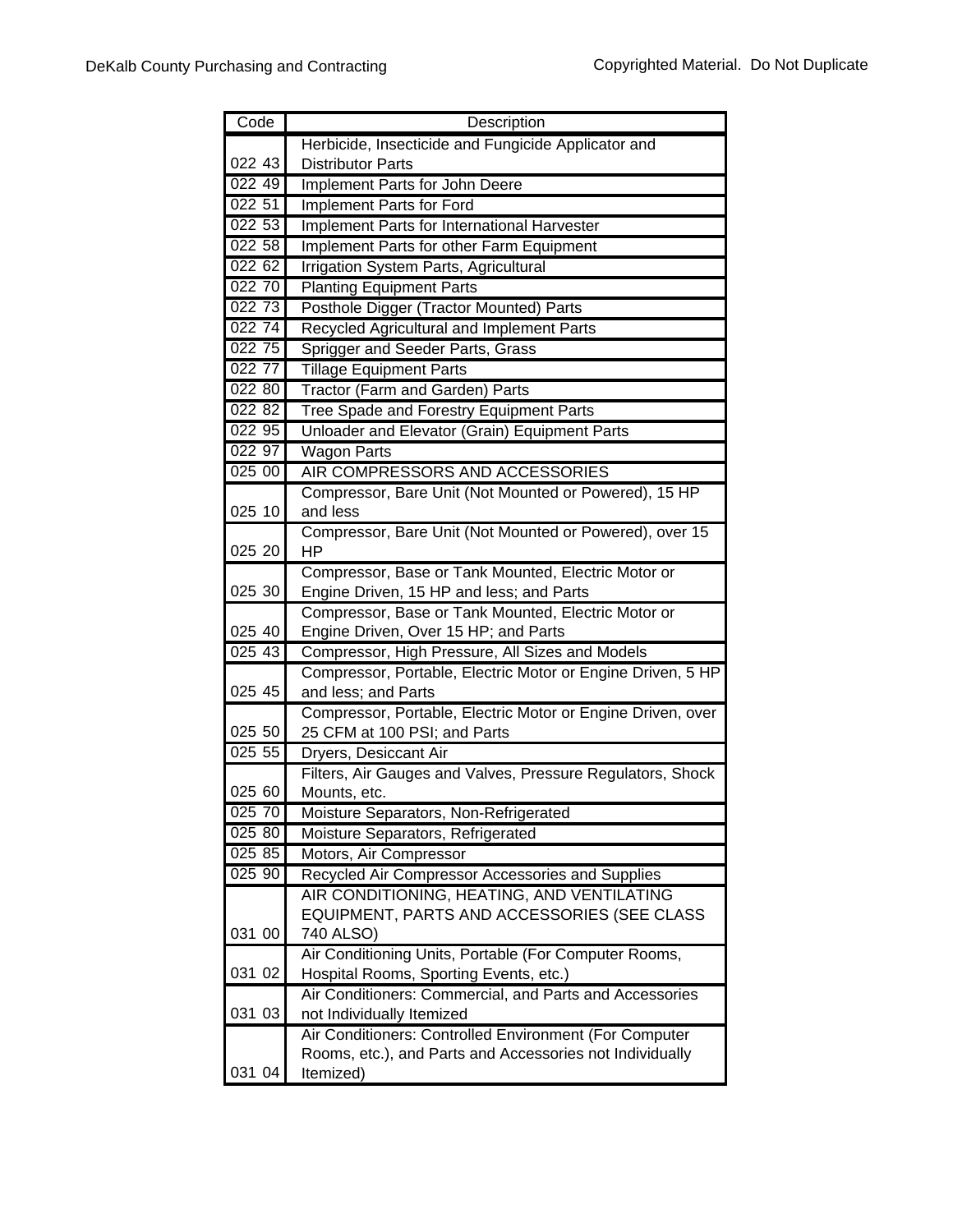| Code | Description |
|---|---|
| 022 43 | Herbicide, Insecticide and Fungicide Applicator and Distributor Parts |
| 022 49 | Implement Parts for John Deere |
| 022 51 | Implement Parts for Ford |
| 022 53 | Implement Parts for International Harvester |
| 022 58 | Implement Parts for other Farm Equipment |
| 022 62 | Irrigation System Parts, Agricultural |
| 022 70 | Planting Equipment Parts |
| 022 73 | Posthole Digger (Tractor Mounted) Parts |
| 022 74 | Recycled Agricultural and Implement Parts |
| 022 75 | Sprigger and Seeder Parts, Grass |
| 022 77 | Tillage Equipment Parts |
| 022 80 | Tractor (Farm and Garden) Parts |
| 022 82 | Tree Spade and Forestry Equipment Parts |
| 022 95 | Unloader and Elevator (Grain) Equipment Parts |
| 022 97 | Wagon Parts |
| 025 00 | AIR COMPRESSORS AND ACCESSORIES |
| 025 10 | Compressor, Bare Unit (Not Mounted or Powered), 15 HP and less |
| 025 20 | Compressor, Bare Unit (Not Mounted or Powered), over 15 HP |
| 025 30 | Compressor, Base or Tank Mounted, Electric Motor or Engine Driven, 15 HP and less; and Parts |
| 025 40 | Compressor, Base or Tank Mounted, Electric Motor or Engine Driven, Over 15 HP; and Parts |
| 025 43 | Compressor, High Pressure, All Sizes and Models |
| 025 45 | Compressor, Portable, Electric Motor or Engine Driven, 5 HP and less; and Parts |
| 025 50 | Compressor, Portable, Electric Motor or Engine Driven, over 25 CFM at 100 PSI; and Parts |
| 025 55 | Dryers, Desiccant Air |
| 025 60 | Filters, Air Gauges and Valves, Pressure Regulators, Shock Mounts, etc. |
| 025 70 | Moisture Separators, Non-Refrigerated |
| 025 80 | Moisture Separators, Refrigerated |
| 025 85 | Motors, Air Compressor |
| 025 90 | Recycled Air Compressor Accessories and Supplies |
| 031 00 | AIR CONDITIONING, HEATING, AND VENTILATING EQUIPMENT, PARTS AND ACCESSORIES (SEE CLASS 740 ALSO) |
| 031 02 | Air Conditioning Units, Portable (For Computer Rooms, Hospital Rooms, Sporting Events, etc.) |
| 031 03 | Air Conditioners: Commercial, and Parts and Accessories not Individually Itemized |
| 031 04 | Air Conditioners: Controlled Environment (For Computer Rooms, etc.), and Parts and Accessories not Individually Itemized) |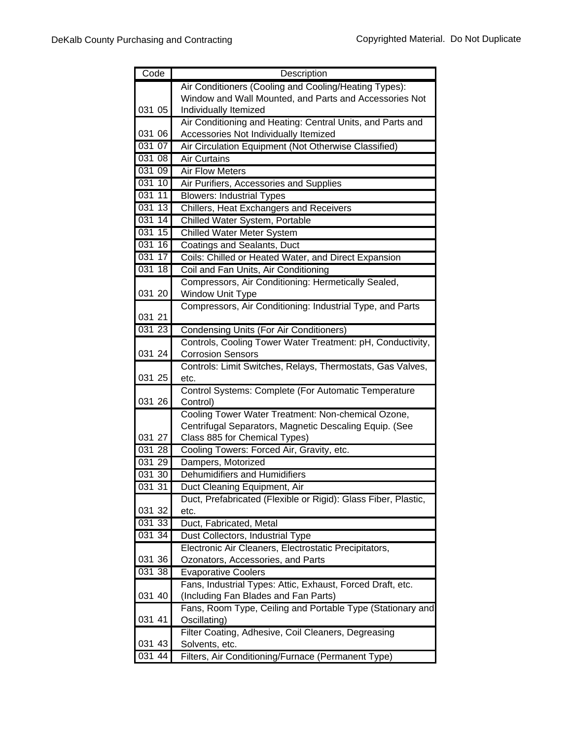| Code | Description |
|---|---|
| 031 05 | Air Conditioners (Cooling and Cooling/Heating Types): Window and Wall Mounted, and Parts and Accessories Not Individually Itemized |
| 031 06 | Air Conditioning and Heating: Central Units, and Parts and Accessories Not Individually Itemized |
| 031 07 | Air Circulation Equipment (Not Otherwise Classified) |
| 031 08 | Air Curtains |
| 031 09 | Air Flow Meters |
| 031 10 | Air Purifiers, Accessories and Supplies |
| 031 11 | Blowers: Industrial Types |
| 031 13 | Chillers, Heat Exchangers and Receivers |
| 031 14 | Chilled Water System, Portable |
| 031 15 | Chilled Water Meter System |
| 031 16 | Coatings and Sealants, Duct |
| 031 17 | Coils: Chilled or Heated Water, and Direct Expansion |
| 031 18 | Coil and Fan Units, Air Conditioning |
| 031 20 | Compressors, Air Conditioning: Hermetically Sealed, Window Unit Type |
| 031 21 | Compressors, Air Conditioning: Industrial Type, and Parts |
| 031 23 | Condensing Units (For Air Conditioners) |
| 031 24 | Controls, Cooling Tower Water Treatment: pH, Conductivity, Corrosion Sensors |
| 031 25 | Controls: Limit Switches, Relays, Thermostats, Gas Valves, etc. |
| 031 26 | Control Systems: Complete (For Automatic Temperature Control) |
| 031 27 | Cooling Tower Water Treatment: Non-chemical Ozone, Centrifugal Separators, Magnetic Descaling Equip. (See Class 885 for Chemical Types) |
| 031 28 | Cooling Towers: Forced Air, Gravity, etc. |
| 031 29 | Dampers, Motorized |
| 031 30 | Dehumidifiers and Humidifiers |
| 031 31 | Duct Cleaning Equipment, Air |
| 031 32 | Duct, Prefabricated (Flexible or Rigid): Glass Fiber, Plastic, etc. |
| 031 33 | Duct, Fabricated, Metal |
| 031 34 | Dust Collectors, Industrial Type |
| 031 36 | Electronic Air Cleaners, Electrostatic Precipitators, Ozonators, Accessories, and Parts |
| 031 38 | Evaporative Coolers |
| 031 40 | Fans, Industrial Types: Attic, Exhaust, Forced Draft, etc. (Including Fan Blades and Fan Parts) |
| 031 41 | Fans, Room Type, Ceiling and Portable Type (Stationary and Oscillating) |
| 031 43 | Filter Coating, Adhesive, Coil Cleaners, Degreasing Solvents, etc. |
| 031 44 | Filters, Air Conditioning/Furnace (Permanent Type) |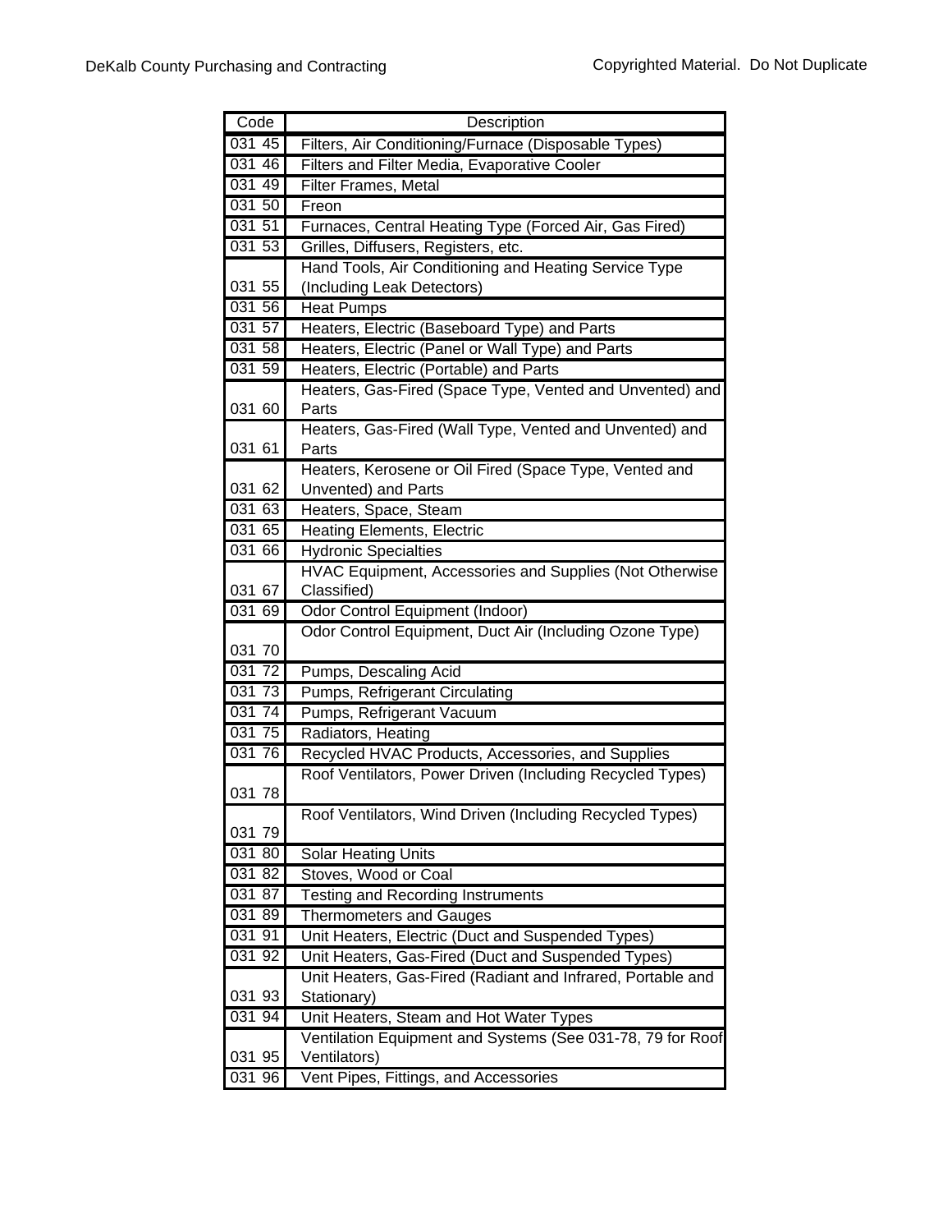| Code | Description |
| --- | --- |
| 031 45 | Filters, Air Conditioning/Furnace (Disposable Types) |
| 031 46 | Filters and Filter Media, Evaporative Cooler |
| 031 49 | Filter Frames, Metal |
| 031 50 | Freon |
| 031 51 | Furnaces, Central Heating Type (Forced Air, Gas Fired) |
| 031 53 | Grilles, Diffusers, Registers, etc. |
| 031 55 | Hand Tools, Air Conditioning and Heating Service Type (Including Leak Detectors) |
| 031 56 | Heat Pumps |
| 031 57 | Heaters, Electric (Baseboard Type) and Parts |
| 031 58 | Heaters, Electric (Panel or Wall Type) and Parts |
| 031 59 | Heaters, Electric (Portable) and Parts |
| 031 60 | Heaters, Gas-Fired (Space Type, Vented and Unvented) and Parts |
| 031 61 | Heaters, Gas-Fired (Wall Type, Vented and Unvented) and Parts |
| 031 62 | Heaters, Kerosene or Oil Fired (Space Type, Vented and Unvented) and Parts |
| 031 63 | Heaters, Space, Steam |
| 031 65 | Heating Elements, Electric |
| 031 66 | Hydronic Specialties |
| 031 67 | HVAC Equipment, Accessories and Supplies (Not Otherwise Classified) |
| 031 69 | Odor Control Equipment (Indoor) |
| 031 70 | Odor Control Equipment, Duct Air (Including Ozone Type) |
| 031 72 | Pumps, Descaling Acid |
| 031 73 | Pumps, Refrigerant Circulating |
| 031 74 | Pumps, Refrigerant Vacuum |
| 031 75 | Radiators, Heating |
| 031 76 | Recycled HVAC Products, Accessories, and Supplies |
| 031 78 | Roof Ventilators, Power Driven (Including Recycled Types) |
| 031 79 | Roof Ventilators, Wind Driven (Including Recycled Types) |
| 031 80 | Solar Heating Units |
| 031 82 | Stoves, Wood or Coal |
| 031 87 | Testing and Recording Instruments |
| 031 89 | Thermometers and Gauges |
| 031 91 | Unit Heaters, Electric (Duct and Suspended Types) |
| 031 92 | Unit Heaters, Gas-Fired (Duct and Suspended Types) |
| 031 93 | Unit Heaters, Gas-Fired (Radiant and Infrared, Portable and Stationary) |
| 031 94 | Unit Heaters, Steam and Hot Water Types |
| 031 95 | Ventilation Equipment and Systems (See 031-78, 79 for Roof Ventilators) |
| 031 96 | Vent Pipes, Fittings, and Accessories |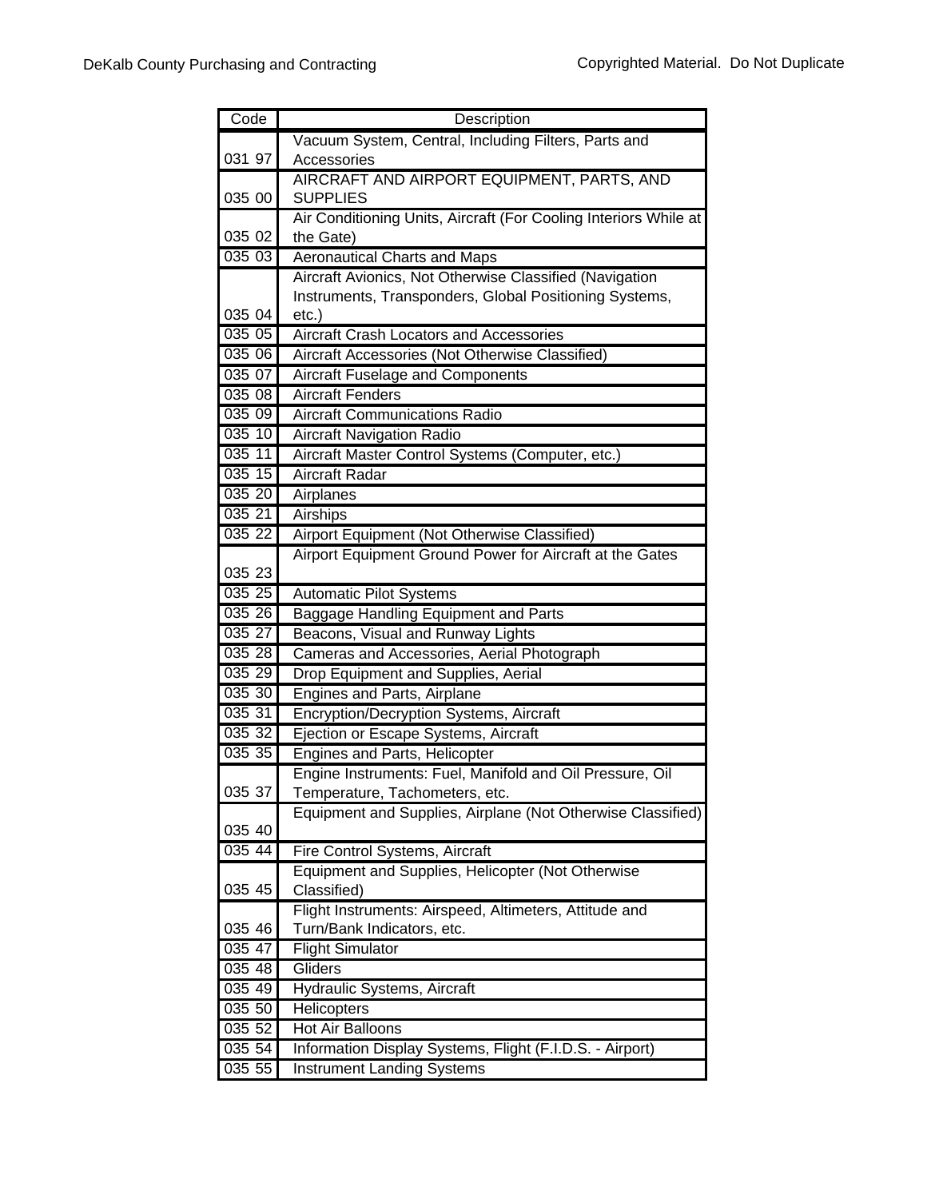| Code | Description |
| --- | --- |
| 031 97 | Vacuum System, Central, Including Filters, Parts and Accessories |
| 035 00 | AIRCRAFT AND AIRPORT EQUIPMENT, PARTS, AND SUPPLIES |
| 035 02 | Air Conditioning Units, Aircraft (For Cooling Interiors While at the Gate) |
| 035 03 | Aeronautical Charts and Maps |
| 035 04 | Aircraft Avionics, Not Otherwise Classified (Navigation Instruments, Transponders, Global Positioning Systems, etc.) |
| 035 05 | Aircraft Crash Locators and Accessories |
| 035 06 | Aircraft Accessories (Not Otherwise Classified) |
| 035 07 | Aircraft Fuselage and Components |
| 035 08 | Aircraft Fenders |
| 035 09 | Aircraft Communications Radio |
| 035 10 | Aircraft Navigation Radio |
| 035 11 | Aircraft Master Control Systems (Computer, etc.) |
| 035 15 | Aircraft Radar |
| 035 20 | Airplanes |
| 035 21 | Airships |
| 035 22 | Airport Equipment (Not Otherwise Classified) |
| 035 23 | Airport Equipment Ground Power for Aircraft at the Gates |
| 035 25 | Automatic Pilot Systems |
| 035 26 | Baggage Handling Equipment and Parts |
| 035 27 | Beacons, Visual and Runway Lights |
| 035 28 | Cameras and Accessories, Aerial Photograph |
| 035 29 | Drop Equipment and Supplies, Aerial |
| 035 30 | Engines and Parts, Airplane |
| 035 31 | Encryption/Decryption Systems, Aircraft |
| 035 32 | Ejection or Escape Systems, Aircraft |
| 035 35 | Engines and Parts, Helicopter |
| 035 37 | Engine Instruments: Fuel, Manifold and Oil Pressure, Oil Temperature, Tachometers, etc. |
| 035 40 | Equipment and Supplies, Airplane (Not Otherwise Classified) |
| 035 44 | Fire Control Systems, Aircraft |
| 035 45 | Equipment and Supplies, Helicopter (Not Otherwise Classified) |
| 035 46 | Flight Instruments: Airspeed, Altimeters, Attitude and Turn/Bank Indicators, etc. |
| 035 47 | Flight Simulator |
| 035 48 | Gliders |
| 035 49 | Hydraulic Systems, Aircraft |
| 035 50 | Helicopters |
| 035 52 | Hot Air Balloons |
| 035 54 | Information Display Systems, Flight (F.I.D.S. - Airport) |
| 035 55 | Instrument Landing Systems |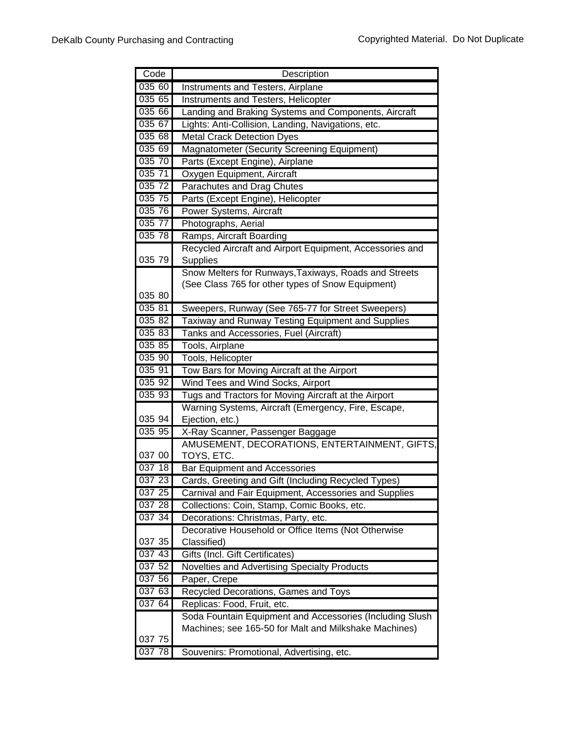| Code | Description |
| --- | --- |
| 035 60 | Instruments and Testers, Airplane |
| 035 65 | Instruments and Testers, Helicopter |
| 035 66 | Landing and Braking Systems and Components, Aircraft |
| 035 67 | Lights: Anti-Collision, Landing, Navigations, etc. |
| 035 68 | Metal Crack Detection Dyes |
| 035 69 | Magnatometer (Security Screening Equipment) |
| 035 70 | Parts (Except Engine), Airplane |
| 035 71 | Oxygen Equipment, Aircraft |
| 035 72 | Parachutes and Drag Chutes |
| 035 75 | Parts (Except Engine), Helicopter |
| 035 76 | Power Systems, Aircraft |
| 035 77 | Photographs, Aerial |
| 035 78 | Ramps, Aircraft Boarding |
| 035 79 | Recycled Aircraft and Airport Equipment, Accessories and Supplies |
| 035 80 | Snow Melters for Runways,Taxiways, Roads and Streets (See Class 765 for other types of Snow Equipment) |
| 035 81 | Sweepers, Runway (See 765-77 for Street Sweepers) |
| 035 82 | Taxiway and Runway Testing Equipment and Supplies |
| 035 83 | Tanks and Accessories, Fuel (Aircraft) |
| 035 85 | Tools, Airplane |
| 035 90 | Tools, Helicopter |
| 035 91 | Tow Bars for Moving Aircraft at the Airport |
| 035 92 | Wind Tees and Wind Socks, Airport |
| 035 93 | Tugs and Tractors for Moving Aircraft at the Airport |
| 035 94 | Warning Systems, Aircraft (Emergency, Fire, Escape, Ejection, etc.) |
| 035 95 | X-Ray Scanner, Passenger Baggage |
| 037 00 | AMUSEMENT, DECORATIONS, ENTERTAINMENT, GIFTS, TOYS, ETC. |
| 037 18 | Bar Equipment and Accessories |
| 037 23 | Cards, Greeting and Gift (Including Recycled Types) |
| 037 25 | Carnival and Fair Equipment, Accessories and Supplies |
| 037 28 | Collections: Coin, Stamp, Comic Books, etc. |
| 037 34 | Decorations: Christmas, Party, etc. |
| 037 35 | Decorative Household or Office Items (Not Otherwise Classified) |
| 037 43 | Gifts (Incl. Gift Certificates) |
| 037 52 | Novelties and Advertising Specialty Products |
| 037 56 | Paper, Crepe |
| 037 63 | Recycled Decorations, Games and Toys |
| 037 64 | Replicas: Food, Fruit, etc. |
| 037 75 | Soda Fountain Equipment and Accessories (Including Slush Machines; see 165-50 for Malt and Milkshake Machines) |
| 037 78 | Souvenirs: Promotional, Advertising, etc. |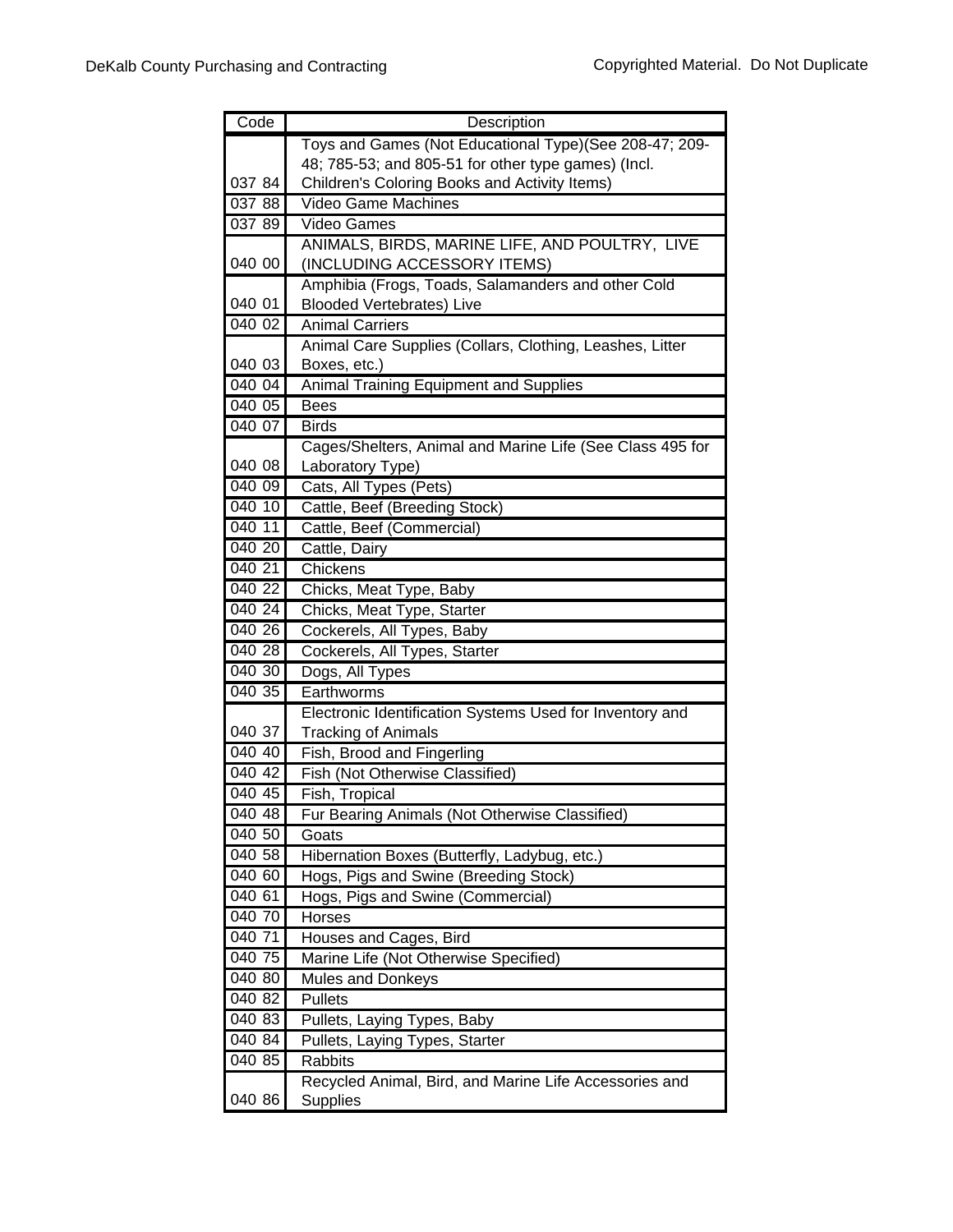| Code | Description |
|---|---|
| 037 84 | Toys and Games (Not Educational Type)(See 208-47; 209-48; 785-53; and 805-51 for other type games) (Incl. Children's Coloring Books and Activity Items) |
| 037 88 | Video Game Machines |
| 037 89 | Video Games |
| 040 00 | ANIMALS, BIRDS, MARINE LIFE, AND POULTRY, LIVE (INCLUDING ACCESSORY ITEMS) |
| 040 01 | Amphibia (Frogs, Toads, Salamanders and other Cold Blooded Vertebrates) Live |
| 040 02 | Animal Carriers |
| 040 03 | Animal Care Supplies (Collars, Clothing, Leashes, Litter Boxes, etc.) |
| 040 04 | Animal Training Equipment and Supplies |
| 040 05 | Bees |
| 040 07 | Birds |
| 040 08 | Cages/Shelters, Animal and Marine Life (See Class 495 for Laboratory Type) |
| 040 09 | Cats, All Types (Pets) |
| 040 10 | Cattle, Beef (Breeding Stock) |
| 040 11 | Cattle, Beef (Commercial) |
| 040 20 | Cattle, Dairy |
| 040 21 | Chickens |
| 040 22 | Chicks, Meat Type, Baby |
| 040 24 | Chicks, Meat Type, Starter |
| 040 26 | Cockerels, All Types, Baby |
| 040 28 | Cockerels, All Types, Starter |
| 040 30 | Dogs, All Types |
| 040 35 | Earthworms |
| 040 37 | Electronic Identification Systems Used for Inventory and Tracking of Animals |
| 040 40 | Fish, Brood and Fingerling |
| 040 42 | Fish (Not Otherwise Classified) |
| 040 45 | Fish, Tropical |
| 040 48 | Fur Bearing Animals (Not Otherwise Classified) |
| 040 50 | Goats |
| 040 58 | Hibernation Boxes (Butterfly, Ladybug, etc.) |
| 040 60 | Hogs, Pigs and Swine (Breeding Stock) |
| 040 61 | Hogs, Pigs and Swine (Commercial) |
| 040 70 | Horses |
| 040 71 | Houses and Cages, Bird |
| 040 75 | Marine Life (Not Otherwise Specified) |
| 040 80 | Mules and Donkeys |
| 040 82 | Pullets |
| 040 83 | Pullets, Laying Types, Baby |
| 040 84 | Pullets, Laying Types, Starter |
| 040 85 | Rabbits |
| 040 86 | Recycled Animal, Bird, and Marine Life Accessories and Supplies |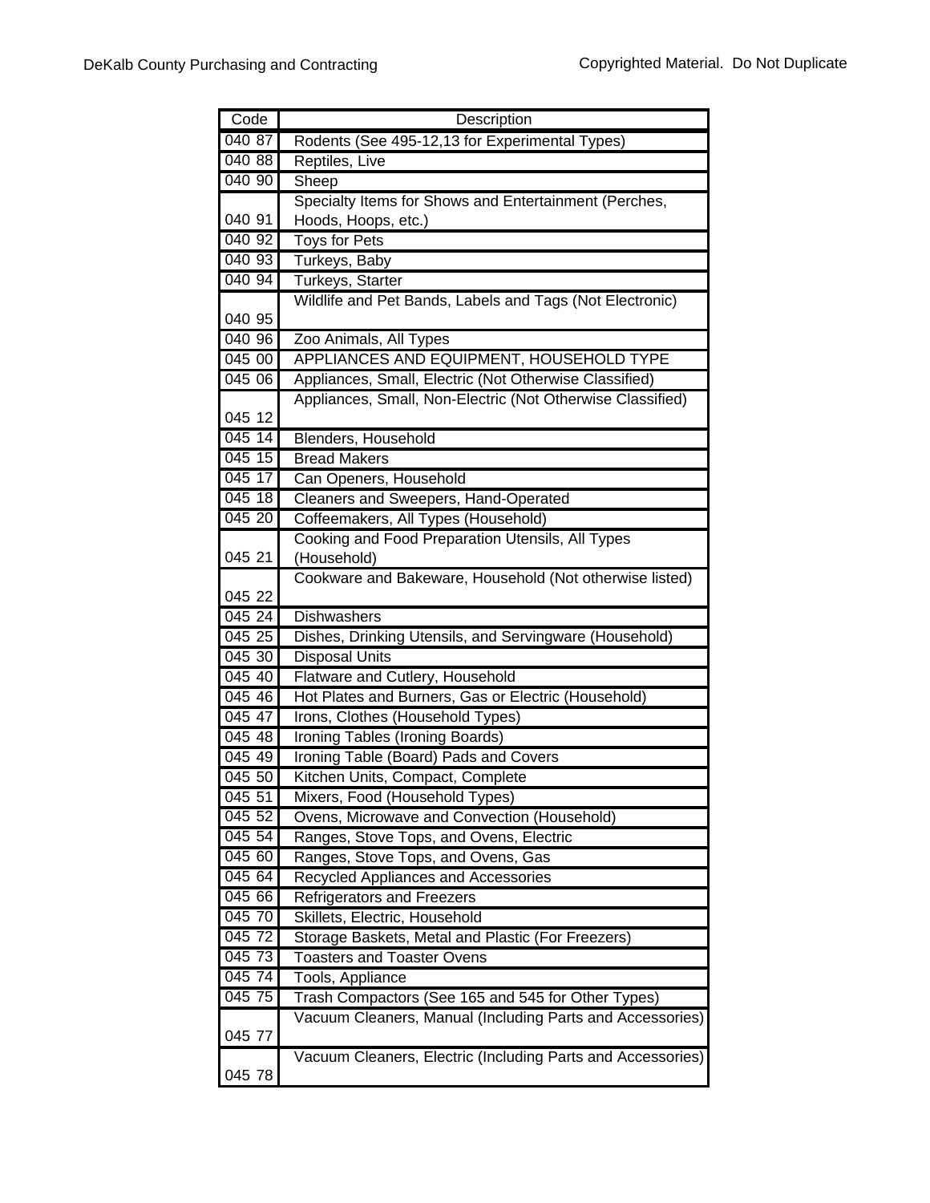| Code | Description |
|---|---|
| 040 87 | Rodents (See 495-12,13 for Experimental Types) |
| 040 88 | Reptiles, Live |
| 040 90 | Sheep |
| 040 91 | Specialty Items for Shows and Entertainment (Perches, Hoods, Hoops, etc.) |
| 040 92 | Toys for Pets |
| 040 93 | Turkeys, Baby |
| 040 94 | Turkeys, Starter |
| 040 95 | Wildlife and Pet Bands, Labels and Tags (Not Electronic) |
| 040 96 | Zoo Animals, All Types |
| 045 00 | APPLIANCES AND EQUIPMENT, HOUSEHOLD TYPE |
| 045 06 | Appliances, Small, Electric (Not Otherwise Classified) |
| 045 12 | Appliances, Small, Non-Electric (Not Otherwise Classified) |
| 045 14 | Blenders, Household |
| 045 15 | Bread Makers |
| 045 17 | Can Openers, Household |
| 045 18 | Cleaners and Sweepers, Hand-Operated |
| 045 20 | Coffeemakers, All Types (Household) |
| 045 21 | Cooking and Food Preparation Utensils, All Types (Household) |
| 045 22 | Cookware and Bakeware, Household (Not otherwise listed) |
| 045 24 | Dishwashers |
| 045 25 | Dishes, Drinking Utensils, and Servingware (Household) |
| 045 30 | Disposal Units |
| 045 40 | Flatware and Cutlery, Household |
| 045 46 | Hot Plates and Burners, Gas or Electric (Household) |
| 045 47 | Irons, Clothes (Household Types) |
| 045 48 | Ironing Tables (Ironing Boards) |
| 045 49 | Ironing Table (Board) Pads and Covers |
| 045 50 | Kitchen Units, Compact, Complete |
| 045 51 | Mixers, Food (Household Types) |
| 045 52 | Ovens, Microwave and Convection (Household) |
| 045 54 | Ranges, Stove Tops, and Ovens, Electric |
| 045 60 | Ranges, Stove Tops, and Ovens, Gas |
| 045 64 | Recycled Appliances and Accessories |
| 045 66 | Refrigerators and Freezers |
| 045 70 | Skillets, Electric, Household |
| 045 72 | Storage Baskets, Metal and Plastic (For Freezers) |
| 045 73 | Toasters and Toaster Ovens |
| 045 74 | Tools, Appliance |
| 045 75 | Trash Compactors (See 165 and 545 for Other Types) |
| 045 77 | Vacuum Cleaners, Manual (Including Parts and Accessories) |
| 045 78 | Vacuum Cleaners, Electric (Including Parts and Accessories) |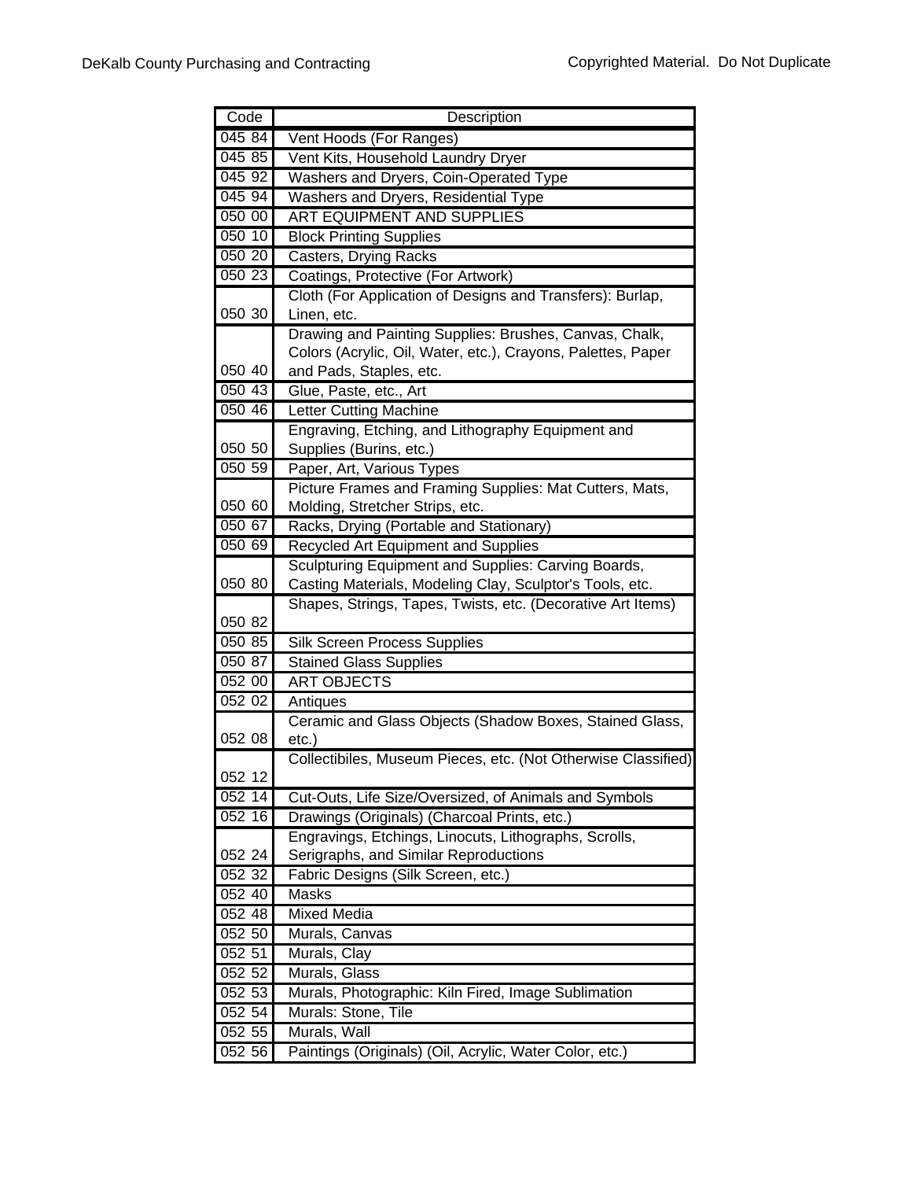| Code | Description |
|---|---|
| 045 84 | Vent Hoods (For Ranges) |
| 045 85 | Vent Kits, Household Laundry Dryer |
| 045 92 | Washers and Dryers, Coin-Operated Type |
| 045 94 | Washers and Dryers, Residential Type |
| 050 00 | ART EQUIPMENT AND SUPPLIES |
| 050 10 | Block Printing Supplies |
| 050 20 | Casters, Drying Racks |
| 050 23 | Coatings, Protective (For Artwork) |
| 050 30 | Cloth (For Application of Designs and Transfers): Burlap, Linen, etc. |
| 050 40 | Drawing and Painting Supplies: Brushes, Canvas, Chalk, Colors (Acrylic, Oil, Water, etc.), Crayons, Palettes, Paper and Pads, Staples, etc. |
| 050 43 | Glue, Paste, etc., Art |
| 050 46 | Letter Cutting Machine |
| 050 50 | Engraving, Etching, and Lithography Equipment and Supplies (Burins, etc.) |
| 050 59 | Paper, Art, Various Types |
| 050 60 | Picture Frames and Framing Supplies: Mat Cutters, Mats, Molding, Stretcher Strips, etc. |
| 050 67 | Racks, Drying (Portable and Stationary) |
| 050 69 | Recycled Art Equipment and Supplies |
| 050 80 | Sculpturing Equipment and Supplies: Carving Boards, Casting Materials, Modeling Clay, Sculptor's Tools, etc. |
| 050 82 | Shapes, Strings, Tapes, Twists, etc. (Decorative Art Items) |
| 050 85 | Silk Screen Process Supplies |
| 050 87 | Stained Glass Supplies |
| 052 00 | ART OBJECTS |
| 052 02 | Antiques |
| 052 08 | Ceramic and Glass Objects (Shadow Boxes, Stained Glass, etc.) |
| 052 12 | Collectibiles, Museum Pieces, etc. (Not Otherwise Classified) |
| 052 14 | Cut-Outs, Life Size/Oversized, of Animals and Symbols |
| 052 16 | Drawings (Originals) (Charcoal Prints, etc.) |
| 052 24 | Engravings, Etchings, Linocuts, Lithographs, Scrolls, Serigraphs, and Similar Reproductions |
| 052 32 | Fabric Designs (Silk Screen, etc.) |
| 052 40 | Masks |
| 052 48 | Mixed Media |
| 052 50 | Murals, Canvas |
| 052 51 | Murals, Clay |
| 052 52 | Murals, Glass |
| 052 53 | Murals, Photographic: Kiln Fired, Image Sublimation |
| 052 54 | Murals: Stone, Tile |
| 052 55 | Murals, Wall |
| 052 56 | Paintings (Originals) (Oil, Acrylic, Water Color, etc.) |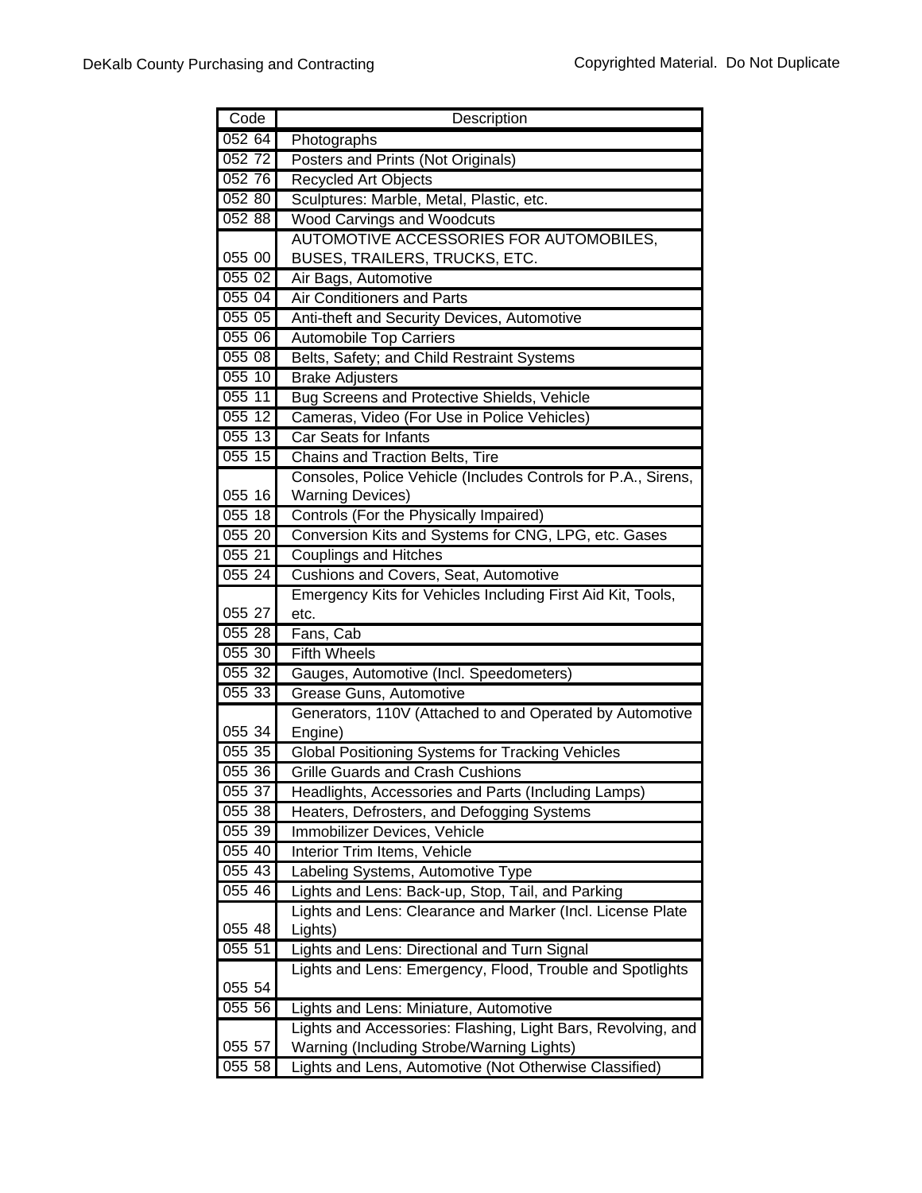| Code | Description |
|---|---|
| 052 64 | Photographs |
| 052 72 | Posters and Prints (Not Originals) |
| 052 76 | Recycled Art Objects |
| 052 80 | Sculptures: Marble, Metal, Plastic, etc. |
| 052 88 | Wood Carvings and Woodcuts |
| 055 00 | AUTOMOTIVE ACCESSORIES FOR AUTOMOBILES, BUSES, TRAILERS, TRUCKS, ETC. |
| 055 02 | Air Bags, Automotive |
| 055 04 | Air Conditioners and Parts |
| 055 05 | Anti-theft and Security Devices, Automotive |
| 055 06 | Automobile Top Carriers |
| 055 08 | Belts, Safety; and Child Restraint Systems |
| 055 10 | Brake Adjusters |
| 055 11 | Bug Screens and Protective Shields, Vehicle |
| 055 12 | Cameras, Video (For Use in Police Vehicles) |
| 055 13 | Car Seats for Infants |
| 055 15 | Chains and Traction Belts, Tire |
| 055 16 | Consoles, Police Vehicle (Includes Controls for P.A., Sirens, Warning Devices) |
| 055 18 | Controls (For the Physically Impaired) |
| 055 20 | Conversion Kits and Systems for CNG, LPG, etc. Gases |
| 055 21 | Couplings and Hitches |
| 055 24 | Cushions and Covers, Seat, Automotive |
| 055 27 | Emergency Kits for Vehicles Including First Aid Kit, Tools, etc. |
| 055 28 | Fans, Cab |
| 055 30 | Fifth Wheels |
| 055 32 | Gauges, Automotive (Incl. Speedometers) |
| 055 33 | Grease Guns, Automotive |
| 055 34 | Generators, 110V (Attached to and Operated by Automotive Engine) |
| 055 35 | Global Positioning Systems for Tracking Vehicles |
| 055 36 | Grille Guards and Crash Cushions |
| 055 37 | Headlights, Accessories and Parts (Including Lamps) |
| 055 38 | Heaters, Defrosters, and Defogging Systems |
| 055 39 | Immobilizer Devices, Vehicle |
| 055 40 | Interior Trim Items, Vehicle |
| 055 43 | Labeling Systems, Automotive Type |
| 055 46 | Lights and Lens: Back-up, Stop, Tail, and Parking |
| 055 48 | Lights and Lens: Clearance and Marker (Incl. License Plate Lights) |
| 055 51 | Lights and Lens: Directional and Turn Signal |
| 055 54 | Lights and Lens: Emergency, Flood, Trouble and Spotlights |
| 055 56 | Lights and Lens: Miniature, Automotive |
| 055 57 | Lights and Accessories: Flashing, Light Bars, Revolving, and Warning (Including Strobe/Warning Lights) |
| 055 58 | Lights and Lens, Automotive (Not Otherwise Classified) |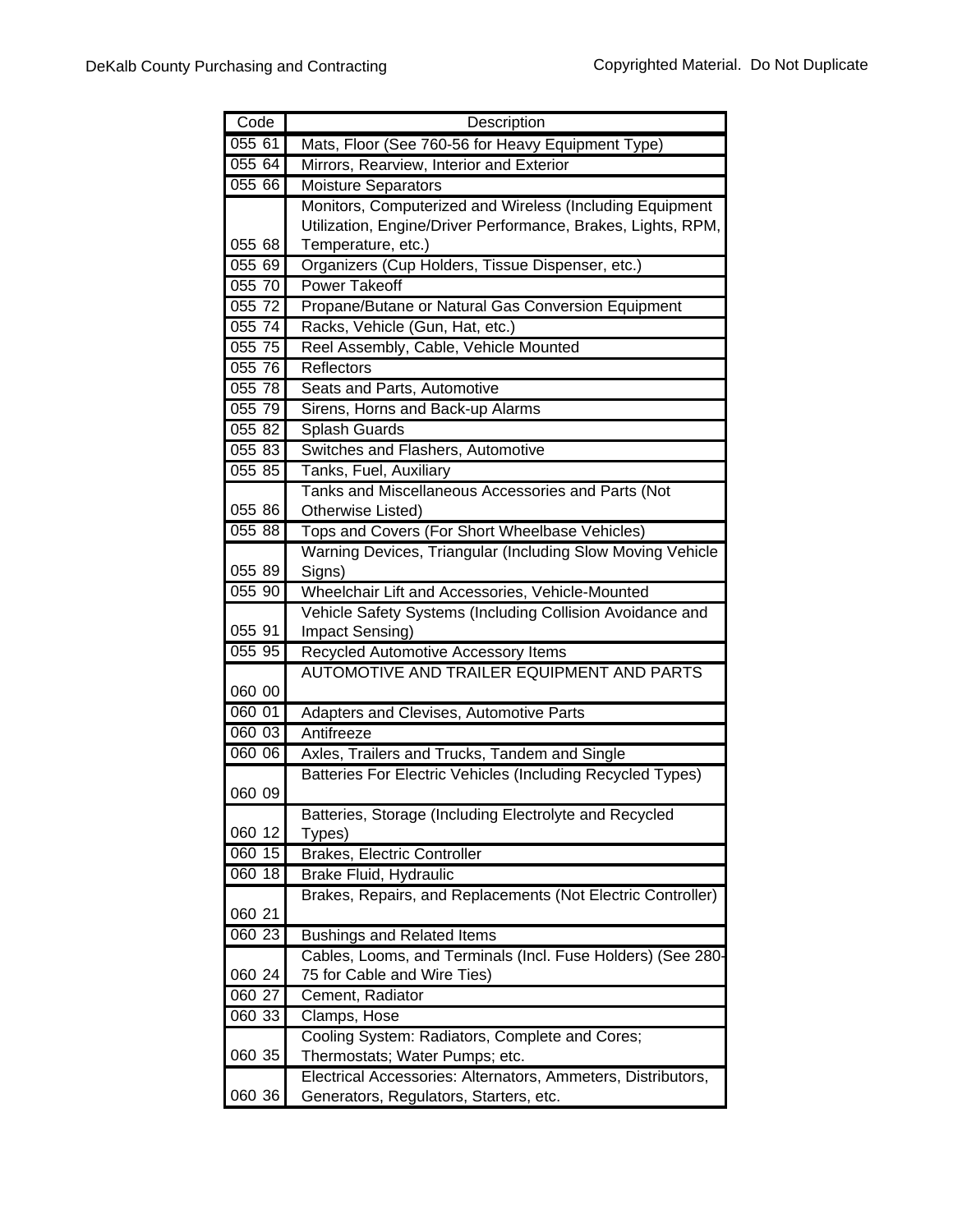| Code | Description |
| --- | --- |
| 055 61 | Mats, Floor (See 760-56 for Heavy Equipment Type) |
| 055 64 | Mirrors, Rearview, Interior and Exterior |
| 055 66 | Moisture Separators |
| 055 68 | Monitors, Computerized and Wireless (Including Equipment Utilization, Engine/Driver Performance, Brakes, Lights, RPM, Temperature, etc.) |
| 055 69 | Organizers (Cup Holders, Tissue Dispenser, etc.) |
| 055 70 | Power Takeoff |
| 055 72 | Propane/Butane or Natural Gas Conversion Equipment |
| 055 74 | Racks, Vehicle (Gun, Hat, etc.) |
| 055 75 | Reel Assembly, Cable, Vehicle Mounted |
| 055 76 | Reflectors |
| 055 78 | Seats and Parts, Automotive |
| 055 79 | Sirens, Horns and Back-up Alarms |
| 055 82 | Splash Guards |
| 055 83 | Switches and Flashers, Automotive |
| 055 85 | Tanks, Fuel, Auxiliary |
| 055 86 | Tanks and Miscellaneous Accessories and Parts (Not Otherwise Listed) |
| 055 88 | Tops and Covers (For Short Wheelbase Vehicles) |
| 055 89 | Warning Devices, Triangular (Including Slow Moving Vehicle Signs) |
| 055 90 | Wheelchair Lift and Accessories, Vehicle-Mounted |
| 055 91 | Vehicle Safety Systems (Including Collision Avoidance and Impact Sensing) |
| 055 95 | Recycled Automotive Accessory Items |
| 060 00 | AUTOMOTIVE AND TRAILER EQUIPMENT AND PARTS |
| 060 01 | Adapters and Clevises, Automotive Parts |
| 060 03 | Antifreeze |
| 060 06 | Axles, Trailers and Trucks, Tandem and Single |
| 060 09 | Batteries For Electric Vehicles (Including Recycled Types) |
| 060 12 | Batteries, Storage (Including Electrolyte and Recycled Types) |
| 060 15 | Brakes, Electric Controller |
| 060 18 | Brake Fluid, Hydraulic |
| 060 21 | Brakes, Repairs, and Replacements (Not Electric Controller) |
| 060 23 | Bushings and Related Items |
| 060 24 | Cables, Looms, and Terminals (Incl. Fuse Holders) (See 280-75 for Cable and Wire Ties) |
| 060 27 | Cement, Radiator |
| 060 33 | Clamps, Hose |
| 060 35 | Cooling System: Radiators, Complete and Cores; Thermostats; Water Pumps; etc. |
| 060 36 | Electrical Accessories: Alternators, Ammeters, Distributors, Generators, Regulators, Starters, etc. |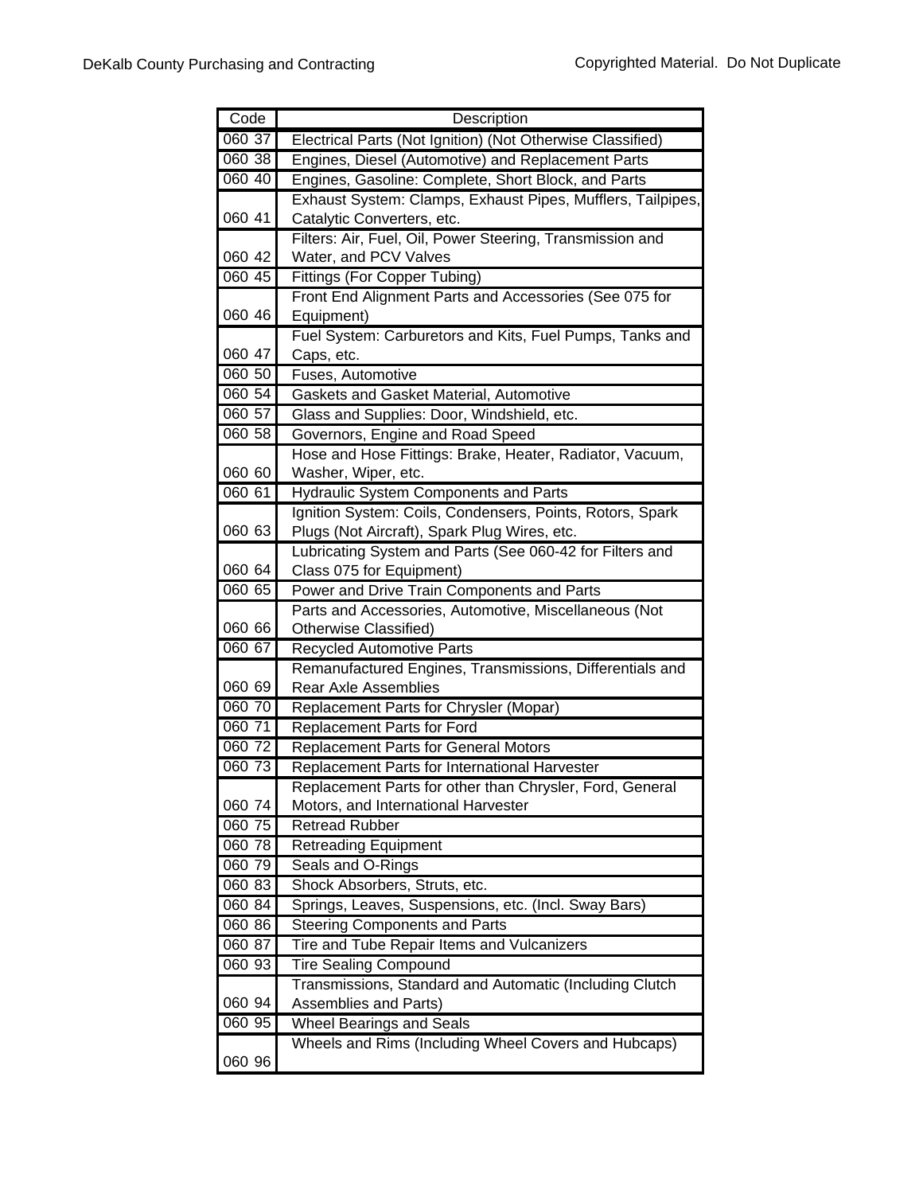| Code | Description |
|---|---|
| 060 37 | Electrical Parts (Not Ignition) (Not Otherwise Classified) |
| 060 38 | Engines, Diesel (Automotive) and Replacement Parts |
| 060 40 | Engines, Gasoline: Complete, Short Block, and Parts |
| 060 41 | Exhaust System: Clamps, Exhaust Pipes, Mufflers, Tailpipes, Catalytic Converters, etc. |
| 060 42 | Filters: Air, Fuel, Oil, Power Steering, Transmission and Water, and PCV Valves |
| 060 45 | Fittings (For Copper Tubing) |
| 060 46 | Front End Alignment Parts and Accessories (See 075 for Equipment) |
| 060 47 | Fuel System: Carburetors and Kits, Fuel Pumps, Tanks and Caps, etc. |
| 060 50 | Fuses, Automotive |
| 060 54 | Gaskets and Gasket Material, Automotive |
| 060 57 | Glass and Supplies: Door, Windshield, etc. |
| 060 58 | Governors, Engine and Road Speed |
| 060 60 | Hose and Hose Fittings: Brake, Heater, Radiator, Vacuum, Washer, Wiper, etc. |
| 060 61 | Hydraulic System Components and Parts |
| 060 63 | Ignition System: Coils, Condensers, Points, Rotors, Spark Plugs (Not Aircraft), Spark Plug Wires, etc. |
| 060 64 | Lubricating System and Parts (See 060-42 for Filters and Class 075 for Equipment) |
| 060 65 | Power and Drive Train Components and Parts |
| 060 66 | Parts and Accessories, Automotive, Miscellaneous (Not Otherwise Classified) |
| 060 67 | Recycled Automotive Parts |
| 060 69 | Remanufactured Engines, Transmissions, Differentials and Rear Axle Assemblies |
| 060 70 | Replacement Parts for Chrysler (Mopar) |
| 060 71 | Replacement Parts for Ford |
| 060 72 | Replacement Parts for General Motors |
| 060 73 | Replacement Parts for International Harvester |
| 060 74 | Replacement Parts for other than Chrysler, Ford, General Motors, and International Harvester |
| 060 75 | Retread Rubber |
| 060 78 | Retreading Equipment |
| 060 79 | Seals and O-Rings |
| 060 83 | Shock Absorbers, Struts, etc. |
| 060 84 | Springs, Leaves, Suspensions, etc. (Incl. Sway Bars) |
| 060 86 | Steering Components and Parts |
| 060 87 | Tire and Tube Repair Items and Vulcanizers |
| 060 93 | Tire Sealing Compound |
| 060 94 | Transmissions, Standard and Automatic (Including Clutch Assemblies and Parts) |
| 060 95 | Wheel Bearings and Seals |
| 060 96 | Wheels and Rims (Including Wheel Covers and Hubcaps) |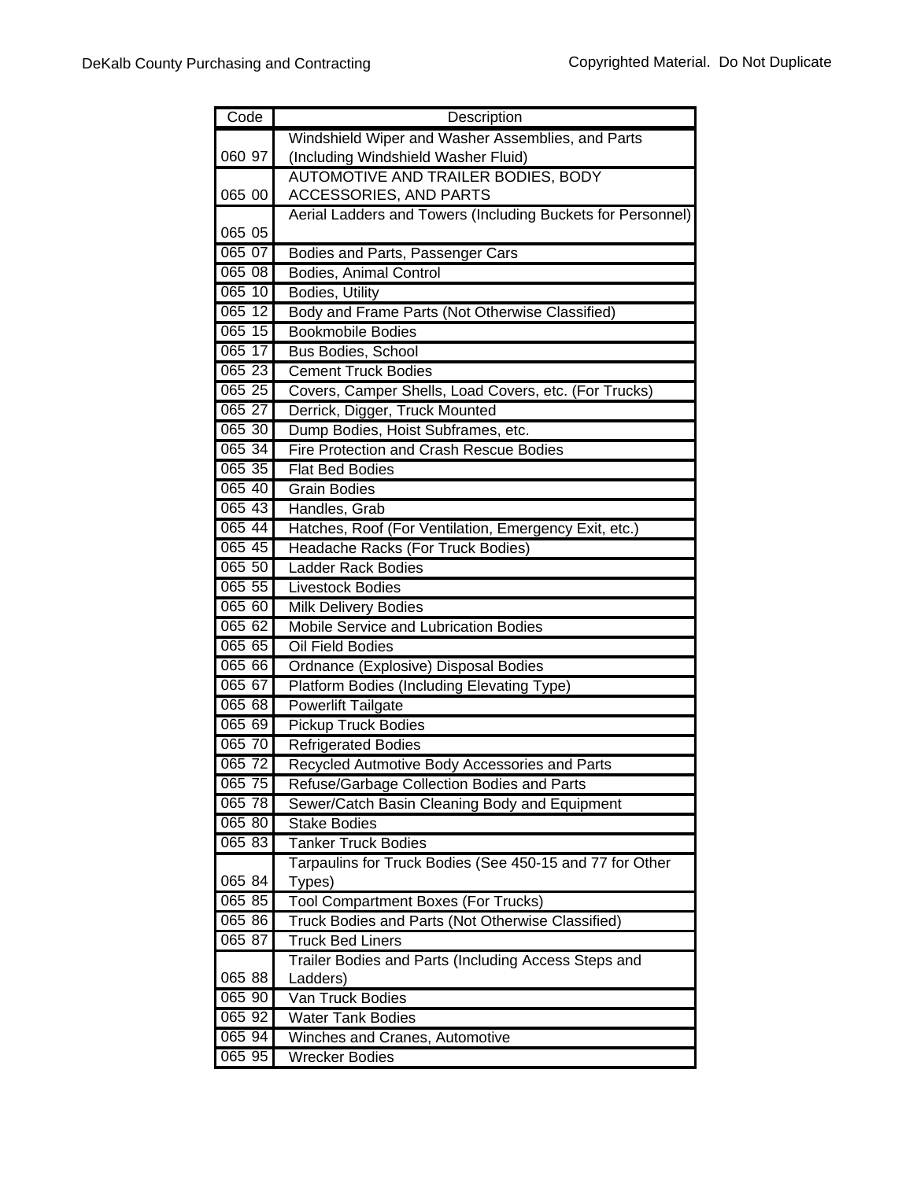| Code | Description |
|---|---|
| 060 97 | Windshield Wiper and Washer Assemblies, and Parts (Including Windshield Washer Fluid) |
| 065 00 | AUTOMOTIVE AND TRAILER BODIES, BODY ACCESSORIES, AND PARTS |
| 065 05 | Aerial Ladders and Towers (Including Buckets for Personnel) |
| 065 07 | Bodies and Parts, Passenger Cars |
| 065 08 | Bodies, Animal Control |
| 065 10 | Bodies, Utility |
| 065 12 | Body and Frame Parts (Not Otherwise Classified) |
| 065 15 | Bookmobile Bodies |
| 065 17 | Bus Bodies, School |
| 065 23 | Cement Truck Bodies |
| 065 25 | Covers, Camper Shells, Load Covers, etc. (For Trucks) |
| 065 27 | Derrick, Digger, Truck Mounted |
| 065 30 | Dump Bodies, Hoist Subframes, etc. |
| 065 34 | Fire Protection and Crash Rescue Bodies |
| 065 35 | Flat Bed Bodies |
| 065 40 | Grain Bodies |
| 065 43 | Handles, Grab |
| 065 44 | Hatches, Roof (For Ventilation, Emergency Exit, etc.) |
| 065 45 | Headache Racks (For Truck Bodies) |
| 065 50 | Ladder Rack Bodies |
| 065 55 | Livestock Bodies |
| 065 60 | Milk Delivery Bodies |
| 065 62 | Mobile Service and Lubrication Bodies |
| 065 65 | Oil Field Bodies |
| 065 66 | Ordnance (Explosive) Disposal Bodies |
| 065 67 | Platform Bodies (Including Elevating Type) |
| 065 68 | Powerlift Tailgate |
| 065 69 | Pickup Truck Bodies |
| 065 70 | Refrigerated Bodies |
| 065 72 | Recycled Autmotive Body Accessories and Parts |
| 065 75 | Refuse/Garbage Collection Bodies and Parts |
| 065 78 | Sewer/Catch Basin Cleaning Body and Equipment |
| 065 80 | Stake Bodies |
| 065 83 | Tanker Truck Bodies |
| 065 84 | Tarpaulins for Truck Bodies (See 450-15 and 77 for Other Types) |
| 065 85 | Tool Compartment Boxes (For Trucks) |
| 065 86 | Truck Bodies and Parts (Not Otherwise Classified) |
| 065 87 | Truck Bed Liners |
| 065 88 | Trailer Bodies and Parts (Including Access Steps and Ladders) |
| 065 90 | Van Truck Bodies |
| 065 92 | Water Tank Bodies |
| 065 94 | Winches and Cranes, Automotive |
| 065 95 | Wrecker Bodies |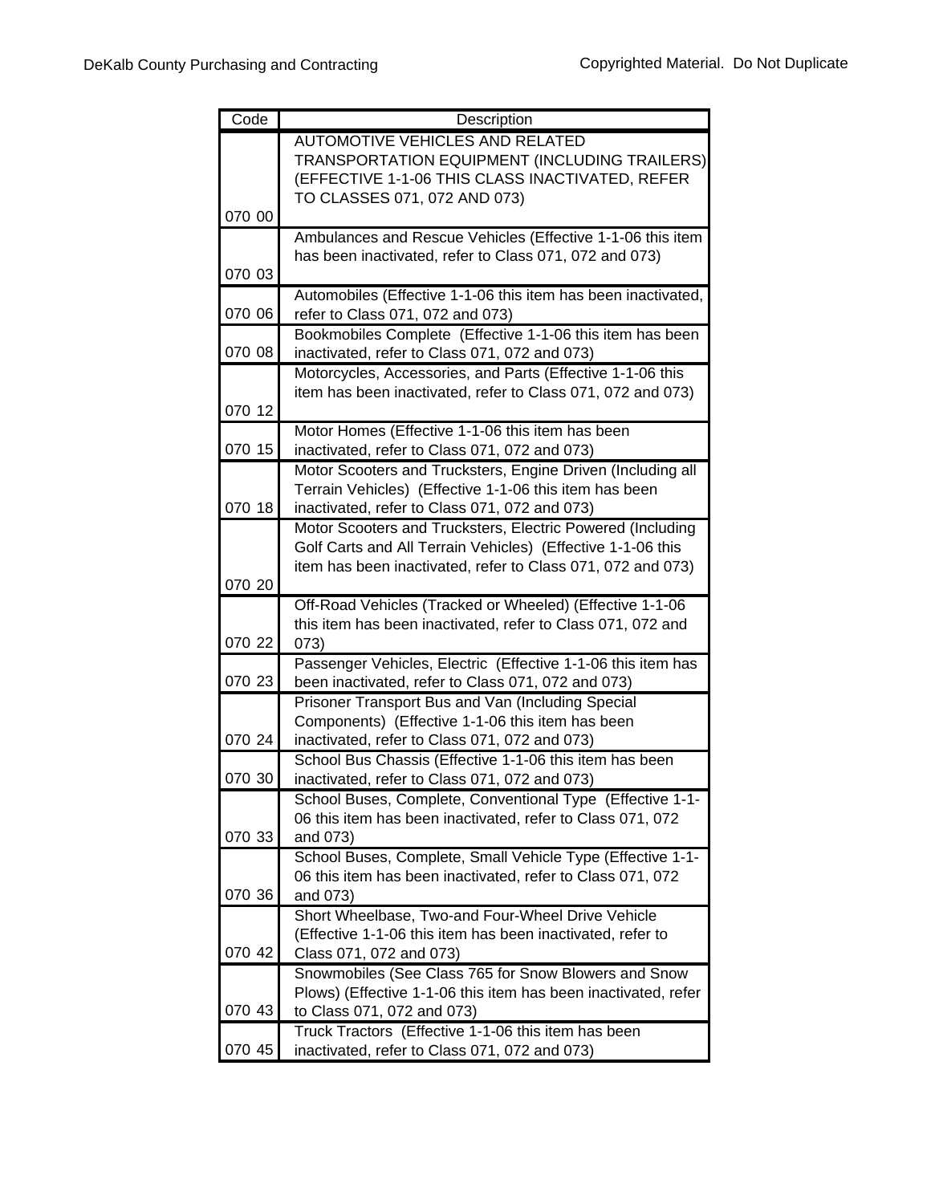| Code | Description |
|---|---|
| 070 00 | AUTOMOTIVE VEHICLES AND RELATED TRANSPORTATION EQUIPMENT (INCLUDING TRAILERS) (EFFECTIVE 1-1-06 THIS CLASS INACTIVATED, REFER TO CLASSES 071, 072 AND 073) |
| 070 03 | Ambulances and Rescue Vehicles (Effective 1-1-06 this item has been inactivated, refer to Class 071, 072 and 073) |
| 070 06 | Automobiles (Effective 1-1-06 this item has been inactivated, refer to Class 071, 072 and 073) |
| 070 08 | Bookmobiles Complete (Effective 1-1-06 this item has been inactivated, refer to Class 071, 072 and 073) |
| 070 12 | Motorcycles, Accessories, and Parts (Effective 1-1-06 this item has been inactivated, refer to Class 071, 072 and 073) |
| 070 15 | Motor Homes (Effective 1-1-06 this item has been inactivated, refer to Class 071, 072 and 073) |
| 070 18 | Motor Scooters and Trucksters, Engine Driven (Including all Terrain Vehicles) (Effective 1-1-06 this item has been inactivated, refer to Class 071, 072 and 073) |
| 070 20 | Motor Scooters and Trucksters, Electric Powered (Including Golf Carts and All Terrain Vehicles) (Effective 1-1-06 this item has been inactivated, refer to Class 071, 072 and 073) |
| 070 22 | Off-Road Vehicles (Tracked or Wheeled) (Effective 1-1-06 this item has been inactivated, refer to Class 071, 072 and 073) |
| 070 23 | Passenger Vehicles, Electric (Effective 1-1-06 this item has been inactivated, refer to Class 071, 072 and 073) |
| 070 24 | Prisoner Transport Bus and Van (Including Special Components) (Effective 1-1-06 this item has been inactivated, refer to Class 071, 072 and 073) |
| 070 30 | School Bus Chassis (Effective 1-1-06 this item has been inactivated, refer to Class 071, 072 and 073) |
| 070 33 | School Buses, Complete, Conventional Type (Effective 1-1-06 this item has been inactivated, refer to Class 071, 072 and 073) |
| 070 36 | School Buses, Complete, Small Vehicle Type (Effective 1-1-06 this item has been inactivated, refer to Class 071, 072 and 073) |
| 070 42 | Short Wheelbase, Two-and Four-Wheel Drive Vehicle (Effective 1-1-06 this item has been inactivated, refer to Class 071, 072 and 073) |
| 070 43 | Snowmobiles (See Class 765 for Snow Blowers and Snow Plows) (Effective 1-1-06 this item has been inactivated, refer to Class 071, 072 and 073) |
| 070 45 | Truck Tractors (Effective 1-1-06 this item has been inactivated, refer to Class 071, 072 and 073) |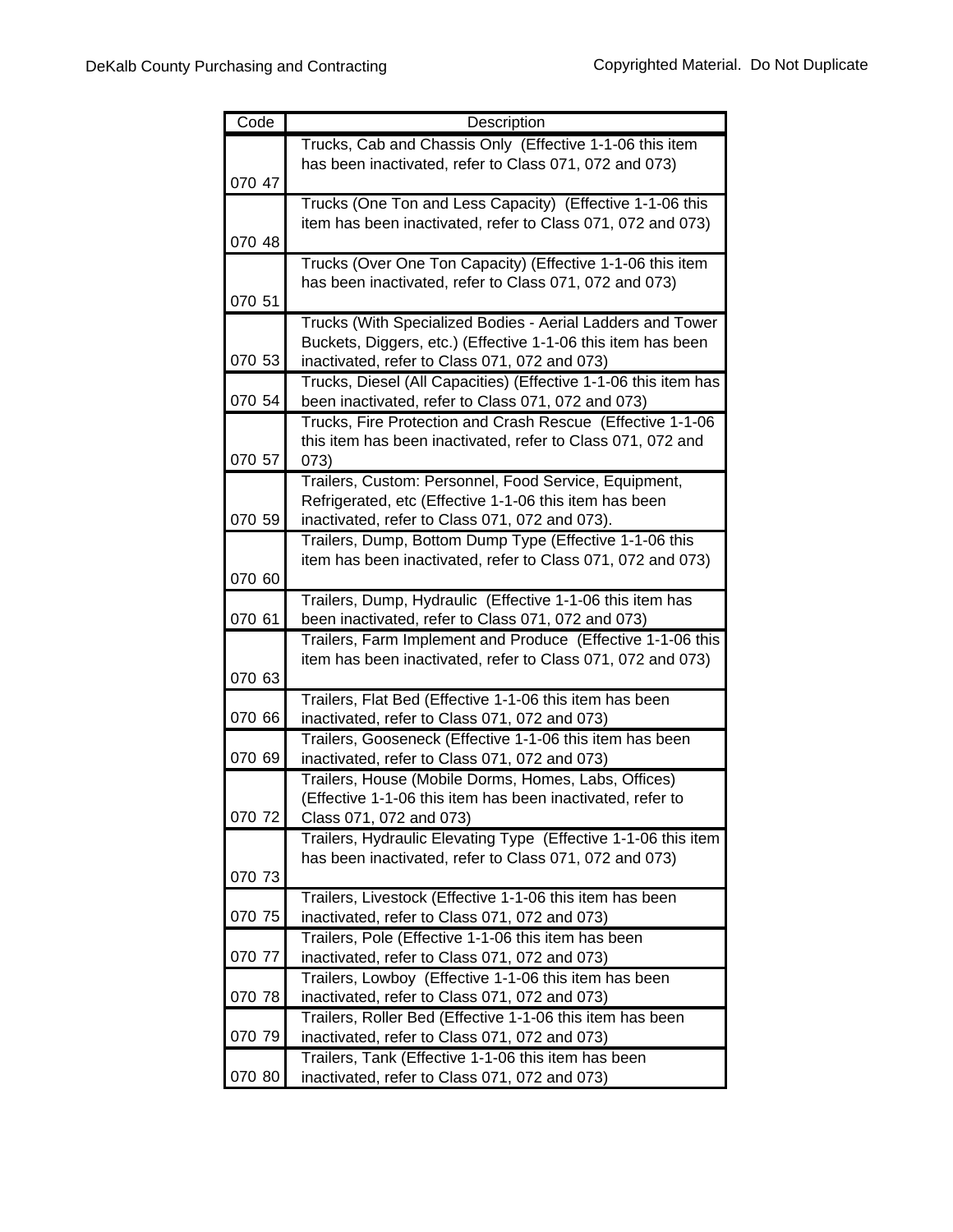| Code | Description |
| --- | --- |
| 070 47 | Trucks, Cab and Chassis Only (Effective 1-1-06 this item has been inactivated, refer to Class 071, 072 and 073) |
| 070 48 | Trucks (One Ton and Less Capacity) (Effective 1-1-06 this item has been inactivated, refer to Class 071, 072 and 073) |
| 070 51 | Trucks (Over One Ton Capacity) (Effective 1-1-06 this item has been inactivated, refer to Class 071, 072 and 073) |
| 070 53 | Trucks (With Specialized Bodies - Aerial Ladders and Tower Buckets, Diggers, etc.) (Effective 1-1-06 this item has been inactivated, refer to Class 071, 072 and 073) |
| 070 54 | Trucks, Diesel (All Capacities) (Effective 1-1-06 this item has been inactivated, refer to Class 071, 072 and 073) |
| 070 57 | Trucks, Fire Protection and Crash Rescue (Effective 1-1-06 this item has been inactivated, refer to Class 071, 072 and 073) |
| 070 59 | Trailers, Custom: Personnel, Food Service, Equipment, Refrigerated, etc (Effective 1-1-06 this item has been inactivated, refer to Class 071, 072 and 073). |
| 070 60 | Trailers, Dump, Bottom Dump Type (Effective 1-1-06 this item has been inactivated, refer to Class 071, 072 and 073) |
| 070 61 | Trailers, Dump, Hydraulic (Effective 1-1-06 this item has been inactivated, refer to Class 071, 072 and 073) |
| 070 63 | Trailers, Farm Implement and Produce (Effective 1-1-06 this item has been inactivated, refer to Class 071, 072 and 073) |
| 070 66 | Trailers, Flat Bed (Effective 1-1-06 this item has been inactivated, refer to Class 071, 072 and 073) |
| 070 69 | Trailers, Gooseneck (Effective 1-1-06 this item has been inactivated, refer to Class 071, 072 and 073) |
| 070 72 | Trailers, House (Mobile Dorms, Homes, Labs, Offices) (Effective 1-1-06 this item has been inactivated, refer to Class 071, 072 and 073) |
| 070 73 | Trailers, Hydraulic Elevating Type (Effective 1-1-06 this item has been inactivated, refer to Class 071, 072 and 073) |
| 070 75 | Trailers, Livestock (Effective 1-1-06 this item has been inactivated, refer to Class 071, 072 and 073) |
| 070 77 | Trailers, Pole (Effective 1-1-06 this item has been inactivated, refer to Class 071, 072 and 073) |
| 070 78 | Trailers, Lowboy (Effective 1-1-06 this item has been inactivated, refer to Class 071, 072 and 073) |
| 070 79 | Trailers, Roller Bed (Effective 1-1-06 this item has been inactivated, refer to Class 071, 072 and 073) |
| 070 80 | Trailers, Tank (Effective 1-1-06 this item has been inactivated, refer to Class 071, 072 and 073) |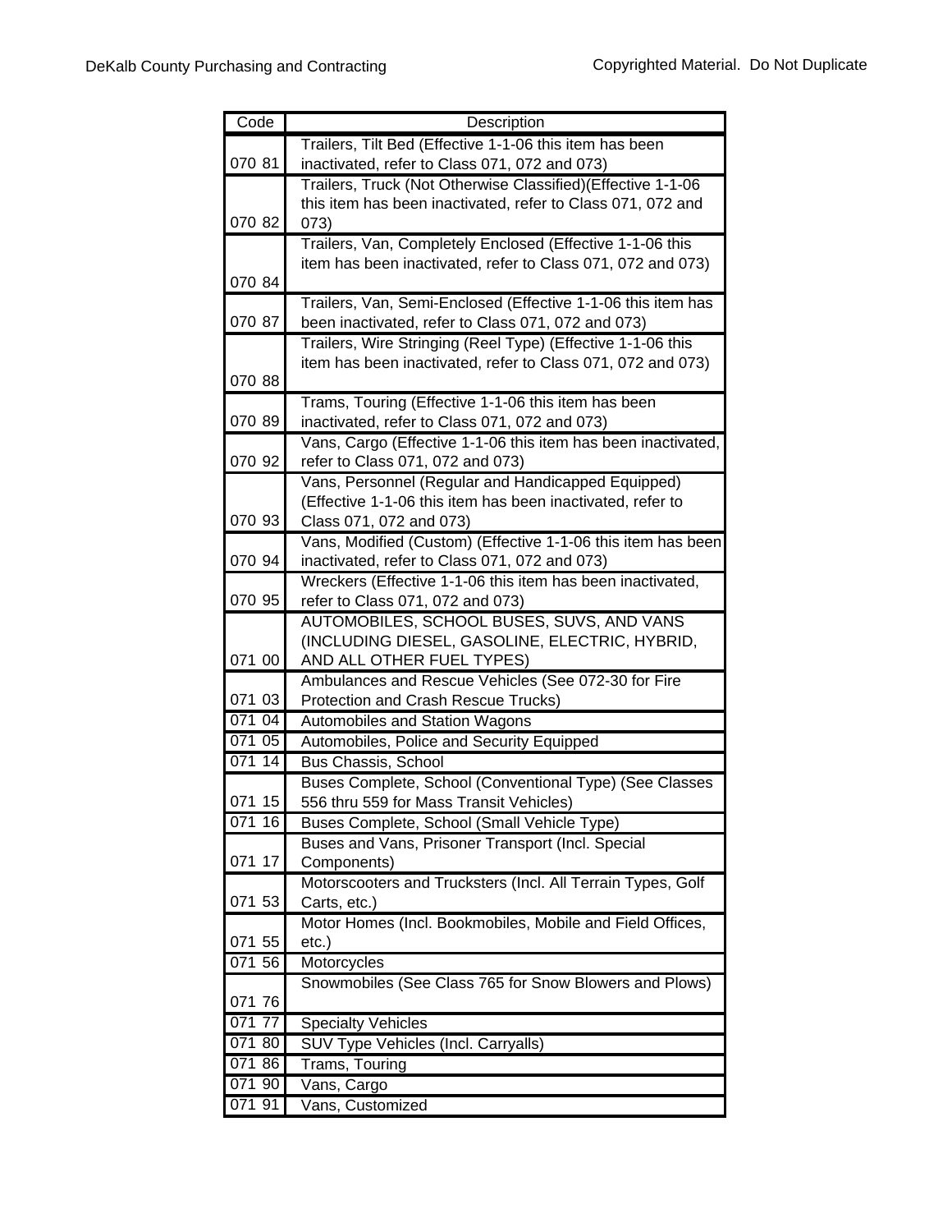| Code | Description |
| --- | --- |
| 070 81 | Trailers, Tilt Bed (Effective 1-1-06 this item has been inactivated, refer to Class 071, 072 and 073) |
| 070 82 | Trailers, Truck (Not Otherwise Classified)(Effective 1-1-06 this item has been inactivated, refer to Class 071, 072 and 073) |
| 070 84 | Trailers, Van, Completely Enclosed (Effective 1-1-06 this item has been inactivated, refer to Class 071, 072 and 073) |
| 070 87 | Trailers, Van, Semi-Enclosed (Effective 1-1-06 this item has been inactivated, refer to Class 071, 072 and 073) |
| 070 88 | Trailers, Wire Stringing (Reel Type) (Effective 1-1-06 this item has been inactivated, refer to Class 071, 072 and 073) |
| 070 89 | Trams, Touring (Effective 1-1-06 this item has been inactivated, refer to Class 071, 072 and 073) |
| 070 92 | Vans, Cargo (Effective 1-1-06 this item has been inactivated, refer to Class 071, 072 and 073) |
| 070 93 | Vans, Personnel (Regular and Handicapped Equipped) (Effective 1-1-06 this item has been inactivated, refer to Class 071, 072 and 073) |
| 070 94 | Vans, Modified (Custom) (Effective 1-1-06 this item has been inactivated, refer to Class 071, 072 and 073) |
| 070 95 | Wreckers (Effective 1-1-06 this item has been inactivated, refer to Class 071, 072 and 073) |
| 071 00 | AUTOMOBILES, SCHOOL BUSES, SUVS, AND VANS (INCLUDING DIESEL, GASOLINE, ELECTRIC, HYBRID, AND ALL OTHER FUEL TYPES) |
| 071 03 | Ambulances and Rescue Vehicles (See 072-30 for Fire Protection and Crash Rescue Trucks) |
| 071 04 | Automobiles and Station Wagons |
| 071 05 | Automobiles, Police and Security Equipped |
| 071 14 | Bus Chassis, School |
| 071 15 | Buses Complete, School (Conventional Type) (See Classes 556 thru 559 for Mass Transit Vehicles) |
| 071 16 | Buses Complete, School (Small Vehicle Type) |
| 071 17 | Buses and Vans, Prisoner Transport (Incl. Special Components) |
| 071 53 | Motorscooters and Trucksters (Incl. All Terrain Types, Golf Carts, etc.) |
| 071 55 | Motor Homes (Incl. Bookmobiles, Mobile and Field Offices, etc.) |
| 071 56 | Motorcycles |
| 071 76 | Snowmobiles (See Class 765 for Snow Blowers and Plows) |
| 071 77 | Specialty Vehicles |
| 071 80 | SUV Type Vehicles (Incl. Carryalls) |
| 071 86 | Trams, Touring |
| 071 90 | Vans, Cargo |
| 071 91 | Vans, Customized |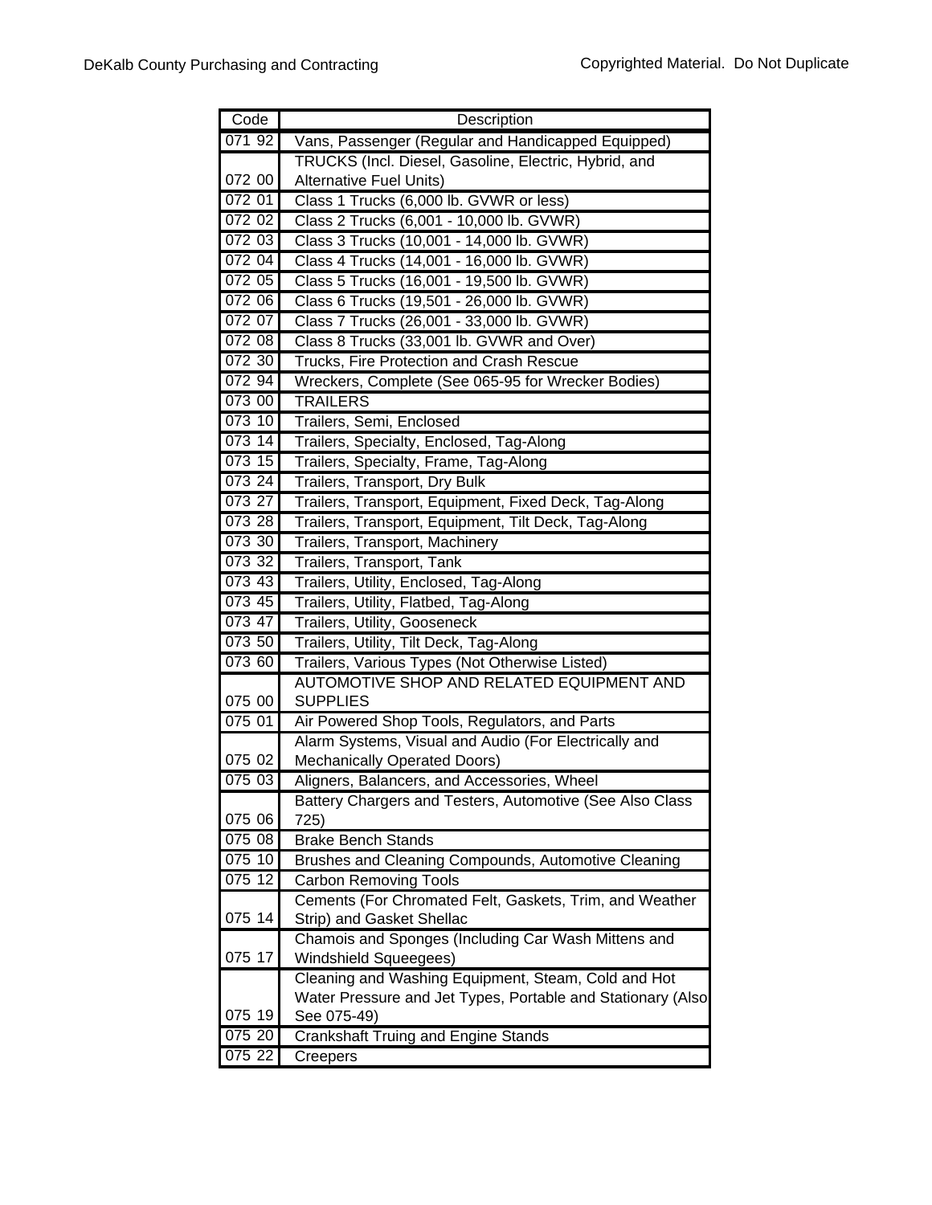| Code | Description |
| --- | --- |
| 071 92 | Vans, Passenger (Regular and Handicapped Equipped) |
| 072 00 | TRUCKS (Incl. Diesel, Gasoline, Electric, Hybrid, and Alternative Fuel Units) |
| 072 01 | Class 1 Trucks (6,000 lb. GVWR or less) |
| 072 02 | Class 2 Trucks (6,001 - 10,000 lb. GVWR) |
| 072 03 | Class 3 Trucks (10,001 - 14,000 lb. GVWR) |
| 072 04 | Class 4 Trucks (14,001 - 16,000 lb. GVWR) |
| 072 05 | Class 5 Trucks (16,001 - 19,500 lb. GVWR) |
| 072 06 | Class 6 Trucks (19,501 - 26,000 lb. GVWR) |
| 072 07 | Class 7 Trucks (26,001 - 33,000 lb. GVWR) |
| 072 08 | Class 8 Trucks (33,001 lb. GVWR and Over) |
| 072 30 | Trucks, Fire Protection and Crash Rescue |
| 072 94 | Wreckers, Complete (See 065-95 for Wrecker Bodies) |
| 073 00 | TRAILERS |
| 073 10 | Trailers, Semi, Enclosed |
| 073 14 | Trailers, Specialty, Enclosed, Tag-Along |
| 073 15 | Trailers, Specialty, Frame, Tag-Along |
| 073 24 | Trailers, Transport, Dry Bulk |
| 073 27 | Trailers, Transport, Equipment, Fixed Deck, Tag-Along |
| 073 28 | Trailers, Transport, Equipment, Tilt Deck, Tag-Along |
| 073 30 | Trailers, Transport, Machinery |
| 073 32 | Trailers, Transport, Tank |
| 073 43 | Trailers, Utility, Enclosed, Tag-Along |
| 073 45 | Trailers, Utility, Flatbed, Tag-Along |
| 073 47 | Trailers, Utility, Gooseneck |
| 073 50 | Trailers, Utility, Tilt Deck, Tag-Along |
| 073 60 | Trailers, Various Types (Not Otherwise Listed) |
| 075 00 | AUTOMOTIVE SHOP AND RELATED EQUIPMENT AND SUPPLIES |
| 075 01 | Air Powered Shop Tools, Regulators, and Parts |
| 075 02 | Alarm Systems, Visual and Audio (For Electrically and Mechanically Operated Doors) |
| 075 03 | Aligners, Balancers, and Accessories, Wheel |
| 075 06 | Battery Chargers and Testers, Automotive (See Also Class 725) |
| 075 08 | Brake Bench Stands |
| 075 10 | Brushes and Cleaning Compounds, Automotive Cleaning |
| 075 12 | Carbon Removing Tools |
| 075 14 | Cements (For Chromated Felt, Gaskets, Trim, and Weather Strip) and Gasket Shellac |
| 075 17 | Chamois and Sponges (Including Car Wash Mittens and Windshield Squeegees) |
| 075 19 | Cleaning and Washing Equipment, Steam, Cold and Hot Water Pressure and Jet Types, Portable and Stationary (Also See 075-49) |
| 075 20 | Crankshaft Truing and Engine Stands |
| 075 22 | Creepers |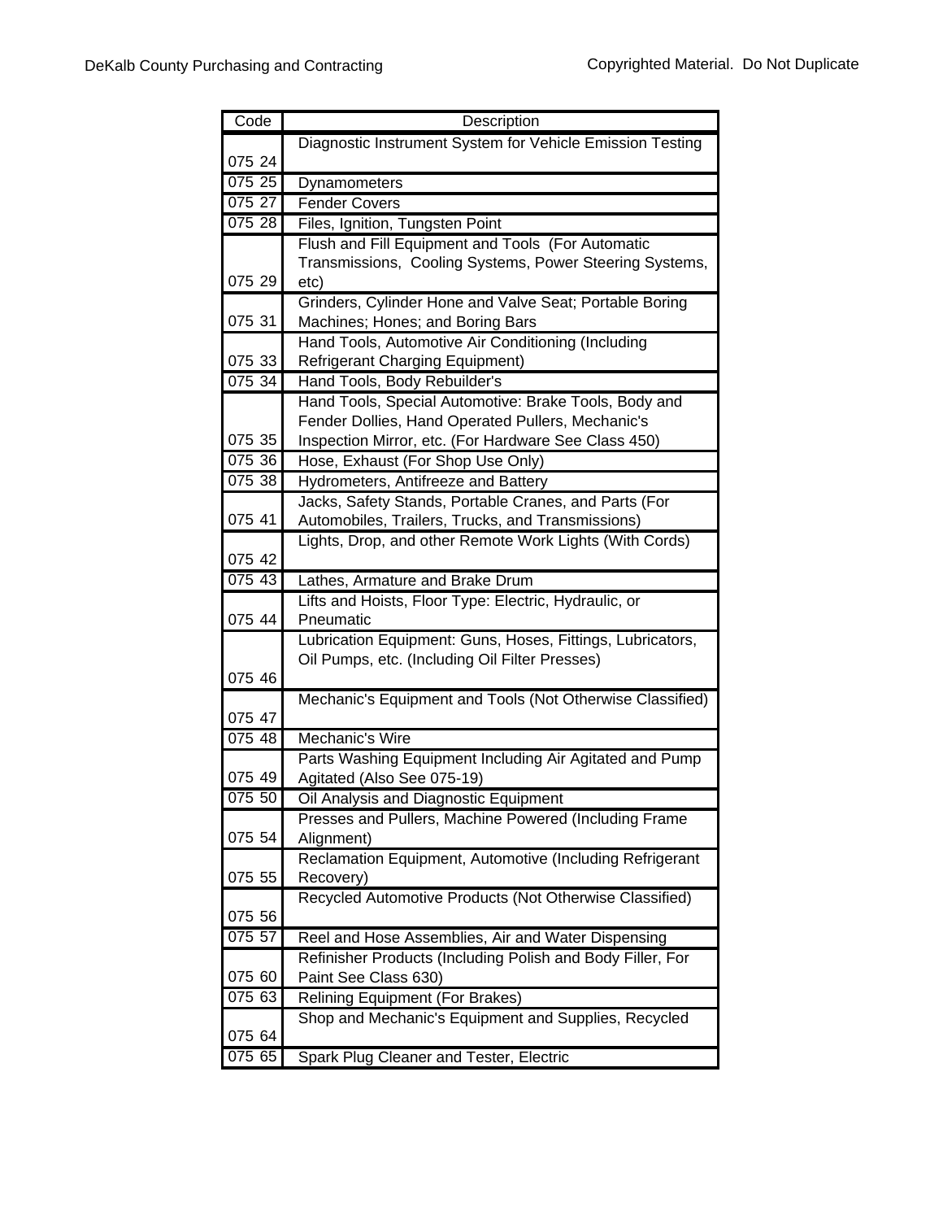| Code | Description |
| --- | --- |
| 075 24 | Diagnostic Instrument System for Vehicle Emission Testing |
| 075 25 | Dynamometers |
| 075 27 | Fender Covers |
| 075 28 | Files, Ignition, Tungsten Point |
| 075 29 | Flush and Fill Equipment and Tools (For Automatic Transmissions, Cooling Systems, Power Steering Systems, etc) |
| 075 31 | Grinders, Cylinder Hone and Valve Seat; Portable Boring Machines; Hones; and Boring Bars |
| 075 33 | Hand Tools, Automotive Air Conditioning (Including Refrigerant Charging Equipment) |
| 075 34 | Hand Tools, Body Rebuilder's |
| 075 35 | Hand Tools, Special Automotive: Brake Tools, Body and Fender Dollies, Hand Operated Pullers, Mechanic's Inspection Mirror, etc. (For Hardware See Class 450) |
| 075 36 | Hose, Exhaust (For Shop Use Only) |
| 075 38 | Hydrometers, Antifreeze and Battery |
| 075 41 | Jacks, Safety Stands, Portable Cranes, and Parts (For Automobiles, Trailers, Trucks, and Transmissions) |
| 075 42 | Lights, Drop, and other Remote Work Lights (With Cords) |
| 075 43 | Lathes, Armature and Brake Drum |
| 075 44 | Lifts and Hoists, Floor Type: Electric, Hydraulic, or Pneumatic |
| 075 46 | Lubrication Equipment: Guns, Hoses, Fittings, Lubricators, Oil Pumps, etc. (Including Oil Filter Presses) |
| 075 47 | Mechanic's Equipment and Tools (Not Otherwise Classified) |
| 075 48 | Mechanic's Wire |
| 075 49 | Parts Washing Equipment Including Air Agitated and Pump Agitated (Also See 075-19) |
| 075 50 | Oil Analysis and Diagnostic Equipment |
| 075 54 | Presses and Pullers, Machine Powered (Including Frame Alignment) |
| 075 55 | Reclamation Equipment, Automotive (Including Refrigerant Recovery) |
| 075 56 | Recycled Automotive Products (Not Otherwise Classified) |
| 075 57 | Reel and Hose Assemblies, Air and Water Dispensing |
| 075 60 | Refinisher Products (Including Polish and Body Filler, For Paint See Class 630) |
| 075 63 | Relining Equipment (For Brakes) |
| 075 64 | Shop and Mechanic's Equipment and Supplies, Recycled |
| 075 65 | Spark Plug Cleaner and Tester, Electric |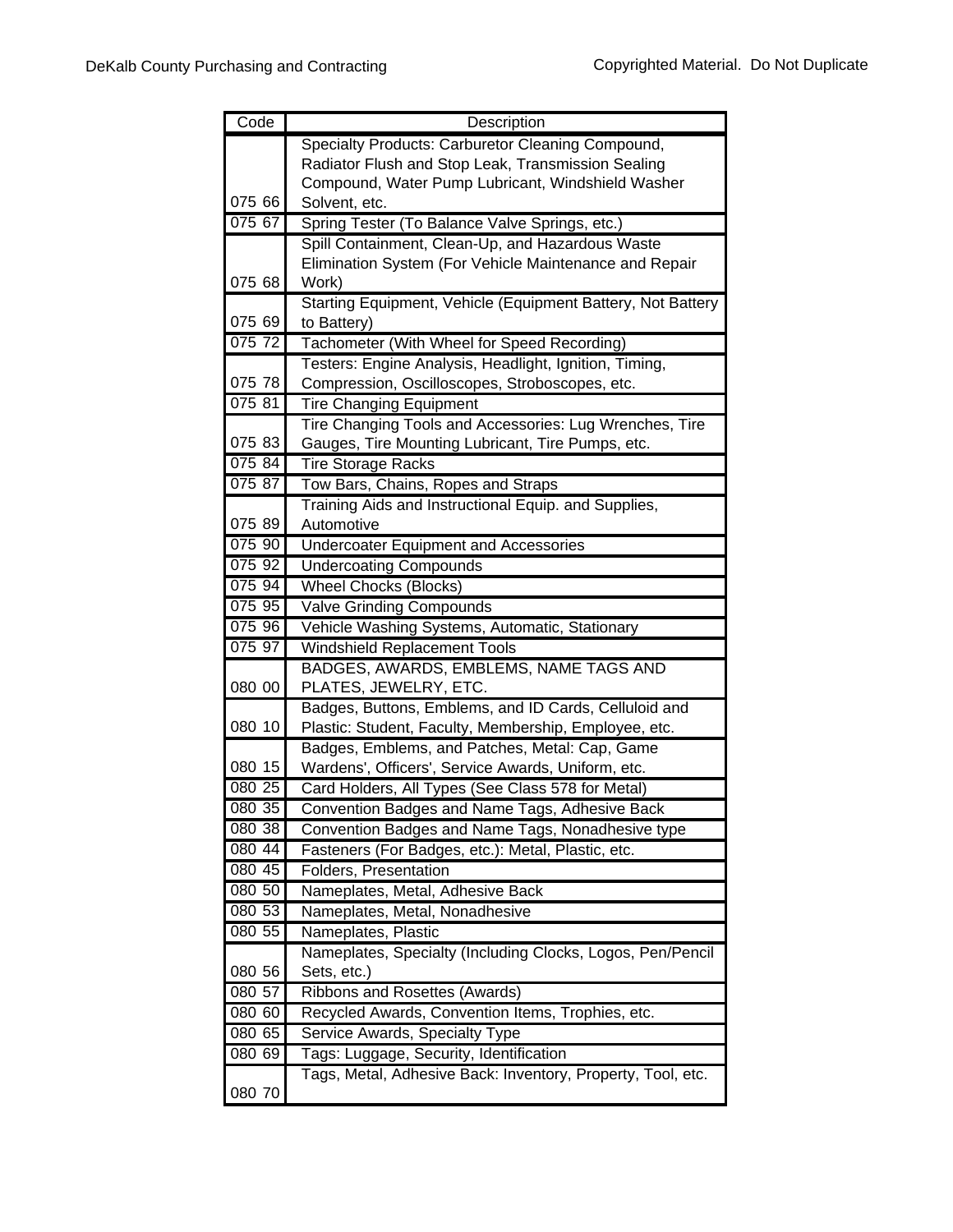| Code | Description |
|---|---|
| 075 66 | Specialty Products: Carburetor Cleaning Compound, Radiator Flush and Stop Leak, Transmission Sealing Compound, Water Pump Lubricant, Windshield Washer Solvent, etc. |
| 075 67 | Spring Tester (To Balance Valve Springs, etc.) |
| 075 68 | Spill Containment, Clean-Up, and Hazardous Waste Elimination System (For Vehicle Maintenance and Repair Work) |
| 075 69 | Starting Equipment, Vehicle (Equipment Battery, Not Battery to Battery) |
| 075 72 | Tachometer (With Wheel for Speed Recording) |
| 075 78 | Testers: Engine Analysis, Headlight, Ignition, Timing, Compression, Oscilloscopes, Stroboscopes, etc. |
| 075 81 | Tire Changing Equipment |
| 075 83 | Tire Changing Tools and Accessories: Lug Wrenches, Tire Gauges, Tire Mounting Lubricant, Tire Pumps, etc. |
| 075 84 | Tire Storage Racks |
| 075 87 | Tow Bars, Chains, Ropes and Straps |
| 075 89 | Training Aids and Instructional Equip. and Supplies, Automotive |
| 075 90 | Undercoater Equipment and Accessories |
| 075 92 | Undercoating Compounds |
| 075 94 | Wheel Chocks (Blocks) |
| 075 95 | Valve Grinding Compounds |
| 075 96 | Vehicle Washing Systems, Automatic, Stationary |
| 075 97 | Windshield Replacement Tools |
| 080 00 | BADGES, AWARDS, EMBLEMS, NAME TAGS AND PLATES, JEWELRY, ETC. |
| 080 10 | Badges, Buttons, Emblems, and ID Cards, Celluloid and Plastic: Student, Faculty, Membership, Employee, etc. |
| 080 15 | Badges, Emblems, and Patches, Metal: Cap, Game Wardens', Officers', Service Awards, Uniform, etc. |
| 080 25 | Card Holders, All Types (See Class 578 for Metal) |
| 080 35 | Convention Badges and Name Tags, Adhesive Back |
| 080 38 | Convention Badges and Name Tags, Nonadhesive type |
| 080 44 | Fasteners (For Badges, etc.): Metal, Plastic, etc. |
| 080 45 | Folders, Presentation |
| 080 50 | Nameplates, Metal, Adhesive Back |
| 080 53 | Nameplates, Metal, Nonadhesive |
| 080 55 | Nameplates, Plastic |
| 080 56 | Nameplates, Specialty (Including Clocks, Logos, Pen/Pencil Sets, etc.) |
| 080 57 | Ribbons and Rosettes (Awards) |
| 080 60 | Recycled Awards, Convention Items, Trophies, etc. |
| 080 65 | Service Awards, Specialty Type |
| 080 69 | Tags: Luggage, Security, Identification |
| 080 70 | Tags, Metal, Adhesive Back: Inventory, Property, Tool, etc. |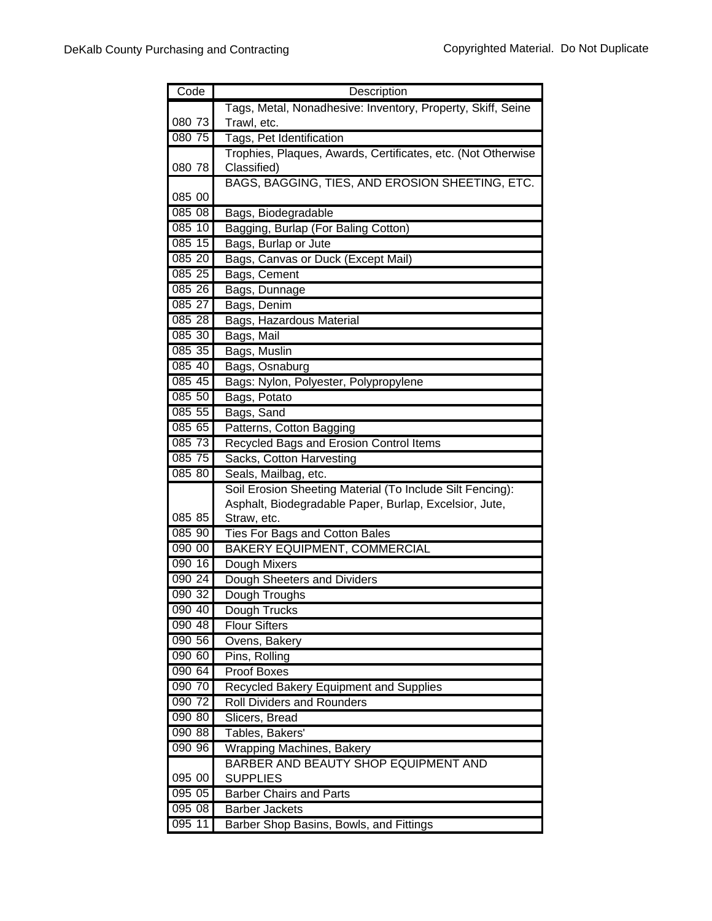| Code | Description |
|---|---|
| 080 73 | Tags, Metal, Nonadhesive: Inventory, Property, Skiff, Seine Trawl, etc. |
| 080 75 | Tags, Pet Identification |
| 080 78 | Trophies, Plaques, Awards, Certificates, etc. (Not Otherwise Classified) |
| 085 00 | BAGS, BAGGING, TIES, AND EROSION SHEETING, ETC. |
| 085 08 | Bags, Biodegradable |
| 085 10 | Bagging, Burlap (For Baling Cotton) |
| 085 15 | Bags, Burlap or Jute |
| 085 20 | Bags, Canvas or Duck (Except Mail) |
| 085 25 | Bags, Cement |
| 085 26 | Bags, Dunnage |
| 085 27 | Bags, Denim |
| 085 28 | Bags, Hazardous Material |
| 085 30 | Bags, Mail |
| 085 35 | Bags, Muslin |
| 085 40 | Bags, Osnaburg |
| 085 45 | Bags: Nylon, Polyester, Polypropylene |
| 085 50 | Bags, Potato |
| 085 55 | Bags, Sand |
| 085 65 | Patterns, Cotton Bagging |
| 085 73 | Recycled Bags and Erosion Control Items |
| 085 75 | Sacks, Cotton Harvesting |
| 085 80 | Seals, Mailbag, etc. |
| 085 85 | Soil Erosion Sheeting Material (To Include Silt Fencing): Asphalt, Biodegradable Paper, Burlap, Excelsior, Jute, Straw, etc. |
| 085 90 | Ties For Bags and Cotton Bales |
| 090 00 | BAKERY EQUIPMENT, COMMERCIAL |
| 090 16 | Dough Mixers |
| 090 24 | Dough Sheeters and Dividers |
| 090 32 | Dough Troughs |
| 090 40 | Dough Trucks |
| 090 48 | Flour Sifters |
| 090 56 | Ovens, Bakery |
| 090 60 | Pins, Rolling |
| 090 64 | Proof Boxes |
| 090 70 | Recycled Bakery Equipment and Supplies |
| 090 72 | Roll Dividers and Rounders |
| 090 80 | Slicers, Bread |
| 090 88 | Tables, Bakers' |
| 090 96 | Wrapping Machines, Bakery |
| 095 00 | BARBER AND BEAUTY SHOP EQUIPMENT AND SUPPLIES |
| 095 05 | Barber Chairs and Parts |
| 095 08 | Barber Jackets |
| 095 11 | Barber Shop Basins, Bowls, and Fittings |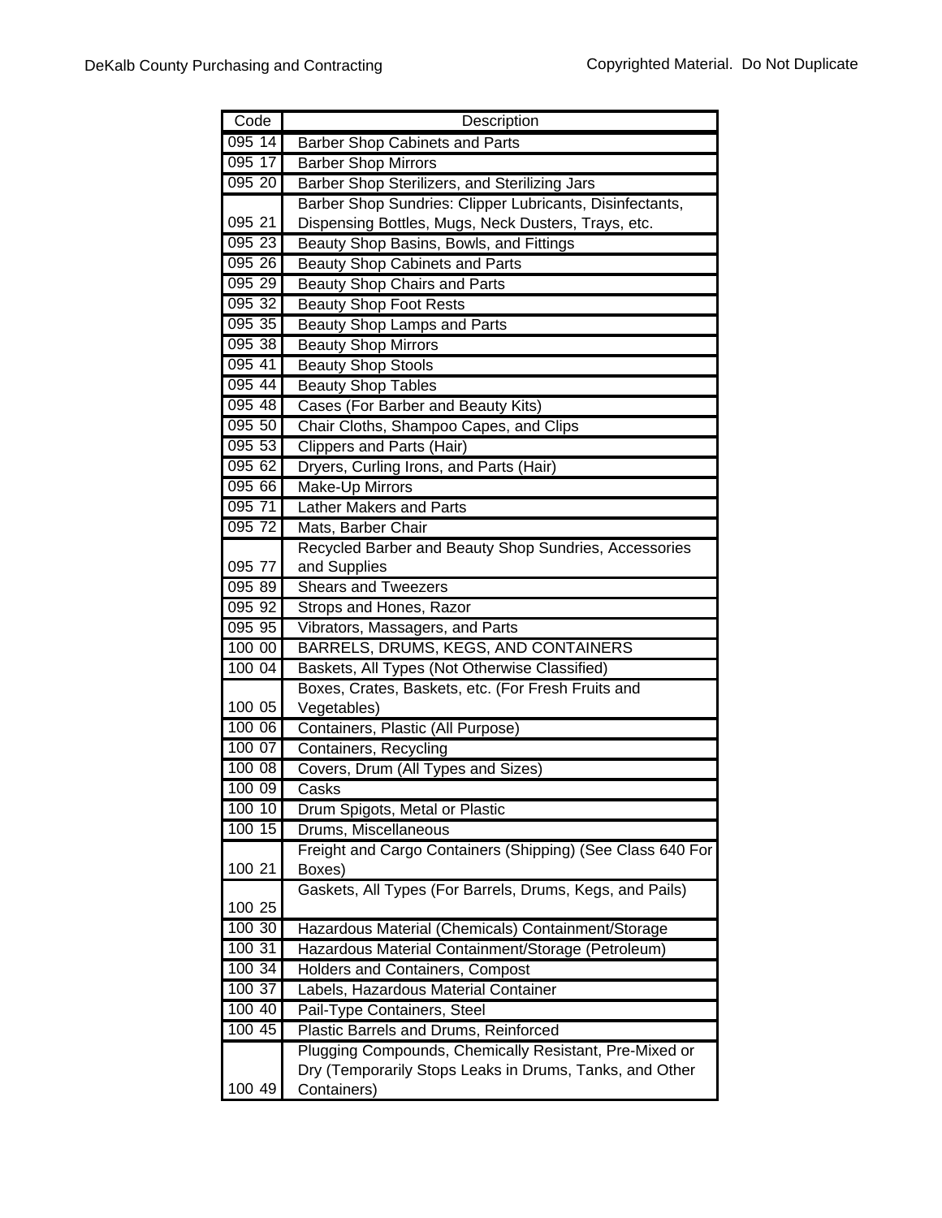| Code | Description |
|---|---|
| 095 14 | Barber Shop Cabinets and Parts |
| 095 17 | Barber Shop Mirrors |
| 095 20 | Barber Shop Sterilizers, and Sterilizing Jars |
| 095 21 | Barber Shop Sundries: Clipper Lubricants, Disinfectants, Dispensing Bottles, Mugs, Neck Dusters, Trays, etc. |
| 095 23 | Beauty Shop Basins, Bowls, and Fittings |
| 095 26 | Beauty Shop Cabinets and Parts |
| 095 29 | Beauty Shop Chairs and Parts |
| 095 32 | Beauty Shop Foot Rests |
| 095 35 | Beauty Shop Lamps and Parts |
| 095 38 | Beauty Shop Mirrors |
| 095 41 | Beauty Shop Stools |
| 095 44 | Beauty Shop Tables |
| 095 48 | Cases (For Barber and Beauty Kits) |
| 095 50 | Chair Cloths, Shampoo Capes, and Clips |
| 095 53 | Clippers and Parts (Hair) |
| 095 62 | Dryers, Curling Irons, and Parts (Hair) |
| 095 66 | Make-Up Mirrors |
| 095 71 | Lather Makers and Parts |
| 095 72 | Mats, Barber Chair |
| 095 77 | Recycled Barber and Beauty Shop Sundries, Accessories and Supplies |
| 095 89 | Shears and Tweezers |
| 095 92 | Strops and Hones, Razor |
| 095 95 | Vibrators, Massagers, and Parts |
| 100 00 | BARRELS, DRUMS, KEGS, AND CONTAINERS |
| 100 04 | Baskets, All Types (Not Otherwise Classified) |
| 100 05 | Boxes, Crates, Baskets, etc. (For Fresh Fruits and Vegetables) |
| 100 06 | Containers, Plastic (All Purpose) |
| 100 07 | Containers, Recycling |
| 100 08 | Covers, Drum (All Types and Sizes) |
| 100 09 | Casks |
| 100 10 | Drum Spigots, Metal or Plastic |
| 100 15 | Drums, Miscellaneous |
| 100 21 | Freight and Cargo Containers (Shipping) (See Class 640 For Boxes) |
| 100 25 | Gaskets, All Types (For Barrels, Drums, Kegs, and Pails) |
| 100 30 | Hazardous Material (Chemicals) Containment/Storage |
| 100 31 | Hazardous Material Containment/Storage (Petroleum) |
| 100 34 | Holders and Containers, Compost |
| 100 37 | Labels, Hazardous Material Container |
| 100 40 | Pail-Type Containers, Steel |
| 100 45 | Plastic Barrels and Drums, Reinforced |
| 100 49 | Plugging Compounds, Chemically Resistant, Pre-Mixed or Dry (Temporarily Stops Leaks in Drums, Tanks, and Other Containers) |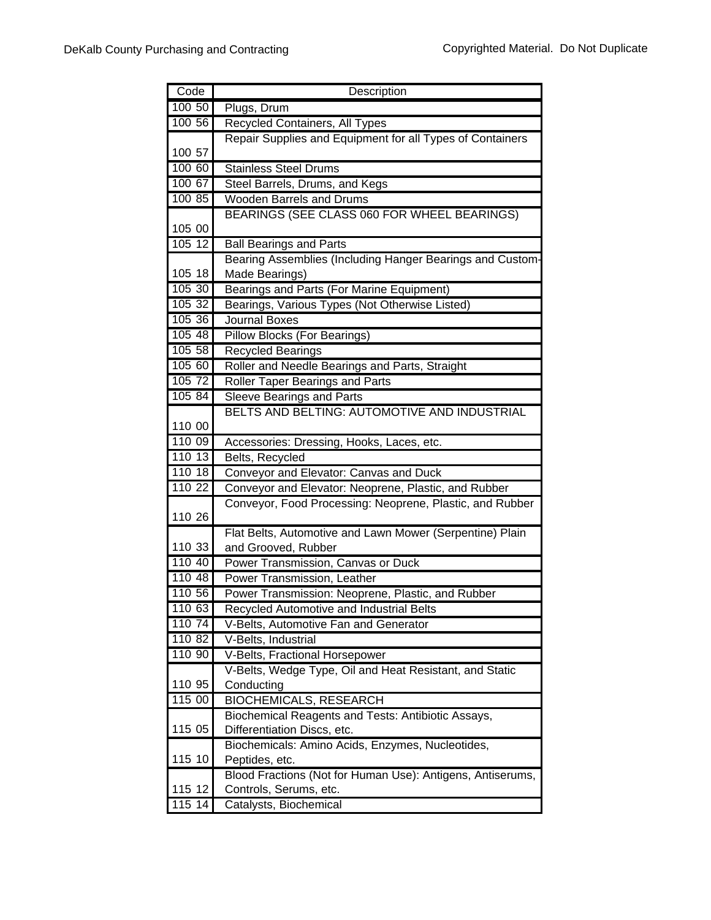| Code | Description |
|---|---|
| 100 50 | Plugs, Drum |
| 100 56 | Recycled Containers, All Types |
| 100 57 | Repair Supplies and Equipment for all Types of Containers |
| 100 60 | Stainless Steel Drums |
| 100 67 | Steel Barrels, Drums, and Kegs |
| 100 85 | Wooden Barrels and Drums |
| 105 00 | BEARINGS (SEE CLASS 060 FOR WHEEL BEARINGS) |
| 105 12 | Ball Bearings and Parts |
| 105 18 | Bearing Assemblies (Including Hanger Bearings and Custom-Made Bearings) |
| 105 30 | Bearings and Parts (For Marine Equipment) |
| 105 32 | Bearings, Various Types (Not Otherwise Listed) |
| 105 36 | Journal Boxes |
| 105 48 | Pillow Blocks (For Bearings) |
| 105 58 | Recycled Bearings |
| 105 60 | Roller and Needle Bearings and Parts, Straight |
| 105 72 | Roller Taper Bearings and Parts |
| 105 84 | Sleeve Bearings and Parts |
| 110 00 | BELTS AND BELTING: AUTOMOTIVE AND INDUSTRIAL |
| 110 09 | Accessories: Dressing, Hooks, Laces, etc. |
| 110 13 | Belts, Recycled |
| 110 18 | Conveyor and Elevator: Canvas and Duck |
| 110 22 | Conveyor and Elevator: Neoprene, Plastic, and Rubber |
| 110 26 | Conveyor, Food Processing: Neoprene, Plastic, and Rubber |
| 110 33 | Flat Belts, Automotive and Lawn Mower (Serpentine) Plain and Grooved, Rubber |
| 110 40 | Power Transmission, Canvas or Duck |
| 110 48 | Power Transmission, Leather |
| 110 56 | Power Transmission: Neoprene, Plastic, and Rubber |
| 110 63 | Recycled Automotive and Industrial Belts |
| 110 74 | V-Belts, Automotive Fan and Generator |
| 110 82 | V-Belts, Industrial |
| 110 90 | V-Belts, Fractional Horsepower |
| 110 95 | V-Belts, Wedge Type, Oil and Heat Resistant, and Static Conducting |
| 115 00 | BIOCHEMICALS, RESEARCH |
| 115 05 | Biochemical Reagents and Tests: Antibiotic Assays, Differentiation Discs, etc. |
| 115 10 | Biochemicals: Amino Acids, Enzymes, Nucleotides, Peptides, etc. |
| 115 12 | Blood Fractions (Not for Human Use): Antigens, Antiserums, Controls, Serums, etc. |
| 115 14 | Catalysts, Biochemical |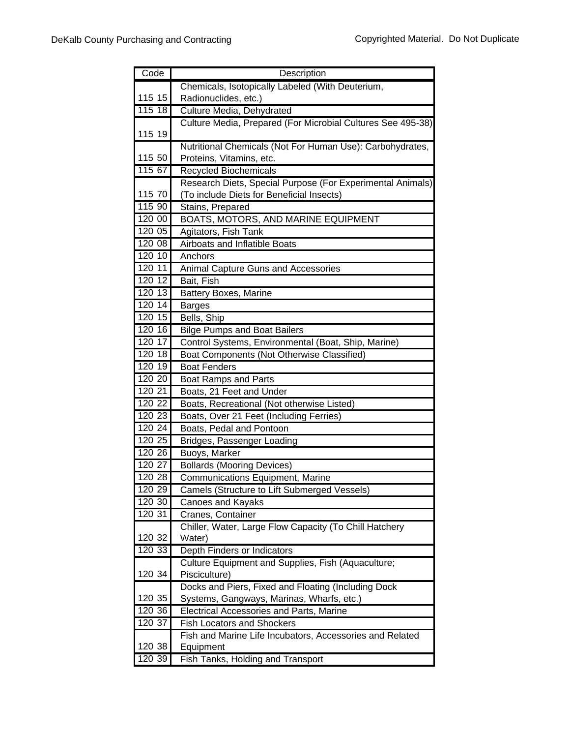| Code | Description |
| --- | --- |
| 115 15 | Chemicals, Isotopically Labeled (With Deuterium, Radionuclides, etc.) |
| 115 18 | Culture Media, Dehydrated |
| 115 19 | Culture Media, Prepared (For Microbial Cultures See 495-38) |
| 115 50 | Nutritional Chemicals (Not For Human Use): Carbohydrates, Proteins, Vitamins, etc. |
| 115 67 | Recycled Biochemicals |
| 115 70 | Research Diets, Special Purpose (For Experimental Animals) (To include Diets for Beneficial Insects) |
| 115 90 | Stains, Prepared |
| 120 00 | BOATS, MOTORS, AND MARINE EQUIPMENT |
| 120 05 | Agitators, Fish Tank |
| 120 08 | Airboats and Inflatible Boats |
| 120 10 | Anchors |
| 120 11 | Animal Capture Guns and Accessories |
| 120 12 | Bait, Fish |
| 120 13 | Battery Boxes, Marine |
| 120 14 | Barges |
| 120 15 | Bells, Ship |
| 120 16 | Bilge Pumps and Boat Bailers |
| 120 17 | Control Systems, Environmental (Boat, Ship, Marine) |
| 120 18 | Boat Components (Not Otherwise Classified) |
| 120 19 | Boat Fenders |
| 120 20 | Boat Ramps and Parts |
| 120 21 | Boats, 21 Feet and Under |
| 120 22 | Boats, Recreational (Not otherwise Listed) |
| 120 23 | Boats, Over 21 Feet (Including Ferries) |
| 120 24 | Boats, Pedal and Pontoon |
| 120 25 | Bridges, Passenger Loading |
| 120 26 | Buoys, Marker |
| 120 27 | Bollards (Mooring Devices) |
| 120 28 | Communications Equipment, Marine |
| 120 29 | Camels (Structure to Lift Submerged Vessels) |
| 120 30 | Canoes and Kayaks |
| 120 31 | Cranes, Container |
| 120 32 | Chiller, Water, Large Flow Capacity (To Chill Hatchery Water) |
| 120 33 | Depth Finders or Indicators |
| 120 34 | Culture Equipment and Supplies, Fish (Aquaculture; Pisciculture) |
| 120 35 | Docks and Piers, Fixed and Floating (Including Dock Systems, Gangways, Marinas, Wharfs, etc.) |
| 120 36 | Electrical Accessories and Parts, Marine |
| 120 37 | Fish Locators and Shockers |
| 120 38 | Fish and Marine Life Incubators, Accessories and Related Equipment |
| 120 39 | Fish Tanks, Holding and Transport |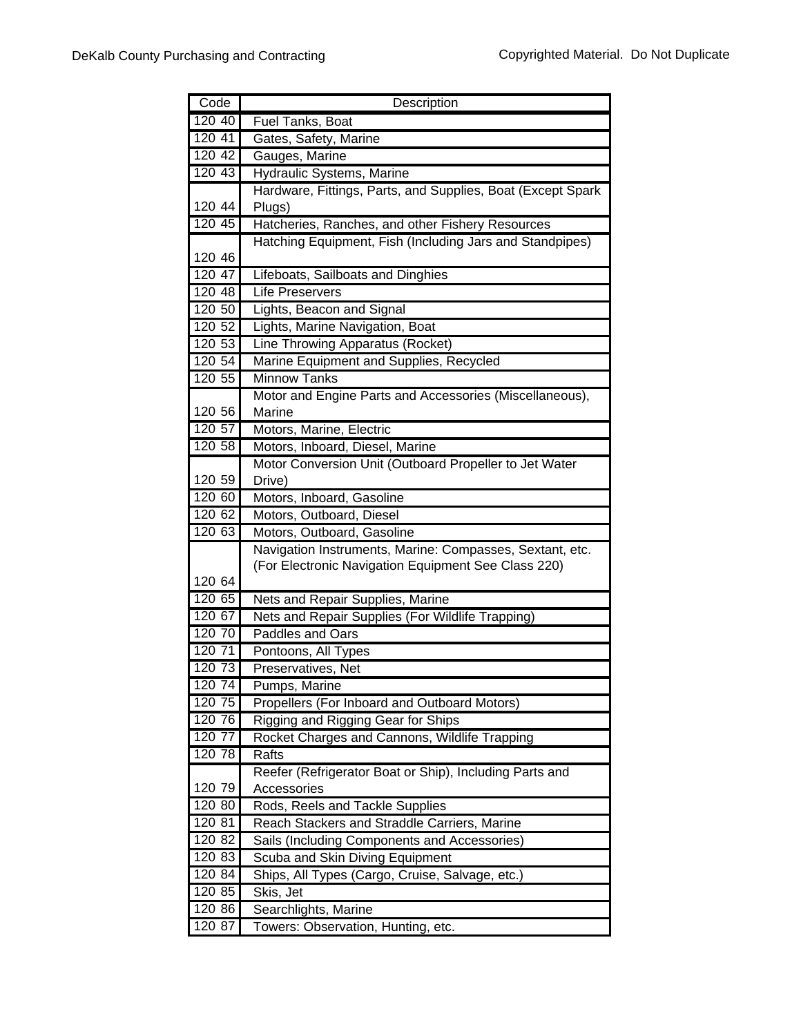| Code | Description |
| --- | --- |
| 120 40 | Fuel Tanks, Boat |
| 120 41 | Gates, Safety, Marine |
| 120 42 | Gauges, Marine |
| 120 43 | Hydraulic Systems, Marine |
| 120 44 | Hardware, Fittings, Parts, and Supplies, Boat (Except Spark Plugs) |
| 120 45 | Hatcheries, Ranches, and other Fishery Resources |
| 120 46 | Hatching Equipment, Fish (Including Jars and Standpipes) |
| 120 47 | Lifeboats, Sailboats and Dinghies |
| 120 48 | Life Preservers |
| 120 50 | Lights, Beacon and Signal |
| 120 52 | Lights, Marine Navigation, Boat |
| 120 53 | Line Throwing Apparatus (Rocket) |
| 120 54 | Marine Equipment and Supplies, Recycled |
| 120 55 | Minnow Tanks |
| 120 56 | Motor and Engine Parts and Accessories (Miscellaneous), Marine |
| 120 57 | Motors, Marine, Electric |
| 120 58 | Motors, Inboard, Diesel, Marine |
| 120 59 | Motor Conversion Unit (Outboard Propeller to Jet Water Drive) |
| 120 60 | Motors, Inboard, Gasoline |
| 120 62 | Motors, Outboard, Diesel |
| 120 63 | Motors, Outboard, Gasoline |
| 120 64 | Navigation Instruments, Marine: Compasses, Sextant, etc. (For Electronic Navigation Equipment See Class 220) |
| 120 65 | Nets and Repair Supplies, Marine |
| 120 67 | Nets and Repair Supplies (For Wildlife Trapping) |
| 120 70 | Paddles and Oars |
| 120 71 | Pontoons, All Types |
| 120 73 | Preservatives, Net |
| 120 74 | Pumps, Marine |
| 120 75 | Propellers (For Inboard and Outboard Motors) |
| 120 76 | Rigging and Rigging Gear for Ships |
| 120 77 | Rocket Charges and Cannons, Wildlife Trapping |
| 120 78 | Rafts |
| 120 79 | Reefer (Refrigerator Boat or Ship), Including Parts and Accessories |
| 120 80 | Rods, Reels and Tackle Supplies |
| 120 81 | Reach Stackers and Straddle Carriers, Marine |
| 120 82 | Sails (Including Components and Accessories) |
| 120 83 | Scuba and Skin Diving Equipment |
| 120 84 | Ships, All Types (Cargo, Cruise, Salvage, etc.) |
| 120 85 | Skis, Jet |
| 120 86 | Searchlights, Marine |
| 120 87 | Towers: Observation, Hunting, etc. |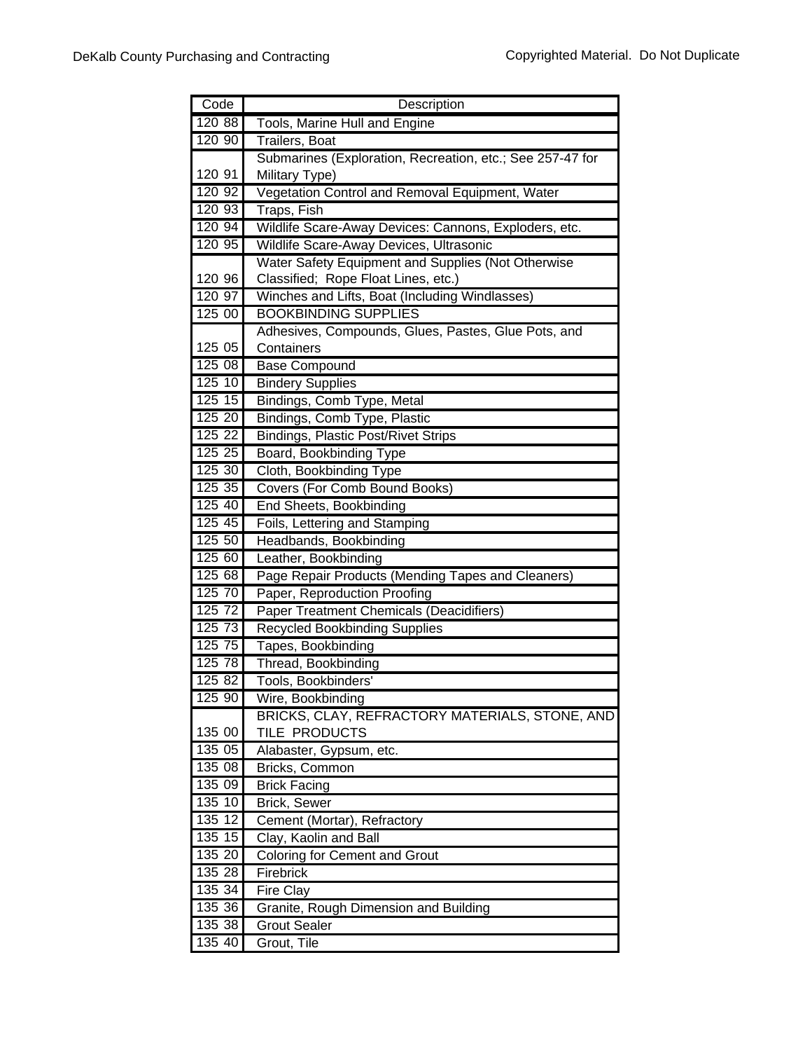| Code | Description |
|---|---|
| 120 88 | Tools, Marine Hull and Engine |
| 120 90 | Trailers, Boat |
| 120 91 | Submarines (Exploration, Recreation, etc.; See 257-47 for Military Type) |
| 120 92 | Vegetation Control and Removal Equipment, Water |
| 120 93 | Traps, Fish |
| 120 94 | Wildlife Scare-Away Devices: Cannons, Exploders, etc. |
| 120 95 | Wildlife Scare-Away Devices, Ultrasonic |
| 120 96 | Water Safety Equipment and Supplies (Not Otherwise Classified; Rope Float Lines, etc.) |
| 120 97 | Winches and Lifts, Boat (Including Windlasses) |
| 125 00 | BOOKBINDING SUPPLIES |
| 125 05 | Adhesives, Compounds, Glues, Pastes, Glue Pots, and Containers |
| 125 08 | Base Compound |
| 125 10 | Bindery Supplies |
| 125 15 | Bindings, Comb Type, Metal |
| 125 20 | Bindings, Comb Type, Plastic |
| 125 22 | Bindings, Plastic Post/Rivet Strips |
| 125 25 | Board, Bookbinding Type |
| 125 30 | Cloth, Bookbinding Type |
| 125 35 | Covers (For Comb Bound Books) |
| 125 40 | End Sheets, Bookbinding |
| 125 45 | Foils, Lettering and Stamping |
| 125 50 | Headbands, Bookbinding |
| 125 60 | Leather, Bookbinding |
| 125 68 | Page Repair Products (Mending Tapes and Cleaners) |
| 125 70 | Paper, Reproduction Proofing |
| 125 72 | Paper Treatment Chemicals (Deacidifiers) |
| 125 73 | Recycled Bookbinding Supplies |
| 125 75 | Tapes, Bookbinding |
| 125 78 | Thread, Bookbinding |
| 125 82 | Tools, Bookbinders' |
| 125 90 | Wire, Bookbinding |
| 135 00 | BRICKS, CLAY, REFRACTORY MATERIALS, STONE, AND TILE PRODUCTS |
| 135 05 | Alabaster, Gypsum, etc. |
| 135 08 | Bricks, Common |
| 135 09 | Brick Facing |
| 135 10 | Brick, Sewer |
| 135 12 | Cement (Mortar), Refractory |
| 135 15 | Clay, Kaolin and Ball |
| 135 20 | Coloring for Cement and Grout |
| 135 28 | Firebrick |
| 135 34 | Fire Clay |
| 135 36 | Granite, Rough Dimension and Building |
| 135 38 | Grout Sealer |
| 135 40 | Grout, Tile |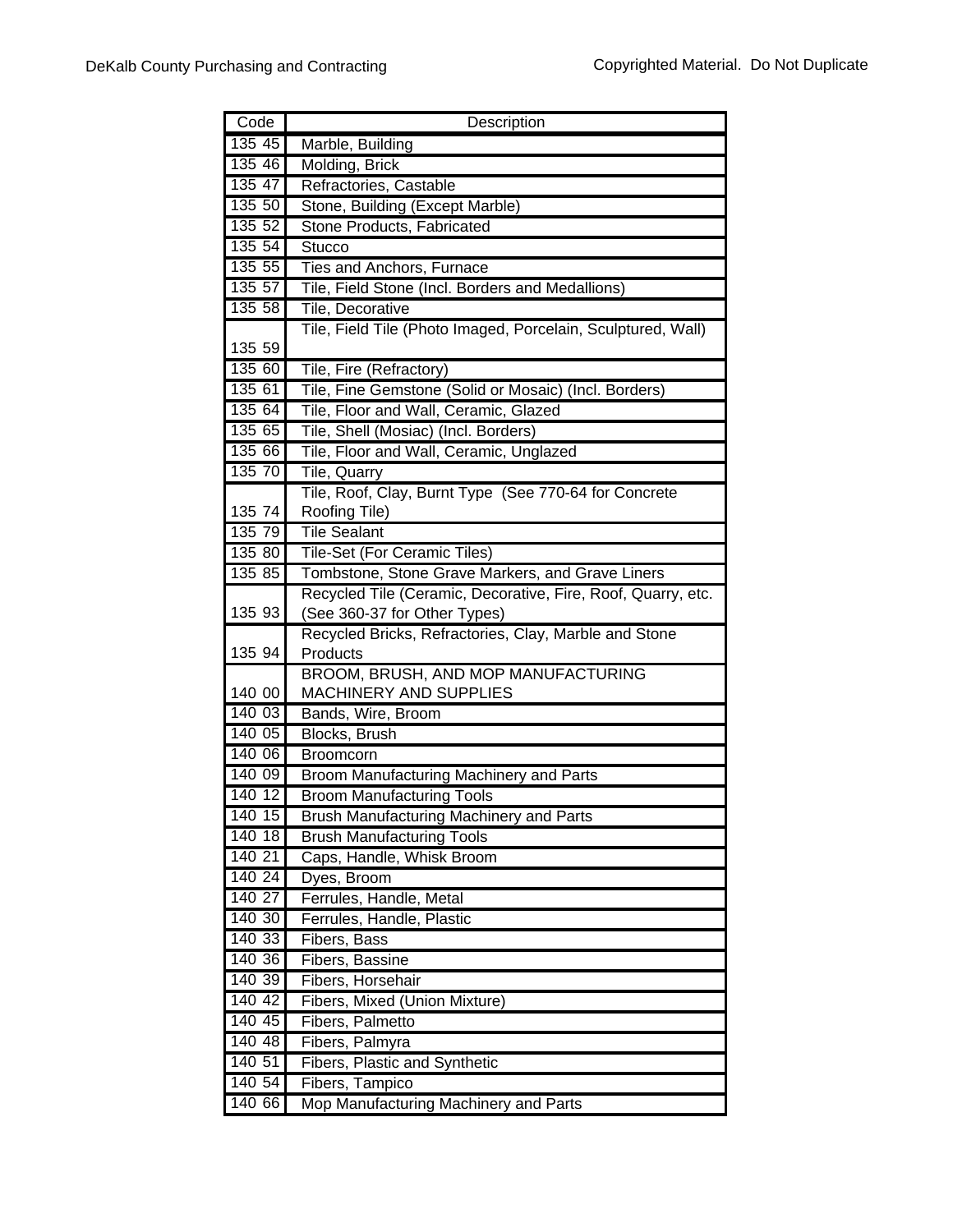| Code | Description |
|---|---|
| 135 45 | Marble, Building |
| 135 46 | Molding, Brick |
| 135 47 | Refractories, Castable |
| 135 50 | Stone, Building (Except Marble) |
| 135 52 | Stone Products, Fabricated |
| 135 54 | Stucco |
| 135 55 | Ties and Anchors, Furnace |
| 135 57 | Tile, Field Stone (Incl. Borders and Medallions) |
| 135 58 | Tile, Decorative |
| 135 59 | Tile, Field Tile (Photo Imaged, Porcelain, Sculptured, Wall) |
| 135 60 | Tile, Fire (Refractory) |
| 135 61 | Tile, Fine Gemstone (Solid or Mosaic) (Incl. Borders) |
| 135 64 | Tile, Floor and Wall, Ceramic, Glazed |
| 135 65 | Tile, Shell (Mosiac) (Incl. Borders) |
| 135 66 | Tile, Floor and Wall, Ceramic, Unglazed |
| 135 70 | Tile, Quarry |
| 135 74 | Tile, Roof, Clay, Burnt Type (See 770-64 for Concrete Roofing Tile) |
| 135 79 | Tile Sealant |
| 135 80 | Tile-Set (For Ceramic Tiles) |
| 135 85 | Tombstone, Stone Grave Markers, and Grave Liners |
| 135 93 | Recycled Tile (Ceramic, Decorative, Fire, Roof, Quarry, etc. (See 360-37 for Other Types) |
| 135 94 | Recycled Bricks, Refractories, Clay, Marble and Stone Products |
| 140 00 | BROOM, BRUSH, AND MOP MANUFACTURING MACHINERY AND SUPPLIES |
| 140 03 | Bands, Wire, Broom |
| 140 05 | Blocks, Brush |
| 140 06 | Broomcorn |
| 140 09 | Broom Manufacturing Machinery and Parts |
| 140 12 | Broom Manufacturing Tools |
| 140 15 | Brush Manufacturing Machinery and Parts |
| 140 18 | Brush Manufacturing Tools |
| 140 21 | Caps, Handle, Whisk Broom |
| 140 24 | Dyes, Broom |
| 140 27 | Ferrules, Handle, Metal |
| 140 30 | Ferrules, Handle, Plastic |
| 140 33 | Fibers, Bass |
| 140 36 | Fibers, Bassine |
| 140 39 | Fibers, Horsehair |
| 140 42 | Fibers, Mixed (Union Mixture) |
| 140 45 | Fibers, Palmetto |
| 140 48 | Fibers, Palmyra |
| 140 51 | Fibers, Plastic and Synthetic |
| 140 54 | Fibers, Tampico |
| 140 66 | Mop Manufacturing Machinery and Parts |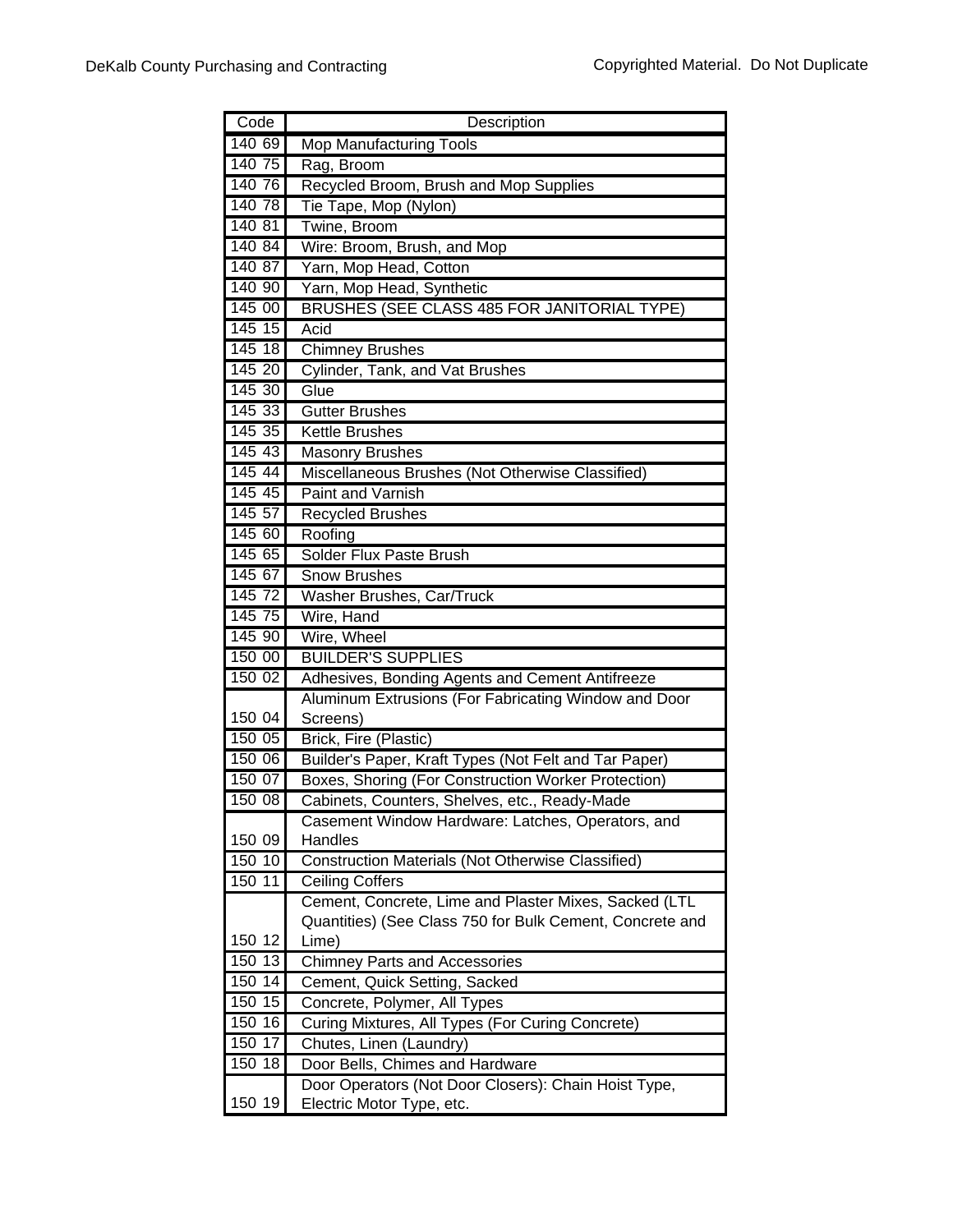| Code | Description |
|---|---|
| 140 69 | Mop Manufacturing Tools |
| 140 75 | Rag, Broom |
| 140 76 | Recycled Broom, Brush and Mop Supplies |
| 140 78 | Tie Tape, Mop (Nylon) |
| 140 81 | Twine, Broom |
| 140 84 | Wire: Broom, Brush, and Mop |
| 140 87 | Yarn, Mop Head, Cotton |
| 140 90 | Yarn, Mop Head, Synthetic |
| 145 00 | BRUSHES (SEE CLASS 485 FOR JANITORIAL TYPE) |
| 145 15 | Acid |
| 145 18 | Chimney Brushes |
| 145 20 | Cylinder, Tank, and Vat Brushes |
| 145 30 | Glue |
| 145 33 | Gutter Brushes |
| 145 35 | Kettle Brushes |
| 145 43 | Masonry Brushes |
| 145 44 | Miscellaneous Brushes (Not Otherwise Classified) |
| 145 45 | Paint and Varnish |
| 145 57 | Recycled Brushes |
| 145 60 | Roofing |
| 145 65 | Solder Flux Paste Brush |
| 145 67 | Snow Brushes |
| 145 72 | Washer Brushes, Car/Truck |
| 145 75 | Wire, Hand |
| 145 90 | Wire, Wheel |
| 150 00 | BUILDER'S SUPPLIES |
| 150 02 | Adhesives, Bonding Agents and Cement Antifreeze |
| 150 04 | Aluminum Extrusions (For Fabricating Window and Door Screens) |
| 150 05 | Brick, Fire (Plastic) |
| 150 06 | Builder's Paper, Kraft Types (Not Felt and Tar Paper) |
| 150 07 | Boxes, Shoring (For Construction Worker Protection) |
| 150 08 | Cabinets, Counters, Shelves, etc., Ready-Made |
| 150 09 | Casement Window Hardware: Latches, Operators, and Handles |
| 150 10 | Construction Materials (Not Otherwise Classified) |
| 150 11 | Ceiling Coffers |
| 150 12 | Cement, Concrete, Lime and Plaster Mixes, Sacked (LTL Quantities) (See Class 750 for Bulk Cement, Concrete and Lime) |
| 150 13 | Chimney Parts and Accessories |
| 150 14 | Cement, Quick Setting, Sacked |
| 150 15 | Concrete, Polymer, All Types |
| 150 16 | Curing Mixtures, All Types (For Curing Concrete) |
| 150 17 | Chutes, Linen (Laundry) |
| 150 18 | Door Bells, Chimes and Hardware |
| 150 19 | Door Operators (Not Door Closers): Chain Hoist Type, Electric Motor Type, etc. |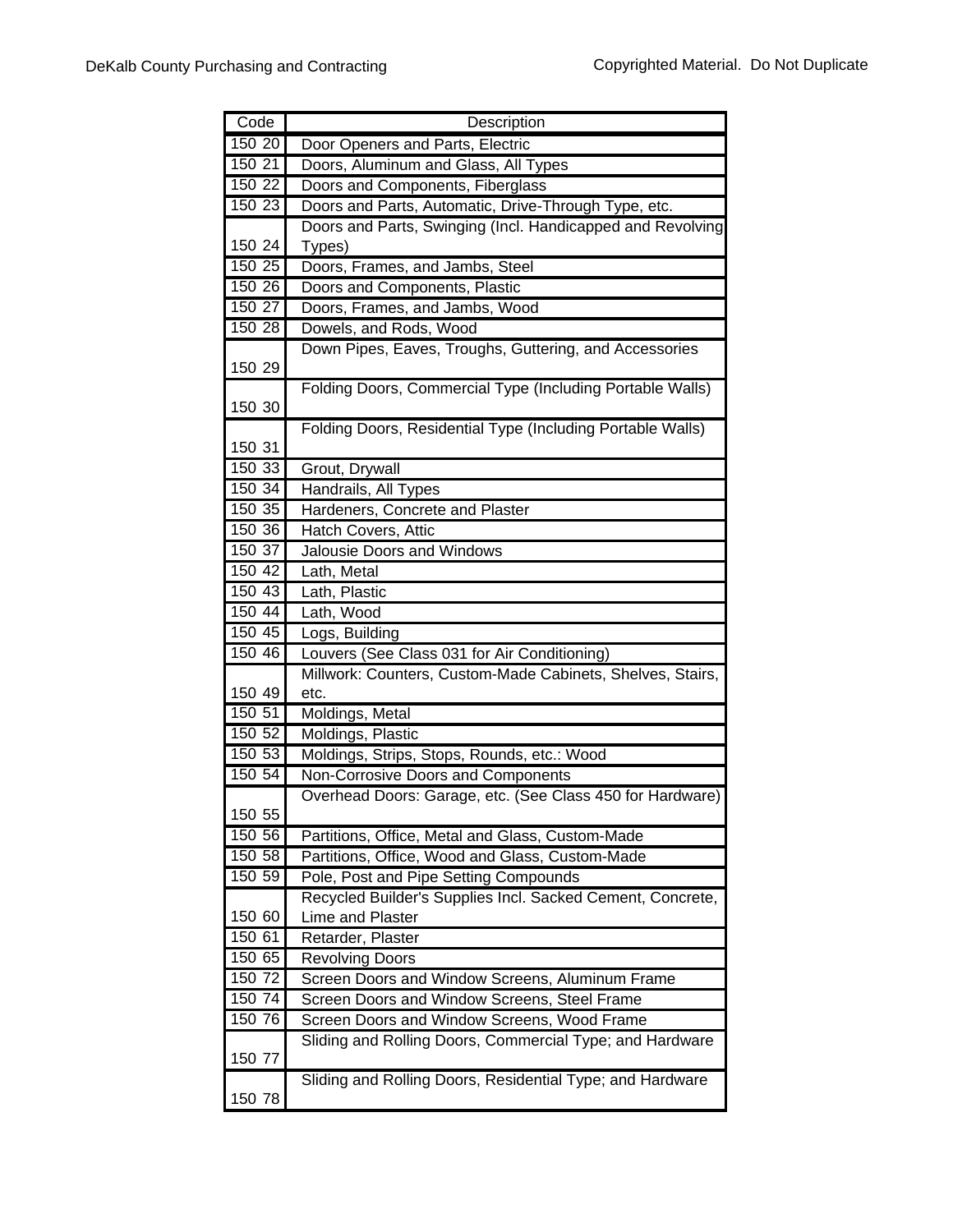| Code | Description |
| --- | --- |
| 150 20 | Door Openers and Parts, Electric |
| 150 21 | Doors, Aluminum and Glass, All Types |
| 150 22 | Doors and Components, Fiberglass |
| 150 23 | Doors and Parts, Automatic, Drive-Through Type, etc. |
| 150 24 | Doors and Parts, Swinging (Incl. Handicapped and Revolving Types) |
| 150 25 | Doors, Frames, and Jambs, Steel |
| 150 26 | Doors and Components, Plastic |
| 150 27 | Doors, Frames, and Jambs, Wood |
| 150 28 | Dowels, and Rods, Wood |
| 150 29 | Down Pipes, Eaves, Troughs, Guttering, and Accessories |
| 150 30 | Folding Doors, Commercial Type (Including Portable Walls) |
| 150 31 | Folding Doors, Residential Type (Including Portable Walls) |
| 150 33 | Grout, Drywall |
| 150 34 | Handrails, All Types |
| 150 35 | Hardeners, Concrete and Plaster |
| 150 36 | Hatch Covers, Attic |
| 150 37 | Jalousie Doors and Windows |
| 150 42 | Lath, Metal |
| 150 43 | Lath, Plastic |
| 150 44 | Lath, Wood |
| 150 45 | Logs, Building |
| 150 46 | Louvers (See Class 031 for Air Conditioning) |
| 150 49 | Millwork: Counters, Custom-Made Cabinets, Shelves, Stairs, etc. |
| 150 51 | Moldings, Metal |
| 150 52 | Moldings, Plastic |
| 150 53 | Moldings, Strips, Stops, Rounds, etc.: Wood |
| 150 54 | Non-Corrosive Doors and Components |
| 150 55 | Overhead Doors: Garage, etc. (See Class 450 for Hardware) |
| 150 56 | Partitions, Office, Metal and Glass, Custom-Made |
| 150 58 | Partitions, Office, Wood and Glass, Custom-Made |
| 150 59 | Pole, Post and Pipe Setting Compounds |
| 150 60 | Recycled Builder's Supplies Incl. Sacked Cement, Concrete, Lime and Plaster |
| 150 61 | Retarder, Plaster |
| 150 65 | Revolving Doors |
| 150 72 | Screen Doors and Window Screens, Aluminum Frame |
| 150 74 | Screen Doors and Window Screens, Steel Frame |
| 150 76 | Screen Doors and Window Screens, Wood Frame |
| 150 77 | Sliding and Rolling Doors, Commercial Type; and Hardware |
| 150 78 | Sliding and Rolling Doors, Residential Type; and Hardware |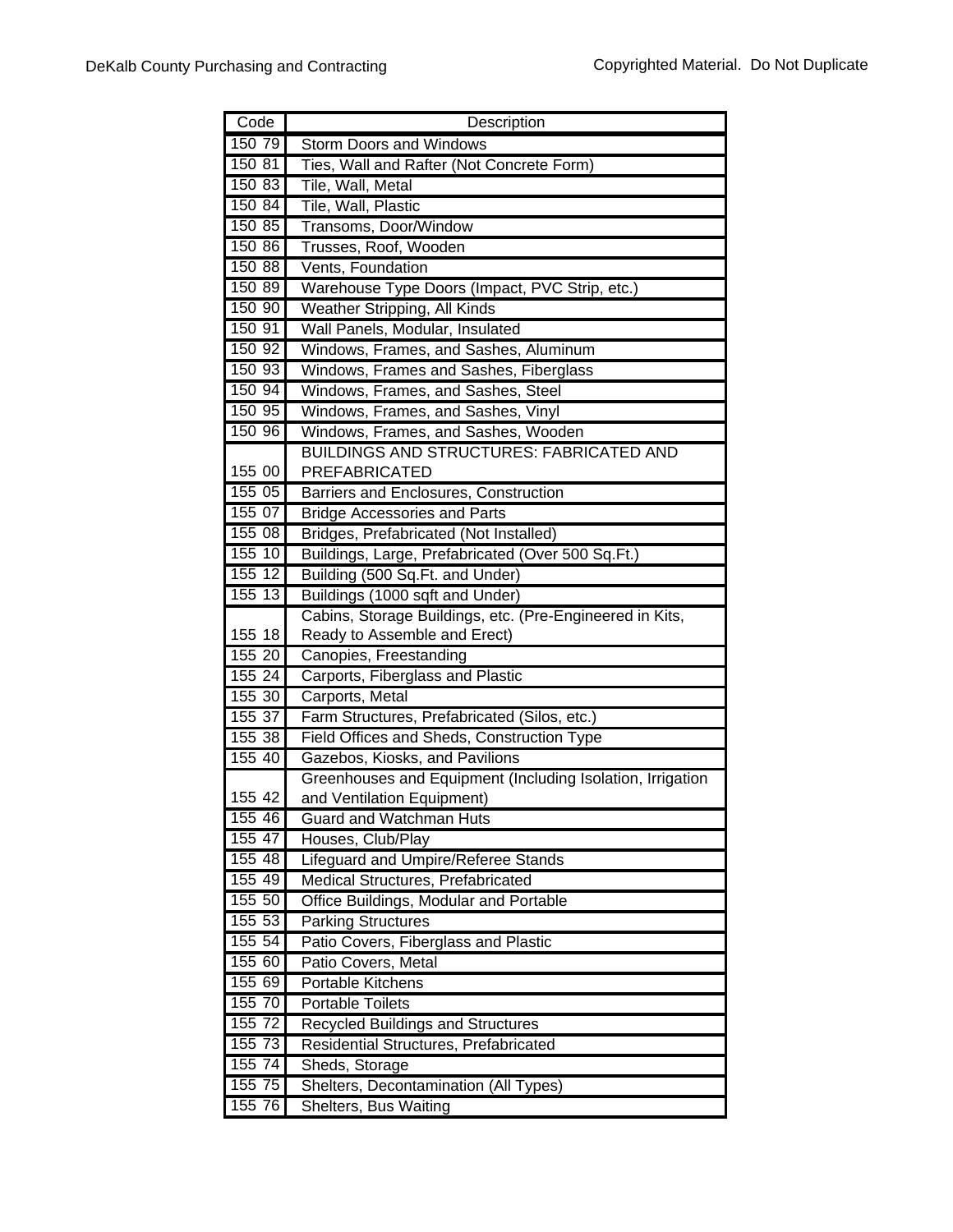| Code | Description |
|---|---|
| 150 79 | Storm Doors and Windows |
| 150 81 | Ties, Wall and Rafter (Not Concrete Form) |
| 150 83 | Tile, Wall, Metal |
| 150 84 | Tile, Wall, Plastic |
| 150 85 | Transoms, Door/Window |
| 150 86 | Trusses, Roof, Wooden |
| 150 88 | Vents, Foundation |
| 150 89 | Warehouse Type Doors (Impact, PVC Strip, etc.) |
| 150 90 | Weather Stripping, All Kinds |
| 150 91 | Wall Panels, Modular, Insulated |
| 150 92 | Windows, Frames, and Sashes, Aluminum |
| 150 93 | Windows, Frames and Sashes, Fiberglass |
| 150 94 | Windows, Frames, and Sashes, Steel |
| 150 95 | Windows, Frames, and Sashes, Vinyl |
| 150 96 | Windows, Frames, and Sashes, Wooden |
| 155 00 | BUILDINGS AND STRUCTURES: FABRICATED AND PREFABRICATED |
| 155 05 | Barriers and Enclosures, Construction |
| 155 07 | Bridge Accessories and Parts |
| 155 08 | Bridges, Prefabricated (Not Installed) |
| 155 10 | Buildings, Large, Prefabricated (Over 500 Sq.Ft.) |
| 155 12 | Building (500 Sq.Ft. and Under) |
| 155 13 | Buildings (1000 sqft and Under) |
| 155 18 | Cabins, Storage Buildings, etc. (Pre-Engineered in Kits, Ready to Assemble and Erect) |
| 155 20 | Canopies, Freestanding |
| 155 24 | Carports, Fiberglass and Plastic |
| 155 30 | Carports, Metal |
| 155 37 | Farm Structures, Prefabricated (Silos, etc.) |
| 155 38 | Field Offices and Sheds, Construction Type |
| 155 40 | Gazebos, Kiosks, and Pavilions |
| 155 42 | Greenhouses and Equipment (Including Isolation, Irrigation and Ventilation Equipment) |
| 155 46 | Guard and Watchman Huts |
| 155 47 | Houses, Club/Play |
| 155 48 | Lifeguard and Umpire/Referee Stands |
| 155 49 | Medical Structures, Prefabricated |
| 155 50 | Office Buildings, Modular and Portable |
| 155 53 | Parking Structures |
| 155 54 | Patio Covers, Fiberglass and Plastic |
| 155 60 | Patio Covers, Metal |
| 155 69 | Portable Kitchens |
| 155 70 | Portable Toilets |
| 155 72 | Recycled Buildings and Structures |
| 155 73 | Residential Structures, Prefabricated |
| 155 74 | Sheds, Storage |
| 155 75 | Shelters, Decontamination (All Types) |
| 155 76 | Shelters, Bus Waiting |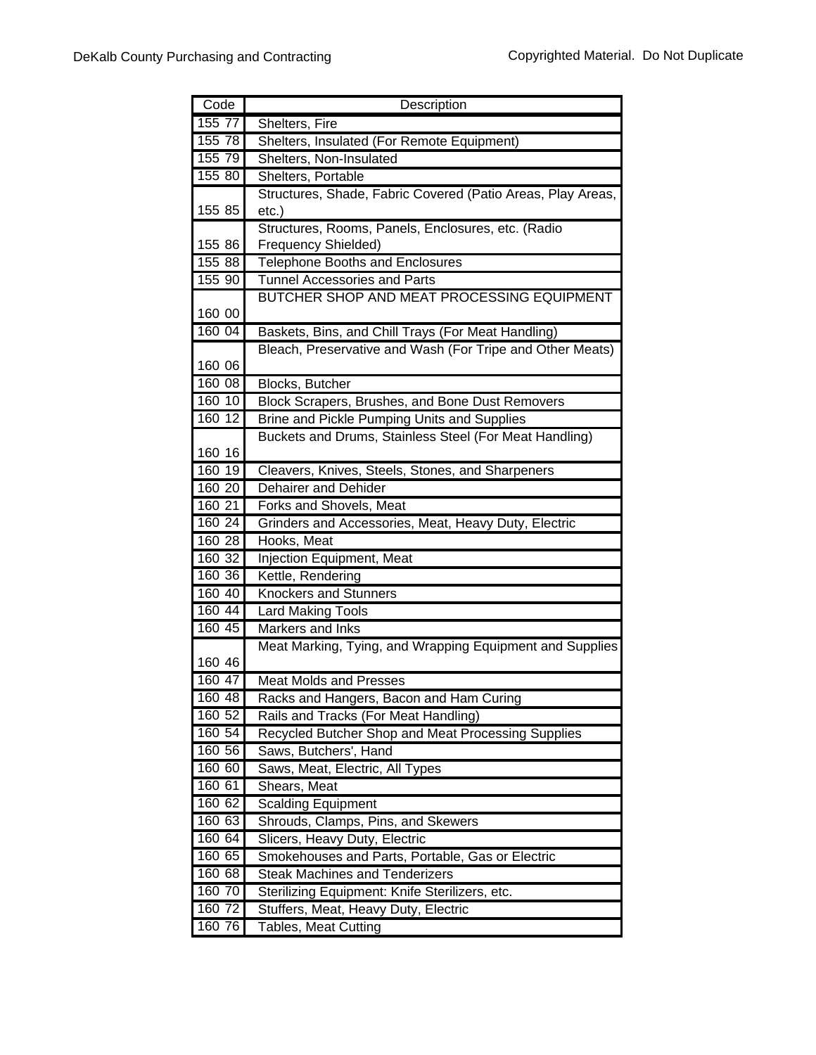| Code | Description |
|---|---|
| 155 77 | Shelters, Fire |
| 155 78 | Shelters, Insulated (For Remote Equipment) |
| 155 79 | Shelters, Non-Insulated |
| 155 80 | Shelters, Portable |
| 155 85 | Structures, Shade, Fabric Covered (Patio Areas, Play Areas, etc.) |
| 155 86 | Structures, Rooms, Panels, Enclosures, etc. (Radio Frequency Shielded) |
| 155 88 | Telephone Booths and Enclosures |
| 155 90 | Tunnel Accessories and Parts |
| 160 00 | BUTCHER SHOP AND MEAT PROCESSING EQUIPMENT |
| 160 04 | Baskets, Bins, and Chill Trays (For Meat Handling) |
| 160 06 | Bleach, Preservative and Wash (For Tripe and Other Meats) |
| 160 08 | Blocks, Butcher |
| 160 10 | Block Scrapers, Brushes, and Bone Dust Removers |
| 160 12 | Brine and Pickle Pumping Units and Supplies |
| 160 16 | Buckets and Drums, Stainless Steel (For Meat Handling) |
| 160 19 | Cleavers, Knives, Steels, Stones, and Sharpeners |
| 160 20 | Dehairer and Dehider |
| 160 21 | Forks and Shovels, Meat |
| 160 24 | Grinders and Accessories, Meat, Heavy Duty, Electric |
| 160 28 | Hooks, Meat |
| 160 32 | Injection Equipment, Meat |
| 160 36 | Kettle, Rendering |
| 160 40 | Knockers and Stunners |
| 160 44 | Lard Making Tools |
| 160 45 | Markers and Inks |
| 160 46 | Meat Marking, Tying, and Wrapping Equipment and Supplies |
| 160 47 | Meat Molds and Presses |
| 160 48 | Racks and Hangers, Bacon and Ham Curing |
| 160 52 | Rails and Tracks (For Meat Handling) |
| 160 54 | Recycled Butcher Shop and Meat Processing Supplies |
| 160 56 | Saws, Butchers', Hand |
| 160 60 | Saws, Meat, Electric, All Types |
| 160 61 | Shears, Meat |
| 160 62 | Scalding Equipment |
| 160 63 | Shrouds, Clamps, Pins, and Skewers |
| 160 64 | Slicers, Heavy Duty, Electric |
| 160 65 | Smokehouses and Parts, Portable, Gas or Electric |
| 160 68 | Steak Machines and Tenderizers |
| 160 70 | Sterilizing Equipment: Knife Sterilizers, etc. |
| 160 72 | Stuffers, Meat, Heavy Duty, Electric |
| 160 76 | Tables, Meat Cutting |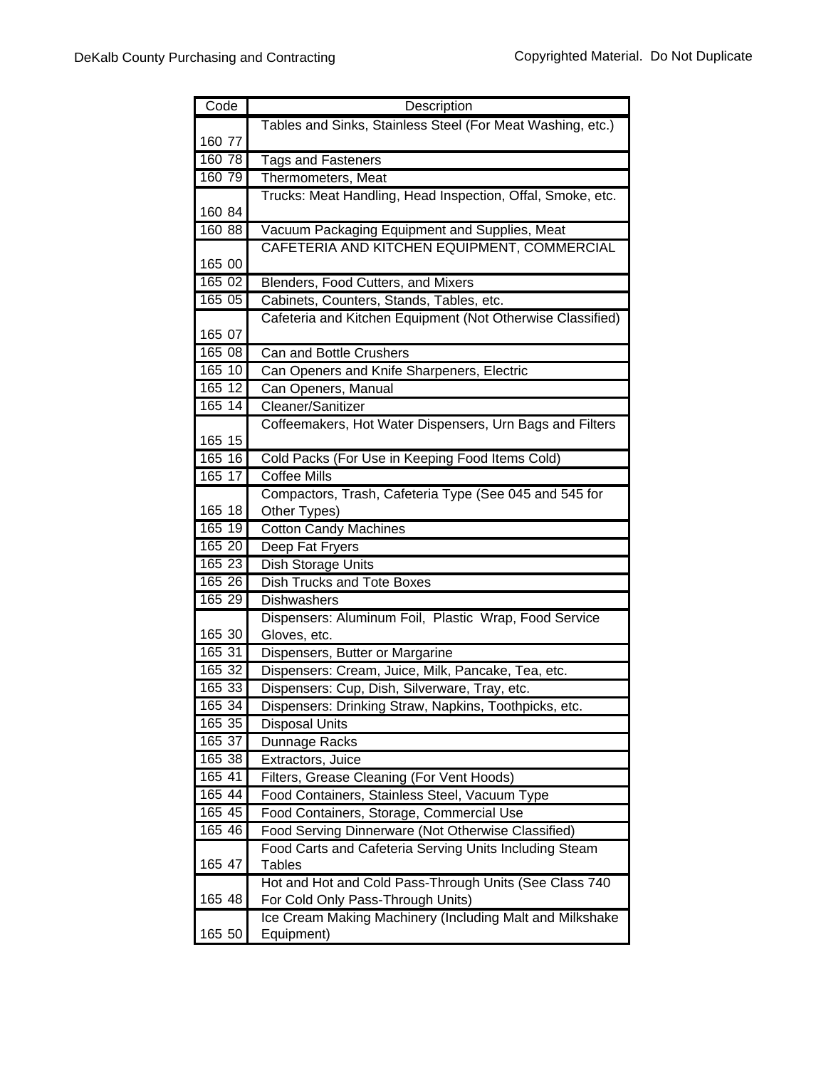| Code | Description |
|---|---|
| 160 77 | Tables and Sinks, Stainless Steel (For Meat Washing, etc.) |
| 160 78 | Tags and Fasteners |
| 160 79 | Thermometers, Meat |
| 160 84 | Trucks: Meat Handling, Head Inspection, Offal, Smoke, etc. |
| 160 88 | Vacuum Packaging Equipment and Supplies, Meat |
| 165 00 | CAFETERIA AND KITCHEN EQUIPMENT, COMMERCIAL |
| 165 02 | Blenders, Food Cutters, and Mixers |
| 165 05 | Cabinets, Counters, Stands, Tables, etc. |
| 165 07 | Cafeteria and Kitchen Equipment (Not Otherwise Classified) |
| 165 08 | Can and Bottle Crushers |
| 165 10 | Can Openers and Knife Sharpeners, Electric |
| 165 12 | Can Openers, Manual |
| 165 14 | Cleaner/Sanitizer |
| 165 15 | Coffeemakers, Hot Water Dispensers, Urn Bags and Filters |
| 165 16 | Cold Packs (For Use in Keeping Food Items Cold) |
| 165 17 | Coffee Mills |
| 165 18 | Compactors, Trash, Cafeteria Type (See 045 and 545 for Other Types) |
| 165 19 | Cotton Candy Machines |
| 165 20 | Deep Fat Fryers |
| 165 23 | Dish Storage Units |
| 165 26 | Dish Trucks and Tote Boxes |
| 165 29 | Dishwashers |
| 165 30 | Dispensers: Aluminum Foil, Plastic Wrap, Food Service Gloves, etc. |
| 165 31 | Dispensers, Butter or Margarine |
| 165 32 | Dispensers: Cream, Juice, Milk, Pancake, Tea, etc. |
| 165 33 | Dispensers: Cup, Dish, Silverware, Tray, etc. |
| 165 34 | Dispensers: Drinking Straw, Napkins, Toothpicks, etc. |
| 165 35 | Disposal Units |
| 165 37 | Dunnage Racks |
| 165 38 | Extractors, Juice |
| 165 41 | Filters, Grease Cleaning (For Vent Hoods) |
| 165 44 | Food Containers, Stainless Steel, Vacuum Type |
| 165 45 | Food Containers, Storage, Commercial Use |
| 165 46 | Food Serving Dinnerware (Not Otherwise Classified) |
| 165 47 | Food Carts and Cafeteria Serving Units Including Steam Tables |
| 165 48 | Hot and Hot and Cold Pass-Through Units (See Class 740 For Cold Only Pass-Through Units) |
| 165 50 | Ice Cream Making Machinery (Including Malt and Milkshake Equipment) |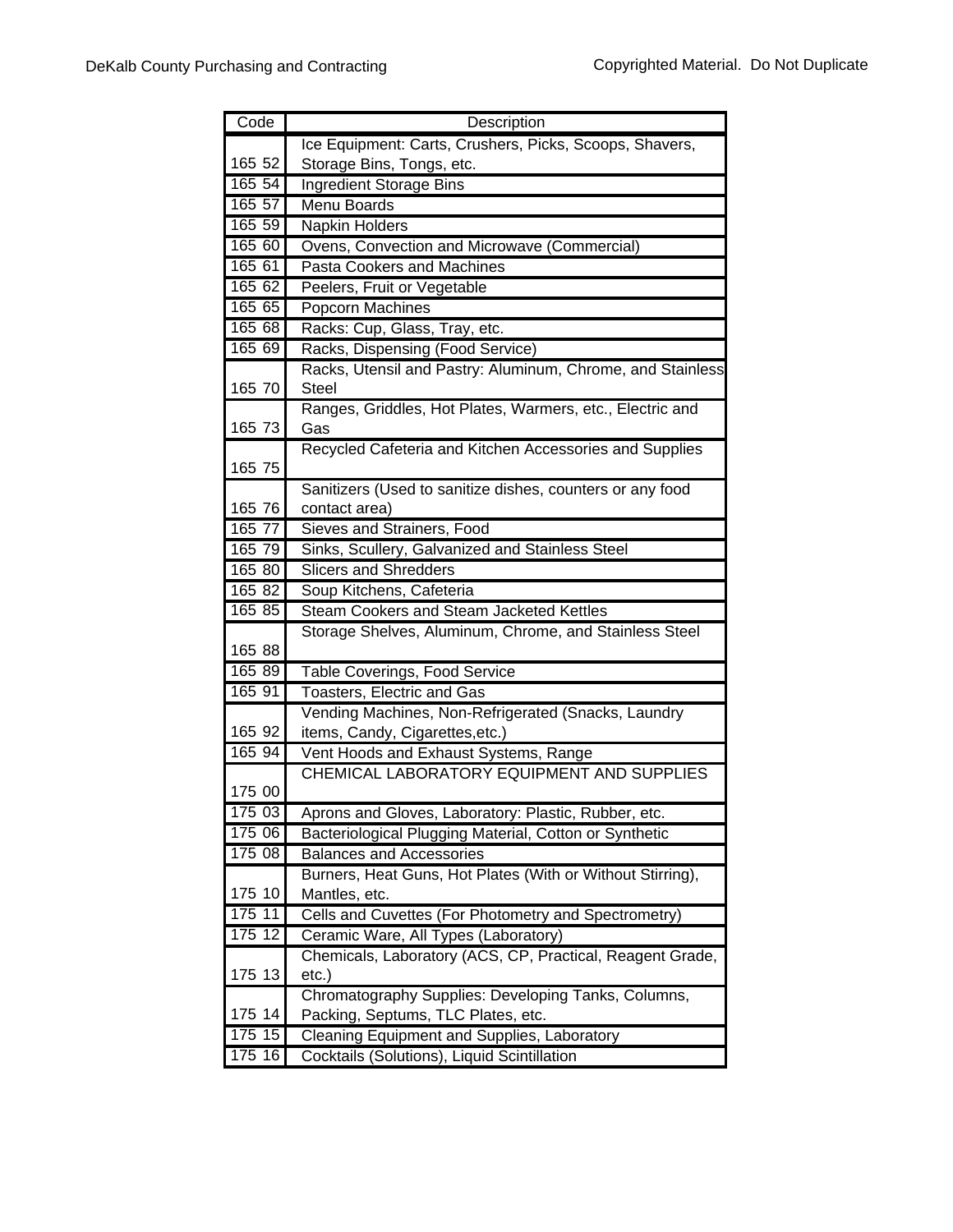| Code | Description |
|---|---|
| 165 52 | Ice Equipment: Carts, Crushers, Picks, Scoops, Shavers, Storage Bins, Tongs, etc. |
| 165 54 | Ingredient Storage Bins |
| 165 57 | Menu Boards |
| 165 59 | Napkin Holders |
| 165 60 | Ovens, Convection and Microwave (Commercial) |
| 165 61 | Pasta Cookers and Machines |
| 165 62 | Peelers, Fruit or Vegetable |
| 165 65 | Popcorn Machines |
| 165 68 | Racks: Cup, Glass, Tray, etc. |
| 165 69 | Racks, Dispensing (Food Service) |
| 165 70 | Racks, Utensil and Pastry: Aluminum, Chrome, and Stainless Steel |
| 165 73 | Ranges, Griddles, Hot Plates, Warmers, etc., Electric and Gas |
| 165 75 | Recycled Cafeteria and Kitchen Accessories and Supplies |
| 165 76 | Sanitizers (Used to sanitize dishes, counters or any food contact area) |
| 165 77 | Sieves and Strainers, Food |
| 165 79 | Sinks, Scullery, Galvanized and Stainless Steel |
| 165 80 | Slicers and Shredders |
| 165 82 | Soup Kitchens, Cafeteria |
| 165 85 | Steam Cookers and Steam Jacketed Kettles |
| 165 88 | Storage Shelves, Aluminum, Chrome, and Stainless Steel |
| 165 89 | Table Coverings, Food Service |
| 165 91 | Toasters, Electric and Gas |
| 165 92 | Vending Machines, Non-Refrigerated (Snacks, Laundry items, Candy, Cigarettes,etc.) |
| 165 94 | Vent Hoods and Exhaust Systems, Range |
| 175 00 | CHEMICAL LABORATORY EQUIPMENT AND SUPPLIES |
| 175 03 | Aprons and Gloves, Laboratory: Plastic, Rubber, etc. |
| 175 06 | Bacteriological Plugging Material, Cotton or Synthetic |
| 175 08 | Balances and Accessories |
| 175 10 | Burners, Heat Guns, Hot Plates (With or Without Stirring), Mantles, etc. |
| 175 11 | Cells and Cuvettes (For Photometry and Spectrometry) |
| 175 12 | Ceramic Ware, All Types (Laboratory) |
| 175 13 | Chemicals, Laboratory (ACS, CP, Practical, Reagent Grade, etc.) |
| 175 14 | Chromatography Supplies: Developing Tanks, Columns, Packing, Septums, TLC Plates, etc. |
| 175 15 | Cleaning Equipment and Supplies, Laboratory |
| 175 16 | Cocktails (Solutions), Liquid Scintillation |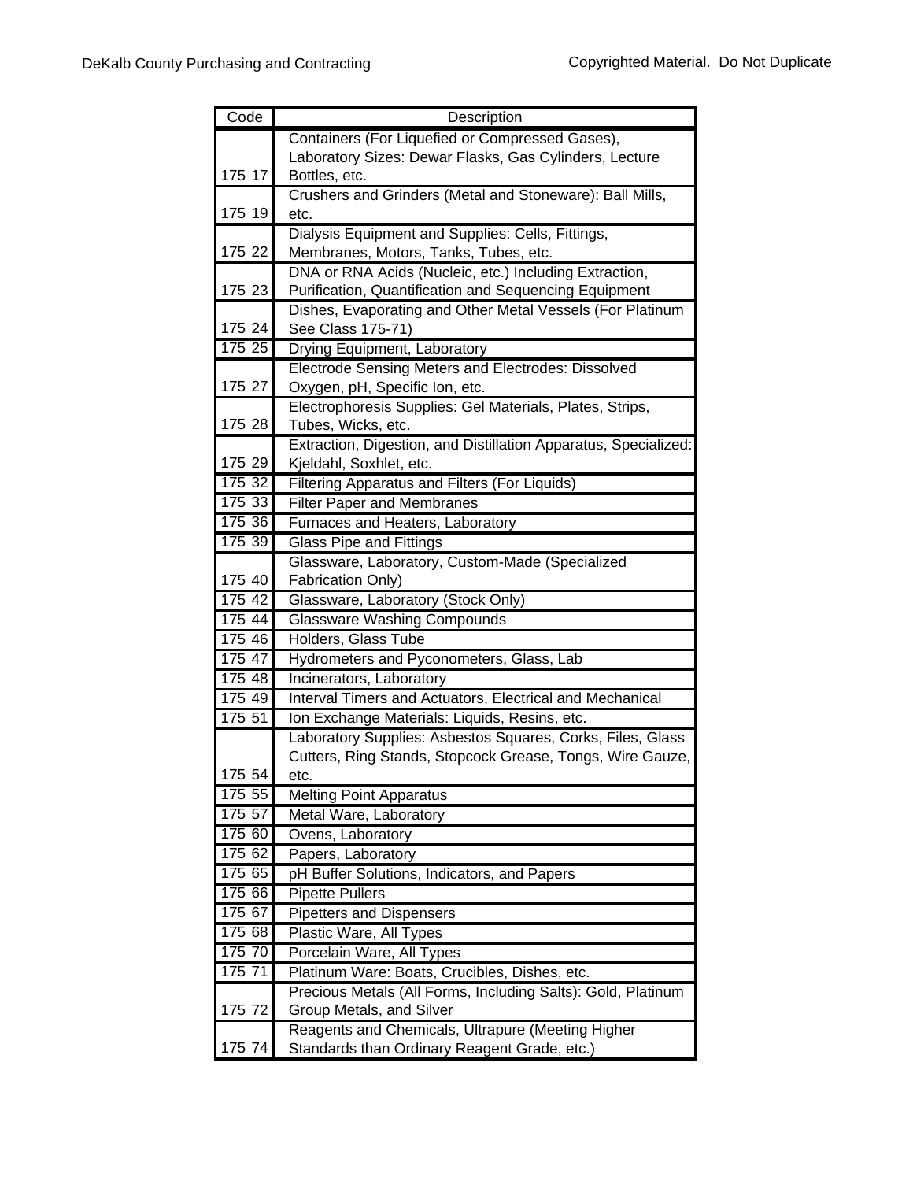| Code | Description |
|---|---|
| 175 17 | Containers (For Liquefied or Compressed Gases), Laboratory Sizes: Dewar Flasks, Gas Cylinders, Lecture Bottles, etc. |
| 175 19 | Crushers and Grinders (Metal and Stoneware): Ball Mills, etc. |
| 175 22 | Dialysis Equipment and Supplies: Cells, Fittings, Membranes, Motors, Tanks, Tubes, etc. |
| 175 23 | DNA or RNA Acids (Nucleic, etc.) Including Extraction, Purification, Quantification and Sequencing Equipment |
| 175 24 | Dishes, Evaporating and Other Metal Vessels (For Platinum See Class 175-71) |
| 175 25 | Drying Equipment, Laboratory |
| 175 27 | Electrode Sensing Meters and Electrodes: Dissolved Oxygen, pH, Specific Ion, etc. |
| 175 28 | Electrophoresis Supplies: Gel Materials, Plates, Strips, Tubes, Wicks, etc. |
| 175 29 | Extraction, Digestion, and Distillation Apparatus, Specialized: Kjeldahl, Soxhlet, etc. |
| 175 32 | Filtering Apparatus and Filters (For Liquids) |
| 175 33 | Filter Paper and Membranes |
| 175 36 | Furnaces and Heaters, Laboratory |
| 175 39 | Glass Pipe and Fittings |
| 175 40 | Glassware, Laboratory, Custom-Made (Specialized Fabrication Only) |
| 175 42 | Glassware, Laboratory (Stock Only) |
| 175 44 | Glassware Washing Compounds |
| 175 46 | Holders, Glass Tube |
| 175 47 | Hydrometers and Pyconometers, Glass, Lab |
| 175 48 | Incinerators, Laboratory |
| 175 49 | Interval Timers and Actuators, Electrical and Mechanical |
| 175 51 | Ion Exchange Materials: Liquids, Resins, etc. |
| 175 54 | Laboratory Supplies: Asbestos Squares, Corks, Files, Glass Cutters, Ring Stands, Stopcock Grease, Tongs, Wire Gauze, etc. |
| 175 55 | Melting Point Apparatus |
| 175 57 | Metal Ware, Laboratory |
| 175 60 | Ovens, Laboratory |
| 175 62 | Papers, Laboratory |
| 175 65 | pH Buffer Solutions, Indicators, and Papers |
| 175 66 | Pipette Pullers |
| 175 67 | Pipetters and Dispensers |
| 175 68 | Plastic Ware, All Types |
| 175 70 | Porcelain Ware, All Types |
| 175 71 | Platinum Ware: Boats, Crucibles, Dishes, etc. |
| 175 72 | Precious Metals (All Forms, Including Salts): Gold, Platinum Group Metals, and Silver |
| 175 74 | Reagents and Chemicals, Ultrapure (Meeting Higher Standards than Ordinary Reagent Grade, etc.) |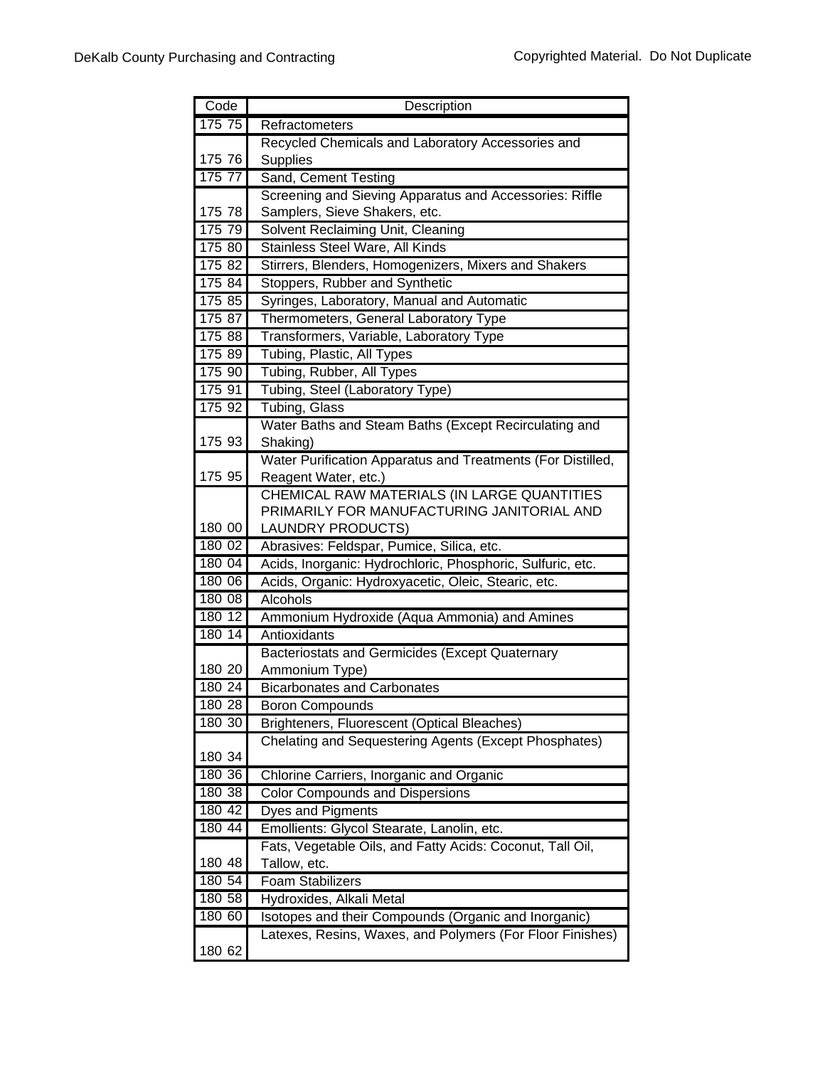| Code | Description |
|---|---|
| 175 75 | Refractometers |
| 175 76 | Recycled Chemicals and Laboratory Accessories and Supplies |
| 175 77 | Sand, Cement Testing |
| 175 78 | Screening and Sieving Apparatus and Accessories: Riffle Samplers, Sieve Shakers, etc. |
| 175 79 | Solvent Reclaiming Unit, Cleaning |
| 175 80 | Stainless Steel Ware, All Kinds |
| 175 82 | Stirrers, Blenders, Homogenizers, Mixers and Shakers |
| 175 84 | Stoppers, Rubber and Synthetic |
| 175 85 | Syringes, Laboratory, Manual and Automatic |
| 175 87 | Thermometers, General Laboratory Type |
| 175 88 | Transformers, Variable, Laboratory Type |
| 175 89 | Tubing, Plastic, All Types |
| 175 90 | Tubing, Rubber, All Types |
| 175 91 | Tubing, Steel (Laboratory Type) |
| 175 92 | Tubing, Glass |
| 175 93 | Water Baths and Steam Baths (Except Recirculating and Shaking) |
| 175 95 | Water Purification Apparatus and Treatments (For Distilled, Reagent Water, etc.) |
| 180 00 | CHEMICAL RAW MATERIALS (IN LARGE QUANTITIES PRIMARILY FOR MANUFACTURING JANITORIAL AND LAUNDRY PRODUCTS) |
| 180 02 | Abrasives: Feldspar, Pumice, Silica, etc. |
| 180 04 | Acids, Inorganic: Hydrochloric, Phosphoric, Sulfuric, etc. |
| 180 06 | Acids, Organic: Hydroxyacetic, Oleic, Stearic, etc. |
| 180 08 | Alcohols |
| 180 12 | Ammonium Hydroxide (Aqua Ammonia) and Amines |
| 180 14 | Antioxidants |
| 180 20 | Bacteriostats and Germicides (Except Quaternary Ammonium Type) |
| 180 24 | Bicarbonates and Carbonates |
| 180 28 | Boron Compounds |
| 180 30 | Brighteners, Fluorescent (Optical Bleaches) |
| 180 34 | Chelating and Sequestering Agents (Except Phosphates) |
| 180 36 | Chlorine Carriers, Inorganic and Organic |
| 180 38 | Color Compounds and Dispersions |
| 180 42 | Dyes and Pigments |
| 180 44 | Emollients: Glycol Stearate, Lanolin, etc. |
| 180 48 | Fats, Vegetable Oils, and Fatty Acids: Coconut, Tall Oil, Tallow, etc. |
| 180 54 | Foam Stabilizers |
| 180 58 | Hydroxides, Alkali Metal |
| 180 60 | Isotopes and their Compounds (Organic and Inorganic) |
| 180 62 | Latexes, Resins, Waxes, and Polymers (For Floor Finishes) |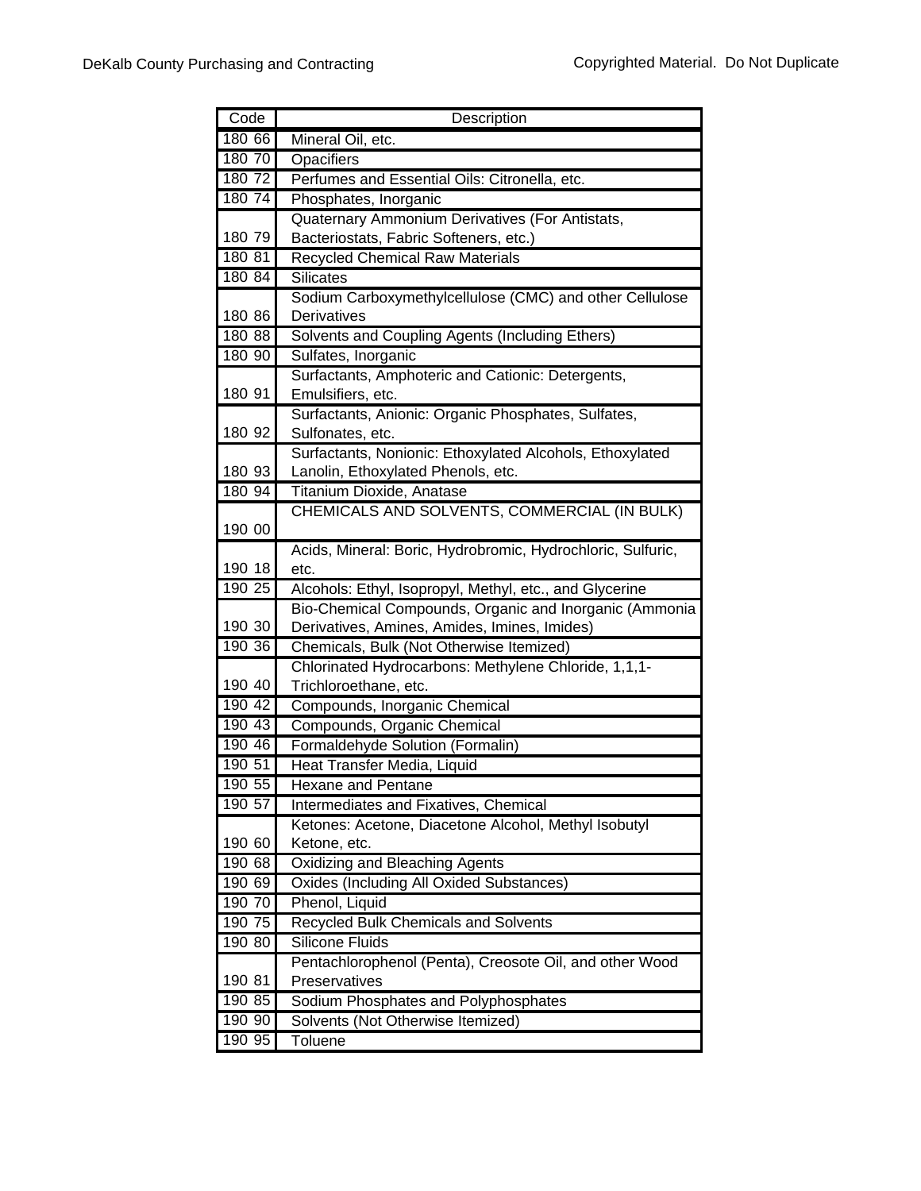| Code | Description |
|---|---|
| 180 66 | Mineral Oil, etc. |
| 180 70 | Opacifiers |
| 180 72 | Perfumes and Essential Oils: Citronella, etc. |
| 180 74 | Phosphates, Inorganic |
| 180 79 | Quaternary Ammonium Derivatives (For Antistats, Bacteriostats, Fabric Softeners, etc.) |
| 180 81 | Recycled Chemical Raw Materials |
| 180 84 | Silicates |
| 180 86 | Sodium Carboxymethylcellulose (CMC) and other Cellulose Derivatives |
| 180 88 | Solvents and Coupling Agents (Including Ethers) |
| 180 90 | Sulfates, Inorganic |
| 180 91 | Surfactants, Amphoteric and Cationic: Detergents, Emulsifiers, etc. |
| 180 92 | Surfactants, Anionic: Organic Phosphates, Sulfates, Sulfonates, etc. |
| 180 93 | Surfactants, Nonionic: Ethoxylated Alcohols, Ethoxylated Lanolin, Ethoxylated Phenols, etc. |
| 180 94 | Titanium Dioxide, Anatase |
| 190 00 | CHEMICALS AND SOLVENTS, COMMERCIAL (IN BULK) |
| 190 18 | Acids, Mineral: Boric, Hydrobromic, Hydrochloric, Sulfuric, etc. |
| 190 25 | Alcohols: Ethyl, Isopropyl, Methyl, etc., and Glycerine |
| 190 30 | Bio-Chemical Compounds, Organic and Inorganic (Ammonia Derivatives, Amines, Amides, Imines, Imides) |
| 190 36 | Chemicals, Bulk (Not Otherwise Itemized) |
| 190 40 | Chlorinated Hydrocarbons: Methylene Chloride, 1,1,1-Trichloroethane, etc. |
| 190 42 | Compounds, Inorganic Chemical |
| 190 43 | Compounds, Organic Chemical |
| 190 46 | Formaldehyde Solution (Formalin) |
| 190 51 | Heat Transfer Media, Liquid |
| 190 55 | Hexane and Pentane |
| 190 57 | Intermediates and Fixatives, Chemical |
| 190 60 | Ketones: Acetone, Diacetone Alcohol, Methyl Isobutyl Ketone, etc. |
| 190 68 | Oxidizing and Bleaching Agents |
| 190 69 | Oxides (Including All Oxided Substances) |
| 190 70 | Phenol, Liquid |
| 190 75 | Recycled Bulk Chemicals and Solvents |
| 190 80 | Silicone Fluids |
| 190 81 | Pentachlorophenol (Penta), Creosote Oil, and other Wood Preservatives |
| 190 85 | Sodium Phosphates and Polyphosphates |
| 190 90 | Solvents (Not Otherwise Itemized) |
| 190 95 | Toluene |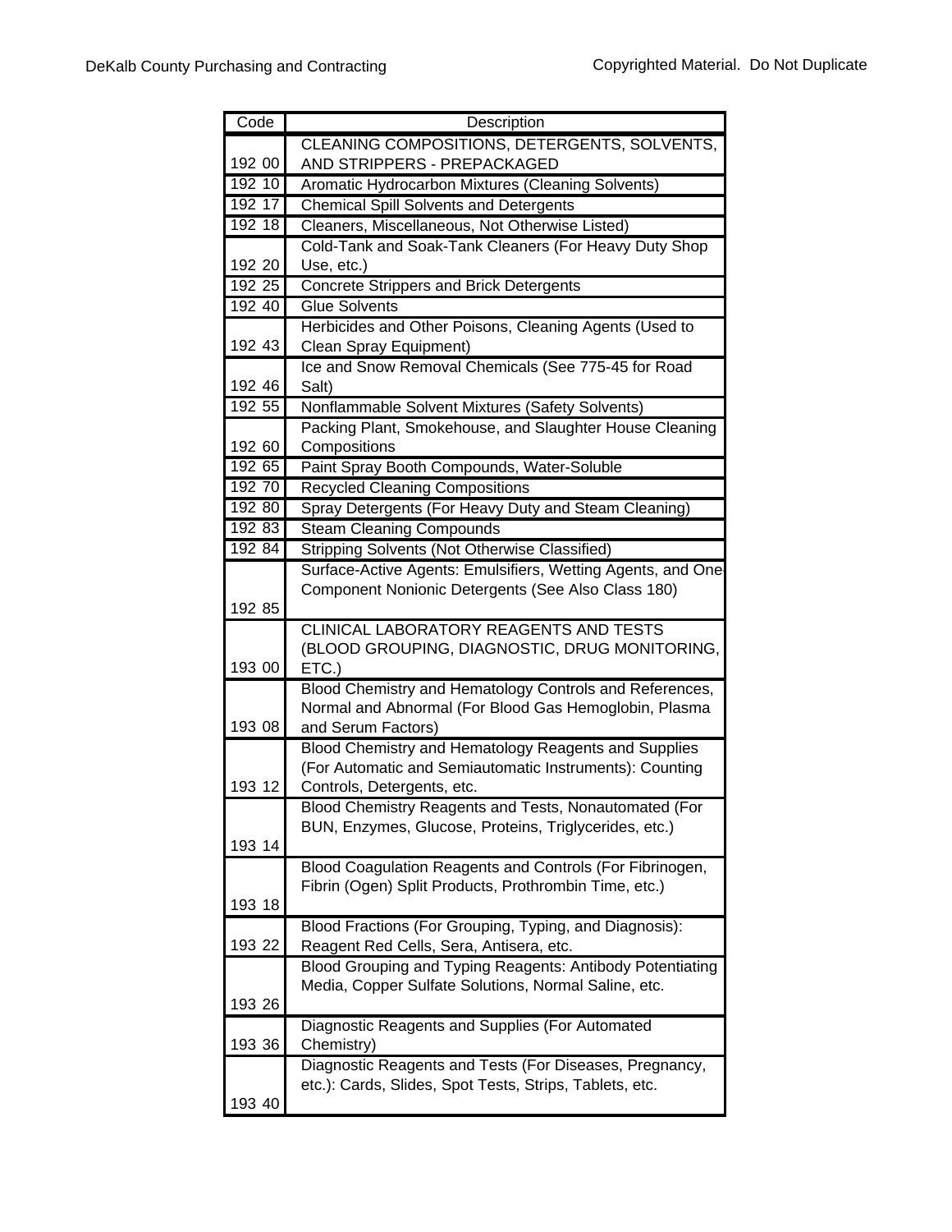| Code | Description |
|---|---|
| 192 00 | CLEANING COMPOSITIONS, DETERGENTS, SOLVENTS, AND STRIPPERS - PREPACKAGED |
| 192 10 | Aromatic Hydrocarbon Mixtures (Cleaning Solvents) |
| 192 17 | Chemical Spill Solvents and Detergents |
| 192 18 | Cleaners, Miscellaneous, Not Otherwise Listed) |
| 192 20 | Cold-Tank and Soak-Tank Cleaners (For Heavy Duty Shop Use, etc.) |
| 192 25 | Concrete Strippers and Brick Detergents |
| 192 40 | Glue Solvents |
| 192 43 | Herbicides and Other Poisons, Cleaning Agents (Used to Clean Spray Equipment) |
| 192 46 | Ice and Snow Removal Chemicals (See 775-45 for Road Salt) |
| 192 55 | Nonflammable Solvent Mixtures (Safety Solvents) |
| 192 60 | Packing Plant, Smokehouse, and Slaughter House Cleaning Compositions |
| 192 65 | Paint Spray Booth Compounds, Water-Soluble |
| 192 70 | Recycled Cleaning Compositions |
| 192 80 | Spray Detergents (For Heavy Duty and Steam Cleaning) |
| 192 83 | Steam Cleaning Compounds |
| 192 84 | Stripping Solvents (Not Otherwise Classified) |
| 192 85 | Surface-Active Agents: Emulsifiers, Wetting Agents, and One Component Nonionic Detergents (See Also Class 180) |
| 193 00 | CLINICAL LABORATORY REAGENTS AND TESTS (BLOOD GROUPING, DIAGNOSTIC, DRUG MONITORING, ETC.) |
| 193 08 | Blood Chemistry and Hematology Controls and References, Normal and Abnormal (For Blood Gas Hemoglobin, Plasma and Serum Factors) |
| 193 12 | Blood Chemistry and Hematology Reagents and Supplies (For Automatic and Semiautomatic Instruments): Counting Controls, Detergents, etc. |
| 193 14 | Blood Chemistry Reagents and Tests, Nonautomated (For BUN, Enzymes, Glucose, Proteins, Triglycerides, etc.) |
| 193 18 | Blood Coagulation Reagents and Controls (For Fibrinogen, Fibrin (Ogen) Split Products, Prothrombin Time, etc.) |
| 193 22 | Blood Fractions (For Grouping, Typing, and Diagnosis): Reagent Red Cells, Sera, Antisera, etc. |
| 193 26 | Blood Grouping and Typing Reagents: Antibody Potentiating Media, Copper Sulfate Solutions, Normal Saline, etc. |
| 193 36 | Diagnostic Reagents and Supplies (For Automated Chemistry) |
| 193 40 | Diagnostic Reagents and Tests (For Diseases, Pregnancy, etc.): Cards, Slides, Spot Tests, Strips, Tablets, etc. |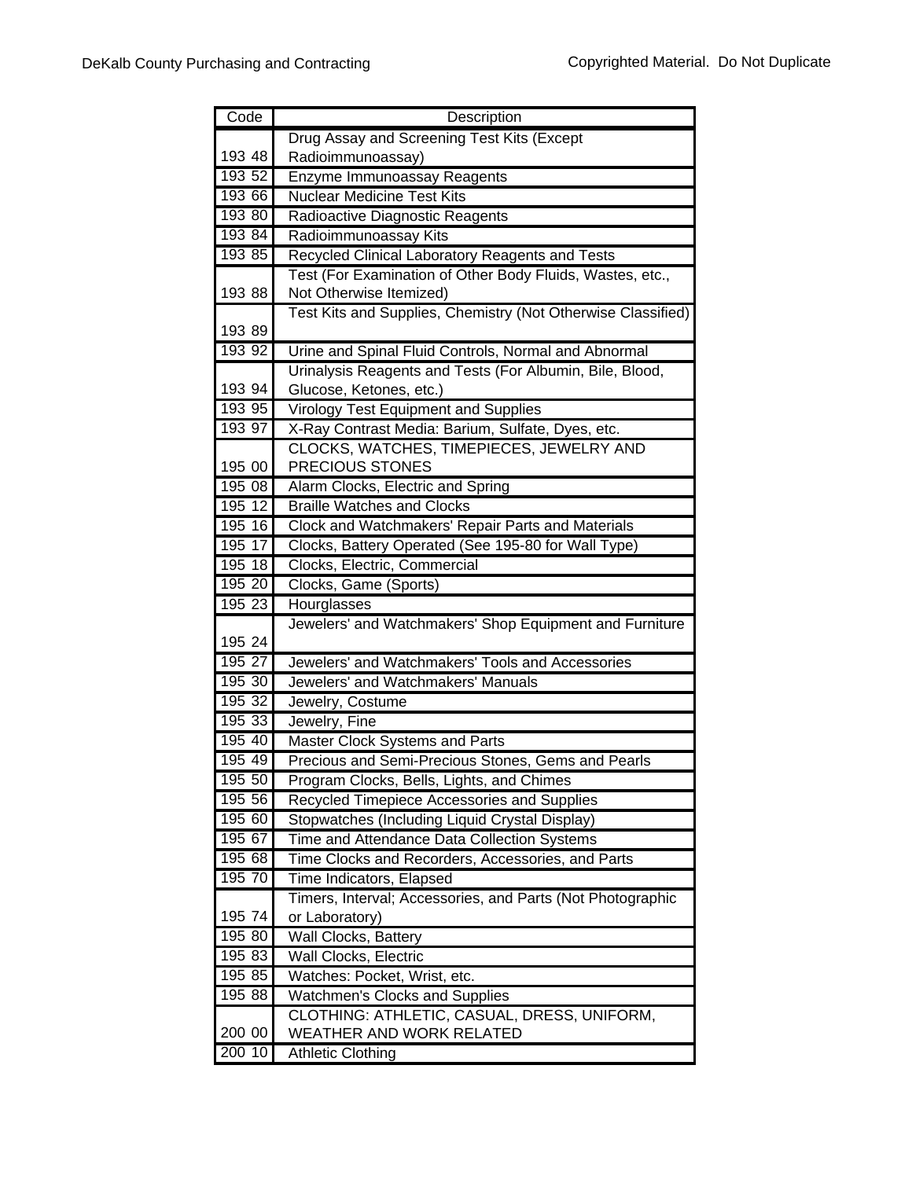| Code | Description |
|---|---|
| 193 48 | Drug Assay and Screening Test Kits (Except Radioimmunoassay) |
| 193 52 | Enzyme Immunoassay Reagents |
| 193 66 | Nuclear Medicine Test Kits |
| 193 80 | Radioactive Diagnostic Reagents |
| 193 84 | Radioimmunoassay Kits |
| 193 85 | Recycled Clinical Laboratory Reagents and Tests |
| 193 88 | Test (For Examination of Other Body Fluids, Wastes, etc., Not Otherwise Itemized) |
| 193 89 | Test Kits and Supplies, Chemistry (Not Otherwise Classified) |
| 193 92 | Urine and Spinal Fluid Controls, Normal and Abnormal |
| 193 94 | Urinalysis Reagents and Tests (For Albumin, Bile, Blood, Glucose, Ketones, etc.) |
| 193 95 | Virology Test Equipment and Supplies |
| 193 97 | X-Ray Contrast Media: Barium, Sulfate, Dyes, etc. |
| 195 00 | CLOCKS, WATCHES, TIMEPIECES, JEWELRY AND PRECIOUS STONES |
| 195 08 | Alarm Clocks, Electric and Spring |
| 195 12 | Braille Watches and Clocks |
| 195 16 | Clock and Watchmakers' Repair Parts and Materials |
| 195 17 | Clocks, Battery Operated (See 195-80 for Wall Type) |
| 195 18 | Clocks, Electric, Commercial |
| 195 20 | Clocks, Game (Sports) |
| 195 23 | Hourglasses |
| 195 24 | Jewelers' and Watchmakers' Shop Equipment and Furniture |
| 195 27 | Jewelers' and Watchmakers' Tools and Accessories |
| 195 30 | Jewelers' and Watchmakers' Manuals |
| 195 32 | Jewelry, Costume |
| 195 33 | Jewelry, Fine |
| 195 40 | Master Clock Systems and Parts |
| 195 49 | Precious and Semi-Precious Stones, Gems and Pearls |
| 195 50 | Program Clocks, Bells, Lights, and Chimes |
| 195 56 | Recycled Timepiece Accessories and Supplies |
| 195 60 | Stopwatches (Including Liquid Crystal Display) |
| 195 67 | Time and Attendance Data Collection Systems |
| 195 68 | Time Clocks and Recorders, Accessories, and Parts |
| 195 70 | Time Indicators, Elapsed |
| 195 74 | Timers, Interval; Accessories, and Parts (Not Photographic or Laboratory) |
| 195 80 | Wall Clocks, Battery |
| 195 83 | Wall Clocks, Electric |
| 195 85 | Watches: Pocket, Wrist, etc. |
| 195 88 | Watchmen's Clocks and Supplies |
| 200 00 | CLOTHING: ATHLETIC, CASUAL, DRESS, UNIFORM, WEATHER AND WORK RELATED |
| 200 10 | Athletic Clothing |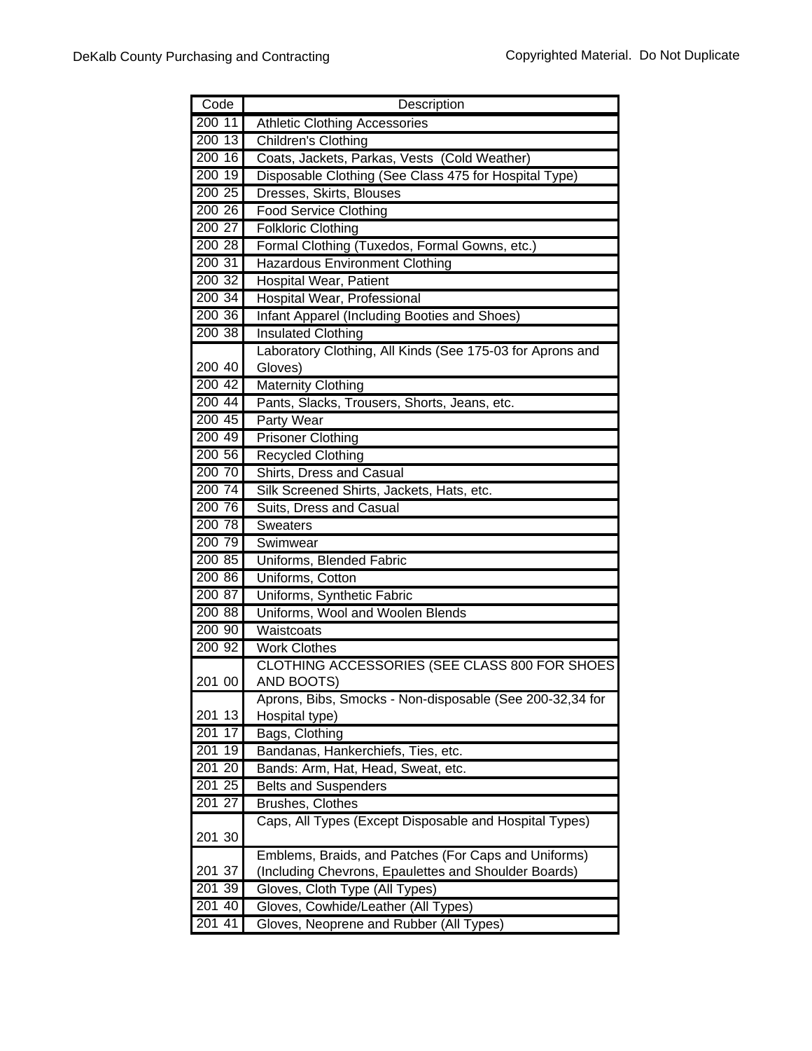| Code | Description |
|---|---|
| 200 11 | Athletic Clothing Accessories |
| 200 13 | Children's Clothing |
| 200 16 | Coats, Jackets, Parkas, Vests (Cold Weather) |
| 200 19 | Disposable Clothing (See Class 475 for Hospital Type) |
| 200 25 | Dresses, Skirts, Blouses |
| 200 26 | Food Service Clothing |
| 200 27 | Folkloric Clothing |
| 200 28 | Formal Clothing (Tuxedos, Formal Gowns, etc.) |
| 200 31 | Hazardous Environment Clothing |
| 200 32 | Hospital Wear, Patient |
| 200 34 | Hospital Wear, Professional |
| 200 36 | Infant Apparel (Including Booties and Shoes) |
| 200 38 | Insulated Clothing |
| 200 40 | Laboratory Clothing, All Kinds (See 175-03 for Aprons and Gloves) |
| 200 42 | Maternity Clothing |
| 200 44 | Pants, Slacks, Trousers, Shorts, Jeans, etc. |
| 200 45 | Party Wear |
| 200 49 | Prisoner Clothing |
| 200 56 | Recycled Clothing |
| 200 70 | Shirts, Dress and Casual |
| 200 74 | Silk Screened Shirts, Jackets, Hats, etc. |
| 200 76 | Suits, Dress and Casual |
| 200 78 | Sweaters |
| 200 79 | Swimwear |
| 200 85 | Uniforms, Blended Fabric |
| 200 86 | Uniforms, Cotton |
| 200 87 | Uniforms, Synthetic Fabric |
| 200 88 | Uniforms, Wool and Woolen Blends |
| 200 90 | Waistcoats |
| 200 92 | Work Clothes |
| 201 00 | CLOTHING ACCESSORIES (SEE CLASS 800 FOR SHOES AND BOOTS) |
| 201 13 | Aprons, Bibs, Smocks - Non-disposable (See 200-32,34 for Hospital type) |
| 201 17 | Bags, Clothing |
| 201 19 | Bandanas, Hankerchiefs, Ties, etc. |
| 201 20 | Bands: Arm, Hat, Head, Sweat, etc. |
| 201 25 | Belts and Suspenders |
| 201 27 | Brushes, Clothes |
| 201 30 | Caps, All Types (Except Disposable and Hospital Types) |
| 201 37 | Emblems, Braids, and Patches (For Caps and Uniforms) (Including Chevrons, Epaulettes and Shoulder Boards) |
| 201 39 | Gloves, Cloth Type (All Types) |
| 201 40 | Gloves, Cowhide/Leather (All Types) |
| 201 41 | Gloves, Neoprene and Rubber (All Types) |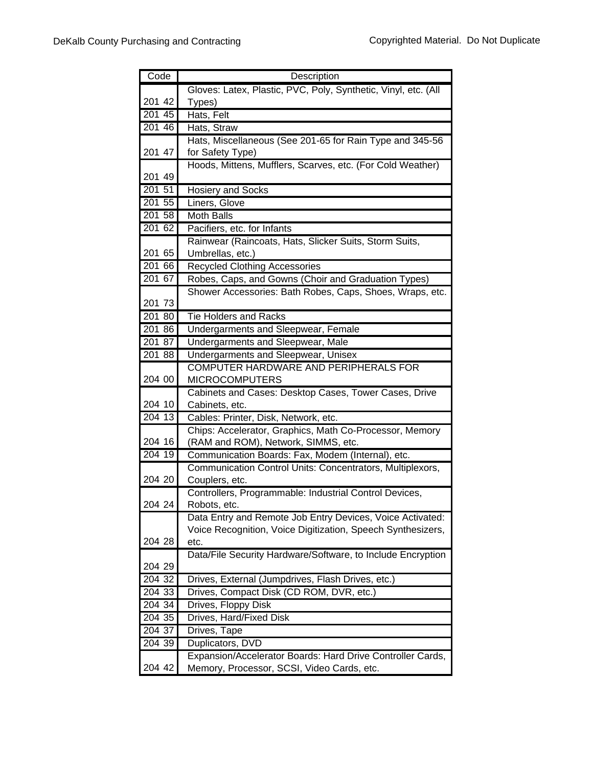| Code | Description |
| --- | --- |
| 201 42 | Gloves: Latex, Plastic, PVC, Poly, Synthetic, Vinyl, etc. (All Types) |
| 201 45 | Hats, Felt |
| 201 46 | Hats, Straw |
| 201 47 | Hats, Miscellaneous (See 201-65 for Rain Type and 345-56 for Safety Type) |
| 201 49 | Hoods, Mittens, Mufflers, Scarves, etc. (For Cold Weather) |
| 201 51 | Hosiery and Socks |
| 201 55 | Liners, Glove |
| 201 58 | Moth Balls |
| 201 62 | Pacifiers, etc. for Infants |
| 201 65 | Rainwear (Raincoats, Hats, Slicker Suits, Storm Suits, Umbrellas, etc.) |
| 201 66 | Recycled Clothing Accessories |
| 201 67 | Robes, Caps, and Gowns (Choir and Graduation Types) |
| 201 73 | Shower Accessories: Bath Robes, Caps, Shoes, Wraps, etc. |
| 201 80 | Tie Holders and Racks |
| 201 86 | Undergarments and Sleepwear, Female |
| 201 87 | Undergarments and Sleepwear, Male |
| 201 88 | Undergarments and Sleepwear, Unisex |
| 204 00 | COMPUTER HARDWARE AND PERIPHERALS FOR MICROCOMPUTERS |
| 204 10 | Cabinets and Cases: Desktop Cases, Tower Cases, Drive Cabinets, etc. |
| 204 13 | Cables: Printer, Disk, Network, etc. |
| 204 16 | Chips: Accelerator, Graphics, Math Co-Processor, Memory (RAM and ROM), Network, SIMMS, etc. |
| 204 19 | Communication Boards: Fax, Modem (Internal), etc. |
| 204 20 | Communication Control Units: Concentrators, Multiplexors, Couplers, etc. |
| 204 24 | Controllers, Programmable: Industrial Control Devices, Robots, etc. |
| 204 28 | Data Entry and Remote Job Entry Devices, Voice Activated: Voice Recognition, Voice Digitization, Speech Synthesizers, etc. |
| 204 29 | Data/File Security Hardware/Software, to Include Encryption |
| 204 32 | Drives, External (Jumpdrives, Flash Drives, etc.) |
| 204 33 | Drives, Compact Disk (CD ROM, DVR, etc.) |
| 204 34 | Drives, Floppy Disk |
| 204 35 | Drives, Hard/Fixed Disk |
| 204 37 | Drives, Tape |
| 204 39 | Duplicators, DVD |
| 204 42 | Expansion/Accelerator Boards: Hard Drive Controller Cards, Memory, Processor, SCSI, Video Cards, etc. |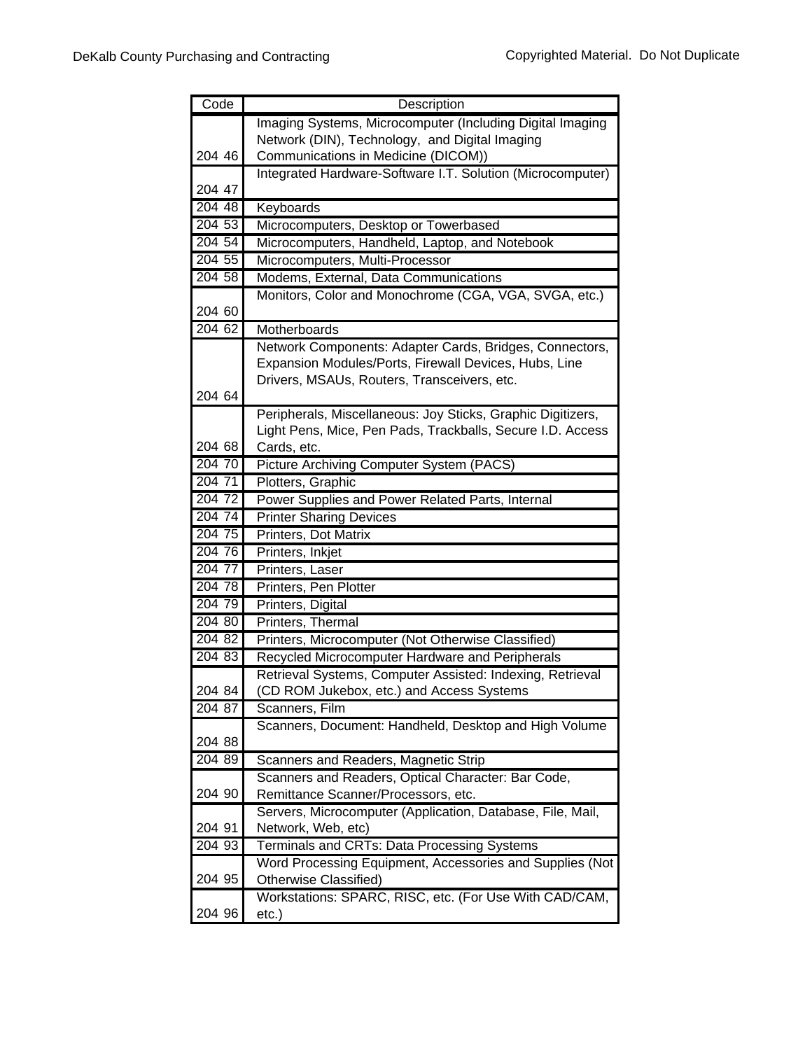| Code | Description |
|---|---|
| 204 46 | Imaging Systems, Microcomputer (Including Digital Imaging Network (DIN), Technology, and Digital Imaging Communications in Medicine (DICOM)) |
| 204 47 | Integrated Hardware-Software I.T. Solution (Microcomputer) |
| 204 48 | Keyboards |
| 204 53 | Microcomputers, Desktop or Towerbased |
| 204 54 | Microcomputers, Handheld, Laptop, and Notebook |
| 204 55 | Microcomputers, Multi-Processor |
| 204 58 | Modems, External, Data Communications |
| 204 60 | Monitors, Color and Monochrome (CGA, VGA, SVGA, etc.) |
| 204 62 | Motherboards |
| 204 64 | Network Components: Adapter Cards, Bridges, Connectors, Expansion Modules/Ports, Firewall Devices, Hubs, Line Drivers, MSAUs, Routers, Transceivers, etc. |
| 204 68 | Peripherals, Miscellaneous: Joy Sticks, Graphic Digitizers, Light Pens, Mice, Pen Pads, Trackballs, Secure I.D. Access Cards, etc. |
| 204 70 | Picture Archiving Computer System (PACS) |
| 204 71 | Plotters, Graphic |
| 204 72 | Power Supplies and Power Related Parts, Internal |
| 204 74 | Printer Sharing Devices |
| 204 75 | Printers, Dot Matrix |
| 204 76 | Printers, Inkjet |
| 204 77 | Printers, Laser |
| 204 78 | Printers, Pen Plotter |
| 204 79 | Printers, Digital |
| 204 80 | Printers, Thermal |
| 204 82 | Printers, Microcomputer (Not Otherwise Classified) |
| 204 83 | Recycled Microcomputer Hardware and Peripherals |
| 204 84 | Retrieval Systems, Computer Assisted: Indexing, Retrieval (CD ROM Jukebox, etc.) and Access Systems |
| 204 87 | Scanners, Film |
| 204 88 | Scanners, Document: Handheld, Desktop and High Volume |
| 204 89 | Scanners and Readers, Magnetic Strip |
| 204 90 | Scanners and Readers, Optical Character: Bar Code, Remittance Scanner/Processors, etc. |
| 204 91 | Servers, Microcomputer (Application, Database, File, Mail, Network, Web, etc) |
| 204 93 | Terminals and CRTs: Data Processing Systems |
| 204 95 | Word Processing Equipment, Accessories and Supplies (Not Otherwise Classified) |
| 204 96 | Workstations: SPARC, RISC, etc. (For Use With CAD/CAM, etc.) |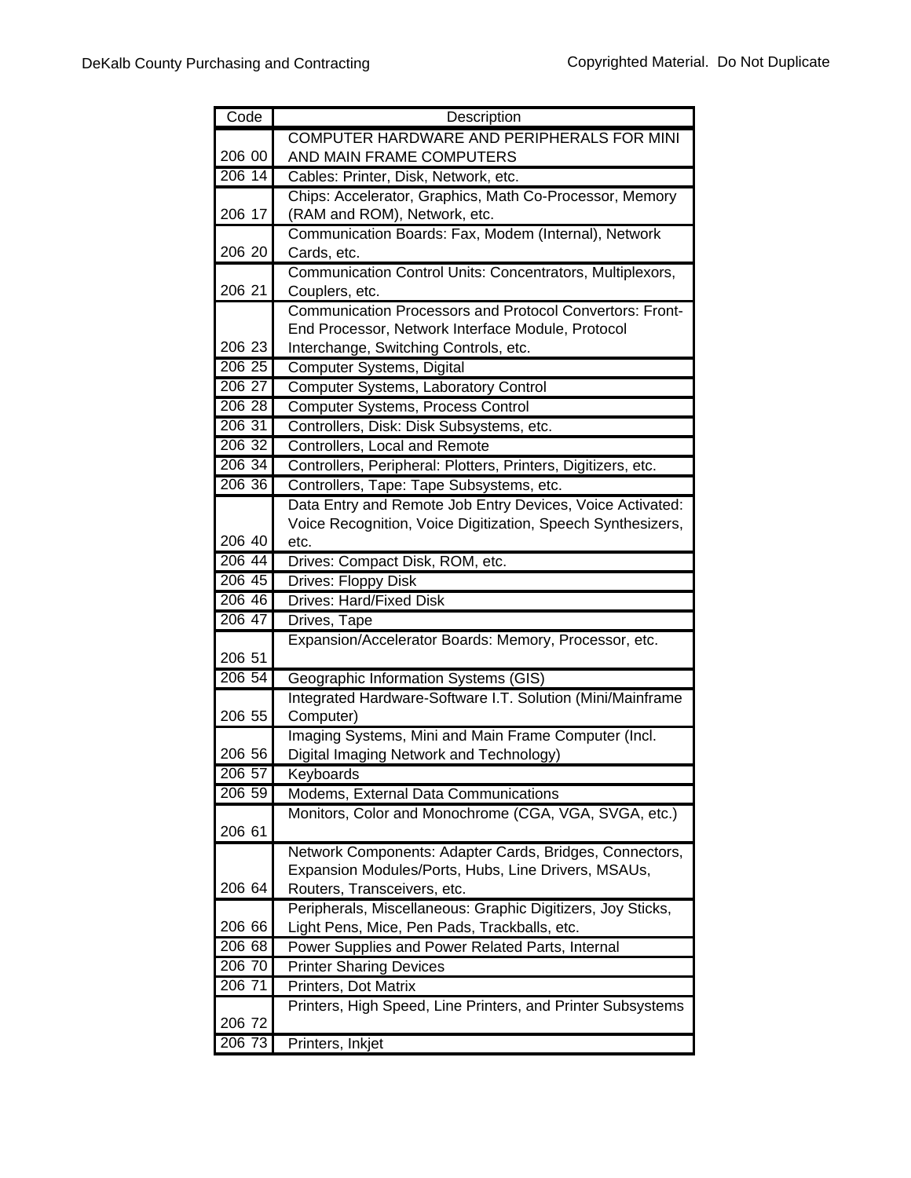| Code | Description |
|---|---|
| 206 00 | COMPUTER HARDWARE AND PERIPHERALS FOR MINI AND MAIN FRAME COMPUTERS |
| 206 14 | Cables: Printer, Disk, Network, etc. |
| 206 17 | Chips: Accelerator, Graphics, Math Co-Processor, Memory (RAM and ROM), Network, etc. |
| 206 20 | Communication Boards: Fax, Modem (Internal), Network Cards, etc. |
| 206 21 | Communication Control Units: Concentrators, Multiplexors, Couplers, etc. |
| 206 23 | Communication Processors and Protocol Convertors: Front-End Processor, Network Interface Module, Protocol Interchange, Switching Controls, etc. |
| 206 25 | Computer Systems, Digital |
| 206 27 | Computer Systems, Laboratory Control |
| 206 28 | Computer Systems, Process Control |
| 206 31 | Controllers, Disk: Disk Subsystems, etc. |
| 206 32 | Controllers, Local and Remote |
| 206 34 | Controllers, Peripheral: Plotters, Printers, Digitizers, etc. |
| 206 36 | Controllers, Tape: Tape Subsystems, etc. |
| 206 40 | Data Entry and Remote Job Entry Devices, Voice Activated: Voice Recognition, Voice Digitization, Speech Synthesizers, etc. |
| 206 44 | Drives: Compact Disk, ROM, etc. |
| 206 45 | Drives: Floppy Disk |
| 206 46 | Drives: Hard/Fixed Disk |
| 206 47 | Drives, Tape |
| 206 51 | Expansion/Accelerator Boards: Memory, Processor, etc. |
| 206 54 | Geographic Information Systems (GIS) |
| 206 55 | Integrated Hardware-Software I.T. Solution (Mini/Mainframe Computer) |
| 206 56 | Imaging Systems, Mini and Main Frame Computer (Incl. Digital Imaging Network and Technology) |
| 206 57 | Keyboards |
| 206 59 | Modems, External Data Communications |
| 206 61 | Monitors, Color and Monochrome (CGA, VGA, SVGA, etc.) |
| 206 64 | Network Components: Adapter Cards, Bridges, Connectors, Expansion Modules/Ports, Hubs, Line Drivers, MSAUs, Routers, Transceivers, etc. |
| 206 66 | Peripherals, Miscellaneous: Graphic Digitizers, Joy Sticks, Light Pens, Mice, Pen Pads, Trackballs, etc. |
| 206 68 | Power Supplies and Power Related Parts, Internal |
| 206 70 | Printer Sharing Devices |
| 206 71 | Printers, Dot Matrix |
| 206 72 | Printers, High Speed, Line Printers, and Printer Subsystems |
| 206 73 | Printers, Inkjet |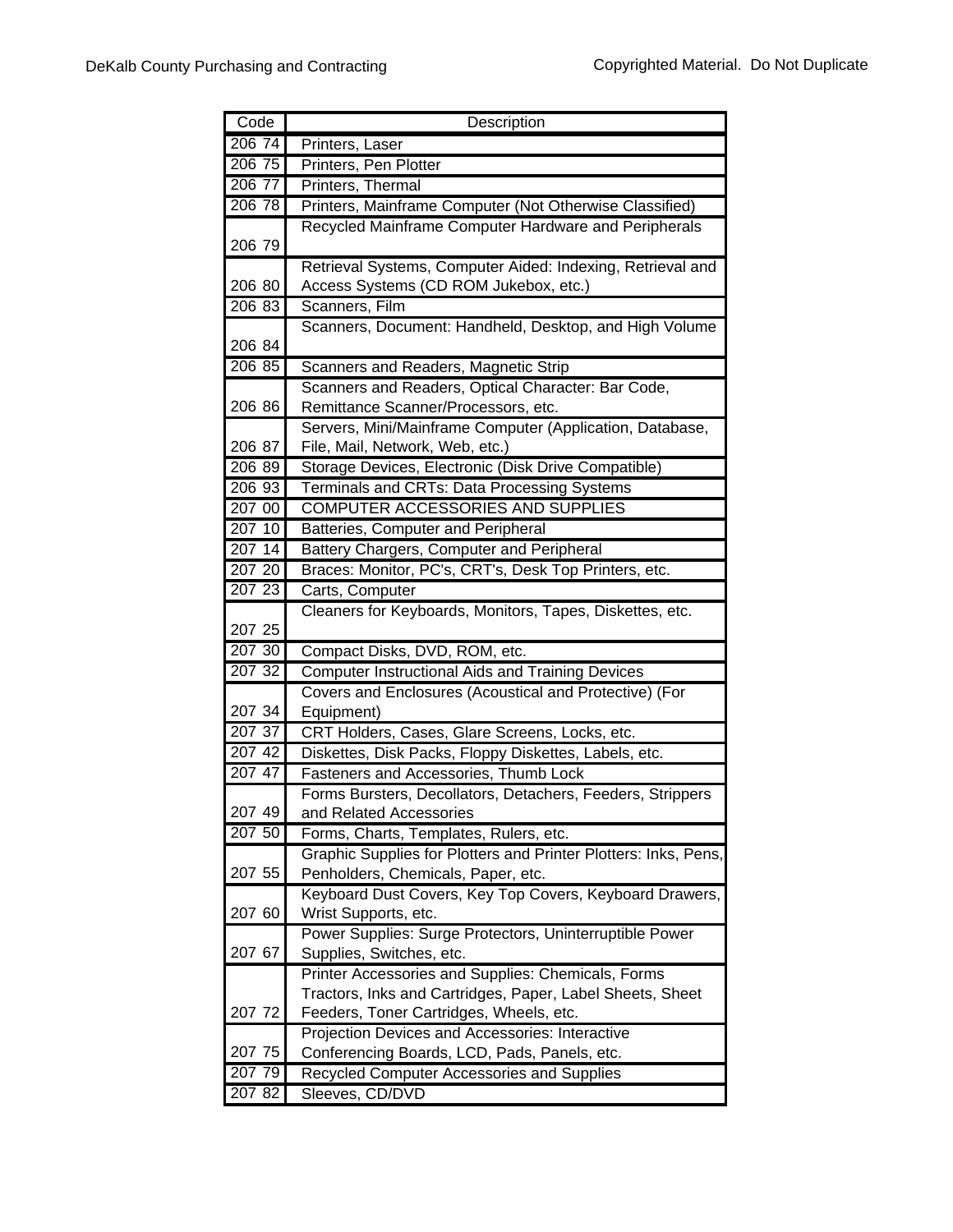| Code | Description |
|---|---|
| 206 74 | Printers, Laser |
| 206 75 | Printers, Pen Plotter |
| 206 77 | Printers, Thermal |
| 206 78 | Printers, Mainframe Computer (Not Otherwise Classified) |
| 206 79 | Recycled Mainframe Computer Hardware and Peripherals |
| 206 80 | Retrieval Systems, Computer Aided: Indexing, Retrieval and Access Systems (CD ROM Jukebox, etc.) |
| 206 83 | Scanners, Film |
| 206 84 | Scanners, Document: Handheld, Desktop, and High Volume |
| 206 85 | Scanners and Readers, Magnetic Strip |
| 206 86 | Scanners and Readers, Optical Character: Bar Code, Remittance Scanner/Processors, etc. |
| 206 87 | Servers, Mini/Mainframe Computer (Application, Database, File, Mail, Network, Web, etc.) |
| 206 89 | Storage Devices, Electronic (Disk Drive Compatible) |
| 206 93 | Terminals and CRTs: Data Processing Systems |
| 207 00 | COMPUTER ACCESSORIES AND SUPPLIES |
| 207 10 | Batteries, Computer and Peripheral |
| 207 14 | Battery Chargers, Computer and Peripheral |
| 207 20 | Braces: Monitor, PC's, CRT's, Desk Top Printers, etc. |
| 207 23 | Carts, Computer |
| 207 25 | Cleaners for Keyboards, Monitors, Tapes, Diskettes, etc. |
| 207 30 | Compact Disks, DVD, ROM, etc. |
| 207 32 | Computer Instructional Aids and Training Devices |
| 207 34 | Covers and Enclosures (Acoustical and Protective) (For Equipment) |
| 207 37 | CRT Holders, Cases, Glare Screens, Locks, etc. |
| 207 42 | Diskettes, Disk Packs, Floppy Diskettes, Labels, etc. |
| 207 47 | Fasteners and Accessories, Thumb Lock |
| 207 49 | Forms Bursters, Decollators, Detachers, Feeders, Strippers and Related Accessories |
| 207 50 | Forms, Charts, Templates, Rulers, etc. |
| 207 55 | Graphic Supplies for Plotters and Printer Plotters: Inks, Pens, Penholders, Chemicals, Paper, etc. |
| 207 60 | Keyboard Dust Covers, Key Top Covers, Keyboard Drawers, Wrist Supports, etc. |
| 207 67 | Power Supplies: Surge Protectors, Uninterruptible Power Supplies, Switches, etc. |
| 207 72 | Printer Accessories and Supplies: Chemicals, Forms Tractors, Inks and Cartridges, Paper, Label Sheets, Sheet Feeders, Toner Cartridges, Wheels, etc. |
| 207 75 | Projection Devices and Accessories: Interactive Conferencing Boards, LCD, Pads, Panels, etc. |
| 207 79 | Recycled Computer Accessories and Supplies |
| 207 82 | Sleeves, CD/DVD |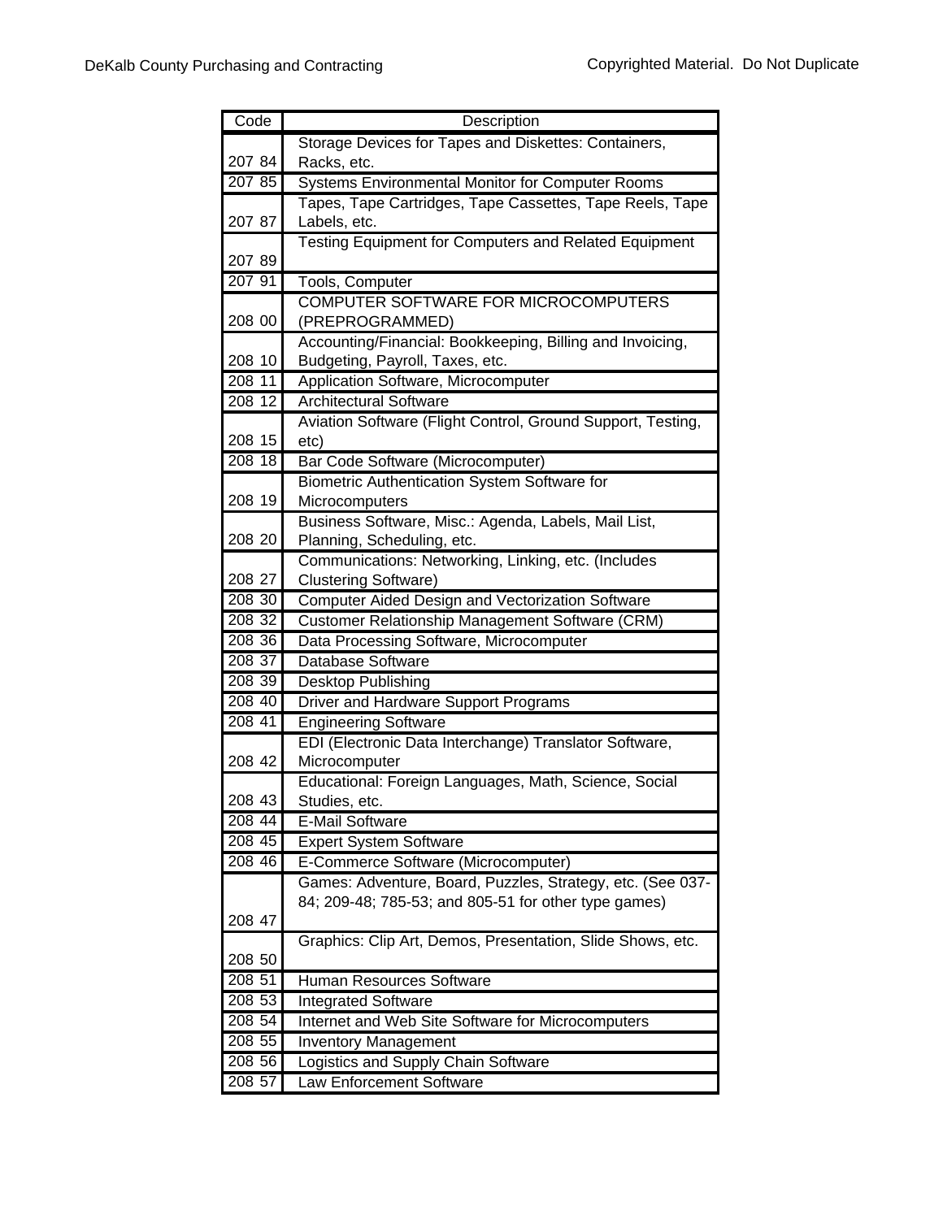| Code | Description |
|---|---|
| 207 84 | Storage Devices for Tapes and Diskettes: Containers, Racks, etc. |
| 207 85 | Systems Environmental Monitor for Computer Rooms |
| 207 87 | Tapes, Tape Cartridges, Tape Cassettes, Tape Reels, Tape Labels, etc. |
| 207 89 | Testing Equipment for Computers and Related Equipment |
| 207 91 | Tools, Computer |
| 208 00 | COMPUTER SOFTWARE FOR MICROCOMPUTERS (PREPROGRAMMED) |
| 208 10 | Accounting/Financial: Bookkeeping, Billing and Invoicing, Budgeting, Payroll, Taxes, etc. |
| 208 11 | Application Software, Microcomputer |
| 208 12 | Architectural Software |
| 208 15 | Aviation Software (Flight Control, Ground Support, Testing, etc) |
| 208 18 | Bar Code Software (Microcomputer) |
| 208 19 | Biometric Authentication System Software for Microcomputers |
| 208 20 | Business Software, Misc.: Agenda, Labels, Mail List, Planning, Scheduling, etc. |
| 208 27 | Communications: Networking, Linking, etc. (Includes Clustering Software) |
| 208 30 | Computer Aided Design and Vectorization Software |
| 208 32 | Customer Relationship Management Software (CRM) |
| 208 36 | Data Processing Software, Microcomputer |
| 208 37 | Database Software |
| 208 39 | Desktop Publishing |
| 208 40 | Driver and Hardware Support Programs |
| 208 41 | Engineering Software |
| 208 42 | EDI (Electronic Data Interchange) Translator Software, Microcomputer |
| 208 43 | Educational: Foreign Languages, Math, Science, Social Studies, etc. |
| 208 44 | E-Mail Software |
| 208 45 | Expert System Software |
| 208 46 | E-Commerce Software (Microcomputer) |
| 208 47 | Games: Adventure, Board, Puzzles, Strategy, etc. (See 037-84; 209-48; 785-53; and 805-51 for other type games) |
| 208 50 | Graphics: Clip Art, Demos, Presentation, Slide Shows, etc. |
| 208 51 | Human Resources Software |
| 208 53 | Integrated Software |
| 208 54 | Internet and Web Site Software for Microcomputers |
| 208 55 | Inventory Management |
| 208 56 | Logistics and Supply Chain Software |
| 208 57 | Law Enforcement Software |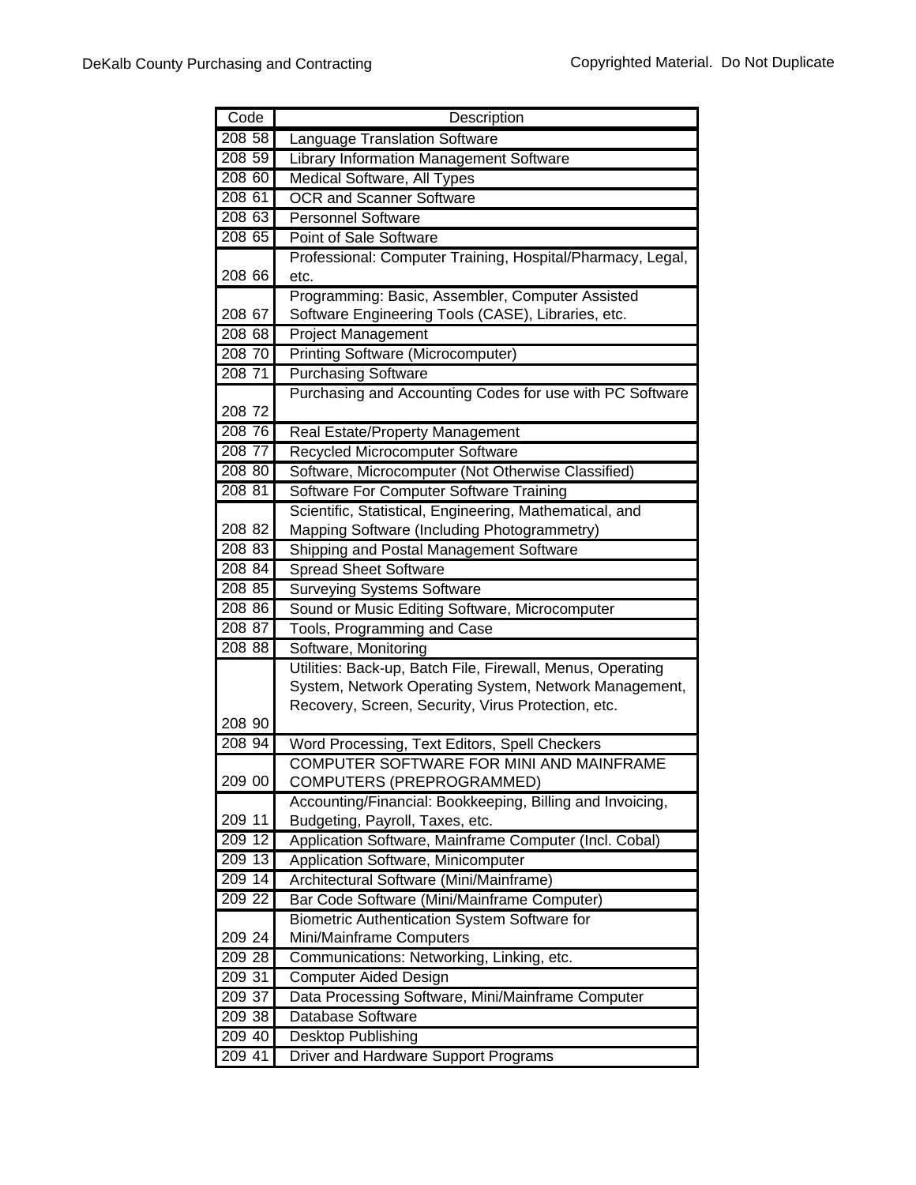| Code | Description |
| --- | --- |
| 208 58 | Language Translation Software |
| 208 59 | Library Information Management Software |
| 208 60 | Medical Software, All Types |
| 208 61 | OCR and Scanner Software |
| 208 63 | Personnel Software |
| 208 65 | Point of Sale Software |
| 208 66 | Professional: Computer Training, Hospital/Pharmacy, Legal, etc. |
| 208 67 | Programming: Basic, Assembler, Computer Assisted Software Engineering Tools (CASE), Libraries, etc. |
| 208 68 | Project Management |
| 208 70 | Printing Software (Microcomputer) |
| 208 71 | Purchasing Software |
| 208 72 | Purchasing and Accounting Codes for use with PC Software |
| 208 76 | Real Estate/Property Management |
| 208 77 | Recycled Microcomputer Software |
| 208 80 | Software, Microcomputer (Not Otherwise Classified) |
| 208 81 | Software For Computer Software Training |
| 208 82 | Scientific, Statistical, Engineering, Mathematical, and Mapping Software (Including Photogrammetry) |
| 208 83 | Shipping and Postal Management Software |
| 208 84 | Spread Sheet Software |
| 208 85 | Surveying Systems Software |
| 208 86 | Sound or Music Editing Software, Microcomputer |
| 208 87 | Tools, Programming and Case |
| 208 88 | Software, Monitoring |
| 208 90 | Utilities: Back-up, Batch File, Firewall, Menus, Operating System, Network Operating System, Network Management, Recovery, Screen, Security, Virus Protection, etc. |
| 208 94 | Word Processing, Text Editors, Spell Checkers |
| 209 00 | COMPUTER SOFTWARE FOR MINI AND MAINFRAME COMPUTERS (PREPROGRAMMED) |
| 209 11 | Accounting/Financial: Bookkeeping, Billing and Invoicing, Budgeting, Payroll, Taxes, etc. |
| 209 12 | Application Software, Mainframe Computer (Incl. Cobal) |
| 209 13 | Application Software, Minicomputer |
| 209 14 | Architectural Software (Mini/Mainframe) |
| 209 22 | Bar Code Software (Mini/Mainframe Computer) |
| 209 24 | Biometric Authentication System Software for Mini/Mainframe Computers |
| 209 28 | Communications: Networking, Linking, etc. |
| 209 31 | Computer Aided Design |
| 209 37 | Data Processing Software, Mini/Mainframe Computer |
| 209 38 | Database Software |
| 209 40 | Desktop Publishing |
| 209 41 | Driver and Hardware Support Programs |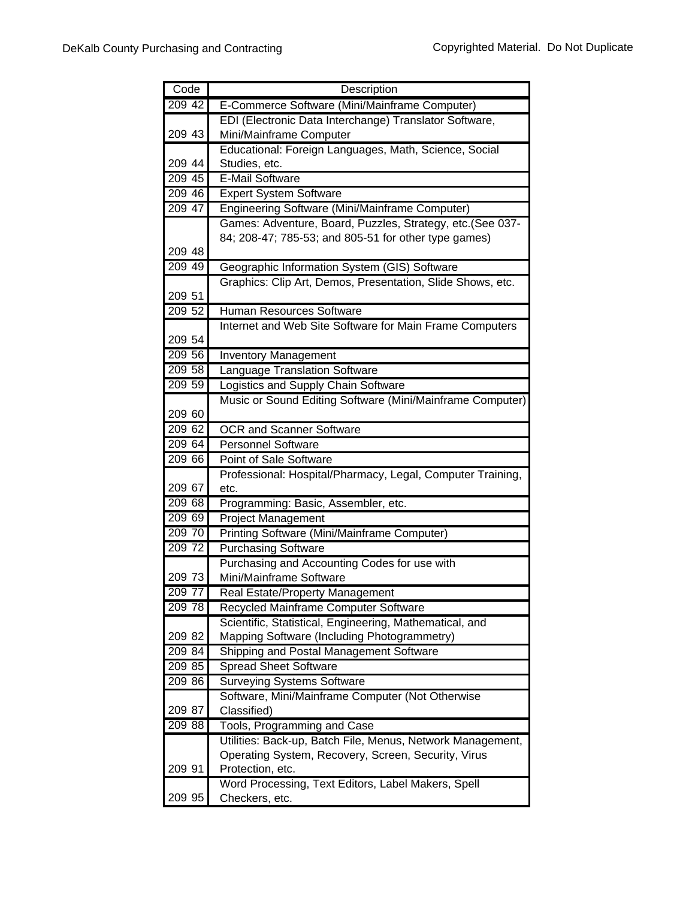| Code | Description |
|---|---|
| 209 42 | E-Commerce Software (Mini/Mainframe Computer) |
| 209 43 | EDI (Electronic Data Interchange) Translator Software, Mini/Mainframe Computer |
| 209 44 | Educational: Foreign Languages, Math, Science, Social Studies, etc. |
| 209 45 | E-Mail Software |
| 209 46 | Expert System Software |
| 209 47 | Engineering Software (Mini/Mainframe Computer) |
| 209 48 | Games: Adventure, Board, Puzzles, Strategy, etc.(See 037-84; 208-47; 785-53; and 805-51 for other type games) |
| 209 49 | Geographic Information System (GIS) Software |
| 209 51 | Graphics: Clip Art, Demos, Presentation, Slide Shows, etc. |
| 209 52 | Human Resources Software |
| 209 54 | Internet and Web Site Software for Main Frame Computers |
| 209 56 | Inventory Management |
| 209 58 | Language Translation Software |
| 209 59 | Logistics and Supply Chain Software |
| 209 60 | Music or Sound Editing Software (Mini/Mainframe Computer) |
| 209 62 | OCR and Scanner Software |
| 209 64 | Personnel Software |
| 209 66 | Point of Sale Software |
| 209 67 | Professional: Hospital/Pharmacy, Legal, Computer Training, etc. |
| 209 68 | Programming: Basic, Assembler, etc. |
| 209 69 | Project Management |
| 209 70 | Printing Software (Mini/Mainframe Computer) |
| 209 72 | Purchasing Software |
| 209 73 | Purchasing and Accounting Codes for use with Mini/Mainframe Software |
| 209 77 | Real Estate/Property Management |
| 209 78 | Recycled Mainframe Computer Software |
| 209 82 | Scientific, Statistical, Engineering, Mathematical, and Mapping Software (Including Photogrammetry) |
| 209 84 | Shipping and Postal Management Software |
| 209 85 | Spread Sheet Software |
| 209 86 | Surveying Systems Software |
| 209 87 | Software, Mini/Mainframe Computer (Not Otherwise Classified) |
| 209 88 | Tools, Programming and Case |
| 209 91 | Utilities: Back-up, Batch File, Menus, Network Management, Operating System, Recovery, Screen, Security, Virus Protection, etc. |
| 209 95 | Word Processing, Text Editors, Label Makers, Spell Checkers, etc. |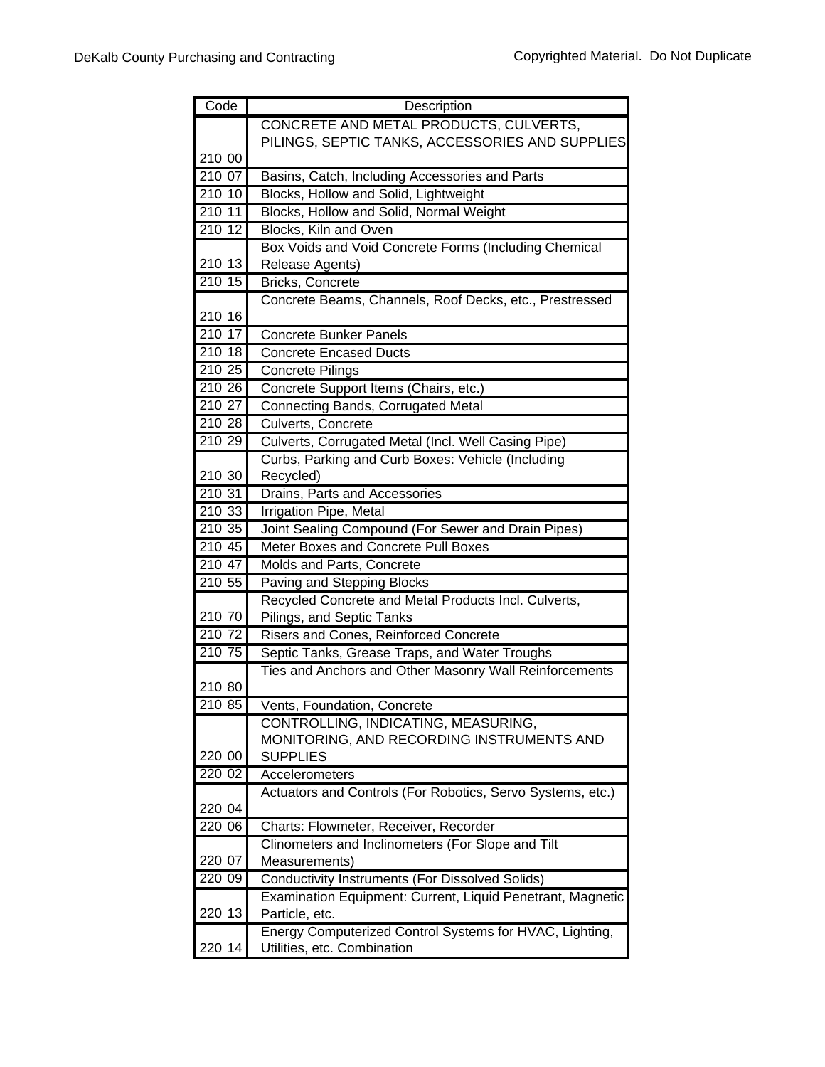| Code | Description |
|---|---|
| 210 00 | CONCRETE AND METAL PRODUCTS, CULVERTS, PILINGS, SEPTIC TANKS, ACCESSORIES AND SUPPLIES |
| 210 07 | Basins, Catch, Including Accessories and Parts |
| 210 10 | Blocks, Hollow and Solid, Lightweight |
| 210 11 | Blocks, Hollow and Solid, Normal Weight |
| 210 12 | Blocks, Kiln and Oven |
| 210 13 | Box Voids and Void Concrete Forms (Including Chemical Release Agents) |
| 210 15 | Bricks, Concrete |
| 210 16 | Concrete Beams, Channels, Roof Decks, etc., Prestressed |
| 210 17 | Concrete Bunker Panels |
| 210 18 | Concrete Encased Ducts |
| 210 25 | Concrete Pilings |
| 210 26 | Concrete Support Items (Chairs, etc.) |
| 210 27 | Connecting Bands, Corrugated Metal |
| 210 28 | Culverts, Concrete |
| 210 29 | Culverts, Corrugated Metal (Incl. Well Casing Pipe) |
| 210 30 | Curbs, Parking and Curb Boxes: Vehicle (Including Recycled) |
| 210 31 | Drains, Parts and Accessories |
| 210 33 | Irrigation Pipe, Metal |
| 210 35 | Joint Sealing Compound (For Sewer and Drain Pipes) |
| 210 45 | Meter Boxes and Concrete Pull Boxes |
| 210 47 | Molds and Parts, Concrete |
| 210 55 | Paving and Stepping Blocks |
| 210 70 | Recycled Concrete and Metal Products Incl. Culverts, Pilings, and Septic Tanks |
| 210 72 | Risers and Cones, Reinforced Concrete |
| 210 75 | Septic Tanks, Grease Traps, and Water Troughs |
| 210 80 | Ties and Anchors and Other Masonry Wall Reinforcements |
| 210 85 | Vents, Foundation, Concrete |
| 220 00 | CONTROLLING, INDICATING, MEASURING, MONITORING, AND RECORDING INSTRUMENTS AND SUPPLIES |
| 220 02 | Accelerometers |
| 220 04 | Actuators and Controls (For Robotics, Servo Systems, etc.) |
| 220 06 | Charts: Flowmeter, Receiver, Recorder |
| 220 07 | Clinometers and Inclinometers (For Slope and Tilt Measurements) |
| 220 09 | Conductivity Instruments (For Dissolved Solids) |
| 220 13 | Examination Equipment: Current, Liquid Penetrant, Magnetic Particle, etc. |
| 220 14 | Energy Computerized Control Systems for HVAC, Lighting, Utilities, etc. Combination |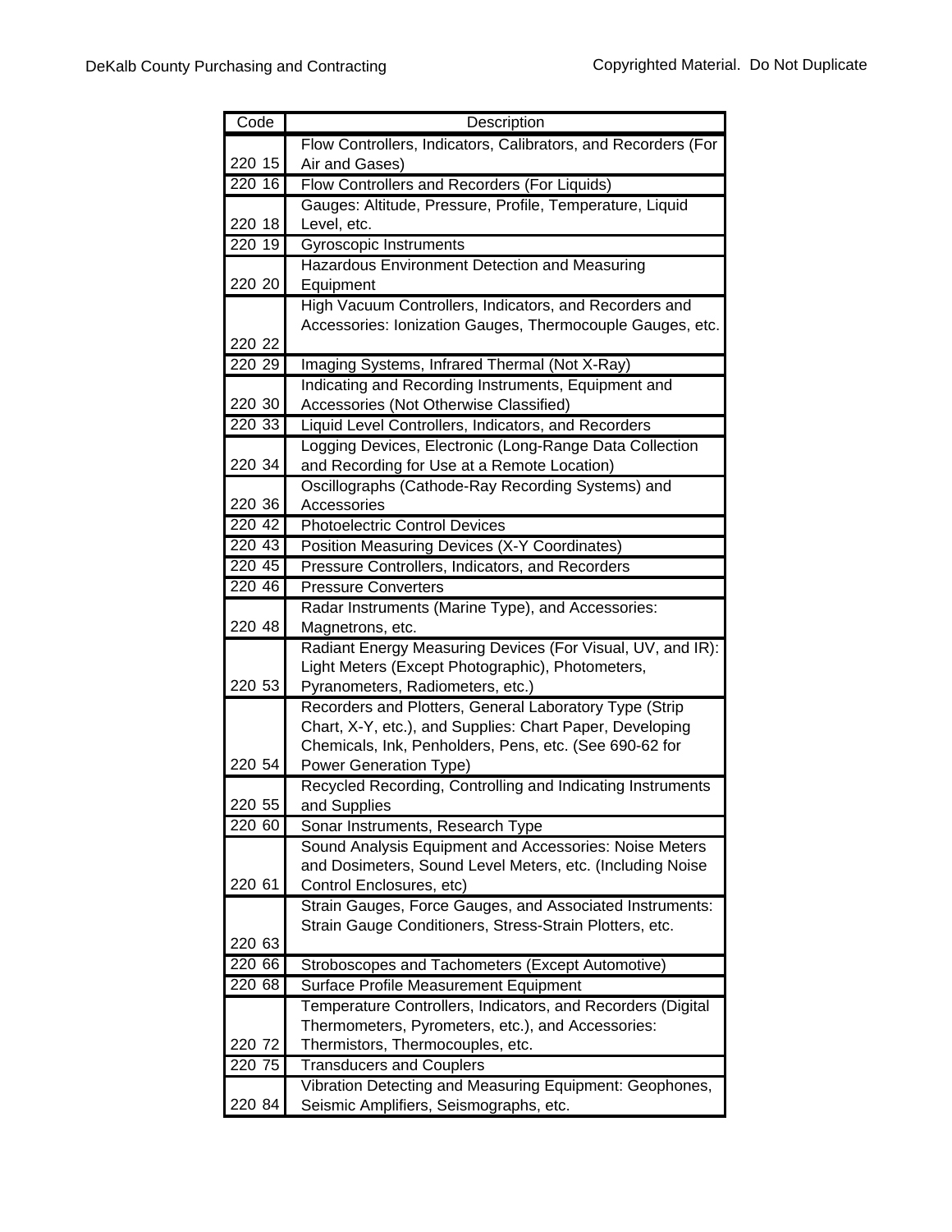| Code | Description |
|---|---|
| 220 15 | Flow Controllers, Indicators, Calibrators, and Recorders (For Air and Gases) |
| 220 16 | Flow Controllers and Recorders (For Liquids) |
| 220 18 | Gauges: Altitude, Pressure, Profile, Temperature, Liquid Level, etc. |
| 220 19 | Gyroscopic Instruments |
| 220 20 | Hazardous Environment Detection and Measuring Equipment |
| 220 22 | High Vacuum Controllers, Indicators, and Recorders and Accessories: Ionization Gauges, Thermocouple Gauges, etc. |
| 220 29 | Imaging Systems, Infrared Thermal (Not X-Ray) |
| 220 30 | Indicating and Recording Instruments, Equipment and Accessories (Not Otherwise Classified) |
| 220 33 | Liquid Level Controllers, Indicators, and Recorders |
| 220 34 | Logging Devices, Electronic (Long-Range Data Collection and Recording for Use at a Remote Location) |
| 220 36 | Oscillographs (Cathode-Ray Recording Systems) and Accessories |
| 220 42 | Photoelectric Control Devices |
| 220 43 | Position Measuring Devices (X-Y Coordinates) |
| 220 45 | Pressure Controllers, Indicators, and Recorders |
| 220 46 | Pressure Converters |
| 220 48 | Radar Instruments (Marine Type), and Accessories: Magnetrons, etc. |
| 220 53 | Radiant Energy Measuring Devices (For Visual, UV, and IR): Light Meters (Except Photographic), Photometers, Pyranometers, Radiometers, etc.) |
| 220 54 | Recorders and Plotters, General Laboratory Type (Strip Chart, X-Y, etc.), and Supplies: Chart Paper, Developing Chemicals, Ink, Penholders, Pens, etc. (See 690-62 for Power Generation Type) |
| 220 55 | Recycled Recording, Controlling and Indicating Instruments and Supplies |
| 220 60 | Sonar Instruments, Research Type |
| 220 61 | Sound Analysis Equipment and Accessories: Noise Meters and Dosimeters, Sound Level Meters, etc. (Including Noise Control Enclosures, etc) |
| 220 63 | Strain Gauges, Force Gauges, and Associated Instruments: Strain Gauge Conditioners, Stress-Strain Plotters, etc. |
| 220 66 | Stroboscopes and Tachometers (Except Automotive) |
| 220 68 | Surface Profile Measurement Equipment |
| 220 72 | Temperature Controllers, Indicators, and Recorders (Digital Thermometers, Pyrometers, etc.), and Accessories: Thermistors, Thermocouples, etc. |
| 220 75 | Transducers and Couplers |
| 220 84 | Vibration Detecting and Measuring Equipment: Geophones, Seismic Amplifiers, Seismographs, etc. |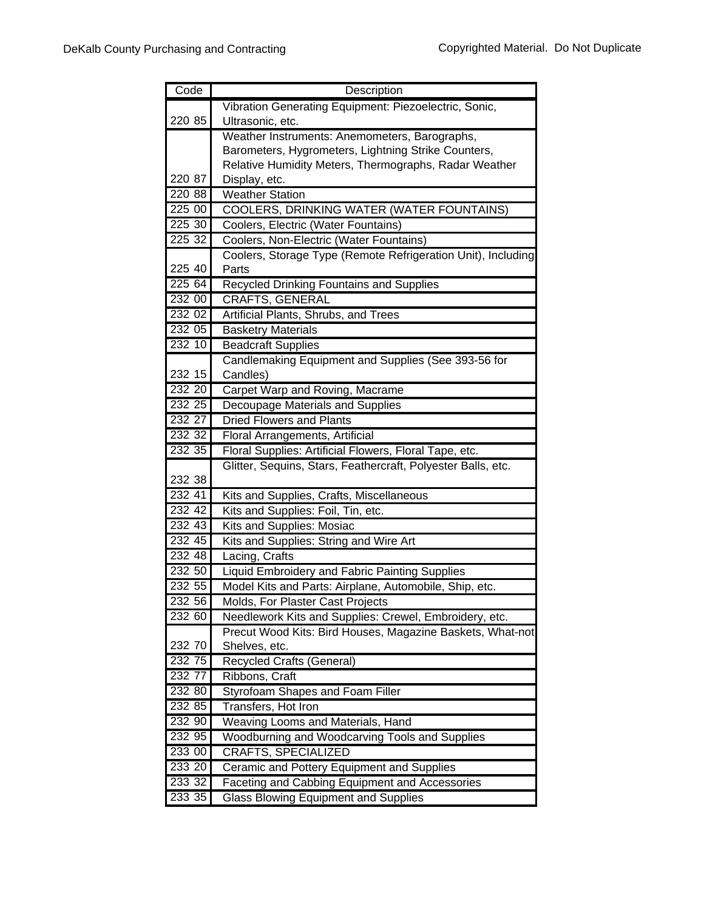| Code | Description |
| --- | --- |
| 220 85 | Vibration Generating Equipment: Piezoelectric, Sonic, Ultrasonic, etc. |
| 220 87 | Weather Instruments: Anemometers, Barographs, Barometers, Hygrometers, Lightning Strike Counters, Relative Humidity Meters, Thermographs, Radar Weather Display, etc. |
| 220 88 | Weather Station |
| 225 00 | COOLERS, DRINKING WATER (WATER FOUNTAINS) |
| 225 30 | Coolers, Electric (Water Fountains) |
| 225 32 | Coolers, Non-Electric (Water Fountains) |
| 225 40 | Coolers, Storage Type (Remote Refrigeration Unit), Including Parts |
| 225 64 | Recycled Drinking Fountains and Supplies |
| 232 00 | CRAFTS, GENERAL |
| 232 02 | Artificial Plants, Shrubs, and Trees |
| 232 05 | Basketry Materials |
| 232 10 | Beadcraft Supplies |
| 232 15 | Candlemaking Equipment and Supplies (See 393-56 for Candles) |
| 232 20 | Carpet Warp and Roving, Macrame |
| 232 25 | Decoupage Materials and Supplies |
| 232 27 | Dried Flowers and Plants |
| 232 32 | Floral Arrangements, Artificial |
| 232 35 | Floral Supplies: Artificial Flowers, Floral Tape, etc. |
| 232 38 | Glitter, Sequins, Stars, Feathercraft, Polyester Balls, etc. |
| 232 41 | Kits and Supplies, Crafts, Miscellaneous |
| 232 42 | Kits and Supplies: Foil, Tin, etc. |
| 232 43 | Kits and Supplies: Mosiac |
| 232 45 | Kits and Supplies: String and Wire Art |
| 232 48 | Lacing, Crafts |
| 232 50 | Liquid Embroidery and Fabric Painting Supplies |
| 232 55 | Model Kits and Parts: Airplane, Automobile, Ship, etc. |
| 232 56 | Molds, For Plaster Cast Projects |
| 232 60 | Needlework Kits and Supplies: Crewel, Embroidery, etc. |
| 232 70 | Precut Wood Kits: Bird Houses, Magazine Baskets, What-not Shelves, etc. |
| 232 75 | Recycled Crafts (General) |
| 232 77 | Ribbons, Craft |
| 232 80 | Styrofoam Shapes and Foam Filler |
| 232 85 | Transfers, Hot Iron |
| 232 90 | Weaving Looms and Materials, Hand |
| 232 95 | Woodburning and Woodcarving Tools and Supplies |
| 233 00 | CRAFTS, SPECIALIZED |
| 233 20 | Ceramic and Pottery Equipment and Supplies |
| 233 32 | Faceting and Cabbing Equipment and Accessories |
| 233 35 | Glass Blowing Equipment and Supplies |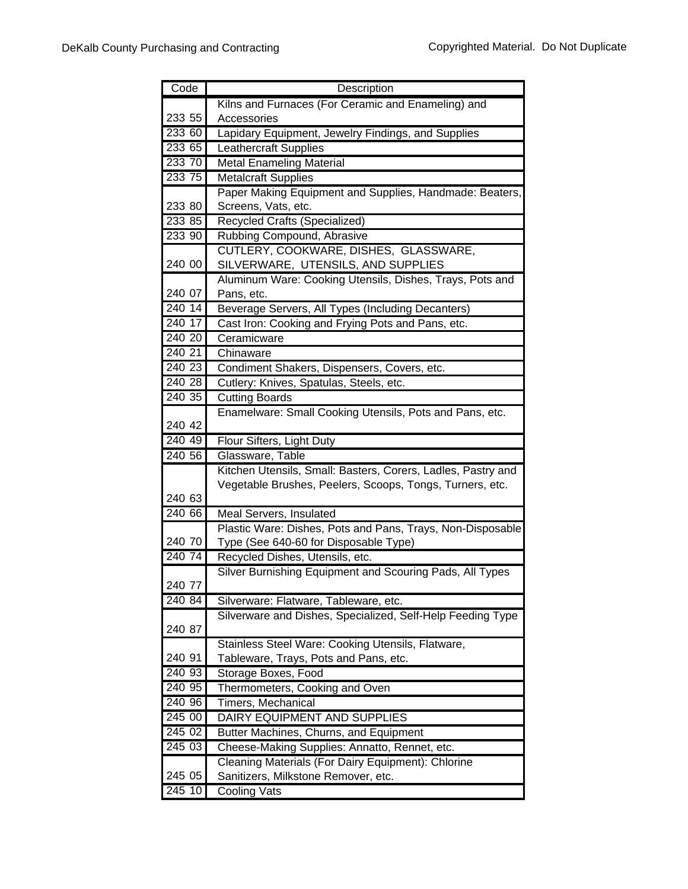| Code | Description |
|---|---|
| 233 55 | Kilns and Furnaces (For Ceramic and Enameling) and Accessories |
| 233 60 | Lapidary Equipment, Jewelry Findings, and Supplies |
| 233 65 | Leathercraft Supplies |
| 233 70 | Metal Enameling Material |
| 233 75 | Metalcraft Supplies |
| 233 80 | Paper Making Equipment and Supplies, Handmade: Beaters, Screens, Vats, etc. |
| 233 85 | Recycled Crafts (Specialized) |
| 233 90 | Rubbing Compound, Abrasive |
| 240 00 | CUTLERY, COOKWARE, DISHES, GLASSWARE, SILVERWARE, UTENSILS, AND SUPPLIES |
| 240 07 | Aluminum Ware: Cooking Utensils, Dishes, Trays, Pots and Pans, etc. |
| 240 14 | Beverage Servers, All Types (Including Decanters) |
| 240 17 | Cast Iron: Cooking and Frying Pots and Pans, etc. |
| 240 20 | Ceramicware |
| 240 21 | Chinaware |
| 240 23 | Condiment Shakers, Dispensers, Covers, etc. |
| 240 28 | Cutlery: Knives, Spatulas, Steels, etc. |
| 240 35 | Cutting Boards |
| 240 42 | Enamelware: Small Cooking Utensils, Pots and Pans, etc. |
| 240 49 | Flour Sifters, Light Duty |
| 240 56 | Glassware, Table |
| 240 63 | Kitchen Utensils, Small: Basters, Corers, Ladles, Pastry and Vegetable Brushes, Peelers, Scoops, Tongs, Turners, etc. |
| 240 66 | Meal Servers, Insulated |
| 240 70 | Plastic Ware: Dishes, Pots and Pans, Trays, Non-Disposable Type (See 640-60 for Disposable Type) |
| 240 74 | Recycled Dishes, Utensils, etc. |
| 240 77 | Silver Burnishing Equipment and Scouring Pads, All Types |
| 240 84 | Silverware: Flatware, Tableware, etc. |
| 240 87 | Silverware and Dishes, Specialized, Self-Help Feeding Type |
| 240 91 | Stainless Steel Ware: Cooking Utensils, Flatware, Tableware, Trays, Pots and Pans, etc. |
| 240 93 | Storage Boxes, Food |
| 240 95 | Thermometers, Cooking and Oven |
| 240 96 | Timers, Mechanical |
| 245 00 | DAIRY EQUIPMENT AND SUPPLIES |
| 245 02 | Butter Machines, Churns, and Equipment |
| 245 03 | Cheese-Making Supplies: Annatto, Rennet, etc. |
| 245 05 | Cleaning Materials (For Dairy Equipment): Chlorine Sanitizers, Milkstone Remover, etc. |
| 245 10 | Cooling Vats |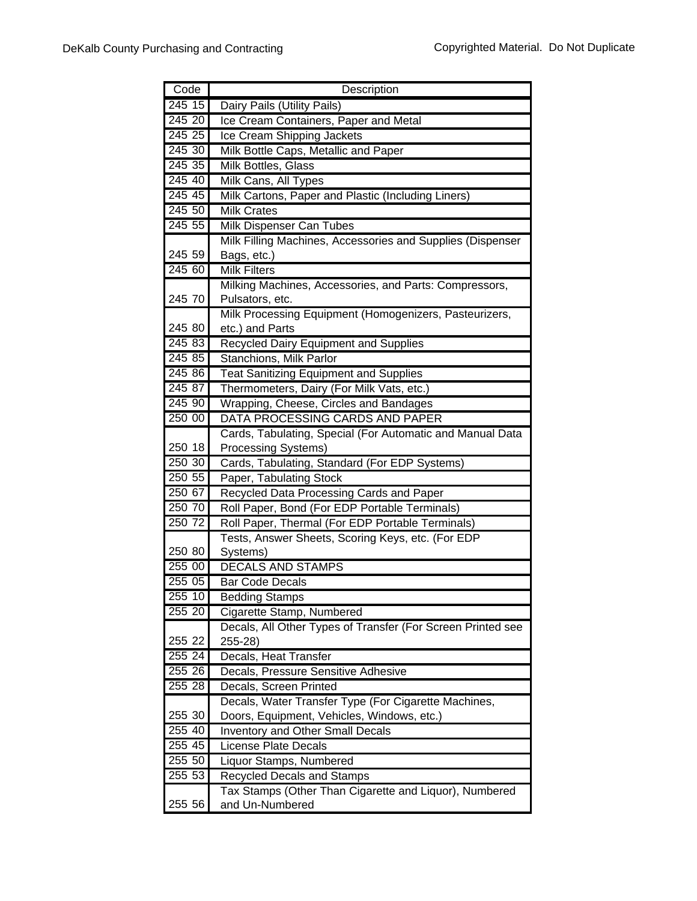| Code | Description |
|---|---|
| 245 15 | Dairy Pails (Utility Pails) |
| 245 20 | Ice Cream Containers, Paper and Metal |
| 245 25 | Ice Cream Shipping Jackets |
| 245 30 | Milk Bottle Caps, Metallic and Paper |
| 245 35 | Milk Bottles, Glass |
| 245 40 | Milk Cans, All Types |
| 245 45 | Milk Cartons, Paper and Plastic (Including Liners) |
| 245 50 | Milk Crates |
| 245 55 | Milk Dispenser Can Tubes |
| 245 59 | Milk Filling Machines, Accessories and Supplies (Dispenser Bags, etc.) |
| 245 60 | Milk Filters |
| 245 70 | Milking Machines, Accessories, and Parts: Compressors, Pulsators, etc. |
| 245 80 | Milk Processing Equipment (Homogenizers, Pasteurizers, etc.) and Parts |
| 245 83 | Recycled Dairy Equipment and Supplies |
| 245 85 | Stanchions, Milk Parlor |
| 245 86 | Teat Sanitizing Equipment and Supplies |
| 245 87 | Thermometers, Dairy (For Milk Vats, etc.) |
| 245 90 | Wrapping, Cheese, Circles and Bandages |
| 250 00 | DATA PROCESSING CARDS AND PAPER |
| 250 18 | Cards, Tabulating, Special (For Automatic and Manual Data Processing Systems) |
| 250 30 | Cards, Tabulating, Standard (For EDP Systems) |
| 250 55 | Paper, Tabulating Stock |
| 250 67 | Recycled Data Processing Cards and Paper |
| 250 70 | Roll Paper, Bond (For EDP Portable Terminals) |
| 250 72 | Roll Paper, Thermal (For EDP Portable Terminals) |
| 250 80 | Tests, Answer Sheets, Scoring Keys, etc. (For EDP Systems) |
| 255 00 | DECALS AND STAMPS |
| 255 05 | Bar Code Decals |
| 255 10 | Bedding Stamps |
| 255 20 | Cigarette Stamp, Numbered |
| 255 22 | Decals, All Other Types of Transfer (For Screen Printed see 255-28) |
| 255 24 | Decals, Heat Transfer |
| 255 26 | Decals, Pressure Sensitive Adhesive |
| 255 28 | Decals, Screen Printed |
| 255 30 | Decals, Water Transfer Type (For Cigarette Machines, Doors, Equipment, Vehicles, Windows, etc.) |
| 255 40 | Inventory and Other Small Decals |
| 255 45 | License Plate Decals |
| 255 50 | Liquor Stamps, Numbered |
| 255 53 | Recycled Decals and Stamps |
| 255 56 | Tax Stamps (Other Than Cigarette and Liquor), Numbered and Un-Numbered |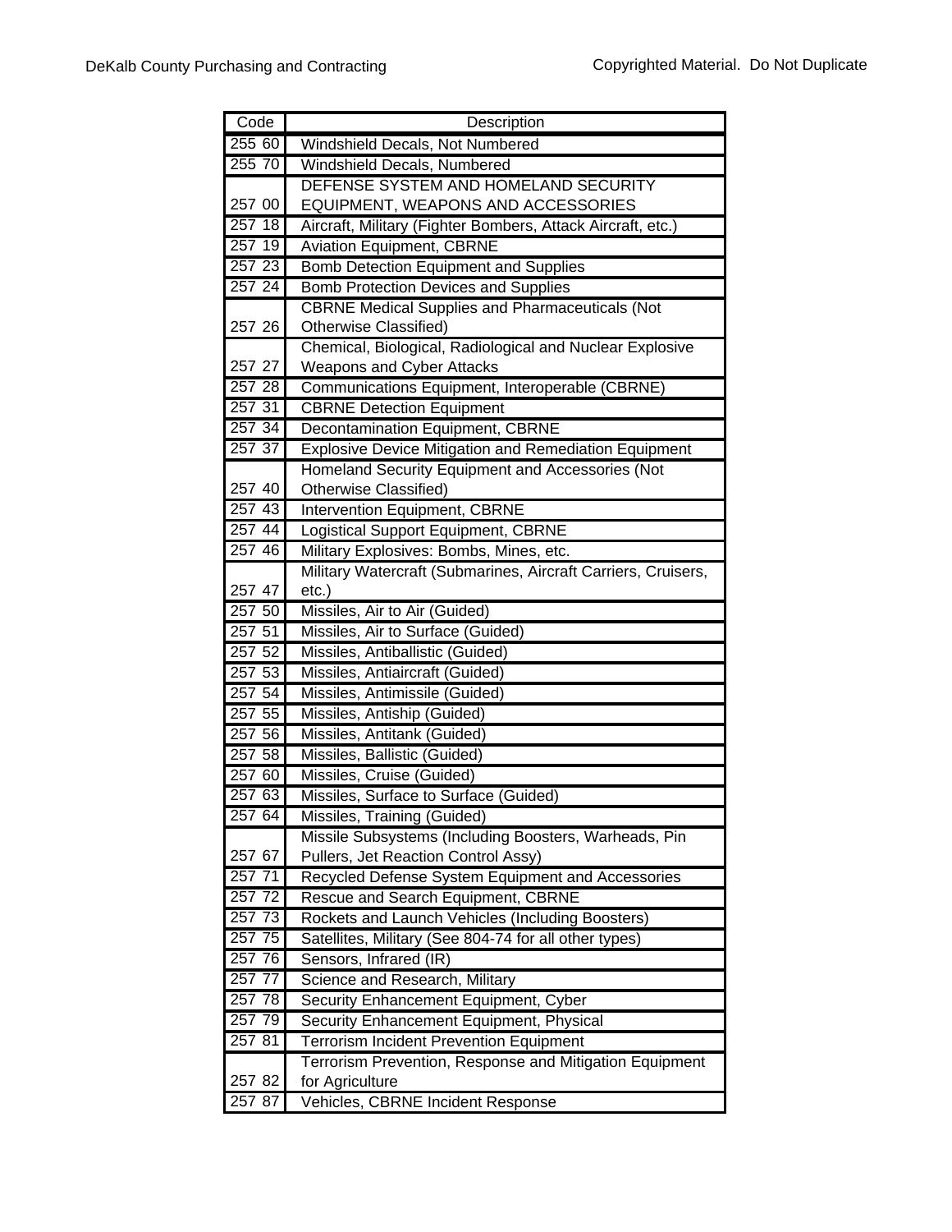| Code | Description |
|---|---|
| 255 60 | Windshield Decals, Not Numbered |
| 255 70 | Windshield Decals, Numbered |
| 257 00 | DEFENSE SYSTEM AND HOMELAND SECURITY EQUIPMENT, WEAPONS AND ACCESSORIES |
| 257 18 | Aircraft, Military (Fighter Bombers, Attack Aircraft, etc.) |
| 257 19 | Aviation Equipment, CBRNE |
| 257 23 | Bomb Detection Equipment and Supplies |
| 257 24 | Bomb Protection Devices and Supplies |
| 257 26 | CBRNE Medical Supplies and Pharmaceuticals (Not Otherwise Classified) |
| 257 27 | Chemical, Biological, Radiological and Nuclear Explosive Weapons and Cyber Attacks |
| 257 28 | Communications Equipment, Interoperable (CBRNE) |
| 257 31 | CBRNE Detection Equipment |
| 257 34 | Decontamination Equipment, CBRNE |
| 257 37 | Explosive Device Mitigation and Remediation Equipment |
| 257 40 | Homeland Security Equipment and Accessories (Not Otherwise Classified) |
| 257 43 | Intervention Equipment, CBRNE |
| 257 44 | Logistical Support Equipment, CBRNE |
| 257 46 | Military Explosives: Bombs, Mines, etc. |
| 257 47 | Military Watercraft (Submarines, Aircraft Carriers, Cruisers, etc.) |
| 257 50 | Missiles, Air to Air (Guided) |
| 257 51 | Missiles, Air to Surface (Guided) |
| 257 52 | Missiles, Antiballistic (Guided) |
| 257 53 | Missiles, Antiaircraft (Guided) |
| 257 54 | Missiles, Antimissile (Guided) |
| 257 55 | Missiles, Antiship (Guided) |
| 257 56 | Missiles, Antitank (Guided) |
| 257 58 | Missiles, Ballistic (Guided) |
| 257 60 | Missiles, Cruise (Guided) |
| 257 63 | Missiles, Surface to Surface (Guided) |
| 257 64 | Missiles, Training (Guided) |
| 257 67 | Missile Subsystems (Including Boosters, Warheads, Pin Pullers, Jet Reaction Control Assy) |
| 257 71 | Recycled Defense System Equipment and Accessories |
| 257 72 | Rescue and Search Equipment, CBRNE |
| 257 73 | Rockets and Launch Vehicles (Including Boosters) |
| 257 75 | Satellites, Military (See 804-74 for all other types) |
| 257 76 | Sensors, Infrared (IR) |
| 257 77 | Science and Research, Military |
| 257 78 | Security Enhancement Equipment, Cyber |
| 257 79 | Security Enhancement Equipment, Physical |
| 257 81 | Terrorism Incident Prevention Equipment |
| 257 82 | Terrorism Prevention, Response and Mitigation Equipment for Agriculture |
| 257 87 | Vehicles, CBRNE Incident Response |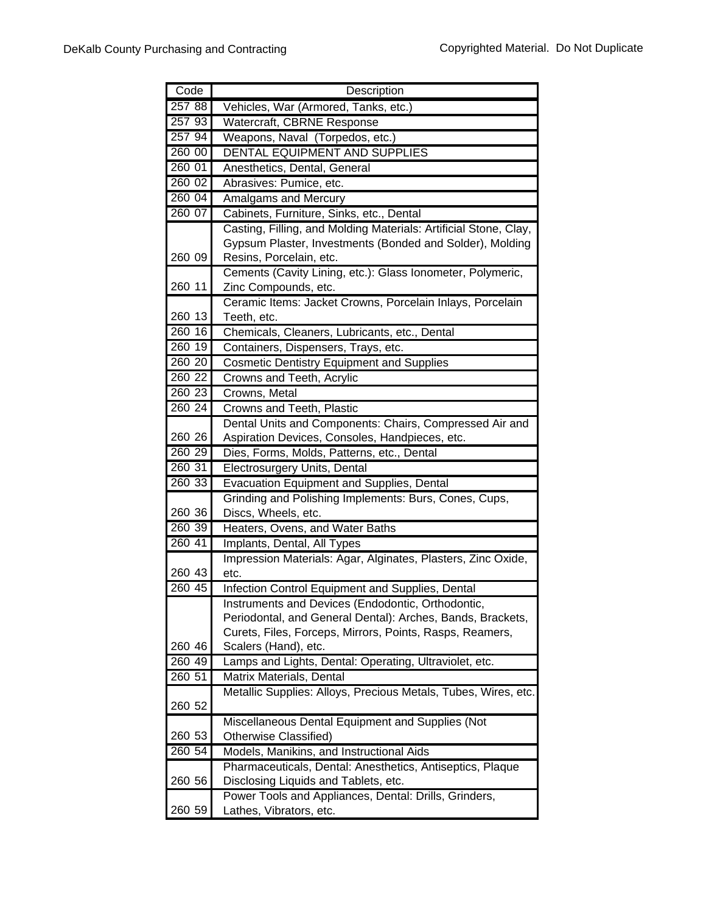| Code | Description |
| --- | --- |
| 257 88 | Vehicles, War (Armored, Tanks, etc.) |
| 257 93 | Watercraft, CBRNE Response |
| 257 94 | Weapons, Naval (Torpedos, etc.) |
| 260 00 | DENTAL EQUIPMENT AND SUPPLIES |
| 260 01 | Anesthetics, Dental, General |
| 260 02 | Abrasives: Pumice, etc. |
| 260 04 | Amalgams and Mercury |
| 260 07 | Cabinets, Furniture, Sinks, etc., Dental |
| 260 09 | Casting, Filling, and Molding Materials: Artificial Stone, Clay, Gypsum Plaster, Investments (Bonded and Solder), Molding Resins, Porcelain, etc. |
| 260 11 | Cements (Cavity Lining, etc.): Glass Ionometer, Polymeric, Zinc Compounds, etc. |
| 260 13 | Ceramic Items: Jacket Crowns, Porcelain Inlays, Porcelain Teeth, etc. |
| 260 16 | Chemicals, Cleaners, Lubricants, etc., Dental |
| 260 19 | Containers, Dispensers, Trays, etc. |
| 260 20 | Cosmetic Dentistry Equipment and Supplies |
| 260 22 | Crowns and Teeth, Acrylic |
| 260 23 | Crowns, Metal |
| 260 24 | Crowns and Teeth, Plastic |
| 260 26 | Dental Units and Components: Chairs, Compressed Air and Aspiration Devices, Consoles, Handpieces, etc. |
| 260 29 | Dies, Forms, Molds, Patterns, etc., Dental |
| 260 31 | Electrosurgery Units, Dental |
| 260 33 | Evacuation Equipment and Supplies, Dental |
| 260 36 | Grinding and Polishing Implements: Burs, Cones, Cups, Discs, Wheels, etc. |
| 260 39 | Heaters, Ovens, and Water Baths |
| 260 41 | Implants, Dental, All Types |
| 260 43 | Impression Materials: Agar, Alginates, Plasters, Zinc Oxide, etc. |
| 260 45 | Infection Control Equipment and Supplies, Dental |
| 260 46 | Instruments and Devices (Endodontic, Orthodontic, Periodontal, and General Dental): Arches, Bands, Brackets, Curets, Files, Forceps, Mirrors, Points, Rasps, Reamers, Scalers (Hand), etc. |
| 260 49 | Lamps and Lights, Dental: Operating, Ultraviolet, etc. |
| 260 51 | Matrix Materials, Dental |
| 260 52 | Metallic Supplies: Alloys, Precious Metals, Tubes, Wires, etc. |
| 260 53 | Miscellaneous Dental Equipment and Supplies (Not Otherwise Classified) |
| 260 54 | Models, Manikins, and Instructional Aids |
| 260 56 | Pharmaceuticals, Dental: Anesthetics, Antiseptics, Plaque Disclosing Liquids and Tablets, etc. |
| 260 59 | Power Tools and Appliances, Dental: Drills, Grinders, Lathes, Vibrators, etc. |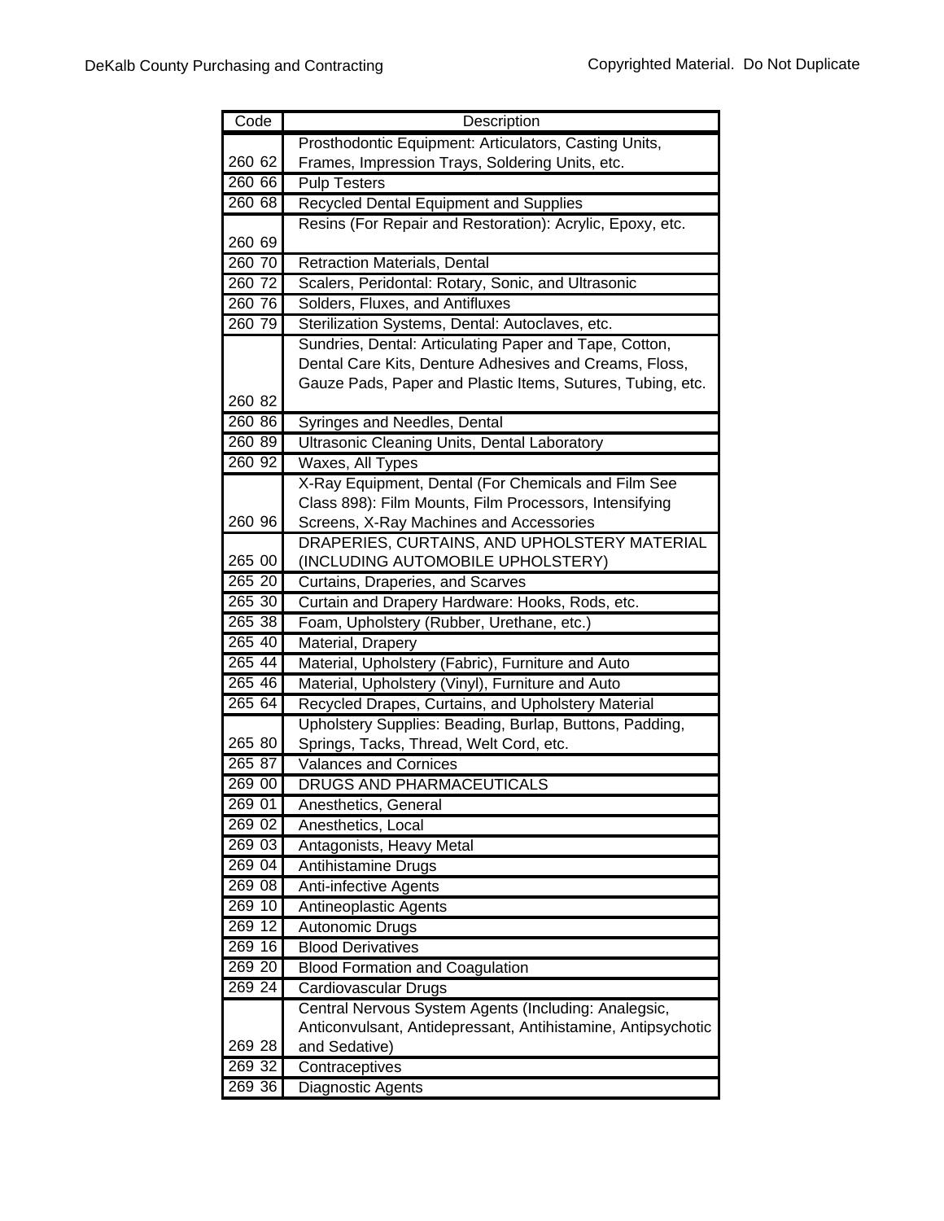| Code | Description |
| --- | --- |
| 260 62 | Prosthodontic Equipment: Articulators, Casting Units, Frames, Impression Trays, Soldering Units, etc. |
| 260 66 | Pulp Testers |
| 260 68 | Recycled Dental Equipment and Supplies |
| 260 69 | Resins (For Repair and Restoration): Acrylic, Epoxy, etc. |
| 260 70 | Retraction Materials, Dental |
| 260 72 | Scalers, Peridontal: Rotary, Sonic, and Ultrasonic |
| 260 76 | Solders, Fluxes, and Antifluxes |
| 260 79 | Sterilization Systems, Dental: Autoclaves, etc. |
| 260 82 | Sundries, Dental: Articulating Paper and Tape, Cotton, Dental Care Kits, Denture Adhesives and Creams, Floss, Gauze Pads, Paper and Plastic Items, Sutures, Tubing, etc. |
| 260 86 | Syringes and Needles, Dental |
| 260 89 | Ultrasonic Cleaning Units, Dental Laboratory |
| 260 92 | Waxes, All Types |
| 260 96 | X-Ray Equipment, Dental (For Chemicals and Film See Class 898): Film Mounts, Film Processors, Intensifying Screens, X-Ray Machines and Accessories |
| 265 00 | DRAPERIES, CURTAINS, AND UPHOLSTERY MATERIAL (INCLUDING AUTOMOBILE UPHOLSTERY) |
| 265 20 | Curtains, Draperies, and Scarves |
| 265 30 | Curtain and Drapery Hardware: Hooks, Rods, etc. |
| 265 38 | Foam, Upholstery (Rubber, Urethane, etc.) |
| 265 40 | Material, Drapery |
| 265 44 | Material, Upholstery (Fabric), Furniture and Auto |
| 265 46 | Material, Upholstery (Vinyl), Furniture and Auto |
| 265 64 | Recycled Drapes, Curtains, and Upholstery Material |
| 265 80 | Upholstery Supplies: Beading, Burlap, Buttons, Padding, Springs, Tacks, Thread, Welt Cord, etc. |
| 265 87 | Valances and Cornices |
| 269 00 | DRUGS AND PHARMACEUTICALS |
| 269 01 | Anesthetics, General |
| 269 02 | Anesthetics, Local |
| 269 03 | Antagonists, Heavy Metal |
| 269 04 | Antihistamine Drugs |
| 269 08 | Anti-infective Agents |
| 269 10 | Antineoplastic Agents |
| 269 12 | Autonomic Drugs |
| 269 16 | Blood Derivatives |
| 269 20 | Blood Formation and Coagulation |
| 269 24 | Cardiovascular Drugs |
| 269 28 | Central Nervous System Agents (Including: Analegsic, Anticonvulsant, Antidepressant, Antihistamine, Antipsychotic and Sedative) |
| 269 32 | Contraceptives |
| 269 36 | Diagnostic Agents |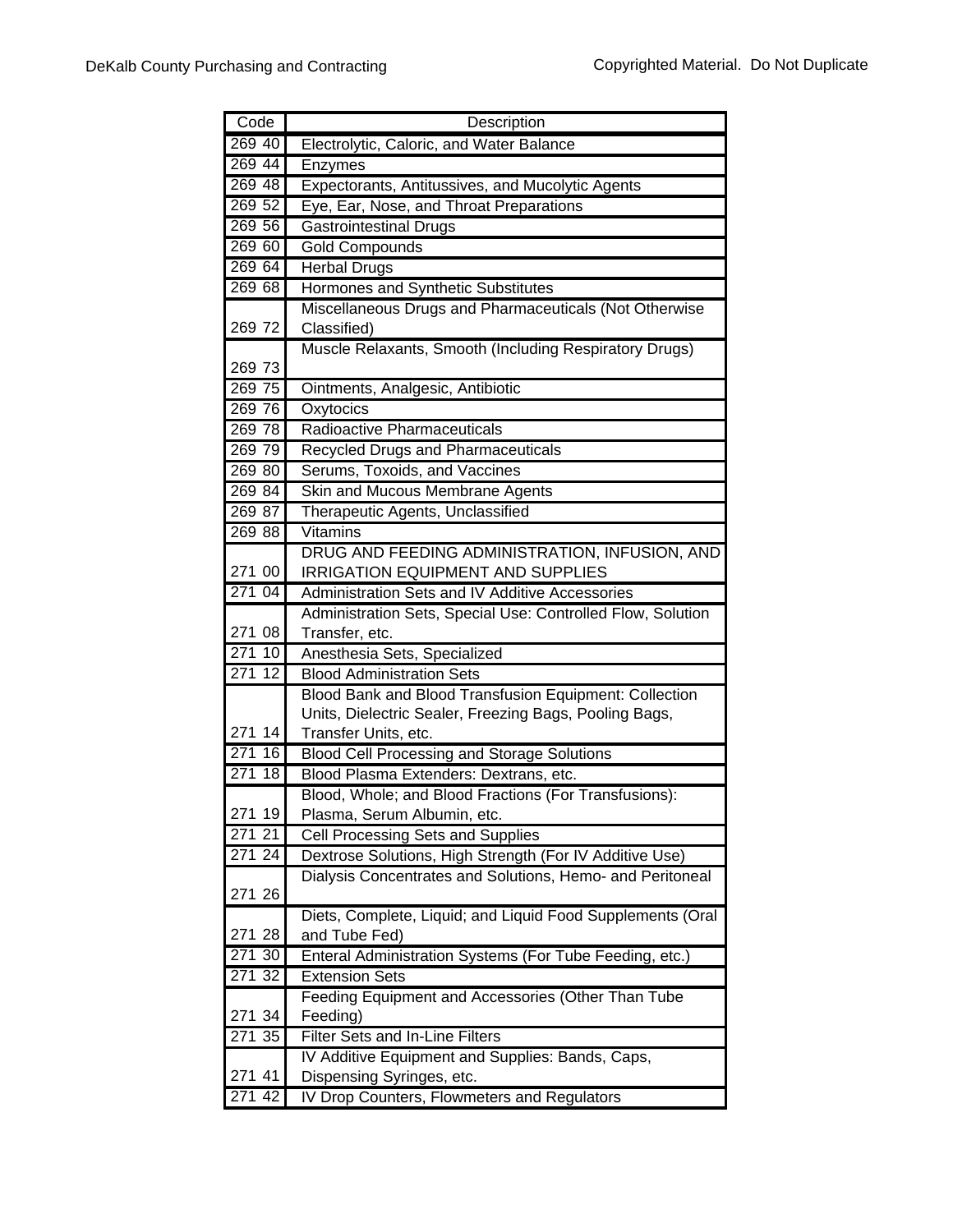| Code | Description |
|---|---|
| 269 40 | Electrolytic, Caloric, and Water Balance |
| 269 44 | Enzymes |
| 269 48 | Expectorants, Antitussives, and Mucolytic Agents |
| 269 52 | Eye, Ear, Nose, and Throat Preparations |
| 269 56 | Gastrointestinal Drugs |
| 269 60 | Gold Compounds |
| 269 64 | Herbal Drugs |
| 269 68 | Hormones and Synthetic Substitutes |
| 269 72 | Miscellaneous Drugs and Pharmaceuticals (Not Otherwise Classified) |
| 269 73 | Muscle Relaxants, Smooth (Including Respiratory Drugs) |
| 269 75 | Ointments, Analgesic, Antibiotic |
| 269 76 | Oxytocics |
| 269 78 | Radioactive Pharmaceuticals |
| 269 79 | Recycled Drugs and Pharmaceuticals |
| 269 80 | Serums, Toxoids, and Vaccines |
| 269 84 | Skin and Mucous Membrane Agents |
| 269 87 | Therapeutic Agents, Unclassified |
| 269 88 | Vitamins |
| 271 00 | DRUG AND FEEDING ADMINISTRATION, INFUSION, AND IRRIGATION EQUIPMENT AND SUPPLIES |
| 271 04 | Administration Sets and IV Additive Accessories |
| 271 08 | Administration Sets, Special Use: Controlled Flow, Solution Transfer, etc. |
| 271 10 | Anesthesia Sets, Specialized |
| 271 12 | Blood Administration Sets |
| 271 14 | Blood Bank and Blood Transfusion Equipment: Collection Units, Dielectric Sealer, Freezing Bags, Pooling Bags, Transfer Units, etc. |
| 271 16 | Blood Cell Processing and Storage Solutions |
| 271 18 | Blood Plasma Extenders: Dextrans, etc. |
| 271 19 | Blood, Whole; and Blood Fractions (For Transfusions): Plasma, Serum Albumin, etc. |
| 271 21 | Cell Processing Sets and Supplies |
| 271 24 | Dextrose Solutions, High Strength (For IV Additive Use) |
| 271 26 | Dialysis Concentrates and Solutions, Hemo- and Peritoneal |
| 271 28 | Diets, Complete, Liquid; and Liquid Food Supplements (Oral and Tube Fed) |
| 271 30 | Enteral Administration Systems (For Tube Feeding, etc.) |
| 271 32 | Extension Sets |
| 271 34 | Feeding Equipment and Accessories (Other Than Tube Feeding) |
| 271 35 | Filter Sets and In-Line Filters |
| 271 41 | IV Additive Equipment and Supplies: Bands, Caps, Dispensing Syringes, etc. |
| 271 42 | IV Drop Counters, Flowmeters and Regulators |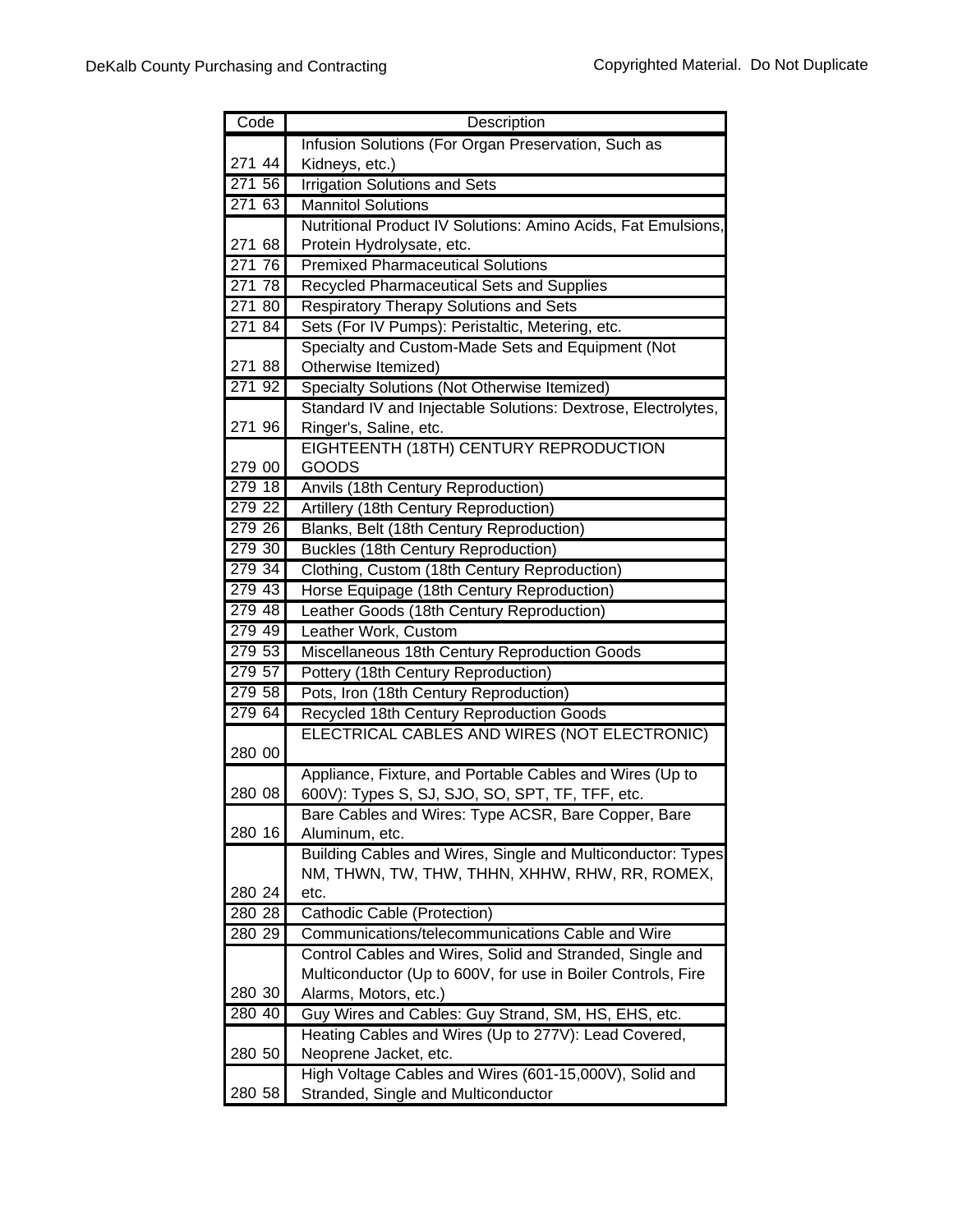| Code | Description |
|---|---|
| 271 44 | Infusion Solutions (For Organ Preservation, Such as Kidneys, etc.) |
| 271 56 | Irrigation Solutions and Sets |
| 271 63 | Mannitol Solutions |
| 271 68 | Nutritional Product IV Solutions: Amino Acids, Fat Emulsions, Protein Hydrolysate, etc. |
| 271 76 | Premixed Pharmaceutical Solutions |
| 271 78 | Recycled Pharmaceutical Sets and Supplies |
| 271 80 | Respiratory Therapy Solutions and Sets |
| 271 84 | Sets (For IV Pumps): Peristaltic, Metering, etc. |
| 271 88 | Specialty and Custom-Made Sets and Equipment (Not Otherwise Itemized) |
| 271 92 | Specialty Solutions (Not Otherwise Itemized) |
| 271 96 | Standard IV and Injectable Solutions: Dextrose, Electrolytes, Ringer's, Saline, etc. |
| 279 00 | EIGHTEENTH (18TH) CENTURY REPRODUCTION GOODS |
| 279 18 | Anvils (18th Century Reproduction) |
| 279 22 | Artillery (18th Century Reproduction) |
| 279 26 | Blanks, Belt (18th Century Reproduction) |
| 279 30 | Buckles (18th Century Reproduction) |
| 279 34 | Clothing, Custom (18th Century Reproduction) |
| 279 43 | Horse Equipage (18th Century Reproduction) |
| 279 48 | Leather Goods (18th Century Reproduction) |
| 279 49 | Leather Work, Custom |
| 279 53 | Miscellaneous 18th Century Reproduction Goods |
| 279 57 | Pottery (18th Century Reproduction) |
| 279 58 | Pots, Iron (18th Century Reproduction) |
| 279 64 | Recycled 18th Century Reproduction Goods |
| 280 00 | ELECTRICAL CABLES AND WIRES (NOT ELECTRONIC) |
| 280 08 | Appliance, Fixture, and Portable Cables and Wires (Up to 600V): Types S, SJ, SJO, SO, SPT, TF, TFF, etc. |
| 280 16 | Bare Cables and Wires: Type ACSR, Bare Copper, Bare Aluminum, etc. |
| 280 24 | Building Cables and Wires, Single and Multiconductor: Types NM, THWN, TW, THW, THHN, XHHW, RHW, RR, ROMEX, etc. |
| 280 28 | Cathodic Cable (Protection) |
| 280 29 | Communications/telecommunications Cable and Wire |
| 280 30 | Control Cables and Wires, Solid and Stranded, Single and Multiconductor (Up to 600V, for use in Boiler Controls, Fire Alarms, Motors, etc.) |
| 280 40 | Guy Wires and Cables: Guy Strand, SM, HS, EHS, etc. |
| 280 50 | Heating Cables and Wires (Up to 277V): Lead Covered, Neoprene Jacket, etc. |
| 280 58 | High Voltage Cables and Wires (601-15,000V), Solid and Stranded, Single and Multiconductor |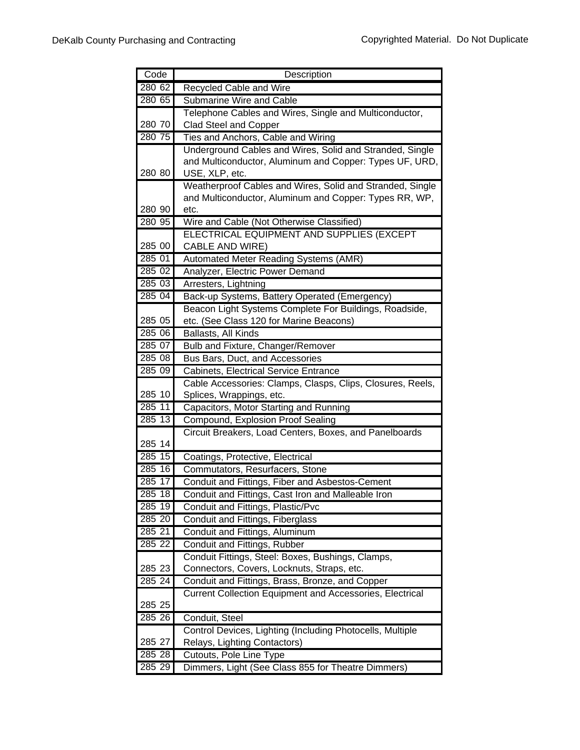| Code | Description |
| --- | --- |
| 280 62 | Recycled Cable and Wire |
| 280 65 | Submarine Wire and Cable |
| 280 70 | Telephone Cables and Wires, Single and Multiconductor, Clad Steel and Copper |
| 280 75 | Ties and Anchors, Cable and Wiring |
| 280 80 | Underground Cables and Wires, Solid and Stranded, Single and Multiconductor, Aluminum and Copper: Types UF, URD, USE, XLP, etc. |
| 280 90 | Weatherproof Cables and Wires, Solid and Stranded, Single and Multiconductor, Aluminum and Copper: Types RR, WP, etc. |
| 280 95 | Wire and Cable (Not Otherwise Classified) |
| 285 00 | ELECTRICAL EQUIPMENT AND SUPPLIES (EXCEPT CABLE AND WIRE) |
| 285 01 | Automated Meter Reading Systems (AMR) |
| 285 02 | Analyzer, Electric Power Demand |
| 285 03 | Arresters, Lightning |
| 285 04 | Back-up Systems, Battery Operated (Emergency) |
| 285 05 | Beacon Light Systems Complete For Buildings, Roadside, etc. (See Class 120 for Marine Beacons) |
| 285 06 | Ballasts, All Kinds |
| 285 07 | Bulb and Fixture, Changer/Remover |
| 285 08 | Bus Bars, Duct, and Accessories |
| 285 09 | Cabinets, Electrical Service Entrance |
| 285 10 | Cable Accessories: Clamps, Clasps, Clips, Closures, Reels, Splices, Wrappings, etc. |
| 285 11 | Capacitors, Motor Starting and Running |
| 285 13 | Compound, Explosion Proof Sealing |
| 285 14 | Circuit Breakers, Load Centers, Boxes, and Panelboards |
| 285 15 | Coatings, Protective, Electrical |
| 285 16 | Commutators, Resurfacers, Stone |
| 285 17 | Conduit and Fittings, Fiber and Asbestos-Cement |
| 285 18 | Conduit and Fittings, Cast Iron and Malleable Iron |
| 285 19 | Conduit and Fittings, Plastic/Pvc |
| 285 20 | Conduit and Fittings, Fiberglass |
| 285 21 | Conduit and Fittings, Aluminum |
| 285 22 | Conduit and Fittings, Rubber |
| 285 23 | Conduit Fittings, Steel: Boxes, Bushings, Clamps, Connectors, Covers, Locknuts, Straps, etc. |
| 285 24 | Conduit and Fittings, Brass, Bronze, and Copper |
| 285 25 | Current Collection Equipment and Accessories, Electrical |
| 285 26 | Conduit, Steel |
| 285 27 | Control Devices, Lighting (Including Photocells, Multiple Relays, Lighting Contactors) |
| 285 28 | Cutouts, Pole Line Type |
| 285 29 | Dimmers, Light (See Class 855 for Theatre Dimmers) |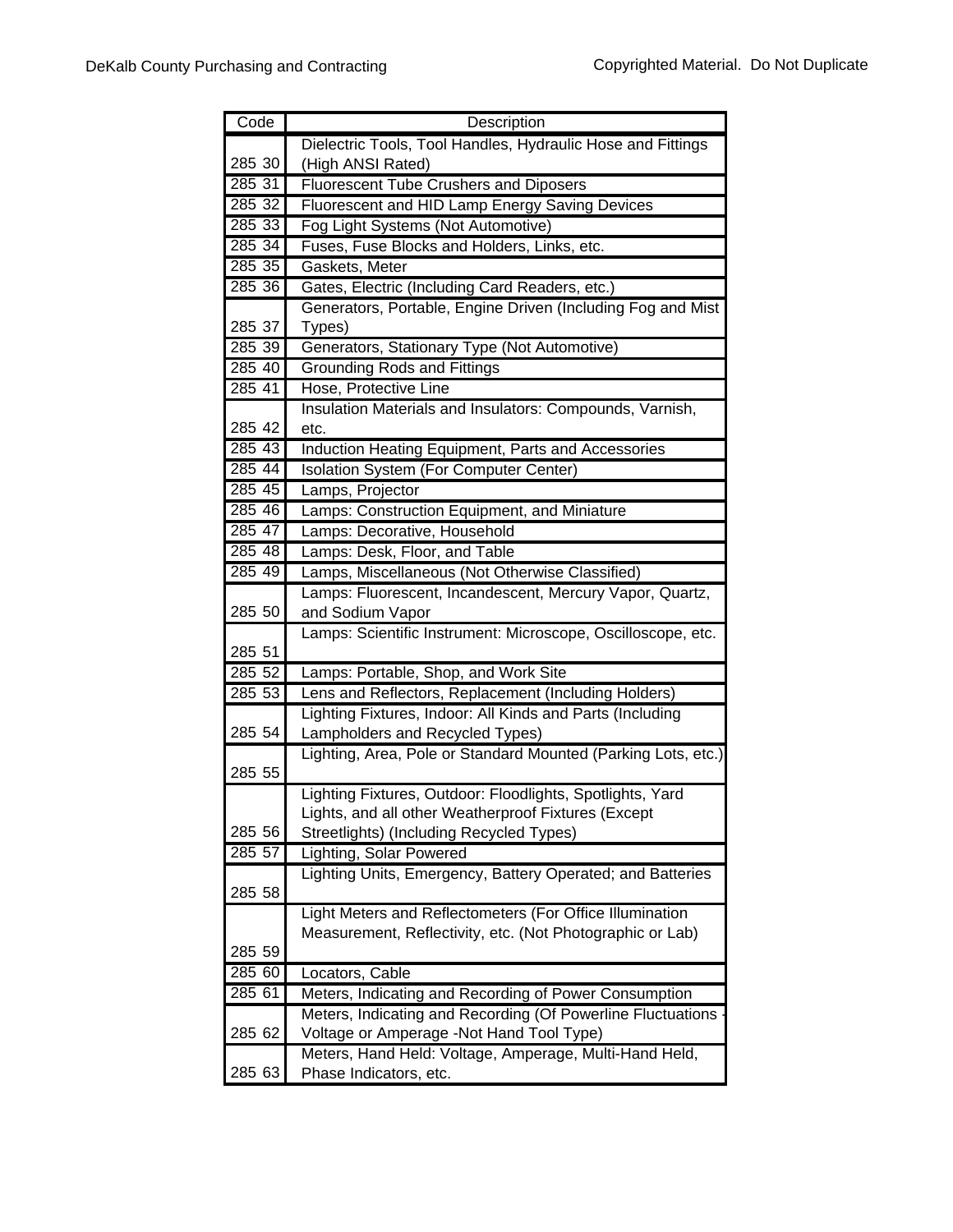| Code | Description |
| --- | --- |
| 285 30 | Dielectric Tools, Tool Handles, Hydraulic Hose and Fittings (High ANSI Rated) |
| 285 31 | Fluorescent Tube Crushers and Diposers |
| 285 32 | Fluorescent and HID Lamp Energy Saving Devices |
| 285 33 | Fog Light Systems (Not Automotive) |
| 285 34 | Fuses, Fuse Blocks and Holders, Links, etc. |
| 285 35 | Gaskets, Meter |
| 285 36 | Gates, Electric (Including Card Readers, etc.) |
| 285 37 | Generators, Portable, Engine Driven (Including Fog and Mist Types) |
| 285 39 | Generators, Stationary Type (Not Automotive) |
| 285 40 | Grounding Rods and Fittings |
| 285 41 | Hose, Protective Line |
| 285 42 | Insulation Materials and Insulators: Compounds, Varnish, etc. |
| 285 43 | Induction Heating Equipment, Parts and Accessories |
| 285 44 | Isolation System (For Computer Center) |
| 285 45 | Lamps, Projector |
| 285 46 | Lamps: Construction Equipment, and Miniature |
| 285 47 | Lamps: Decorative, Household |
| 285 48 | Lamps: Desk, Floor, and Table |
| 285 49 | Lamps, Miscellaneous (Not Otherwise Classified) |
| 285 50 | Lamps: Fluorescent, Incandescent, Mercury Vapor, Quartz, and Sodium Vapor |
| 285 51 | Lamps: Scientific Instrument: Microscope, Oscilloscope, etc. |
| 285 52 | Lamps: Portable, Shop, and Work Site |
| 285 53 | Lens and Reflectors, Replacement (Including Holders) |
| 285 54 | Lighting Fixtures, Indoor: All Kinds and Parts (Including Lampholders and Recycled Types) |
| 285 55 | Lighting, Area, Pole or Standard Mounted (Parking Lots, etc.) |
| 285 56 | Lighting Fixtures, Outdoor: Floodlights, Spotlights, Yard Lights, and all other Weatherproof Fixtures (Except Streetlights) (Including Recycled Types) |
| 285 57 | Lighting, Solar Powered |
| 285 58 | Lighting Units, Emergency, Battery Operated; and Batteries |
| 285 59 | Light Meters and Reflectometers (For Office Illumination Measurement, Reflectivity, etc. (Not Photographic or Lab) |
| 285 60 | Locators, Cable |
| 285 61 | Meters, Indicating and Recording of Power Consumption |
| 285 62 | Meters, Indicating and Recording (Of Powerline Fluctuations - Voltage or Amperage -Not Hand Tool Type) |
| 285 63 | Meters, Hand Held: Voltage, Amperage, Multi-Hand Held, Phase Indicators, etc. |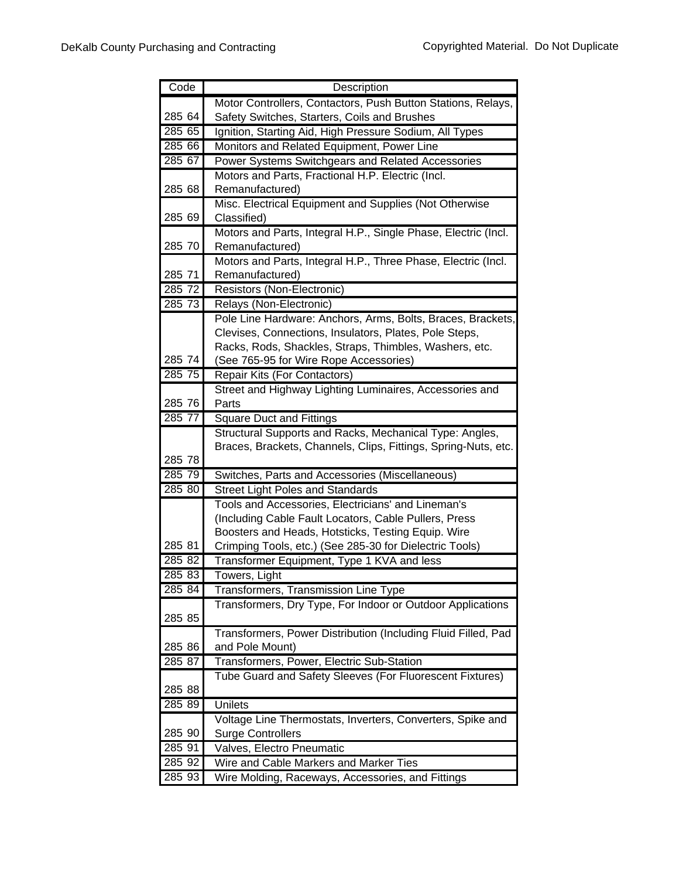| Code | Description |
| --- | --- |
| 285 64 | Motor Controllers, Contactors, Push Button Stations, Relays, Safety Switches, Starters, Coils and Brushes |
| 285 65 | Ignition, Starting Aid, High Pressure Sodium, All Types |
| 285 66 | Monitors and Related Equipment, Power Line |
| 285 67 | Power Systems Switchgears and Related Accessories |
| 285 68 | Motors and Parts, Fractional H.P. Electric (Incl. Remanufactured) |
| 285 69 | Misc. Electrical Equipment and Supplies (Not Otherwise Classified) |
| 285 70 | Motors and Parts, Integral H.P., Single Phase, Electric (Incl. Remanufactured) |
| 285 71 | Motors and Parts, Integral H.P., Three Phase, Electric (Incl. Remanufactured) |
| 285 72 | Resistors (Non-Electronic) |
| 285 73 | Relays (Non-Electronic) |
| 285 74 | Pole Line Hardware: Anchors, Arms, Bolts, Braces, Brackets, Clevises, Connections, Insulators, Plates, Pole Steps, Racks, Rods, Shackles, Straps, Thimbles, Washers, etc. (See 765-95 for Wire Rope Accessories) |
| 285 75 | Repair Kits (For Contactors) |
| 285 76 | Street and Highway Lighting Luminaires, Accessories and Parts |
| 285 77 | Square Duct and Fittings |
| 285 78 | Structural Supports and Racks, Mechanical Type: Angles, Braces, Brackets, Channels, Clips, Fittings, Spring-Nuts, etc. |
| 285 79 | Switches, Parts and Accessories (Miscellaneous) |
| 285 80 | Street Light Poles and Standards |
| 285 81 | Tools and Accessories, Electricians' and Lineman's (Including Cable Fault Locators, Cable Pullers, Press Boosters and Heads, Hotsticks, Testing Equip. Wire Crimping Tools, etc.) (See 285-30 for Dielectric Tools) |
| 285 82 | Transformer Equipment, Type 1 KVA and less |
| 285 83 | Towers, Light |
| 285 84 | Transformers, Transmission Line Type |
| 285 85 | Transformers, Dry Type, For Indoor or Outdoor Applications |
| 285 86 | Transformers, Power Distribution (Including Fluid Filled, Pad and Pole Mount) |
| 285 87 | Transformers, Power, Electric Sub-Station |
| 285 88 | Tube Guard and Safety Sleeves (For Fluorescent Fixtures) |
| 285 89 | Unilets |
| 285 90 | Voltage Line Thermostats, Inverters, Converters, Spike and Surge Controllers |
| 285 91 | Valves, Electro Pneumatic |
| 285 92 | Wire and Cable Markers and Marker Ties |
| 285 93 | Wire Molding, Raceways, Accessories, and Fittings |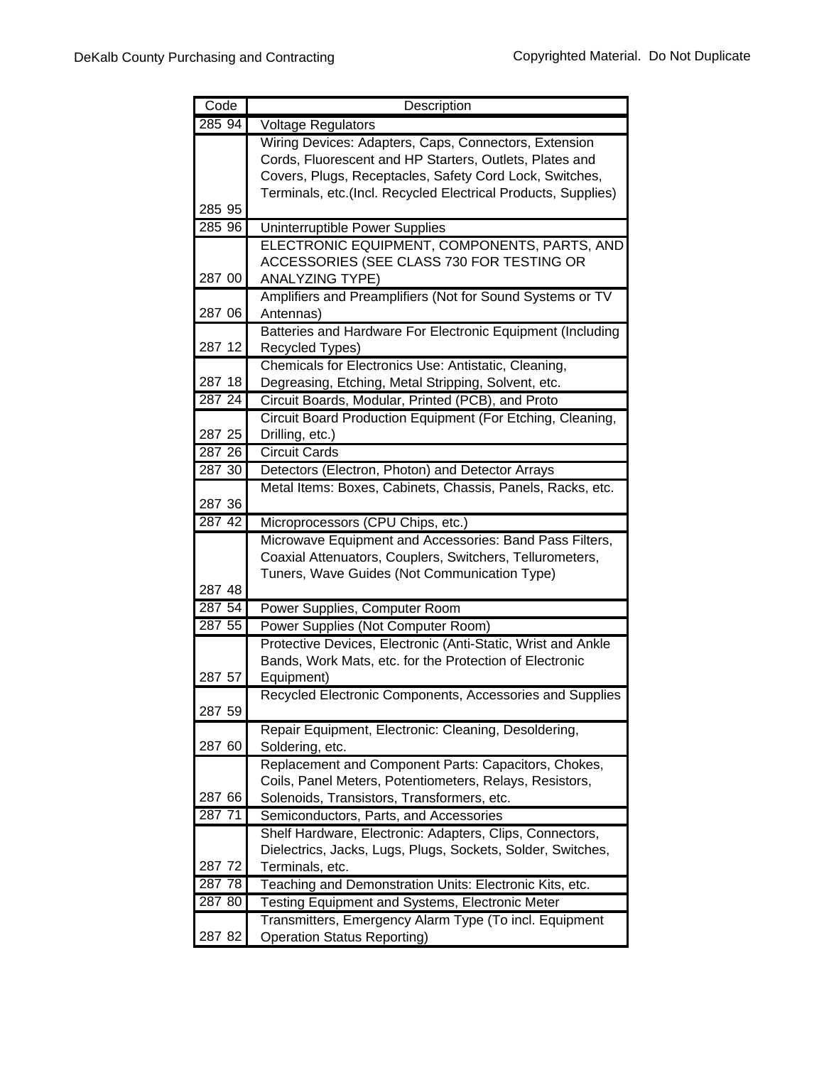| Code | Description |
|---|---|
| 285 94 | Voltage Regulators |
| 285 95 | Wiring Devices: Adapters, Caps, Connectors, Extension Cords, Fluorescent and HP Starters, Outlets, Plates and Covers, Plugs, Receptacles, Safety Cord Lock, Switches, Terminals, etc.(Incl. Recycled Electrical Products, Supplies) |
| 285 96 | Uninterruptible Power Supplies |
| 287 00 | ELECTRONIC EQUIPMENT, COMPONENTS, PARTS, AND ACCESSORIES (SEE CLASS 730 FOR TESTING OR ANALYZING TYPE) |
| 287 06 | Amplifiers and Preamplifiers (Not for Sound Systems or TV Antennas) |
| 287 12 | Batteries and Hardware For Electronic Equipment (Including Recycled Types) |
| 287 18 | Chemicals for Electronics Use: Antistatic, Cleaning, Degreasing, Etching, Metal Stripping, Solvent, etc. |
| 287 24 | Circuit Boards, Modular, Printed (PCB), and Proto |
| 287 25 | Circuit Board Production Equipment (For Etching, Cleaning, Drilling, etc.) |
| 287 26 | Circuit Cards |
| 287 30 | Detectors (Electron, Photon) and Detector Arrays |
| 287 36 | Metal Items: Boxes, Cabinets, Chassis, Panels, Racks, etc. |
| 287 42 | Microprocessors (CPU Chips, etc.) |
| 287 48 | Microwave Equipment and Accessories: Band Pass Filters, Coaxial Attenuators, Couplers, Switchers, Tellurometers, Tuners, Wave Guides (Not Communication Type) |
| 287 54 | Power Supplies, Computer Room |
| 287 55 | Power Supplies (Not Computer Room) |
| 287 57 | Protective Devices, Electronic (Anti-Static, Wrist and Ankle Bands, Work Mats, etc. for the Protection of Electronic Equipment) |
| 287 59 | Recycled Electronic Components, Accessories and Supplies |
| 287 60 | Repair Equipment, Electronic: Cleaning, Desoldering, Soldering, etc. |
| 287 66 | Replacement and Component Parts: Capacitors, Chokes, Coils, Panel Meters, Potentiometers, Relays, Resistors, Solenoids, Transistors, Transformers, etc. |
| 287 71 | Semiconductors, Parts, and Accessories |
| 287 72 | Shelf Hardware, Electronic: Adapters, Clips, Connectors, Dielectrics, Jacks, Lugs, Plugs, Sockets, Solder, Switches, Terminals, etc. |
| 287 78 | Teaching and Demonstration Units: Electronic Kits, etc. |
| 287 80 | Testing Equipment and Systems, Electronic Meter |
| 287 82 | Transmitters, Emergency Alarm Type (To incl. Equipment Operation Status Reporting) |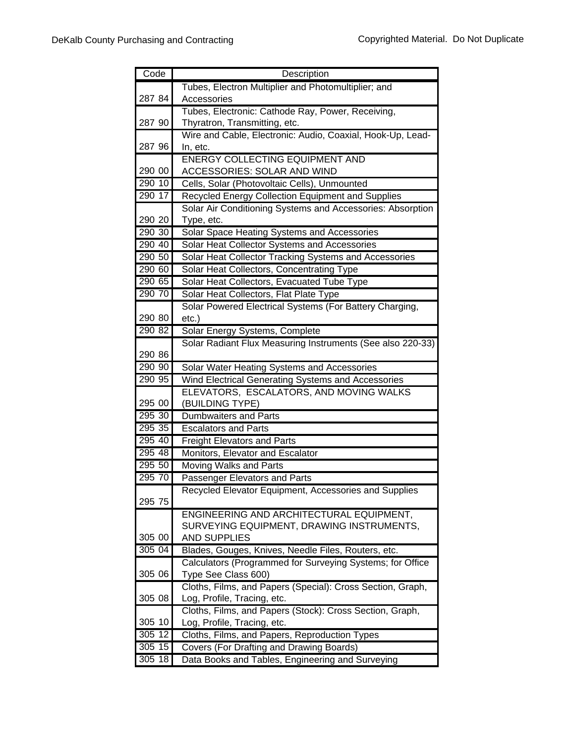| Code | Description |
|---|---|
| 287 84 | Tubes, Electron Multiplier and Photomultiplier; and Accessories |
| 287 90 | Tubes, Electronic: Cathode Ray, Power, Receiving, Thyratron, Transmitting, etc. |
| 287 96 | Wire and Cable, Electronic: Audio, Coaxial, Hook-Up, Lead-In, etc. |
| 290 00 | ENERGY COLLECTING EQUIPMENT AND ACCESSORIES: SOLAR AND WIND |
| 290 10 | Cells, Solar (Photovoltaic Cells), Unmounted |
| 290 17 | Recycled Energy Collection Equipment and Supplies |
| 290 20 | Solar Air Conditioning Systems and Accessories: Absorption Type, etc. |
| 290 30 | Solar Space Heating Systems and Accessories |
| 290 40 | Solar Heat Collector Systems and Accessories |
| 290 50 | Solar Heat Collector Tracking Systems and Accessories |
| 290 60 | Solar Heat Collectors, Concentrating Type |
| 290 65 | Solar Heat Collectors, Evacuated Tube Type |
| 290 70 | Solar Heat Collectors, Flat Plate Type |
| 290 80 | Solar Powered Electrical Systems (For Battery Charging, etc.) |
| 290 82 | Solar Energy Systems, Complete |
| 290 86 | Solar Radiant Flux Measuring Instruments (See also 220-33) |
| 290 90 | Solar Water Heating Systems and Accessories |
| 290 95 | Wind Electrical Generating Systems and Accessories |
| 295 00 | ELEVATORS, ESCALATORS, AND MOVING WALKS (BUILDING TYPE) |
| 295 30 | Dumbwaiters and Parts |
| 295 35 | Escalators and Parts |
| 295 40 | Freight Elevators and Parts |
| 295 48 | Monitors, Elevator and Escalator |
| 295 50 | Moving Walks and Parts |
| 295 70 | Passenger Elevators and Parts |
| 295 75 | Recycled Elevator Equipment, Accessories and Supplies |
| 305 00 | ENGINEERING AND ARCHITECTURAL EQUIPMENT, SURVEYING EQUIPMENT, DRAWING INSTRUMENTS, AND SUPPLIES |
| 305 04 | Blades, Gouges, Knives, Needle Files, Routers, etc. |
| 305 06 | Calculators (Programmed for Surveying Systems; for Office Type See Class 600) |
| 305 08 | Cloths, Films, and Papers (Special): Cross Section, Graph, Log, Profile, Tracing, etc. |
| 305 10 | Cloths, Films, and Papers (Stock): Cross Section, Graph, Log, Profile, Tracing, etc. |
| 305 12 | Cloths, Films, and Papers, Reproduction Types |
| 305 15 | Covers (For Drafting and Drawing Boards) |
| 305 18 | Data Books and Tables, Engineering and Surveying |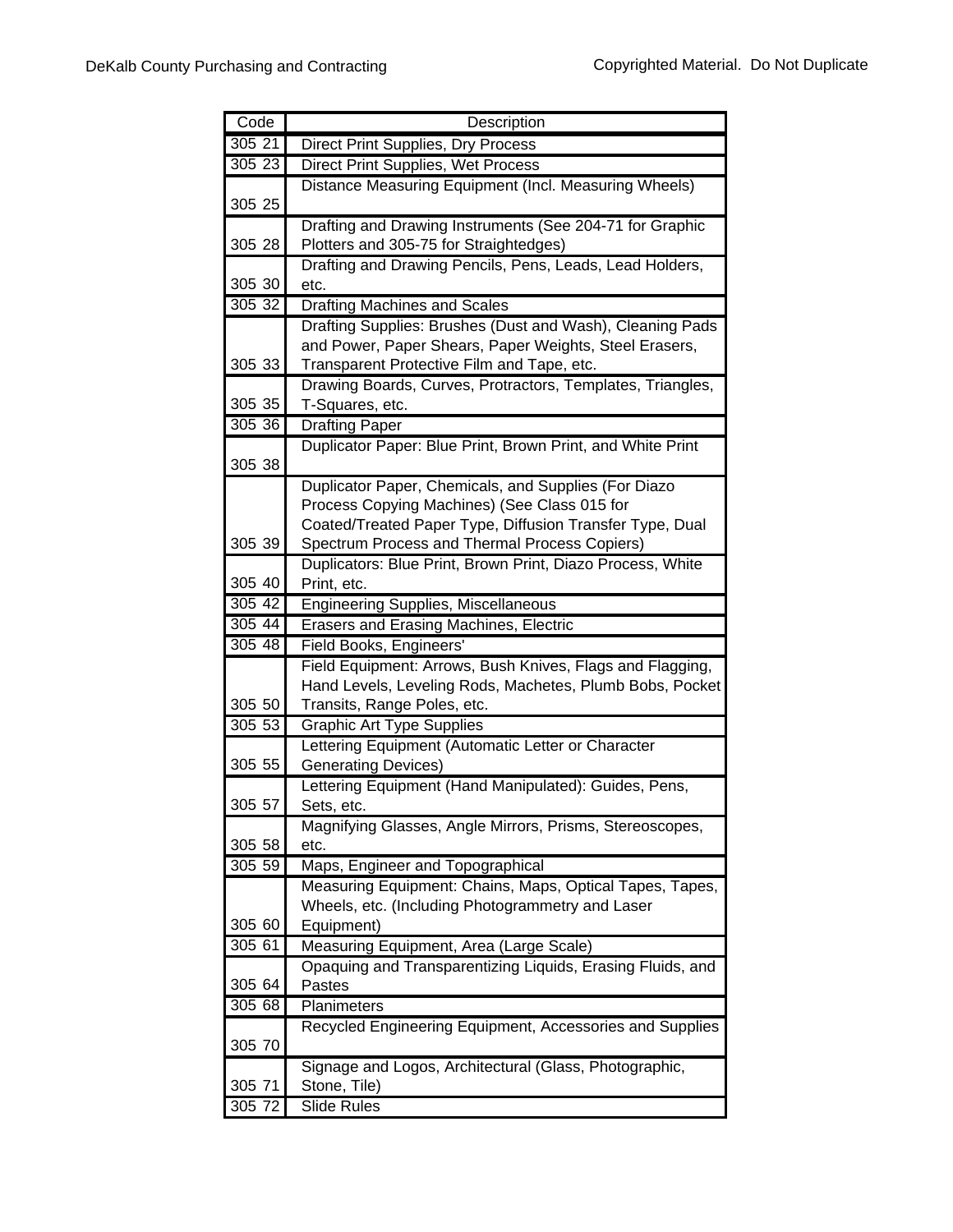| Code | Description |
|---|---|
| 305 21 | Direct Print Supplies, Dry Process |
| 305 23 | Direct Print Supplies, Wet Process |
| 305 25 | Distance Measuring Equipment (Incl. Measuring Wheels) |
| 305 28 | Drafting and Drawing Instruments (See 204-71 for Graphic Plotters and 305-75 for Straightedges) |
| 305 30 | Drafting and Drawing Pencils, Pens, Leads, Lead Holders, etc. |
| 305 32 | Drafting Machines and Scales |
| 305 33 | Drafting Supplies: Brushes (Dust and Wash), Cleaning Pads and Power, Paper Shears, Paper Weights, Steel Erasers, Transparent Protective Film and Tape, etc. |
| 305 35 | Drawing Boards, Curves, Protractors, Templates, Triangles, T-Squares, etc. |
| 305 36 | Drafting Paper |
| 305 38 | Duplicator Paper: Blue Print, Brown Print, and White Print |
| 305 39 | Duplicator Paper, Chemicals, and Supplies (For Diazo Process Copying Machines) (See Class 015 for Coated/Treated Paper Type, Diffusion Transfer Type, Dual Spectrum Process and Thermal Process Copiers) |
| 305 40 | Duplicators: Blue Print, Brown Print, Diazo Process, White Print, etc. |
| 305 42 | Engineering Supplies, Miscellaneous |
| 305 44 | Erasers and Erasing Machines, Electric |
| 305 48 | Field Books, Engineers' |
| 305 50 | Field Equipment: Arrows, Bush Knives, Flags and Flagging, Hand Levels, Leveling Rods, Machetes, Plumb Bobs, Pocket Transits, Range Poles, etc. |
| 305 53 | Graphic Art Type Supplies |
| 305 55 | Lettering Equipment (Automatic Letter or Character Generating Devices) |
| 305 57 | Lettering Equipment (Hand Manipulated): Guides, Pens, Sets, etc. |
| 305 58 | Magnifying Glasses, Angle Mirrors, Prisms, Stereoscopes, etc. |
| 305 59 | Maps, Engineer and Topographical |
| 305 60 | Measuring Equipment: Chains, Maps, Optical Tapes, Tapes, Wheels, etc. (Including Photogrammetry and Laser Equipment) |
| 305 61 | Measuring Equipment, Area (Large Scale) |
| 305 64 | Opaquing and Transparentizing Liquids, Erasing Fluids, and Pastes |
| 305 68 | Planimeters |
| 305 70 | Recycled Engineering Equipment, Accessories and Supplies |
| 305 71 | Signage and Logos, Architectural (Glass, Photographic, Stone, Tile) |
| 305 72 | Slide Rules |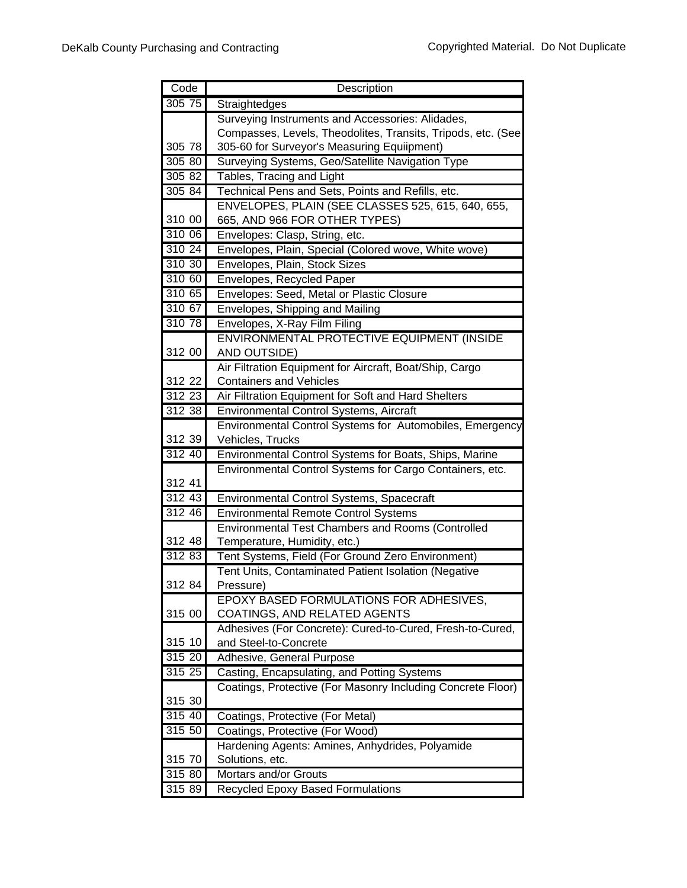| Code | Description |
|---|---|
| 305 75 | Straightedges |
| 305 78 | Surveying Instruments and Accessories: Alidades, Compasses, Levels, Theodolites, Transits, Tripods, etc. (See 305-60 for Surveyor's Measuring Equiipment) |
| 305 80 | Surveying Systems, Geo/Satellite Navigation Type |
| 305 82 | Tables, Tracing and Light |
| 305 84 | Technical Pens and Sets, Points and Refills, etc. |
| 310 00 | ENVELOPES, PLAIN (SEE CLASSES 525, 615, 640, 655, 665, AND 966 FOR OTHER TYPES) |
| 310 06 | Envelopes: Clasp, String, etc. |
| 310 24 | Envelopes, Plain, Special (Colored wove, White wove) |
| 310 30 | Envelopes, Plain, Stock Sizes |
| 310 60 | Envelopes, Recycled Paper |
| 310 65 | Envelopes: Seed, Metal or Plastic Closure |
| 310 67 | Envelopes, Shipping and Mailing |
| 310 78 | Envelopes, X-Ray Film Filing |
| 312 00 | ENVIRONMENTAL PROTECTIVE EQUIPMENT (INSIDE AND OUTSIDE) |
| 312 22 | Air Filtration Equipment for Aircraft, Boat/Ship, Cargo Containers and Vehicles |
| 312 23 | Air Filtration Equipment for Soft and Hard Shelters |
| 312 38 | Environmental Control Systems, Aircraft |
| 312 39 | Environmental Control Systems for Automobiles, Emergency Vehicles, Trucks |
| 312 40 | Environmental Control Systems for Boats, Ships, Marine |
| 312 41 | Environmental Control Systems for Cargo Containers, etc. |
| 312 43 | Environmental Control Systems, Spacecraft |
| 312 46 | Environmental Remote Control Systems |
| 312 48 | Environmental Test Chambers and Rooms (Controlled Temperature, Humidity, etc.) |
| 312 83 | Tent Systems, Field (For Ground Zero Environment) |
| 312 84 | Tent Units, Contaminated Patient Isolation (Negative Pressure) |
| 315 00 | EPOXY BASED FORMULATIONS FOR ADHESIVES, COATINGS, AND RELATED AGENTS |
| 315 10 | Adhesives (For Concrete): Cured-to-Cured, Fresh-to-Cured, and Steel-to-Concrete |
| 315 20 | Adhesive, General Purpose |
| 315 25 | Casting, Encapsulating, and Potting Systems |
| 315 30 | Coatings, Protective (For Masonry Including Concrete Floor) |
| 315 40 | Coatings, Protective (For Metal) |
| 315 50 | Coatings, Protective (For Wood) |
| 315 70 | Hardening Agents: Amines, Anhydrides, Polyamide Solutions, etc. |
| 315 80 | Mortars and/or Grouts |
| 315 89 | Recycled Epoxy Based Formulations |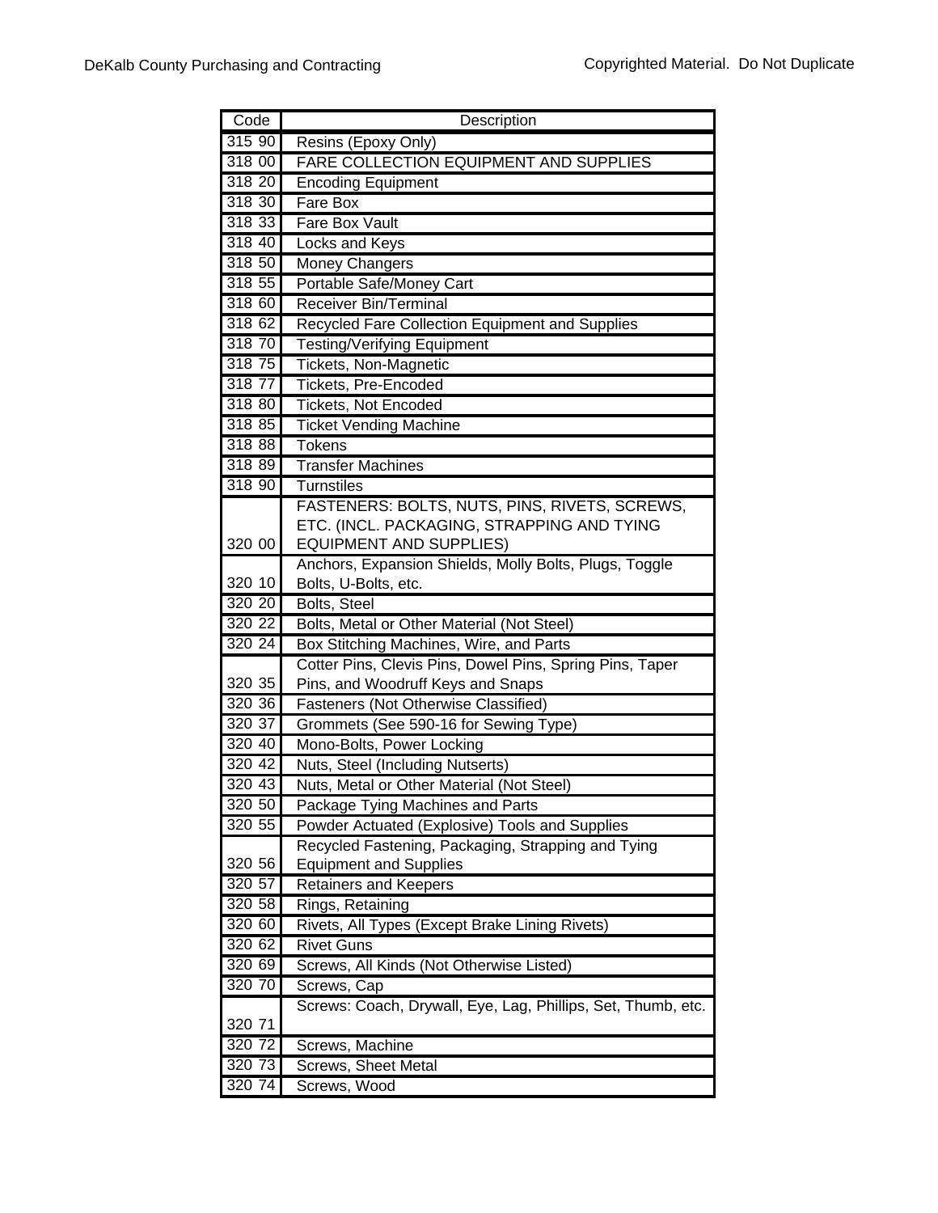| Code | Description |
|---|---|
| 315 90 | Resins (Epoxy Only) |
| 318 00 | FARE COLLECTION EQUIPMENT AND SUPPLIES |
| 318 20 | Encoding Equipment |
| 318 30 | Fare Box |
| 318 33 | Fare Box Vault |
| 318 40 | Locks and Keys |
| 318 50 | Money Changers |
| 318 55 | Portable Safe/Money Cart |
| 318 60 | Receiver Bin/Terminal |
| 318 62 | Recycled Fare Collection Equipment and Supplies |
| 318 70 | Testing/Verifying Equipment |
| 318 75 | Tickets, Non-Magnetic |
| 318 77 | Tickets, Pre-Encoded |
| 318 80 | Tickets, Not Encoded |
| 318 85 | Ticket Vending Machine |
| 318 88 | Tokens |
| 318 89 | Transfer Machines |
| 318 90 | Turnstiles |
| 320 00 | FASTENERS: BOLTS, NUTS, PINS, RIVETS, SCREWS, ETC. (INCL. PACKAGING, STRAPPING AND TYING EQUIPMENT AND SUPPLIES) |
| 320 10 | Anchors, Expansion Shields, Molly Bolts, Plugs, Toggle Bolts, U-Bolts, etc. |
| 320 20 | Bolts, Steel |
| 320 22 | Bolts, Metal or Other Material (Not Steel) |
| 320 24 | Box Stitching Machines, Wire, and Parts |
| 320 35 | Cotter Pins, Clevis Pins, Dowel Pins, Spring Pins, Taper Pins, and Woodruff Keys and Snaps |
| 320 36 | Fasteners (Not Otherwise Classified) |
| 320 37 | Grommets (See 590-16 for Sewing Type) |
| 320 40 | Mono-Bolts, Power Locking |
| 320 42 | Nuts, Steel (Including Nutserts) |
| 320 43 | Nuts, Metal or Other Material (Not Steel) |
| 320 50 | Package Tying Machines and Parts |
| 320 55 | Powder Actuated (Explosive) Tools and Supplies |
| 320 56 | Recycled Fastening, Packaging, Strapping and Tying Equipment and Supplies |
| 320 57 | Retainers and Keepers |
| 320 58 | Rings, Retaining |
| 320 60 | Rivets, All Types (Except Brake Lining Rivets) |
| 320 62 | Rivet Guns |
| 320 69 | Screws, All Kinds (Not Otherwise Listed) |
| 320 70 | Screws, Cap |
| 320 71 | Screws: Coach, Drywall, Eye, Lag, Phillips, Set, Thumb, etc. |
| 320 72 | Screws, Machine |
| 320 73 | Screws, Sheet Metal |
| 320 74 | Screws, Wood |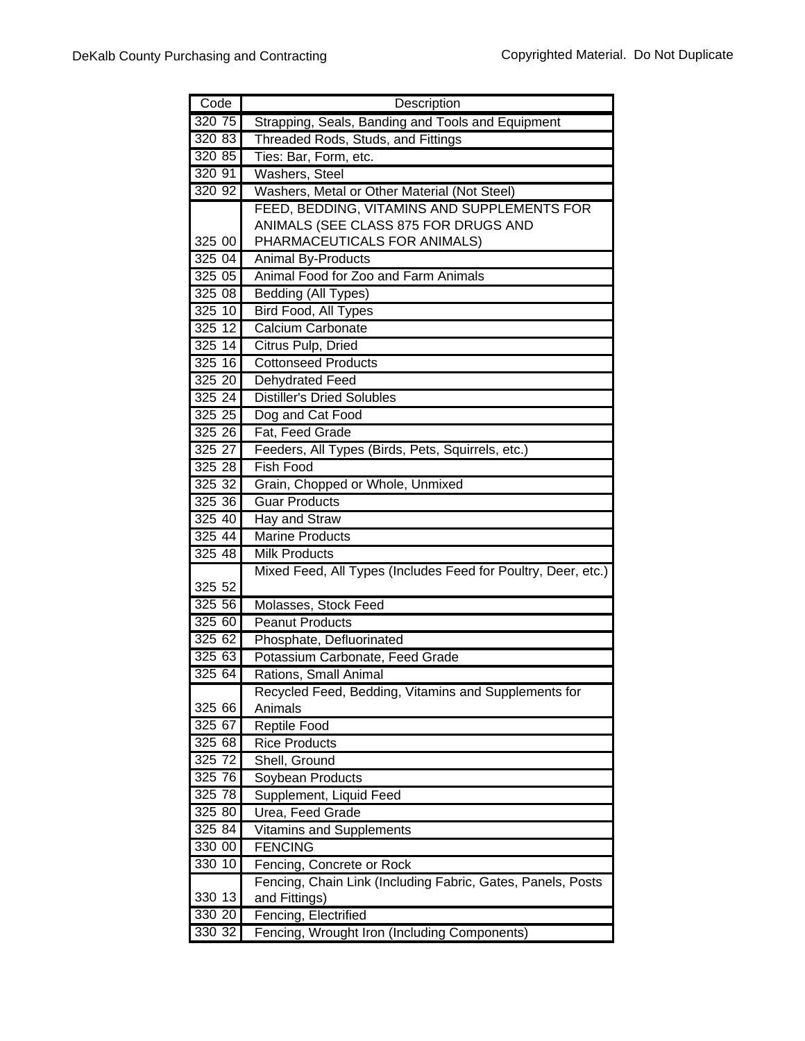| Code | Description |
|---|---|
| 320 75 | Strapping, Seals, Banding and Tools and Equipment |
| 320 83 | Threaded Rods, Studs, and Fittings |
| 320 85 | Ties: Bar, Form, etc. |
| 320 91 | Washers, Steel |
| 320 92 | Washers, Metal or Other Material (Not Steel) |
| 325 00 | FEED, BEDDING, VITAMINS AND SUPPLEMENTS FOR ANIMALS (SEE CLASS 875 FOR DRUGS AND PHARMACEUTICALS FOR ANIMALS) |
| 325 04 | Animal By-Products |
| 325 05 | Animal Food for Zoo and Farm Animals |
| 325 08 | Bedding (All Types) |
| 325 10 | Bird Food, All Types |
| 325 12 | Calcium Carbonate |
| 325 14 | Citrus Pulp, Dried |
| 325 16 | Cottonseed Products |
| 325 20 | Dehydrated Feed |
| 325 24 | Distiller's Dried Solubles |
| 325 25 | Dog and Cat Food |
| 325 26 | Fat, Feed Grade |
| 325 27 | Feeders, All Types (Birds, Pets, Squirrels, etc.) |
| 325 28 | Fish Food |
| 325 32 | Grain, Chopped or Whole, Unmixed |
| 325 36 | Guar Products |
| 325 40 | Hay and Straw |
| 325 44 | Marine Products |
| 325 48 | Milk Products |
| 325 52 | Mixed Feed, All Types (Includes Feed for Poultry, Deer, etc.) |
| 325 56 | Molasses, Stock Feed |
| 325 60 | Peanut Products |
| 325 62 | Phosphate, Defluorinated |
| 325 63 | Potassium Carbonate, Feed Grade |
| 325 64 | Rations, Small Animal |
| 325 66 | Recycled Feed, Bedding, Vitamins and Supplements for Animals |
| 325 67 | Reptile Food |
| 325 68 | Rice Products |
| 325 72 | Shell, Ground |
| 325 76 | Soybean Products |
| 325 78 | Supplement, Liquid Feed |
| 325 80 | Urea, Feed Grade |
| 325 84 | Vitamins and Supplements |
| 330 00 | FENCING |
| 330 10 | Fencing, Concrete or Rock |
| 330 13 | Fencing, Chain Link (Including Fabric, Gates, Panels, Posts and Fittings) |
| 330 20 | Fencing, Electrified |
| 330 32 | Fencing, Wrought Iron (Including Components) |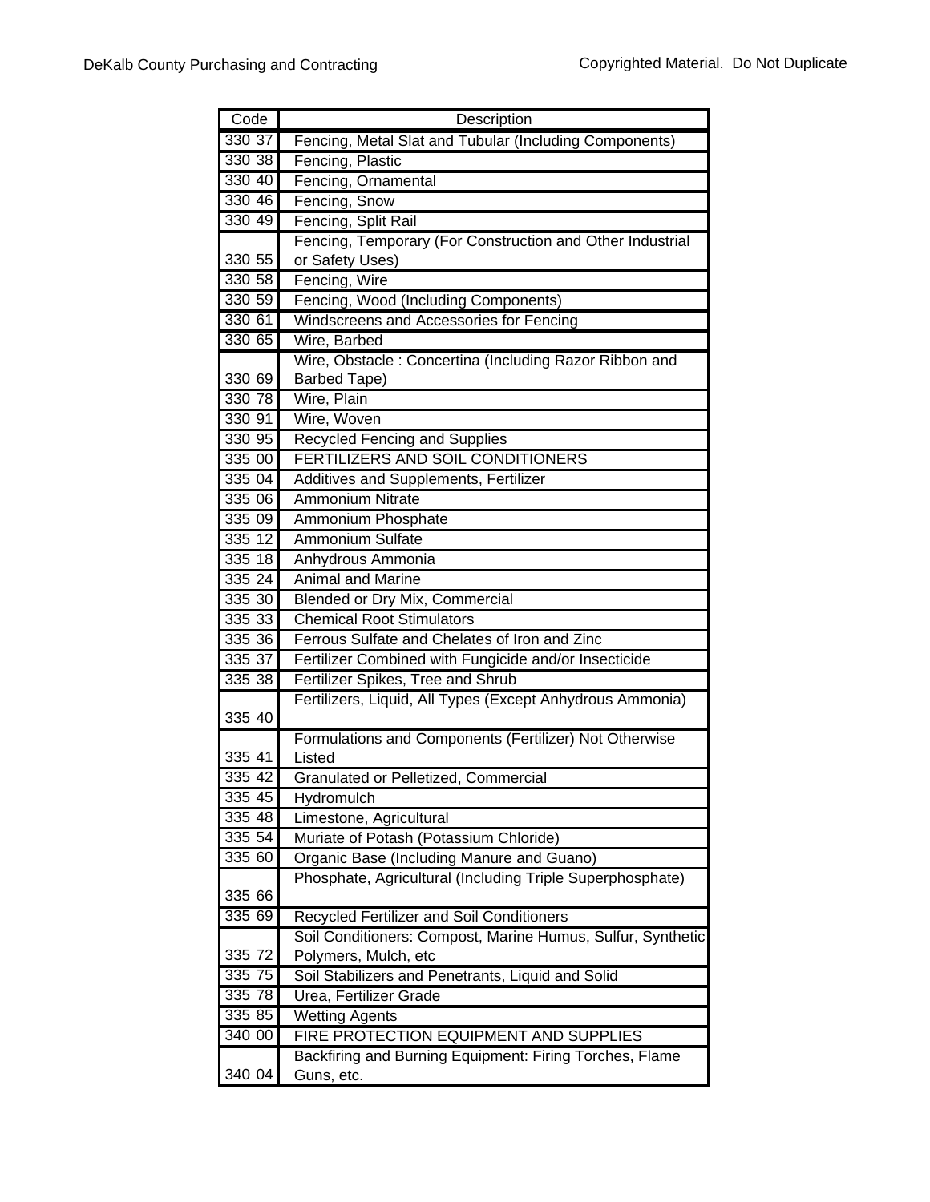| Code | Description |
|---|---|
| 330 37 | Fencing, Metal Slat and Tubular (Including Components) |
| 330 38 | Fencing, Plastic |
| 330 40 | Fencing, Ornamental |
| 330 46 | Fencing, Snow |
| 330 49 | Fencing, Split Rail |
| 330 55 | Fencing, Temporary (For Construction and Other Industrial or Safety Uses) |
| 330 58 | Fencing, Wire |
| 330 59 | Fencing, Wood (Including Components) |
| 330 61 | Windscreens and Accessories for Fencing |
| 330 65 | Wire, Barbed |
| 330 69 | Wire, Obstacle : Concertina (Including Razor Ribbon and Barbed Tape) |
| 330 78 | Wire, Plain |
| 330 91 | Wire, Woven |
| 330 95 | Recycled Fencing and Supplies |
| 335 00 | FERTILIZERS AND SOIL CONDITIONERS |
| 335 04 | Additives and Supplements, Fertilizer |
| 335 06 | Ammonium Nitrate |
| 335 09 | Ammonium Phosphate |
| 335 12 | Ammonium Sulfate |
| 335 18 | Anhydrous Ammonia |
| 335 24 | Animal and Marine |
| 335 30 | Blended or Dry Mix, Commercial |
| 335 33 | Chemical Root Stimulators |
| 335 36 | Ferrous Sulfate and Chelates of Iron and Zinc |
| 335 37 | Fertilizer Combined with Fungicide and/or Insecticide |
| 335 38 | Fertilizer Spikes, Tree and Shrub |
| 335 40 | Fertilizers, Liquid, All Types (Except Anhydrous Ammonia) |
| 335 41 | Formulations and Components (Fertilizer) Not Otherwise Listed |
| 335 42 | Granulated or Pelletized, Commercial |
| 335 45 | Hydromulch |
| 335 48 | Limestone, Agricultural |
| 335 54 | Muriate of Potash (Potassium Chloride) |
| 335 60 | Organic Base (Including Manure and Guano) |
| 335 66 | Phosphate, Agricultural (Including Triple Superphosphate) |
| 335 69 | Recycled Fertilizer and Soil Conditioners |
| 335 72 | Soil Conditioners: Compost, Marine Humus, Sulfur, Synthetic Polymers, Mulch, etc |
| 335 75 | Soil Stabilizers and Penetrants, Liquid and Solid |
| 335 78 | Urea, Fertilizer Grade |
| 335 85 | Wetting Agents |
| 340 00 | FIRE PROTECTION EQUIPMENT AND SUPPLIES |
| 340 04 | Backfiring and Burning Equipment: Firing Torches, Flame Guns, etc. |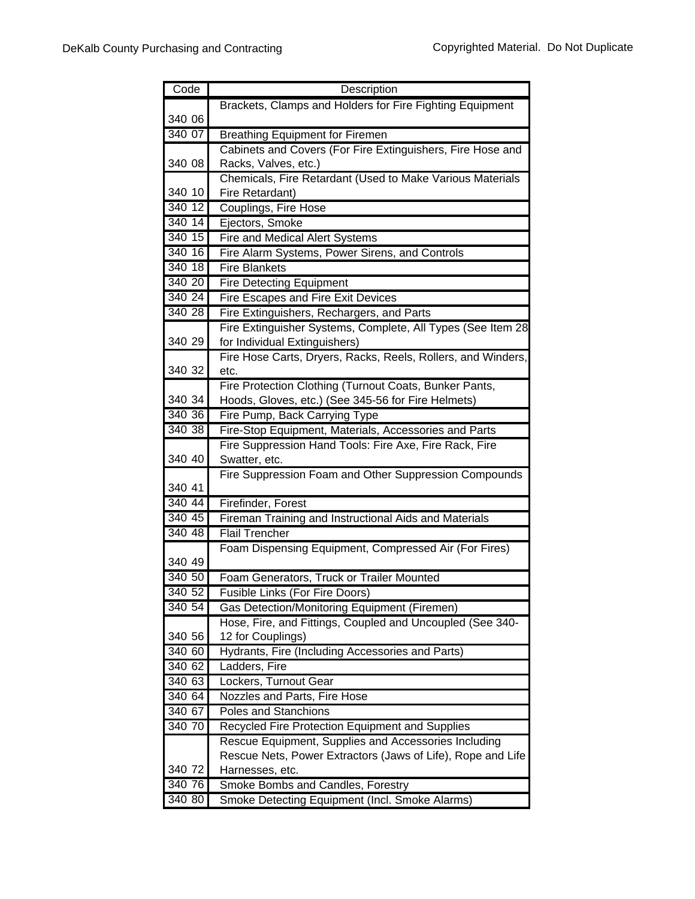| Code | Description |
|---|---|
| 340 06 | Brackets, Clamps and Holders for Fire Fighting Equipment |
| 340 07 | Breathing Equipment for Firemen |
| 340 08 | Cabinets and Covers (For Fire Extinguishers, Fire Hose and Racks, Valves, etc.) |
| 340 10 | Chemicals, Fire Retardant (Used to Make Various Materials Fire Retardant) |
| 340 12 | Couplings, Fire Hose |
| 340 14 | Ejectors, Smoke |
| 340 15 | Fire and Medical Alert Systems |
| 340 16 | Fire Alarm Systems, Power Sirens, and Controls |
| 340 18 | Fire Blankets |
| 340 20 | Fire Detecting Equipment |
| 340 24 | Fire Escapes and Fire Exit Devices |
| 340 28 | Fire Extinguishers, Rechargers, and Parts |
| 340 29 | Fire Extinguisher Systems, Complete, All Types (See Item 28 for Individual Extinguishers) |
| 340 32 | Fire Hose Carts, Dryers, Racks, Reels, Rollers, and Winders, etc. |
| 340 34 | Fire Protection Clothing (Turnout Coats, Bunker Pants, Hoods, Gloves, etc.) (See 345-56 for Fire Helmets) |
| 340 36 | Fire Pump, Back Carrying Type |
| 340 38 | Fire-Stop Equipment, Materials, Accessories and Parts |
| 340 40 | Fire Suppression Hand Tools: Fire Axe, Fire Rack, Fire Swatter, etc. |
| 340 41 | Fire Suppression Foam and Other Suppression Compounds |
| 340 44 | Firefinder, Forest |
| 340 45 | Fireman Training and Instructional Aids and Materials |
| 340 48 | Flail Trencher |
| 340 49 | Foam Dispensing Equipment, Compressed Air (For Fires) |
| 340 50 | Foam Generators, Truck or Trailer Mounted |
| 340 52 | Fusible Links (For Fire Doors) |
| 340 54 | Gas Detection/Monitoring Equipment (Firemen) |
| 340 56 | Hose, Fire, and Fittings, Coupled and Uncoupled (See 340-12 for Couplings) |
| 340 60 | Hydrants, Fire (Including Accessories and Parts) |
| 340 62 | Ladders, Fire |
| 340 63 | Lockers, Turnout Gear |
| 340 64 | Nozzles and Parts, Fire Hose |
| 340 67 | Poles and Stanchions |
| 340 70 | Recycled Fire Protection Equipment and Supplies |
| 340 72 | Rescue Equipment, Supplies and Accessories Including Rescue Nets, Power Extractors (Jaws of Life), Rope and Life Harnesses, etc. |
| 340 76 | Smoke Bombs and Candles, Forestry |
| 340 80 | Smoke Detecting Equipment (Incl. Smoke Alarms) |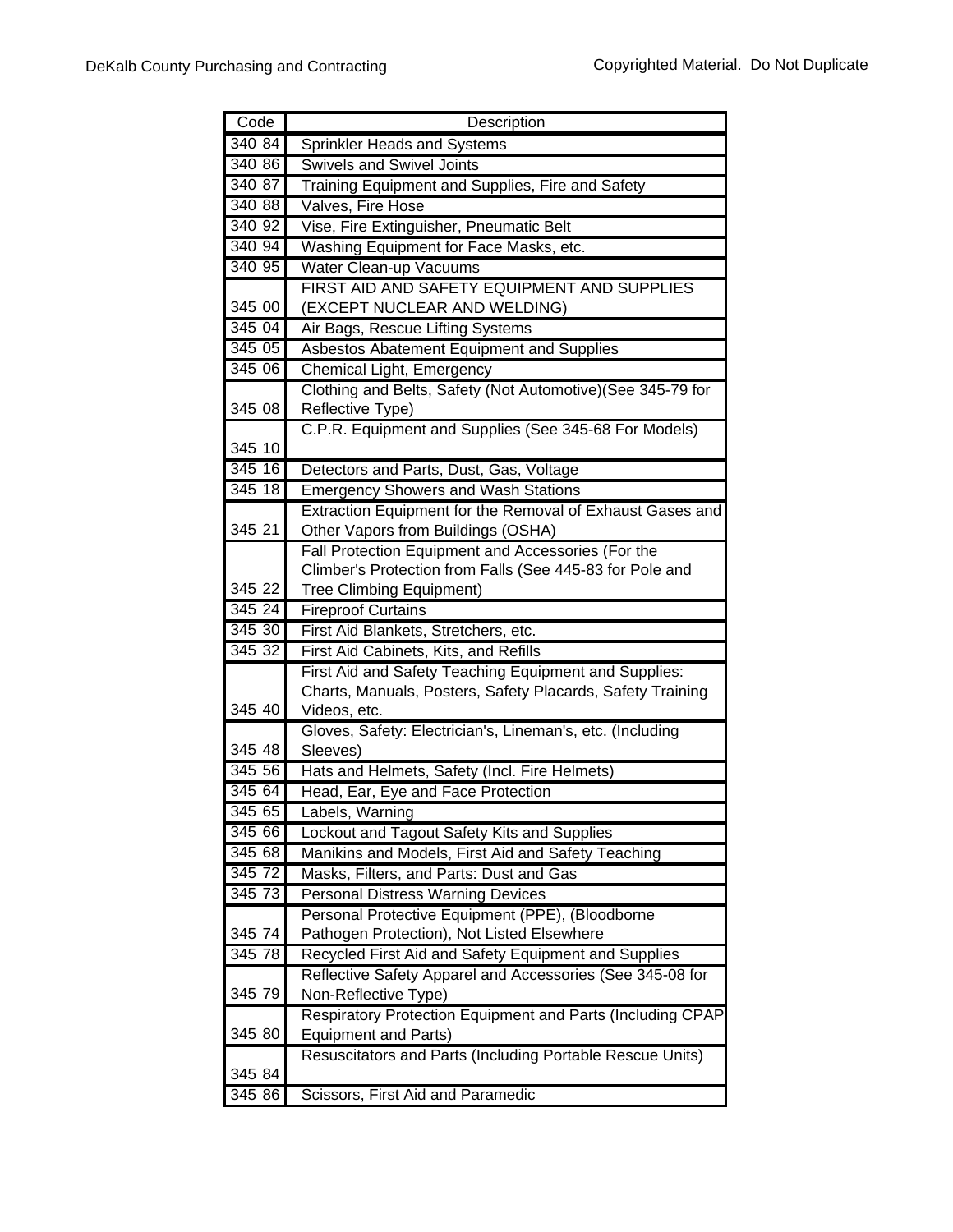| Code | Description |
|---|---|
| 340 84 | Sprinkler Heads and Systems |
| 340 86 | Swivels and Swivel Joints |
| 340 87 | Training Equipment and Supplies, Fire and Safety |
| 340 88 | Valves, Fire Hose |
| 340 92 | Vise, Fire Extinguisher, Pneumatic Belt |
| 340 94 | Washing Equipment for Face Masks, etc. |
| 340 95 | Water Clean-up Vacuums |
| 345 00 | FIRST AID AND SAFETY EQUIPMENT AND SUPPLIES (EXCEPT NUCLEAR AND WELDING) |
| 345 04 | Air Bags, Rescue Lifting Systems |
| 345 05 | Asbestos Abatement Equipment and Supplies |
| 345 06 | Chemical Light, Emergency |
| 345 08 | Clothing and Belts, Safety (Not Automotive)(See 345-79 for Reflective Type) |
| 345 10 | C.P.R. Equipment and Supplies (See 345-68 For Models) |
| 345 16 | Detectors and Parts, Dust, Gas, Voltage |
| 345 18 | Emergency Showers and Wash Stations |
| 345 21 | Extraction Equipment for the Removal of Exhaust Gases and Other Vapors from Buildings (OSHA) |
| 345 22 | Fall Protection Equipment and Accessories (For the Climber's Protection from Falls (See 445-83 for Pole and Tree Climbing Equipment) |
| 345 24 | Fireproof Curtains |
| 345 30 | First Aid Blankets, Stretchers, etc. |
| 345 32 | First Aid Cabinets, Kits, and Refills |
| 345 40 | First Aid and Safety Teaching Equipment and Supplies: Charts, Manuals, Posters, Safety Placards, Safety Training Videos, etc. |
| 345 48 | Gloves, Safety: Electrician's, Lineman's, etc. (Including Sleeves) |
| 345 56 | Hats and Helmets, Safety (Incl. Fire Helmets) |
| 345 64 | Head, Ear, Eye and Face Protection |
| 345 65 | Labels, Warning |
| 345 66 | Lockout and Tagout Safety Kits and Supplies |
| 345 68 | Manikins and Models, First Aid and Safety Teaching |
| 345 72 | Masks, Filters, and Parts: Dust and Gas |
| 345 73 | Personal Distress Warning Devices |
| 345 74 | Personal Protective Equipment (PPE), (Bloodborne Pathogen Protection), Not Listed Elsewhere |
| 345 78 | Recycled First Aid and Safety Equipment and Supplies |
| 345 79 | Reflective Safety Apparel and Accessories (See 345-08 for Non-Reflective Type) |
| 345 80 | Respiratory Protection Equipment and Parts (Including CPAP Equipment and Parts) |
| 345 84 | Resuscitators and Parts (Including Portable Rescue Units) |
| 345 86 | Scissors, First Aid and Paramedic |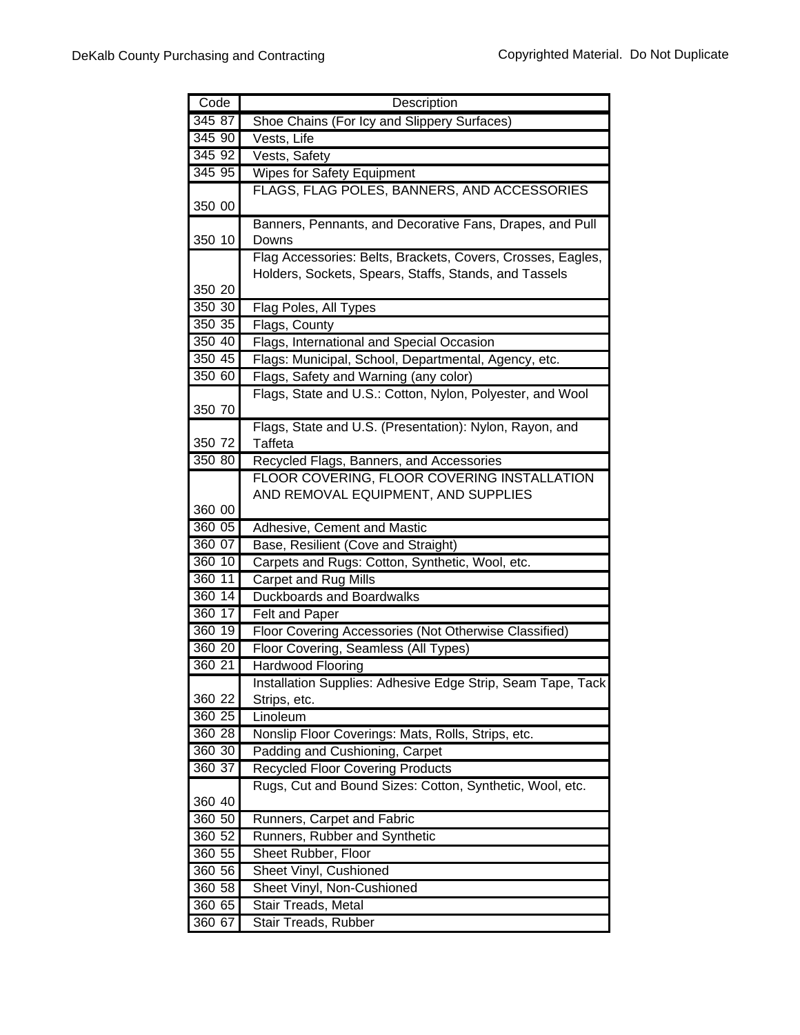| Code | Description |
| --- | --- |
| 345 87 | Shoe Chains (For Icy and Slippery Surfaces) |
| 345 90 | Vests, Life |
| 345 92 | Vests, Safety |
| 345 95 | Wipes for Safety Equipment |
| 350 00 | FLAGS, FLAG POLES, BANNERS, AND ACCESSORIES |
| 350 10 | Banners, Pennants, and Decorative Fans, Drapes, and Pull Downs |
| 350 20 | Flag Accessories: Belts, Brackets, Covers, Crosses, Eagles, Holders, Sockets, Spears, Staffs, Stands, and Tassels |
| 350 30 | Flag Poles, All Types |
| 350 35 | Flags, County |
| 350 40 | Flags, International and Special Occasion |
| 350 45 | Flags: Municipal, School, Departmental, Agency, etc. |
| 350 60 | Flags, Safety and Warning (any color) |
| 350 70 | Flags, State and U.S.: Cotton, Nylon, Polyester, and Wool |
| 350 72 | Flags, State and U.S. (Presentation): Nylon, Rayon, and Taffeta |
| 350 80 | Recycled Flags, Banners, and Accessories |
| 360 00 | FLOOR COVERING, FLOOR COVERING INSTALLATION AND REMOVAL EQUIPMENT, AND SUPPLIES |
| 360 05 | Adhesive, Cement and Mastic |
| 360 07 | Base, Resilient (Cove and Straight) |
| 360 10 | Carpets and Rugs: Cotton, Synthetic, Wool, etc. |
| 360 11 | Carpet and Rug Mills |
| 360 14 | Duckboards and Boardwalks |
| 360 17 | Felt and Paper |
| 360 19 | Floor Covering Accessories (Not Otherwise Classified) |
| 360 20 | Floor Covering, Seamless (All Types) |
| 360 21 | Hardwood Flooring |
| 360 22 | Installation Supplies: Adhesive Edge Strip, Seam Tape, Tack Strips, etc. |
| 360 25 | Linoleum |
| 360 28 | Nonslip Floor Coverings: Mats, Rolls, Strips, etc. |
| 360 30 | Padding and Cushioning, Carpet |
| 360 37 | Recycled Floor Covering Products |
| 360 40 | Rugs, Cut and Bound Sizes: Cotton, Synthetic, Wool, etc. |
| 360 50 | Runners, Carpet and Fabric |
| 360 52 | Runners, Rubber and Synthetic |
| 360 55 | Sheet Rubber, Floor |
| 360 56 | Sheet Vinyl, Cushioned |
| 360 58 | Sheet Vinyl, Non-Cushioned |
| 360 65 | Stair Treads, Metal |
| 360 67 | Stair Treads, Rubber |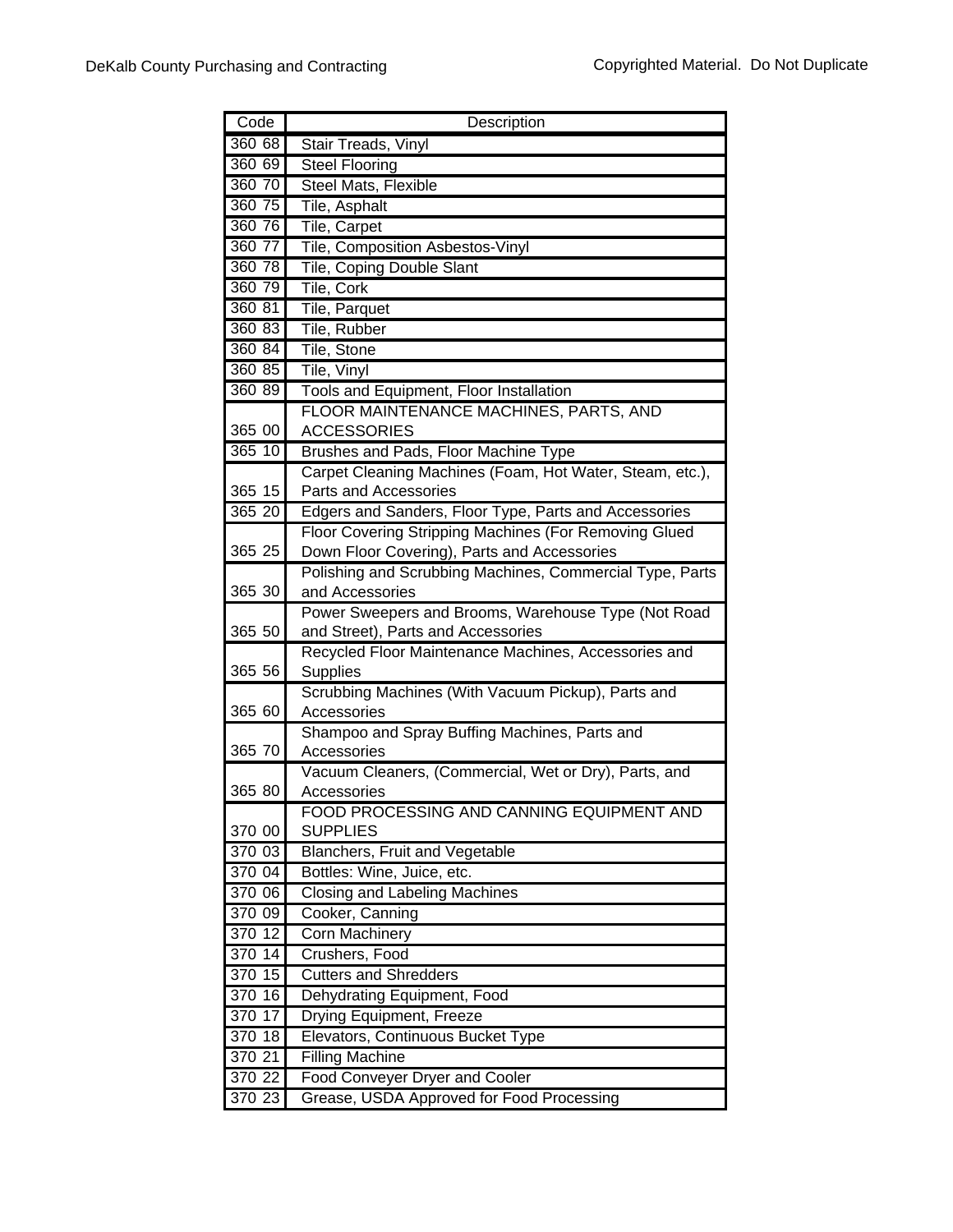| Code | Description |
|---|---|
| 360 68 | Stair Treads, Vinyl |
| 360 69 | Steel Flooring |
| 360 70 | Steel Mats, Flexible |
| 360 75 | Tile, Asphalt |
| 360 76 | Tile, Carpet |
| 360 77 | Tile, Composition Asbestos-Vinyl |
| 360 78 | Tile, Coping Double Slant |
| 360 79 | Tile, Cork |
| 360 81 | Tile, Parquet |
| 360 83 | Tile, Rubber |
| 360 84 | Tile, Stone |
| 360 85 | Tile, Vinyl |
| 360 89 | Tools and Equipment, Floor Installation |
| 365 00 | FLOOR MAINTENANCE MACHINES, PARTS, AND ACCESSORIES |
| 365 10 | Brushes and Pads, Floor Machine Type |
| 365 15 | Carpet Cleaning Machines (Foam, Hot Water, Steam, etc.), Parts and Accessories |
| 365 20 | Edgers and Sanders, Floor Type, Parts and Accessories |
| 365 25 | Floor Covering Stripping Machines (For Removing Glued Down Floor Covering), Parts and Accessories |
| 365 30 | Polishing and Scrubbing Machines, Commercial Type, Parts and Accessories |
| 365 50 | Power Sweepers and Brooms, Warehouse Type (Not Road and Street), Parts and Accessories |
| 365 56 | Recycled Floor Maintenance Machines, Accessories and Supplies |
| 365 60 | Scrubbing Machines (With Vacuum Pickup), Parts and Accessories |
| 365 70 | Shampoo and Spray Buffing Machines, Parts and Accessories |
| 365 80 | Vacuum Cleaners, (Commercial, Wet or Dry), Parts, and Accessories |
| 370 00 | FOOD PROCESSING AND CANNING EQUIPMENT AND SUPPLIES |
| 370 03 | Blanchers, Fruit and Vegetable |
| 370 04 | Bottles: Wine, Juice, etc. |
| 370 06 | Closing and Labeling Machines |
| 370 09 | Cooker, Canning |
| 370 12 | Corn Machinery |
| 370 14 | Crushers, Food |
| 370 15 | Cutters and Shredders |
| 370 16 | Dehydrating Equipment, Food |
| 370 17 | Drying Equipment, Freeze |
| 370 18 | Elevators, Continuous Bucket Type |
| 370 21 | Filling Machine |
| 370 22 | Food Conveyer Dryer and Cooler |
| 370 23 | Grease, USDA Approved for Food Processing |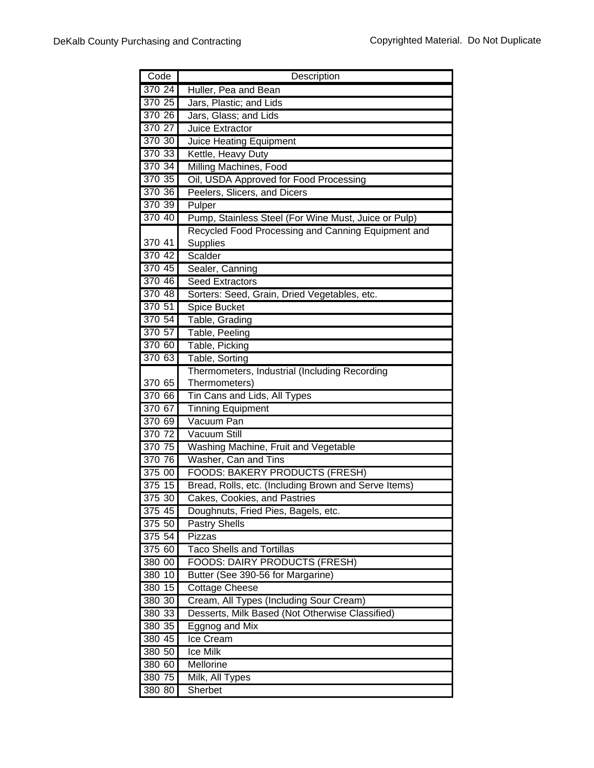| Code | Description |
|---|---|
| 370 24 | Huller, Pea and Bean |
| 370 25 | Jars, Plastic; and Lids |
| 370 26 | Jars, Glass; and Lids |
| 370 27 | Juice Extractor |
| 370 30 | Juice Heating Equipment |
| 370 33 | Kettle, Heavy Duty |
| 370 34 | Milling Machines, Food |
| 370 35 | Oil, USDA Approved for Food Processing |
| 370 36 | Peelers, Slicers, and Dicers |
| 370 39 | Pulper |
| 370 40 | Pump, Stainless Steel (For Wine Must, Juice or Pulp) |
| 370 41 | Recycled Food Processing and Canning Equipment and Supplies |
| 370 42 | Scalder |
| 370 45 | Sealer, Canning |
| 370 46 | Seed Extractors |
| 370 48 | Sorters: Seed, Grain, Dried Vegetables, etc. |
| 370 51 | Spice Bucket |
| 370 54 | Table, Grading |
| 370 57 | Table, Peeling |
| 370 60 | Table, Picking |
| 370 63 | Table, Sorting |
| 370 65 | Thermometers, Industrial (Including Recording Thermometers) |
| 370 66 | Tin Cans and Lids, All Types |
| 370 67 | Tinning Equipment |
| 370 69 | Vacuum Pan |
| 370 72 | Vacuum Still |
| 370 75 | Washing Machine, Fruit and Vegetable |
| 370 76 | Washer, Can and Tins |
| 375 00 | FOODS: BAKERY PRODUCTS (FRESH) |
| 375 15 | Bread, Rolls, etc. (Including Brown and Serve Items) |
| 375 30 | Cakes, Cookies, and Pastries |
| 375 45 | Doughnuts, Fried Pies, Bagels, etc. |
| 375 50 | Pastry Shells |
| 375 54 | Pizzas |
| 375 60 | Taco Shells and Tortillas |
| 380 00 | FOODS: DAIRY PRODUCTS (FRESH) |
| 380 10 | Butter (See 390-56 for Margarine) |
| 380 15 | Cottage Cheese |
| 380 30 | Cream, All Types (Including Sour Cream) |
| 380 33 | Desserts, Milk Based (Not Otherwise Classified) |
| 380 35 | Eggnog and Mix |
| 380 45 | Ice Cream |
| 380 50 | Ice Milk |
| 380 60 | Mellorine |
| 380 75 | Milk, All Types |
| 380 80 | Sherbet |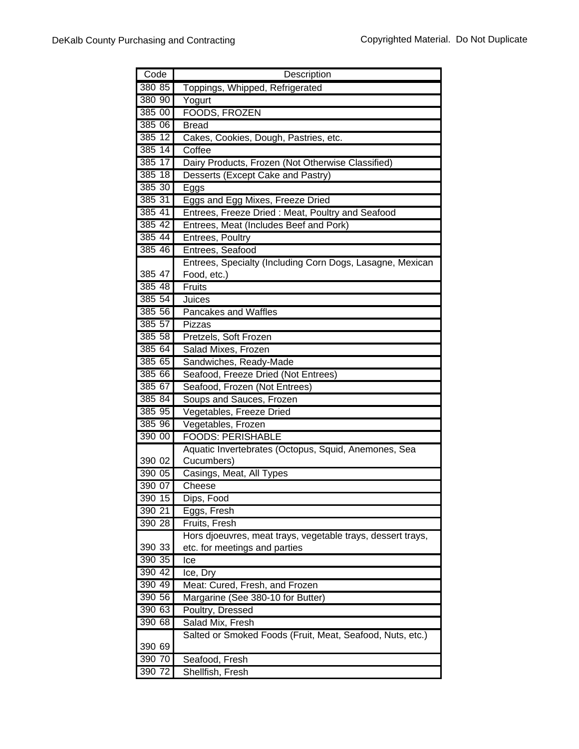| Code | Description |
|---|---|
| 380 85 | Toppings, Whipped, Refrigerated |
| 380 90 | Yogurt |
| 385 00 | FOODS, FROZEN |
| 385 06 | Bread |
| 385 12 | Cakes, Cookies, Dough, Pastries, etc. |
| 385 14 | Coffee |
| 385 17 | Dairy Products, Frozen (Not Otherwise Classified) |
| 385 18 | Desserts (Except Cake and Pastry) |
| 385 30 | Eggs |
| 385 31 | Eggs and Egg Mixes, Freeze Dried |
| 385 41 | Entrees, Freeze Dried : Meat, Poultry and Seafood |
| 385 42 | Entrees, Meat (Includes Beef and Pork) |
| 385 44 | Entrees, Poultry |
| 385 46 | Entrees, Seafood |
| 385 47 | Entrees, Specialty (Including Corn Dogs, Lasagne, Mexican Food, etc.) |
| 385 48 | Fruits |
| 385 54 | Juices |
| 385 56 | Pancakes and Waffles |
| 385 57 | Pizzas |
| 385 58 | Pretzels, Soft Frozen |
| 385 64 | Salad Mixes, Frozen |
| 385 65 | Sandwiches, Ready-Made |
| 385 66 | Seafood, Freeze Dried (Not Entrees) |
| 385 67 | Seafood, Frozen (Not Entrees) |
| 385 84 | Soups and Sauces, Frozen |
| 385 95 | Vegetables, Freeze Dried |
| 385 96 | Vegetables, Frozen |
| 390 00 | FOODS: PERISHABLE |
| 390 02 | Aquatic Invertebrates (Octopus, Squid, Anemones, Sea Cucumbers) |
| 390 05 | Casings, Meat, All Types |
| 390 07 | Cheese |
| 390 15 | Dips, Food |
| 390 21 | Eggs, Fresh |
| 390 28 | Fruits, Fresh |
| 390 33 | Hors djoeuvres, meat trays, vegetable trays, dessert trays, etc. for meetings and parties |
| 390 35 | Ice |
| 390 42 | Ice, Dry |
| 390 49 | Meat: Cured, Fresh, and Frozen |
| 390 56 | Margarine (See 380-10 for Butter) |
| 390 63 | Poultry, Dressed |
| 390 68 | Salad Mix, Fresh |
| 390 69 | Salted or Smoked Foods (Fruit, Meat, Seafood, Nuts, etc.) |
| 390 70 | Seafood, Fresh |
| 390 72 | Shellfish, Fresh |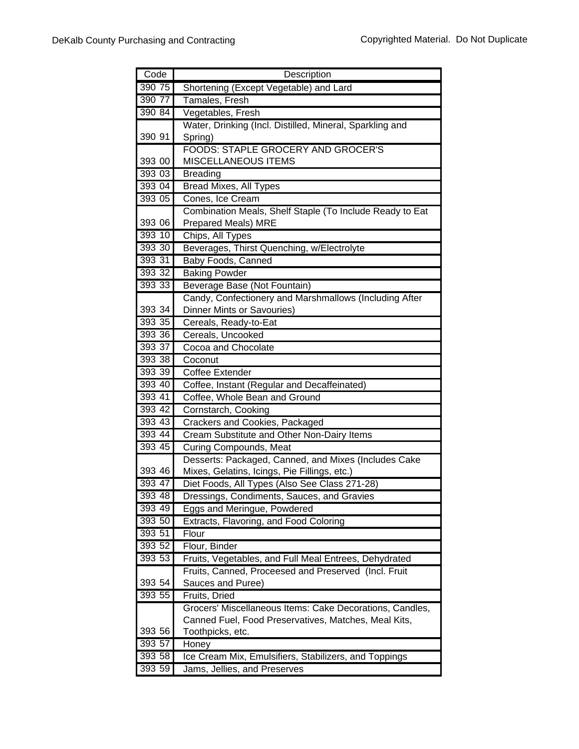| Code | Description |
|---|---|
| 390 75 | Shortening (Except Vegetable) and Lard |
| 390 77 | Tamales, Fresh |
| 390 84 | Vegetables, Fresh |
| 390 91 | Water, Drinking (Incl. Distilled, Mineral, Sparkling and Spring) |
| 393 00 | FOODS: STAPLE GROCERY AND GROCER'S MISCELLANEOUS ITEMS |
| 393 03 | Breading |
| 393 04 | Bread Mixes, All Types |
| 393 05 | Cones, Ice Cream |
| 393 06 | Combination Meals, Shelf Staple (To Include Ready to Eat Prepared Meals) MRE |
| 393 10 | Chips, All Types |
| 393 30 | Beverages, Thirst Quenching, w/Electrolyte |
| 393 31 | Baby Foods, Canned |
| 393 32 | Baking Powder |
| 393 33 | Beverage Base (Not Fountain) |
| 393 34 | Candy, Confectionery and Marshmallows (Including After Dinner Mints or Savouries) |
| 393 35 | Cereals, Ready-to-Eat |
| 393 36 | Cereals, Uncooked |
| 393 37 | Cocoa and Chocolate |
| 393 38 | Coconut |
| 393 39 | Coffee Extender |
| 393 40 | Coffee, Instant (Regular and Decaffeinated) |
| 393 41 | Coffee, Whole Bean and Ground |
| 393 42 | Cornstarch, Cooking |
| 393 43 | Crackers and Cookies, Packaged |
| 393 44 | Cream Substitute and Other Non-Dairy Items |
| 393 45 | Curing Compounds, Meat |
| 393 46 | Desserts: Packaged, Canned, and Mixes (Includes Cake Mixes, Gelatins, Icings, Pie Fillings, etc.) |
| 393 47 | Diet Foods, All Types (Also See Class 271-28) |
| 393 48 | Dressings, Condiments, Sauces, and Gravies |
| 393 49 | Eggs and Meringue, Powdered |
| 393 50 | Extracts, Flavoring, and Food Coloring |
| 393 51 | Flour |
| 393 52 | Flour, Binder |
| 393 53 | Fruits, Vegetables, and Full Meal Entrees, Dehydrated |
| 393 54 | Fruits, Canned, Proceesed and Preserved (Incl. Fruit Sauces and Puree) |
| 393 55 | Fruits, Dried |
| 393 56 | Grocers' Miscellaneous Items: Cake Decorations, Candles, Canned Fuel, Food Preservatives, Matches, Meal Kits, Toothpicks, etc. |
| 393 57 | Honey |
| 393 58 | Ice Cream Mix, Emulsifiers, Stabilizers, and Toppings |
| 393 59 | Jams, Jellies, and Preserves |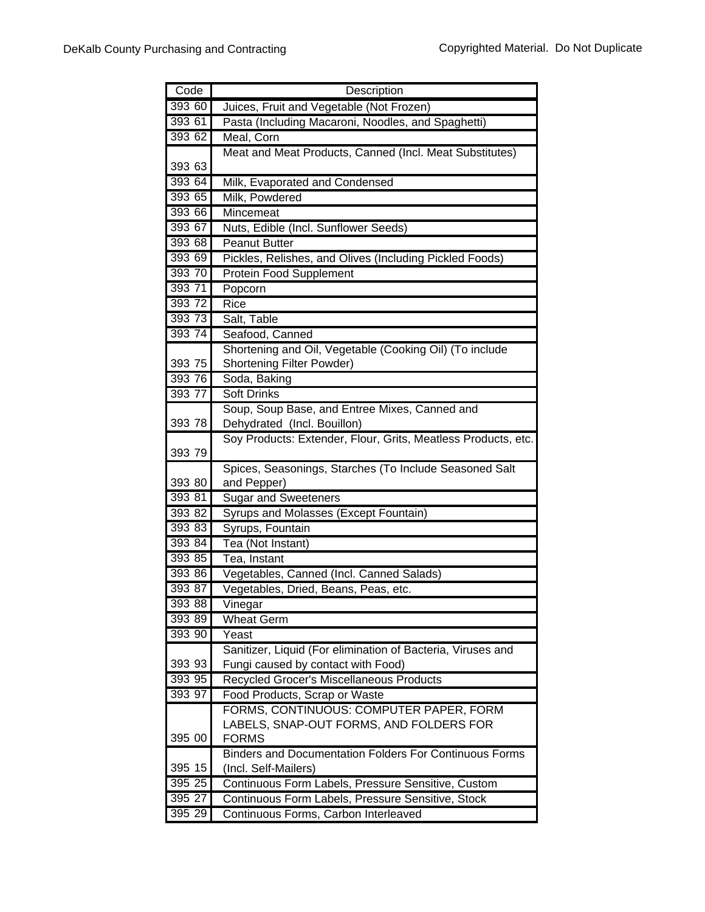| Code | Description |
|---|---|
| 393 60 | Juices, Fruit and Vegetable (Not Frozen) |
| 393 61 | Pasta (Including Macaroni, Noodles, and Spaghetti) |
| 393 62 | Meal, Corn |
| 393 63 | Meat and Meat Products, Canned (Incl. Meat Substitutes) |
| 393 64 | Milk, Evaporated and Condensed |
| 393 65 | Milk, Powdered |
| 393 66 | Mincemeat |
| 393 67 | Nuts, Edible (Incl. Sunflower Seeds) |
| 393 68 | Peanut Butter |
| 393 69 | Pickles, Relishes, and Olives (Including Pickled Foods) |
| 393 70 | Protein Food Supplement |
| 393 71 | Popcorn |
| 393 72 | Rice |
| 393 73 | Salt, Table |
| 393 74 | Seafood, Canned |
| 393 75 | Shortening and Oil, Vegetable (Cooking Oil) (To include Shortening Filter Powder) |
| 393 76 | Soda, Baking |
| 393 77 | Soft Drinks |
| 393 78 | Soup, Soup Base, and Entree Mixes, Canned and Dehydrated (Incl. Bouillon) |
| 393 79 | Soy Products: Extender, Flour, Grits, Meatless Products, etc. |
| 393 80 | Spices, Seasonings, Starches (To Include Seasoned Salt and Pepper) |
| 393 81 | Sugar and Sweeteners |
| 393 82 | Syrups and Molasses (Except Fountain) |
| 393 83 | Syrups, Fountain |
| 393 84 | Tea (Not Instant) |
| 393 85 | Tea, Instant |
| 393 86 | Vegetables, Canned (Incl. Canned Salads) |
| 393 87 | Vegetables, Dried, Beans, Peas, etc. |
| 393 88 | Vinegar |
| 393 89 | Wheat Germ |
| 393 90 | Yeast |
| 393 93 | Sanitizer, Liquid (For elimination of Bacteria, Viruses and Fungi caused by contact with Food) |
| 393 95 | Recycled Grocer's Miscellaneous Products |
| 393 97 | Food Products, Scrap or Waste |
| 395 00 | FORMS, CONTINUOUS: COMPUTER PAPER, FORM LABELS, SNAP-OUT FORMS, AND FOLDERS FOR FORMS |
| 395 15 | Binders and Documentation Folders For Continuous Forms (Incl. Self-Mailers) |
| 395 25 | Continuous Form Labels, Pressure Sensitive, Custom |
| 395 27 | Continuous Form Labels, Pressure Sensitive, Stock |
| 395 29 | Continuous Forms, Carbon Interleaved |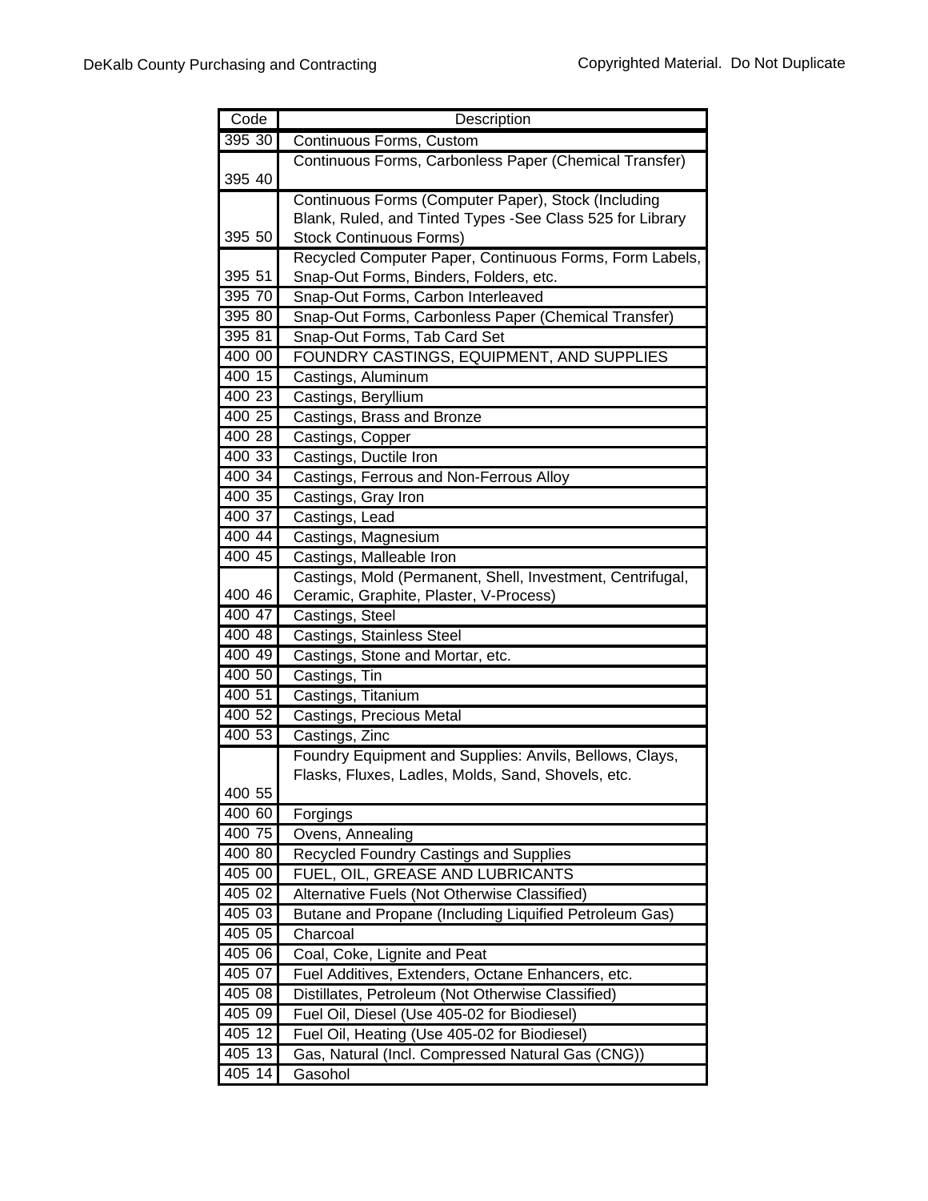| Code | Description |
|---|---|
| 395 30 | Continuous Forms, Custom |
| 395 40 | Continuous Forms, Carbonless Paper (Chemical Transfer) |
| 395 50 | Continuous Forms (Computer Paper), Stock (Including Blank, Ruled, and Tinted Types -See Class 525 for Library Stock Continuous Forms) |
| 395 51 | Recycled Computer Paper, Continuous Forms, Form Labels, Snap-Out Forms, Binders, Folders, etc. |
| 395 70 | Snap-Out Forms, Carbon Interleaved |
| 395 80 | Snap-Out Forms, Carbonless Paper (Chemical Transfer) |
| 395 81 | Snap-Out Forms, Tab Card Set |
| 400 00 | FOUNDRY CASTINGS, EQUIPMENT, AND SUPPLIES |
| 400 15 | Castings, Aluminum |
| 400 23 | Castings, Beryllium |
| 400 25 | Castings, Brass and Bronze |
| 400 28 | Castings, Copper |
| 400 33 | Castings, Ductile Iron |
| 400 34 | Castings, Ferrous and Non-Ferrous Alloy |
| 400 35 | Castings, Gray Iron |
| 400 37 | Castings, Lead |
| 400 44 | Castings, Magnesium |
| 400 45 | Castings, Malleable Iron |
| 400 46 | Castings, Mold (Permanent, Shell, Investment, Centrifugal, Ceramic, Graphite, Plaster, V-Process) |
| 400 47 | Castings, Steel |
| 400 48 | Castings, Stainless Steel |
| 400 49 | Castings, Stone and Mortar, etc. |
| 400 50 | Castings, Tin |
| 400 51 | Castings, Titanium |
| 400 52 | Castings, Precious Metal |
| 400 53 | Castings, Zinc |
| 400 55 | Foundry Equipment and Supplies: Anvils, Bellows, Clays, Flasks, Fluxes, Ladles, Molds, Sand, Shovels, etc. |
| 400 60 | Forgings |
| 400 75 | Ovens, Annealing |
| 400 80 | Recycled Foundry Castings and Supplies |
| 405 00 | FUEL, OIL, GREASE AND LUBRICANTS |
| 405 02 | Alternative Fuels (Not Otherwise Classified) |
| 405 03 | Butane and Propane (Including Liquified Petroleum Gas) |
| 405 05 | Charcoal |
| 405 06 | Coal, Coke, Lignite and Peat |
| 405 07 | Fuel Additives, Extenders, Octane Enhancers, etc. |
| 405 08 | Distillates, Petroleum (Not Otherwise Classified) |
| 405 09 | Fuel Oil, Diesel (Use 405-02 for Biodiesel) |
| 405 12 | Fuel Oil, Heating (Use 405-02 for Biodiesel) |
| 405 13 | Gas, Natural (Incl. Compressed Natural Gas (CNG)) |
| 405 14 | Gasohol |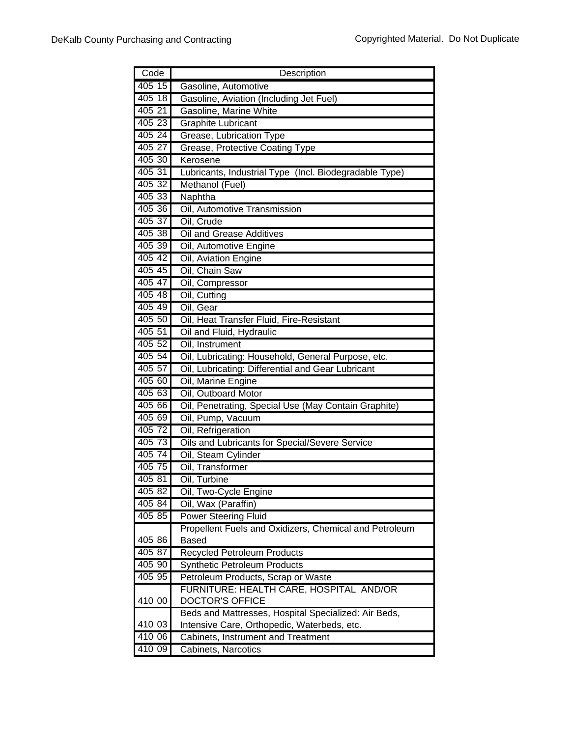| Code | Description |
|---|---|
| 405 15 | Gasoline, Automotive |
| 405 18 | Gasoline, Aviation (Including Jet Fuel) |
| 405 21 | Gasoline, Marine White |
| 405 23 | Graphite Lubricant |
| 405 24 | Grease, Lubrication Type |
| 405 27 | Grease, Protective Coating Type |
| 405 30 | Kerosene |
| 405 31 | Lubricants, Industrial Type (Incl. Biodegradable Type) |
| 405 32 | Methanol (Fuel) |
| 405 33 | Naphtha |
| 405 36 | Oil, Automotive Transmission |
| 405 37 | Oil, Crude |
| 405 38 | Oil and Grease Additives |
| 405 39 | Oil, Automotive Engine |
| 405 42 | Oil, Aviation Engine |
| 405 45 | Oil, Chain Saw |
| 405 47 | Oil, Compressor |
| 405 48 | Oil, Cutting |
| 405 49 | Oil, Gear |
| 405 50 | Oil, Heat Transfer Fluid, Fire-Resistant |
| 405 51 | Oil and Fluid, Hydraulic |
| 405 52 | Oil, Instrument |
| 405 54 | Oil, Lubricating: Household, General Purpose, etc. |
| 405 57 | Oil, Lubricating: Differential and Gear Lubricant |
| 405 60 | Oil, Marine Engine |
| 405 63 | Oil, Outboard Motor |
| 405 66 | Oil, Penetrating, Special Use (May Contain Graphite) |
| 405 69 | Oil, Pump, Vacuum |
| 405 72 | Oil, Refrigeration |
| 405 73 | Oils and Lubricants for Special/Severe Service |
| 405 74 | Oil, Steam Cylinder |
| 405 75 | Oil, Transformer |
| 405 81 | Oil, Turbine |
| 405 82 | Oil, Two-Cycle Engine |
| 405 84 | Oil, Wax (Paraffin) |
| 405 85 | Power Steering Fluid |
| 405 86 | Propellent Fuels and Oxidizers, Chemical and Petroleum Based |
| 405 87 | Recycled Petroleum Products |
| 405 90 | Synthetic Petroleum Products |
| 405 95 | Petroleum Products, Scrap or Waste |
| 410 00 | FURNITURE: HEALTH CARE, HOSPITAL AND/OR DOCTOR'S OFFICE |
| 410 03 | Beds and Mattresses, Hospital Specialized: Air Beds, Intensive Care, Orthopedic, Waterbeds, etc. |
| 410 06 | Cabinets, Instrument and Treatment |
| 410 09 | Cabinets, Narcotics |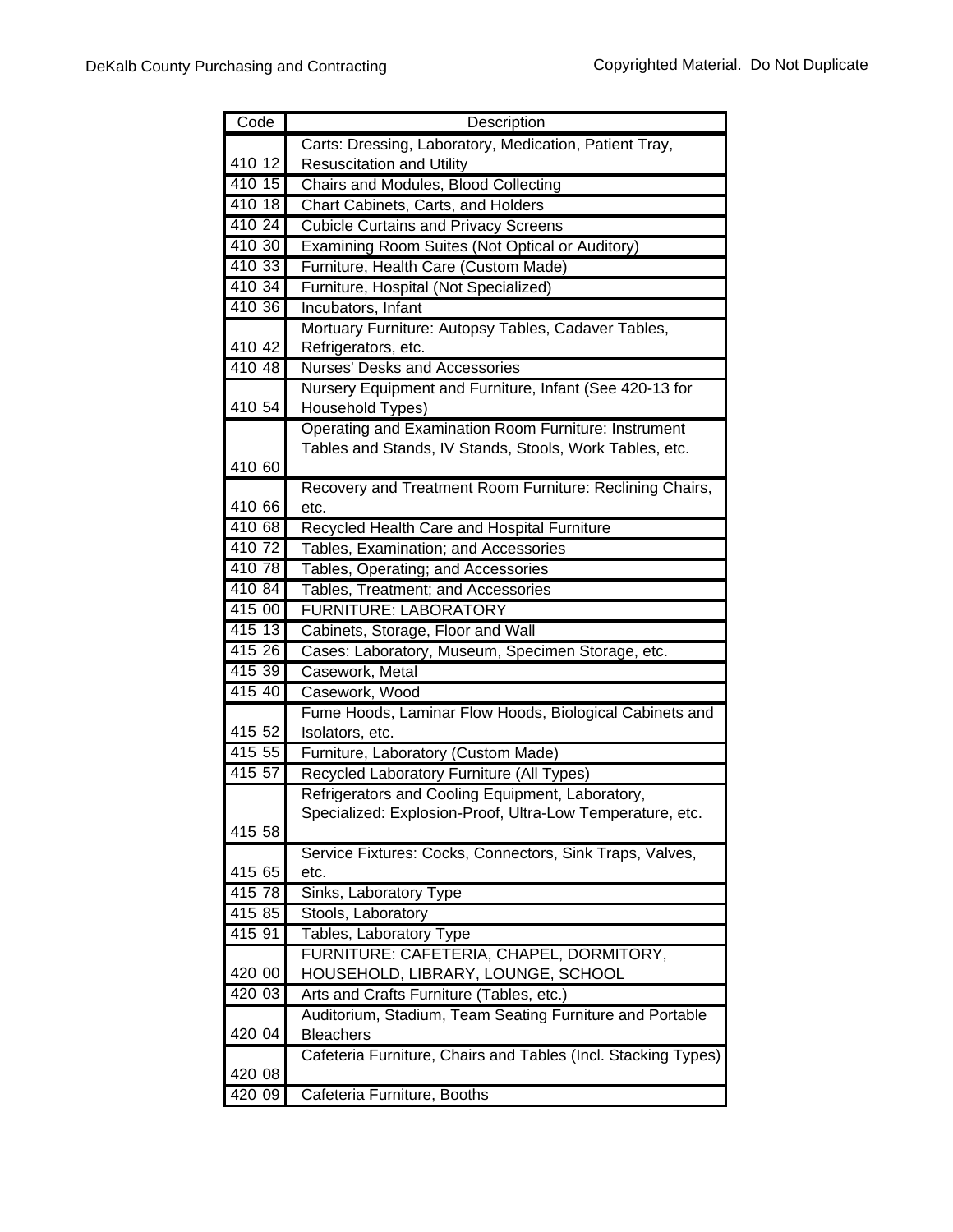| Code | Description |
| --- | --- |
| 410 12 | Carts: Dressing, Laboratory, Medication, Patient Tray, Resuscitation and Utility |
| 410 15 | Chairs and Modules, Blood Collecting |
| 410 18 | Chart Cabinets, Carts, and Holders |
| 410 24 | Cubicle Curtains and Privacy Screens |
| 410 30 | Examining Room Suites (Not Optical or Auditory) |
| 410 33 | Furniture, Health Care (Custom Made) |
| 410 34 | Furniture, Hospital (Not Specialized) |
| 410 36 | Incubators, Infant |
| 410 42 | Mortuary Furniture: Autopsy Tables, Cadaver Tables, Refrigerators, etc. |
| 410 48 | Nurses' Desks and Accessories |
| 410 54 | Nursery Equipment and Furniture, Infant (See 420-13 for Household Types) |
| 410 60 | Operating and Examination Room Furniture: Instrument Tables and Stands, IV Stands, Stools, Work Tables, etc. |
| 410 66 | Recovery and Treatment Room Furniture: Reclining Chairs, etc. |
| 410 68 | Recycled Health Care and Hospital Furniture |
| 410 72 | Tables, Examination; and Accessories |
| 410 78 | Tables, Operating; and Accessories |
| 410 84 | Tables, Treatment; and Accessories |
| 415 00 | FURNITURE: LABORATORY |
| 415 13 | Cabinets, Storage, Floor and Wall |
| 415 26 | Cases: Laboratory, Museum, Specimen Storage, etc. |
| 415 39 | Casework, Metal |
| 415 40 | Casework, Wood |
| 415 52 | Fume Hoods, Laminar Flow Hoods, Biological Cabinets and Isolators, etc. |
| 415 55 | Furniture, Laboratory (Custom Made) |
| 415 57 | Recycled Laboratory Furniture (All Types) |
| 415 58 | Refrigerators and Cooling Equipment, Laboratory, Specialized: Explosion-Proof, Ultra-Low Temperature, etc. |
| 415 65 | Service Fixtures: Cocks, Connectors, Sink Traps, Valves, etc. |
| 415 78 | Sinks, Laboratory Type |
| 415 85 | Stools, Laboratory |
| 415 91 | Tables, Laboratory Type |
| 420 00 | FURNITURE: CAFETERIA, CHAPEL, DORMITORY, HOUSEHOLD, LIBRARY, LOUNGE, SCHOOL |
| 420 03 | Arts and Crafts Furniture (Tables, etc.) |
| 420 04 | Auditorium, Stadium, Team Seating Furniture and Portable Bleachers |
| 420 08 | Cafeteria Furniture, Chairs and Tables (Incl. Stacking Types) |
| 420 09 | Cafeteria Furniture, Booths |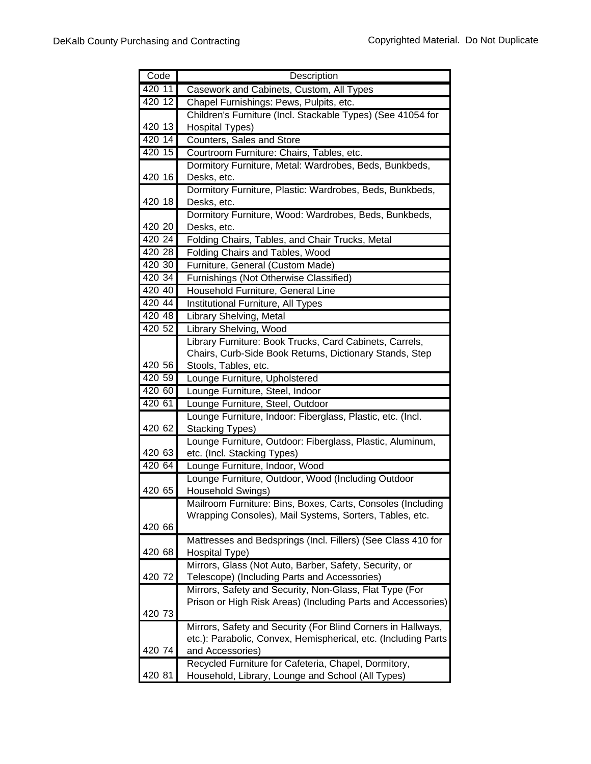| Code | Description |
|---|---|
| 420 11 | Casework and Cabinets, Custom, All Types |
| 420 12 | Chapel Furnishings: Pews, Pulpits, etc. |
| 420 13 | Children's Furniture (Incl. Stackable Types) (See 41054 for Hospital Types) |
| 420 14 | Counters, Sales and Store |
| 420 15 | Courtroom Furniture: Chairs, Tables, etc. |
| 420 16 | Dormitory Furniture, Metal: Wardrobes, Beds, Bunkbeds, Desks, etc. |
| 420 18 | Dormitory Furniture, Plastic: Wardrobes, Beds, Bunkbeds, Desks, etc. |
| 420 20 | Dormitory Furniture, Wood: Wardrobes, Beds, Bunkbeds, Desks, etc. |
| 420 24 | Folding Chairs, Tables, and Chair Trucks, Metal |
| 420 28 | Folding Chairs and Tables, Wood |
| 420 30 | Furniture, General (Custom Made) |
| 420 34 | Furnishings (Not Otherwise Classified) |
| 420 40 | Household Furniture, General Line |
| 420 44 | Institutional Furniture, All Types |
| 420 48 | Library Shelving, Metal |
| 420 52 | Library Shelving, Wood |
| 420 56 | Library Furniture: Book Trucks, Card Cabinets, Carrels, Chairs, Curb-Side Book Returns, Dictionary Stands, Step Stools, Tables, etc. |
| 420 59 | Lounge Furniture, Upholstered |
| 420 60 | Lounge Furniture, Steel, Indoor |
| 420 61 | Lounge Furniture, Steel, Outdoor |
| 420 62 | Lounge Furniture, Indoor: Fiberglass, Plastic, etc. (Incl. Stacking Types) |
| 420 63 | Lounge Furniture, Outdoor: Fiberglass, Plastic, Aluminum, etc. (Incl. Stacking Types) |
| 420 64 | Lounge Furniture, Indoor, Wood |
| 420 65 | Lounge Furniture, Outdoor, Wood (Including Outdoor Household Swings) |
| 420 66 | Mailroom Furniture: Bins, Boxes, Carts, Consoles (Including Wrapping Consoles), Mail Systems, Sorters, Tables, etc. |
| 420 68 | Mattresses and Bedsprings (Incl. Fillers) (See Class 410 for Hospital Type) |
| 420 72 | Mirrors, Glass (Not Auto, Barber, Safety, Security, or Telescope) (Including Parts and Accessories) |
| 420 73 | Mirrors, Safety and Security, Non-Glass, Flat Type (For Prison or High Risk Areas) (Including Parts and Accessories) |
| 420 74 | Mirrors, Safety and Security (For Blind Corners in Hallways, etc.): Parabolic, Convex, Hemispherical, etc. (Including Parts and Accessories) |
| 420 81 | Recycled Furniture for Cafeteria, Chapel, Dormitory, Household, Library, Lounge and School (All Types) |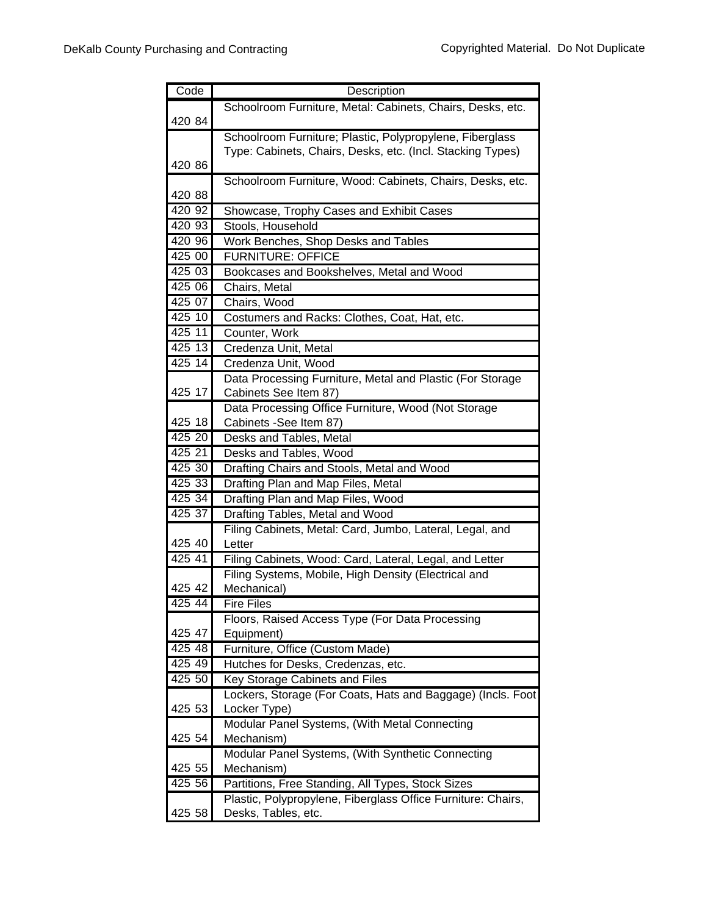| Code | Description |
|---|---|
| 420 84 | Schoolroom Furniture, Metal: Cabinets, Chairs, Desks, etc. |
| 420 86 | Schoolroom Furniture; Plastic, Polypropylene, Fiberglass Type: Cabinets, Chairs, Desks, etc. (Incl. Stacking Types) |
| 420 88 | Schoolroom Furniture, Wood: Cabinets, Chairs, Desks, etc. |
| 420 92 | Showcase, Trophy Cases and Exhibit Cases |
| 420 93 | Stools, Household |
| 420 96 | Work Benches, Shop Desks and Tables |
| 425 00 | FURNITURE: OFFICE |
| 425 03 | Bookcases and Bookshelves, Metal and Wood |
| 425 06 | Chairs, Metal |
| 425 07 | Chairs, Wood |
| 425 10 | Costumers and Racks: Clothes, Coat, Hat, etc. |
| 425 11 | Counter, Work |
| 425 13 | Credenza Unit, Metal |
| 425 14 | Credenza Unit, Wood |
| 425 17 | Data Processing Furniture, Metal and Plastic (For Storage Cabinets See Item 87) |
| 425 18 | Data Processing Office Furniture, Wood (Not Storage Cabinets -See Item 87) |
| 425 20 | Desks and Tables, Metal |
| 425 21 | Desks and Tables, Wood |
| 425 30 | Drafting Chairs and Stools, Metal and Wood |
| 425 33 | Drafting Plan and Map Files, Metal |
| 425 34 | Drafting Plan and Map Files, Wood |
| 425 37 | Drafting Tables, Metal and Wood |
| 425 40 | Filing Cabinets, Metal: Card, Jumbo, Lateral, Legal, and Letter |
| 425 41 | Filing Cabinets, Wood: Card, Lateral, Legal, and Letter |
| 425 42 | Filing Systems, Mobile, High Density (Electrical and Mechanical) |
| 425 44 | Fire Files |
| 425 47 | Floors, Raised Access Type (For Data Processing Equipment) |
| 425 48 | Furniture, Office (Custom Made) |
| 425 49 | Hutches for Desks, Credenzas, etc. |
| 425 50 | Key Storage Cabinets and Files |
| 425 53 | Lockers, Storage (For Coats, Hats and Baggage) (Incls. Foot Locker Type) |
| 425 54 | Modular Panel Systems, (With Metal Connecting Mechanism) |
| 425 55 | Modular Panel Systems, (With Synthetic Connecting Mechanism) |
| 425 56 | Partitions, Free Standing, All Types, Stock Sizes |
| 425 58 | Plastic, Polypropylene, Fiberglass Office Furniture: Chairs, Desks, Tables, etc. |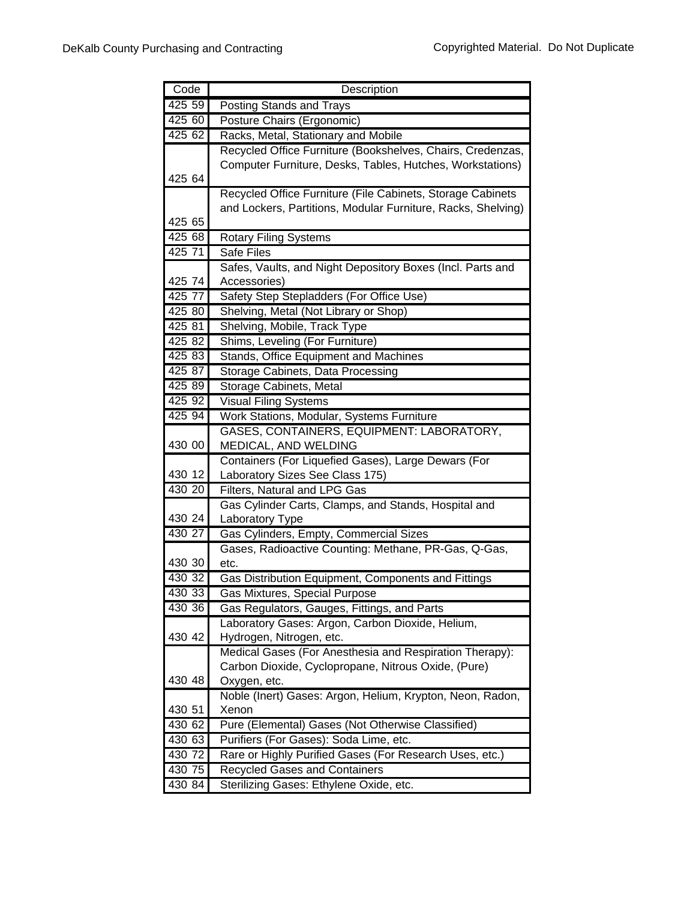| Code | Description |
|---|---|
| 425 59 | Posting Stands and Trays |
| 425 60 | Posture Chairs (Ergonomic) |
| 425 62 | Racks, Metal, Stationary and Mobile |
| 425 64 | Recycled Office Furniture (Bookshelves, Chairs, Credenzas, Computer Furniture, Desks, Tables, Hutches, Workstations) |
| 425 65 | Recycled Office Furniture (File Cabinets, Storage Cabinets and Lockers, Partitions, Modular Furniture, Racks, Shelving) |
| 425 68 | Rotary Filing Systems |
| 425 71 | Safe Files |
| 425 74 | Safes, Vaults, and Night Depository Boxes (Incl. Parts and Accessories) |
| 425 77 | Safety Step Stepladders (For Office Use) |
| 425 80 | Shelving, Metal (Not Library or Shop) |
| 425 81 | Shelving, Mobile, Track Type |
| 425 82 | Shims, Leveling (For Furniture) |
| 425 83 | Stands, Office Equipment and Machines |
| 425 87 | Storage Cabinets, Data Processing |
| 425 89 | Storage Cabinets, Metal |
| 425 92 | Visual Filing Systems |
| 425 94 | Work Stations, Modular, Systems Furniture |
| 430 00 | GASES, CONTAINERS, EQUIPMENT: LABORATORY, MEDICAL, AND WELDING |
| 430 12 | Containers (For Liquefied Gases), Large Dewars (For Laboratory Sizes See Class 175) |
| 430 20 | Filters, Natural and LPG Gas |
| 430 24 | Gas Cylinder Carts, Clamps, and Stands, Hospital and Laboratory Type |
| 430 27 | Gas Cylinders, Empty, Commercial Sizes |
| 430 30 | Gases, Radioactive Counting: Methane, PR-Gas, Q-Gas, etc. |
| 430 32 | Gas Distribution Equipment, Components and Fittings |
| 430 33 | Gas Mixtures, Special Purpose |
| 430 36 | Gas Regulators, Gauges, Fittings, and Parts |
| 430 42 | Laboratory Gases: Argon, Carbon Dioxide, Helium, Hydrogen, Nitrogen, etc. |
| 430 48 | Medical Gases (For Anesthesia and Respiration Therapy): Carbon Dioxide, Cyclopropane, Nitrous Oxide, (Pure) Oxygen, etc. |
| 430 51 | Noble (Inert) Gases: Argon, Helium, Krypton, Neon, Radon, Xenon |
| 430 62 | Pure (Elemental) Gases (Not Otherwise Classified) |
| 430 63 | Purifiers (For Gases): Soda Lime, etc. |
| 430 72 | Rare or Highly Purified Gases (For Research Uses, etc.) |
| 430 75 | Recycled Gases and Containers |
| 430 84 | Sterilizing Gases: Ethylene Oxide, etc. |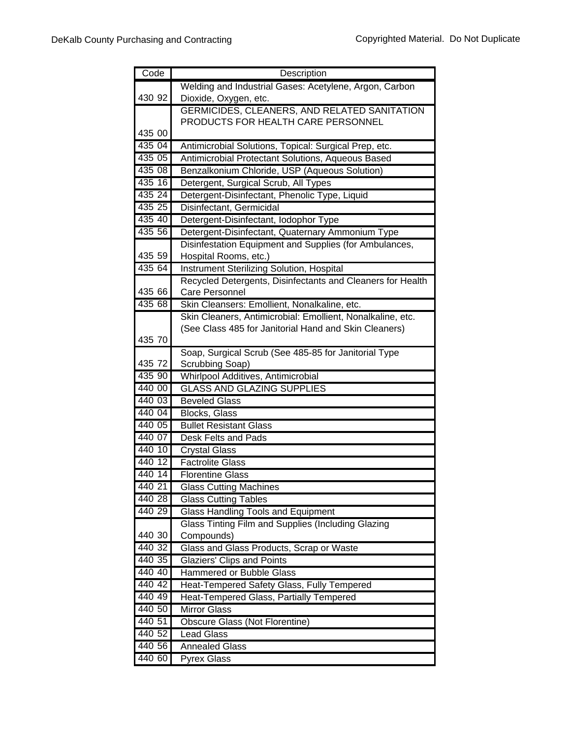| Code | Description |
|---|---|
| 430 92 | Welding and Industrial Gases: Acetylene, Argon, Carbon Dioxide, Oxygen, etc. |
| 435 00 | GERMICIDES, CLEANERS, AND RELATED SANITATION PRODUCTS FOR HEALTH CARE PERSONNEL |
| 435 04 | Antimicrobial Solutions, Topical: Surgical Prep, etc. |
| 435 05 | Antimicrobial Protectant Solutions, Aqueous Based |
| 435 08 | Benzalkonium Chloride, USP (Aqueous Solution) |
| 435 16 | Detergent, Surgical Scrub, All Types |
| 435 24 | Detergent-Disinfectant, Phenolic Type, Liquid |
| 435 25 | Disinfectant, Germicidal |
| 435 40 | Detergent-Disinfectant, Iodophor Type |
| 435 56 | Detergent-Disinfectant, Quaternary Ammonium Type |
| 435 59 | Disinfestation Equipment and Supplies (for Ambulances, Hospital Rooms, etc.) |
| 435 64 | Instrument Sterilizing Solution, Hospital |
| 435 66 | Recycled Detergents, Disinfectants and Cleaners for Health Care Personnel |
| 435 68 | Skin Cleansers: Emollient, Nonalkaline, etc. |
| 435 70 | Skin Cleaners, Antimicrobial: Emollient, Nonalkaline, etc. (See Class 485 for Janitorial Hand and Skin Cleaners) |
| 435 72 | Soap, Surgical Scrub (See 485-85 for Janitorial Type Scrubbing Soap) |
| 435 90 | Whirlpool Additives, Antimicrobial |
| 440 00 | GLASS AND GLAZING SUPPLIES |
| 440 03 | Beveled Glass |
| 440 04 | Blocks, Glass |
| 440 05 | Bullet Resistant Glass |
| 440 07 | Desk Felts and Pads |
| 440 10 | Crystal Glass |
| 440 12 | Factrolite Glass |
| 440 14 | Florentine Glass |
| 440 21 | Glass Cutting Machines |
| 440 28 | Glass Cutting Tables |
| 440 29 | Glass Handling Tools and Equipment |
| 440 30 | Glass Tinting Film and Supplies (Including Glazing Compounds) |
| 440 32 | Glass and Glass Products, Scrap or Waste |
| 440 35 | Glaziers' Clips and Points |
| 440 40 | Hammered or Bubble Glass |
| 440 42 | Heat-Tempered Safety Glass, Fully Tempered |
| 440 49 | Heat-Tempered Glass, Partially Tempered |
| 440 50 | Mirror Glass |
| 440 51 | Obscure Glass (Not Florentine) |
| 440 52 | Lead Glass |
| 440 56 | Annealed Glass |
| 440 60 | Pyrex Glass |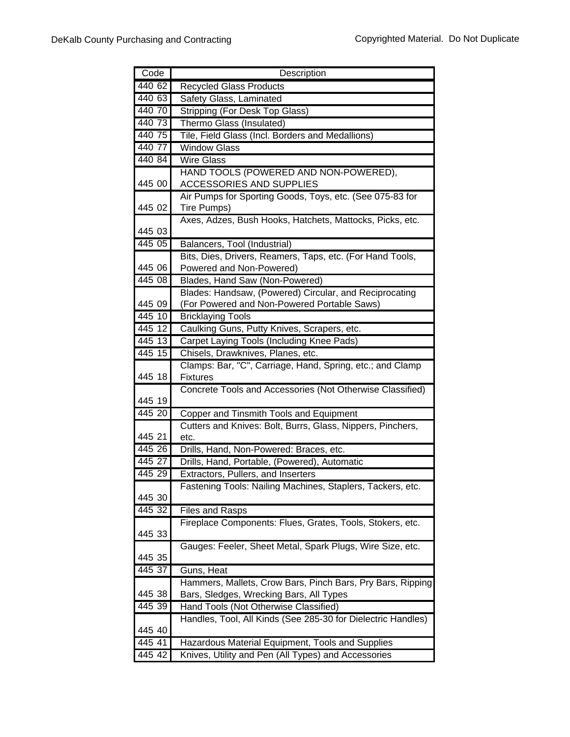| Code | Description |
| --- | --- |
| 440 62 | Recycled Glass Products |
| 440 63 | Safety Glass, Laminated |
| 440 70 | Stripping (For Desk Top Glass) |
| 440 73 | Thermo Glass (Insulated) |
| 440 75 | Tile, Field Glass (Incl. Borders and Medallions) |
| 440 77 | Window Glass |
| 440 84 | Wire Glass |
| 445 00 | HAND TOOLS (POWERED AND NON-POWERED), ACCESSORIES AND SUPPLIES |
| 445 02 | Air Pumps for Sporting Goods, Toys, etc. (See 075-83 for Tire Pumps) |
| 445 03 | Axes, Adzes, Bush Hooks, Hatchets, Mattocks, Picks, etc. |
| 445 05 | Balancers, Tool (Industrial) |
| 445 06 | Bits, Dies, Drivers, Reamers, Taps, etc. (For Hand Tools, Powered and Non-Powered) |
| 445 08 | Blades, Hand Saw (Non-Powered) |
| 445 09 | Blades: Handsaw, (Powered) Circular, and Reciprocating (For Powered and Non-Powered Portable Saws) |
| 445 10 | Bricklaying Tools |
| 445 12 | Caulking Guns, Putty Knives, Scrapers, etc. |
| 445 13 | Carpet Laying Tools (Including Knee Pads) |
| 445 15 | Chisels, Drawknives, Planes, etc. |
| 445 18 | Clamps: Bar, "C", Carriage, Hand, Spring, etc.; and Clamp Fixtures |
| 445 19 | Concrete Tools and Accessories (Not Otherwise Classified) |
| 445 20 | Copper and Tinsmith Tools and Equipment |
| 445 21 | Cutters and Knives: Bolt, Burrs, Glass, Nippers, Pinchers, etc. |
| 445 26 | Drills, Hand, Non-Powered: Braces, etc. |
| 445 27 | Drills, Hand, Portable, (Powered), Automatic |
| 445 29 | Extractors, Pullers, and Inserters |
| 445 30 | Fastening Tools: Nailing Machines, Staplers, Tackers, etc. |
| 445 32 | Files and Rasps |
| 445 33 | Fireplace Components: Flues, Grates, Tools, Stokers, etc. |
| 445 35 | Gauges: Feeler, Sheet Metal, Spark Plugs, Wire Size, etc. |
| 445 37 | Guns, Heat |
| 445 38 | Hammers, Mallets, Crow Bars, Pinch Bars, Pry Bars, Ripping Bars, Sledges, Wrecking Bars, All Types |
| 445 39 | Hand Tools (Not Otherwise Classified) |
| 445 40 | Handles, Tool, All Kinds (See 285-30 for Dielectric Handles) |
| 445 41 | Hazardous Material Equipment, Tools and Supplies |
| 445 42 | Knives, Utility and Pen (All Types) and Accessories |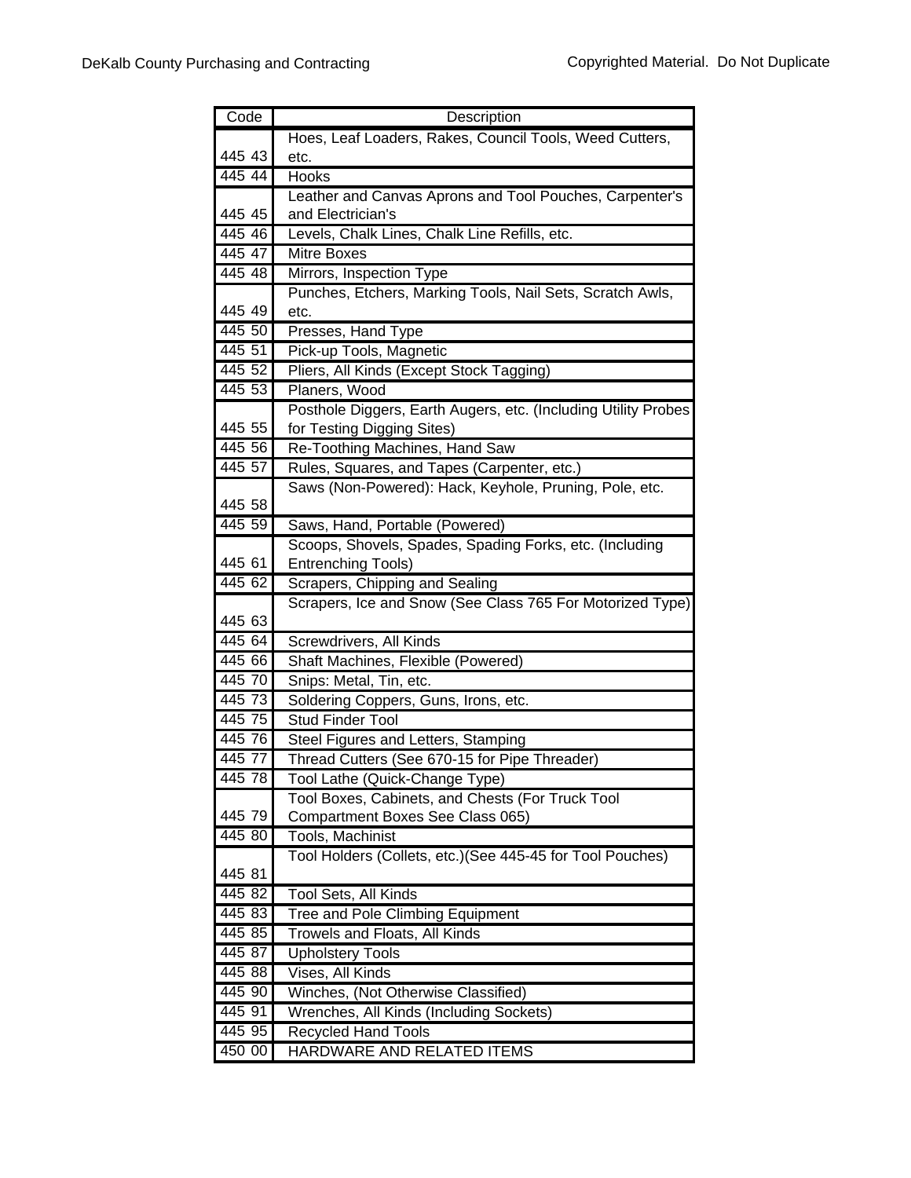| Code | Description |
| --- | --- |
| 445 43 | Hoes, Leaf Loaders, Rakes, Council Tools, Weed Cutters, etc. |
| 445 44 | Hooks |
| 445 45 | Leather and Canvas Aprons and Tool Pouches, Carpenter's and Electrician's |
| 445 46 | Levels, Chalk Lines, Chalk Line Refills, etc. |
| 445 47 | Mitre Boxes |
| 445 48 | Mirrors, Inspection Type |
| 445 49 | Punches, Etchers, Marking Tools, Nail Sets, Scratch Awls, etc. |
| 445 50 | Presses, Hand Type |
| 445 51 | Pick-up Tools, Magnetic |
| 445 52 | Pliers, All Kinds (Except Stock Tagging) |
| 445 53 | Planers, Wood |
| 445 55 | Posthole Diggers, Earth Augers, etc. (Including Utility Probes for Testing Digging Sites) |
| 445 56 | Re-Toothing Machines, Hand Saw |
| 445 57 | Rules, Squares, and Tapes (Carpenter, etc.) |
| 445 58 | Saws (Non-Powered): Hack, Keyhole, Pruning, Pole, etc. |
| 445 59 | Saws, Hand, Portable (Powered) |
| 445 61 | Scoops, Shovels, Spades, Spading Forks, etc. (Including Entrenching Tools) |
| 445 62 | Scrapers, Chipping and Sealing |
| 445 63 | Scrapers, Ice and Snow (See Class 765 For Motorized Type) |
| 445 64 | Screwdrivers, All Kinds |
| 445 66 | Shaft Machines, Flexible (Powered) |
| 445 70 | Snips: Metal, Tin, etc. |
| 445 73 | Soldering Coppers, Guns, Irons, etc. |
| 445 75 | Stud Finder Tool |
| 445 76 | Steel Figures and Letters, Stamping |
| 445 77 | Thread Cutters (See 670-15 for Pipe Threader) |
| 445 78 | Tool Lathe (Quick-Change Type) |
| 445 79 | Tool Boxes, Cabinets, and Chests (For Truck Tool Compartment Boxes See Class 065) |
| 445 80 | Tools, Machinist |
| 445 81 | Tool Holders (Collets, etc.)(See 445-45 for Tool Pouches) |
| 445 82 | Tool Sets, All Kinds |
| 445 83 | Tree and Pole Climbing Equipment |
| 445 85 | Trowels and Floats, All Kinds |
| 445 87 | Upholstery Tools |
| 445 88 | Vises, All Kinds |
| 445 90 | Winches, (Not Otherwise Classified) |
| 445 91 | Wrenches, All Kinds (Including Sockets) |
| 445 95 | Recycled Hand Tools |
| 450 00 | HARDWARE AND RELATED ITEMS |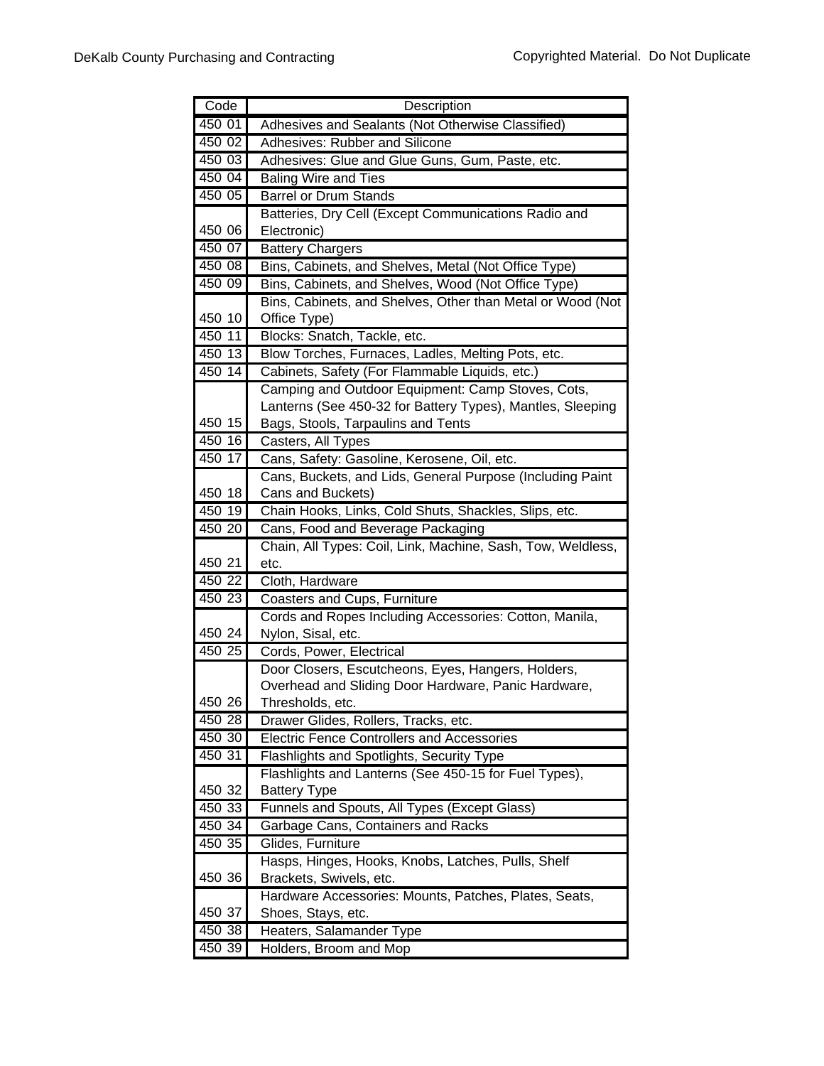| Code | Description |
| --- | --- |
| 450 01 | Adhesives and Sealants (Not Otherwise Classified) |
| 450 02 | Adhesives: Rubber and Silicone |
| 450 03 | Adhesives: Glue and Glue Guns, Gum, Paste, etc. |
| 450 04 | Baling Wire and Ties |
| 450 05 | Barrel or Drum Stands |
| 450 06 | Batteries, Dry Cell (Except Communications Radio and Electronic) |
| 450 07 | Battery Chargers |
| 450 08 | Bins, Cabinets, and Shelves, Metal (Not Office Type) |
| 450 09 | Bins, Cabinets, and Shelves, Wood (Not Office Type) |
| 450 10 | Bins, Cabinets, and Shelves, Other than Metal or Wood (Not Office Type) |
| 450 11 | Blocks: Snatch, Tackle, etc. |
| 450 13 | Blow Torches, Furnaces, Ladles, Melting Pots, etc. |
| 450 14 | Cabinets, Safety (For Flammable Liquids, etc.) |
| 450 15 | Camping and Outdoor Equipment: Camp Stoves, Cots, Lanterns (See 450-32 for Battery Types), Mantles, Sleeping Bags, Stools, Tarpaulins and Tents |
| 450 16 | Casters, All Types |
| 450 17 | Cans, Safety: Gasoline, Kerosene, Oil, etc. |
| 450 18 | Cans, Buckets, and Lids, General Purpose (Including Paint Cans and Buckets) |
| 450 19 | Chain Hooks, Links, Cold Shuts, Shackles, Slips, etc. |
| 450 20 | Cans, Food and Beverage Packaging |
| 450 21 | Chain, All Types: Coil, Link, Machine, Sash, Tow, Weldless, etc. |
| 450 22 | Cloth, Hardware |
| 450 23 | Coasters and Cups, Furniture |
| 450 24 | Cords and Ropes Including Accessories: Cotton, Manila, Nylon, Sisal, etc. |
| 450 25 | Cords, Power, Electrical |
| 450 26 | Door Closers, Escutcheons, Eyes, Hangers, Holders, Overhead and Sliding Door Hardware, Panic Hardware, Thresholds, etc. |
| 450 28 | Drawer Glides, Rollers, Tracks, etc. |
| 450 30 | Electric Fence Controllers and Accessories |
| 450 31 | Flashlights and Spotlights, Security Type |
| 450 32 | Flashlights and Lanterns (See 450-15 for Fuel Types), Battery Type |
| 450 33 | Funnels and Spouts, All Types (Except Glass) |
| 450 34 | Garbage Cans, Containers and Racks |
| 450 35 | Glides, Furniture |
| 450 36 | Hasps, Hinges, Hooks, Knobs, Latches, Pulls, Shelf Brackets, Swivels, etc. |
| 450 37 | Hardware Accessories: Mounts, Patches, Plates, Seats, Shoes, Stays, etc. |
| 450 38 | Heaters, Salamander Type |
| 450 39 | Holders, Broom and Mop |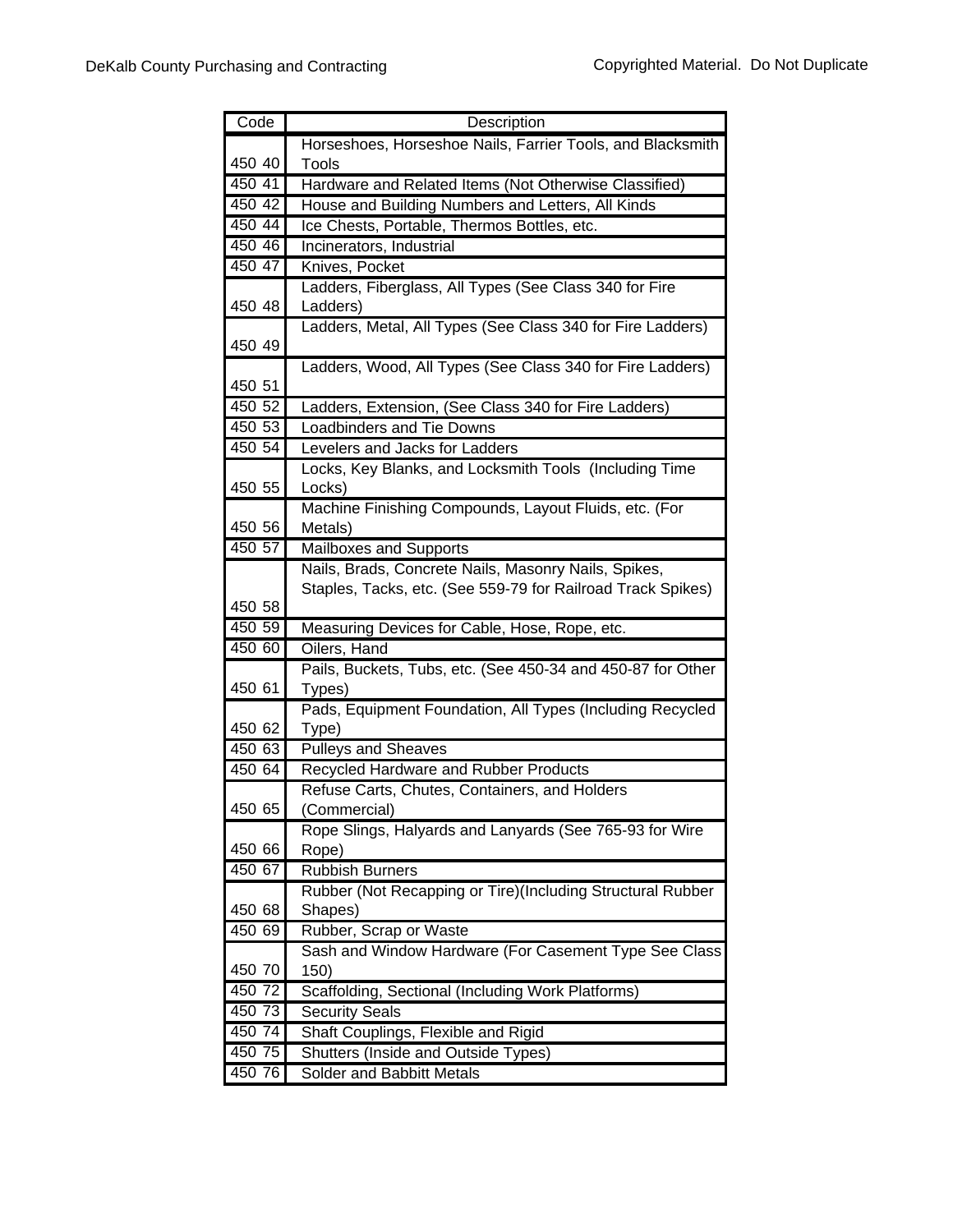| Code | Description |
|---|---|
| 450 40 | Horseshoes, Horseshoe Nails, Farrier Tools, and Blacksmith Tools |
| 450 41 | Hardware and Related Items (Not Otherwise Classified) |
| 450 42 | House and Building Numbers and Letters, All Kinds |
| 450 44 | Ice Chests, Portable, Thermos Bottles, etc. |
| 450 46 | Incinerators, Industrial |
| 450 47 | Knives, Pocket |
| 450 48 | Ladders, Fiberglass, All Types (See Class 340 for Fire Ladders) |
| 450 49 | Ladders, Metal, All Types (See Class 340 for Fire Ladders) |
| 450 51 | Ladders, Wood, All Types (See Class 340 for Fire Ladders) |
| 450 52 | Ladders, Extension, (See Class 340 for Fire Ladders) |
| 450 53 | Loadbinders and Tie Downs |
| 450 54 | Levelers and Jacks for Ladders |
| 450 55 | Locks, Key Blanks, and Locksmith Tools (Including Time Locks) |
| 450 56 | Machine Finishing Compounds, Layout Fluids, etc. (For Metals) |
| 450 57 | Mailboxes and Supports |
| 450 58 | Nails, Brads, Concrete Nails, Masonry Nails, Spikes, Staples, Tacks, etc. (See 559-79 for Railroad Track Spikes) |
| 450 59 | Measuring Devices for Cable, Hose, Rope, etc. |
| 450 60 | Oilers, Hand |
| 450 61 | Pails, Buckets, Tubs, etc. (See 450-34 and 450-87 for Other Types) |
| 450 62 | Pads, Equipment Foundation, All Types (Including Recycled Type) |
| 450 63 | Pulleys and Sheaves |
| 450 64 | Recycled Hardware and Rubber Products |
| 450 65 | Refuse Carts, Chutes, Containers, and Holders (Commercial) |
| 450 66 | Rope Slings, Halyards and Lanyards (See 765-93 for Wire Rope) |
| 450 67 | Rubbish Burners |
| 450 68 | Rubber (Not Recapping or Tire)(Including Structural Rubber Shapes) |
| 450 69 | Rubber, Scrap or Waste |
| 450 70 | Sash and Window Hardware (For Casement Type See Class 150) |
| 450 72 | Scaffolding, Sectional (Including Work Platforms) |
| 450 73 | Security Seals |
| 450 74 | Shaft Couplings, Flexible and Rigid |
| 450 75 | Shutters (Inside and Outside Types) |
| 450 76 | Solder and Babbitt Metals |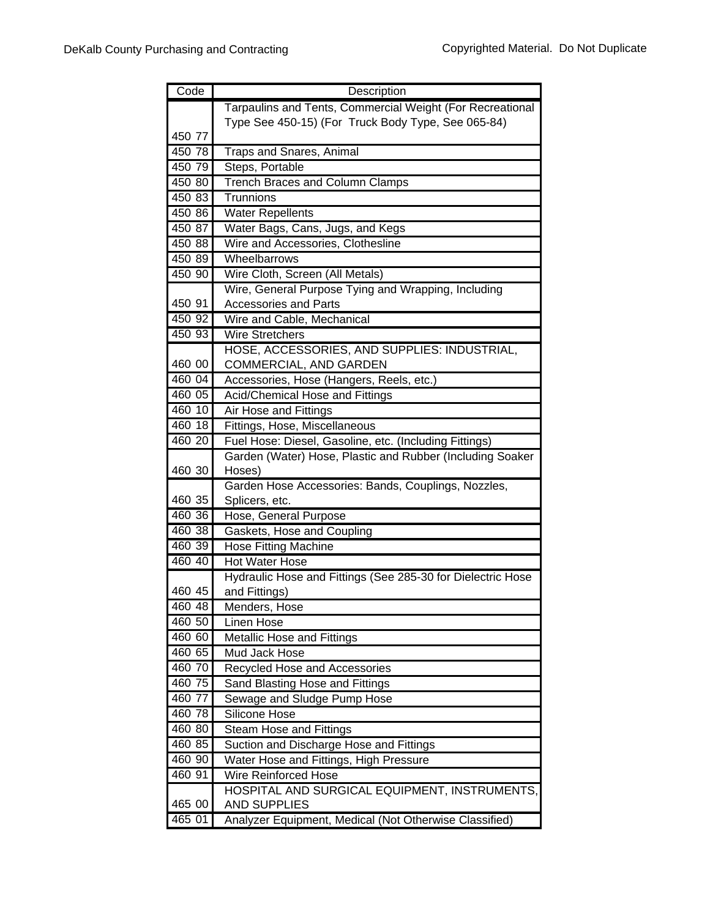| Code | Description |
|---|---|
| 450 77 | Tarpaulins and Tents, Commercial Weight (For Recreational Type See 450-15) (For Truck Body Type, See 065-84) |
| 450 78 | Traps and Snares, Animal |
| 450 79 | Steps, Portable |
| 450 80 | Trench Braces and Column Clamps |
| 450 83 | Trunnions |
| 450 86 | Water Repellents |
| 450 87 | Water Bags, Cans, Jugs, and Kegs |
| 450 88 | Wire and Accessories, Clothesline |
| 450 89 | Wheelbarrows |
| 450 90 | Wire Cloth, Screen (All Metals) |
| 450 91 | Wire, General Purpose Tying and Wrapping, Including Accessories and Parts |
| 450 92 | Wire and Cable, Mechanical |
| 450 93 | Wire Stretchers |
| 460 00 | HOSE, ACCESSORIES, AND SUPPLIES: INDUSTRIAL, COMMERCIAL, AND GARDEN |
| 460 04 | Accessories, Hose (Hangers, Reels, etc.) |
| 460 05 | Acid/Chemical Hose and Fittings |
| 460 10 | Air Hose and Fittings |
| 460 18 | Fittings, Hose, Miscellaneous |
| 460 20 | Fuel Hose: Diesel, Gasoline, etc. (Including Fittings) |
| 460 30 | Garden (Water) Hose, Plastic and Rubber (Including Soaker Hoses) |
| 460 35 | Garden Hose Accessories: Bands, Couplings, Nozzles, Splicers, etc. |
| 460 36 | Hose, General Purpose |
| 460 38 | Gaskets, Hose and Coupling |
| 460 39 | Hose Fitting Machine |
| 460 40 | Hot Water Hose |
| 460 45 | Hydraulic Hose and Fittings (See 285-30 for Dielectric Hose and Fittings) |
| 460 48 | Menders, Hose |
| 460 50 | Linen Hose |
| 460 60 | Metallic Hose and Fittings |
| 460 65 | Mud Jack Hose |
| 460 70 | Recycled Hose and Accessories |
| 460 75 | Sand Blasting Hose and Fittings |
| 460 77 | Sewage and Sludge Pump Hose |
| 460 78 | Silicone Hose |
| 460 80 | Steam Hose and Fittings |
| 460 85 | Suction and Discharge Hose and Fittings |
| 460 90 | Water Hose and Fittings, High Pressure |
| 460 91 | Wire Reinforced Hose |
| 465 00 | HOSPITAL AND SURGICAL EQUIPMENT, INSTRUMENTS, AND SUPPLIES |
| 465 01 | Analyzer Equipment, Medical (Not Otherwise Classified) |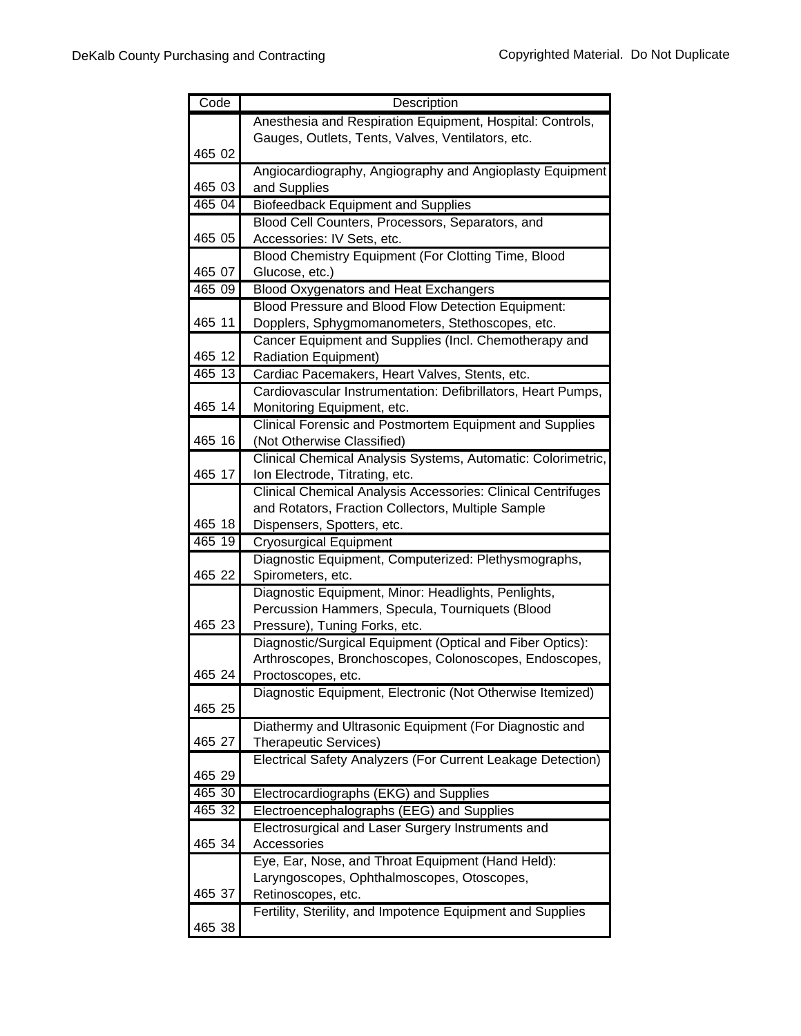| Code | Description |
|---|---|
| 465 02 | Anesthesia and Respiration Equipment, Hospital: Controls, Gauges, Outlets, Tents, Valves, Ventilators, etc. |
| 465 03 | Angiocardiography, Angiography and Angioplasty Equipment and Supplies |
| 465 04 | Biofeedback Equipment and Supplies |
| 465 05 | Blood Cell Counters, Processors, Separators, and Accessories: IV Sets, etc. |
| 465 07 | Blood Chemistry Equipment (For Clotting Time, Blood Glucose, etc.) |
| 465 09 | Blood Oxygenators and Heat Exchangers |
| 465 11 | Blood Pressure and Blood Flow Detection Equipment: Dopplers, Sphygmomanometers, Stethoscopes, etc. |
| 465 12 | Cancer Equipment and Supplies (Incl. Chemotherapy and Radiation Equipment) |
| 465 13 | Cardiac Pacemakers, Heart Valves, Stents, etc. |
| 465 14 | Cardiovascular Instrumentation: Defibrillators, Heart Pumps, Monitoring Equipment, etc. |
| 465 16 | Clinical Forensic and Postmortem Equipment and Supplies (Not Otherwise Classified) |
| 465 17 | Clinical Chemical Analysis Systems, Automatic: Colorimetric, Ion Electrode, Titrating, etc. |
| 465 18 | Clinical Chemical Analysis Accessories: Clinical Centrifuges and Rotators, Fraction Collectors, Multiple Sample Dispensers, Spotters, etc. |
| 465 19 | Cryosurgical Equipment |
| 465 22 | Diagnostic Equipment, Computerized: Plethysmographs, Spirometers, etc. |
| 465 23 | Diagnostic Equipment, Minor: Headlights, Penlights, Percussion Hammers, Specula, Tourniquets (Blood Pressure), Tuning Forks, etc. |
| 465 24 | Diagnostic/Surgical Equipment (Optical and Fiber Optics): Arthroscopes, Bronchoscopes, Colonoscopes, Endoscopes, Proctoscopes, etc. |
| 465 25 | Diagnostic Equipment, Electronic (Not Otherwise Itemized) |
| 465 27 | Diathermy and Ultrasonic Equipment (For Diagnostic and Therapeutic Services) |
| 465 29 | Electrical Safety Analyzers (For Current Leakage Detection) |
| 465 30 | Electrocardiographs (EKG) and Supplies |
| 465 32 | Electroencephalographs (EEG) and Supplies |
| 465 34 | Electrosurgical and Laser Surgery Instruments and Accessories |
| 465 37 | Eye, Ear, Nose, and Throat Equipment (Hand Held): Laryngoscopes, Ophthalmoscopes, Otoscopes, Retinoscopes, etc. |
| 465 38 | Fertility, Sterility, and Impotence Equipment and Supplies |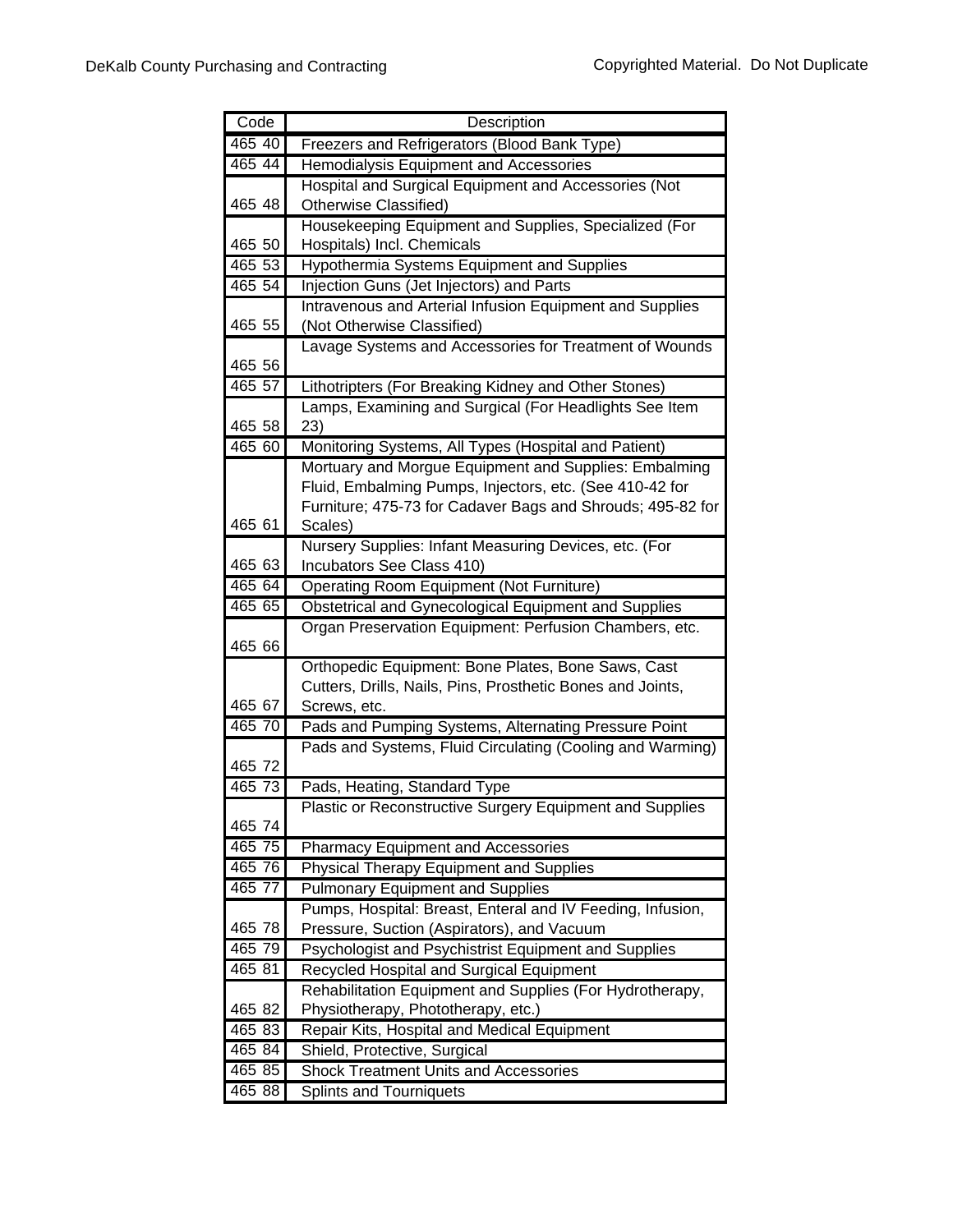| Code | Description |
|---|---|
| 465 40 | Freezers and Refrigerators (Blood Bank Type) |
| 465 44 | Hemodialysis Equipment and Accessories |
| 465 48 | Hospital and Surgical Equipment and Accessories (Not Otherwise Classified) |
| 465 50 | Housekeeping Equipment and Supplies, Specialized (For Hospitals) Incl. Chemicals |
| 465 53 | Hypothermia Systems Equipment and Supplies |
| 465 54 | Injection Guns (Jet Injectors) and Parts |
| 465 55 | Intravenous and Arterial Infusion Equipment and Supplies (Not Otherwise Classified) |
| 465 56 | Lavage Systems and Accessories for Treatment of Wounds |
| 465 57 | Lithotripters (For Breaking Kidney and Other Stones) |
| 465 58 | Lamps, Examining and Surgical (For Headlights See Item 23) |
| 465 60 | Monitoring Systems, All Types (Hospital and Patient) |
| 465 61 | Mortuary and Morgue Equipment and Supplies: Embalming Fluid, Embalming Pumps, Injectors, etc. (See 410-42 for Furniture; 475-73 for Cadaver Bags and Shrouds; 495-82 for Scales) |
| 465 63 | Nursery Supplies: Infant Measuring Devices, etc. (For Incubators See Class 410) |
| 465 64 | Operating Room Equipment (Not Furniture) |
| 465 65 | Obstetrical and Gynecological Equipment and Supplies |
| 465 66 | Organ Preservation Equipment: Perfusion Chambers, etc. |
| 465 67 | Orthopedic Equipment: Bone Plates, Bone Saws, Cast Cutters, Drills, Nails, Pins, Prosthetic Bones and Joints, Screws, etc. |
| 465 70 | Pads and Pumping Systems, Alternating Pressure Point |
| 465 72 | Pads and Systems, Fluid Circulating (Cooling and Warming) |
| 465 73 | Pads, Heating, Standard Type |
| 465 74 | Plastic or Reconstructive Surgery Equipment and Supplies |
| 465 75 | Pharmacy Equipment and Accessories |
| 465 76 | Physical Therapy Equipment and Supplies |
| 465 77 | Pulmonary Equipment and Supplies |
| 465 78 | Pumps, Hospital: Breast, Enteral and IV Feeding, Infusion, Pressure, Suction (Aspirators), and Vacuum |
| 465 79 | Psychologist and Psychistrist Equipment and Supplies |
| 465 81 | Recycled Hospital and Surgical Equipment |
| 465 82 | Rehabilitation Equipment and Supplies (For Hydrotherapy, Physiotherapy, Phototherapy, etc.) |
| 465 83 | Repair Kits, Hospital and Medical Equipment |
| 465 84 | Shield, Protective, Surgical |
| 465 85 | Shock Treatment Units and Accessories |
| 465 88 | Splints and Tourniquets |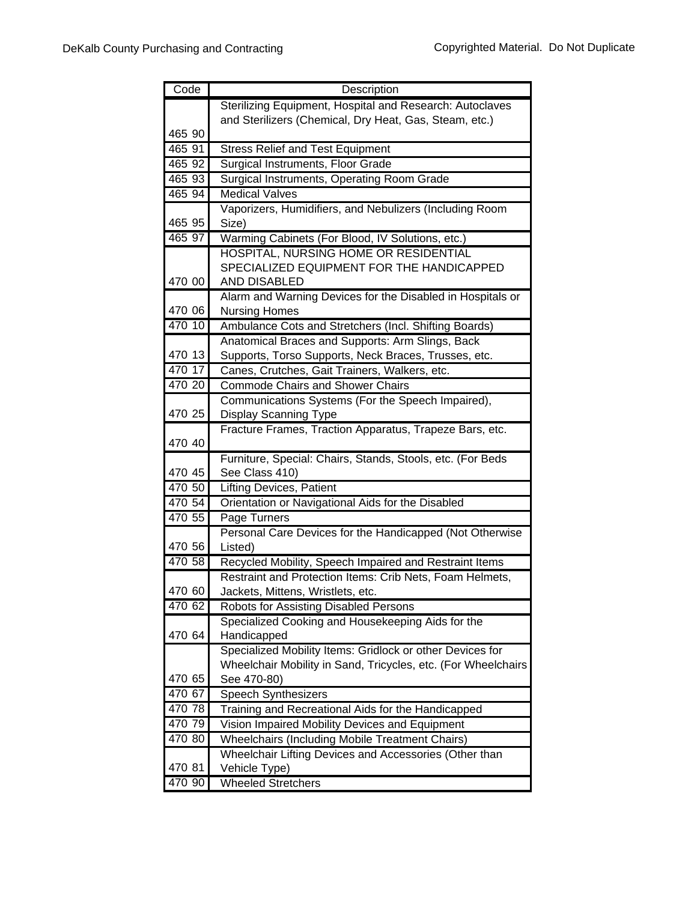| Code | Description |
| --- | --- |
| 465 90 | Sterilizing Equipment, Hospital and Research: Autoclaves and Sterilizers (Chemical, Dry Heat, Gas, Steam, etc.) |
| 465 91 | Stress Relief and Test Equipment |
| 465 92 | Surgical Instruments, Floor Grade |
| 465 93 | Surgical Instruments, Operating Room Grade |
| 465 94 | Medical Valves |
| 465 95 | Vaporizers, Humidifiers, and Nebulizers (Including Room Size) |
| 465 97 | Warming Cabinets (For Blood, IV Solutions, etc.) |
| 470 00 | HOSPITAL, NURSING HOME OR RESIDENTIAL SPECIALIZED EQUIPMENT FOR THE HANDICAPPED AND DISABLED |
| 470 06 | Alarm and Warning Devices for the Disabled in Hospitals or Nursing Homes |
| 470 10 | Ambulance Cots and Stretchers (Incl. Shifting Boards) |
| 470 13 | Anatomical Braces and Supports: Arm Slings, Back Supports, Torso Supports, Neck Braces, Trusses, etc. |
| 470 17 | Canes, Crutches, Gait Trainers, Walkers, etc. |
| 470 20 | Commode Chairs and Shower Chairs |
| 470 25 | Communications Systems (For the Speech Impaired), Display Scanning Type |
| 470 40 | Fracture Frames, Traction Apparatus, Trapeze Bars, etc. |
| 470 45 | Furniture, Special: Chairs, Stands, Stools, etc. (For Beds See Class 410) |
| 470 50 | Lifting Devices, Patient |
| 470 54 | Orientation or Navigational Aids for the Disabled |
| 470 55 | Page Turners |
| 470 56 | Personal Care Devices for the Handicapped (Not Otherwise Listed) |
| 470 58 | Recycled Mobility, Speech Impaired and Restraint Items |
| 470 60 | Restraint and Protection Items: Crib Nets, Foam Helmets, Jackets, Mittens, Wristlets, etc. |
| 470 62 | Robots for Assisting Disabled Persons |
| 470 64 | Specialized Cooking and Housekeeping Aids for the Handicapped |
| 470 65 | Specialized Mobility Items: Gridlock or other Devices for Wheelchair Mobility in Sand, Tricycles, etc. (For Wheelchairs See 470-80) |
| 470 67 | Speech Synthesizers |
| 470 78 | Training and Recreational Aids for the Handicapped |
| 470 79 | Vision Impaired Mobility Devices and Equipment |
| 470 80 | Wheelchairs (Including Mobile Treatment Chairs) |
| 470 81 | Wheelchair Lifting Devices and Accessories (Other than Vehicle Type) |
| 470 90 | Wheeled Stretchers |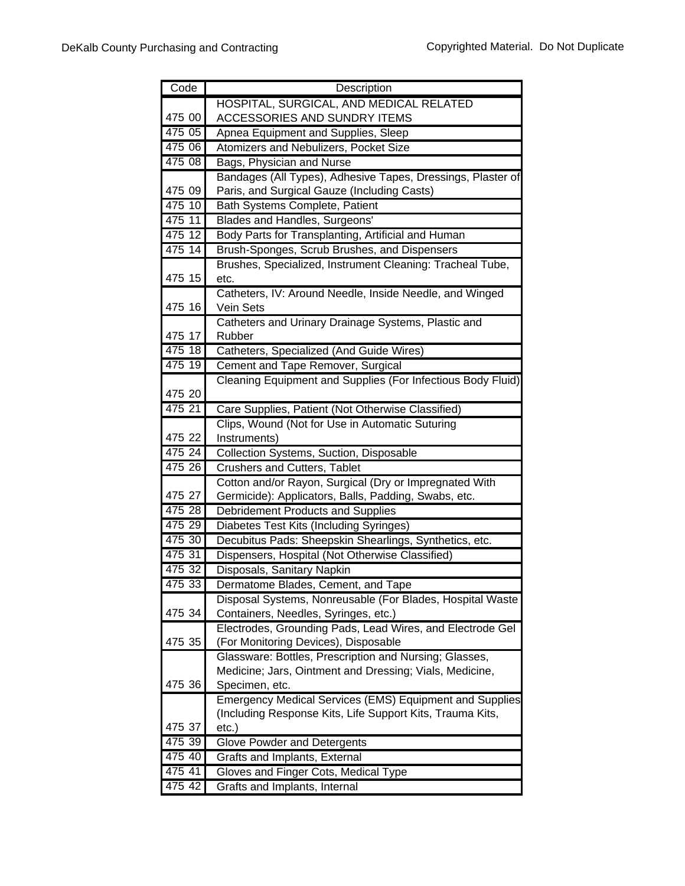| Code | Description |
| --- | --- |
| 475 00 | HOSPITAL, SURGICAL, AND MEDICAL RELATED ACCESSORIES AND SUNDRY ITEMS |
| 475 05 | Apnea Equipment and Supplies, Sleep |
| 475 06 | Atomizers and Nebulizers, Pocket Size |
| 475 08 | Bags, Physician and Nurse |
| 475 09 | Bandages (All Types), Adhesive Tapes, Dressings, Plaster of Paris, and Surgical Gauze (Including Casts) |
| 475 10 | Bath Systems Complete, Patient |
| 475 11 | Blades and Handles, Surgeons' |
| 475 12 | Body Parts for Transplanting, Artificial and Human |
| 475 14 | Brush-Sponges, Scrub Brushes, and Dispensers |
| 475 15 | Brushes, Specialized, Instrument Cleaning: Tracheal Tube, etc. |
| 475 16 | Catheters, IV: Around Needle, Inside Needle, and Winged Vein Sets |
| 475 17 | Catheters and Urinary Drainage Systems, Plastic and Rubber |
| 475 18 | Catheters, Specialized (And Guide Wires) |
| 475 19 | Cement and Tape Remover, Surgical |
| 475 20 | Cleaning Equipment and Supplies (For Infectious Body Fluid) |
| 475 21 | Care Supplies, Patient (Not Otherwise Classified) |
| 475 22 | Clips, Wound (Not for Use in Automatic Suturing Instruments) |
| 475 24 | Collection Systems, Suction, Disposable |
| 475 26 | Crushers and Cutters, Tablet |
| 475 27 | Cotton and/or Rayon, Surgical (Dry or Impregnated With Germicide): Applicators, Balls, Padding, Swabs, etc. |
| 475 28 | Debridement Products and Supplies |
| 475 29 | Diabetes Test Kits (Including Syringes) |
| 475 30 | Decubitus Pads: Sheepskin Shearlings, Synthetics, etc. |
| 475 31 | Dispensers, Hospital (Not Otherwise Classified) |
| 475 32 | Disposals, Sanitary Napkin |
| 475 33 | Dermatome Blades, Cement, and Tape |
| 475 34 | Disposal Systems, Nonreusable (For Blades, Hospital Waste Containers, Needles, Syringes, etc.) |
| 475 35 | Electrodes, Grounding Pads, Lead Wires, and Electrode Gel (For Monitoring Devices), Disposable |
| 475 36 | Glassware: Bottles, Prescription and Nursing; Glasses, Medicine; Jars, Ointment and Dressing; Vials, Medicine, Specimen, etc. |
| 475 37 | Emergency Medical Services (EMS) Equipment and Supplies (Including Response Kits, Life Support Kits, Trauma Kits, etc.) |
| 475 39 | Glove Powder and Detergents |
| 475 40 | Grafts and Implants, External |
| 475 41 | Gloves and Finger Cots, Medical Type |
| 475 42 | Grafts and Implants, Internal |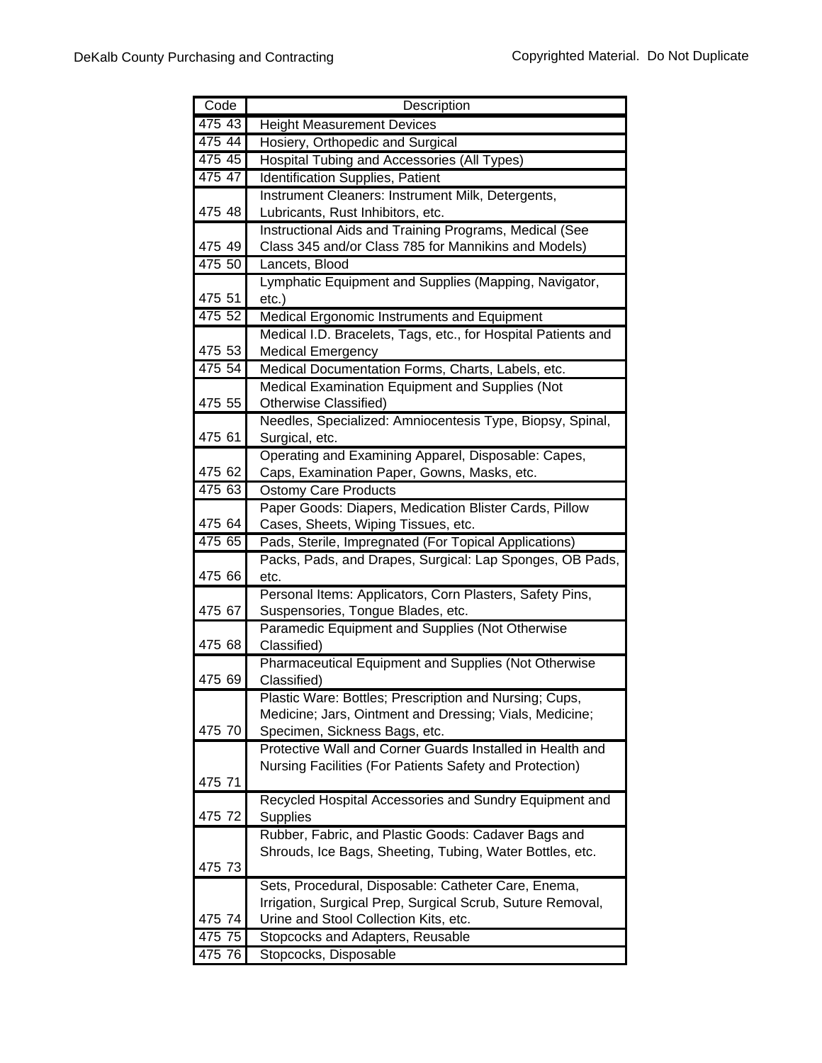| Code | Description |
| --- | --- |
| 475 43 | Height Measurement Devices |
| 475 44 | Hosiery, Orthopedic and Surgical |
| 475 45 | Hospital Tubing and Accessories (All Types) |
| 475 47 | Identification Supplies, Patient |
| 475 48 | Instrument Cleaners: Instrument Milk, Detergents, Lubricants, Rust Inhibitors, etc. |
| 475 49 | Instructional Aids and Training Programs, Medical (See Class 345 and/or Class 785 for Mannikins and Models) |
| 475 50 | Lancets, Blood |
| 475 51 | Lymphatic Equipment and Supplies (Mapping, Navigator, etc.) |
| 475 52 | Medical Ergonomic Instruments and Equipment |
| 475 53 | Medical I.D. Bracelets, Tags, etc., for Hospital Patients and Medical Emergency |
| 475 54 | Medical Documentation Forms, Charts, Labels, etc. |
| 475 55 | Medical Examination Equipment and Supplies (Not Otherwise Classified) |
| 475 61 | Needles, Specialized: Amniocentesis Type, Biopsy, Spinal, Surgical, etc. |
| 475 62 | Operating and Examining Apparel, Disposable: Capes, Caps, Examination Paper, Gowns, Masks, etc. |
| 475 63 | Ostomy Care Products |
| 475 64 | Paper Goods: Diapers, Medication Blister Cards, Pillow Cases, Sheets, Wiping Tissues, etc. |
| 475 65 | Pads, Sterile, Impregnated (For Topical Applications) |
| 475 66 | Packs, Pads, and Drapes, Surgical: Lap Sponges, OB Pads, etc. |
| 475 67 | Personal Items: Applicators, Corn Plasters, Safety Pins, Suspensories, Tongue Blades, etc. |
| 475 68 | Paramedic Equipment and Supplies (Not Otherwise Classified) |
| 475 69 | Pharmaceutical Equipment and Supplies (Not Otherwise Classified) |
| 475 70 | Plastic Ware: Bottles; Prescription and Nursing; Cups, Medicine; Jars, Ointment and Dressing; Vials, Medicine; Specimen, Sickness Bags, etc. |
| 475 71 | Protective Wall and Corner Guards Installed in Health and Nursing Facilities (For Patients Safety and Protection) |
| 475 72 | Recycled Hospital Accessories and Sundry Equipment and Supplies |
| 475 73 | Rubber, Fabric, and Plastic Goods: Cadaver Bags and Shrouds, Ice Bags, Sheeting, Tubing, Water Bottles, etc. |
| 475 74 | Sets, Procedural, Disposable: Catheter Care, Enema, Irrigation, Surgical Prep, Surgical Scrub, Suture Removal, Urine and Stool Collection Kits, etc. |
| 475 75 | Stopcocks and Adapters, Reusable |
| 475 76 | Stopcocks, Disposable |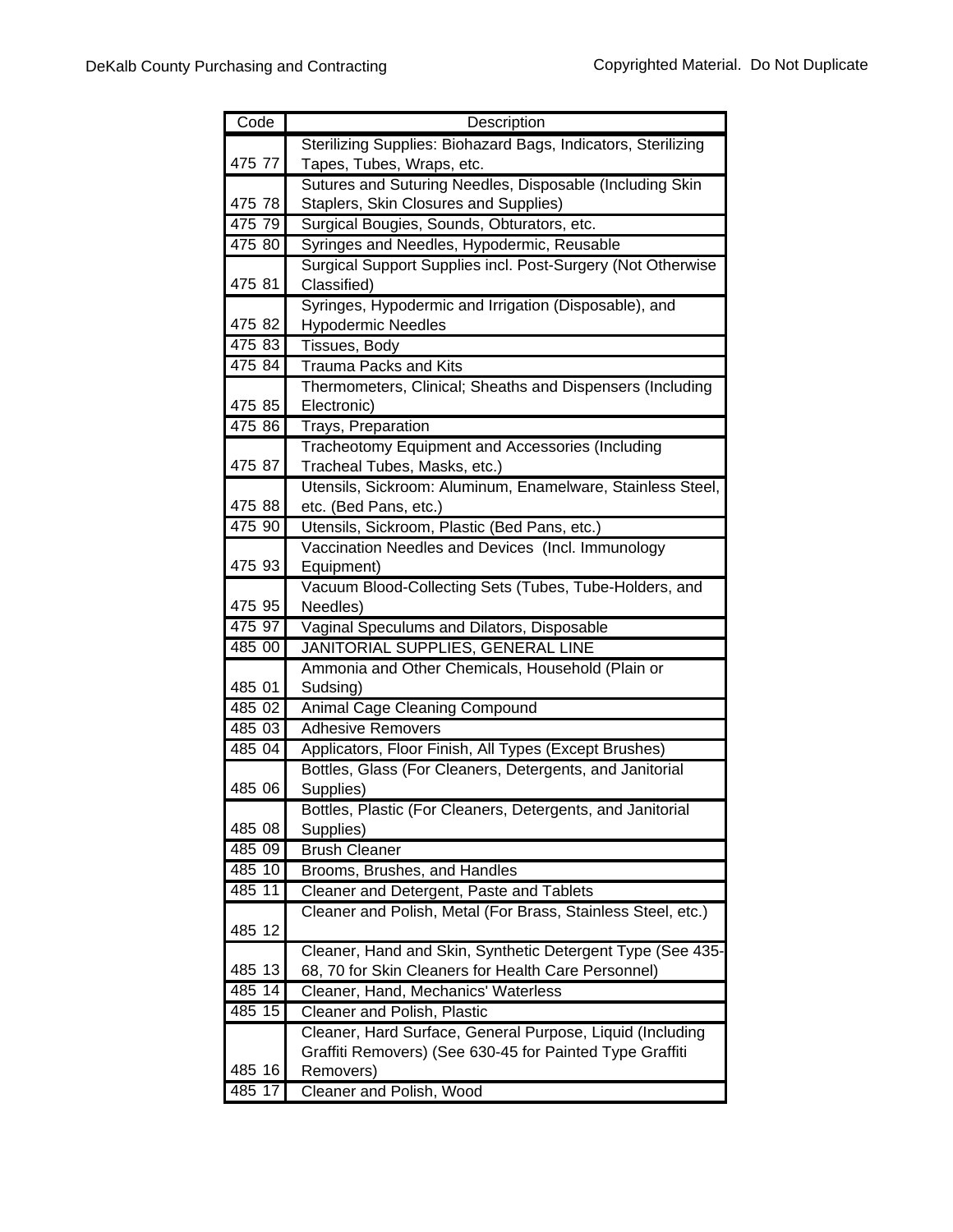| Code | Description |
|---|---|
| 475 77 | Sterilizing Supplies: Biohazard Bags, Indicators, Sterilizing Tapes, Tubes, Wraps, etc. |
| 475 78 | Sutures and Suturing Needles, Disposable (Including Skin Staplers, Skin Closures and Supplies) |
| 475 79 | Surgical Bougies, Sounds, Obturators, etc. |
| 475 80 | Syringes and Needles, Hypodermic, Reusable |
| 475 81 | Surgical Support Supplies incl. Post-Surgery (Not Otherwise Classified) |
| 475 82 | Syringes, Hypodermic and Irrigation (Disposable), and Hypodermic Needles |
| 475 83 | Tissues, Body |
| 475 84 | Trauma Packs and Kits |
| 475 85 | Thermometers, Clinical; Sheaths and Dispensers (Including Electronic) |
| 475 86 | Trays, Preparation |
| 475 87 | Tracheotomy Equipment and Accessories (Including Tracheal Tubes, Masks, etc.) |
| 475 88 | Utensils, Sickroom: Aluminum, Enamelware, Stainless Steel, etc. (Bed Pans, etc.) |
| 475 90 | Utensils, Sickroom, Plastic (Bed Pans, etc.) |
| 475 93 | Vaccination Needles and Devices (Incl. Immunology Equipment) |
| 475 95 | Vacuum Blood-Collecting Sets (Tubes, Tube-Holders, and Needles) |
| 475 97 | Vaginal Speculums and Dilators, Disposable |
| 485 00 | JANITORIAL SUPPLIES, GENERAL LINE |
| 485 01 | Ammonia and Other Chemicals, Household (Plain or Sudsing) |
| 485 02 | Animal Cage Cleaning Compound |
| 485 03 | Adhesive Removers |
| 485 04 | Applicators, Floor Finish, All Types (Except Brushes) |
| 485 06 | Bottles, Glass (For Cleaners, Detergents, and Janitorial Supplies) |
| 485 08 | Bottles, Plastic (For Cleaners, Detergents, and Janitorial Supplies) |
| 485 09 | Brush Cleaner |
| 485 10 | Brooms, Brushes, and Handles |
| 485 11 | Cleaner and Detergent, Paste and Tablets |
| 485 12 | Cleaner and Polish, Metal (For Brass, Stainless Steel, etc.) |
| 485 13 | Cleaner, Hand and Skin, Synthetic Detergent Type (See 435-68, 70 for Skin Cleaners for Health Care Personnel) |
| 485 14 | Cleaner, Hand, Mechanics' Waterless |
| 485 15 | Cleaner and Polish, Plastic |
| 485 16 | Cleaner, Hard Surface, General Purpose, Liquid (Including Graffiti Removers) (See 630-45 for Painted Type Graffiti Removers) |
| 485 17 | Cleaner and Polish, Wood |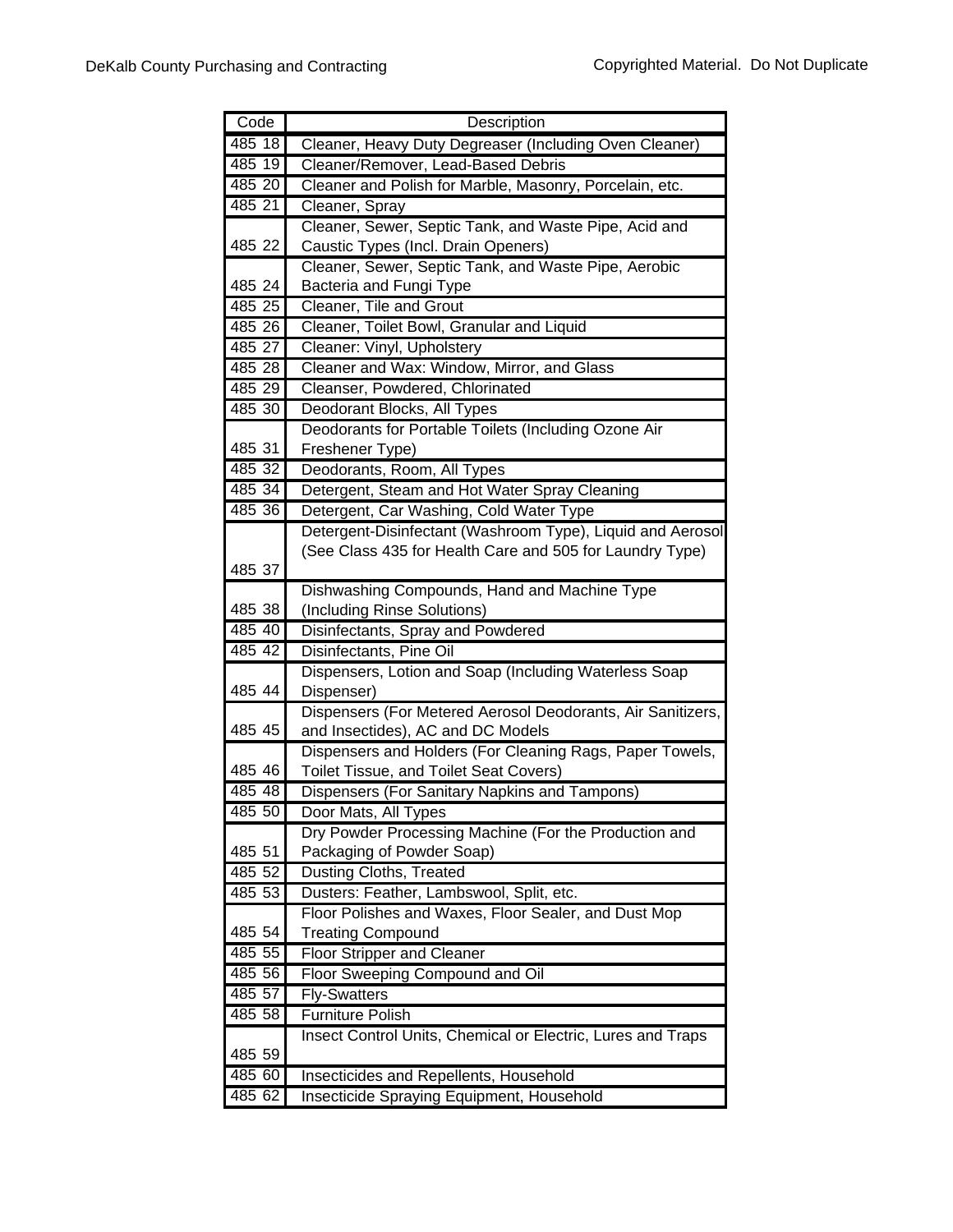| Code | Description |
|---|---|
| 485 18 | Cleaner, Heavy Duty Degreaser (Including Oven Cleaner) |
| 485 19 | Cleaner/Remover, Lead-Based Debris |
| 485 20 | Cleaner and Polish for Marble, Masonry, Porcelain, etc. |
| 485 21 | Cleaner, Spray |
| 485 22 | Cleaner, Sewer, Septic Tank, and Waste Pipe, Acid and Caustic Types (Incl. Drain Openers) |
| 485 24 | Cleaner, Sewer, Septic Tank, and Waste Pipe, Aerobic Bacteria and Fungi Type |
| 485 25 | Cleaner, Tile and Grout |
| 485 26 | Cleaner, Toilet Bowl, Granular and Liquid |
| 485 27 | Cleaner: Vinyl, Upholstery |
| 485 28 | Cleaner and Wax: Window, Mirror, and Glass |
| 485 29 | Cleanser, Powdered, Chlorinated |
| 485 30 | Deodorant Blocks, All Types |
| 485 31 | Deodorants for Portable Toilets (Including Ozone Air Freshener Type) |
| 485 32 | Deodorants, Room, All Types |
| 485 34 | Detergent, Steam and Hot Water Spray Cleaning |
| 485 36 | Detergent, Car Washing, Cold Water Type |
| 485 37 | Detergent-Disinfectant (Washroom Type), Liquid and Aerosol (See Class 435 for Health Care and 505 for Laundry Type) |
| 485 38 | Dishwashing Compounds, Hand and Machine Type (Including Rinse Solutions) |
| 485 40 | Disinfectants, Spray and Powdered |
| 485 42 | Disinfectants, Pine Oil |
| 485 44 | Dispensers, Lotion and Soap (Including Waterless Soap Dispenser) |
| 485 45 | Dispensers (For Metered Aerosol Deodorants, Air Sanitizers, and Insecticides), AC and DC Models |
| 485 46 | Dispensers and Holders (For Cleaning Rags, Paper Towels, Toilet Tissue, and Toilet Seat Covers) |
| 485 48 | Dispensers (For Sanitary Napkins and Tampons) |
| 485 50 | Door Mats, All Types |
| 485 51 | Dry Powder Processing Machine (For the Production and Packaging of Powder Soap) |
| 485 52 | Dusting Cloths, Treated |
| 485 53 | Dusters: Feather, Lambswool, Split, etc. |
| 485 54 | Floor Polishes and Waxes, Floor Sealer, and Dust Mop Treating Compound |
| 485 55 | Floor Stripper and Cleaner |
| 485 56 | Floor Sweeping Compound and Oil |
| 485 57 | Fly-Swatters |
| 485 58 | Furniture Polish |
| 485 59 | Insect Control Units, Chemical or Electric, Lures and Traps |
| 485 60 | Insecticides and Repellents, Household |
| 485 62 | Insecticide Spraying Equipment, Household |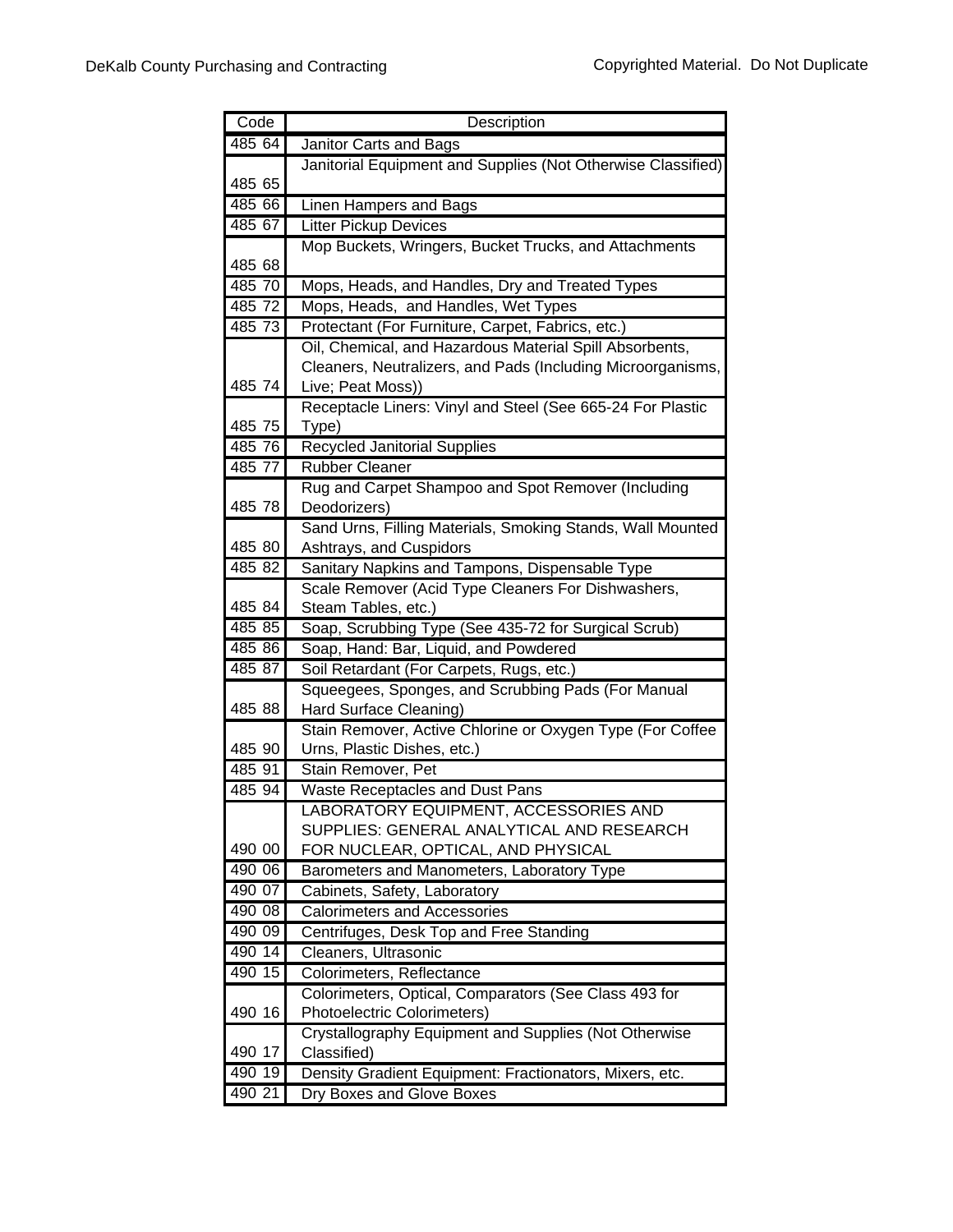| Code | Description |
|---|---|
| 485 64 | Janitor Carts and Bags |
| 485 65 | Janitorial Equipment and Supplies (Not Otherwise Classified) |
| 485 66 | Linen Hampers and Bags |
| 485 67 | Litter Pickup Devices |
| 485 68 | Mop Buckets, Wringers, Bucket Trucks, and Attachments |
| 485 70 | Mops, Heads, and Handles, Dry and Treated Types |
| 485 72 | Mops, Heads, and Handles, Wet Types |
| 485 73 | Protectant (For Furniture, Carpet, Fabrics, etc.) |
| 485 74 | Oil, Chemical, and Hazardous Material Spill Absorbents, Cleaners, Neutralizers, and Pads (Including Microorganisms, Live; Peat Moss)) |
| 485 75 | Receptacle Liners: Vinyl and Steel (See 665-24 For Plastic Type) |
| 485 76 | Recycled Janitorial Supplies |
| 485 77 | Rubber Cleaner |
| 485 78 | Rug and Carpet Shampoo and Spot Remover (Including Deodorizers) |
| 485 80 | Sand Urns, Filling Materials, Smoking Stands, Wall Mounted Ashtrays, and Cuspidors |
| 485 82 | Sanitary Napkins and Tampons, Dispensable Type |
| 485 84 | Scale Remover (Acid Type Cleaners For Dishwashers, Steam Tables, etc.) |
| 485 85 | Soap, Scrubbing Type (See 435-72 for Surgical Scrub) |
| 485 86 | Soap, Hand: Bar, Liquid, and Powdered |
| 485 87 | Soil Retardant (For Carpets, Rugs, etc.) |
| 485 88 | Squeegees, Sponges, and Scrubbing Pads (For Manual Hard Surface Cleaning) |
| 485 90 | Stain Remover, Active Chlorine or Oxygen Type (For Coffee Urns, Plastic Dishes, etc.) |
| 485 91 | Stain Remover, Pet |
| 485 94 | Waste Receptacles and Dust Pans |
| 490 00 | LABORATORY EQUIPMENT, ACCESSORIES AND SUPPLIES: GENERAL ANALYTICAL AND RESEARCH FOR NUCLEAR, OPTICAL, AND PHYSICAL |
| 490 06 | Barometers and Manometers, Laboratory Type |
| 490 07 | Cabinets, Safety, Laboratory |
| 490 08 | Calorimeters and Accessories |
| 490 09 | Centrifuges, Desk Top and Free Standing |
| 490 14 | Cleaners, Ultrasonic |
| 490 15 | Colorimeters, Reflectance |
| 490 16 | Colorimeters, Optical, Comparators (See Class 493 for Photoelectric Colorimeters) |
| 490 17 | Crystallography Equipment and Supplies (Not Otherwise Classified) |
| 490 19 | Density Gradient Equipment: Fractionators, Mixers, etc. |
| 490 21 | Dry Boxes and Glove Boxes |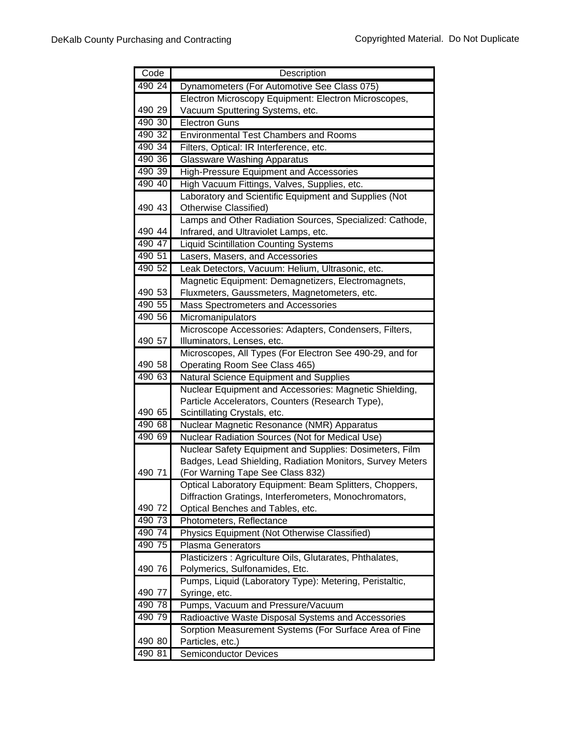| Code | Description |
|---|---|
| 490 24 | Dynamometers (For Automotive See Class 075) |
| 490 29 | Electron Microscopy Equipment: Electron Microscopes, Vacuum Sputtering Systems, etc. |
| 490 30 | Electron Guns |
| 490 32 | Environmental Test Chambers and Rooms |
| 490 34 | Filters, Optical: IR Interference, etc. |
| 490 36 | Glassware Washing Apparatus |
| 490 39 | High-Pressure Equipment and Accessories |
| 490 40 | High Vacuum Fittings, Valves, Supplies, etc. |
| 490 43 | Laboratory and Scientific Equipment and Supplies (Not Otherwise Classified) |
| 490 44 | Lamps and Other Radiation Sources, Specialized: Cathode, Infrared, and Ultraviolet Lamps, etc. |
| 490 47 | Liquid Scintillation Counting Systems |
| 490 51 | Lasers, Masers, and Accessories |
| 490 52 | Leak Detectors, Vacuum: Helium, Ultrasonic, etc. |
| 490 53 | Magnetic Equipment: Demagnetizers, Electromagnets, Fluxmeters, Gaussmeters, Magnetometers, etc. |
| 490 55 | Mass Spectrometers and Accessories |
| 490 56 | Micromanipulators |
| 490 57 | Microscope Accessories: Adapters, Condensers, Filters, Illuminators, Lenses, etc. |
| 490 58 | Microscopes, All Types (For Electron See 490-29, and for Operating Room See Class 465) |
| 490 63 | Natural Science Equipment and Supplies |
| 490 65 | Nuclear Equipment and Accessories: Magnetic Shielding, Particle Accelerators, Counters (Research Type), Scintillating Crystals, etc. |
| 490 68 | Nuclear Magnetic Resonance (NMR) Apparatus |
| 490 69 | Nuclear Radiation Sources (Not for Medical Use) |
| 490 71 | Nuclear Safety Equipment and Supplies: Dosimeters, Film Badges, Lead Shielding, Radiation Monitors, Survey Meters (For Warning Tape See Class 832) |
| 490 72 | Optical Laboratory Equipment: Beam Splitters, Choppers, Diffraction Gratings, Interferometers, Monochromators, Optical Benches and Tables, etc. |
| 490 73 | Photometers, Reflectance |
| 490 74 | Physics Equipment (Not Otherwise Classified) |
| 490 75 | Plasma Generators |
| 490 76 | Plasticizers : Agriculture Oils, Glutarates, Phthalates, Polymerics, Sulfonamides, Etc. |
| 490 77 | Pumps, Liquid (Laboratory Type): Metering, Peristaltic, Syringe, etc. |
| 490 78 | Pumps, Vacuum and Pressure/Vacuum |
| 490 79 | Radioactive Waste Disposal Systems and Accessories |
| 490 80 | Sorption Measurement Systems (For Surface Area of Fine Particles, etc.) |
| 490 81 | Semiconductor Devices |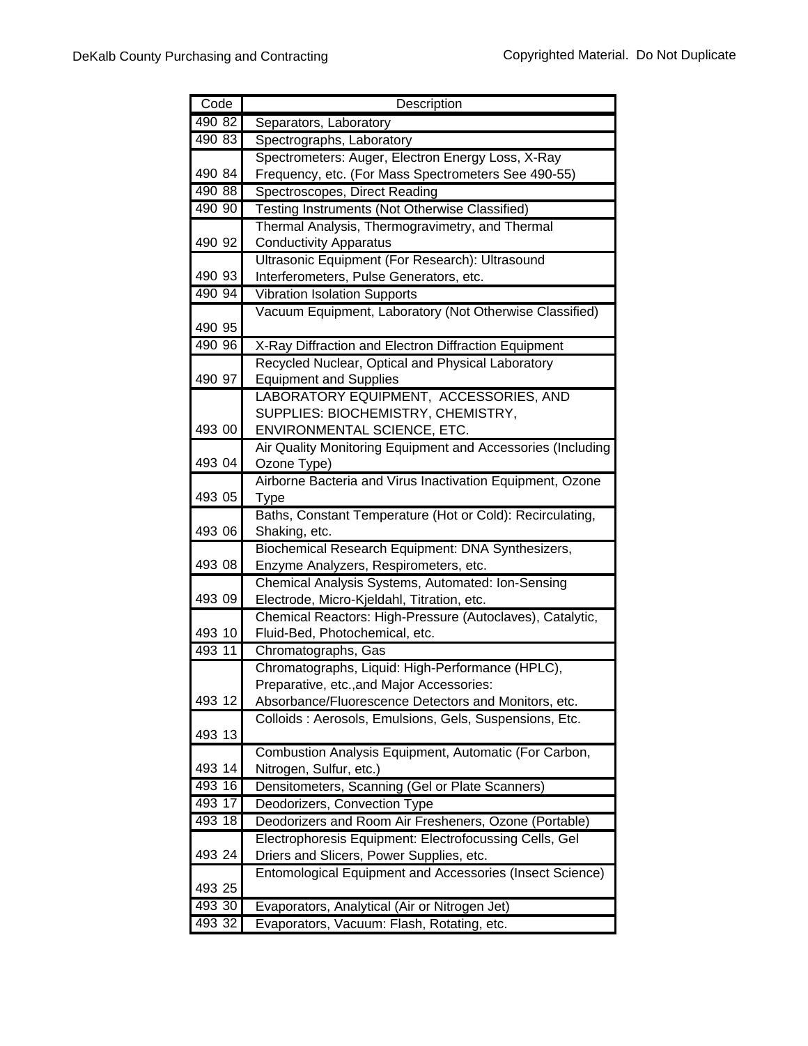| Code | Description |
|---|---|
| 490 82 | Separators, Laboratory |
| 490 83 | Spectrographs, Laboratory |
| 490 84 | Spectrometers: Auger, Electron Energy Loss, X-Ray Frequency, etc. (For Mass Spectrometers See 490-55) |
| 490 88 | Spectroscopes, Direct Reading |
| 490 90 | Testing Instruments (Not Otherwise Classified) |
| 490 92 | Thermal Analysis, Thermogravimetry, and Thermal Conductivity Apparatus |
| 490 93 | Ultrasonic Equipment (For Research): Ultrasound Interferometers, Pulse Generators, etc. |
| 490 94 | Vibration Isolation Supports |
| 490 95 | Vacuum Equipment, Laboratory (Not Otherwise Classified) |
| 490 96 | X-Ray Diffraction and Electron Diffraction Equipment |
| 490 97 | Recycled Nuclear, Optical and Physical Laboratory Equipment and Supplies |
| 493 00 | LABORATORY EQUIPMENT, ACCESSORIES, AND SUPPLIES: BIOCHEMISTRY, CHEMISTRY, ENVIRONMENTAL SCIENCE, ETC. |
| 493 04 | Air Quality Monitoring Equipment and Accessories (Including Ozone Type) |
| 493 05 | Airborne Bacteria and Virus Inactivation Equipment, Ozone Type |
| 493 06 | Baths, Constant Temperature (Hot or Cold): Recirculating, Shaking, etc. |
| 493 08 | Biochemical Research Equipment: DNA Synthesizers, Enzyme Analyzers, Respirometers, etc. |
| 493 09 | Chemical Analysis Systems, Automated: Ion-Sensing Electrode, Micro-Kjeldahl, Titration, etc. |
| 493 10 | Chemical Reactors: High-Pressure (Autoclaves), Catalytic, Fluid-Bed, Photochemical, etc. |
| 493 11 | Chromatographs, Gas |
| 493 12 | Chromatographs, Liquid: High-Performance (HPLC), Preparative, etc.,and Major Accessories: Absorbance/Fluorescence Detectors and Monitors, etc. |
| 493 13 | Colloids : Aerosols, Emulsions, Gels, Suspensions, Etc. |
| 493 14 | Combustion Analysis Equipment, Automatic (For Carbon, Nitrogen, Sulfur, etc.) |
| 493 16 | Densitometers, Scanning (Gel or Plate Scanners) |
| 493 17 | Deodorizers, Convection Type |
| 493 18 | Deodorizers and Room Air Fresheners, Ozone (Portable) |
| 493 24 | Electrophoresis Equipment: Electrofocussing Cells, Gel Driers and Slicers, Power Supplies, etc. |
| 493 25 | Entomological Equipment and Accessories (Insect Science) |
| 493 30 | Evaporators, Analytical (Air or Nitrogen Jet) |
| 493 32 | Evaporators, Vacuum: Flash, Rotating, etc. |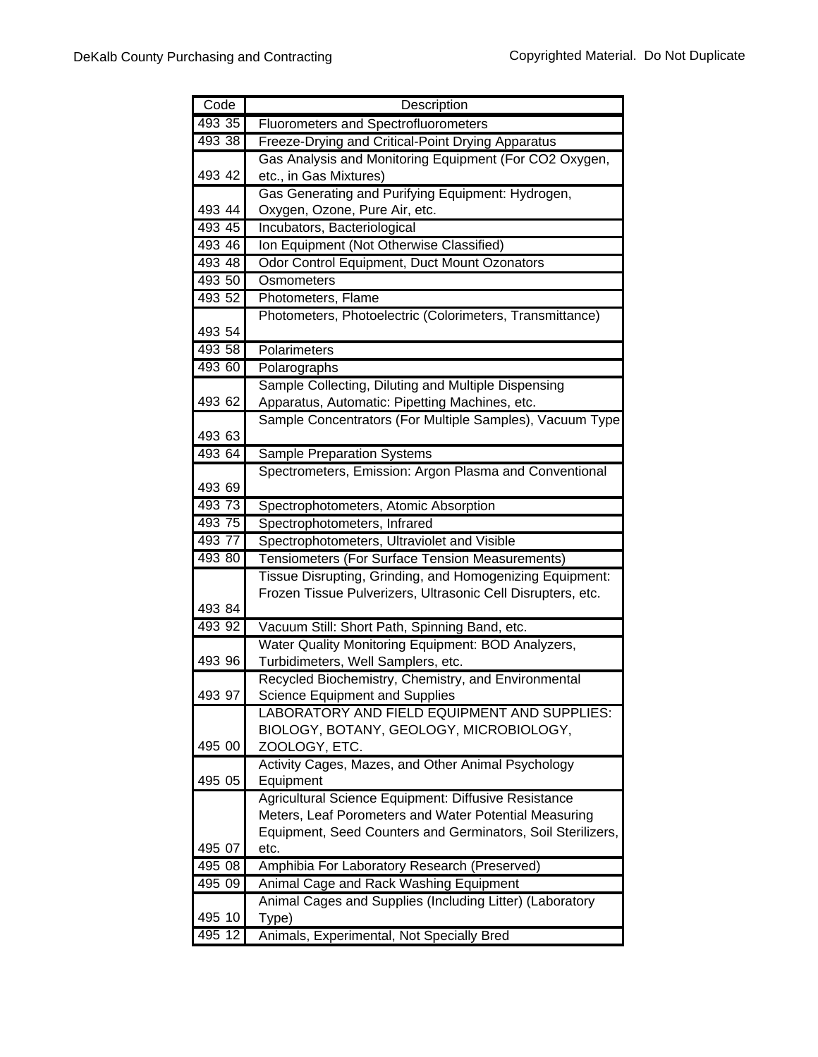| Code | Description |
| --- | --- |
| 493 35 | Fluorometers and Spectrofluorometers |
| 493 38 | Freeze-Drying and Critical-Point Drying Apparatus |
| 493 42 | Gas Analysis and Monitoring Equipment (For CO2 Oxygen, etc., in Gas Mixtures) |
| 493 44 | Gas Generating and Purifying Equipment: Hydrogen, Oxygen, Ozone, Pure Air, etc. |
| 493 45 | Incubators, Bacteriological |
| 493 46 | Ion Equipment (Not Otherwise Classified) |
| 493 48 | Odor Control Equipment, Duct Mount Ozonators |
| 493 50 | Osmometers |
| 493 52 | Photometers, Flame |
| 493 54 | Photometers, Photoelectric (Colorimeters, Transmittance) |
| 493 58 | Polarimeters |
| 493 60 | Polarographs |
| 493 62 | Sample Collecting, Diluting and Multiple Dispensing Apparatus, Automatic: Pipetting Machines, etc. |
| 493 63 | Sample Concentrators (For Multiple Samples), Vacuum Type |
| 493 64 | Sample Preparation Systems |
| 493 69 | Spectrometers, Emission: Argon Plasma and Conventional |
| 493 73 | Spectrophotometers, Atomic Absorption |
| 493 75 | Spectrophotometers, Infrared |
| 493 77 | Spectrophotometers, Ultraviolet and Visible |
| 493 80 | Tensiometers (For Surface Tension Measurements) |
| 493 84 | Tissue Disrupting, Grinding, and Homogenizing Equipment: Frozen Tissue Pulverizers, Ultrasonic Cell Disrupters, etc. |
| 493 92 | Vacuum Still: Short Path, Spinning Band, etc. |
| 493 96 | Water Quality Monitoring Equipment: BOD Analyzers, Turbidimeters, Well Samplers, etc. |
| 493 97 | Recycled Biochemistry, Chemistry, and Environmental Science Equipment and Supplies |
| 495 00 | LABORATORY AND FIELD EQUIPMENT AND SUPPLIES: BIOLOGY, BOTANY, GEOLOGY, MICROBIOLOGY, ZOOLOGY, ETC. |
| 495 05 | Activity Cages, Mazes, and Other Animal Psychology Equipment |
| 495 07 | Agricultural Science Equipment: Diffusive Resistance Meters, Leaf Porometers and Water Potential Measuring Equipment, Seed Counters and Germinators, Soil Sterilizers, etc. |
| 495 08 | Amphibia For Laboratory Research (Preserved) |
| 495 09 | Animal Cage and Rack Washing Equipment |
| 495 10 | Animal Cages and Supplies (Including Litter) (Laboratory Type) |
| 495 12 | Animals, Experimental, Not Specially Bred |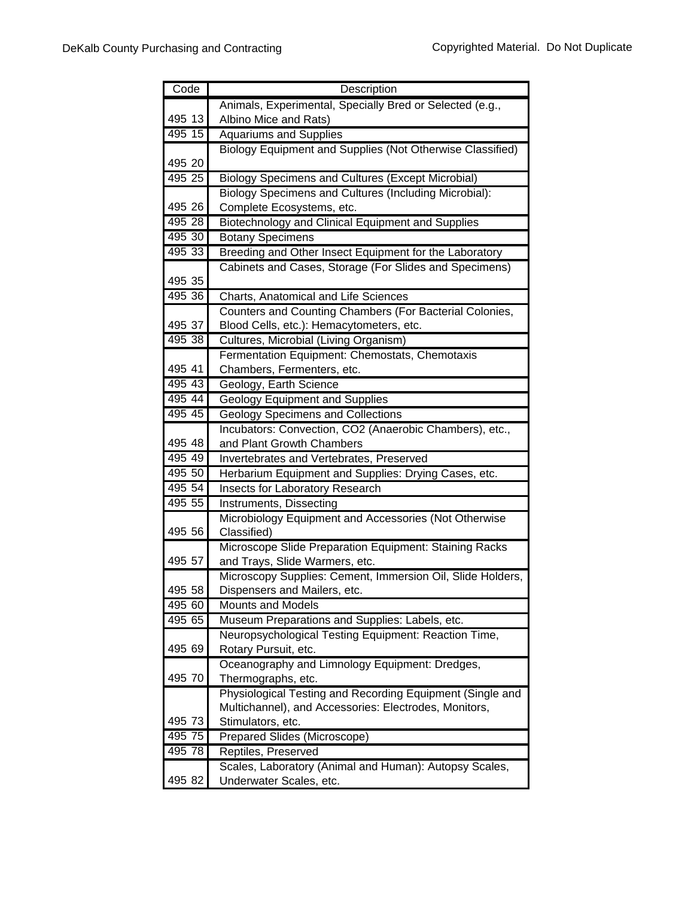| Code | Description |
|---|---|
| 495 13 | Animals, Experimental, Specially Bred or Selected (e.g., Albino Mice and Rats) |
| 495 15 | Aquariums and Supplies |
| 495 20 | Biology Equipment and Supplies (Not Otherwise Classified) |
| 495 25 | Biology Specimens and Cultures (Except Microbial) |
| 495 26 | Biology Specimens and Cultures (Including Microbial): Complete Ecosystems, etc. |
| 495 28 | Biotechnology and Clinical Equipment and Supplies |
| 495 30 | Botany Specimens |
| 495 33 | Breeding and Other Insect Equipment for the Laboratory |
| 495 35 | Cabinets and Cases, Storage (For Slides and Specimens) |
| 495 36 | Charts, Anatomical and Life Sciences |
| 495 37 | Counters and Counting Chambers (For Bacterial Colonies, Blood Cells, etc.): Hemacytometers, etc. |
| 495 38 | Cultures, Microbial (Living Organism) |
| 495 41 | Fermentation Equipment: Chemostats, Chemotaxis Chambers, Fermenters, etc. |
| 495 43 | Geology, Earth Science |
| 495 44 | Geology Equipment and Supplies |
| 495 45 | Geology Specimens and Collections |
| 495 48 | Incubators: Convection, CO2 (Anaerobic Chambers), etc., and Plant Growth Chambers |
| 495 49 | Invertebrates and Vertebrates, Preserved |
| 495 50 | Herbarium Equipment and Supplies: Drying Cases, etc. |
| 495 54 | Insects for Laboratory Research |
| 495 55 | Instruments, Dissecting |
| 495 56 | Microbiology Equipment and Accessories (Not Otherwise Classified) |
| 495 57 | Microscope Slide Preparation Equipment: Staining Racks and Trays, Slide Warmers, etc. |
| 495 58 | Microscopy Supplies: Cement, Immersion Oil, Slide Holders, Dispensers and Mailers, etc. |
| 495 60 | Mounts and Models |
| 495 65 | Museum Preparations and Supplies: Labels, etc. |
| 495 69 | Neuropsychological Testing Equipment: Reaction Time, Rotary Pursuit, etc. |
| 495 70 | Oceanography and Limnology Equipment: Dredges, Thermographs, etc. |
| 495 73 | Physiological Testing and Recording Equipment (Single and Multichannel), and Accessories: Electrodes, Monitors, Stimulators, etc. |
| 495 75 | Prepared Slides (Microscope) |
| 495 78 | Reptiles, Preserved |
| 495 82 | Scales, Laboratory (Animal and Human): Autopsy Scales, Underwater Scales, etc. |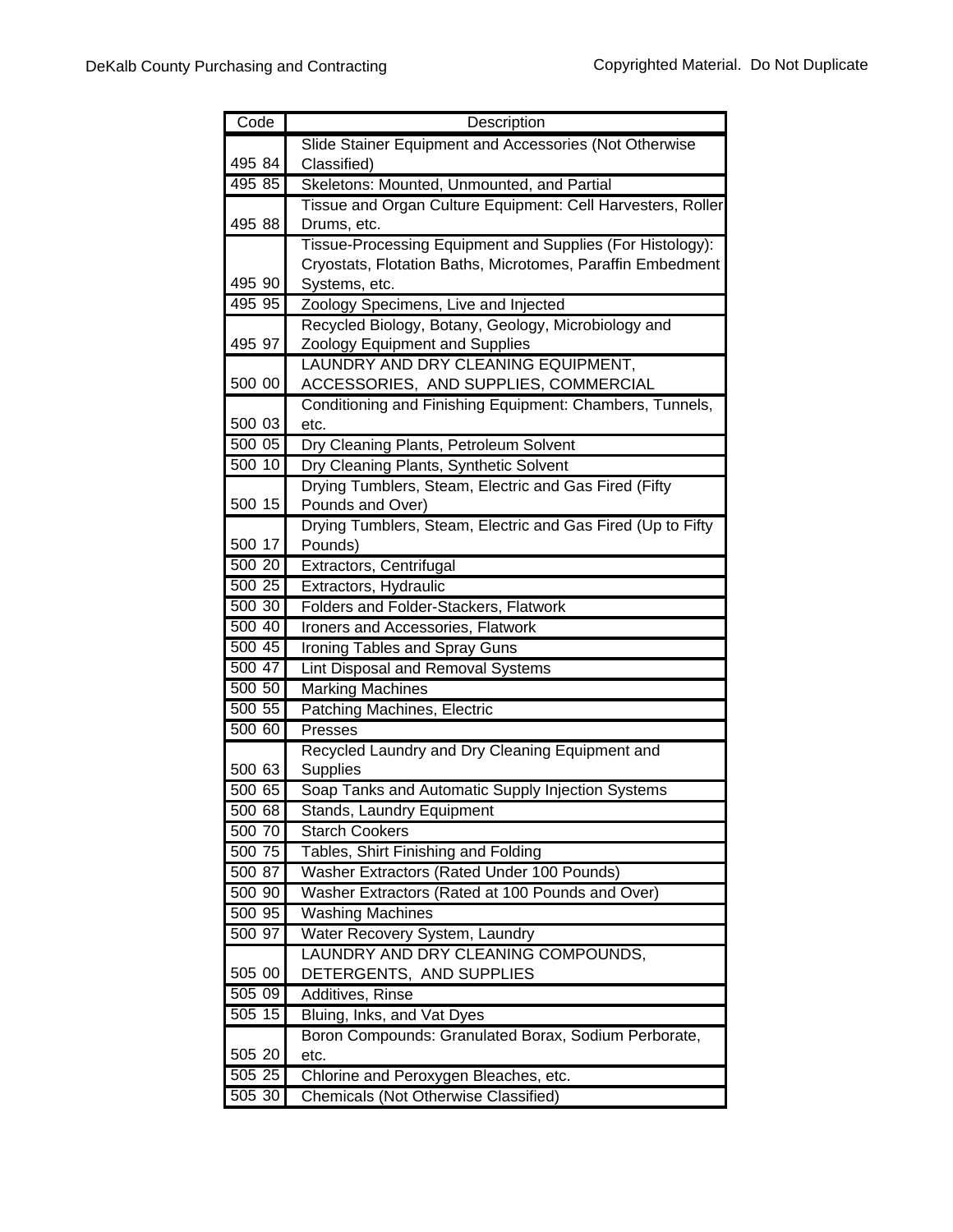| Code | Description |
|---|---|
| 495 84 | Slide Stainer Equipment and Accessories (Not Otherwise Classified) |
| 495 85 | Skeletons: Mounted, Unmounted, and Partial |
| 495 88 | Tissue and Organ Culture Equipment: Cell Harvesters, Roller Drums, etc. |
| 495 90 | Tissue-Processing Equipment and Supplies (For Histology): Cryostats, Flotation Baths, Microtomes, Paraffin Embedment Systems, etc. |
| 495 95 | Zoology Specimens, Live and Injected |
| 495 97 | Recycled Biology, Botany, Geology, Microbiology and Zoology Equipment and Supplies |
| 500 00 | LAUNDRY AND DRY CLEANING EQUIPMENT, ACCESSORIES, AND SUPPLIES, COMMERCIAL |
| 500 03 | Conditioning and Finishing Equipment: Chambers, Tunnels, etc. |
| 500 05 | Dry Cleaning Plants, Petroleum Solvent |
| 500 10 | Dry Cleaning Plants, Synthetic Solvent |
| 500 15 | Drying Tumblers, Steam, Electric and Gas Fired (Fifty Pounds and Over) |
| 500 17 | Drying Tumblers, Steam, Electric and Gas Fired (Up to Fifty Pounds) |
| 500 20 | Extractors, Centrifugal |
| 500 25 | Extractors, Hydraulic |
| 500 30 | Folders and Folder-Stackers, Flatwork |
| 500 40 | Ironers and Accessories, Flatwork |
| 500 45 | Ironing Tables and Spray Guns |
| 500 47 | Lint Disposal and Removal Systems |
| 500 50 | Marking Machines |
| 500 55 | Patching Machines, Electric |
| 500 60 | Presses |
| 500 63 | Recycled Laundry and Dry Cleaning Equipment and Supplies |
| 500 65 | Soap Tanks and Automatic Supply Injection Systems |
| 500 68 | Stands, Laundry Equipment |
| 500 70 | Starch Cookers |
| 500 75 | Tables, Shirt Finishing and Folding |
| 500 87 | Washer Extractors (Rated Under 100 Pounds) |
| 500 90 | Washer Extractors (Rated at 100 Pounds and Over) |
| 500 95 | Washing Machines |
| 500 97 | Water Recovery System, Laundry |
| 505 00 | LAUNDRY AND DRY CLEANING COMPOUNDS, DETERGENTS, AND SUPPLIES |
| 505 09 | Additives, Rinse |
| 505 15 | Bluing, Inks, and Vat Dyes |
| 505 20 | Boron Compounds: Granulated Borax, Sodium Perborate, etc. |
| 505 25 | Chlorine and Peroxygen Bleaches, etc. |
| 505 30 | Chemicals (Not Otherwise Classified) |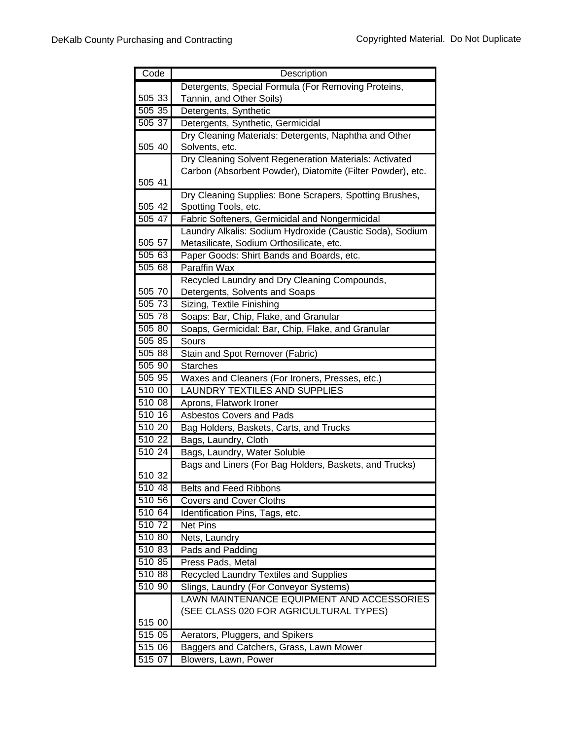| Code | Description |
|---|---|
| 505 33 | Detergents, Special Formula (For Removing Proteins, Tannin, and Other Soils) |
| 505 35 | Detergents, Synthetic |
| 505 37 | Detergents, Synthetic, Germicidal |
| 505 40 | Dry Cleaning Materials: Detergents, Naphtha and Other Solvents, etc. |
| 505 41 | Dry Cleaning Solvent Regeneration Materials: Activated Carbon (Absorbent Powder), Diatomite (Filter Powder), etc. |
| 505 42 | Dry Cleaning Supplies: Bone Scrapers, Spotting Brushes, Spotting Tools, etc. |
| 505 47 | Fabric Softeners, Germicidal and Nongermicidal |
| 505 57 | Laundry Alkalis: Sodium Hydroxide (Caustic Soda), Sodium Metasilicate, Sodium Orthosilicate, etc. |
| 505 63 | Paper Goods: Shirt Bands and Boards, etc. |
| 505 68 | Paraffin Wax |
| 505 70 | Recycled Laundry and Dry Cleaning Compounds, Detergents, Solvents and Soaps |
| 505 73 | Sizing, Textile Finishing |
| 505 78 | Soaps: Bar, Chip, Flake, and Granular |
| 505 80 | Soaps, Germicidal: Bar, Chip, Flake, and Granular |
| 505 85 | Sours |
| 505 88 | Stain and Spot Remover (Fabric) |
| 505 90 | Starches |
| 505 95 | Waxes and Cleaners (For Ironers, Presses, etc.) |
| 510 00 | LAUNDRY TEXTILES AND SUPPLIES |
| 510 08 | Aprons, Flatwork Ironer |
| 510 16 | Asbestos Covers and Pads |
| 510 20 | Bag Holders, Baskets, Carts, and Trucks |
| 510 22 | Bags, Laundry, Cloth |
| 510 24 | Bags, Laundry, Water Soluble |
| 510 32 | Bags and Liners (For Bag Holders, Baskets, and Trucks) |
| 510 48 | Belts and Feed Ribbons |
| 510 56 | Covers and Cover Cloths |
| 510 64 | Identification Pins, Tags, etc. |
| 510 72 | Net Pins |
| 510 80 | Nets, Laundry |
| 510 83 | Pads and Padding |
| 510 85 | Press Pads, Metal |
| 510 88 | Recycled Laundry Textiles and Supplies |
| 510 90 | Slings, Laundry (For Conveyor Systems) |
| 515 00 | LAWN MAINTENANCE EQUIPMENT AND ACCESSORIES (SEE CLASS 020 FOR AGRICULTURAL TYPES) |
| 515 05 | Aerators, Pluggers, and Spikers |
| 515 06 | Baggers and Catchers, Grass, Lawn Mower |
| 515 07 | Blowers, Lawn, Power |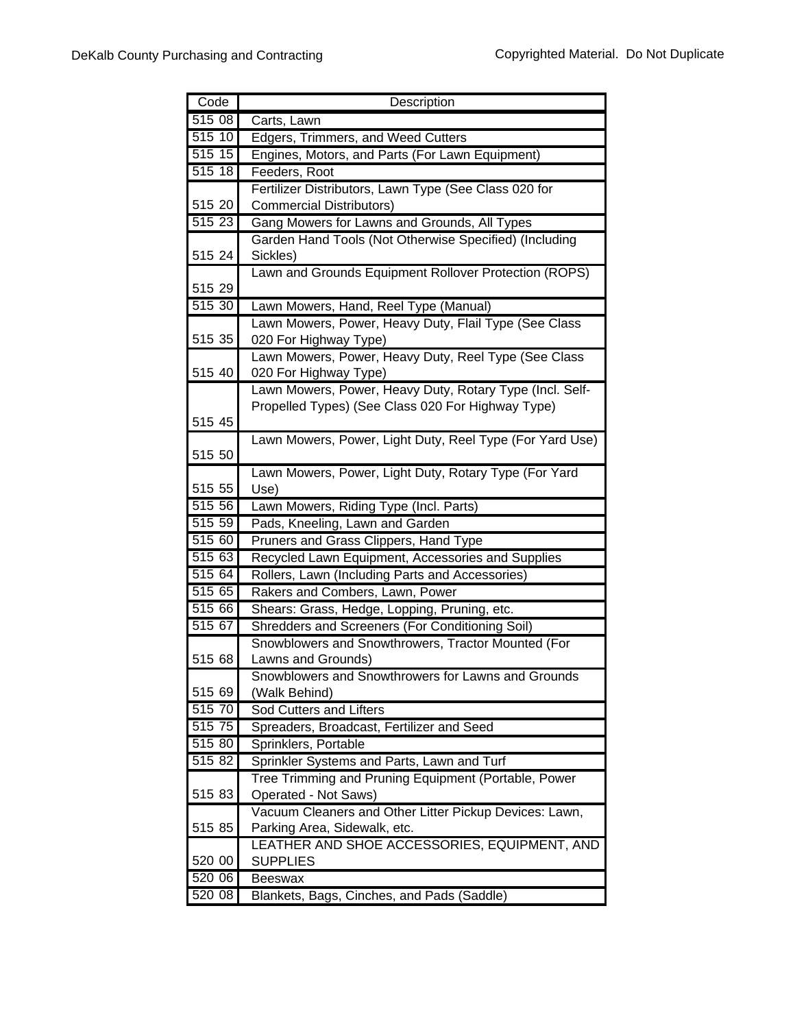| Code | Description |
|---|---|
| 515 08 | Carts, Lawn |
| 515 10 | Edgers, Trimmers, and Weed Cutters |
| 515 15 | Engines, Motors, and Parts (For Lawn Equipment) |
| 515 18 | Feeders, Root |
| 515 20 | Fertilizer Distributors, Lawn Type (See Class 020 for Commercial Distributors) |
| 515 23 | Gang Mowers for Lawns and Grounds, All Types |
| 515 24 | Garden Hand Tools (Not Otherwise Specified) (Including Sickles) |
| 515 29 | Lawn and Grounds Equipment Rollover Protection (ROPS) |
| 515 30 | Lawn Mowers, Hand, Reel Type (Manual) |
| 515 35 | Lawn Mowers, Power, Heavy Duty, Flail Type (See Class 020 For Highway Type) |
| 515 40 | Lawn Mowers, Power, Heavy Duty, Reel Type (See Class 020 For Highway Type) |
| 515 45 | Lawn Mowers, Power, Heavy Duty, Rotary Type (Incl. Self-Propelled Types) (See Class 020 For Highway Type) |
| 515 50 | Lawn Mowers, Power, Light Duty, Reel Type (For Yard Use) |
| 515 55 | Lawn Mowers, Power, Light Duty, Rotary Type (For Yard Use) |
| 515 56 | Lawn Mowers, Riding Type (Incl. Parts) |
| 515 59 | Pads, Kneeling, Lawn and Garden |
| 515 60 | Pruners and Grass Clippers, Hand Type |
| 515 63 | Recycled Lawn Equipment, Accessories and Supplies |
| 515 64 | Rollers, Lawn (Including Parts and Accessories) |
| 515 65 | Rakers and Combers, Lawn, Power |
| 515 66 | Shears: Grass, Hedge, Lopping, Pruning, etc. |
| 515 67 | Shredders and Screeners (For Conditioning Soil) |
| 515 68 | Snowblowers and Snowthrowers, Tractor Mounted (For Lawns and Grounds) |
| 515 69 | Snowblowers and Snowthrowers for Lawns and Grounds (Walk Behind) |
| 515 70 | Sod Cutters and Lifters |
| 515 75 | Spreaders, Broadcast, Fertilizer and Seed |
| 515 80 | Sprinklers, Portable |
| 515 82 | Sprinkler Systems and Parts, Lawn and Turf |
| 515 83 | Tree Trimming and Pruning Equipment (Portable, Power Operated - Not Saws) |
| 515 85 | Vacuum Cleaners and Other Litter Pickup Devices: Lawn, Parking Area, Sidewalk, etc. |
| 520 00 | LEATHER AND SHOE ACCESSORIES, EQUIPMENT, AND SUPPLIES |
| 520 06 | Beeswax |
| 520 08 | Blankets, Bags, Cinches, and Pads (Saddle) |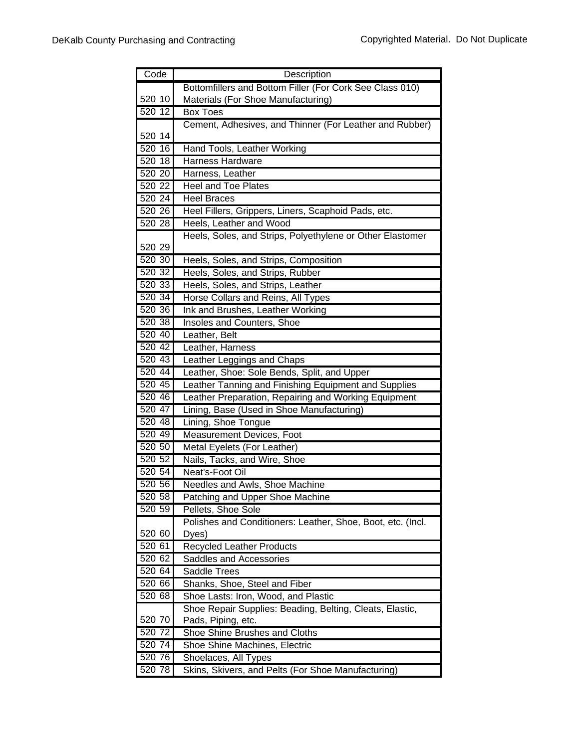| Code | Description |
|---|---|
| 520 10 | Bottomfillers and Bottom Filler (For Cork See Class 010) Materials (For Shoe Manufacturing) |
| 520 12 | Box Toes |
| 520 14 | Cement, Adhesives, and Thinner (For Leather and Rubber) |
| 520 16 | Hand Tools, Leather Working |
| 520 18 | Harness Hardware |
| 520 20 | Harness, Leather |
| 520 22 | Heel and Toe Plates |
| 520 24 | Heel Braces |
| 520 26 | Heel Fillers, Grippers, Liners, Scaphoid Pads, etc. |
| 520 28 | Heels, Leather and Wood |
| 520 29 | Heels, Soles, and Strips, Polyethylene or Other Elastomer |
| 520 30 | Heels, Soles, and Strips, Composition |
| 520 32 | Heels, Soles, and Strips, Rubber |
| 520 33 | Heels, Soles, and Strips, Leather |
| 520 34 | Horse Collars and Reins, All Types |
| 520 36 | Ink and Brushes, Leather Working |
| 520 38 | Insoles and Counters, Shoe |
| 520 40 | Leather, Belt |
| 520 42 | Leather, Harness |
| 520 43 | Leather Leggings and Chaps |
| 520 44 | Leather, Shoe: Sole Bends, Split, and Upper |
| 520 45 | Leather Tanning and Finishing Equipment and Supplies |
| 520 46 | Leather Preparation, Repairing and Working Equipment |
| 520 47 | Lining, Base (Used in Shoe Manufacturing) |
| 520 48 | Lining, Shoe Tongue |
| 520 49 | Measurement Devices, Foot |
| 520 50 | Metal Eyelets (For Leather) |
| 520 52 | Nails, Tacks, and Wire, Shoe |
| 520 54 | Neat's-Foot Oil |
| 520 56 | Needles and Awls, Shoe Machine |
| 520 58 | Patching and Upper Shoe Machine |
| 520 59 | Pellets, Shoe Sole |
| 520 60 | Polishes and Conditioners: Leather, Shoe, Boot, etc. (Incl. Dyes) |
| 520 61 | Recycled Leather Products |
| 520 62 | Saddles and Accessories |
| 520 64 | Saddle Trees |
| 520 66 | Shanks, Shoe, Steel and Fiber |
| 520 68 | Shoe Lasts: Iron, Wood, and Plastic |
| 520 70 | Shoe Repair Supplies: Beading, Belting, Cleats, Elastic, Pads, Piping, etc. |
| 520 72 | Shoe Shine Brushes and Cloths |
| 520 74 | Shoe Shine Machines, Electric |
| 520 76 | Shoelaces, All Types |
| 520 78 | Skins, Skivers, and Pelts (For Shoe Manufacturing) |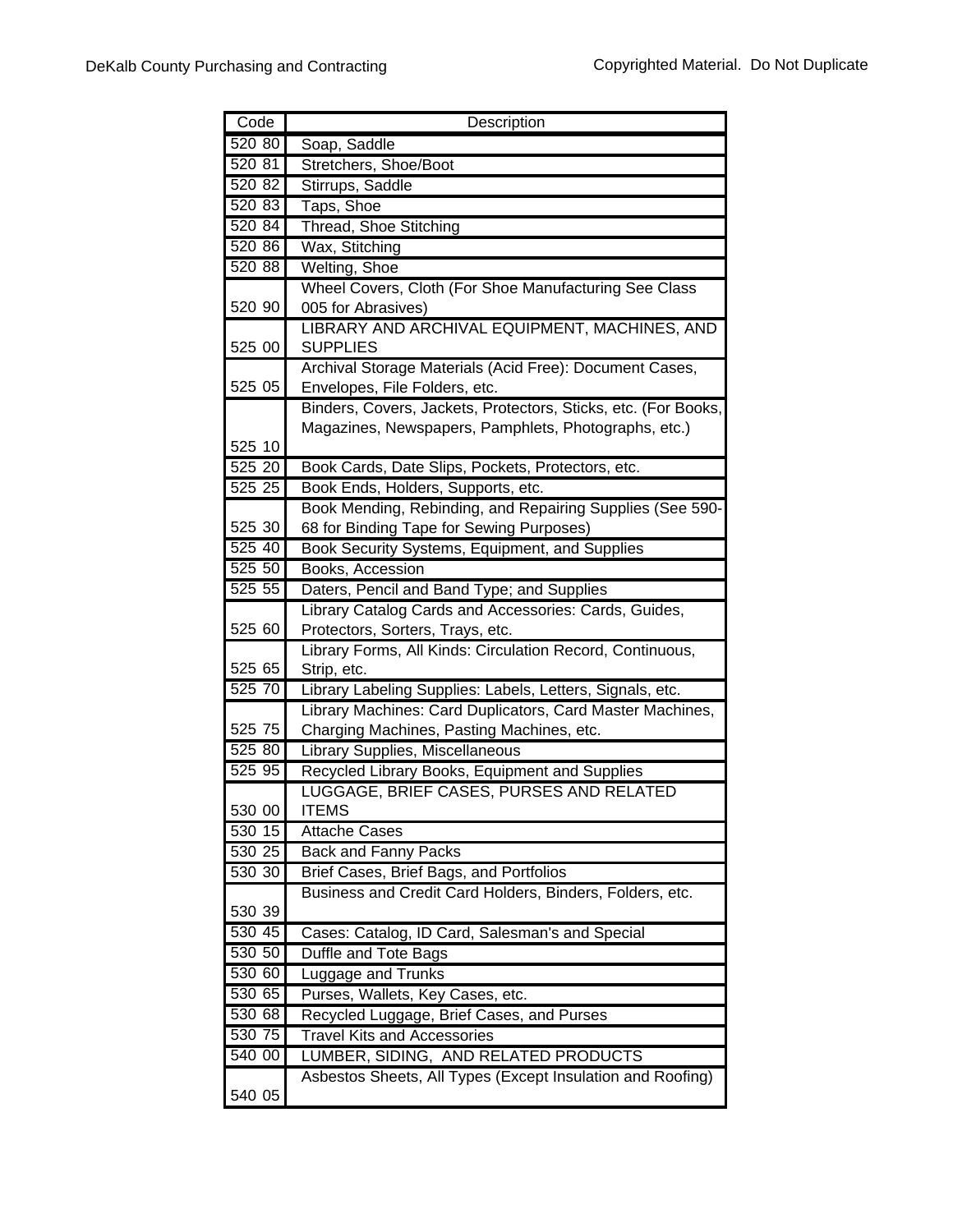| Code | Description |
|---|---|
| 520 80 | Soap, Saddle |
| 520 81 | Stretchers, Shoe/Boot |
| 520 82 | Stirrups, Saddle |
| 520 83 | Taps, Shoe |
| 520 84 | Thread, Shoe Stitching |
| 520 86 | Wax, Stitching |
| 520 88 | Welting, Shoe |
| 520 90 | Wheel Covers, Cloth (For Shoe Manufacturing See Class 005 for Abrasives) |
| 525 00 | LIBRARY AND ARCHIVAL EQUIPMENT, MACHINES, AND SUPPLIES |
| 525 05 | Archival Storage Materials (Acid Free): Document Cases, Envelopes, File Folders, etc. |
| 525 10 | Binders, Covers, Jackets, Protectors, Sticks, etc. (For Books, Magazines, Newspapers, Pamphlets, Photographs, etc.) |
| 525 20 | Book Cards, Date Slips, Pockets, Protectors, etc. |
| 525 25 | Book Ends, Holders, Supports, etc. |
| 525 30 | Book Mending, Rebinding, and Repairing Supplies (See 590-68 for Binding Tape for Sewing Purposes) |
| 525 40 | Book Security Systems, Equipment, and Supplies |
| 525 50 | Books, Accession |
| 525 55 | Daters, Pencil and Band Type; and Supplies |
| 525 60 | Library Catalog Cards and Accessories: Cards, Guides, Protectors, Sorters, Trays, etc. |
| 525 65 | Library Forms, All Kinds: Circulation Record, Continuous, Strip, etc. |
| 525 70 | Library Labeling Supplies: Labels, Letters, Signals, etc. |
| 525 75 | Library Machines: Card Duplicators, Card Master Machines, Charging Machines, Pasting Machines, etc. |
| 525 80 | Library Supplies, Miscellaneous |
| 525 95 | Recycled Library Books, Equipment and Supplies |
| 530 00 | LUGGAGE, BRIEF CASES, PURSES AND RELATED ITEMS |
| 530 15 | Attache Cases |
| 530 25 | Back and Fanny Packs |
| 530 30 | Brief Cases, Brief Bags, and Portfolios |
| 530 39 | Business and Credit Card Holders, Binders, Folders, etc. |
| 530 45 | Cases: Catalog, ID Card, Salesman's and Special |
| 530 50 | Duffle and Tote Bags |
| 530 60 | Luggage and Trunks |
| 530 65 | Purses, Wallets, Key Cases, etc. |
| 530 68 | Recycled Luggage, Brief Cases, and Purses |
| 530 75 | Travel Kits and Accessories |
| 540 00 | LUMBER, SIDING, AND RELATED PRODUCTS |
| 540 05 | Asbestos Sheets, All Types (Except Insulation and Roofing) |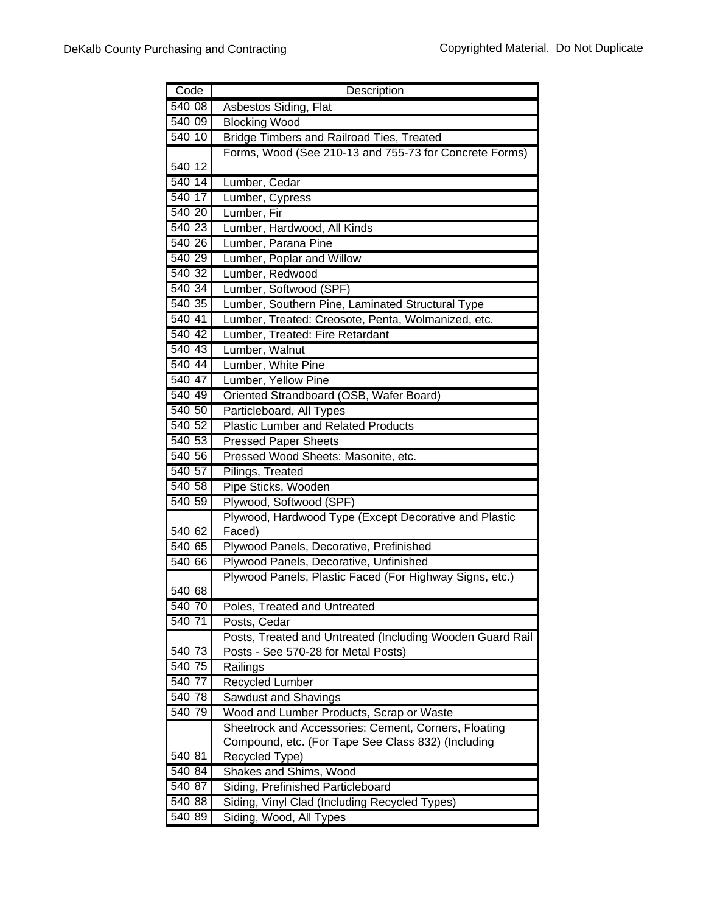| Code | Description |
|---|---|
| 540 08 | Asbestos Siding, Flat |
| 540 09 | Blocking Wood |
| 540 10 | Bridge Timbers and Railroad Ties, Treated |
| 540 12 | Forms, Wood (See 210-13 and 755-73 for Concrete Forms) |
| 540 14 | Lumber, Cedar |
| 540 17 | Lumber, Cypress |
| 540 20 | Lumber, Fir |
| 540 23 | Lumber, Hardwood, All Kinds |
| 540 26 | Lumber, Parana Pine |
| 540 29 | Lumber, Poplar and Willow |
| 540 32 | Lumber, Redwood |
| 540 34 | Lumber, Softwood (SPF) |
| 540 35 | Lumber, Southern Pine, Laminated Structural Type |
| 540 41 | Lumber, Treated: Creosote, Penta, Wolmanized, etc. |
| 540 42 | Lumber, Treated: Fire Retardant |
| 540 43 | Lumber, Walnut |
| 540 44 | Lumber, White Pine |
| 540 47 | Lumber, Yellow Pine |
| 540 49 | Oriented Strandboard (OSB, Wafer Board) |
| 540 50 | Particleboard, All Types |
| 540 52 | Plastic Lumber and Related Products |
| 540 53 | Pressed Paper Sheets |
| 540 56 | Pressed Wood Sheets: Masonite, etc. |
| 540 57 | Pilings, Treated |
| 540 58 | Pipe Sticks, Wooden |
| 540 59 | Plywood, Softwood (SPF) |
| 540 62 | Plywood, Hardwood Type (Except Decorative and Plastic Faced) |
| 540 65 | Plywood Panels, Decorative, Prefinished |
| 540 66 | Plywood Panels, Decorative, Unfinished |
| 540 68 | Plywood Panels, Plastic Faced (For Highway Signs, etc.) |
| 540 70 | Poles, Treated and Untreated |
| 540 71 | Posts, Cedar |
| 540 73 | Posts, Treated and Untreated (Including Wooden Guard Rail Posts - See 570-28 for Metal Posts) |
| 540 75 | Railings |
| 540 77 | Recycled Lumber |
| 540 78 | Sawdust and Shavings |
| 540 79 | Wood and Lumber Products, Scrap or Waste |
| 540 81 | Sheetrock and Accessories: Cement, Corners, Floating Compound, etc. (For Tape See Class 832) (Including Recycled Type) |
| 540 84 | Shakes and Shims, Wood |
| 540 87 | Siding, Prefinished Particleboard |
| 540 88 | Siding, Vinyl Clad (Including Recycled Types) |
| 540 89 | Siding, Wood, All Types |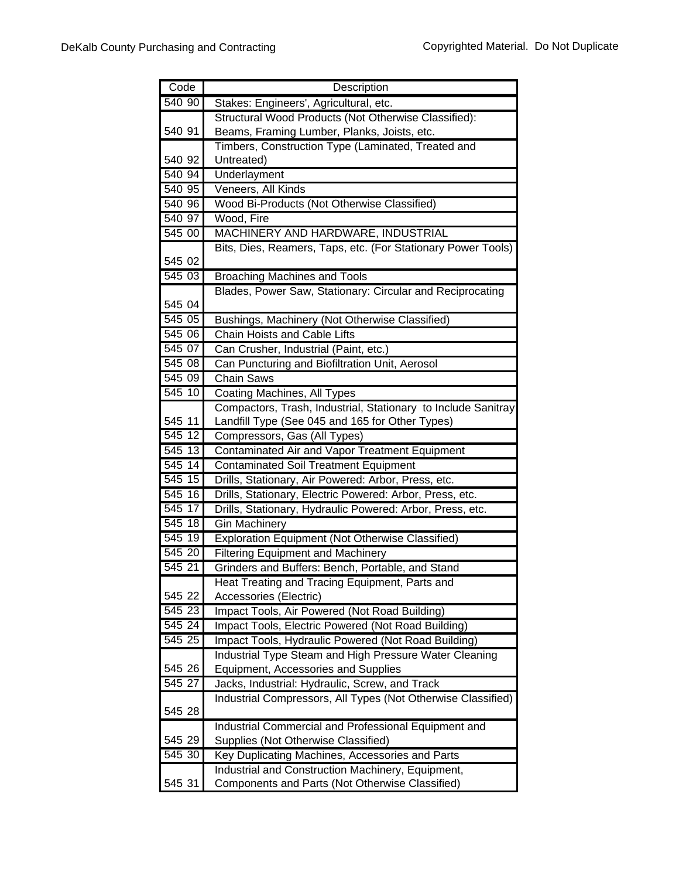| Code | Description |
|---|---|
| 540 90 | Stakes: Engineers', Agricultural, etc. |
| 540 91 | Structural Wood Products (Not Otherwise Classified): Beams, Framing Lumber, Planks, Joists, etc. |
| 540 92 | Timbers, Construction Type (Laminated, Treated and Untreated) |
| 540 94 | Underlayment |
| 540 95 | Veneers, All Kinds |
| 540 96 | Wood Bi-Products (Not Otherwise Classified) |
| 540 97 | Wood, Fire |
| 545 00 | MACHINERY AND HARDWARE, INDUSTRIAL |
| 545 02 | Bits, Dies, Reamers, Taps, etc. (For Stationary Power Tools) |
| 545 03 | Broaching Machines and Tools |
| 545 04 | Blades, Power Saw, Stationary: Circular and Reciprocating |
| 545 05 | Bushings, Machinery (Not Otherwise Classified) |
| 545 06 | Chain Hoists and Cable Lifts |
| 545 07 | Can Crusher, Industrial (Paint, etc.) |
| 545 08 | Can Puncturing and Biofiltration Unit, Aerosol |
| 545 09 | Chain Saws |
| 545 10 | Coating Machines, All Types |
| 545 11 | Compactors, Trash, Industrial, Stationary to Include Sanitray Landfill Type (See 045 and 165 for Other Types) |
| 545 12 | Compressors, Gas (All Types) |
| 545 13 | Contaminated Air and Vapor Treatment Equipment |
| 545 14 | Contaminated Soil Treatment Equipment |
| 545 15 | Drills, Stationary, Air Powered: Arbor, Press, etc. |
| 545 16 | Drills, Stationary, Electric Powered: Arbor, Press, etc. |
| 545 17 | Drills, Stationary, Hydraulic Powered: Arbor, Press, etc. |
| 545 18 | Gin Machinery |
| 545 19 | Exploration Equipment (Not Otherwise Classified) |
| 545 20 | Filtering Equipment and Machinery |
| 545 21 | Grinders and Buffers: Bench, Portable, and Stand |
| 545 22 | Heat Treating and Tracing Equipment, Parts and Accessories (Electric) |
| 545 23 | Impact Tools, Air Powered (Not Road Building) |
| 545 24 | Impact Tools, Electric Powered (Not Road Building) |
| 545 25 | Impact Tools, Hydraulic Powered (Not Road Building) |
| 545 26 | Industrial Type Steam and High Pressure Water Cleaning Equipment, Accessories and Supplies |
| 545 27 | Jacks, Industrial: Hydraulic, Screw, and Track |
| 545 28 | Industrial Compressors, All Types (Not Otherwise Classified) |
| 545 29 | Industrial Commercial and Professional Equipment and Supplies (Not Otherwise Classified) |
| 545 30 | Key Duplicating Machines, Accessories and Parts |
| 545 31 | Industrial and Construction Machinery, Equipment, Components and Parts (Not Otherwise Classified) |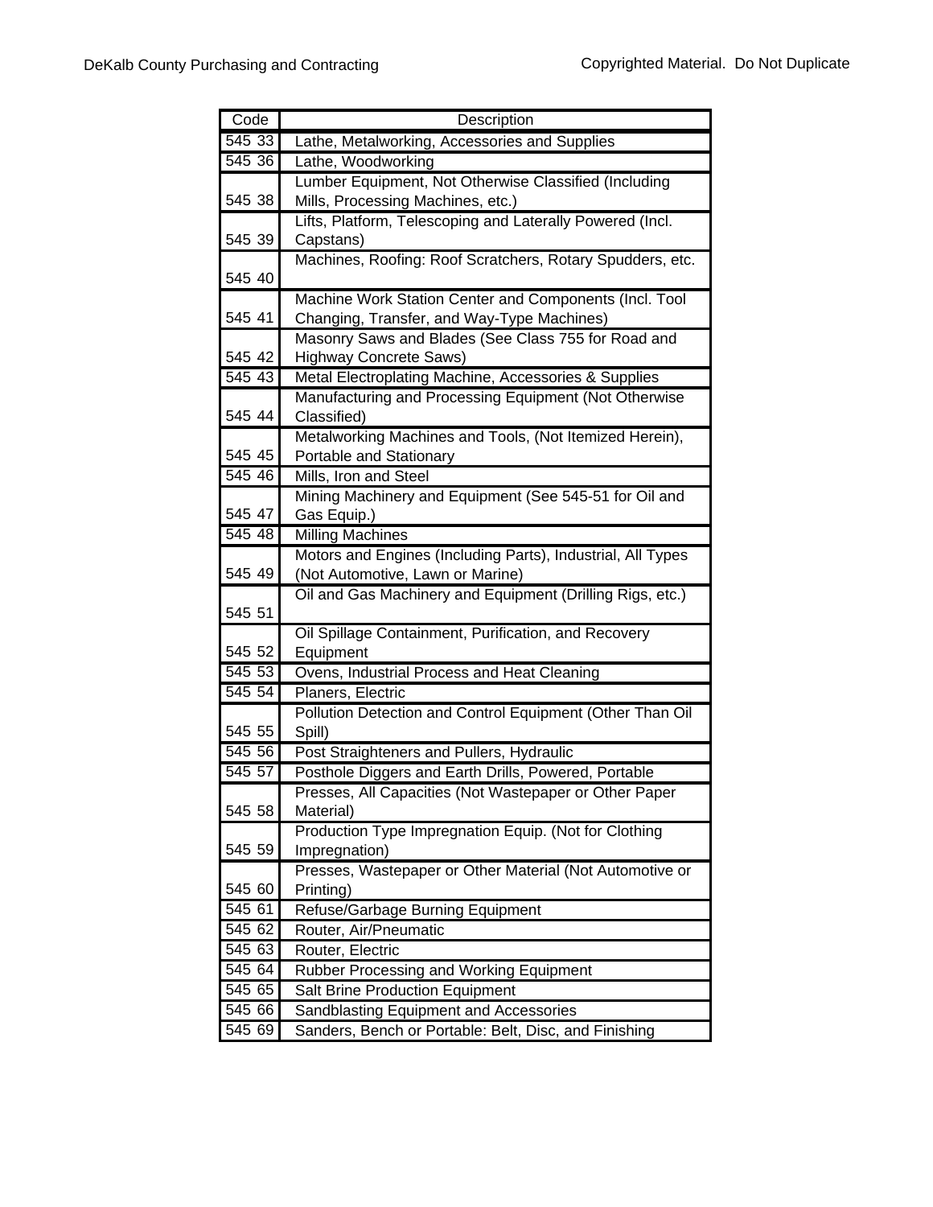| Code | Description |
|---|---|
| 545 33 | Lathe, Metalworking, Accessories and Supplies |
| 545 36 | Lathe, Woodworking |
| 545 38 | Lumber Equipment, Not Otherwise Classified (Including Mills, Processing Machines, etc.) |
| 545 39 | Lifts, Platform, Telescoping and Laterally Powered (Incl. Capstans) |
| 545 40 | Machines, Roofing: Roof Scratchers, Rotary Spudders, etc. |
| 545 41 | Machine Work Station Center and Components (Incl. Tool Changing, Transfer, and Way-Type Machines) |
| 545 42 | Masonry Saws and Blades (See Class 755 for Road and Highway Concrete Saws) |
| 545 43 | Metal Electroplating Machine, Accessories & Supplies |
| 545 44 | Manufacturing and Processing Equipment (Not Otherwise Classified) |
| 545 45 | Metalworking Machines and Tools, (Not Itemized Herein), Portable and Stationary |
| 545 46 | Mills, Iron and Steel |
| 545 47 | Mining Machinery and Equipment (See 545-51 for Oil and Gas Equip.) |
| 545 48 | Milling Machines |
| 545 49 | Motors and Engines (Including Parts), Industrial, All Types (Not Automotive, Lawn or Marine) |
| 545 51 | Oil and Gas Machinery and Equipment (Drilling Rigs, etc.) |
| 545 52 | Oil Spillage Containment, Purification, and Recovery Equipment |
| 545 53 | Ovens, Industrial Process and Heat Cleaning |
| 545 54 | Planers, Electric |
| 545 55 | Pollution Detection and Control Equipment (Other Than Oil Spill) |
| 545 56 | Post Straighteners and Pullers, Hydraulic |
| 545 57 | Posthole Diggers and Earth Drills, Powered, Portable |
| 545 58 | Presses, All Capacities (Not Wastepaper or Other Paper Material) |
| 545 59 | Production Type Impregnation Equip. (Not for Clothing Impregnation) |
| 545 60 | Presses, Wastepaper or Other Material (Not Automotive or Printing) |
| 545 61 | Refuse/Garbage Burning Equipment |
| 545 62 | Router, Air/Pneumatic |
| 545 63 | Router, Electric |
| 545 64 | Rubber Processing and Working Equipment |
| 545 65 | Salt Brine Production Equipment |
| 545 66 | Sandblasting Equipment and Accessories |
| 545 69 | Sanders, Bench or Portable: Belt, Disc, and Finishing |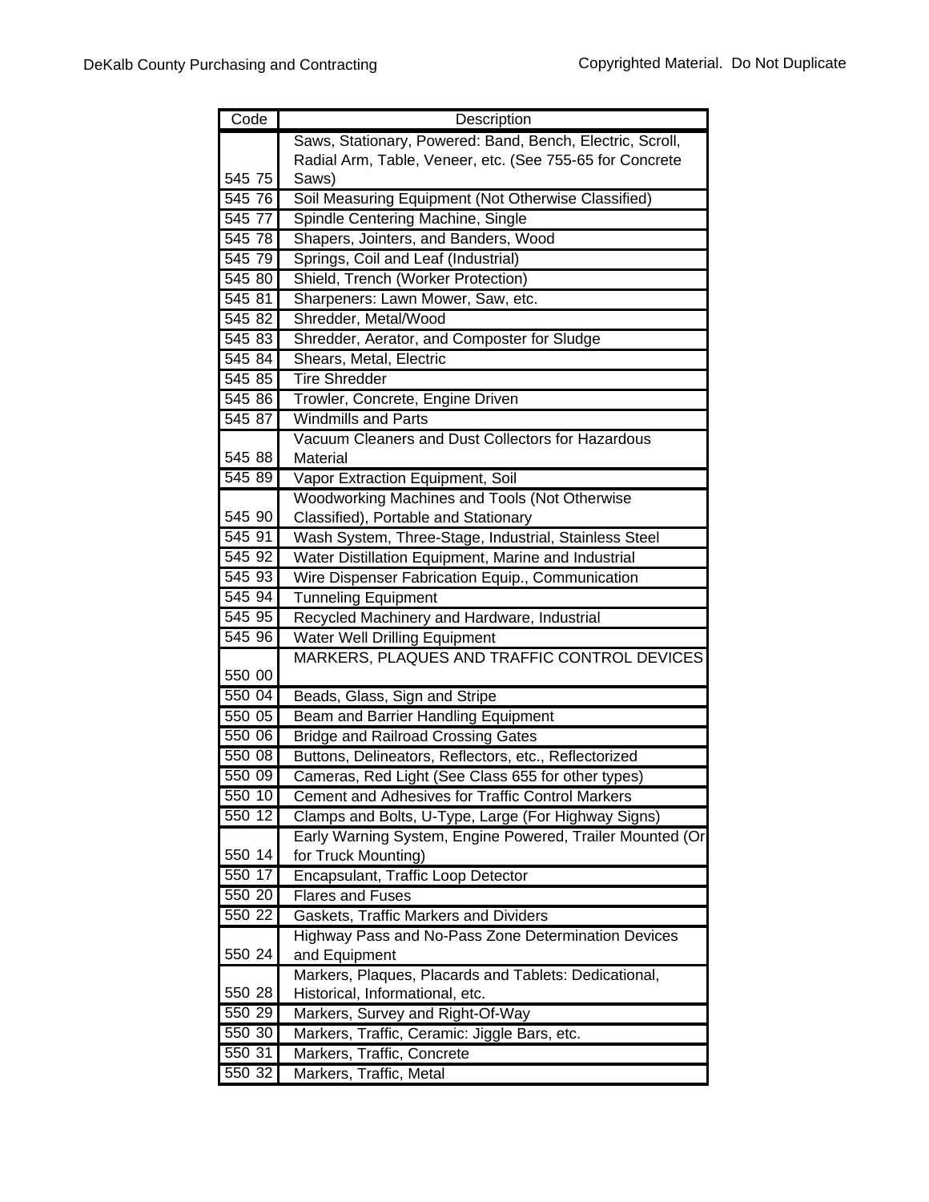| Code | Description |
| --- | --- |
| 545 75 | Saws, Stationary, Powered: Band, Bench, Electric, Scroll, Radial Arm, Table, Veneer, etc. (See 755-65 for Concrete Saws) |
| 545 76 | Soil Measuring Equipment (Not Otherwise Classified) |
| 545 77 | Spindle Centering Machine, Single |
| 545 78 | Shapers, Jointers, and Banders, Wood |
| 545 79 | Springs, Coil and Leaf (Industrial) |
| 545 80 | Shield, Trench (Worker Protection) |
| 545 81 | Sharpeners: Lawn Mower, Saw, etc. |
| 545 82 | Shredder, Metal/Wood |
| 545 83 | Shredder, Aerator, and Composter for Sludge |
| 545 84 | Shears, Metal, Electric |
| 545 85 | Tire Shredder |
| 545 86 | Trowler, Concrete, Engine Driven |
| 545 87 | Windmills and Parts |
| 545 88 | Vacuum Cleaners and Dust Collectors for Hazardous Material |
| 545 89 | Vapor Extraction Equipment, Soil |
| 545 90 | Woodworking Machines and Tools (Not Otherwise Classified), Portable and Stationary |
| 545 91 | Wash System, Three-Stage, Industrial, Stainless Steel |
| 545 92 | Water Distillation Equipment, Marine and Industrial |
| 545 93 | Wire Dispenser Fabrication Equip., Communication |
| 545 94 | Tunneling Equipment |
| 545 95 | Recycled Machinery and Hardware, Industrial |
| 545 96 | Water Well Drilling Equipment |
| 550 00 | MARKERS, PLAQUES AND TRAFFIC CONTROL DEVICES |
| 550 04 | Beads, Glass, Sign and Stripe |
| 550 05 | Beam and Barrier Handling Equipment |
| 550 06 | Bridge and Railroad Crossing Gates |
| 550 08 | Buttons, Delineators, Reflectors, etc., Reflectorized |
| 550 09 | Cameras, Red Light (See Class 655 for other types) |
| 550 10 | Cement and Adhesives for Traffic Control Markers |
| 550 12 | Clamps and Bolts, U-Type, Large (For Highway Signs) |
| 550 14 | Early Warning System, Engine Powered, Trailer Mounted (Or for Truck Mounting) |
| 550 17 | Encapsulant, Traffic Loop Detector |
| 550 20 | Flares and Fuses |
| 550 22 | Gaskets, Traffic Markers and Dividers |
| 550 24 | Highway Pass and No-Pass Zone Determination Devices and Equipment |
| 550 28 | Markers, Plaques, Placards and Tablets: Dedicational, Historical, Informational, etc. |
| 550 29 | Markers, Survey and Right-Of-Way |
| 550 30 | Markers, Traffic, Ceramic: Jiggle Bars, etc. |
| 550 31 | Markers, Traffic, Concrete |
| 550 32 | Markers, Traffic, Metal |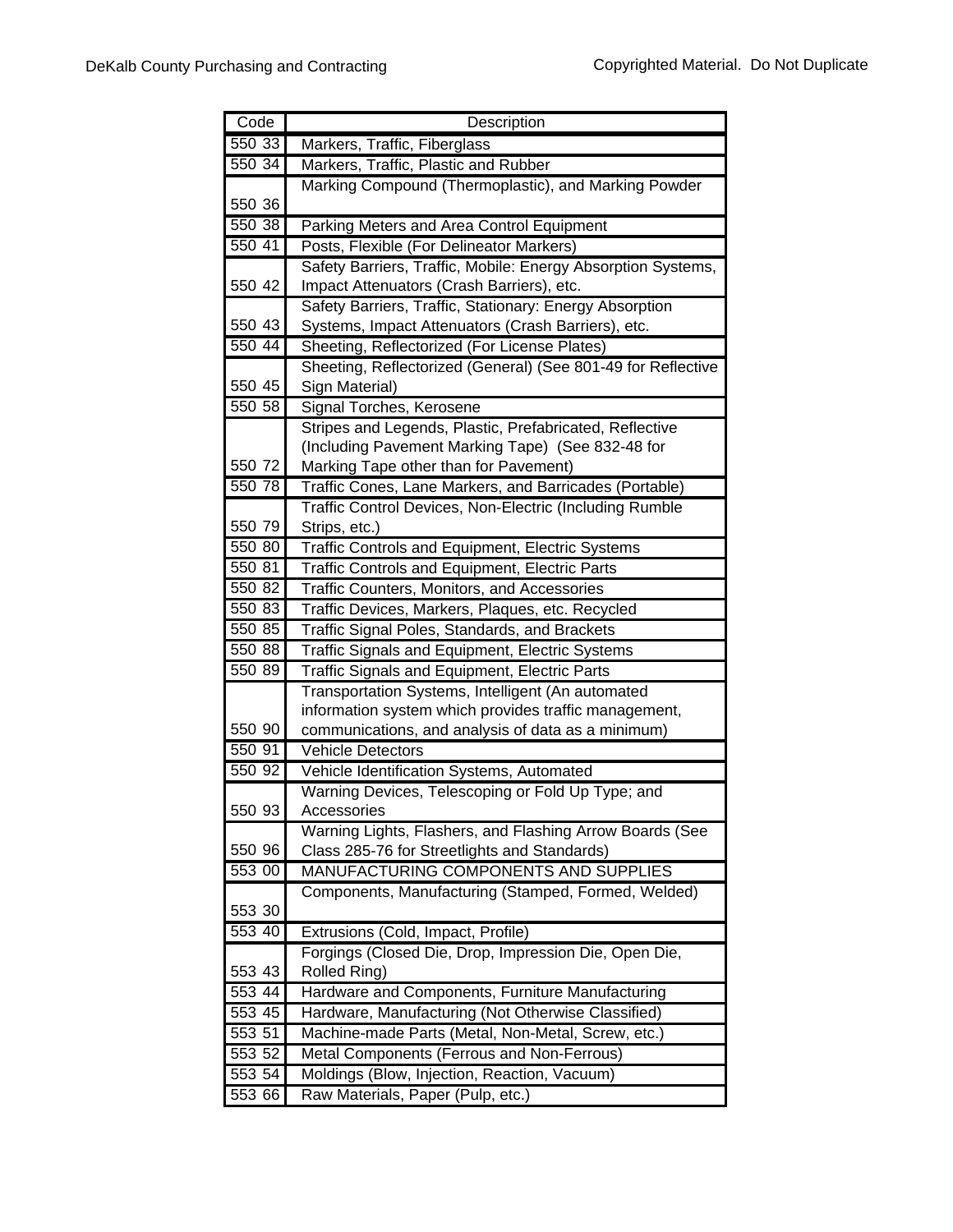| Code | Description |
| --- | --- |
| 550 33 | Markers, Traffic, Fiberglass |
| 550 34 | Markers, Traffic, Plastic and Rubber |
| 550 36 | Marking Compound (Thermoplastic), and Marking Powder |
| 550 38 | Parking Meters and Area Control Equipment |
| 550 41 | Posts, Flexible (For Delineator Markers) |
| 550 42 | Safety Barriers, Traffic, Mobile: Energy Absorption Systems, Impact Attenuators (Crash Barriers), etc. |
| 550 43 | Safety Barriers, Traffic, Stationary: Energy Absorption Systems, Impact Attenuators (Crash Barriers), etc. |
| 550 44 | Sheeting, Reflectorized (For License Plates) |
| 550 45 | Sheeting, Reflectorized (General) (See 801-49 for Reflective Sign Material) |
| 550 58 | Signal Torches, Kerosene |
| 550 72 | Stripes and Legends, Plastic, Prefabricated, Reflective (Including Pavement Marking Tape) (See 832-48 for Marking Tape other than for Pavement) |
| 550 78 | Traffic Cones, Lane Markers, and Barricades (Portable) |
| 550 79 | Traffic Control Devices, Non-Electric (Including Rumble Strips, etc.) |
| 550 80 | Traffic Controls and Equipment, Electric Systems |
| 550 81 | Traffic Controls and Equipment, Electric Parts |
| 550 82 | Traffic Counters, Monitors, and Accessories |
| 550 83 | Traffic Devices, Markers, Plaques, etc. Recycled |
| 550 85 | Traffic Signal Poles, Standards, and Brackets |
| 550 88 | Traffic Signals and Equipment, Electric Systems |
| 550 89 | Traffic Signals and Equipment, Electric Parts |
| 550 90 | Transportation Systems, Intelligent (An automated information system which provides traffic management, communications, and analysis of data as a minimum) |
| 550 91 | Vehicle Detectors |
| 550 92 | Vehicle Identification Systems, Automated |
| 550 93 | Warning Devices, Telescoping or Fold Up Type; and Accessories |
| 550 96 | Warning Lights, Flashers, and Flashing Arrow Boards (See Class 285-76 for Streetlights and Standards) |
| 553 00 | MANUFACTURING COMPONENTS AND SUPPLIES |
| 553 30 | Components, Manufacturing (Stamped, Formed, Welded) |
| 553 40 | Extrusions (Cold, Impact, Profile) |
| 553 43 | Forgings (Closed Die, Drop, Impression Die, Open Die, Rolled Ring) |
| 553 44 | Hardware and Components, Furniture Manufacturing |
| 553 45 | Hardware, Manufacturing (Not Otherwise Classified) |
| 553 51 | Machine-made Parts (Metal, Non-Metal, Screw, etc.) |
| 553 52 | Metal Components (Ferrous and Non-Ferrous) |
| 553 54 | Moldings (Blow, Injection, Reaction, Vacuum) |
| 553 66 | Raw Materials, Paper (Pulp, etc.) |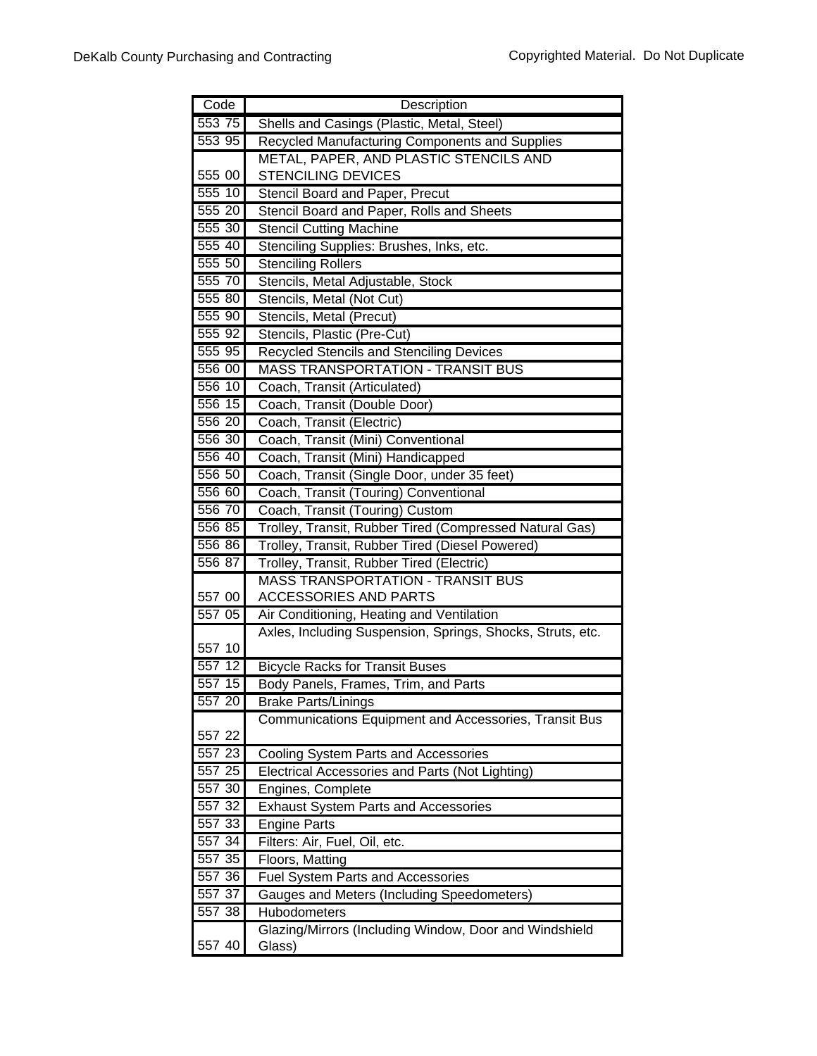| Code | Description |
|---|---|
| 553 75 | Shells and Casings (Plastic, Metal, Steel) |
| 553 95 | Recycled Manufacturing Components and Supplies |
| 555 00 | METAL, PAPER, AND PLASTIC STENCILS AND STENCILING DEVICES |
| 555 10 | Stencil Board and Paper, Precut |
| 555 20 | Stencil Board and Paper, Rolls and Sheets |
| 555 30 | Stencil Cutting Machine |
| 555 40 | Stenciling Supplies: Brushes, Inks, etc. |
| 555 50 | Stenciling Rollers |
| 555 70 | Stencils, Metal Adjustable, Stock |
| 555 80 | Stencils, Metal (Not Cut) |
| 555 90 | Stencils, Metal (Precut) |
| 555 92 | Stencils, Plastic (Pre-Cut) |
| 555 95 | Recycled Stencils and Stenciling Devices |
| 556 00 | MASS TRANSPORTATION - TRANSIT BUS |
| 556 10 | Coach, Transit (Articulated) |
| 556 15 | Coach, Transit (Double Door) |
| 556 20 | Coach, Transit (Electric) |
| 556 30 | Coach, Transit (Mini) Conventional |
| 556 40 | Coach, Transit (Mini) Handicapped |
| 556 50 | Coach, Transit (Single Door, under 35 feet) |
| 556 60 | Coach, Transit (Touring) Conventional |
| 556 70 | Coach, Transit (Touring) Custom |
| 556 85 | Trolley, Transit, Rubber Tired (Compressed Natural Gas) |
| 556 86 | Trolley, Transit, Rubber Tired (Diesel Powered) |
| 556 87 | Trolley, Transit, Rubber Tired (Electric) |
| 557 00 | MASS TRANSPORTATION - TRANSIT BUS ACCESSORIES AND PARTS |
| 557 05 | Air Conditioning, Heating and Ventilation |
| 557 10 | Axles, Including Suspension, Springs, Shocks, Struts, etc. |
| 557 12 | Bicycle Racks for Transit Buses |
| 557 15 | Body Panels, Frames, Trim, and Parts |
| 557 20 | Brake Parts/Linings |
| 557 22 | Communications Equipment and Accessories, Transit Bus |
| 557 23 | Cooling System Parts and Accessories |
| 557 25 | Electrical Accessories and Parts (Not Lighting) |
| 557 30 | Engines, Complete |
| 557 32 | Exhaust System Parts and Accessories |
| 557 33 | Engine Parts |
| 557 34 | Filters: Air, Fuel, Oil, etc. |
| 557 35 | Floors, Matting |
| 557 36 | Fuel System Parts and Accessories |
| 557 37 | Gauges and Meters (Including Speedometers) |
| 557 38 | Hubodometers |
| 557 40 | Glazing/Mirrors (Including Window, Door and Windshield Glass) |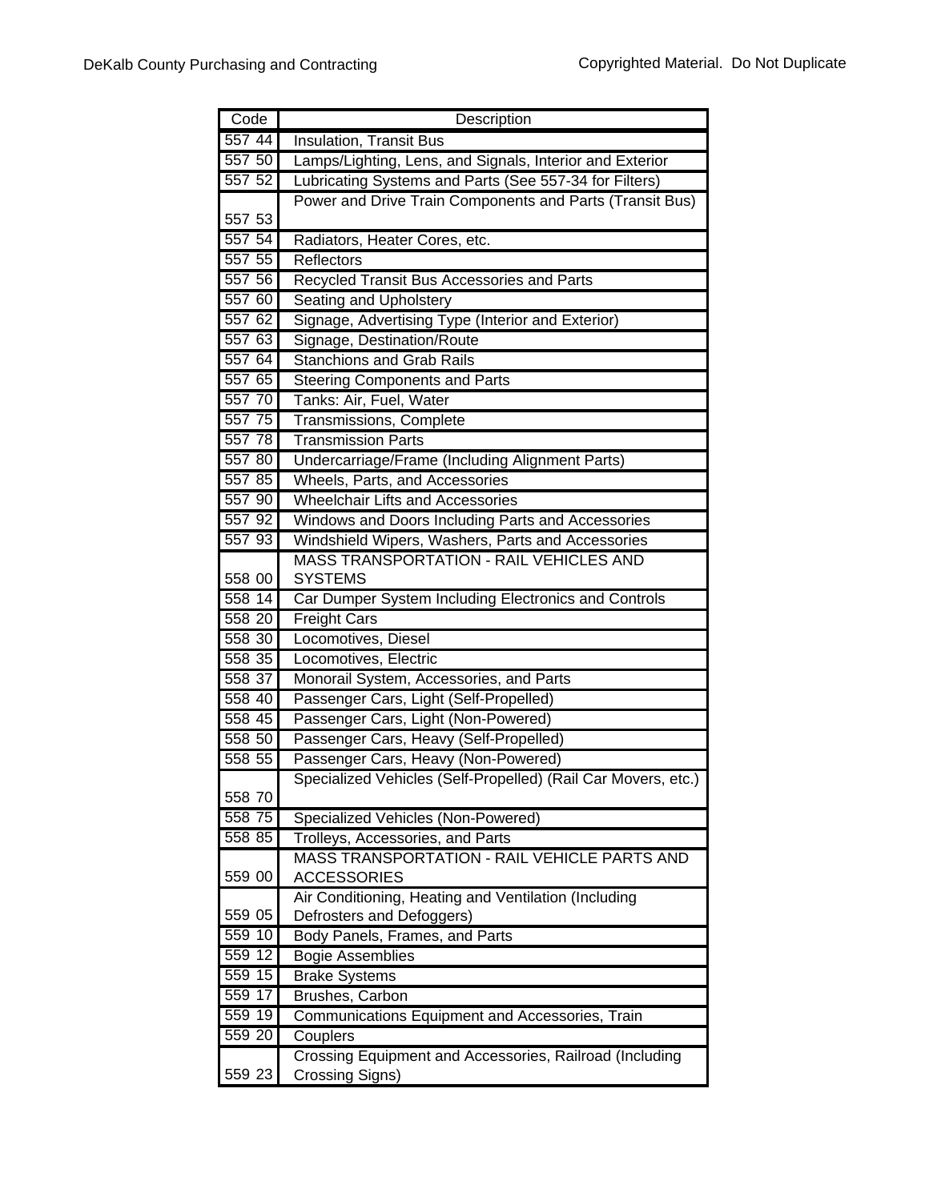| Code | Description |
|---|---|
| 557 44 | Insulation, Transit Bus |
| 557 50 | Lamps/Lighting, Lens, and Signals, Interior and Exterior |
| 557 52 | Lubricating Systems and Parts (See 557-34 for Filters) |
| 557 53 | Power and Drive Train Components and Parts (Transit Bus) |
| 557 54 | Radiators, Heater Cores, etc. |
| 557 55 | Reflectors |
| 557 56 | Recycled Transit Bus Accessories and Parts |
| 557 60 | Seating and Upholstery |
| 557 62 | Signage, Advertising Type (Interior and Exterior) |
| 557 63 | Signage, Destination/Route |
| 557 64 | Stanchions and Grab Rails |
| 557 65 | Steering Components and Parts |
| 557 70 | Tanks: Air, Fuel, Water |
| 557 75 | Transmissions, Complete |
| 557 78 | Transmission Parts |
| 557 80 | Undercarriage/Frame (Including Alignment Parts) |
| 557 85 | Wheels, Parts, and Accessories |
| 557 90 | Wheelchair Lifts and Accessories |
| 557 92 | Windows and Doors Including Parts and Accessories |
| 557 93 | Windshield Wipers, Washers, Parts and Accessories |
| 558 00 | MASS TRANSPORTATION - RAIL VEHICLES AND SYSTEMS |
| 558 14 | Car Dumper System Including Electronics and Controls |
| 558 20 | Freight Cars |
| 558 30 | Locomotives, Diesel |
| 558 35 | Locomotives, Electric |
| 558 37 | Monorail System, Accessories, and Parts |
| 558 40 | Passenger Cars, Light (Self-Propelled) |
| 558 45 | Passenger Cars, Light (Non-Powered) |
| 558 50 | Passenger Cars, Heavy (Self-Propelled) |
| 558 55 | Passenger Cars, Heavy (Non-Powered) |
| 558 70 | Specialized Vehicles (Self-Propelled) (Rail Car Movers, etc.) |
| 558 75 | Specialized Vehicles (Non-Powered) |
| 558 85 | Trolleys, Accessories, and Parts |
| 559 00 | MASS TRANSPORTATION - RAIL VEHICLE PARTS AND ACCESSORIES |
| 559 05 | Air Conditioning, Heating and Ventilation (Including Defrosters and Defoggers) |
| 559 10 | Body Panels, Frames, and Parts |
| 559 12 | Bogie Assemblies |
| 559 15 | Brake Systems |
| 559 17 | Brushes, Carbon |
| 559 19 | Communications Equipment and Accessories, Train |
| 559 20 | Couplers |
| 559 23 | Crossing Equipment and Accessories, Railroad (Including Crossing Signs) |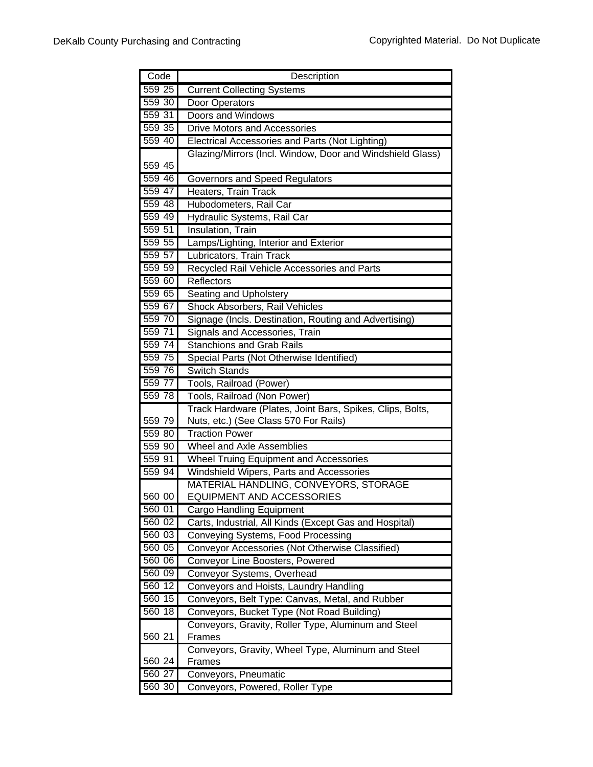| Code | Description |
|---|---|
| 559 25 | Current Collecting Systems |
| 559 30 | Door Operators |
| 559 31 | Doors and Windows |
| 559 35 | Drive Motors and Accessories |
| 559 40 | Electrical Accessories and Parts (Not Lighting) |
| 559 45 | Glazing/Mirrors (Incl. Window, Door and Windshield Glass) |
| 559 46 | Governors and Speed Regulators |
| 559 47 | Heaters, Train Track |
| 559 48 | Hubodometers, Rail Car |
| 559 49 | Hydraulic Systems, Rail Car |
| 559 51 | Insulation, Train |
| 559 55 | Lamps/Lighting, Interior and Exterior |
| 559 57 | Lubricators, Train Track |
| 559 59 | Recycled Rail Vehicle Accessories and Parts |
| 559 60 | Reflectors |
| 559 65 | Seating and Upholstery |
| 559 67 | Shock Absorbers, Rail Vehicles |
| 559 70 | Signage (Incls. Destination, Routing and Advertising) |
| 559 71 | Signals and Accessories, Train |
| 559 74 | Stanchions and Grab Rails |
| 559 75 | Special Parts (Not Otherwise Identified) |
| 559 76 | Switch Stands |
| 559 77 | Tools, Railroad (Power) |
| 559 78 | Tools, Railroad (Non Power) |
| 559 79 | Track Hardware (Plates, Joint Bars, Spikes, Clips, Bolts, Nuts, etc.) (See Class 570 For Rails) |
| 559 80 | Traction Power |
| 559 90 | Wheel and Axle Assemblies |
| 559 91 | Wheel Truing Equipment and Accessories |
| 559 94 | Windshield Wipers, Parts and Accessories |
| 560 00 | MATERIAL HANDLING, CONVEYORS, STORAGE EQUIPMENT AND ACCESSORIES |
| 560 01 | Cargo Handling Equipment |
| 560 02 | Carts, Industrial, All Kinds (Except Gas and Hospital) |
| 560 03 | Conveying Systems, Food Processing |
| 560 05 | Conveyor Accessories (Not Otherwise Classified) |
| 560 06 | Conveyor Line Boosters, Powered |
| 560 09 | Conveyor Systems, Overhead |
| 560 12 | Conveyors and Hoists, Laundry Handling |
| 560 15 | Conveyors, Belt Type: Canvas, Metal, and Rubber |
| 560 18 | Conveyors, Bucket Type (Not Road Building) |
| 560 21 | Conveyors, Gravity, Roller Type, Aluminum and Steel Frames |
| 560 24 | Conveyors, Gravity, Wheel Type, Aluminum and Steel Frames |
| 560 27 | Conveyors, Pneumatic |
| 560 30 | Conveyors, Powered, Roller Type |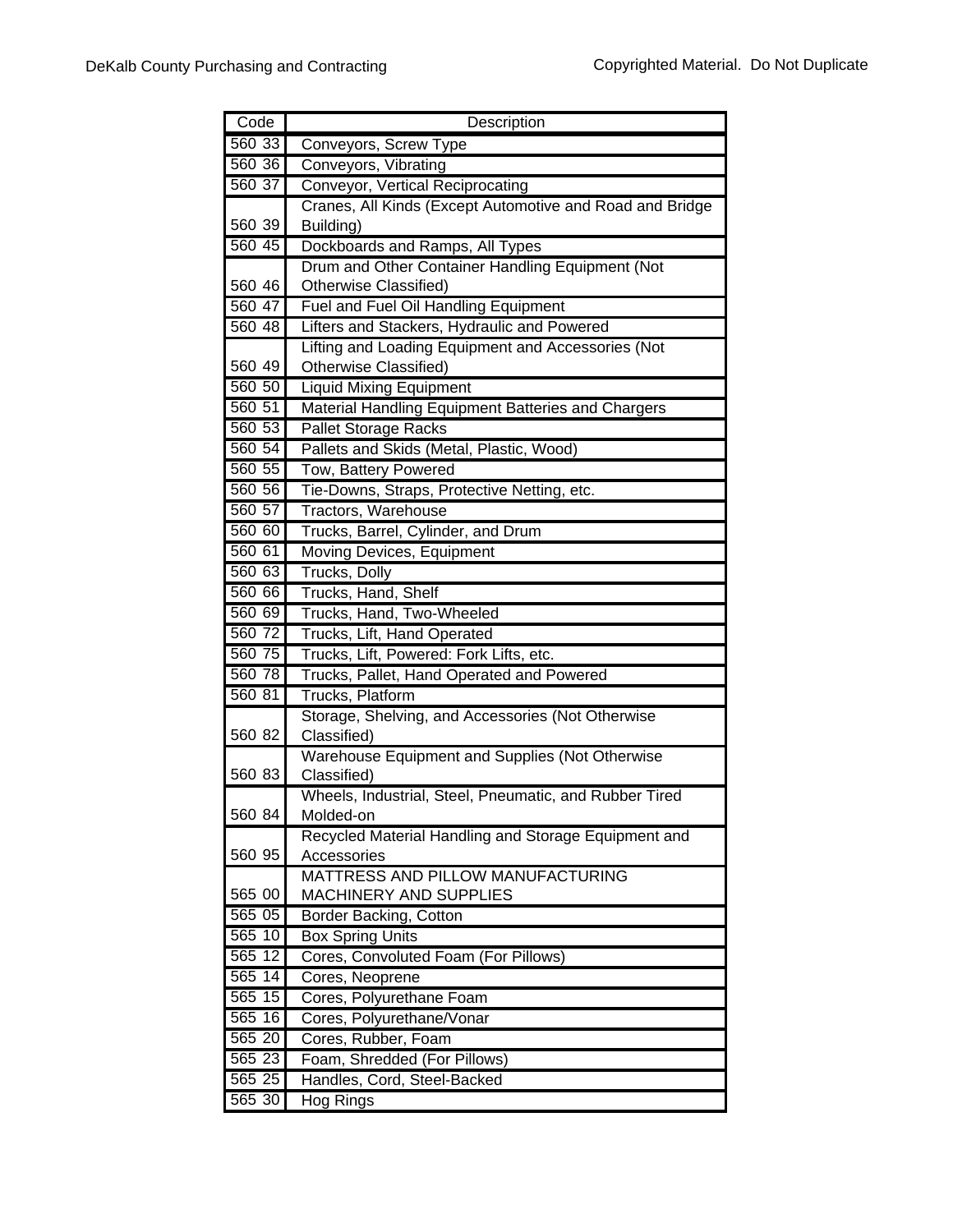| Code | Description |
|---|---|
| 560 33 | Conveyors, Screw Type |
| 560 36 | Conveyors, Vibrating |
| 560 37 | Conveyor, Vertical Reciprocating |
| 560 39 | Cranes, All Kinds (Except Automotive and Road and Bridge Building) |
| 560 45 | Dockboards and Ramps, All Types |
| 560 46 | Drum and Other Container Handling Equipment (Not Otherwise Classified) |
| 560 47 | Fuel and Fuel Oil Handling Equipment |
| 560 48 | Lifters and Stackers, Hydraulic and Powered |
| 560 49 | Lifting and Loading Equipment and Accessories (Not Otherwise Classified) |
| 560 50 | Liquid Mixing Equipment |
| 560 51 | Material Handling Equipment Batteries and Chargers |
| 560 53 | Pallet Storage Racks |
| 560 54 | Pallets and Skids (Metal, Plastic, Wood) |
| 560 55 | Tow, Battery Powered |
| 560 56 | Tie-Downs, Straps, Protective Netting, etc. |
| 560 57 | Tractors, Warehouse |
| 560 60 | Trucks, Barrel, Cylinder, and Drum |
| 560 61 | Moving Devices, Equipment |
| 560 63 | Trucks, Dolly |
| 560 66 | Trucks, Hand, Shelf |
| 560 69 | Trucks, Hand, Two-Wheeled |
| 560 72 | Trucks, Lift, Hand Operated |
| 560 75 | Trucks, Lift, Powered: Fork Lifts, etc. |
| 560 78 | Trucks, Pallet, Hand Operated and Powered |
| 560 81 | Trucks, Platform |
| 560 82 | Storage, Shelving, and Accessories (Not Otherwise Classified) |
| 560 83 | Warehouse Equipment and Supplies (Not Otherwise Classified) |
| 560 84 | Wheels, Industrial, Steel, Pneumatic, and Rubber Tired Molded-on |
| 560 95 | Recycled Material Handling and Storage Equipment and Accessories |
| 565 00 | MATTRESS AND PILLOW MANUFACTURING MACHINERY AND SUPPLIES |
| 565 05 | Border Backing, Cotton |
| 565 10 | Box Spring Units |
| 565 12 | Cores, Convoluted Foam (For Pillows) |
| 565 14 | Cores, Neoprene |
| 565 15 | Cores, Polyurethane Foam |
| 565 16 | Cores, Polyurethane/Vonar |
| 565 20 | Cores, Rubber, Foam |
| 565 23 | Foam, Shredded (For Pillows) |
| 565 25 | Handles, Cord, Steel-Backed |
| 565 30 | Hog Rings |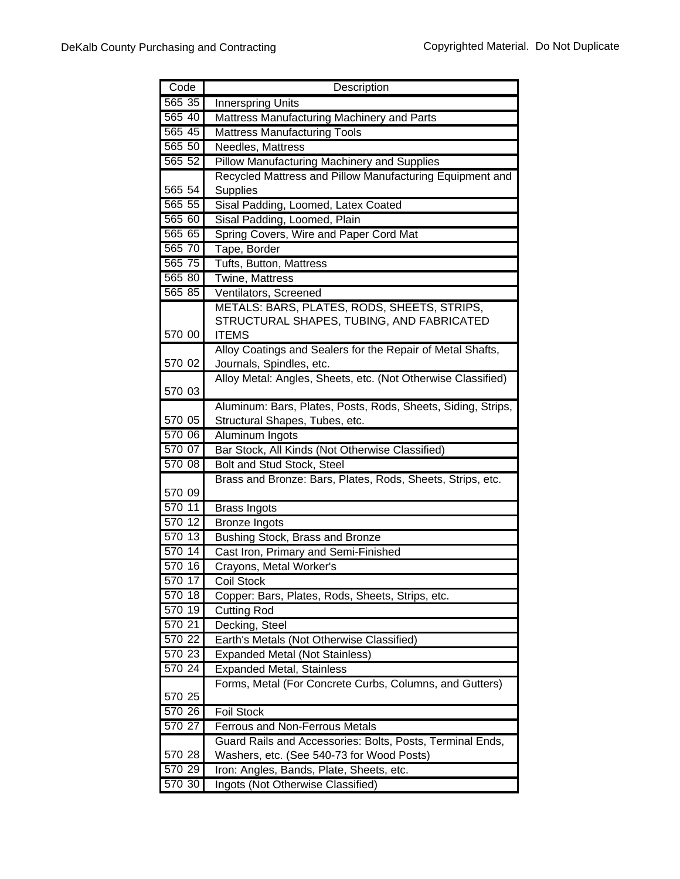| Code | Description |
|---|---|
| 565 35 | Innerspring Units |
| 565 40 | Mattress Manufacturing Machinery and Parts |
| 565 45 | Mattress Manufacturing Tools |
| 565 50 | Needles, Mattress |
| 565 52 | Pillow Manufacturing Machinery and Supplies |
| 565 54 | Recycled Mattress and Pillow Manufacturing Equipment and Supplies |
| 565 55 | Sisal Padding, Loomed, Latex Coated |
| 565 60 | Sisal Padding, Loomed, Plain |
| 565 65 | Spring Covers, Wire and Paper Cord Mat |
| 565 70 | Tape, Border |
| 565 75 | Tufts, Button, Mattress |
| 565 80 | Twine, Mattress |
| 565 85 | Ventilators, Screened |
| 570 00 | METALS: BARS, PLATES, RODS, SHEETS, STRIPS, STRUCTURAL SHAPES, TUBING, AND FABRICATED ITEMS |
| 570 02 | Alloy Coatings and Sealers for the Repair of Metal Shafts, Journals, Spindles, etc. |
| 570 03 | Alloy Metal: Angles, Sheets, etc. (Not Otherwise Classified) |
| 570 05 | Aluminum: Bars, Plates, Posts, Rods, Sheets, Siding, Strips, Structural Shapes, Tubes, etc. |
| 570 06 | Aluminum Ingots |
| 570 07 | Bar Stock, All Kinds (Not Otherwise Classified) |
| 570 08 | Bolt and Stud Stock, Steel |
| 570 09 | Brass and Bronze: Bars, Plates, Rods, Sheets, Strips, etc. |
| 570 11 | Brass Ingots |
| 570 12 | Bronze Ingots |
| 570 13 | Bushing Stock, Brass and Bronze |
| 570 14 | Cast Iron, Primary and Semi-Finished |
| 570 16 | Crayons, Metal Worker's |
| 570 17 | Coil Stock |
| 570 18 | Copper: Bars, Plates, Rods, Sheets, Strips, etc. |
| 570 19 | Cutting Rod |
| 570 21 | Decking, Steel |
| 570 22 | Earth's Metals (Not Otherwise Classified) |
| 570 23 | Expanded Metal (Not Stainless) |
| 570 24 | Expanded Metal, Stainless |
| 570 25 | Forms, Metal (For Concrete Curbs, Columns, and Gutters) |
| 570 26 | Foil Stock |
| 570 27 | Ferrous and Non-Ferrous Metals |
| 570 28 | Guard Rails and Accessories: Bolts, Posts, Terminal Ends, Washers, etc. (See 540-73 for Wood Posts) |
| 570 29 | Iron: Angles, Bands, Plate, Sheets, etc. |
| 570 30 | Ingots (Not Otherwise Classified) |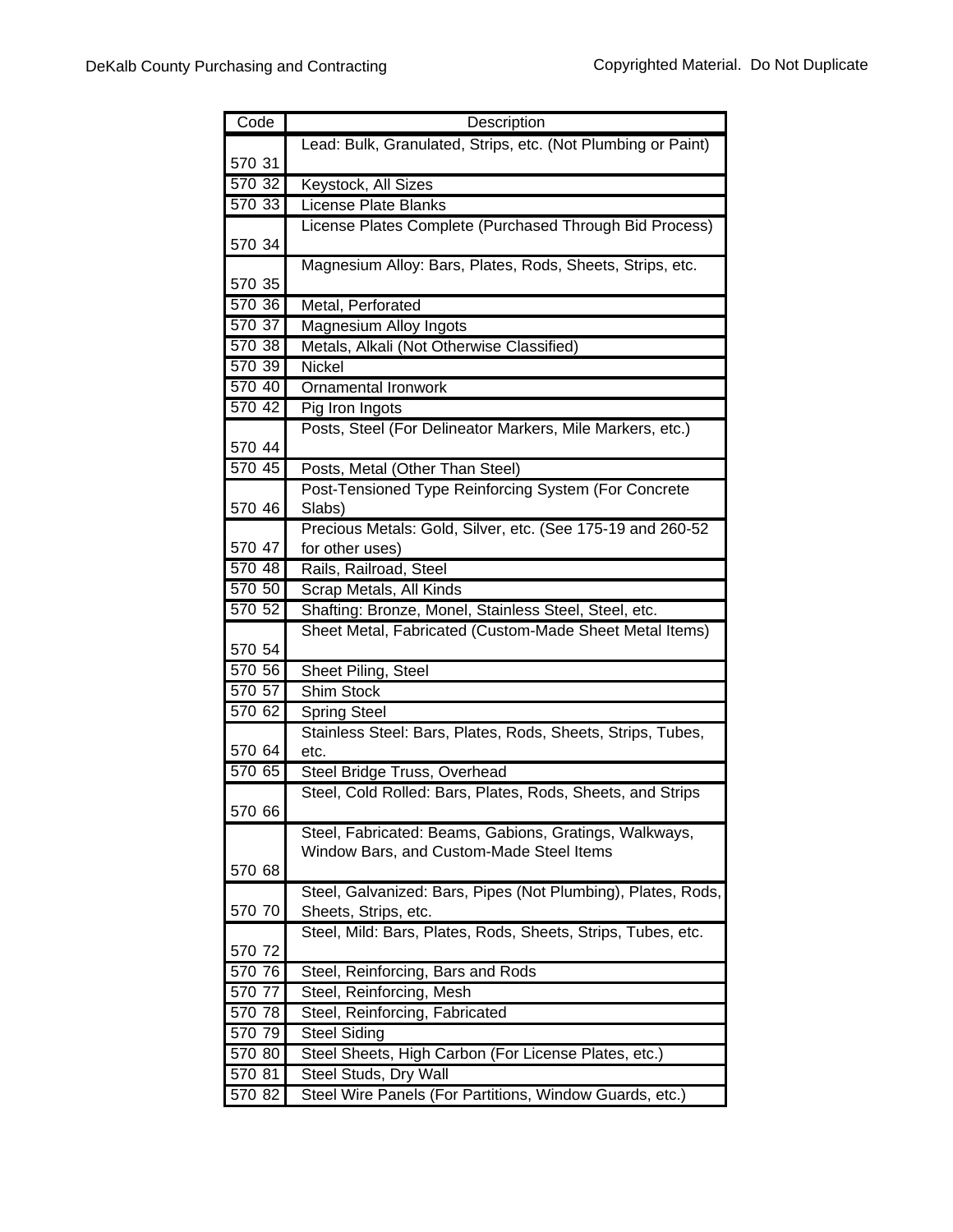| Code | Description |
|---|---|
| 570 31 | Lead: Bulk, Granulated, Strips, etc. (Not Plumbing or Paint) |
| 570 32 | Keystock, All Sizes |
| 570 33 | License Plate Blanks |
| 570 34 | License Plates Complete (Purchased Through Bid Process) |
| 570 35 | Magnesium Alloy: Bars, Plates, Rods, Sheets, Strips, etc. |
| 570 36 | Metal, Perforated |
| 570 37 | Magnesium Alloy Ingots |
| 570 38 | Metals, Alkali (Not Otherwise Classified) |
| 570 39 | Nickel |
| 570 40 | Ornamental Ironwork |
| 570 42 | Pig Iron Ingots |
| 570 44 | Posts, Steel (For Delineator Markers, Mile Markers, etc.) |
| 570 45 | Posts, Metal (Other Than Steel) |
| 570 46 | Post-Tensioned Type Reinforcing System (For Concrete Slabs) |
| 570 47 | Precious Metals: Gold, Silver, etc. (See 175-19 and 260-52 for other uses) |
| 570 48 | Rails, Railroad, Steel |
| 570 50 | Scrap Metals, All Kinds |
| 570 52 | Shafting: Bronze, Monel, Stainless Steel, Steel, etc. |
| 570 54 | Sheet Metal, Fabricated (Custom-Made Sheet Metal Items) |
| 570 56 | Sheet Piling, Steel |
| 570 57 | Shim Stock |
| 570 62 | Spring Steel |
| 570 64 | Stainless Steel: Bars, Plates, Rods, Sheets, Strips, Tubes, etc. |
| 570 65 | Steel Bridge Truss, Overhead |
| 570 66 | Steel, Cold Rolled: Bars, Plates, Rods, Sheets, and Strips |
| 570 68 | Steel, Fabricated: Beams, Gabions, Gratings, Walkways, Window Bars, and Custom-Made Steel Items |
| 570 70 | Steel, Galvanized: Bars, Pipes (Not Plumbing), Plates, Rods, Sheets, Strips, etc. |
| 570 72 | Steel, Mild: Bars, Plates, Rods, Sheets, Strips, Tubes, etc. |
| 570 76 | Steel, Reinforcing, Bars and Rods |
| 570 77 | Steel, Reinforcing, Mesh |
| 570 78 | Steel, Reinforcing, Fabricated |
| 570 79 | Steel Siding |
| 570 80 | Steel Sheets, High Carbon (For License Plates, etc.) |
| 570 81 | Steel Studs, Dry Wall |
| 570 82 | Steel Wire Panels (For Partitions, Window Guards, etc.) |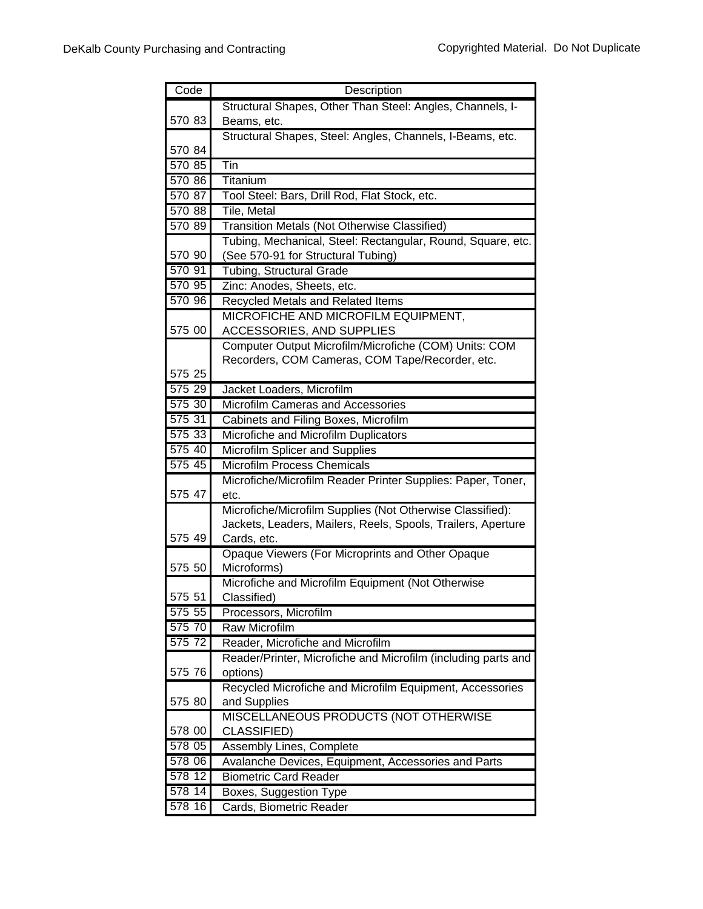| Code | Description |
|---|---|
| 570 83 | Structural Shapes, Other Than Steel: Angles, Channels, I-Beams, etc. |
| 570 84 | Structural Shapes, Steel: Angles, Channels, I-Beams, etc. |
| 570 85 | Tin |
| 570 86 | Titanium |
| 570 87 | Tool Steel: Bars, Drill Rod, Flat Stock, etc. |
| 570 88 | Tile, Metal |
| 570 89 | Transition Metals (Not Otherwise Classified) |
| 570 90 | Tubing, Mechanical, Steel: Rectangular, Round, Square, etc. (See 570-91 for Structural Tubing) |
| 570 91 | Tubing, Structural Grade |
| 570 95 | Zinc: Anodes, Sheets, etc. |
| 570 96 | Recycled Metals and Related Items |
| 575 00 | MICROFICHE AND MICROFILM EQUIPMENT, ACCESSORIES, AND SUPPLIES |
| 575 25 | Computer Output Microfilm/Microfiche (COM) Units: COM Recorders, COM Cameras, COM Tape/Recorder, etc. |
| 575 29 | Jacket Loaders, Microfilm |
| 575 30 | Microfilm Cameras and Accessories |
| 575 31 | Cabinets and Filing Boxes, Microfilm |
| 575 33 | Microfiche and Microfilm Duplicators |
| 575 40 | Microfilm Splicer and Supplies |
| 575 45 | Microfilm Process Chemicals |
| 575 47 | Microfiche/Microfilm Reader Printer Supplies: Paper, Toner, etc. |
| 575 49 | Microfiche/Microfilm Supplies (Not Otherwise Classified): Jackets, Leaders, Mailers, Reels, Spools, Trailers, Aperture Cards, etc. |
| 575 50 | Opaque Viewers (For Microprints and Other Opaque Microforms) |
| 575 51 | Microfiche and Microfilm Equipment (Not Otherwise Classified) |
| 575 55 | Processors, Microfilm |
| 575 70 | Raw Microfilm |
| 575 72 | Reader, Microfiche and Microfilm |
| 575 76 | Reader/Printer, Microfiche and Microfilm (including parts and options) |
| 575 80 | Recycled Microfiche and Microfilm Equipment, Accessories and Supplies |
| 578 00 | MISCELLANEOUS PRODUCTS (NOT OTHERWISE CLASSIFIED) |
| 578 05 | Assembly Lines, Complete |
| 578 06 | Avalanche Devices, Equipment, Accessories and Parts |
| 578 12 | Biometric Card Reader |
| 578 14 | Boxes, Suggestion Type |
| 578 16 | Cards, Biometric Reader |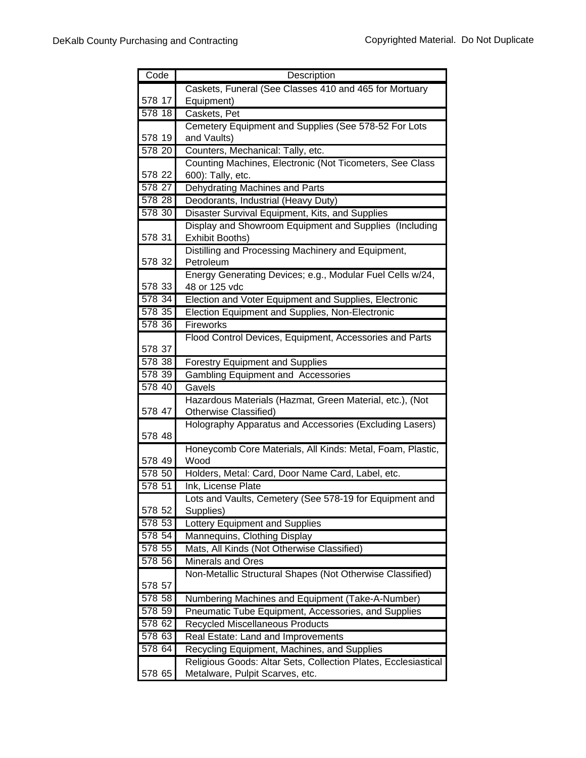| Code | Description |
| --- | --- |
| 578 17 | Caskets, Funeral (See Classes 410 and 465 for Mortuary Equipment) |
| 578 18 | Caskets, Pet |
| 578 19 | Cemetery Equipment and Supplies (See 578-52 For Lots and Vaults) |
| 578 20 | Counters, Mechanical: Tally, etc. |
| 578 22 | Counting Machines, Electronic (Not Ticometers, See Class 600): Tally, etc. |
| 578 27 | Dehydrating Machines and Parts |
| 578 28 | Deodorants, Industrial (Heavy Duty) |
| 578 30 | Disaster Survival Equipment, Kits, and Supplies |
| 578 31 | Display and Showroom Equipment and Supplies (Including Exhibit Booths) |
| 578 32 | Distilling and Processing Machinery and Equipment, Petroleum |
| 578 33 | Energy Generating Devices; e.g., Modular Fuel Cells w/24, 48 or 125 vdc |
| 578 34 | Election and Voter Equipment and Supplies, Electronic |
| 578 35 | Election Equipment and Supplies, Non-Electronic |
| 578 36 | Fireworks |
| 578 37 | Flood Control Devices, Equipment, Accessories and Parts |
| 578 38 | Forestry Equipment and Supplies |
| 578 39 | Gambling Equipment and Accessories |
| 578 40 | Gavels |
| 578 47 | Hazardous Materials (Hazmat, Green Material, etc.), (Not Otherwise Classified) |
| 578 48 | Holography Apparatus and Accessories (Excluding Lasers) |
| 578 49 | Honeycomb Core Materials, All Kinds: Metal, Foam, Plastic, Wood |
| 578 50 | Holders, Metal: Card, Door Name Card, Label, etc. |
| 578 51 | Ink, License Plate |
| 578 52 | Lots and Vaults, Cemetery (See 578-19 for Equipment and Supplies) |
| 578 53 | Lottery Equipment and Supplies |
| 578 54 | Mannequins, Clothing Display |
| 578 55 | Mats, All Kinds (Not Otherwise Classified) |
| 578 56 | Minerals and Ores |
| 578 57 | Non-Metallic Structural Shapes (Not Otherwise Classified) |
| 578 58 | Numbering Machines and Equipment (Take-A-Number) |
| 578 59 | Pneumatic Tube Equipment, Accessories, and Supplies |
| 578 62 | Recycled Miscellaneous Products |
| 578 63 | Real Estate: Land and Improvements |
| 578 64 | Recycling Equipment, Machines, and Supplies |
| 578 65 | Religious Goods: Altar Sets, Collection Plates, Ecclesiastical Metalware, Pulpit Scarves, etc. |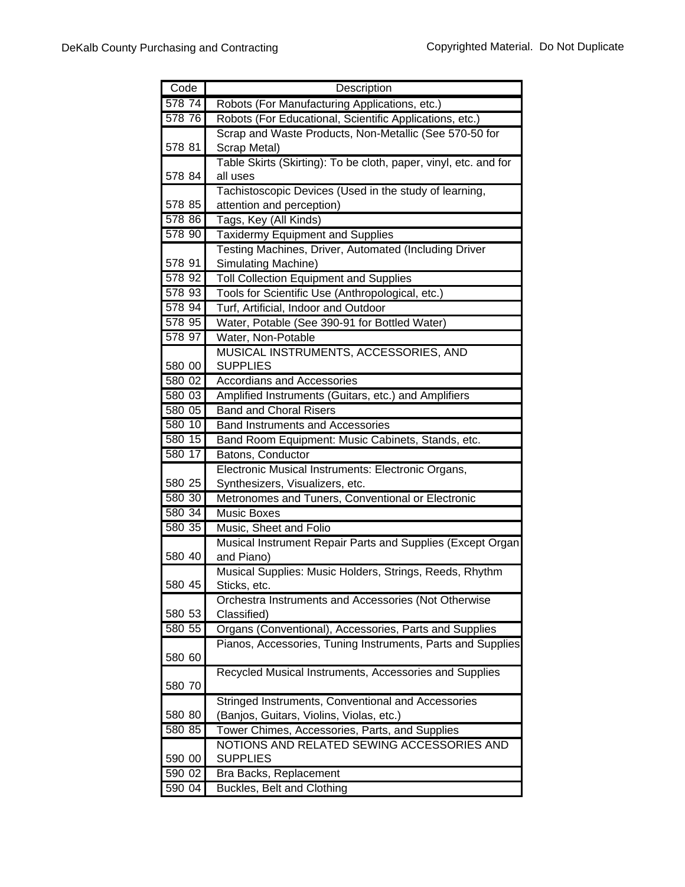| Code | Description |
|---|---|
| 578 74 | Robots (For Manufacturing Applications, etc.) |
| 578 76 | Robots (For Educational, Scientific Applications, etc.) |
| 578 81 | Scrap and Waste Products, Non-Metallic (See 570-50 for Scrap Metal) |
| 578 84 | Table Skirts (Skirting): To be cloth, paper, vinyl, etc. and for all uses |
| 578 85 | Tachistoscopic Devices (Used in the study of learning, attention and perception) |
| 578 86 | Tags, Key (All Kinds) |
| 578 90 | Taxidermy Equipment and Supplies |
| 578 91 | Testing Machines, Driver, Automated (Including Driver Simulating Machine) |
| 578 92 | Toll Collection Equipment and Supplies |
| 578 93 | Tools for Scientific Use (Anthropological, etc.) |
| 578 94 | Turf, Artificial, Indoor and Outdoor |
| 578 95 | Water, Potable (See 390-91 for Bottled Water) |
| 578 97 | Water, Non-Potable |
| 580 00 | MUSICAL INSTRUMENTS, ACCESSORIES, AND SUPPLIES |
| 580 02 | Accordians and Accessories |
| 580 03 | Amplified Instruments (Guitars, etc.) and Amplifiers |
| 580 05 | Band and Choral Risers |
| 580 10 | Band Instruments and Accessories |
| 580 15 | Band Room Equipment: Music Cabinets, Stands, etc. |
| 580 17 | Batons, Conductor |
| 580 25 | Electronic Musical Instruments: Electronic Organs, Synthesizers, Visualizers, etc. |
| 580 30 | Metronomes and Tuners, Conventional or Electronic |
| 580 34 | Music Boxes |
| 580 35 | Music, Sheet and Folio |
| 580 40 | Musical Instrument Repair Parts and Supplies (Except Organ and Piano) |
| 580 45 | Musical Supplies: Music Holders, Strings, Reeds, Rhythm Sticks, etc. |
| 580 53 | Orchestra Instruments and Accessories (Not Otherwise Classified) |
| 580 55 | Organs (Conventional), Accessories, Parts and Supplies |
| 580 60 | Pianos, Accessories, Tuning Instruments, Parts and Supplies |
| 580 70 | Recycled Musical Instruments, Accessories and Supplies |
| 580 80 | Stringed Instruments, Conventional and Accessories (Banjos, Guitars, Violins, Violas, etc.) |
| 580 85 | Tower Chimes, Accessories, Parts, and Supplies |
| 590 00 | NOTIONS AND RELATED SEWING ACCESSORIES AND SUPPLIES |
| 590 02 | Bra Backs, Replacement |
| 590 04 | Buckles, Belt and Clothing |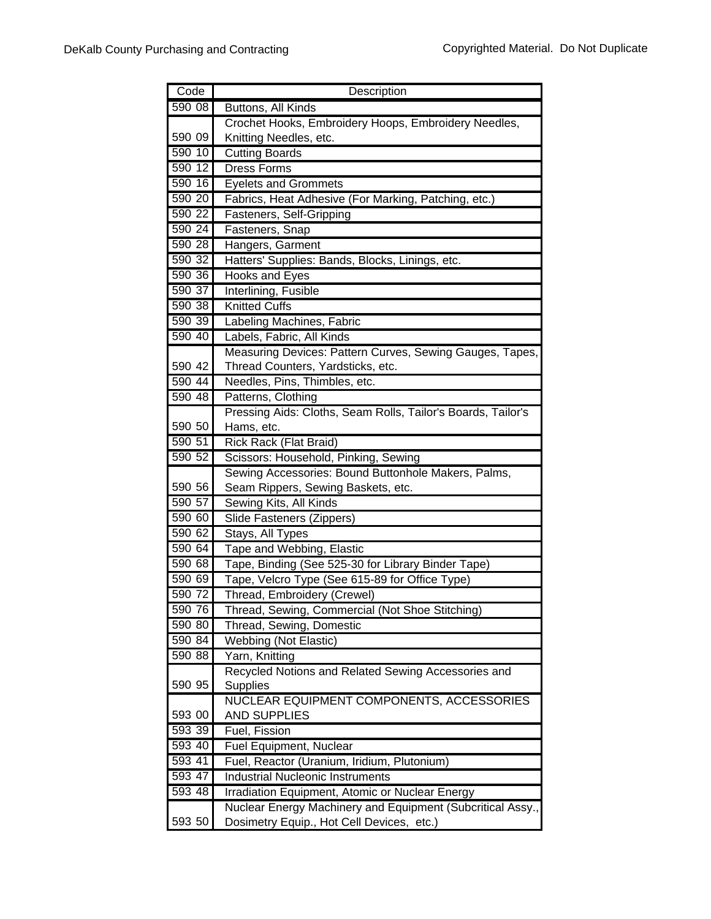| Code | Description |
| --- | --- |
| 590 08 | Buttons, All Kinds |
| 590 09 | Crochet Hooks, Embroidery Hoops, Embroidery Needles, Knitting Needles, etc. |
| 590 10 | Cutting Boards |
| 590 12 | Dress Forms |
| 590 16 | Eyelets and Grommets |
| 590 20 | Fabrics, Heat Adhesive (For Marking, Patching, etc.) |
| 590 22 | Fasteners, Self-Gripping |
| 590 24 | Fasteners, Snap |
| 590 28 | Hangers, Garment |
| 590 32 | Hatters' Supplies: Bands, Blocks, Linings, etc. |
| 590 36 | Hooks and Eyes |
| 590 37 | Interlining, Fusible |
| 590 38 | Knitted Cuffs |
| 590 39 | Labeling Machines, Fabric |
| 590 40 | Labels, Fabric, All Kinds |
| 590 42 | Measuring Devices: Pattern Curves, Sewing Gauges, Tapes, Thread Counters, Yardsticks, etc. |
| 590 44 | Needles, Pins, Thimbles, etc. |
| 590 48 | Patterns, Clothing |
| 590 50 | Pressing Aids: Cloths, Seam Rolls, Tailor's Boards, Tailor's Hams, etc. |
| 590 51 | Rick Rack (Flat Braid) |
| 590 52 | Scissors: Household, Pinking, Sewing |
| 590 56 | Sewing Accessories: Bound Buttonhole Makers, Palms, Seam Rippers, Sewing Baskets, etc. |
| 590 57 | Sewing Kits, All Kinds |
| 590 60 | Slide Fasteners (Zippers) |
| 590 62 | Stays, All Types |
| 590 64 | Tape and Webbing, Elastic |
| 590 68 | Tape, Binding (See 525-30 for Library Binder Tape) |
| 590 69 | Tape, Velcro Type (See 615-89 for Office Type) |
| 590 72 | Thread, Embroidery (Crewel) |
| 590 76 | Thread, Sewing, Commercial (Not Shoe Stitching) |
| 590 80 | Thread, Sewing, Domestic |
| 590 84 | Webbing (Not Elastic) |
| 590 88 | Yarn, Knitting |
| 590 95 | Recycled Notions and Related Sewing Accessories and Supplies |
| 593 00 | NUCLEAR EQUIPMENT COMPONENTS, ACCESSORIES AND SUPPLIES |
| 593 39 | Fuel, Fission |
| 593 40 | Fuel Equipment, Nuclear |
| 593 41 | Fuel, Reactor (Uranium, Iridium, Plutonium) |
| 593 47 | Industrial Nucleonic Instruments |
| 593 48 | Irradiation Equipment, Atomic or Nuclear Energy |
| 593 50 | Nuclear Energy Machinery and Equipment (Subcritical Assy., Dosimetry Equip., Hot Cell Devices, etc.) |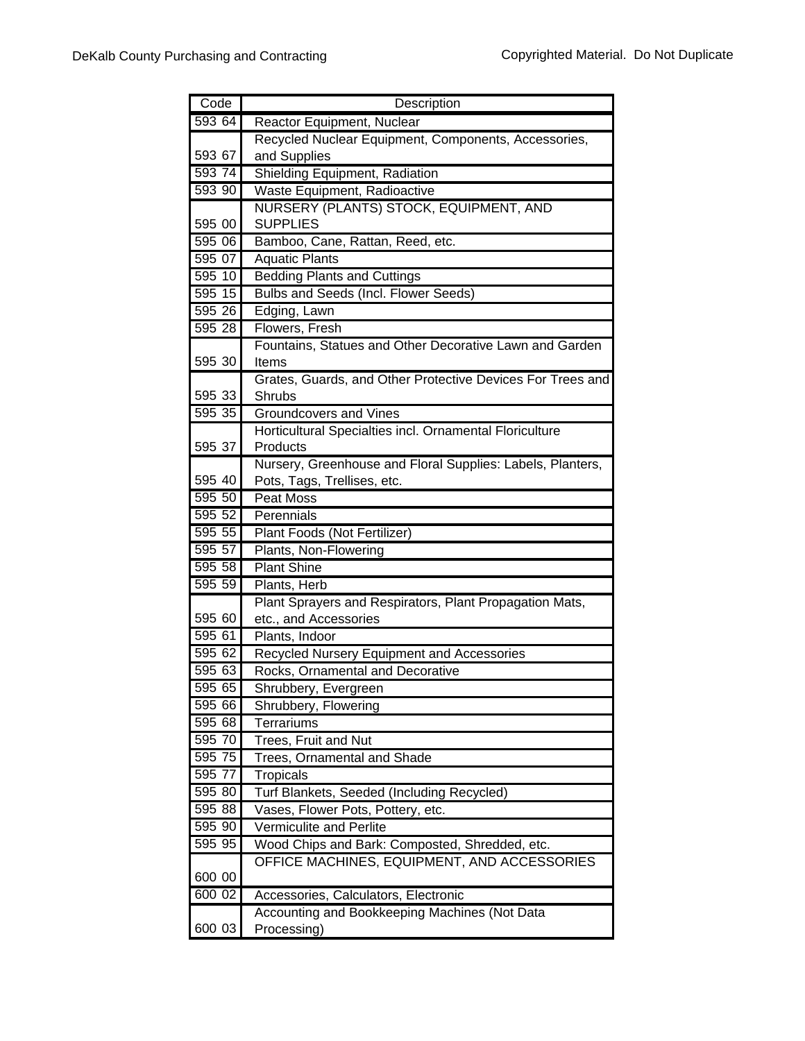| Code | Description |
|---|---|
| 593 64 | Reactor Equipment, Nuclear |
| 593 67 | Recycled Nuclear Equipment, Components, Accessories, and Supplies |
| 593 74 | Shielding Equipment, Radiation |
| 593 90 | Waste Equipment, Radioactive |
| 595 00 | NURSERY (PLANTS) STOCK, EQUIPMENT, AND SUPPLIES |
| 595 06 | Bamboo, Cane, Rattan, Reed, etc. |
| 595 07 | Aquatic Plants |
| 595 10 | Bedding Plants and Cuttings |
| 595 15 | Bulbs and Seeds (Incl. Flower Seeds) |
| 595 26 | Edging, Lawn |
| 595 28 | Flowers, Fresh |
| 595 30 | Fountains, Statues and Other Decorative Lawn and Garden Items |
| 595 33 | Grates, Guards, and Other Protective Devices For Trees and Shrubs |
| 595 35 | Groundcovers and Vines |
| 595 37 | Horticultural Specialties incl. Ornamental Floriculture Products |
| 595 40 | Nursery, Greenhouse and Floral Supplies: Labels, Planters, Pots, Tags, Trellises, etc. |
| 595 50 | Peat Moss |
| 595 52 | Perennials |
| 595 55 | Plant Foods (Not Fertilizer) |
| 595 57 | Plants, Non-Flowering |
| 595 58 | Plant Shine |
| 595 59 | Plants, Herb |
| 595 60 | Plant Sprayers and Respirators, Plant Propagation Mats, etc., and Accessories |
| 595 61 | Plants, Indoor |
| 595 62 | Recycled Nursery Equipment and Accessories |
| 595 63 | Rocks, Ornamental and Decorative |
| 595 65 | Shrubbery, Evergreen |
| 595 66 | Shrubbery, Flowering |
| 595 68 | Terrariums |
| 595 70 | Trees, Fruit and Nut |
| 595 75 | Trees, Ornamental and Shade |
| 595 77 | Tropicals |
| 595 80 | Turf Blankets, Seeded (Including Recycled) |
| 595 88 | Vases, Flower Pots, Pottery, etc. |
| 595 90 | Vermiculite and Perlite |
| 595 95 | Wood Chips and Bark: Composted, Shredded, etc. |
| 600 00 | OFFICE MACHINES, EQUIPMENT, AND ACCESSORIES |
| 600 02 | Accessories, Calculators, Electronic |
| 600 03 | Accounting and Bookkeeping Machines (Not Data Processing) |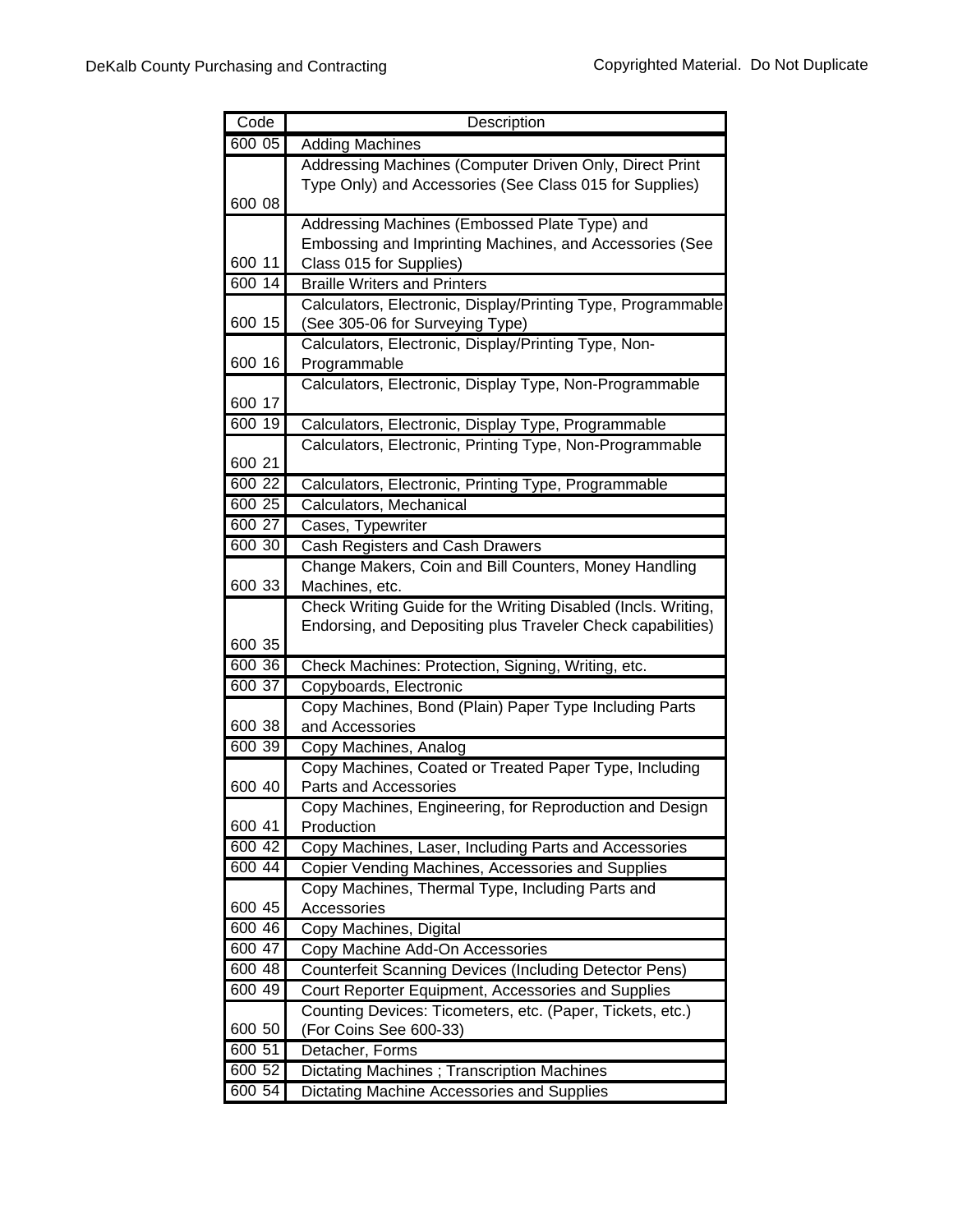| Code | Description |
|---|---|
| 600 05 | Adding Machines |
| 600 08 | Addressing Machines (Computer Driven Only, Direct Print Type Only) and Accessories (See Class 015 for Supplies) |
| 600 11 | Addressing Machines (Embossed Plate Type) and Embossing and Imprinting Machines, and Accessories (See Class 015 for Supplies) |
| 600 14 | Braille Writers and Printers |
| 600 15 | Calculators, Electronic, Display/Printing Type, Programmable (See 305-06 for Surveying Type) |
| 600 16 | Calculators, Electronic, Display/Printing Type, Non-Programmable |
| 600 17 | Calculators, Electronic, Display Type, Non-Programmable |
| 600 19 | Calculators, Electronic, Display Type, Programmable |
| 600 21 | Calculators, Electronic, Printing Type, Non-Programmable |
| 600 22 | Calculators, Electronic, Printing Type, Programmable |
| 600 25 | Calculators, Mechanical |
| 600 27 | Cases, Typewriter |
| 600 30 | Cash Registers and Cash Drawers |
| 600 33 | Change Makers, Coin and Bill Counters, Money Handling Machines, etc. |
| 600 35 | Check Writing Guide for the Writing Disabled (Incls. Writing, Endorsing, and Depositing plus Traveler Check capabilities) |
| 600 36 | Check Machines: Protection, Signing, Writing, etc. |
| 600 37 | Copyboards, Electronic |
| 600 38 | Copy Machines, Bond (Plain) Paper Type Including Parts and Accessories |
| 600 39 | Copy Machines, Analog |
| 600 40 | Copy Machines, Coated or Treated Paper Type, Including Parts and Accessories |
| 600 41 | Copy Machines, Engineering, for Reproduction and Design Production |
| 600 42 | Copy Machines, Laser, Including Parts and Accessories |
| 600 44 | Copier Vending Machines, Accessories and Supplies |
| 600 45 | Copy Machines, Thermal Type, Including Parts and Accessories |
| 600 46 | Copy Machines, Digital |
| 600 47 | Copy Machine Add-On Accessories |
| 600 48 | Counterfeit Scanning Devices (Including Detector Pens) |
| 600 49 | Court Reporter Equipment, Accessories and Supplies |
| 600 50 | Counting Devices: Ticometers, etc. (Paper, Tickets, etc.) (For Coins See 600-33) |
| 600 51 | Detacher, Forms |
| 600 52 | Dictating Machines ; Transcription Machines |
| 600 54 | Dictating Machine Accessories and Supplies |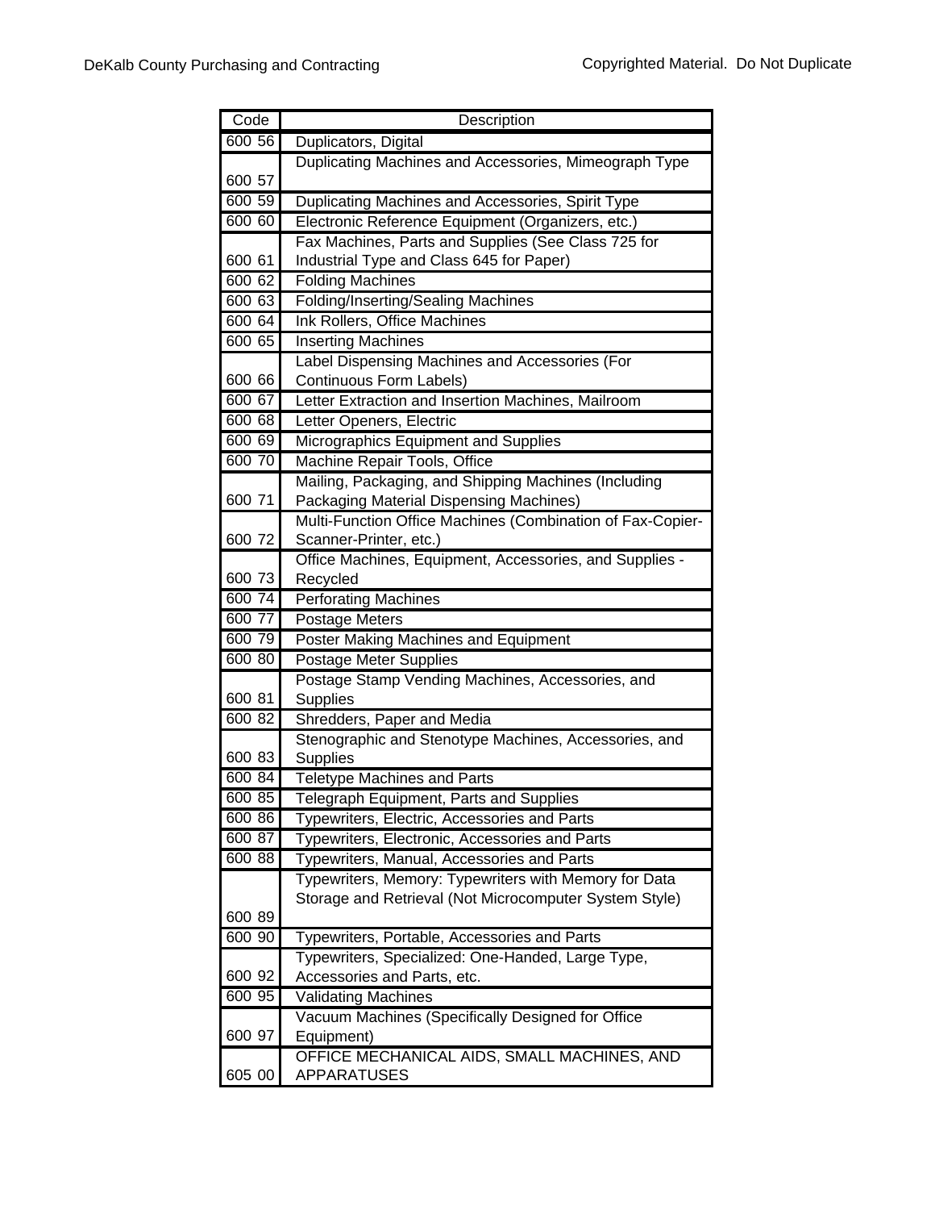| Code | Description |
|---|---|
| 600 56 | Duplicators, Digital |
| 600 57 | Duplicating Machines and Accessories, Mimeograph Type |
| 600 59 | Duplicating Machines and Accessories, Spirit Type |
| 600 60 | Electronic Reference Equipment (Organizers, etc.) |
| 600 61 | Fax Machines, Parts and Supplies (See Class 725 for Industrial Type and Class 645 for Paper) |
| 600 62 | Folding Machines |
| 600 63 | Folding/Inserting/Sealing Machines |
| 600 64 | Ink Rollers, Office Machines |
| 600 65 | Inserting Machines |
| 600 66 | Label Dispensing Machines and Accessories (For Continuous Form Labels) |
| 600 67 | Letter Extraction and Insertion Machines, Mailroom |
| 600 68 | Letter Openers, Electric |
| 600 69 | Micrographics Equipment and Supplies |
| 600 70 | Machine Repair Tools, Office |
| 600 71 | Mailing, Packaging, and Shipping Machines (Including Packaging Material Dispensing Machines) |
| 600 72 | Multi-Function Office Machines (Combination of Fax-Copier-Scanner-Printer, etc.) |
| 600 73 | Office Machines, Equipment, Accessories, and Supplies - Recycled |
| 600 74 | Perforating Machines |
| 600 77 | Postage Meters |
| 600 79 | Poster Making Machines and Equipment |
| 600 80 | Postage Meter Supplies |
| 600 81 | Postage Stamp Vending Machines, Accessories, and Supplies |
| 600 82 | Shredders, Paper and Media |
| 600 83 | Stenographic and Stenotype Machines, Accessories, and Supplies |
| 600 84 | Teletype Machines and Parts |
| 600 85 | Telegraph Equipment, Parts and Supplies |
| 600 86 | Typewriters, Electric, Accessories and Parts |
| 600 87 | Typewriters, Electronic, Accessories and Parts |
| 600 88 | Typewriters, Manual, Accessories and Parts |
| 600 89 | Typewriters, Memory: Typewriters with Memory for Data Storage and Retrieval (Not Microcomputer System Style) |
| 600 90 | Typewriters, Portable, Accessories and Parts |
| 600 92 | Typewriters, Specialized: One-Handed, Large Type, Accessories and Parts, etc. |
| 600 95 | Validating Machines |
| 600 97 | Vacuum Machines (Specifically Designed for Office Equipment) |
| 605 00 | OFFICE MECHANICAL AIDS, SMALL MACHINES, AND APPARATUSES |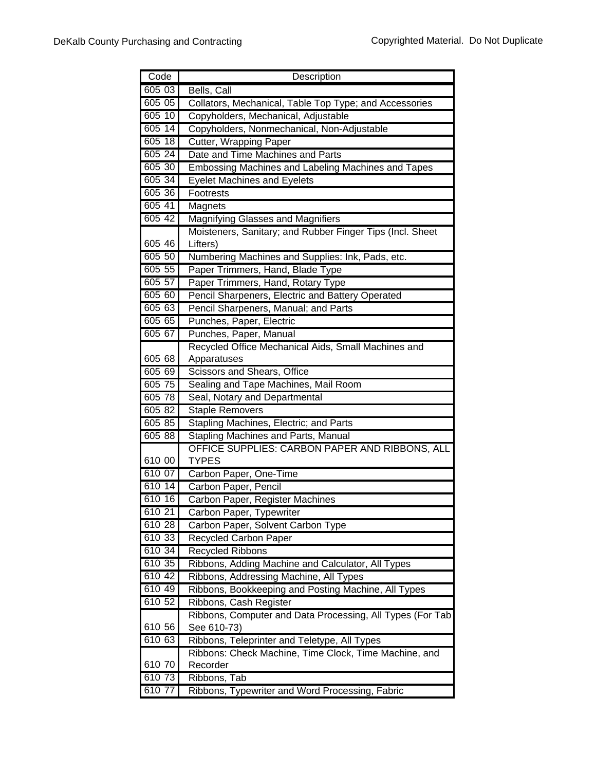| Code | Description |
|---|---|
| 605 03 | Bells, Call |
| 605 05 | Collators, Mechanical, Table Top Type; and Accessories |
| 605 10 | Copyholders, Mechanical, Adjustable |
| 605 14 | Copyholders, Nonmechanical, Non-Adjustable |
| 605 18 | Cutter, Wrapping Paper |
| 605 24 | Date and Time Machines and Parts |
| 605 30 | Embossing Machines and Labeling Machines and Tapes |
| 605 34 | Eyelet Machines and Eyelets |
| 605 36 | Footrests |
| 605 41 | Magnets |
| 605 42 | Magnifying Glasses and Magnifiers |
| 605 46 | Moisteners, Sanitary; and Rubber Finger Tips (Incl. Sheet Lifters) |
| 605 50 | Numbering Machines and Supplies: Ink, Pads, etc. |
| 605 55 | Paper Trimmers, Hand, Blade Type |
| 605 57 | Paper Trimmers, Hand, Rotary Type |
| 605 60 | Pencil Sharpeners, Electric and Battery Operated |
| 605 63 | Pencil Sharpeners, Manual; and Parts |
| 605 65 | Punches, Paper, Electric |
| 605 67 | Punches, Paper, Manual |
| 605 68 | Recycled Office Mechanical Aids, Small Machines and Apparatuses |
| 605 69 | Scissors and Shears, Office |
| 605 75 | Sealing and Tape Machines, Mail Room |
| 605 78 | Seal, Notary and Departmental |
| 605 82 | Staple Removers |
| 605 85 | Stapling Machines, Electric; and Parts |
| 605 88 | Stapling Machines and Parts, Manual |
| 610 00 | OFFICE SUPPLIES: CARBON PAPER AND RIBBONS, ALL TYPES |
| 610 07 | Carbon Paper, One-Time |
| 610 14 | Carbon Paper, Pencil |
| 610 16 | Carbon Paper, Register Machines |
| 610 21 | Carbon Paper, Typewriter |
| 610 28 | Carbon Paper, Solvent Carbon Type |
| 610 33 | Recycled Carbon Paper |
| 610 34 | Recycled Ribbons |
| 610 35 | Ribbons, Adding Machine and Calculator, All Types |
| 610 42 | Ribbons, Addressing Machine, All Types |
| 610 49 | Ribbons, Bookkeeping and Posting Machine, All Types |
| 610 52 | Ribbons, Cash Register |
| 610 56 | Ribbons, Computer and Data Processing, All Types (For Tab See 610-73) |
| 610 63 | Ribbons, Teleprinter and Teletype, All Types |
| 610 70 | Ribbons: Check Machine, Time Clock, Time Machine, and Recorder |
| 610 73 | Ribbons, Tab |
| 610 77 | Ribbons, Typewriter and Word Processing, Fabric |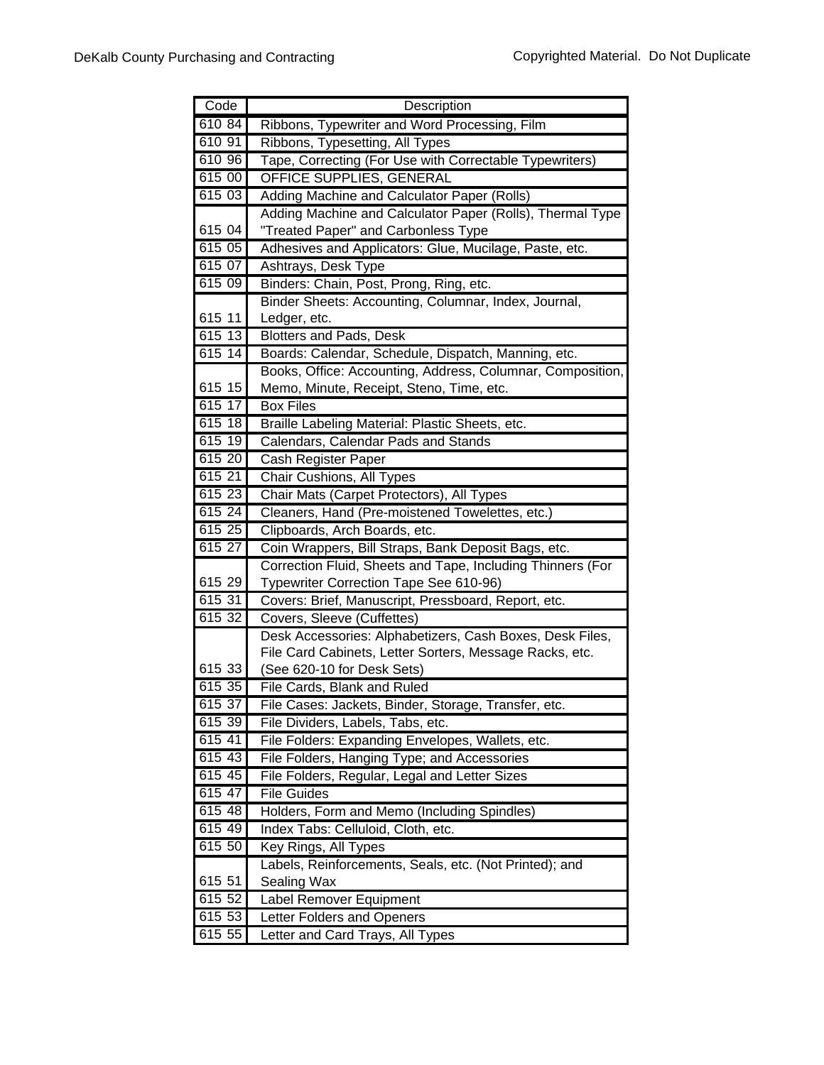| Code | Description |
|---|---|
| 610 84 | Ribbons, Typewriter and Word Processing, Film |
| 610 91 | Ribbons, Typesetting, All Types |
| 610 96 | Tape, Correcting (For Use with Correctable Typewriters) |
| 615 00 | OFFICE SUPPLIES, GENERAL |
| 615 03 | Adding Machine and Calculator Paper (Rolls) |
| 615 04 | Adding Machine and Calculator Paper (Rolls), Thermal Type "Treated Paper" and Carbonless Type |
| 615 05 | Adhesives and Applicators: Glue, Mucilage, Paste, etc. |
| 615 07 | Ashtrays, Desk Type |
| 615 09 | Binders: Chain, Post, Prong, Ring, etc. |
| 615 11 | Binder Sheets: Accounting, Columnar, Index, Journal, Ledger, etc. |
| 615 13 | Blotters and Pads, Desk |
| 615 14 | Boards: Calendar, Schedule, Dispatch, Manning, etc. |
| 615 15 | Books, Office: Accounting, Address, Columnar, Composition, Memo, Minute, Receipt, Steno, Time, etc. |
| 615 17 | Box Files |
| 615 18 | Braille Labeling Material: Plastic Sheets, etc. |
| 615 19 | Calendars, Calendar Pads and Stands |
| 615 20 | Cash Register Paper |
| 615 21 | Chair Cushions, All Types |
| 615 23 | Chair Mats (Carpet Protectors), All Types |
| 615 24 | Cleaners, Hand (Pre-moistened Towelettes, etc.) |
| 615 25 | Clipboards, Arch Boards, etc. |
| 615 27 | Coin Wrappers, Bill Straps, Bank Deposit Bags, etc. |
| 615 29 | Correction Fluid, Sheets and Tape, Including Thinners (For Typewriter Correction Tape See 610-96) |
| 615 31 | Covers: Brief, Manuscript, Pressboard, Report, etc. |
| 615 32 | Covers, Sleeve (Cuffettes) |
| 615 33 | Desk Accessories: Alphabetizers, Cash Boxes, Desk Files, File Card Cabinets, Letter Sorters, Message Racks, etc. (See 620-10 for Desk Sets) |
| 615 35 | File Cards, Blank and Ruled |
| 615 37 | File Cases: Jackets, Binder, Storage, Transfer, etc. |
| 615 39 | File Dividers, Labels, Tabs, etc. |
| 615 41 | File Folders: Expanding Envelopes, Wallets, etc. |
| 615 43 | File Folders, Hanging Type; and Accessories |
| 615 45 | File Folders, Regular, Legal and Letter Sizes |
| 615 47 | File Guides |
| 615 48 | Holders, Form and Memo (Including Spindles) |
| 615 49 | Index Tabs: Celluloid, Cloth, etc. |
| 615 50 | Key Rings, All Types |
| 615 51 | Labels, Reinforcements, Seals, etc. (Not Printed); and Sealing Wax |
| 615 52 | Label Remover Equipment |
| 615 53 | Letter Folders and Openers |
| 615 55 | Letter and Card Trays, All Types |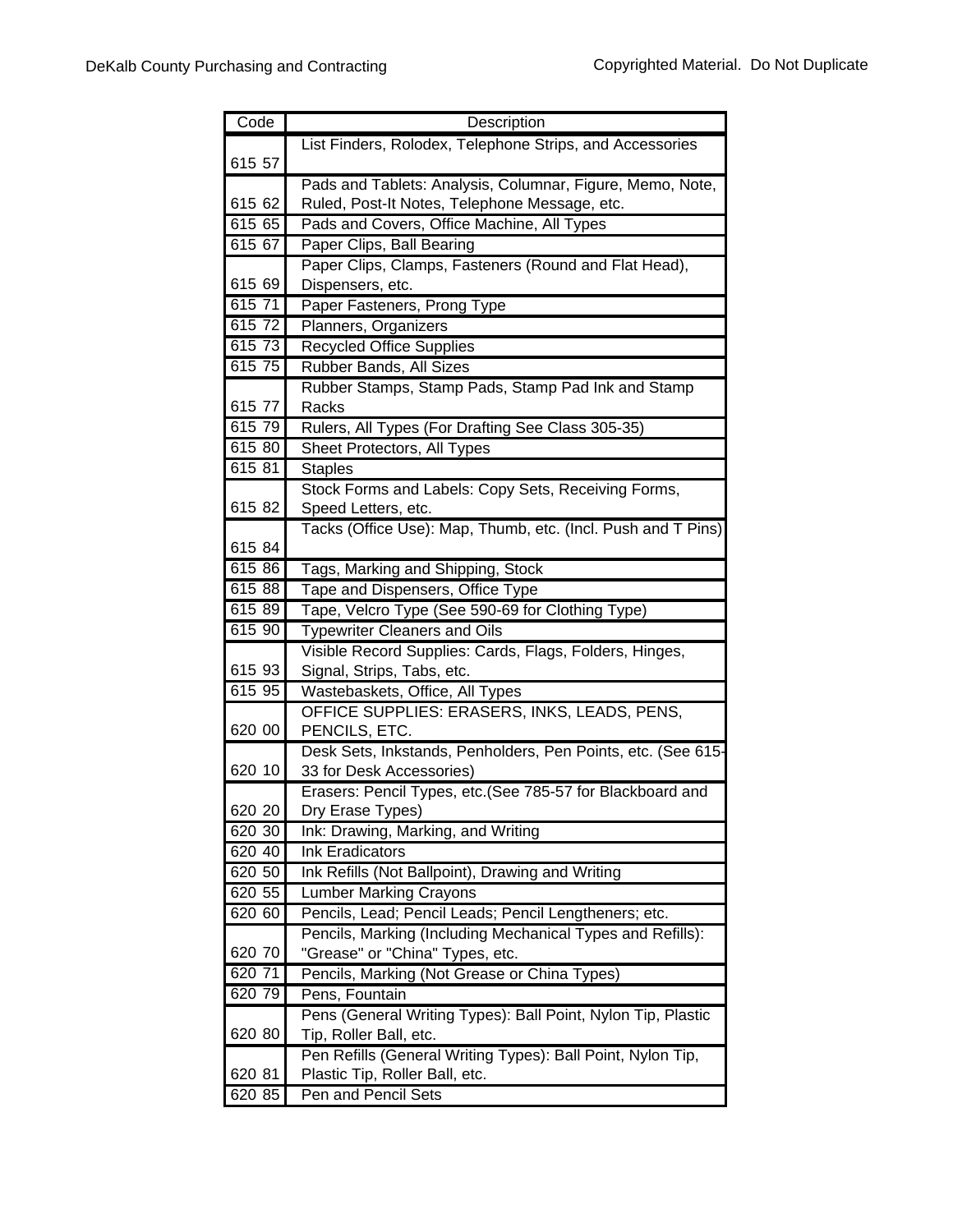| Code | Description |
|---|---|
| 615 57 | List Finders, Rolodex, Telephone Strips, and Accessories |
| 615 62 | Pads and Tablets: Analysis, Columnar, Figure, Memo, Note, Ruled, Post-It Notes, Telephone Message, etc. |
| 615 65 | Pads and Covers, Office Machine, All Types |
| 615 67 | Paper Clips, Ball Bearing |
| 615 69 | Paper Clips, Clamps, Fasteners (Round and Flat Head), Dispensers, etc. |
| 615 71 | Paper Fasteners, Prong Type |
| 615 72 | Planners, Organizers |
| 615 73 | Recycled Office Supplies |
| 615 75 | Rubber Bands, All Sizes |
| 615 77 | Rubber Stamps, Stamp Pads, Stamp Pad Ink and Stamp Racks |
| 615 79 | Rulers, All Types (For Drafting See Class 305-35) |
| 615 80 | Sheet Protectors, All Types |
| 615 81 | Staples |
| 615 82 | Stock Forms and Labels: Copy Sets, Receiving Forms, Speed Letters, etc. |
| 615 84 | Tacks (Office Use): Map, Thumb, etc. (Incl. Push and T Pins) |
| 615 86 | Tags, Marking and Shipping, Stock |
| 615 88 | Tape and Dispensers, Office Type |
| 615 89 | Tape, Velcro Type (See 590-69 for Clothing Type) |
| 615 90 | Typewriter Cleaners and Oils |
| 615 93 | Visible Record Supplies: Cards, Flags, Folders, Hinges, Signal, Strips, Tabs, etc. |
| 615 95 | Wastebaskets, Office, All Types |
| 620 00 | OFFICE SUPPLIES: ERASERS, INKS, LEADS, PENS, PENCILS, ETC. |
| 620 10 | Desk Sets, Inkstands, Penholders, Pen Points, etc. (See 615-33 for Desk Accessories) |
| 620 20 | Erasers: Pencil Types, etc.(See 785-57 for Blackboard and Dry Erase Types) |
| 620 30 | Ink: Drawing, Marking, and Writing |
| 620 40 | Ink Eradicators |
| 620 50 | Ink Refills (Not Ballpoint), Drawing and Writing |
| 620 55 | Lumber Marking Crayons |
| 620 60 | Pencils, Lead; Pencil Leads; Pencil Lengtheners; etc. |
| 620 70 | Pencils, Marking (Including Mechanical Types and Refills): "Grease" or "China" Types, etc. |
| 620 71 | Pencils, Marking (Not Grease or China Types) |
| 620 79 | Pens, Fountain |
| 620 80 | Pens (General Writing Types): Ball Point, Nylon Tip, Plastic Tip, Roller Ball, etc. |
| 620 81 | Pen Refills (General Writing Types): Ball Point, Nylon Tip, Plastic Tip, Roller Ball, etc. |
| 620 85 | Pen and Pencil Sets |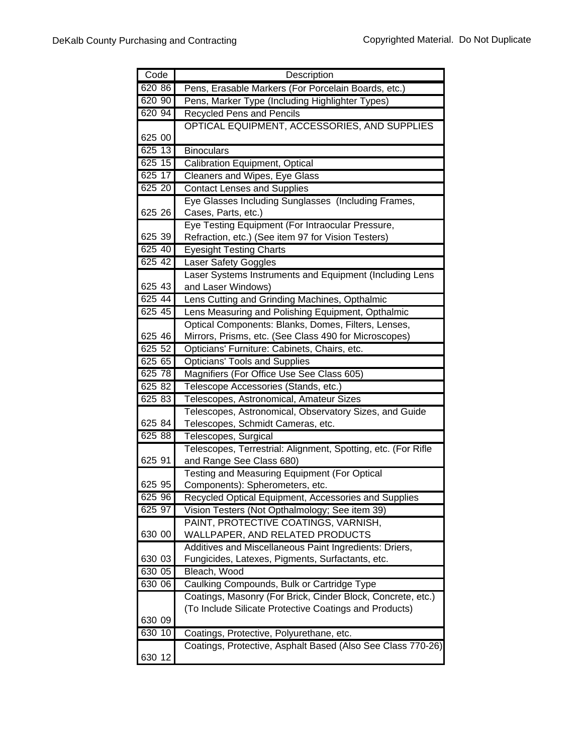| Code | Description |
| --- | --- |
| 620 86 | Pens, Erasable Markers (For Porcelain Boards, etc.) |
| 620 90 | Pens, Marker Type (Including Highlighter Types) |
| 620 94 | Recycled Pens and Pencils |
| 625 00 | OPTICAL EQUIPMENT, ACCESSORIES, AND SUPPLIES |
| 625 13 | Binoculars |
| 625 15 | Calibration Equipment, Optical |
| 625 17 | Cleaners and Wipes, Eye Glass |
| 625 20 | Contact Lenses and Supplies |
| 625 26 | Eye Glasses Including Sunglasses (Including Frames, Cases, Parts, etc.) |
| 625 39 | Eye Testing Equipment (For Intraocular Pressure, Refraction, etc.) (See item 97 for Vision Testers) |
| 625 40 | Eyesight Testing Charts |
| 625 42 | Laser Safety Goggles |
| 625 43 | Laser Systems Instruments and Equipment (Including Lens and Laser Windows) |
| 625 44 | Lens Cutting and Grinding Machines, Opthalmic |
| 625 45 | Lens Measuring and Polishing Equipment, Opthalmic |
| 625 46 | Optical Components: Blanks, Domes, Filters, Lenses, Mirrors, Prisms, etc. (See Class 490 for Microscopes) |
| 625 52 | Opticians' Furniture: Cabinets, Chairs, etc. |
| 625 65 | Opticians' Tools and Supplies |
| 625 78 | Magnifiers (For Office Use See Class 605) |
| 625 82 | Telescope Accessories (Stands, etc.) |
| 625 83 | Telescopes, Astronomical, Amateur Sizes |
| 625 84 | Telescopes, Astronomical, Observatory Sizes, and Guide Telescopes, Schmidt Cameras, etc. |
| 625 88 | Telescopes, Surgical |
| 625 91 | Telescopes, Terrestrial: Alignment, Spotting, etc. (For Rifle and Range See Class 680) |
| 625 95 | Testing and Measuring Equipment (For Optical Components): Spherometers, etc. |
| 625 96 | Recycled Optical Equipment, Accessories and Supplies |
| 625 97 | Vision Testers (Not Opthalmology; See item 39) |
| 630 00 | PAINT, PROTECTIVE COATINGS, VARNISH, WALLPAPER, AND RELATED PRODUCTS |
| 630 03 | Additives and Miscellaneous Paint Ingredients: Driers, Fungicides, Latexes, Pigments, Surfactants, etc. |
| 630 05 | Bleach, Wood |
| 630 06 | Caulking Compounds, Bulk or Cartridge Type |
| 630 09 | Coatings, Masonry (For Brick, Cinder Block, Concrete, etc.) (To Include Silicate Protective Coatings and Products) |
| 630 10 | Coatings, Protective, Polyurethane, etc. |
| 630 12 | Coatings, Protective, Asphalt Based (Also See Class 770-26) |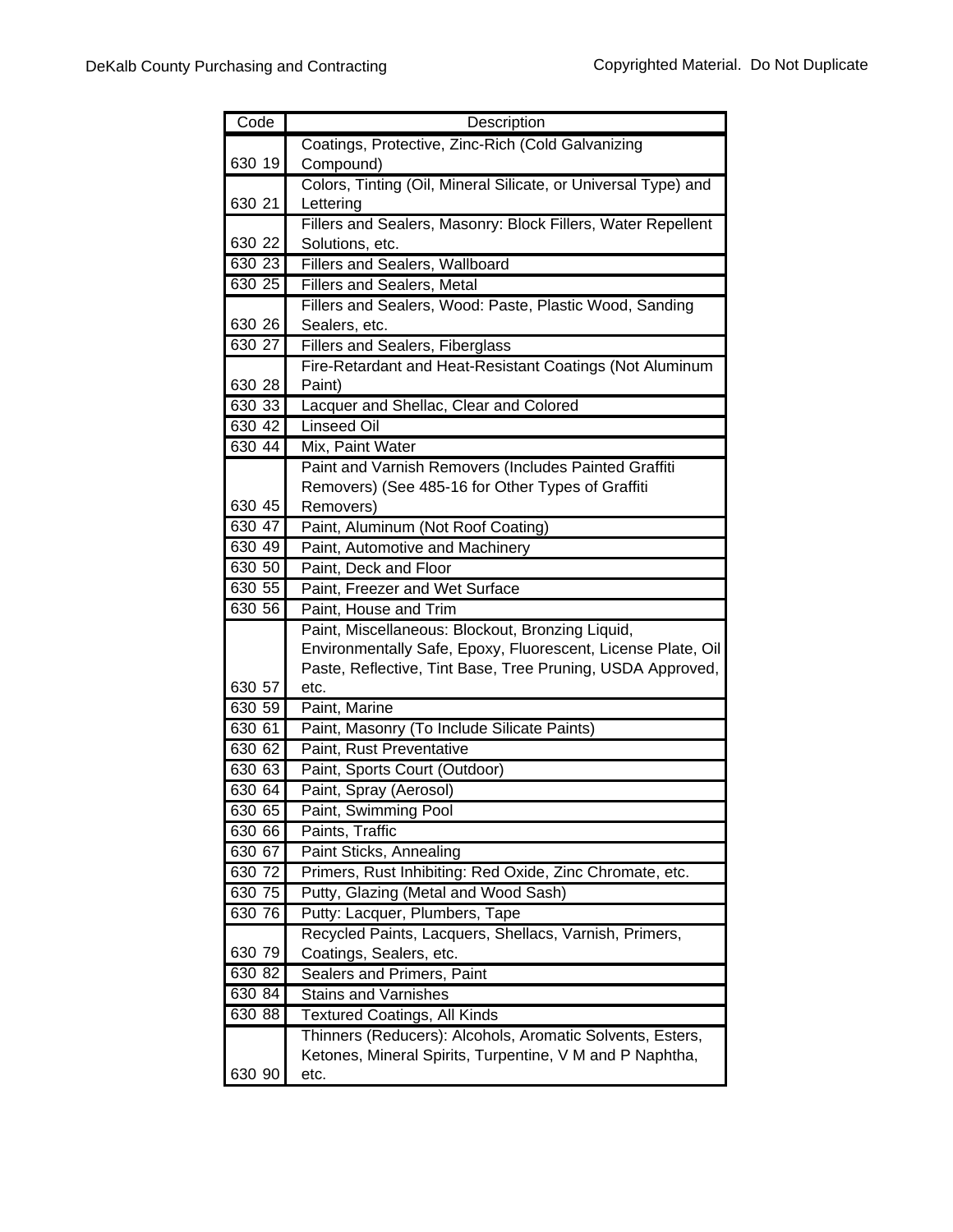| Code | Description |
| --- | --- |
| 630 19 | Coatings, Protective, Zinc-Rich (Cold Galvanizing Compound) |
| 630 21 | Colors, Tinting (Oil, Mineral Silicate, or Universal Type) and Lettering |
| 630 22 | Fillers and Sealers, Masonry: Block Fillers, Water Repellent Solutions, etc. |
| 630 23 | Fillers and Sealers, Wallboard |
| 630 25 | Fillers and Sealers, Metal |
| 630 26 | Fillers and Sealers, Wood: Paste, Plastic Wood, Sanding Sealers, etc. |
| 630 27 | Fillers and Sealers, Fiberglass |
| 630 28 | Fire-Retardant and Heat-Resistant Coatings (Not Aluminum Paint) |
| 630 33 | Lacquer and Shellac, Clear and Colored |
| 630 42 | Linseed Oil |
| 630 44 | Mix, Paint Water |
| 630 45 | Paint and Varnish Removers (Includes Painted Graffiti Removers) (See 485-16 for Other Types of Graffiti Removers) |
| 630 47 | Paint, Aluminum (Not Roof Coating) |
| 630 49 | Paint, Automotive and Machinery |
| 630 50 | Paint, Deck and Floor |
| 630 55 | Paint, Freezer and Wet Surface |
| 630 56 | Paint, House and Trim |
| 630 57 | Paint, Miscellaneous: Blockout, Bronzing Liquid, Environmentally Safe, Epoxy, Fluorescent, License Plate, Oil Paste, Reflective, Tint Base, Tree Pruning, USDA Approved, etc. |
| 630 59 | Paint, Marine |
| 630 61 | Paint, Masonry (To Include Silicate Paints) |
| 630 62 | Paint, Rust Preventative |
| 630 63 | Paint, Sports Court (Outdoor) |
| 630 64 | Paint, Spray (Aerosol) |
| 630 65 | Paint, Swimming Pool |
| 630 66 | Paints, Traffic |
| 630 67 | Paint Sticks, Annealing |
| 630 72 | Primers, Rust Inhibiting: Red Oxide, Zinc Chromate, etc. |
| 630 75 | Putty, Glazing (Metal and Wood Sash) |
| 630 76 | Putty: Lacquer, Plumbers, Tape |
| 630 79 | Recycled Paints, Lacquers, Shellacs, Varnish, Primers, Coatings, Sealers, etc. |
| 630 82 | Sealers and Primers, Paint |
| 630 84 | Stains and Varnishes |
| 630 88 | Textured Coatings, All Kinds |
| 630 90 | Thinners (Reducers): Alcohols, Aromatic Solvents, Esters, Ketones, Mineral Spirits, Turpentine, V M and P Naphtha, etc. |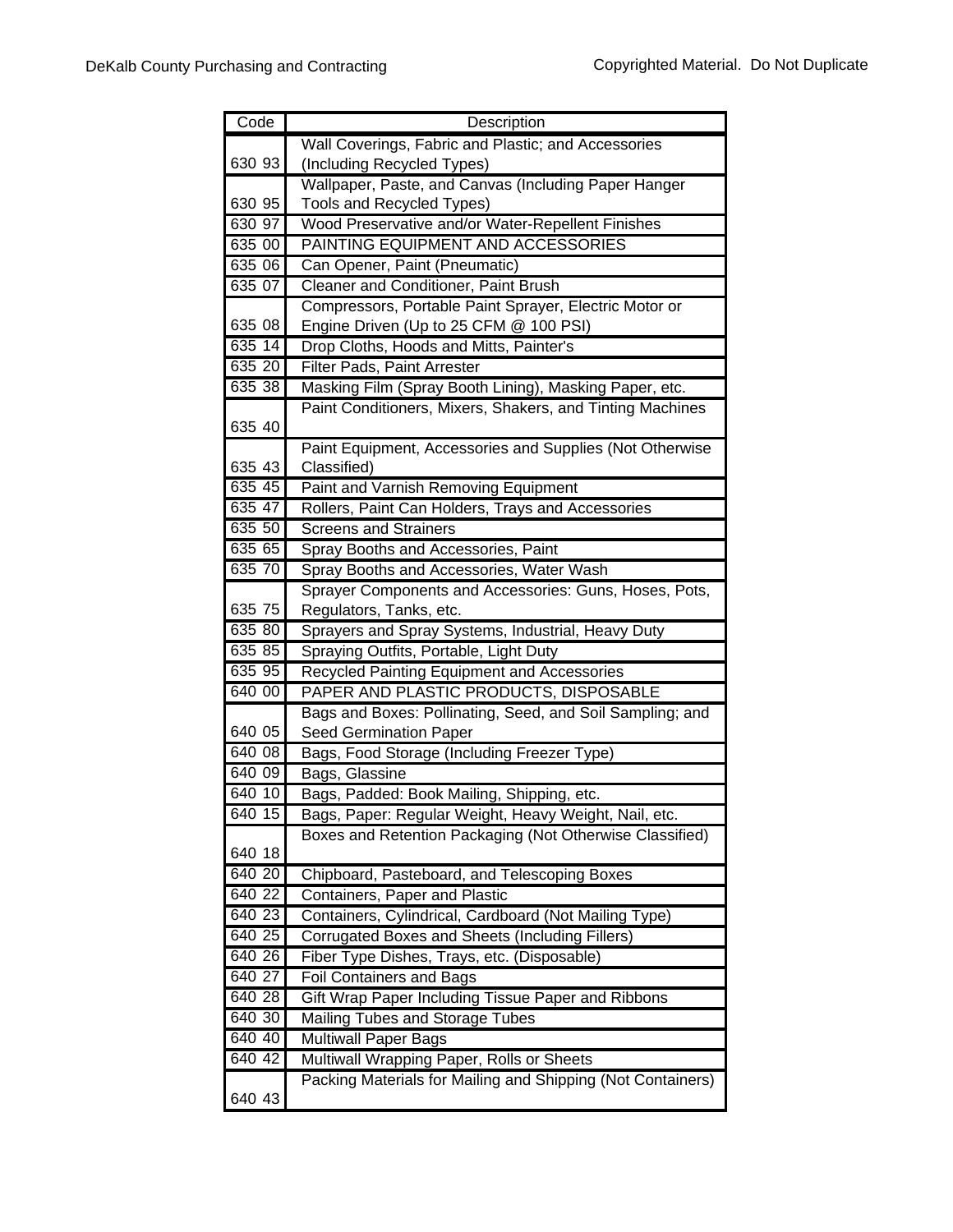| Code | Description |
|---|---|
| 630 93 | Wall Coverings, Fabric and Plastic; and Accessories (Including Recycled Types) |
| 630 95 | Wallpaper, Paste, and Canvas (Including Paper Hanger Tools and Recycled Types) |
| 630 97 | Wood Preservative and/or Water-Repellent Finishes |
| 635 00 | PAINTING EQUIPMENT AND ACCESSORIES |
| 635 06 | Can Opener, Paint (Pneumatic) |
| 635 07 | Cleaner and Conditioner, Paint Brush |
| 635 08 | Compressors, Portable Paint Sprayer, Electric Motor or Engine Driven (Up to 25 CFM @ 100 PSI) |
| 635 14 | Drop Cloths, Hoods and Mitts, Painter's |
| 635 20 | Filter Pads, Paint Arrester |
| 635 38 | Masking Film (Spray Booth Lining), Masking Paper, etc. |
| 635 40 | Paint Conditioners, Mixers, Shakers, and Tinting Machines |
| 635 43 | Paint Equipment, Accessories and Supplies (Not Otherwise Classified) |
| 635 45 | Paint and Varnish Removing Equipment |
| 635 47 | Rollers, Paint Can Holders, Trays and Accessories |
| 635 50 | Screens and Strainers |
| 635 65 | Spray Booths and Accessories, Paint |
| 635 70 | Spray Booths and Accessories, Water Wash |
| 635 75 | Sprayer Components and Accessories: Guns, Hoses, Pots, Regulators, Tanks, etc. |
| 635 80 | Sprayers and Spray Systems, Industrial, Heavy Duty |
| 635 85 | Spraying Outfits, Portable, Light Duty |
| 635 95 | Recycled Painting Equipment and Accessories |
| 640 00 | PAPER AND PLASTIC PRODUCTS, DISPOSABLE |
| 640 05 | Bags and Boxes: Pollinating, Seed, and Soil Sampling; and Seed Germination Paper |
| 640 08 | Bags, Food Storage (Including Freezer Type) |
| 640 09 | Bags, Glassine |
| 640 10 | Bags, Padded: Book Mailing, Shipping, etc. |
| 640 15 | Bags, Paper: Regular Weight, Heavy Weight, Nail, etc. |
| 640 18 | Boxes and Retention Packaging (Not Otherwise Classified) |
| 640 20 | Chipboard, Pasteboard, and Telescoping Boxes |
| 640 22 | Containers, Paper and Plastic |
| 640 23 | Containers, Cylindrical, Cardboard (Not Mailing Type) |
| 640 25 | Corrugated Boxes and Sheets (Including Fillers) |
| 640 26 | Fiber Type Dishes, Trays, etc. (Disposable) |
| 640 27 | Foil Containers and Bags |
| 640 28 | Gift Wrap Paper Including Tissue Paper and Ribbons |
| 640 30 | Mailing Tubes and Storage Tubes |
| 640 40 | Multiwall Paper Bags |
| 640 42 | Multiwall Wrapping Paper, Rolls or Sheets |
| 640 43 | Packing Materials for Mailing and Shipping (Not Containers) |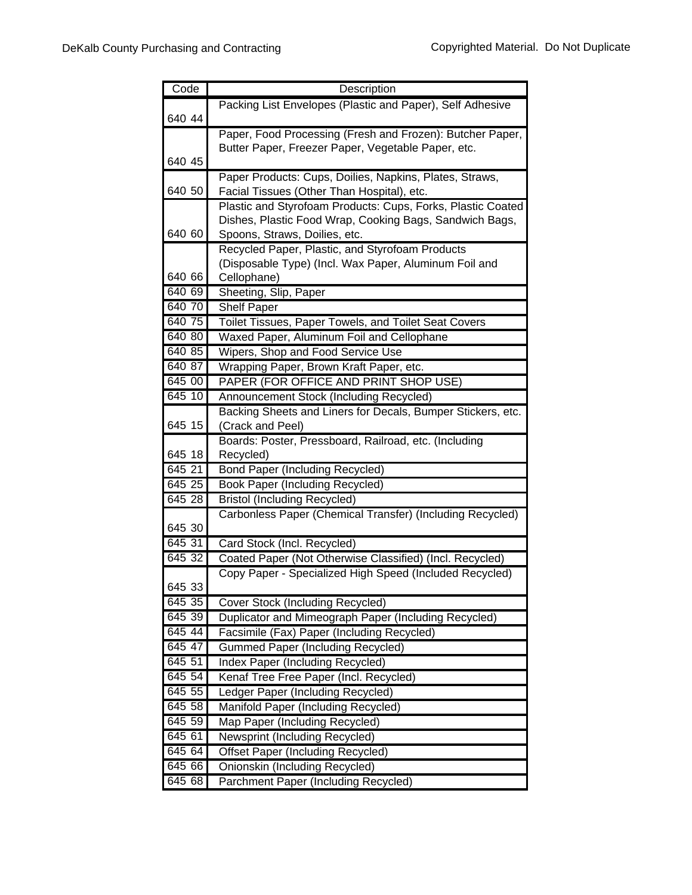| Code | Description |
| --- | --- |
| 640 44 | Packing List Envelopes (Plastic and Paper), Self Adhesive |
| 640 45 | Paper, Food Processing (Fresh and Frozen): Butcher Paper, Butter Paper, Freezer Paper, Vegetable Paper, etc. |
| 640 50 | Paper Products: Cups, Doilies, Napkins, Plates, Straws, Facial Tissues (Other Than Hospital), etc. |
| 640 60 | Plastic and Styrofoam Products: Cups, Forks, Plastic Coated Dishes, Plastic Food Wrap, Cooking Bags, Sandwich Bags, Spoons, Straws, Doilies, etc. |
| 640 66 | Recycled Paper, Plastic, and Styrofoam Products (Disposable Type) (Incl. Wax Paper, Aluminum Foil and Cellophane) |
| 640 69 | Sheeting, Slip, Paper |
| 640 70 | Shelf Paper |
| 640 75 | Toilet Tissues, Paper Towels, and Toilet Seat Covers |
| 640 80 | Waxed Paper, Aluminum Foil and Cellophane |
| 640 85 | Wipers, Shop and Food Service Use |
| 640 87 | Wrapping Paper, Brown Kraft Paper, etc. |
| 645 00 | PAPER (FOR OFFICE AND PRINT SHOP USE) |
| 645 10 | Announcement Stock (Including Recycled) |
| 645 15 | Backing Sheets and Liners for Decals, Bumper Stickers, etc. (Crack and Peel) |
| 645 18 | Boards: Poster, Pressboard, Railroad, etc. (Including Recycled) |
| 645 21 | Bond Paper (Including Recycled) |
| 645 25 | Book Paper (Including Recycled) |
| 645 28 | Bristol (Including Recycled) |
| 645 30 | Carbonless Paper (Chemical Transfer) (Including Recycled) |
| 645 31 | Card Stock (Incl. Recycled) |
| 645 32 | Coated Paper (Not Otherwise Classified) (Incl. Recycled) |
| 645 33 | Copy Paper - Specialized High Speed (Included Recycled) |
| 645 35 | Cover Stock (Including Recycled) |
| 645 39 | Duplicator and Mimeograph Paper (Including Recycled) |
| 645 44 | Facsimile (Fax) Paper (Including Recycled) |
| 645 47 | Gummed Paper (Including Recycled) |
| 645 51 | Index Paper (Including Recycled) |
| 645 54 | Kenaf Tree Free Paper (Incl. Recycled) |
| 645 55 | Ledger Paper (Including Recycled) |
| 645 58 | Manifold Paper (Including Recycled) |
| 645 59 | Map Paper (Including Recycled) |
| 645 61 | Newsprint (Including Recycled) |
| 645 64 | Offset Paper (Including Recycled) |
| 645 66 | Onionskin (Including Recycled) |
| 645 68 | Parchment Paper (Including Recycled) |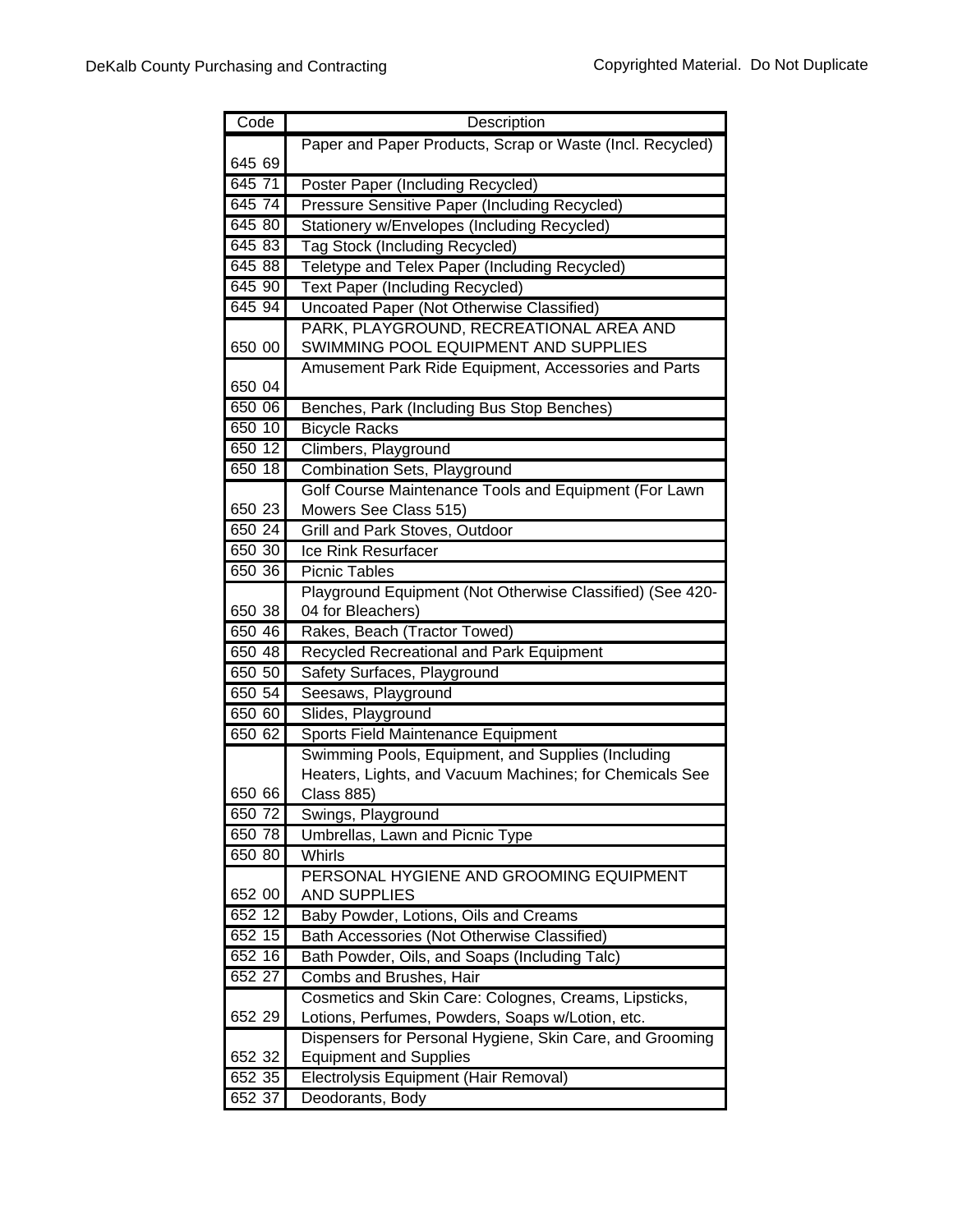| Code | Description |
|---|---|
| 645 69 | Paper and Paper Products, Scrap or Waste (Incl. Recycled) |
| 645 71 | Poster Paper (Including Recycled) |
| 645 74 | Pressure Sensitive Paper (Including Recycled) |
| 645 80 | Stationery w/Envelopes (Including Recycled) |
| 645 83 | Tag Stock (Including Recycled) |
| 645 88 | Teletype and Telex Paper (Including Recycled) |
| 645 90 | Text Paper (Including Recycled) |
| 645 94 | Uncoated Paper (Not Otherwise Classified) |
| 650 00 | PARK, PLAYGROUND, RECREATIONAL AREA AND SWIMMING POOL EQUIPMENT AND SUPPLIES |
| 650 04 | Amusement Park Ride Equipment, Accessories and Parts |
| 650 06 | Benches, Park (Including Bus Stop Benches) |
| 650 10 | Bicycle Racks |
| 650 12 | Climbers, Playground |
| 650 18 | Combination Sets, Playground |
| 650 23 | Golf Course Maintenance Tools and Equipment (For Lawn Mowers See Class 515) |
| 650 24 | Grill and Park Stoves, Outdoor |
| 650 30 | Ice Rink Resurfacer |
| 650 36 | Picnic Tables |
| 650 38 | Playground Equipment (Not Otherwise Classified) (See 420-04 for Bleachers) |
| 650 46 | Rakes, Beach (Tractor Towed) |
| 650 48 | Recycled Recreational and Park Equipment |
| 650 50 | Safety Surfaces, Playground |
| 650 54 | Seesaws, Playground |
| 650 60 | Slides, Playground |
| 650 62 | Sports Field Maintenance Equipment |
| 650 66 | Swimming Pools, Equipment, and Supplies (Including Heaters, Lights, and Vacuum Machines; for Chemicals See Class 885) |
| 650 72 | Swings, Playground |
| 650 78 | Umbrellas, Lawn and Picnic Type |
| 650 80 | Whirls |
| 652 00 | PERSONAL HYGIENE AND GROOMING EQUIPMENT AND SUPPLIES |
| 652 12 | Baby Powder, Lotions, Oils and Creams |
| 652 15 | Bath Accessories (Not Otherwise Classified) |
| 652 16 | Bath Powder, Oils, and Soaps (Including Talc) |
| 652 27 | Combs and Brushes, Hair |
| 652 29 | Cosmetics and Skin Care: Colognes, Creams, Lipsticks, Lotions, Perfumes, Powders, Soaps w/Lotion, etc. |
| 652 32 | Dispensers for Personal Hygiene, Skin Care, and Grooming Equipment and Supplies |
| 652 35 | Electrolysis Equipment (Hair Removal) |
| 652 37 | Deodorants, Body |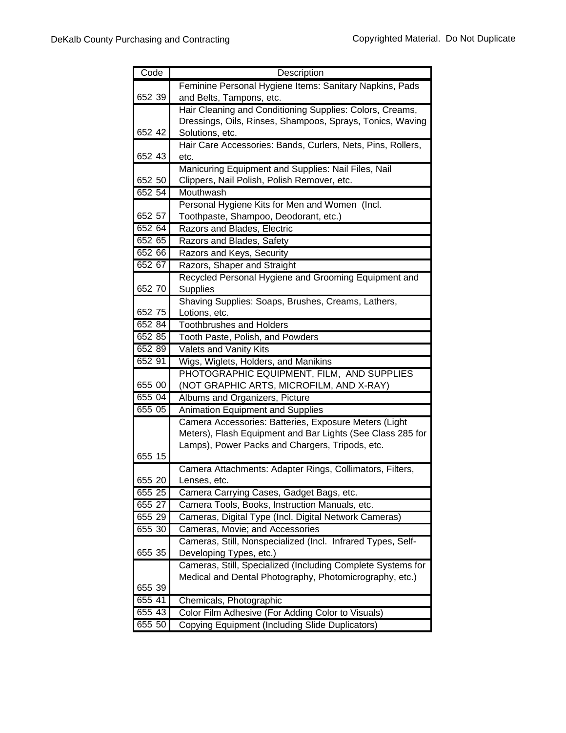| Code | Description |
|---|---|
| 652 39 | Feminine Personal Hygiene Items: Sanitary Napkins, Pads and Belts, Tampons, etc. |
| 652 42 | Hair Cleaning and Conditioning Supplies: Colors, Creams, Dressings, Oils, Rinses, Shampoos, Sprays, Tonics, Waving Solutions, etc. |
| 652 43 | Hair Care Accessories: Bands, Curlers, Nets, Pins, Rollers, etc. |
| 652 50 | Manicuring Equipment and Supplies: Nail Files, Nail Clippers, Nail Polish, Polish Remover, etc. |
| 652 54 | Mouthwash |
| 652 57 | Personal Hygiene Kits for Men and Women (Incl. Toothpaste, Shampoo, Deodorant, etc.) |
| 652 64 | Razors and Blades, Electric |
| 652 65 | Razors and Blades, Safety |
| 652 66 | Razors and Keys, Security |
| 652 67 | Razors, Shaper and Straight |
| 652 70 | Recycled Personal Hygiene and Grooming Equipment and Supplies |
| 652 75 | Shaving Supplies: Soaps, Brushes, Creams, Lathers, Lotions, etc. |
| 652 84 | Toothbrushes and Holders |
| 652 85 | Tooth Paste, Polish, and Powders |
| 652 89 | Valets and Vanity Kits |
| 652 91 | Wigs, Wiglets, Holders, and Manikins |
| 655 00 | PHOTOGRAPHIC EQUIPMENT, FILM, AND SUPPLIES (NOT GRAPHIC ARTS, MICROFILM, AND X-RAY) |
| 655 04 | Albums and Organizers, Picture |
| 655 05 | Animation Equipment and Supplies |
| 655 15 | Camera Accessories: Batteries, Exposure Meters (Light Meters), Flash Equipment and Bar Lights (See Class 285 for Lamps), Power Packs and Chargers, Tripods, etc. |
| 655 20 | Camera Attachments: Adapter Rings, Collimators, Filters, Lenses, etc. |
| 655 25 | Camera Carrying Cases, Gadget Bags, etc. |
| 655 27 | Camera Tools, Books, Instruction Manuals, etc. |
| 655 29 | Cameras, Digital Type (Incl. Digital Network Cameras) |
| 655 30 | Cameras, Movie; and Accessories |
| 655 35 | Cameras, Still, Nonspecialized (Incl. Infrared Types, Self-Developing Types, etc.) |
| 655 39 | Cameras, Still, Specialized (Including Complete Systems for Medical and Dental Photography, Photomicrography, etc.) |
| 655 41 | Chemicals, Photographic |
| 655 43 | Color Film Adhesive (For Adding Color to Visuals) |
| 655 50 | Copying Equipment (Including Slide Duplicators) |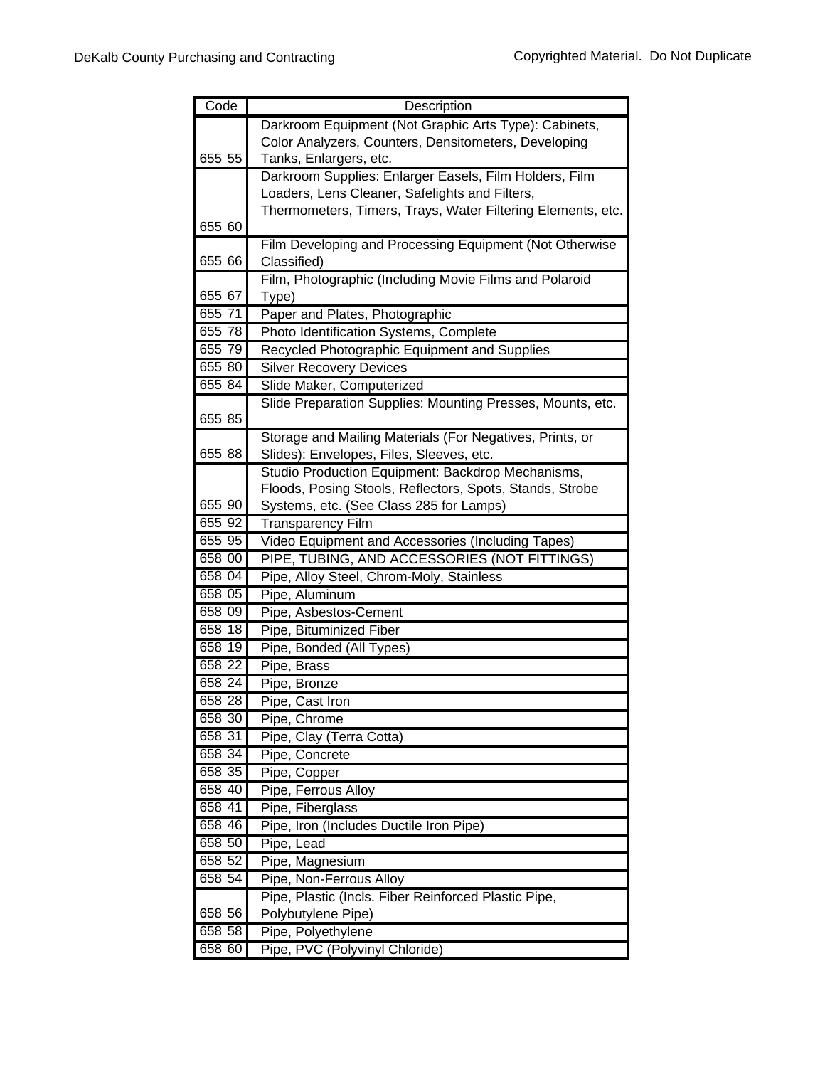| Code | Description |
|---|---|
| 655 55 | Darkroom Equipment (Not Graphic Arts Type): Cabinets, Color Analyzers, Counters, Densitometers, Developing Tanks, Enlargers, etc. |
| 655 60 | Darkroom Supplies: Enlarger Easels, Film Holders, Film Loaders, Lens Cleaner, Safelights and Filters, Thermometers, Timers, Trays, Water Filtering Elements, etc. |
| 655 66 | Film Developing and Processing Equipment (Not Otherwise Classified) |
| 655 67 | Film, Photographic (Including Movie Films and Polaroid Type) |
| 655 71 | Paper and Plates, Photographic |
| 655 78 | Photo Identification Systems, Complete |
| 655 79 | Recycled Photographic Equipment and Supplies |
| 655 80 | Silver Recovery Devices |
| 655 84 | Slide Maker, Computerized |
| 655 85 | Slide Preparation Supplies: Mounting Presses, Mounts, etc. |
| 655 88 | Storage and Mailing Materials (For Negatives, Prints, or Slides): Envelopes, Files, Sleeves, etc. |
| 655 90 | Studio Production Equipment: Backdrop Mechanisms, Floods, Posing Stools, Reflectors, Spots, Stands, Strobe Systems, etc. (See Class 285 for Lamps) |
| 655 92 | Transparency Film |
| 655 95 | Video Equipment and Accessories (Including Tapes) |
| 658 00 | PIPE, TUBING, AND ACCESSORIES (NOT FITTINGS) |
| 658 04 | Pipe, Alloy Steel, Chrom-Moly, Stainless |
| 658 05 | Pipe, Aluminum |
| 658 09 | Pipe, Asbestos-Cement |
| 658 18 | Pipe, Bituminized Fiber |
| 658 19 | Pipe, Bonded (All Types) |
| 658 22 | Pipe, Brass |
| 658 24 | Pipe, Bronze |
| 658 28 | Pipe, Cast Iron |
| 658 30 | Pipe, Chrome |
| 658 31 | Pipe, Clay (Terra Cotta) |
| 658 34 | Pipe, Concrete |
| 658 35 | Pipe, Copper |
| 658 40 | Pipe, Ferrous Alloy |
| 658 41 | Pipe, Fiberglass |
| 658 46 | Pipe, Iron (Includes Ductile Iron Pipe) |
| 658 50 | Pipe, Lead |
| 658 52 | Pipe, Magnesium |
| 658 54 | Pipe, Non-Ferrous Alloy |
| 658 56 | Pipe, Plastic (Incls. Fiber Reinforced Plastic Pipe, Polybutylene Pipe) |
| 658 58 | Pipe, Polyethylene |
| 658 60 | Pipe, PVC (Polyvinyl Chloride) |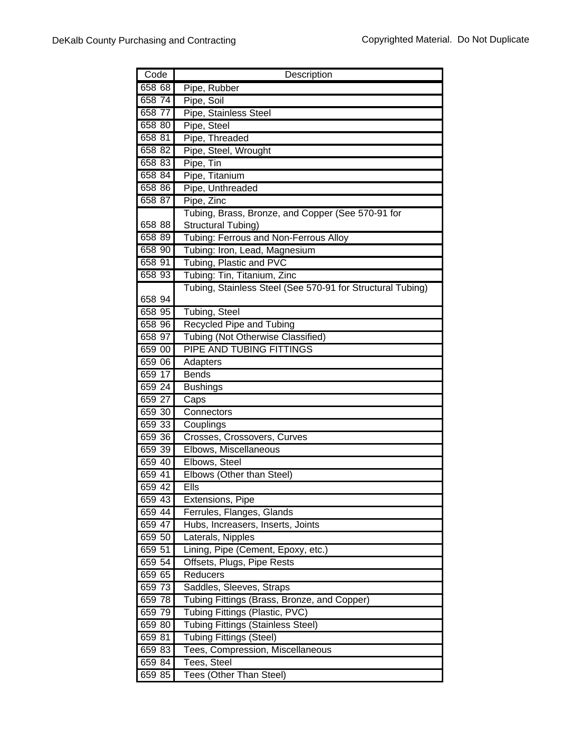| Code | Description |
|---|---|
| 658 68 | Pipe, Rubber |
| 658 74 | Pipe, Soil |
| 658 77 | Pipe, Stainless Steel |
| 658 80 | Pipe, Steel |
| 658 81 | Pipe, Threaded |
| 658 82 | Pipe, Steel, Wrought |
| 658 83 | Pipe, Tin |
| 658 84 | Pipe, Titanium |
| 658 86 | Pipe, Unthreaded |
| 658 87 | Pipe, Zinc |
| 658 88 | Tubing, Brass, Bronze, and Copper (See 570-91 for Structural Tubing) |
| 658 89 | Tubing: Ferrous and Non-Ferrous Alloy |
| 658 90 | Tubing: Iron, Lead, Magnesium |
| 658 91 | Tubing, Plastic and PVC |
| 658 93 | Tubing: Tin, Titanium, Zinc |
| 658 94 | Tubing, Stainless Steel (See 570-91 for Structural Tubing) |
| 658 95 | Tubing, Steel |
| 658 96 | Recycled Pipe and Tubing |
| 658 97 | Tubing (Not Otherwise Classified) |
| 659 00 | PIPE AND TUBING FITTINGS |
| 659 06 | Adapters |
| 659 17 | Bends |
| 659 24 | Bushings |
| 659 27 | Caps |
| 659 30 | Connectors |
| 659 33 | Couplings |
| 659 36 | Crosses, Crossovers, Curves |
| 659 39 | Elbows, Miscellaneous |
| 659 40 | Elbows, Steel |
| 659 41 | Elbows (Other than Steel) |
| 659 42 | Ells |
| 659 43 | Extensions, Pipe |
| 659 44 | Ferrules, Flanges, Glands |
| 659 47 | Hubs, Increasers, Inserts, Joints |
| 659 50 | Laterals, Nipples |
| 659 51 | Lining, Pipe (Cement, Epoxy, etc.) |
| 659 54 | Offsets, Plugs, Pipe Rests |
| 659 65 | Reducers |
| 659 73 | Saddles, Sleeves, Straps |
| 659 78 | Tubing Fittings (Brass, Bronze, and Copper) |
| 659 79 | Tubing Fittings (Plastic, PVC) |
| 659 80 | Tubing Fittings (Stainless Steel) |
| 659 81 | Tubing Fittings (Steel) |
| 659 83 | Tees, Compression, Miscellaneous |
| 659 84 | Tees, Steel |
| 659 85 | Tees (Other Than Steel) |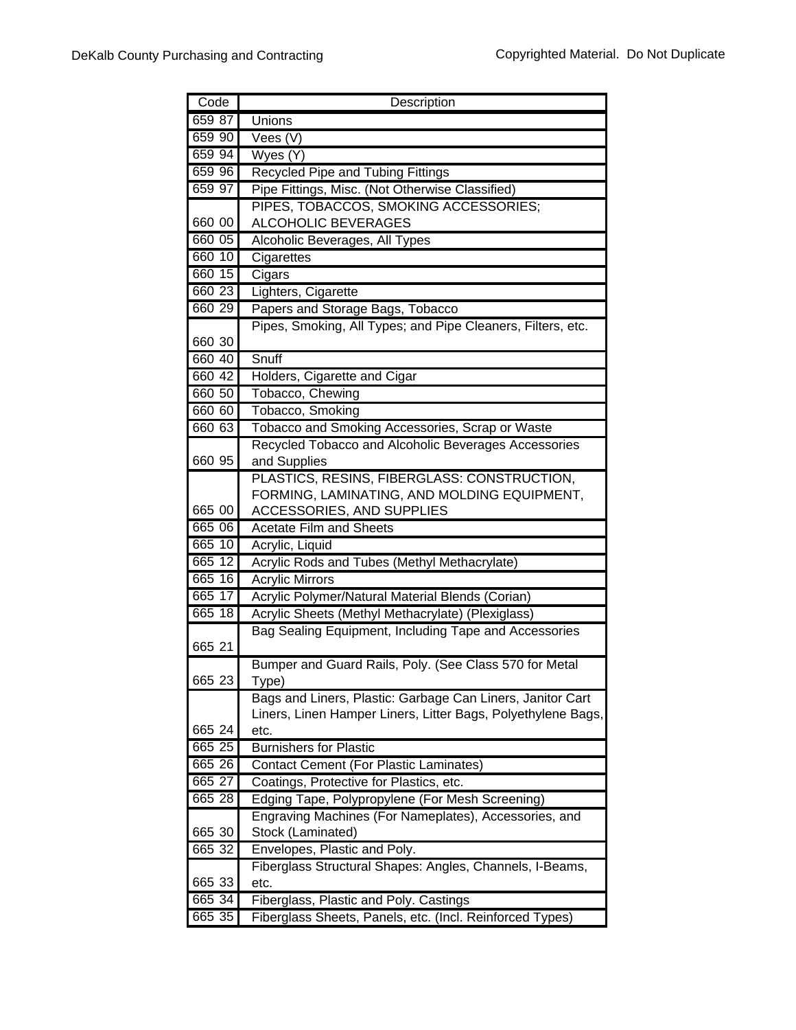| Code | Description |
|---|---|
| 659 87 | Unions |
| 659 90 | Vees (V) |
| 659 94 | Wyes (Y) |
| 659 96 | Recycled Pipe and Tubing Fittings |
| 659 97 | Pipe Fittings, Misc. (Not Otherwise Classified) |
| 660 00 | PIPES, TOBACCOS, SMOKING ACCESSORIES; ALCOHOLIC BEVERAGES |
| 660 05 | Alcoholic Beverages, All Types |
| 660 10 | Cigarettes |
| 660 15 | Cigars |
| 660 23 | Lighters, Cigarette |
| 660 29 | Papers and Storage Bags, Tobacco |
| 660 30 | Pipes, Smoking, All Types; and Pipe Cleaners, Filters, etc. |
| 660 40 | Snuff |
| 660 42 | Holders, Cigarette and Cigar |
| 660 50 | Tobacco, Chewing |
| 660 60 | Tobacco, Smoking |
| 660 63 | Tobacco and Smoking Accessories, Scrap or Waste |
| 660 95 | Recycled Tobacco and Alcoholic Beverages Accessories and Supplies |
| 665 00 | PLASTICS, RESINS, FIBERGLASS: CONSTRUCTION, FORMING, LAMINATING, AND MOLDING EQUIPMENT, ACCESSORIES, AND SUPPLIES |
| 665 06 | Acetate Film and Sheets |
| 665 10 | Acrylic, Liquid |
| 665 12 | Acrylic Rods and Tubes (Methyl Methacrylate) |
| 665 16 | Acrylic Mirrors |
| 665 17 | Acrylic Polymer/Natural Material Blends (Corian) |
| 665 18 | Acrylic Sheets (Methyl Methacrylate) (Plexiglass) |
| 665 21 | Bag Sealing Equipment, Including Tape and Accessories |
| 665 23 | Bumper and Guard Rails, Poly. (See Class 570 for Metal Type) |
| 665 24 | Bags and Liners, Plastic: Garbage Can Liners, Janitor Cart Liners, Linen Hamper Liners, Litter Bags, Polyethylene Bags, etc. |
| 665 25 | Burnishers for Plastic |
| 665 26 | Contact Cement (For Plastic Laminates) |
| 665 27 | Coatings, Protective for Plastics, etc. |
| 665 28 | Edging Tape, Polypropylene (For Mesh Screening) |
| 665 30 | Engraving Machines (For Nameplates), Accessories, and Stock (Laminated) |
| 665 32 | Envelopes, Plastic and Poly. |
| 665 33 | Fiberglass Structural Shapes: Angles, Channels, I-Beams, etc. |
| 665 34 | Fiberglass, Plastic and Poly. Castings |
| 665 35 | Fiberglass Sheets, Panels, etc. (Incl. Reinforced Types) |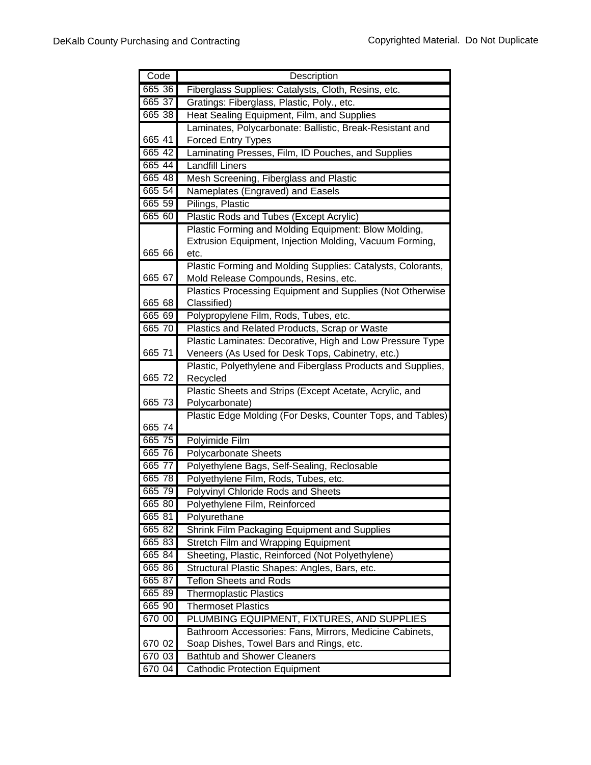| Code | Description |
| --- | --- |
| 665 36 | Fiberglass Supplies: Catalysts, Cloth, Resins, etc. |
| 665 37 | Gratings: Fiberglass, Plastic, Poly., etc. |
| 665 38 | Heat Sealing Equipment, Film, and Supplies |
| 665 41 | Laminates, Polycarbonate: Ballistic, Break-Resistant and Forced Entry Types |
| 665 42 | Laminating Presses, Film, ID Pouches, and Supplies |
| 665 44 | Landfill Liners |
| 665 48 | Mesh Screening, Fiberglass and Plastic |
| 665 54 | Nameplates (Engraved) and Easels |
| 665 59 | Pilings, Plastic |
| 665 60 | Plastic Rods and Tubes (Except Acrylic) |
| 665 66 | Plastic Forming and Molding Equipment: Blow Molding, Extrusion Equipment, Injection Molding, Vacuum Forming, etc. |
| 665 67 | Plastic Forming and Molding Supplies: Catalysts, Colorants, Mold Release Compounds, Resins, etc. |
| 665 68 | Plastics Processing Equipment and Supplies (Not Otherwise Classified) |
| 665 69 | Polypropylene Film, Rods, Tubes, etc. |
| 665 70 | Plastics and Related Products, Scrap or Waste |
| 665 71 | Plastic Laminates: Decorative, High and Low Pressure Type Veneers (As Used for Desk Tops, Cabinetry, etc.) |
| 665 72 | Plastic, Polyethylene and Fiberglass Products and Supplies, Recycled |
| 665 73 | Plastic Sheets and Strips (Except Acetate, Acrylic, and Polycarbonate) |
| 665 74 | Plastic Edge Molding (For Desks, Counter Tops, and Tables) |
| 665 75 | Polyimide Film |
| 665 76 | Polycarbonate Sheets |
| 665 77 | Polyethylene Bags, Self-Sealing, Reclosable |
| 665 78 | Polyethylene Film, Rods, Tubes, etc. |
| 665 79 | Polyvinyl Chloride Rods and Sheets |
| 665 80 | Polyethylene Film, Reinforced |
| 665 81 | Polyurethane |
| 665 82 | Shrink Film Packaging Equipment and Supplies |
| 665 83 | Stretch Film and Wrapping Equipment |
| 665 84 | Sheeting, Plastic, Reinforced (Not Polyethylene) |
| 665 86 | Structural Plastic Shapes: Angles, Bars, etc. |
| 665 87 | Teflon Sheets and Rods |
| 665 89 | Thermoplastic Plastics |
| 665 90 | Thermoset Plastics |
| 670 00 | PLUMBING EQUIPMENT, FIXTURES, AND SUPPLIES |
| 670 02 | Bathroom Accessories: Fans, Mirrors, Medicine Cabinets, Soap Dishes, Towel Bars and Rings, etc. |
| 670 03 | Bathtub and Shower Cleaners |
| 670 04 | Cathodic Protection Equipment |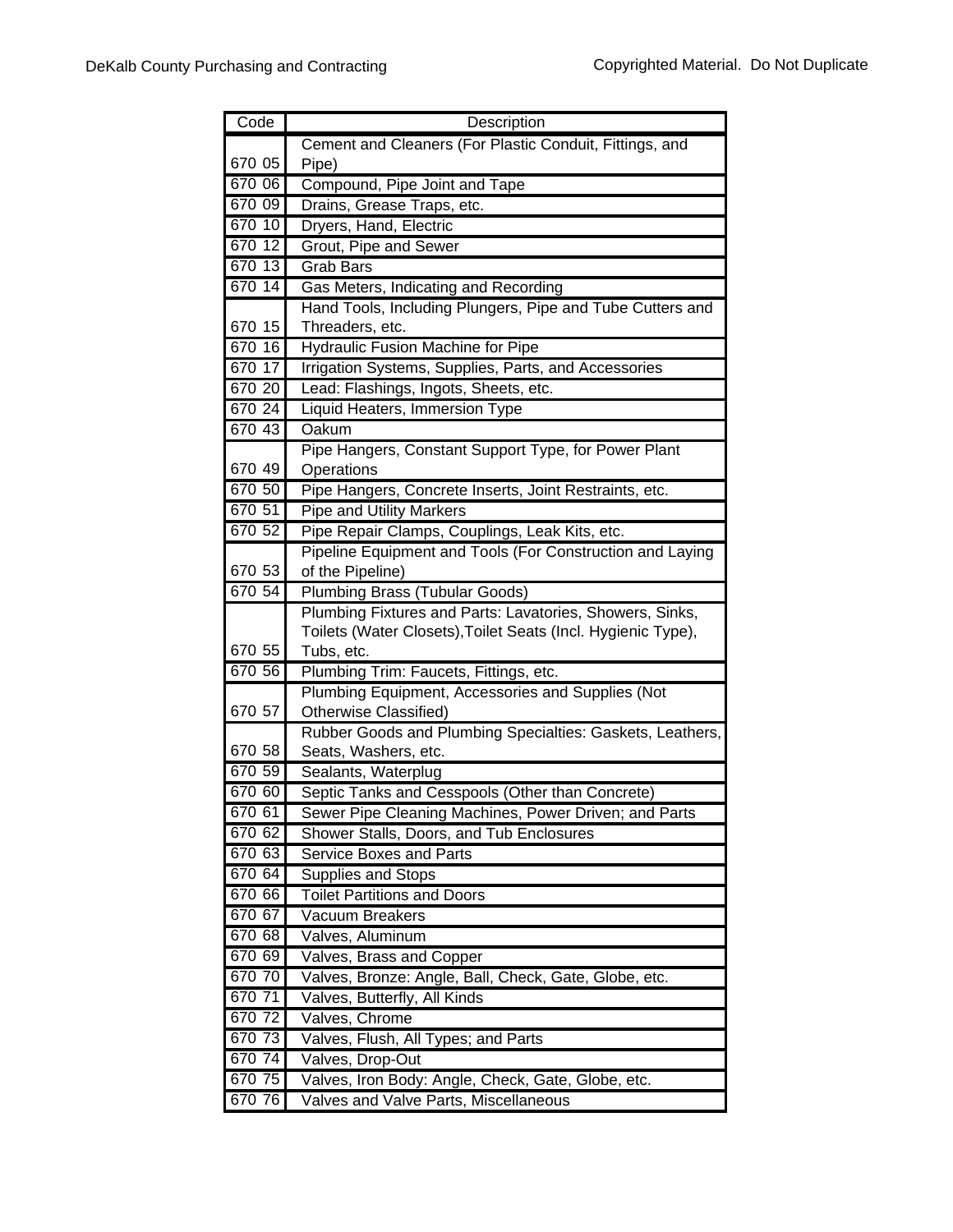| Code | Description |
|---|---|
| 670 05 | Cement and Cleaners (For Plastic Conduit, Fittings, and Pipe) |
| 670 06 | Compound, Pipe Joint and Tape |
| 670 09 | Drains, Grease Traps, etc. |
| 670 10 | Dryers, Hand, Electric |
| 670 12 | Grout, Pipe and Sewer |
| 670 13 | Grab Bars |
| 670 14 | Gas Meters, Indicating and Recording |
| 670 15 | Hand Tools, Including Plungers, Pipe and Tube Cutters and Threaders, etc. |
| 670 16 | Hydraulic Fusion Machine for Pipe |
| 670 17 | Irrigation Systems, Supplies, Parts, and Accessories |
| 670 20 | Lead: Flashings, Ingots, Sheets, etc. |
| 670 24 | Liquid Heaters, Immersion Type |
| 670 43 | Oakum |
| 670 49 | Pipe Hangers, Constant Support Type, for Power Plant Operations |
| 670 50 | Pipe Hangers, Concrete Inserts, Joint Restraints, etc. |
| 670 51 | Pipe and Utility Markers |
| 670 52 | Pipe Repair Clamps, Couplings, Leak Kits, etc. |
| 670 53 | Pipeline Equipment and Tools (For Construction and Laying of the Pipeline) |
| 670 54 | Plumbing Brass (Tubular Goods) |
| 670 55 | Plumbing Fixtures and Parts: Lavatories, Showers, Sinks, Toilets (Water Closets),Toilet Seats (Incl. Hygienic Type), Tubs, etc. |
| 670 56 | Plumbing Trim: Faucets, Fittings, etc. |
| 670 57 | Plumbing Equipment, Accessories and Supplies (Not Otherwise Classified) |
| 670 58 | Rubber Goods and Plumbing Specialties: Gaskets, Leathers, Seats, Washers, etc. |
| 670 59 | Sealants, Waterplug |
| 670 60 | Septic Tanks and Cesspools (Other than Concrete) |
| 670 61 | Sewer Pipe Cleaning Machines, Power Driven; and Parts |
| 670 62 | Shower Stalls, Doors, and Tub Enclosures |
| 670 63 | Service Boxes and Parts |
| 670 64 | Supplies and Stops |
| 670 66 | Toilet Partitions and Doors |
| 670 67 | Vacuum Breakers |
| 670 68 | Valves, Aluminum |
| 670 69 | Valves, Brass and Copper |
| 670 70 | Valves, Bronze: Angle, Ball, Check, Gate, Globe, etc. |
| 670 71 | Valves, Butterfly, All Kinds |
| 670 72 | Valves, Chrome |
| 670 73 | Valves, Flush, All Types; and Parts |
| 670 74 | Valves, Drop-Out |
| 670 75 | Valves, Iron Body: Angle, Check, Gate, Globe, etc. |
| 670 76 | Valves and Valve Parts, Miscellaneous |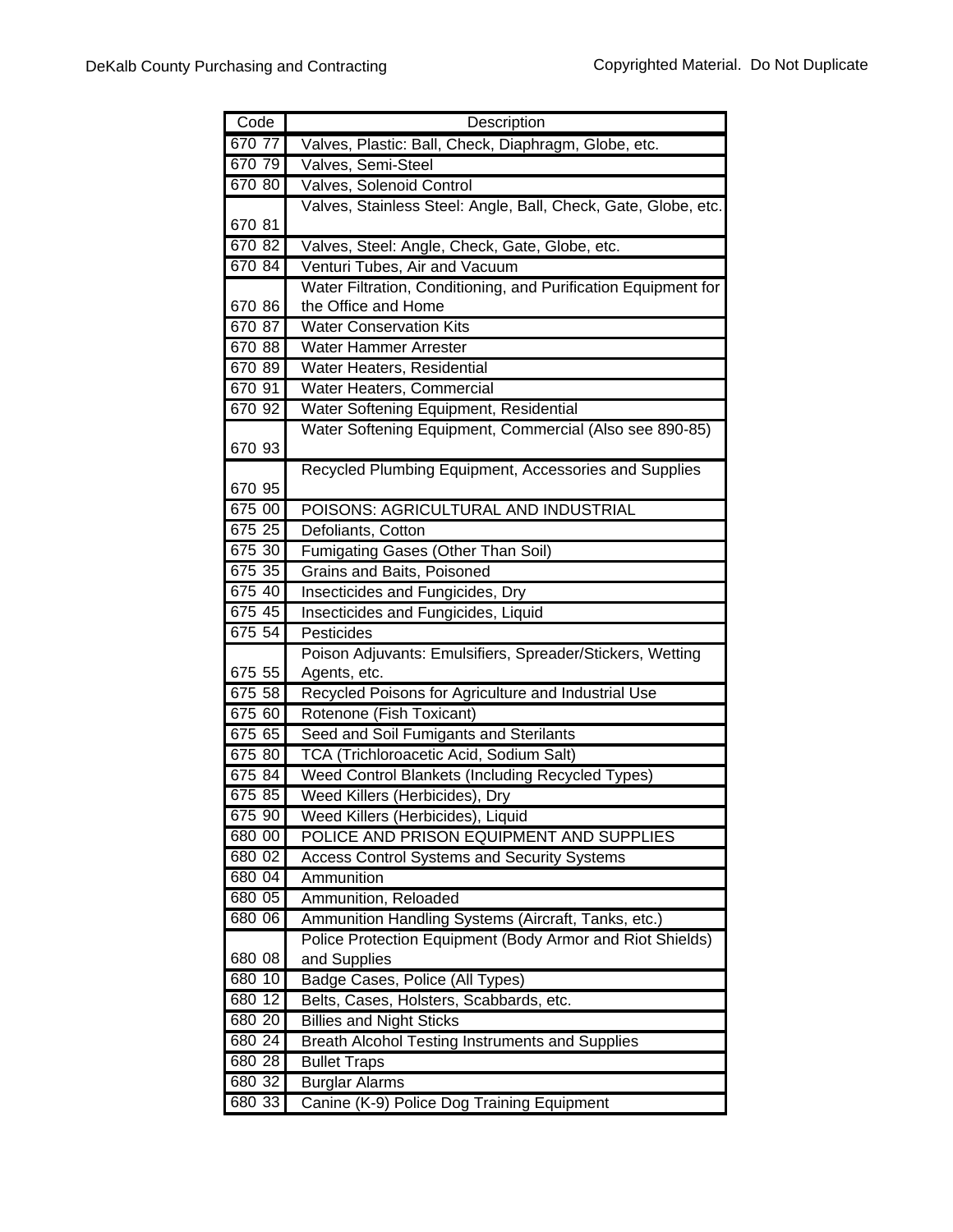| Code | Description |
|---|---|
| 670 77 | Valves, Plastic: Ball, Check, Diaphragm, Globe, etc. |
| 670 79 | Valves, Semi-Steel |
| 670 80 | Valves, Solenoid Control |
| 670 81 | Valves, Stainless Steel: Angle, Ball, Check, Gate, Globe, etc. |
| 670 82 | Valves, Steel: Angle, Check, Gate, Globe, etc. |
| 670 84 | Venturi Tubes, Air and Vacuum |
| 670 86 | Water Filtration, Conditioning, and Purification Equipment for the Office and Home |
| 670 87 | Water Conservation Kits |
| 670 88 | Water Hammer Arrester |
| 670 89 | Water Heaters, Residential |
| 670 91 | Water Heaters, Commercial |
| 670 92 | Water Softening Equipment, Residential |
| 670 93 | Water Softening Equipment, Commercial (Also see 890-85) |
| 670 95 | Recycled Plumbing Equipment, Accessories and Supplies |
| 675 00 | POISONS: AGRICULTURAL AND INDUSTRIAL |
| 675 25 | Defoliants, Cotton |
| 675 30 | Fumigating Gases (Other Than Soil) |
| 675 35 | Grains and Baits, Poisoned |
| 675 40 | Insecticides and Fungicides, Dry |
| 675 45 | Insecticides and Fungicides, Liquid |
| 675 54 | Pesticides |
| 675 55 | Poison Adjuvants: Emulsifiers, Spreader/Stickers, Wetting Agents, etc. |
| 675 58 | Recycled Poisons for Agriculture and Industrial Use |
| 675 60 | Rotenone (Fish Toxicant) |
| 675 65 | Seed and Soil Fumigants and Sterilants |
| 675 80 | TCA (Trichloroacetic Acid, Sodium Salt) |
| 675 84 | Weed Control Blankets (Including Recycled Types) |
| 675 85 | Weed Killers (Herbicides), Dry |
| 675 90 | Weed Killers (Herbicides), Liquid |
| 680 00 | POLICE AND PRISON EQUIPMENT AND SUPPLIES |
| 680 02 | Access Control Systems and Security Systems |
| 680 04 | Ammunition |
| 680 05 | Ammunition, Reloaded |
| 680 06 | Ammunition Handling Systems (Aircraft, Tanks, etc.) |
| 680 08 | Police Protection Equipment (Body Armor and Riot Shields) and Supplies |
| 680 10 | Badge Cases, Police (All Types) |
| 680 12 | Belts, Cases, Holsters, Scabbards, etc. |
| 680 20 | Billies and Night Sticks |
| 680 24 | Breath Alcohol Testing Instruments and Supplies |
| 680 28 | Bullet Traps |
| 680 32 | Burglar Alarms |
| 680 33 | Canine (K-9) Police Dog Training Equipment |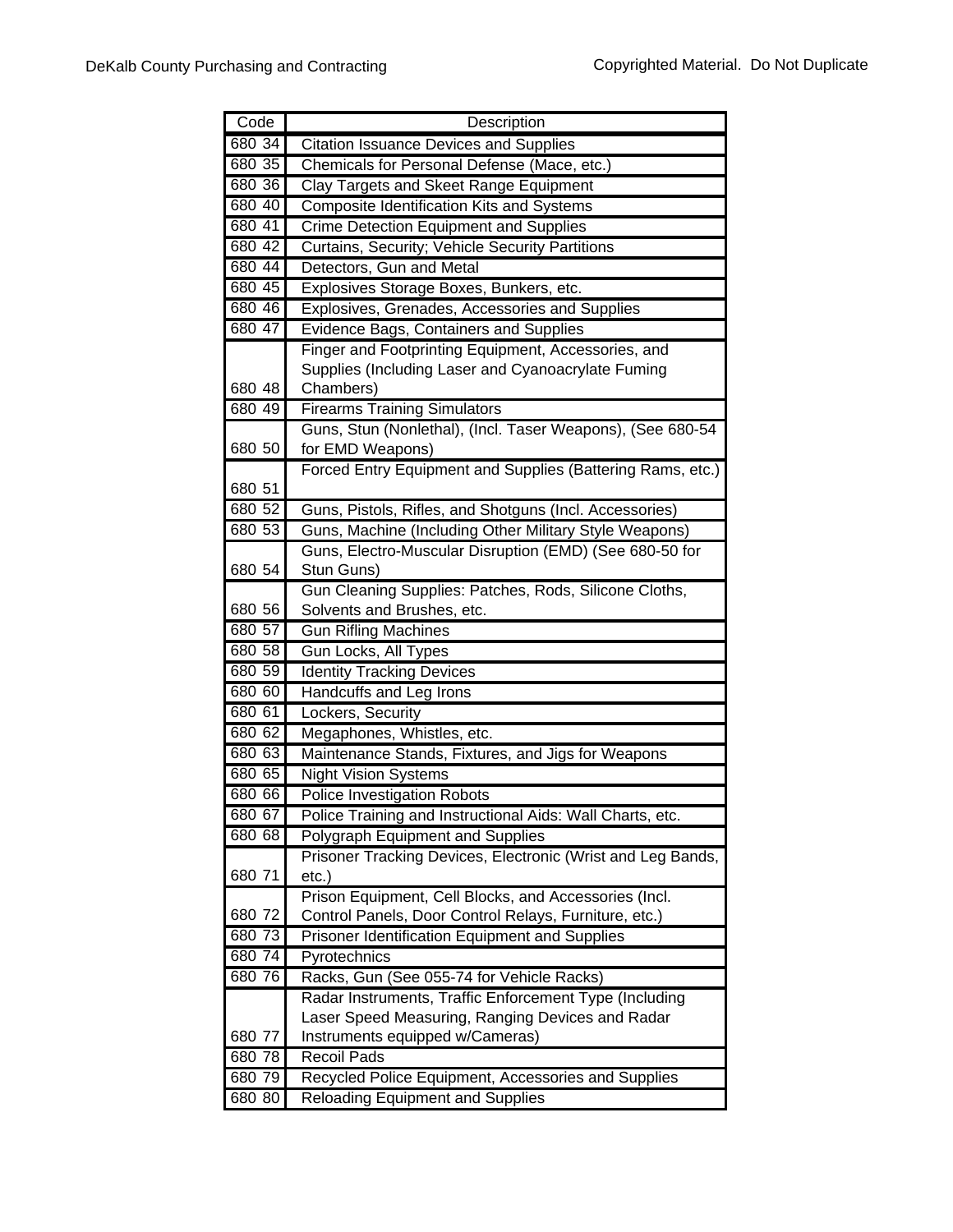| Code | Description |
| --- | --- |
| 680 34 | Citation Issuance Devices and Supplies |
| 680 35 | Chemicals for Personal Defense (Mace, etc.) |
| 680 36 | Clay Targets and Skeet Range Equipment |
| 680 40 | Composite Identification Kits and Systems |
| 680 41 | Crime Detection Equipment and Supplies |
| 680 42 | Curtains, Security; Vehicle Security Partitions |
| 680 44 | Detectors, Gun and Metal |
| 680 45 | Explosives Storage Boxes, Bunkers, etc. |
| 680 46 | Explosives, Grenades, Accessories and Supplies |
| 680 47 | Evidence Bags, Containers and Supplies |
| 680 48 | Finger and Footprinting Equipment, Accessories, and Supplies (Including Laser and Cyanoacrylate Fuming Chambers) |
| 680 49 | Firearms Training Simulators |
| 680 50 | Guns, Stun (Nonlethal), (Incl. Taser Weapons), (See 680-54 for EMD Weapons) |
| 680 51 | Forced Entry Equipment and Supplies (Battering Rams, etc.) |
| 680 52 | Guns, Pistols, Rifles, and Shotguns (Incl. Accessories) |
| 680 53 | Guns, Machine (Including Other Military Style Weapons) |
| 680 54 | Guns, Electro-Muscular Disruption (EMD) (See 680-50 for Stun Guns) |
| 680 56 | Gun Cleaning Supplies: Patches, Rods, Silicone Cloths, Solvents and Brushes, etc. |
| 680 57 | Gun Rifling Machines |
| 680 58 | Gun Locks, All Types |
| 680 59 | Identity Tracking Devices |
| 680 60 | Handcuffs and Leg Irons |
| 680 61 | Lockers, Security |
| 680 62 | Megaphones, Whistles, etc. |
| 680 63 | Maintenance Stands, Fixtures, and Jigs for Weapons |
| 680 65 | Night Vision Systems |
| 680 66 | Police Investigation Robots |
| 680 67 | Police Training and Instructional Aids: Wall Charts, etc. |
| 680 68 | Polygraph Equipment and Supplies |
| 680 71 | Prisoner Tracking Devices, Electronic (Wrist and Leg Bands, etc.) |
| 680 72 | Prison Equipment, Cell Blocks, and Accessories (Incl. Control Panels, Door Control Relays, Furniture, etc.) |
| 680 73 | Prisoner Identification Equipment and Supplies |
| 680 74 | Pyrotechnics |
| 680 76 | Racks, Gun (See 055-74 for Vehicle Racks) |
| 680 77 | Radar Instruments, Traffic Enforcement Type (Including Laser Speed Measuring, Ranging Devices and Radar Instruments equipped w/Cameras) |
| 680 78 | Recoil Pads |
| 680 79 | Recycled Police Equipment, Accessories and Supplies |
| 680 80 | Reloading Equipment and Supplies |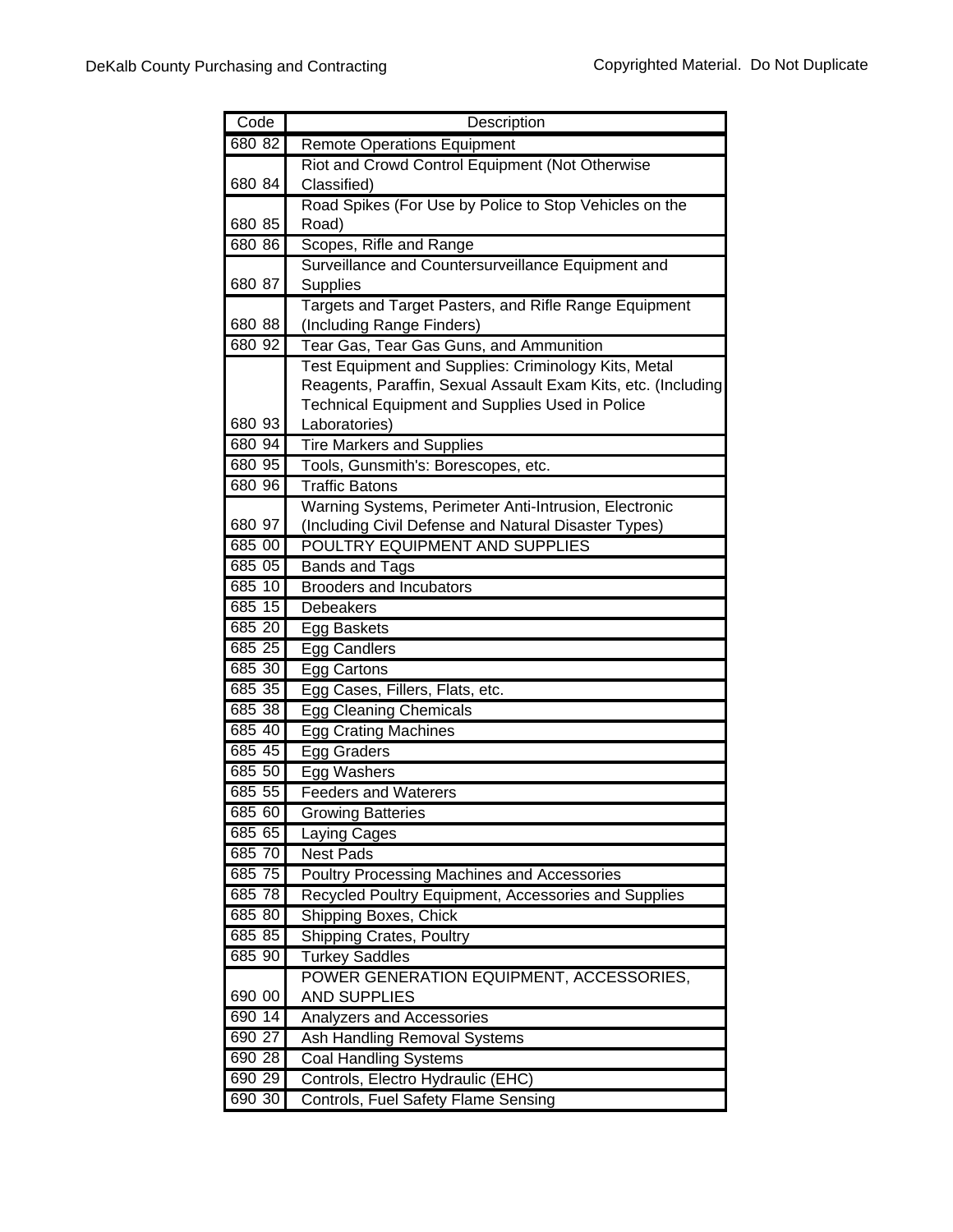| Code | Description |
| --- | --- |
| 680 82 | Remote Operations Equipment |
| 680 84 | Riot and Crowd Control Equipment (Not Otherwise Classified) |
| 680 85 | Road Spikes (For Use by Police to Stop Vehicles on the Road) |
| 680 86 | Scopes, Rifle and Range |
| 680 87 | Surveillance and Countersurveillance Equipment and Supplies |
| 680 88 | Targets and Target Pasters, and Rifle Range Equipment (Including Range Finders) |
| 680 92 | Tear Gas, Tear Gas Guns, and Ammunition |
| 680 93 | Test Equipment and Supplies: Criminology Kits, Metal Reagents, Paraffin, Sexual Assault Exam Kits, etc. (Including Technical Equipment and Supplies Used in Police Laboratories) |
| 680 94 | Tire Markers and Supplies |
| 680 95 | Tools, Gunsmith's: Borescopes, etc. |
| 680 96 | Traffic Batons |
| 680 97 | Warning Systems, Perimeter Anti-Intrusion, Electronic (Including Civil Defense and Natural Disaster Types) |
| 685 00 | POULTRY EQUIPMENT AND SUPPLIES |
| 685 05 | Bands and Tags |
| 685 10 | Brooders and Incubators |
| 685 15 | Debeakers |
| 685 20 | Egg Baskets |
| 685 25 | Egg Candlers |
| 685 30 | Egg Cartons |
| 685 35 | Egg Cases, Fillers, Flats, etc. |
| 685 38 | Egg Cleaning Chemicals |
| 685 40 | Egg Crating Machines |
| 685 45 | Egg Graders |
| 685 50 | Egg Washers |
| 685 55 | Feeders and Waterers |
| 685 60 | Growing Batteries |
| 685 65 | Laying Cages |
| 685 70 | Nest Pads |
| 685 75 | Poultry Processing Machines and Accessories |
| 685 78 | Recycled Poultry Equipment, Accessories and Supplies |
| 685 80 | Shipping Boxes, Chick |
| 685 85 | Shipping Crates, Poultry |
| 685 90 | Turkey Saddles |
| 690 00 | POWER GENERATION EQUIPMENT, ACCESSORIES, AND SUPPLIES |
| 690 14 | Analyzers and Accessories |
| 690 27 | Ash Handling Removal Systems |
| 690 28 | Coal Handling Systems |
| 690 29 | Controls, Electro Hydraulic (EHC) |
| 690 30 | Controls, Fuel Safety Flame Sensing |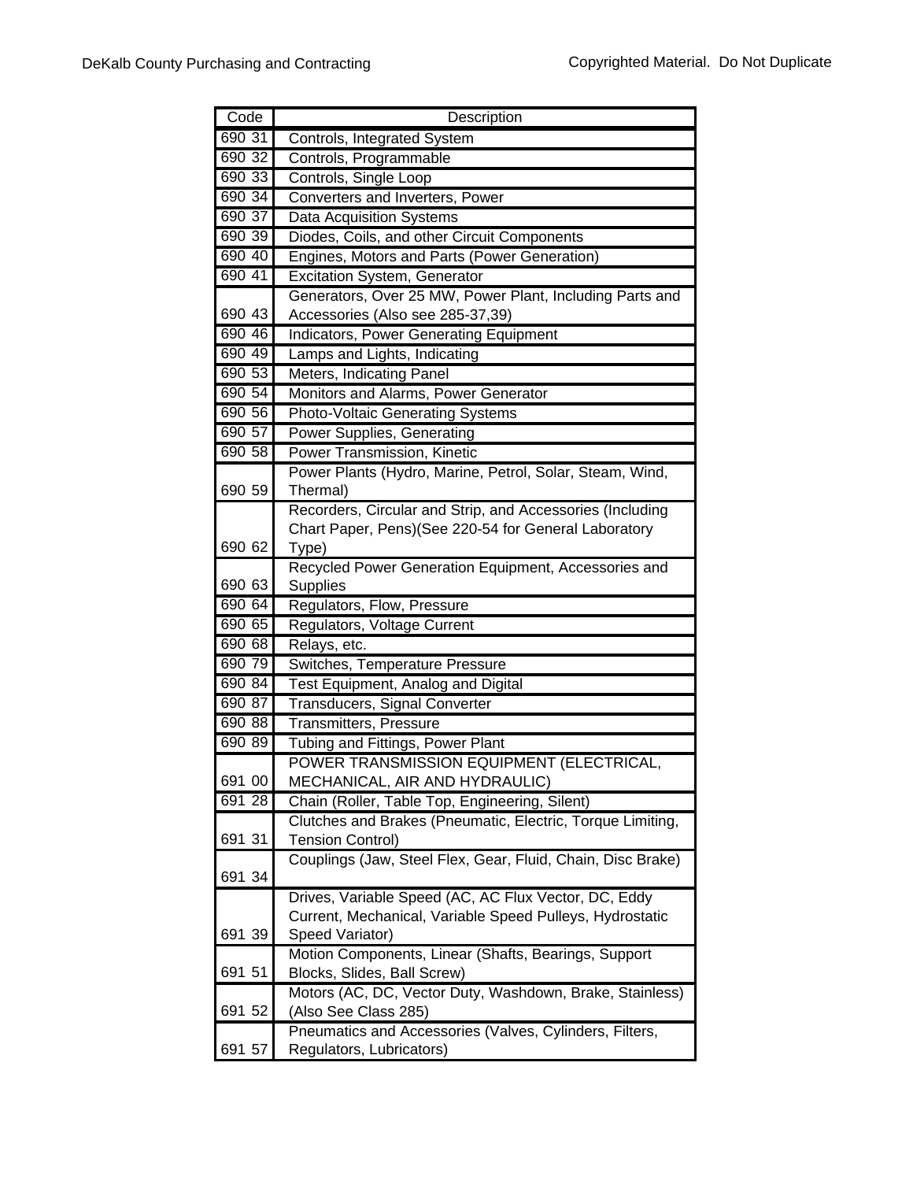| Code | Description |
|---|---|
| 690 31 | Controls, Integrated System |
| 690 32 | Controls, Programmable |
| 690 33 | Controls, Single Loop |
| 690 34 | Converters and Inverters, Power |
| 690 37 | Data Acquisition Systems |
| 690 39 | Diodes, Coils, and other Circuit Components |
| 690 40 | Engines, Motors and Parts (Power Generation) |
| 690 41 | Excitation System, Generator |
| 690 43 | Generators, Over 25 MW, Power Plant, Including Parts and Accessories (Also see 285-37,39) |
| 690 46 | Indicators, Power Generating Equipment |
| 690 49 | Lamps and Lights, Indicating |
| 690 53 | Meters, Indicating Panel |
| 690 54 | Monitors and Alarms, Power Generator |
| 690 56 | Photo-Voltaic Generating Systems |
| 690 57 | Power Supplies, Generating |
| 690 58 | Power Transmission, Kinetic |
| 690 59 | Power Plants (Hydro, Marine, Petrol, Solar, Steam, Wind, Thermal) |
| 690 62 | Recorders, Circular and Strip, and Accessories (Including Chart Paper, Pens)(See 220-54 for General Laboratory Type) |
| 690 63 | Recycled Power Generation Equipment, Accessories and Supplies |
| 690 64 | Regulators, Flow, Pressure |
| 690 65 | Regulators, Voltage Current |
| 690 68 | Relays, etc. |
| 690 79 | Switches, Temperature Pressure |
| 690 84 | Test Equipment, Analog and Digital |
| 690 87 | Transducers, Signal Converter |
| 690 88 | Transmitters, Pressure |
| 690 89 | Tubing and Fittings, Power Plant |
| 691 00 | POWER TRANSMISSION EQUIPMENT (ELECTRICAL, MECHANICAL, AIR AND HYDRAULIC) |
| 691 28 | Chain (Roller, Table Top, Engineering, Silent) |
| 691 31 | Clutches and Brakes (Pneumatic, Electric, Torque Limiting, Tension Control) |
| 691 34 | Couplings (Jaw, Steel Flex, Gear, Fluid, Chain, Disc Brake) |
| 691 39 | Drives, Variable Speed (AC, AC Flux Vector, DC, Eddy Current, Mechanical, Variable Speed Pulleys, Hydrostatic Speed Variator) |
| 691 51 | Motion Components, Linear (Shafts, Bearings, Support Blocks, Slides, Ball Screw) |
| 691 52 | Motors (AC, DC, Vector Duty, Washdown, Brake, Stainless) (Also See Class 285) |
| 691 57 | Pneumatics and Accessories (Valves, Cylinders, Filters, Regulators, Lubricators) |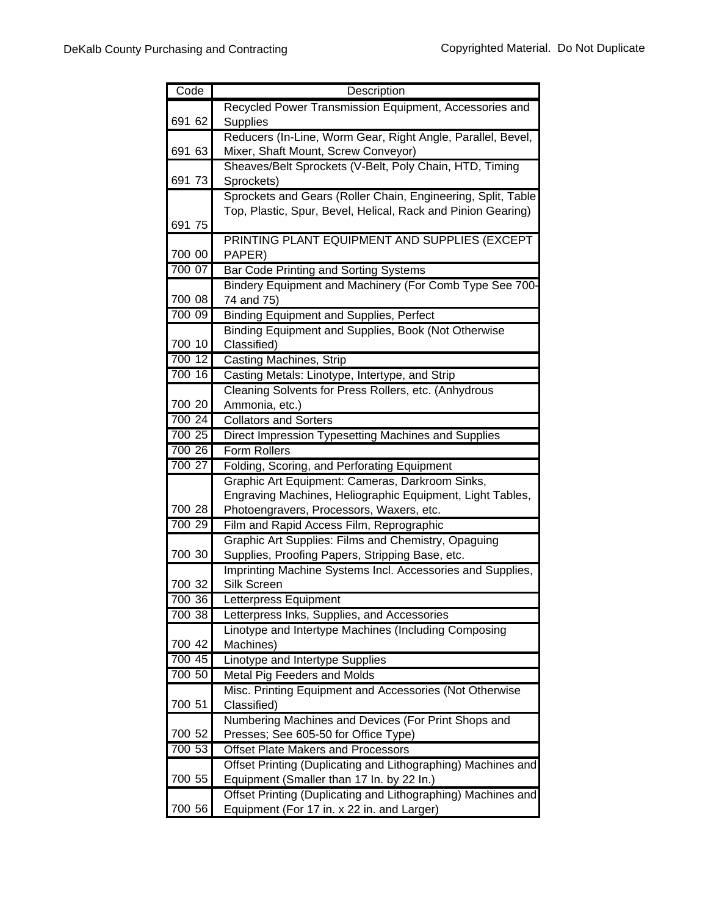| Code | Description |
| --- | --- |
| 691 62 | Recycled Power Transmission Equipment, Accessories and Supplies |
| 691 63 | Reducers (In-Line, Worm Gear, Right Angle, Parallel, Bevel, Mixer, Shaft Mount, Screw Conveyor) |
| 691 73 | Sheaves/Belt Sprockets (V-Belt, Poly Chain, HTD, Timing Sprockets) |
| 691 75 | Sprockets and Gears (Roller Chain, Engineering, Split, Table Top, Plastic, Spur, Bevel, Helical, Rack and Pinion Gearing) |
| 700 00 | PRINTING PLANT EQUIPMENT AND SUPPLIES (EXCEPT PAPER) |
| 700 07 | Bar Code Printing and Sorting Systems |
| 700 08 | Bindery Equipment and Machinery (For Comb Type See 700-74 and 75) |
| 700 09 | Binding Equipment and Supplies, Perfect |
| 700 10 | Binding Equipment and Supplies, Book (Not Otherwise Classified) |
| 700 12 | Casting Machines, Strip |
| 700 16 | Casting Metals: Linotype, Intertype, and Strip |
| 700 20 | Cleaning Solvents for Press Rollers, etc. (Anhydrous Ammonia, etc.) |
| 700 24 | Collators and Sorters |
| 700 25 | Direct Impression Typesetting Machines and Supplies |
| 700 26 | Form Rollers |
| 700 27 | Folding, Scoring, and Perforating Equipment |
| 700 28 | Graphic Art Equipment: Cameras, Darkroom Sinks, Engraving Machines, Heliographic Equipment, Light Tables, Photoengravers, Processors, Waxers, etc. |
| 700 29 | Film and Rapid Access Film, Reprographic |
| 700 30 | Graphic Art Supplies: Films and Chemistry, Opaguing Supplies, Proofing Papers, Stripping Base, etc. |
| 700 32 | Imprinting Machine Systems Incl. Accessories and Supplies, Silk Screen |
| 700 36 | Letterpress Equipment |
| 700 38 | Letterpress Inks, Supplies, and Accessories |
| 700 42 | Linotype and Intertype Machines (Including Composing Machines) |
| 700 45 | Linotype and Intertype Supplies |
| 700 50 | Metal Pig Feeders and Molds |
| 700 51 | Misc. Printing Equipment and Accessories (Not Otherwise Classified) |
| 700 52 | Numbering Machines and Devices (For Print Shops and Presses; See 605-50 for Office Type) |
| 700 53 | Offset Plate Makers and Processors |
| 700 55 | Offset Printing (Duplicating and Lithographing) Machines and Equipment (Smaller than 17 In. by 22 In.) |
| 700 56 | Offset Printing (Duplicating and Lithographing) Machines and Equipment (For 17 in. x 22 in. and Larger) |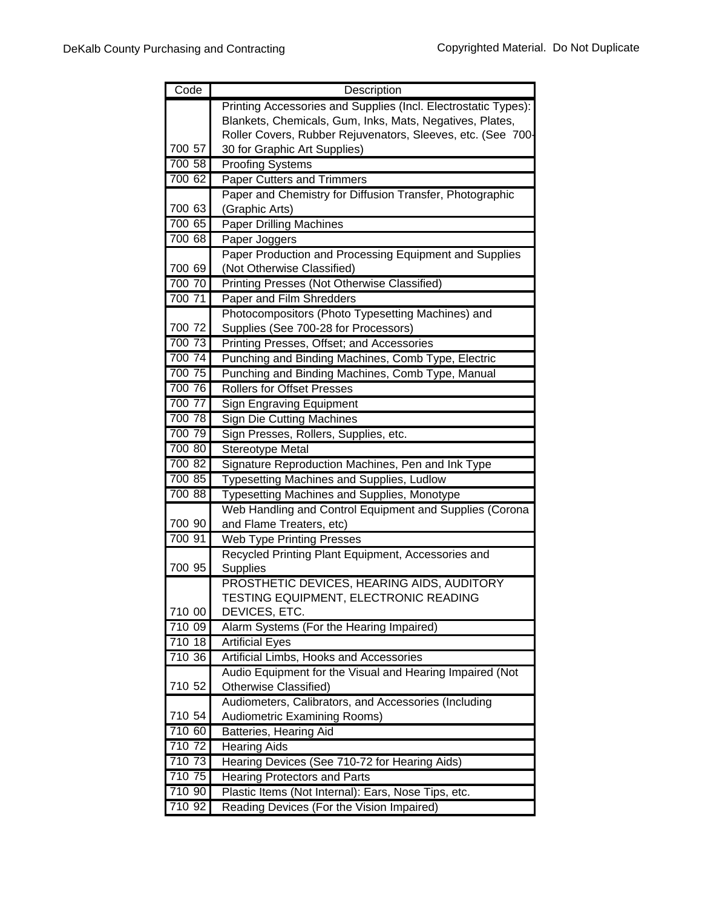| Code | Description |
|---|---|
| 700 57 | Printing Accessories and Supplies (Incl. Electrostatic Types): Blankets, Chemicals, Gum, Inks, Mats, Negatives, Plates, Roller Covers, Rubber Rejuvenators, Sleeves, etc. (See 700-30 for Graphic Art Supplies) |
| 700 58 | Proofing Systems |
| 700 62 | Paper Cutters and Trimmers |
| 700 63 | Paper and Chemistry for Diffusion Transfer, Photographic (Graphic Arts) |
| 700 65 | Paper Drilling Machines |
| 700 68 | Paper Joggers |
| 700 69 | Paper Production and Processing Equipment and Supplies (Not Otherwise Classified) |
| 700 70 | Printing Presses (Not Otherwise Classified) |
| 700 71 | Paper and Film Shredders |
| 700 72 | Photocompositors (Photo Typesetting Machines) and Supplies (See 700-28 for Processors) |
| 700 73 | Printing Presses, Offset; and Accessories |
| 700 74 | Punching and Binding Machines, Comb Type, Electric |
| 700 75 | Punching and Binding Machines, Comb Type, Manual |
| 700 76 | Rollers for Offset Presses |
| 700 77 | Sign Engraving Equipment |
| 700 78 | Sign Die Cutting Machines |
| 700 79 | Sign Presses, Rollers, Supplies, etc. |
| 700 80 | Stereotype Metal |
| 700 82 | Signature Reproduction Machines, Pen and Ink Type |
| 700 85 | Typesetting Machines and Supplies, Ludlow |
| 700 88 | Typesetting Machines and Supplies, Monotype |
| 700 90 | Web Handling and Control Equipment and Supplies (Corona and Flame Treaters, etc) |
| 700 91 | Web Type Printing Presses |
| 700 95 | Recycled Printing Plant Equipment, Accessories and Supplies |
| 710 00 | PROSTHETIC DEVICES, HEARING AIDS, AUDITORY TESTING EQUIPMENT, ELECTRONIC READING DEVICES, ETC. |
| 710 09 | Alarm Systems (For the Hearing Impaired) |
| 710 18 | Artificial Eyes |
| 710 36 | Artificial Limbs, Hooks and Accessories |
| 710 52 | Audio Equipment for the Visual and Hearing Impaired (Not Otherwise Classified) |
| 710 54 | Audiometers, Calibrators, and Accessories (Including Audiometric Examining Rooms) |
| 710 60 | Batteries, Hearing Aid |
| 710 72 | Hearing Aids |
| 710 73 | Hearing Devices (See 710-72 for Hearing Aids) |
| 710 75 | Hearing Protectors and Parts |
| 710 90 | Plastic Items (Not Internal): Ears, Nose Tips, etc. |
| 710 92 | Reading Devices (For the Vision Impaired) |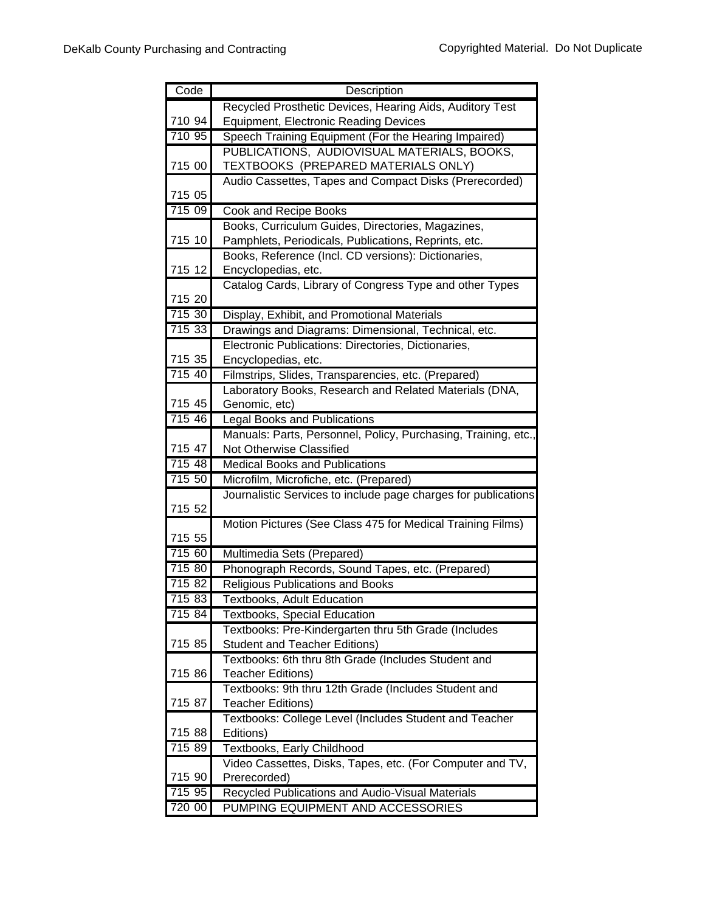| Code | Description |
|---|---|
| 710 94 | Recycled Prosthetic Devices, Hearing Aids, Auditory Test Equipment, Electronic Reading Devices |
| 710 95 | Speech Training Equipment (For the Hearing Impaired) |
| 715 00 | PUBLICATIONS, AUDIOVISUAL MATERIALS, BOOKS, TEXTBOOKS (PREPARED MATERIALS ONLY) |
| 715 05 | Audio Cassettes, Tapes and Compact Disks (Prerecorded) |
| 715 09 | Cook and Recipe Books |
| 715 10 | Books, Curriculum Guides, Directories, Magazines, Pamphlets, Periodicals, Publications, Reprints, etc. |
| 715 12 | Books, Reference (Incl. CD versions): Dictionaries, Encyclopedias, etc. |
| 715 20 | Catalog Cards, Library of Congress Type and other Types |
| 715 30 | Display, Exhibit, and Promotional Materials |
| 715 33 | Drawings and Diagrams: Dimensional, Technical, etc. |
| 715 35 | Electronic Publications: Directories, Dictionaries, Encyclopedias, etc. |
| 715 40 | Filmstrips, Slides, Transparencies, etc. (Prepared) |
| 715 45 | Laboratory Books, Research and Related Materials (DNA, Genomic, etc) |
| 715 46 | Legal Books and Publications |
| 715 47 | Manuals: Parts, Personnel, Policy, Purchasing, Training, etc., Not Otherwise Classified |
| 715 48 | Medical Books and Publications |
| 715 50 | Microfilm, Microfiche, etc. (Prepared) |
| 715 52 | Journalistic Services to include page charges for publications |
| 715 55 | Motion Pictures (See Class 475 for Medical Training Films) |
| 715 60 | Multimedia Sets (Prepared) |
| 715 80 | Phonograph Records, Sound Tapes, etc. (Prepared) |
| 715 82 | Religious Publications and Books |
| 715 83 | Textbooks, Adult Education |
| 715 84 | Textbooks, Special Education |
| 715 85 | Textbooks: Pre-Kindergarten thru 5th Grade (Includes Student and Teacher Editions) |
| 715 86 | Textbooks: 6th thru 8th Grade (Includes Student and Teacher Editions) |
| 715 87 | Textbooks: 9th thru 12th Grade (Includes Student and Teacher Editions) |
| 715 88 | Textbooks: College Level (Includes Student and Teacher Editions) |
| 715 89 | Textbooks, Early Childhood |
| 715 90 | Video Cassettes, Disks, Tapes, etc. (For Computer and TV, Prerecorded) |
| 715 95 | Recycled Publications and Audio-Visual Materials |
| 720 00 | PUMPING EQUIPMENT AND ACCESSORIES |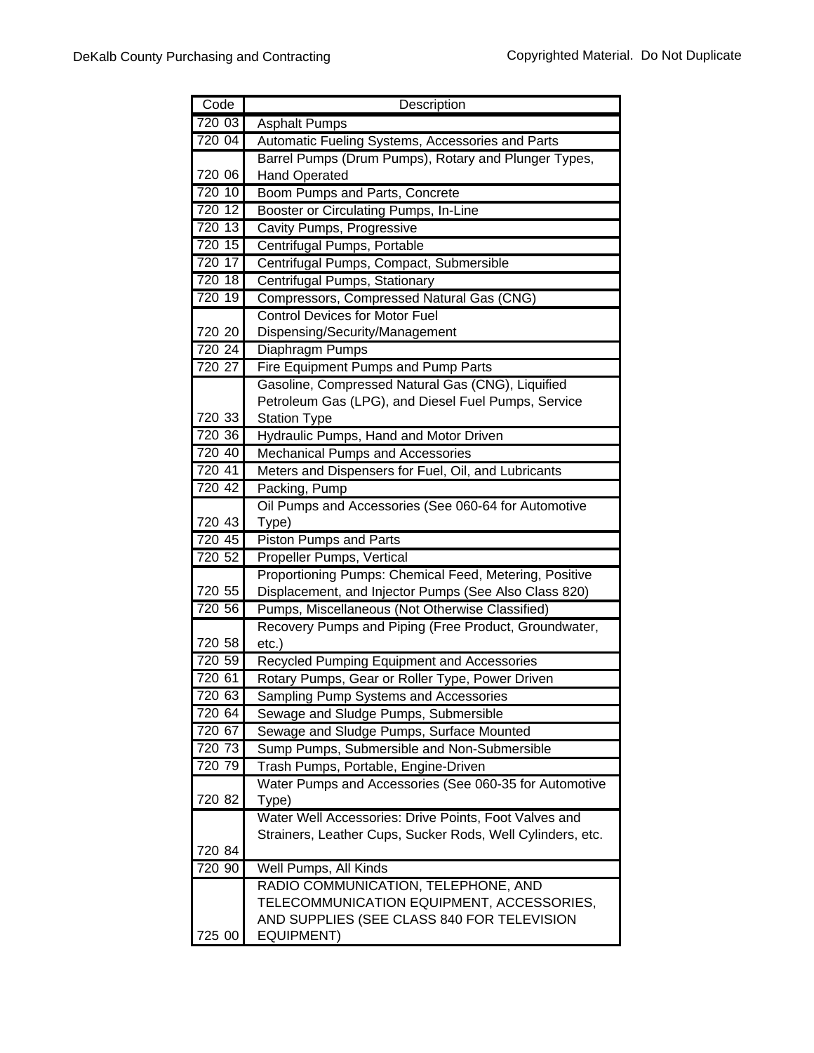| Code | Description |
|---|---|
| 720 03 | Asphalt Pumps |
| 720 04 | Automatic Fueling Systems, Accessories and Parts |
| 720 06 | Barrel Pumps (Drum Pumps), Rotary and Plunger Types, Hand Operated |
| 720 10 | Boom Pumps and Parts, Concrete |
| 720 12 | Booster or Circulating Pumps, In-Line |
| 720 13 | Cavity Pumps, Progressive |
| 720 15 | Centrifugal Pumps, Portable |
| 720 17 | Centrifugal Pumps, Compact, Submersible |
| 720 18 | Centrifugal Pumps, Stationary |
| 720 19 | Compressors, Compressed Natural Gas (CNG) |
| 720 20 | Control Devices for Motor Fuel Dispensing/Security/Management |
| 720 24 | Diaphragm Pumps |
| 720 27 | Fire Equipment Pumps and Pump Parts |
| 720 33 | Gasoline, Compressed Natural Gas (CNG), Liquified Petroleum Gas (LPG), and Diesel Fuel Pumps, Service Station Type |
| 720 36 | Hydraulic Pumps, Hand and Motor Driven |
| 720 40 | Mechanical Pumps and Accessories |
| 720 41 | Meters and Dispensers for Fuel, Oil, and Lubricants |
| 720 42 | Packing, Pump |
| 720 43 | Oil Pumps and Accessories (See 060-64 for Automotive Type) |
| 720 45 | Piston Pumps and Parts |
| 720 52 | Propeller Pumps, Vertical |
| 720 55 | Proportioning Pumps: Chemical Feed, Metering, Positive Displacement, and Injector Pumps (See Also Class 820) |
| 720 56 | Pumps, Miscellaneous (Not Otherwise Classified) |
| 720 58 | Recovery Pumps and Piping (Free Product, Groundwater, etc.) |
| 720 59 | Recycled Pumping Equipment and Accessories |
| 720 61 | Rotary Pumps, Gear or Roller Type, Power Driven |
| 720 63 | Sampling Pump Systems and Accessories |
| 720 64 | Sewage and Sludge Pumps, Submersible |
| 720 67 | Sewage and Sludge Pumps, Surface Mounted |
| 720 73 | Sump Pumps, Submersible and Non-Submersible |
| 720 79 | Trash Pumps, Portable, Engine-Driven |
| 720 82 | Water Pumps and Accessories (See 060-35 for Automotive Type) |
| 720 84 | Water Well Accessories: Drive Points, Foot Valves and Strainers, Leather Cups, Sucker Rods, Well Cylinders, etc. |
| 720 90 | Well Pumps, All Kinds |
| 725 00 | RADIO COMMUNICATION, TELEPHONE, AND TELECOMMUNICATION EQUIPMENT, ACCESSORIES, AND SUPPLIES (SEE CLASS 840 FOR TELEVISION EQUIPMENT) |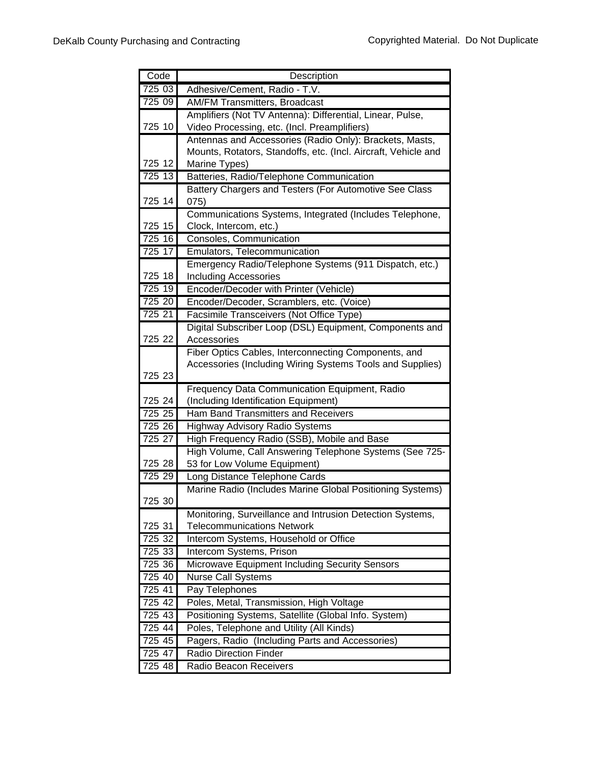| Code | Description |
| --- | --- |
| 725 03 | Adhesive/Cement, Radio - T.V. |
| 725 09 | AM/FM Transmitters, Broadcast |
| 725 10 | Amplifiers (Not TV Antenna): Differential, Linear, Pulse, Video Processing, etc. (Incl. Preamplifiers) |
| 725 12 | Antennas and Accessories (Radio Only): Brackets, Masts, Mounts, Rotators, Standoffs, etc. (Incl. Aircraft, Vehicle and Marine Types) |
| 725 13 | Batteries, Radio/Telephone Communication |
| 725 14 | Battery Chargers and Testers (For Automotive See Class 075) |
| 725 15 | Communications Systems, Integrated (Includes Telephone, Clock, Intercom, etc.) |
| 725 16 | Consoles, Communication |
| 725 17 | Emulators, Telecommunication |
| 725 18 | Emergency Radio/Telephone Systems (911 Dispatch, etc.) Including Accessories |
| 725 19 | Encoder/Decoder with Printer (Vehicle) |
| 725 20 | Encoder/Decoder, Scramblers, etc. (Voice) |
| 725 21 | Facsimile Transceivers (Not Office Type) |
| 725 22 | Digital Subscriber Loop (DSL) Equipment, Components and Accessories |
| 725 23 | Fiber Optics Cables, Interconnecting Components, and Accessories (Including Wiring Systems Tools and Supplies) |
| 725 24 | Frequency Data Communication Equipment, Radio (Including Identification Equipment) |
| 725 25 | Ham Band Transmitters and Receivers |
| 725 26 | Highway Advisory Radio Systems |
| 725 27 | High Frequency Radio (SSB), Mobile and Base |
| 725 28 | High Volume, Call Answering Telephone Systems (See 725-53 for Low Volume Equipment) |
| 725 29 | Long Distance Telephone Cards |
| 725 30 | Marine Radio (Includes Marine Global Positioning Systems) |
| 725 31 | Monitoring, Surveillance and Intrusion Detection Systems, Telecommunications Network |
| 725 32 | Intercom Systems, Household or Office |
| 725 33 | Intercom Systems, Prison |
| 725 36 | Microwave Equipment Including Security Sensors |
| 725 40 | Nurse Call Systems |
| 725 41 | Pay Telephones |
| 725 42 | Poles, Metal, Transmission, High Voltage |
| 725 43 | Positioning Systems, Satellite (Global Info. System) |
| 725 44 | Poles, Telephone and Utility (All Kinds) |
| 725 45 | Pagers, Radio (Including Parts and Accessories) |
| 725 47 | Radio Direction Finder |
| 725 48 | Radio Beacon Receivers |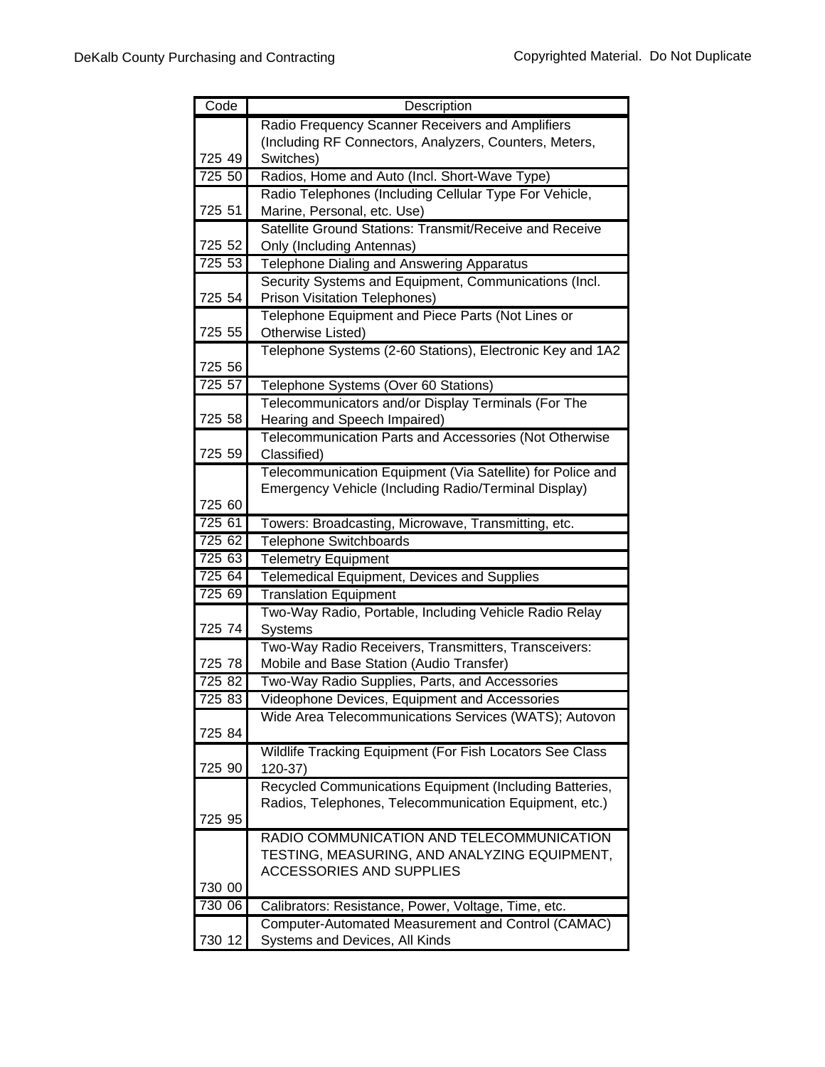| Code | Description |
| --- | --- |
| 725 49 | Radio Frequency Scanner Receivers and Amplifiers (Including RF Connectors, Analyzers, Counters, Meters, Switches) |
| 725 50 | Radios, Home and Auto (Incl. Short-Wave Type) |
| 725 51 | Radio Telephones (Including Cellular Type For Vehicle, Marine, Personal, etc. Use) |
| 725 52 | Satellite Ground Stations: Transmit/Receive and Receive Only (Including Antennas) |
| 725 53 | Telephone Dialing and Answering Apparatus |
| 725 54 | Security Systems and Equipment, Communications (Incl. Prison Visitation Telephones) |
| 725 55 | Telephone Equipment and Piece Parts (Not Lines or Otherwise Listed) |
| 725 56 | Telephone Systems (2-60 Stations), Electronic Key and 1A2 |
| 725 57 | Telephone Systems (Over 60 Stations) |
| 725 58 | Telecommunicators and/or Display Terminals (For The Hearing and Speech Impaired) |
| 725 59 | Telecommunication Parts and Accessories (Not Otherwise Classified) |
| 725 60 | Telecommunication Equipment (Via Satellite) for Police and Emergency Vehicle (Including Radio/Terminal Display) |
| 725 61 | Towers: Broadcasting, Microwave, Transmitting, etc. |
| 725 62 | Telephone Switchboards |
| 725 63 | Telemetry Equipment |
| 725 64 | Telemedical Equipment, Devices and Supplies |
| 725 69 | Translation Equipment |
| 725 74 | Two-Way Radio, Portable, Including Vehicle Radio Relay Systems |
| 725 78 | Two-Way Radio Receivers, Transmitters, Transceivers: Mobile and Base Station (Audio Transfer) |
| 725 82 | Two-Way Radio Supplies, Parts, and Accessories |
| 725 83 | Videophone Devices, Equipment and Accessories |
| 725 84 | Wide Area Telecommunications Services (WATS); Autovon |
| 725 90 | Wildlife Tracking Equipment (For Fish Locators See Class 120-37) |
| 725 95 | Recycled Communications Equipment (Including Batteries, Radios, Telephones, Telecommunication Equipment, etc.) |
| 730 00 | RADIO COMMUNICATION AND TELECOMMUNICATION TESTING, MEASURING, AND ANALYZING EQUIPMENT, ACCESSORIES AND SUPPLIES |
| 730 06 | Calibrators: Resistance, Power, Voltage, Time, etc. |
| 730 12 | Computer-Automated Measurement and Control (CAMAC) Systems and Devices, All Kinds |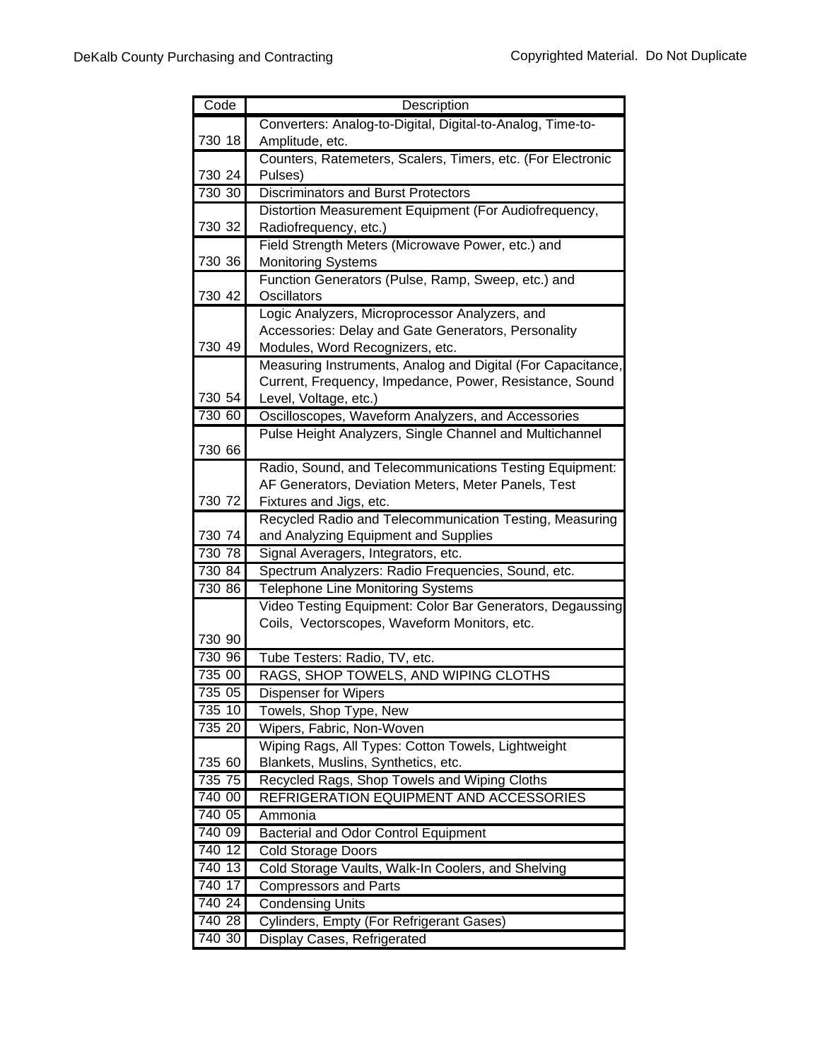| Code | Description |
|---|---|
| 730 18 | Converters: Analog-to-Digital, Digital-to-Analog, Time-to-Amplitude, etc. |
| 730 24 | Counters, Ratemeters, Scalers, Timers, etc. (For Electronic Pulses) |
| 730 30 | Discriminators and Burst Protectors |
| 730 32 | Distortion Measurement Equipment (For Audiofrequency, Radiofrequency, etc.) |
| 730 36 | Field Strength Meters (Microwave Power, etc.) and Monitoring Systems |
| 730 42 | Function Generators (Pulse, Ramp, Sweep, etc.) and Oscillators |
| 730 49 | Logic Analyzers, Microprocessor Analyzers, and Accessories: Delay and Gate Generators, Personality Modules, Word Recognizers, etc. |
| 730 54 | Measuring Instruments, Analog and Digital (For Capacitance, Current, Frequency, Impedance, Power, Resistance, Sound Level, Voltage, etc.) |
| 730 60 | Oscilloscopes, Waveform Analyzers, and Accessories |
| 730 66 | Pulse Height Analyzers, Single Channel and Multichannel |
| 730 72 | Radio, Sound, and Telecommunications Testing Equipment: AF Generators, Deviation Meters, Meter Panels, Test Fixtures and Jigs, etc. |
| 730 74 | Recycled Radio and Telecommunication Testing, Measuring and Analyzing Equipment and Supplies |
| 730 78 | Signal Averagers, Integrators, etc. |
| 730 84 | Spectrum Analyzers: Radio Frequencies, Sound, etc. |
| 730 86 | Telephone Line Monitoring Systems |
| 730 90 | Video Testing Equipment: Color Bar Generators, Degaussing Coils, Vectorscopes, Waveform Monitors, etc. |
| 730 96 | Tube Testers: Radio, TV, etc. |
| 735 00 | RAGS, SHOP TOWELS, AND WIPING CLOTHS |
| 735 05 | Dispenser for Wipers |
| 735 10 | Towels, Shop Type, New |
| 735 20 | Wipers, Fabric, Non-Woven |
| 735 60 | Wiping Rags, All Types: Cotton Towels, Lightweight Blankets, Muslins, Synthetics, etc. |
| 735 75 | Recycled Rags, Shop Towels and Wiping Cloths |
| 740 00 | REFRIGERATION EQUIPMENT AND ACCESSORIES |
| 740 05 | Ammonia |
| 740 09 | Bacterial and Odor Control Equipment |
| 740 12 | Cold Storage Doors |
| 740 13 | Cold Storage Vaults, Walk-In Coolers, and Shelving |
| 740 17 | Compressors and Parts |
| 740 24 | Condensing Units |
| 740 28 | Cylinders, Empty (For Refrigerant Gases) |
| 740 30 | Display Cases, Refrigerated |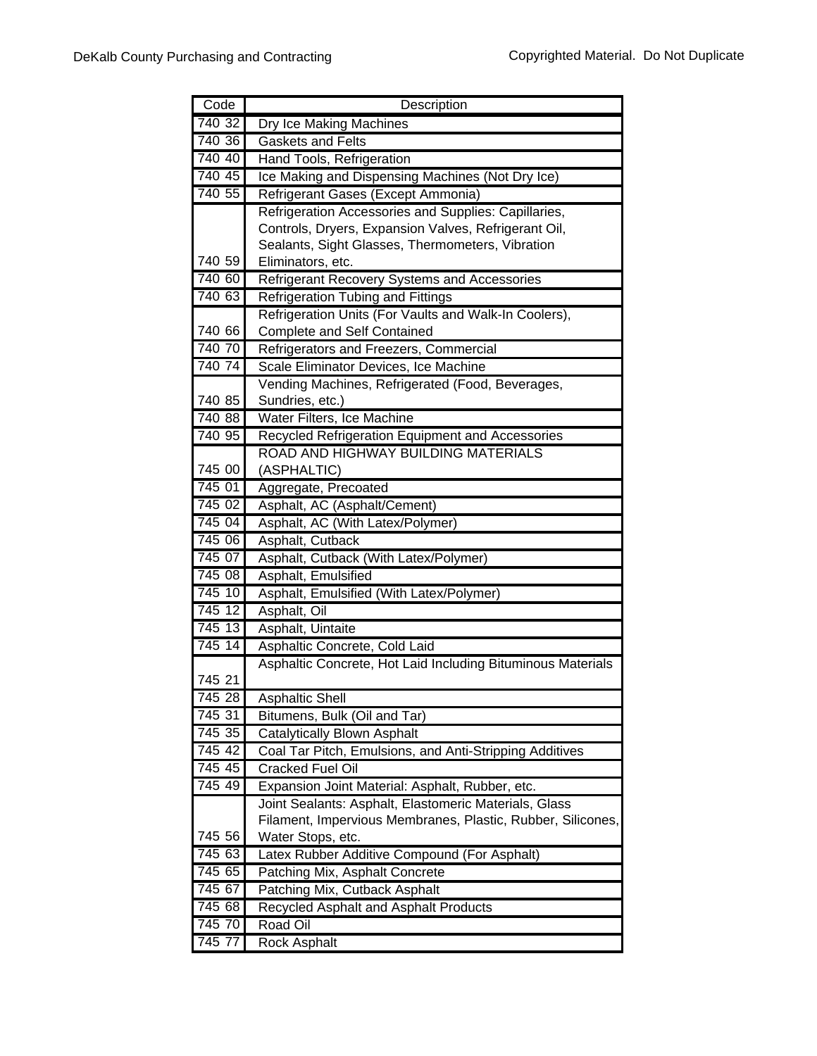| Code | Description |
| --- | --- |
| 740 32 | Dry Ice Making Machines |
| 740 36 | Gaskets and Felts |
| 740 40 | Hand Tools, Refrigeration |
| 740 45 | Ice Making and Dispensing Machines (Not Dry Ice) |
| 740 55 | Refrigerant Gases (Except Ammonia) |
| 740 59 | Refrigeration Accessories and Supplies: Capillaries, Controls, Dryers, Expansion Valves, Refrigerant Oil, Sealants, Sight Glasses, Thermometers, Vibration Eliminators, etc. |
| 740 60 | Refrigerant Recovery Systems and Accessories |
| 740 63 | Refrigeration Tubing and Fittings |
| 740 66 | Refrigeration Units (For Vaults and Walk-In Coolers), Complete and Self Contained |
| 740 70 | Refrigerators and Freezers, Commercial |
| 740 74 | Scale Eliminator Devices, Ice Machine |
| 740 85 | Vending Machines, Refrigerated (Food, Beverages, Sundries, etc.) |
| 740 88 | Water Filters, Ice Machine |
| 740 95 | Recycled Refrigeration Equipment and Accessories |
| 745 00 | ROAD AND HIGHWAY BUILDING MATERIALS (ASPHALTIC) |
| 745 01 | Aggregate, Precoated |
| 745 02 | Asphalt, AC (Asphalt/Cement) |
| 745 04 | Asphalt, AC (With Latex/Polymer) |
| 745 06 | Asphalt, Cutback |
| 745 07 | Asphalt, Cutback (With Latex/Polymer) |
| 745 08 | Asphalt, Emulsified |
| 745 10 | Asphalt, Emulsified (With Latex/Polymer) |
| 745 12 | Asphalt, Oil |
| 745 13 | Asphalt, Uintaite |
| 745 14 | Asphaltic Concrete, Cold Laid |
| 745 21 | Asphaltic Concrete, Hot Laid Including Bituminous Materials |
| 745 28 | Asphaltic Shell |
| 745 31 | Bitumens, Bulk (Oil and Tar) |
| 745 35 | Catalytically Blown Asphalt |
| 745 42 | Coal Tar Pitch, Emulsions, and Anti-Stripping Additives |
| 745 45 | Cracked Fuel Oil |
| 745 49 | Expansion Joint Material: Asphalt, Rubber, etc. |
| 745 56 | Joint Sealants: Asphalt, Elastomeric Materials, Glass Filament, Impervious Membranes, Plastic, Rubber, Silicones, Water Stops, etc. |
| 745 63 | Latex Rubber Additive Compound (For Asphalt) |
| 745 65 | Patching Mix, Asphalt Concrete |
| 745 67 | Patching Mix, Cutback Asphalt |
| 745 68 | Recycled Asphalt and Asphalt Products |
| 745 70 | Road Oil |
| 745 77 | Rock Asphalt |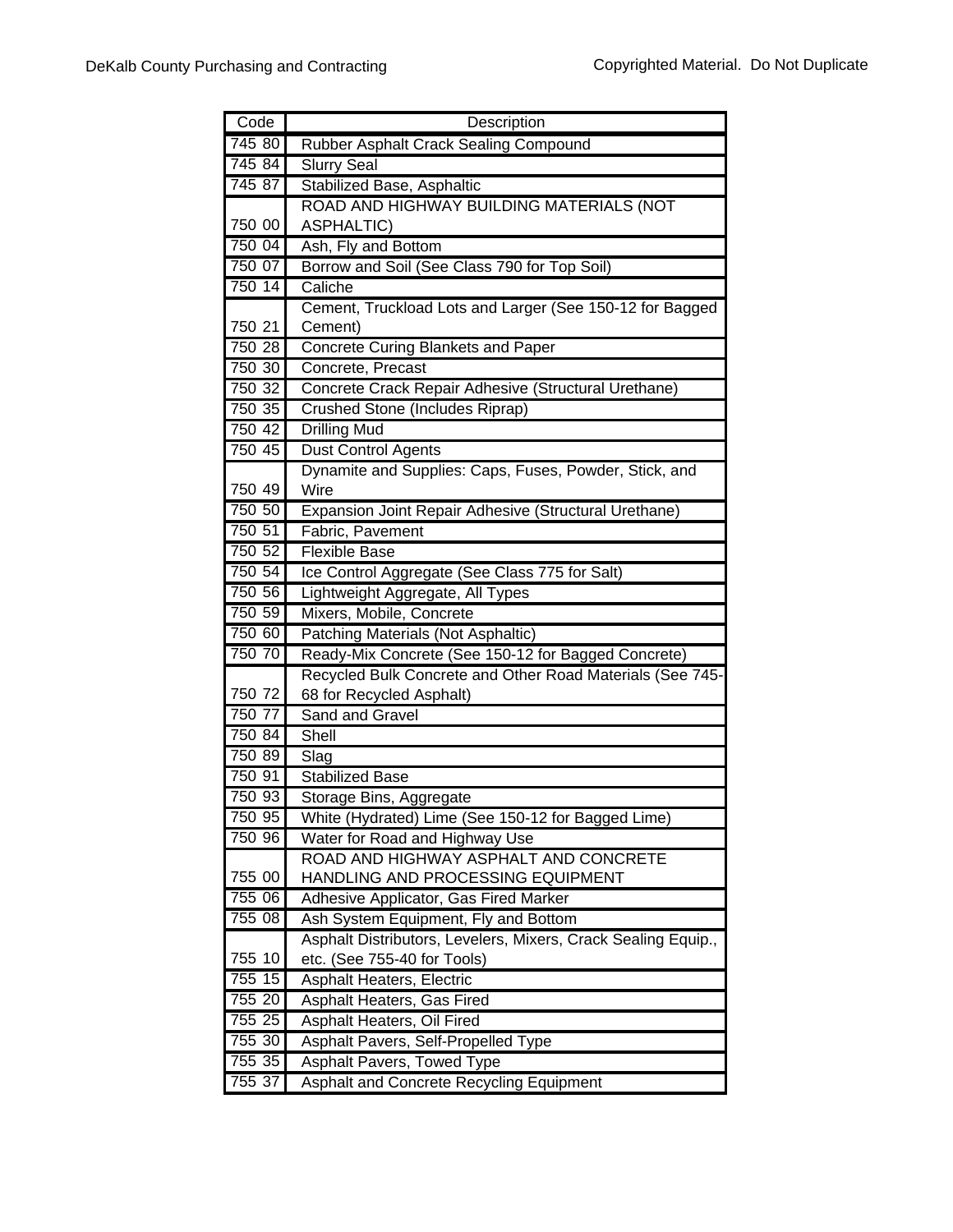| Code | Description |
|---|---|
| 745 80 | Rubber Asphalt Crack Sealing Compound |
| 745 84 | Slurry Seal |
| 745 87 | Stabilized Base, Asphaltic |
| 750 00 | ROAD AND HIGHWAY BUILDING MATERIALS (NOT ASPHALTIC) |
| 750 04 | Ash, Fly and Bottom |
| 750 07 | Borrow and Soil (See Class 790 for Top Soil) |
| 750 14 | Caliche |
| 750 21 | Cement, Truckload Lots and Larger (See 150-12 for Bagged Cement) |
| 750 28 | Concrete Curing Blankets and Paper |
| 750 30 | Concrete, Precast |
| 750 32 | Concrete Crack Repair Adhesive (Structural Urethane) |
| 750 35 | Crushed Stone (Includes Riprap) |
| 750 42 | Drilling Mud |
| 750 45 | Dust Control Agents |
| 750 49 | Dynamite and Supplies: Caps, Fuses, Powder, Stick, and Wire |
| 750 50 | Expansion Joint Repair Adhesive (Structural Urethane) |
| 750 51 | Fabric, Pavement |
| 750 52 | Flexible Base |
| 750 54 | Ice Control Aggregate (See Class 775 for Salt) |
| 750 56 | Lightweight Aggregate, All Types |
| 750 59 | Mixers, Mobile, Concrete |
| 750 60 | Patching Materials (Not Asphaltic) |
| 750 70 | Ready-Mix Concrete (See 150-12 for Bagged Concrete) |
| 750 72 | Recycled Bulk Concrete and Other Road Materials (See 745-68 for Recycled Asphalt) |
| 750 77 | Sand and Gravel |
| 750 84 | Shell |
| 750 89 | Slag |
| 750 91 | Stabilized Base |
| 750 93 | Storage Bins, Aggregate |
| 750 95 | White (Hydrated) Lime (See 150-12 for Bagged Lime) |
| 750 96 | Water for Road and Highway Use |
| 755 00 | ROAD AND HIGHWAY ASPHALT AND CONCRETE HANDLING AND PROCESSING EQUIPMENT |
| 755 06 | Adhesive Applicator, Gas Fired Marker |
| 755 08 | Ash System Equipment, Fly and Bottom |
| 755 10 | Asphalt Distributors, Levelers, Mixers, Crack Sealing Equip., etc. (See 755-40 for Tools) |
| 755 15 | Asphalt Heaters, Electric |
| 755 20 | Asphalt Heaters, Gas Fired |
| 755 25 | Asphalt Heaters, Oil Fired |
| 755 30 | Asphalt Pavers, Self-Propelled Type |
| 755 35 | Asphalt Pavers, Towed Type |
| 755 37 | Asphalt and Concrete Recycling Equipment |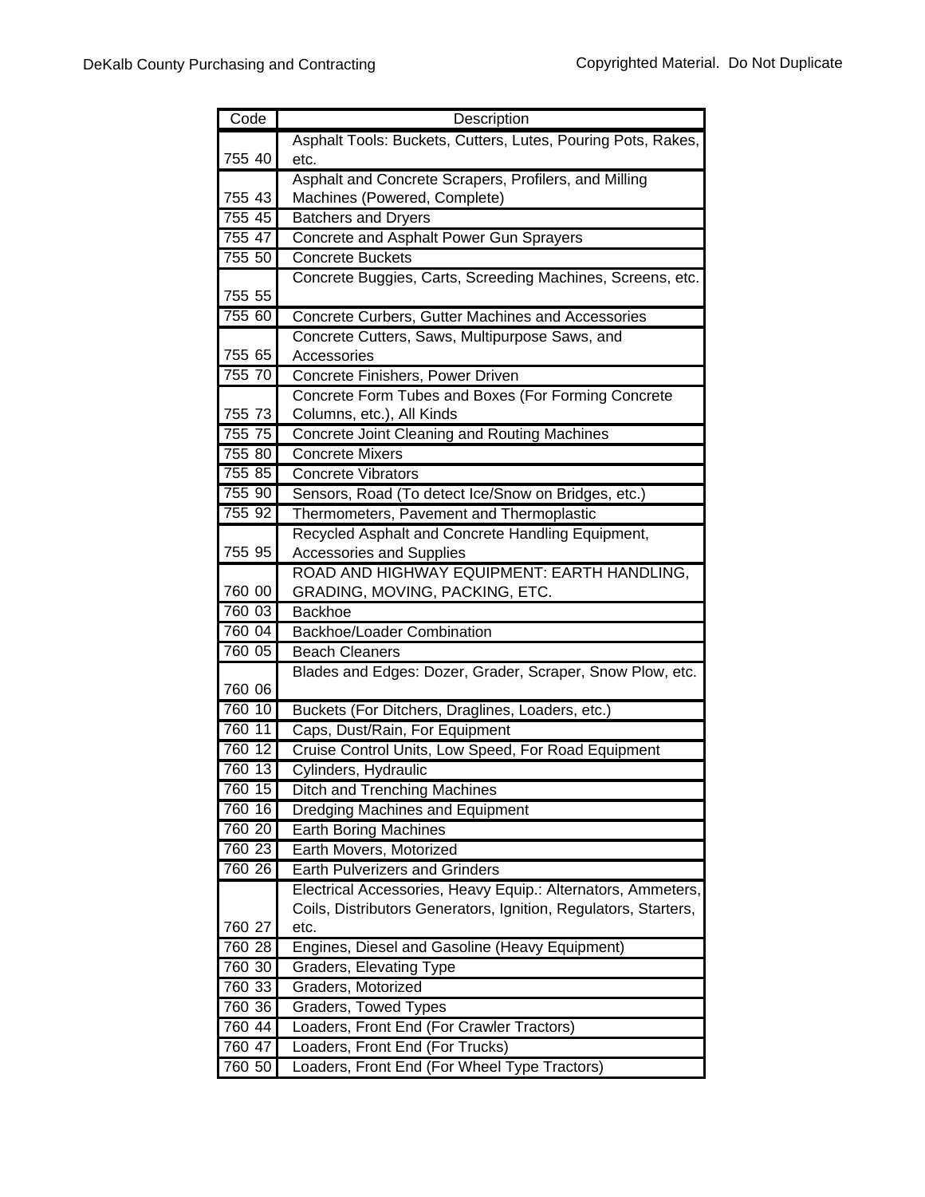| Code | Description |
|---|---|
| 755 40 | Asphalt Tools: Buckets, Cutters, Lutes, Pouring Pots, Rakes, etc. |
| 755 43 | Asphalt and Concrete Scrapers, Profilers, and Milling Machines (Powered, Complete) |
| 755 45 | Batchers and Dryers |
| 755 47 | Concrete and Asphalt Power Gun Sprayers |
| 755 50 | Concrete Buckets |
| 755 55 | Concrete Buggies, Carts, Screeding Machines, Screens, etc. |
| 755 60 | Concrete Curbers, Gutter Machines and Accessories |
| 755 65 | Concrete Cutters, Saws, Multipurpose Saws, and Accessories |
| 755 70 | Concrete Finishers, Power Driven |
| 755 73 | Concrete Form Tubes and Boxes (For Forming Concrete Columns, etc.), All Kinds |
| 755 75 | Concrete Joint Cleaning and Routing Machines |
| 755 80 | Concrete Mixers |
| 755 85 | Concrete Vibrators |
| 755 90 | Sensors, Road (To detect Ice/Snow on Bridges, etc.) |
| 755 92 | Thermometers, Pavement and Thermoplastic |
| 755 95 | Recycled Asphalt and Concrete Handling Equipment, Accessories and Supplies |
| 760 00 | ROAD AND HIGHWAY EQUIPMENT: EARTH HANDLING, GRADING, MOVING, PACKING, ETC. |
| 760 03 | Backhoe |
| 760 04 | Backhoe/Loader Combination |
| 760 05 | Beach Cleaners |
| 760 06 | Blades and Edges: Dozer, Grader, Scraper, Snow Plow, etc. |
| 760 10 | Buckets (For Ditchers, Draglines, Loaders, etc.) |
| 760 11 | Caps, Dust/Rain, For Equipment |
| 760 12 | Cruise Control Units, Low Speed, For Road Equipment |
| 760 13 | Cylinders, Hydraulic |
| 760 15 | Ditch and Trenching Machines |
| 760 16 | Dredging Machines and Equipment |
| 760 20 | Earth Boring Machines |
| 760 23 | Earth Movers, Motorized |
| 760 26 | Earth Pulverizers and Grinders |
| 760 27 | Electrical Accessories, Heavy Equip.: Alternators, Ammeters, Coils, Distributors Generators, Ignition, Regulators, Starters, etc. |
| 760 28 | Engines, Diesel and Gasoline (Heavy Equipment) |
| 760 30 | Graders, Elevating Type |
| 760 33 | Graders, Motorized |
| 760 36 | Graders, Towed Types |
| 760 44 | Loaders, Front End (For Crawler Tractors) |
| 760 47 | Loaders, Front End (For Trucks) |
| 760 50 | Loaders, Front End (For Wheel Type Tractors) |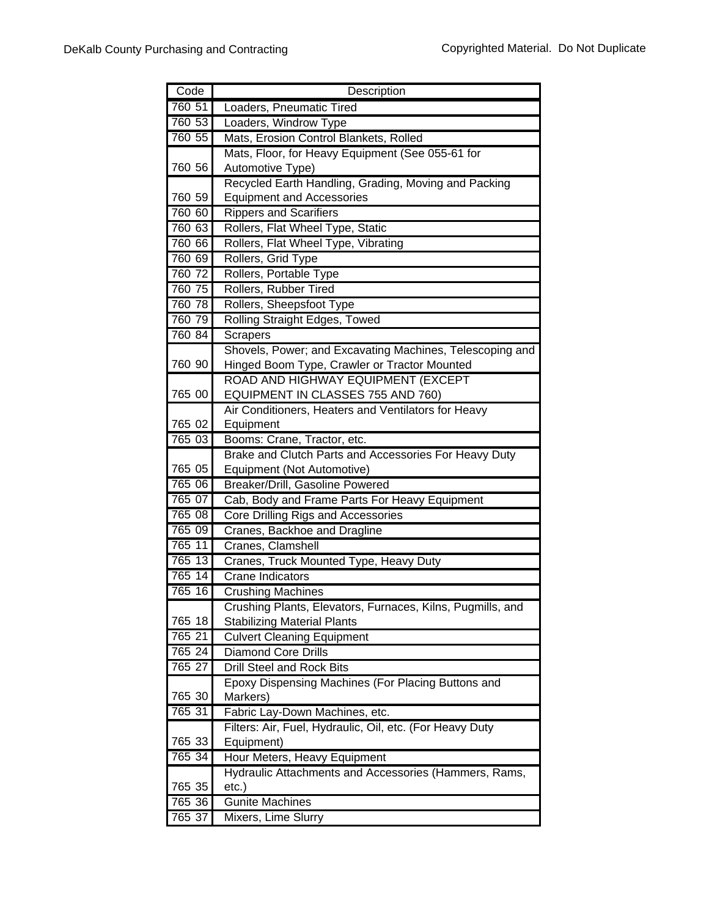| Code | Description |
|---|---|
| 760 51 | Loaders, Pneumatic Tired |
| 760 53 | Loaders, Windrow Type |
| 760 55 | Mats, Erosion Control Blankets, Rolled |
| 760 56 | Mats, Floor, for Heavy Equipment (See 055-61 for Automotive Type) |
| 760 59 | Recycled Earth Handling, Grading, Moving and Packing Equipment and Accessories |
| 760 60 | Rippers and Scarifiers |
| 760 63 | Rollers, Flat Wheel Type, Static |
| 760 66 | Rollers, Flat Wheel Type, Vibrating |
| 760 69 | Rollers, Grid Type |
| 760 72 | Rollers, Portable Type |
| 760 75 | Rollers, Rubber Tired |
| 760 78 | Rollers, Sheepsfoot Type |
| 760 79 | Rolling Straight Edges, Towed |
| 760 84 | Scrapers |
| 760 90 | Shovels, Power; and Excavating Machines, Telescoping and Hinged Boom Type, Crawler or Tractor Mounted |
| 765 00 | ROAD AND HIGHWAY EQUIPMENT (EXCEPT EQUIPMENT IN CLASSES 755 AND 760) |
| 765 02 | Air Conditioners, Heaters and Ventilators for Heavy Equipment |
| 765 03 | Booms: Crane, Tractor, etc. |
| 765 05 | Brake and Clutch Parts and Accessories For Heavy Duty Equipment (Not Automotive) |
| 765 06 | Breaker/Drill, Gasoline Powered |
| 765 07 | Cab, Body and Frame Parts For Heavy Equipment |
| 765 08 | Core Drilling Rigs and Accessories |
| 765 09 | Cranes, Backhoe and Dragline |
| 765 11 | Cranes, Clamshell |
| 765 13 | Cranes, Truck Mounted Type, Heavy Duty |
| 765 14 | Crane Indicators |
| 765 16 | Crushing Machines |
| 765 18 | Crushing Plants, Elevators, Furnaces, Kilns, Pugmills, and Stabilizing Material Plants |
| 765 21 | Culvert Cleaning Equipment |
| 765 24 | Diamond Core Drills |
| 765 27 | Drill Steel and Rock Bits |
| 765 30 | Epoxy Dispensing Machines (For Placing Buttons and Markers) |
| 765 31 | Fabric Lay-Down Machines, etc. |
| 765 33 | Filters: Air, Fuel, Hydraulic, Oil, etc. (For Heavy Duty Equipment) |
| 765 34 | Hour Meters, Heavy Equipment |
| 765 35 | Hydraulic Attachments and Accessories (Hammers, Rams, etc.) |
| 765 36 | Gunite Machines |
| 765 37 | Mixers, Lime Slurry |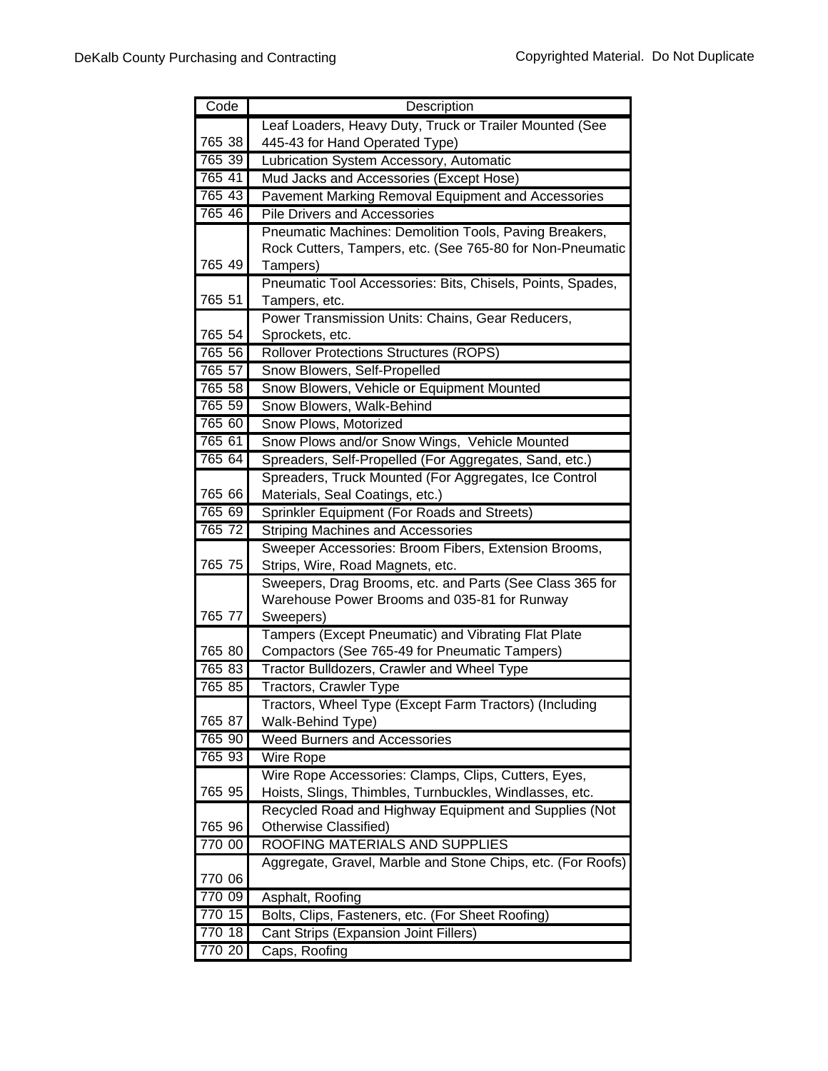| Code | Description |
|---|---|
| 765 38 | Leaf Loaders, Heavy Duty, Truck or Trailer Mounted (See 445-43 for Hand Operated Type) |
| 765 39 | Lubrication System Accessory, Automatic |
| 765 41 | Mud Jacks and Accessories (Except Hose) |
| 765 43 | Pavement Marking Removal Equipment and Accessories |
| 765 46 | Pile Drivers and Accessories |
| 765 49 | Pneumatic Machines: Demolition Tools, Paving Breakers, Rock Cutters, Tampers, etc. (See 765-80 for Non-Pneumatic Tampers) |
| 765 51 | Pneumatic Tool Accessories: Bits, Chisels, Points, Spades, Tampers, etc. |
| 765 54 | Power Transmission Units: Chains, Gear Reducers, Sprockets, etc. |
| 765 56 | Rollover Protections Structures (ROPS) |
| 765 57 | Snow Blowers, Self-Propelled |
| 765 58 | Snow Blowers, Vehicle or Equipment Mounted |
| 765 59 | Snow Blowers, Walk-Behind |
| 765 60 | Snow Plows, Motorized |
| 765 61 | Snow Plows and/or Snow Wings, Vehicle Mounted |
| 765 64 | Spreaders, Self-Propelled (For Aggregates, Sand, etc.) |
| 765 66 | Spreaders, Truck Mounted (For Aggregates, Ice Control Materials, Seal Coatings, etc.) |
| 765 69 | Sprinkler Equipment (For Roads and Streets) |
| 765 72 | Striping Machines and Accessories |
| 765 75 | Sweeper Accessories: Broom Fibers, Extension Brooms, Strips, Wire, Road Magnets, etc. |
| 765 77 | Sweepers, Drag Brooms, etc. and Parts (See Class 365 for Warehouse Power Brooms and 035-81 for Runway Sweepers) |
| 765 80 | Tampers (Except Pneumatic) and Vibrating Flat Plate Compactors (See 765-49 for Pneumatic Tampers) |
| 765 83 | Tractor Bulldozers, Crawler and Wheel Type |
| 765 85 | Tractors, Crawler Type |
| 765 87 | Tractors, Wheel Type (Except Farm Tractors) (Including Walk-Behind Type) |
| 765 90 | Weed Burners and Accessories |
| 765 93 | Wire Rope |
| 765 95 | Wire Rope Accessories: Clamps, Clips, Cutters, Eyes, Hoists, Slings, Thimbles, Turnbuckles, Windlasses, etc. |
| 765 96 | Recycled Road and Highway Equipment and Supplies (Not Otherwise Classified) |
| 770 00 | ROOFING MATERIALS AND SUPPLIES |
| 770 06 | Aggregate, Gravel, Marble and Stone Chips, etc. (For Roofs) |
| 770 09 | Asphalt, Roofing |
| 770 15 | Bolts, Clips, Fasteners, etc. (For Sheet Roofing) |
| 770 18 | Cant Strips (Expansion Joint Fillers) |
| 770 20 | Caps, Roofing |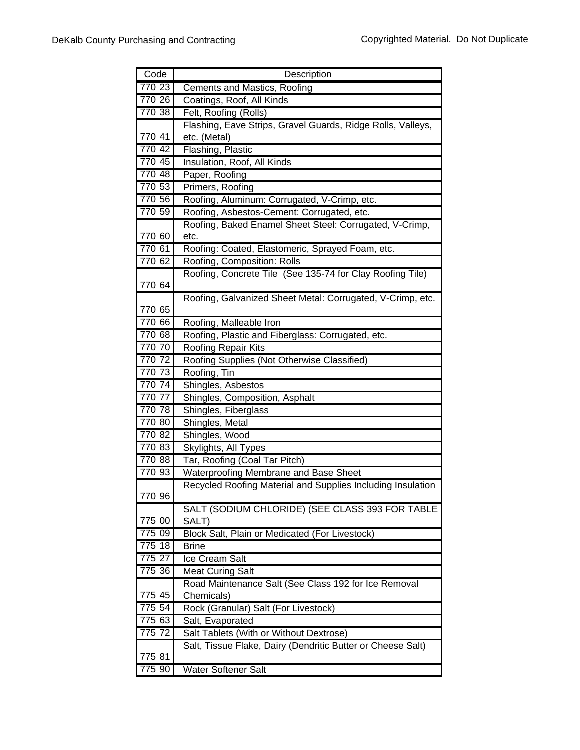| Code | Description |
|---|---|
| 770 23 | Cements and Mastics, Roofing |
| 770 26 | Coatings, Roof, All Kinds |
| 770 38 | Felt, Roofing (Rolls) |
| 770 41 | Flashing, Eave Strips, Gravel Guards, Ridge Rolls, Valleys, etc. (Metal) |
| 770 42 | Flashing, Plastic |
| 770 45 | Insulation, Roof, All Kinds |
| 770 48 | Paper, Roofing |
| 770 53 | Primers, Roofing |
| 770 56 | Roofing, Aluminum: Corrugated, V-Crimp, etc. |
| 770 59 | Roofing, Asbestos-Cement: Corrugated, etc. |
| 770 60 | Roofing, Baked Enamel Sheet Steel: Corrugated, V-Crimp, etc. |
| 770 61 | Roofing: Coated, Elastomeric, Sprayed Foam, etc. |
| 770 62 | Roofing, Composition: Rolls |
| 770 64 | Roofing, Concrete Tile (See 135-74 for Clay Roofing Tile) |
| 770 65 | Roofing, Galvanized Sheet Metal: Corrugated, V-Crimp, etc. |
| 770 66 | Roofing, Malleable Iron |
| 770 68 | Roofing, Plastic and Fiberglass: Corrugated, etc. |
| 770 70 | Roofing Repair Kits |
| 770 72 | Roofing Supplies (Not Otherwise Classified) |
| 770 73 | Roofing, Tin |
| 770 74 | Shingles, Asbestos |
| 770 77 | Shingles, Composition, Asphalt |
| 770 78 | Shingles, Fiberglass |
| 770 80 | Shingles, Metal |
| 770 82 | Shingles, Wood |
| 770 83 | Skylights, All Types |
| 770 88 | Tar, Roofing (Coal Tar Pitch) |
| 770 93 | Waterproofing Membrane and Base Sheet |
| 770 96 | Recycled Roofing Material and Supplies Including Insulation |
| 775 00 | SALT (SODIUM CHLORIDE) (SEE CLASS 393 FOR TABLE SALT) |
| 775 09 | Block Salt, Plain or Medicated (For Livestock) |
| 775 18 | Brine |
| 775 27 | Ice Cream Salt |
| 775 36 | Meat Curing Salt |
| 775 45 | Road Maintenance Salt (See Class 192 for Ice Removal Chemicals) |
| 775 54 | Rock (Granular) Salt (For Livestock) |
| 775 63 | Salt, Evaporated |
| 775 72 | Salt Tablets (With or Without Dextrose) |
| 775 81 | Salt, Tissue Flake, Dairy (Dendritic Butter or Cheese Salt) |
| 775 90 | Water Softener Salt |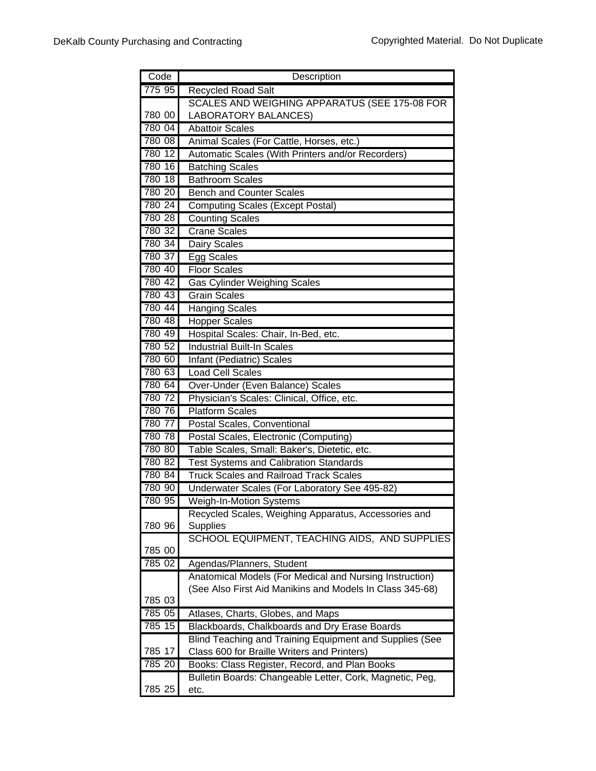| Code | Description |
|---|---|
| 775 95 | Recycled Road Salt |
| 780 00 | SCALES AND WEIGHING APPARATUS (SEE 175-08 FOR LABORATORY BALANCES) |
| 780 04 | Abattoir Scales |
| 780 08 | Animal Scales (For Cattle, Horses, etc.) |
| 780 12 | Automatic Scales (With Printers and/or Recorders) |
| 780 16 | Batching Scales |
| 780 18 | Bathroom Scales |
| 780 20 | Bench and Counter Scales |
| 780 24 | Computing Scales (Except Postal) |
| 780 28 | Counting Scales |
| 780 32 | Crane Scales |
| 780 34 | Dairy Scales |
| 780 37 | Egg Scales |
| 780 40 | Floor Scales |
| 780 42 | Gas Cylinder Weighing Scales |
| 780 43 | Grain Scales |
| 780 44 | Hanging Scales |
| 780 48 | Hopper Scales |
| 780 49 | Hospital Scales: Chair, In-Bed, etc. |
| 780 52 | Industrial Built-In Scales |
| 780 60 | Infant (Pediatric) Scales |
| 780 63 | Load Cell Scales |
| 780 64 | Over-Under (Even Balance) Scales |
| 780 72 | Physician's Scales: Clinical, Office, etc. |
| 780 76 | Platform Scales |
| 780 77 | Postal Scales, Conventional |
| 780 78 | Postal Scales, Electronic (Computing) |
| 780 80 | Table Scales, Small: Baker's, Dietetic, etc. |
| 780 82 | Test Systems and Calibration Standards |
| 780 84 | Truck Scales and Railroad Track Scales |
| 780 90 | Underwater Scales (For Laboratory See 495-82) |
| 780 95 | Weigh-In-Motion Systems |
| 780 96 | Recycled Scales, Weighing Apparatus, Accessories and Supplies |
| 785 00 | SCHOOL EQUIPMENT, TEACHING AIDS, AND SUPPLIES |
| 785 02 | Agendas/Planners, Student |
| 785 03 | Anatomical Models (For Medical and Nursing Instruction) (See Also First Aid Manikins and Models In Class 345-68) |
| 785 05 | Atlases, Charts, Globes, and Maps |
| 785 15 | Blackboards, Chalkboards and Dry Erase Boards |
| 785 17 | Blind Teaching and Training Equipment and Supplies (See Class 600 for Braille Writers and Printers) |
| 785 20 | Books: Class Register, Record, and Plan Books |
| 785 25 | Bulletin Boards: Changeable Letter, Cork, Magnetic, Peg, etc. |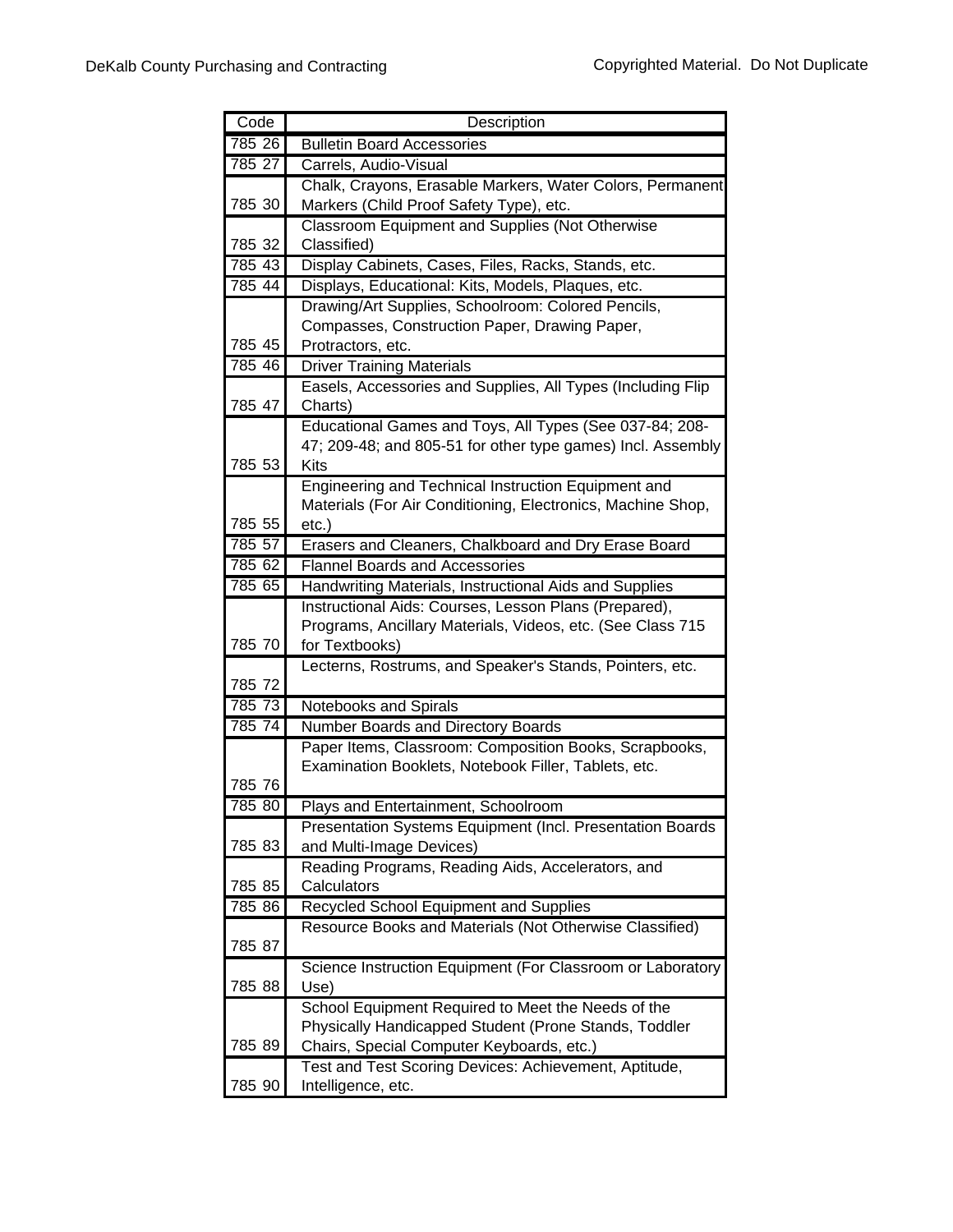| Code | Description |
|---|---|
| 785 26 | Bulletin Board Accessories |
| 785 27 | Carrels, Audio-Visual |
| 785 30 | Chalk, Crayons, Erasable Markers, Water Colors, Permanent Markers (Child Proof Safety Type), etc. |
| 785 32 | Classroom Equipment and Supplies (Not Otherwise Classified) |
| 785 43 | Display Cabinets, Cases, Files, Racks, Stands, etc. |
| 785 44 | Displays, Educational: Kits, Models, Plaques, etc. |
| 785 45 | Drawing/Art Supplies, Schoolroom: Colored Pencils, Compasses, Construction Paper, Drawing Paper, Protractors, etc. |
| 785 46 | Driver Training Materials |
| 785 47 | Easels, Accessories and Supplies, All Types (Including Flip Charts) |
| 785 53 | Educational Games and Toys, All Types (See 037-84; 208-47; 209-48; and 805-51 for other type games) Incl. Assembly Kits |
| 785 55 | Engineering and Technical Instruction Equipment and Materials (For Air Conditioning, Electronics, Machine Shop, etc.) |
| 785 57 | Erasers and Cleaners, Chalkboard and Dry Erase Board |
| 785 62 | Flannel Boards and Accessories |
| 785 65 | Handwriting Materials, Instructional Aids and Supplies |
| 785 70 | Instructional Aids: Courses, Lesson Plans (Prepared), Programs, Ancillary Materials, Videos, etc. (See Class 715 for Textbooks) |
| 785 72 | Lecterns, Rostrums, and Speaker's Stands, Pointers, etc. |
| 785 73 | Notebooks and Spirals |
| 785 74 | Number Boards and Directory Boards |
| 785 76 | Paper Items, Classroom: Composition Books, Scrapbooks, Examination Booklets, Notebook Filler, Tablets, etc. |
| 785 80 | Plays and Entertainment, Schoolroom |
| 785 83 | Presentation Systems Equipment (Incl. Presentation Boards and Multi-Image Devices) |
| 785 85 | Reading Programs, Reading Aids, Accelerators, and Calculators |
| 785 86 | Recycled School Equipment and Supplies |
| 785 87 | Resource Books and Materials (Not Otherwise Classified) |
| 785 88 | Science Instruction Equipment (For Classroom or Laboratory Use) |
| 785 89 | School Equipment Required to Meet the Needs of the Physically Handicapped Student (Prone Stands, Toddler Chairs, Special Computer Keyboards, etc.) |
| 785 90 | Test and Test Scoring Devices: Achievement, Aptitude, Intelligence, etc. |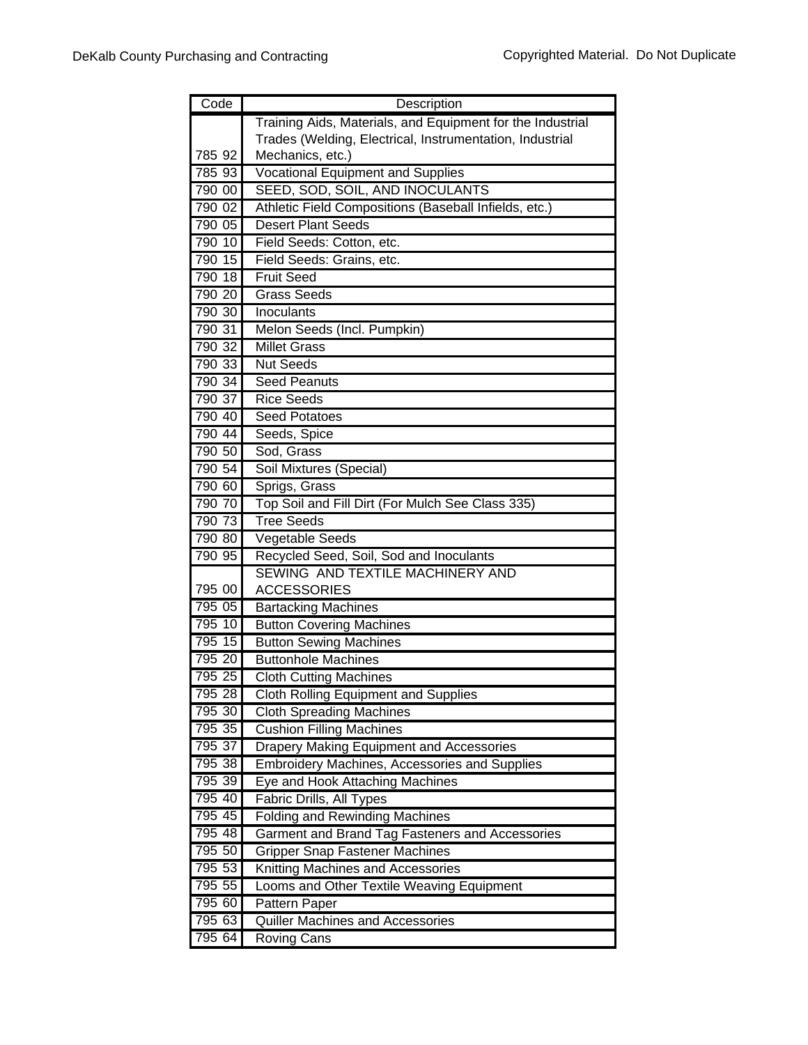| Code | Description |
| --- | --- |
| 785 92 | Training Aids, Materials, and Equipment for the Industrial Trades (Welding, Electrical, Instrumentation, Industrial Mechanics, etc.) |
| 785 93 | Vocational Equipment and Supplies |
| 790 00 | SEED, SOD, SOIL, AND INOCULANTS |
| 790 02 | Athletic Field Compositions (Baseball Infields, etc.) |
| 790 05 | Desert Plant Seeds |
| 790 10 | Field Seeds: Cotton, etc. |
| 790 15 | Field Seeds: Grains, etc. |
| 790 18 | Fruit Seed |
| 790 20 | Grass Seeds |
| 790 30 | Inoculants |
| 790 31 | Melon Seeds (Incl. Pumpkin) |
| 790 32 | Millet Grass |
| 790 33 | Nut Seeds |
| 790 34 | Seed Peanuts |
| 790 37 | Rice Seeds |
| 790 40 | Seed Potatoes |
| 790 44 | Seeds, Spice |
| 790 50 | Sod, Grass |
| 790 54 | Soil Mixtures (Special) |
| 790 60 | Sprigs, Grass |
| 790 70 | Top Soil and Fill Dirt (For Mulch See Class 335) |
| 790 73 | Tree Seeds |
| 790 80 | Vegetable Seeds |
| 790 95 | Recycled Seed, Soil, Sod and Inoculants |
| 795 00 | SEWING AND TEXTILE MACHINERY AND ACCESSORIES |
| 795 05 | Bartacking Machines |
| 795 10 | Button Covering Machines |
| 795 15 | Button Sewing Machines |
| 795 20 | Buttonhole Machines |
| 795 25 | Cloth Cutting Machines |
| 795 28 | Cloth Rolling Equipment and Supplies |
| 795 30 | Cloth Spreading Machines |
| 795 35 | Cushion Filling Machines |
| 795 37 | Drapery Making Equipment and Accessories |
| 795 38 | Embroidery Machines, Accessories and Supplies |
| 795 39 | Eye and Hook Attaching Machines |
| 795 40 | Fabric Drills, All Types |
| 795 45 | Folding and Rewinding Machines |
| 795 48 | Garment and Brand Tag Fasteners and Accessories |
| 795 50 | Gripper Snap Fastener Machines |
| 795 53 | Knitting Machines and Accessories |
| 795 55 | Looms and Other Textile Weaving Equipment |
| 795 60 | Pattern Paper |
| 795 63 | Quiller Machines and Accessories |
| 795 64 | Roving Cans |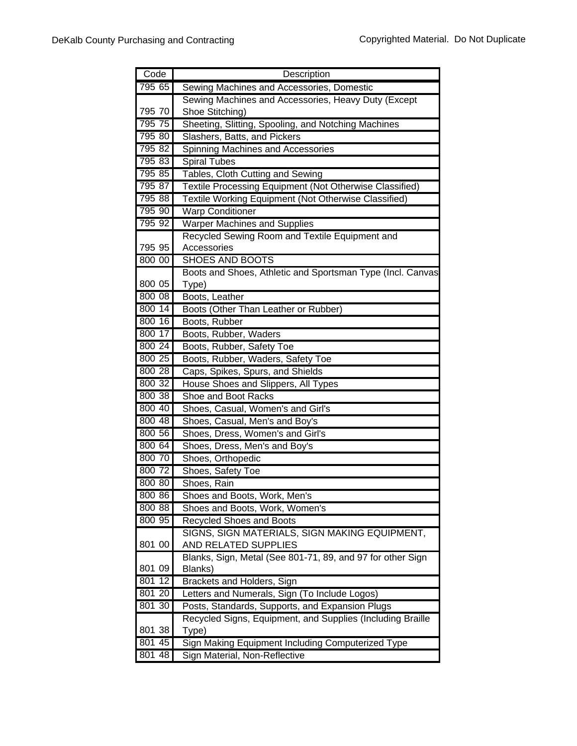| Code | Description |
|---|---|
| 795 65 | Sewing Machines and Accessories, Domestic |
| 795 70 | Sewing Machines and Accessories, Heavy Duty (Except Shoe Stitching) |
| 795 75 | Sheeting, Slitting, Spooling, and Notching Machines |
| 795 80 | Slashers, Batts, and Pickers |
| 795 82 | Spinning Machines and Accessories |
| 795 83 | Spiral Tubes |
| 795 85 | Tables, Cloth Cutting and Sewing |
| 795 87 | Textile Processing Equipment (Not Otherwise Classified) |
| 795 88 | Textile Working Equipment (Not Otherwise Classified) |
| 795 90 | Warp Conditioner |
| 795 92 | Warper Machines and Supplies |
| 795 95 | Recycled Sewing Room and Textile Equipment and Accessories |
| 800 00 | SHOES AND BOOTS |
| 800 05 | Boots and Shoes, Athletic and Sportsman Type (Incl. Canvas Type) |
| 800 08 | Boots, Leather |
| 800 14 | Boots (Other Than Leather or Rubber) |
| 800 16 | Boots, Rubber |
| 800 17 | Boots, Rubber, Waders |
| 800 24 | Boots, Rubber, Safety Toe |
| 800 25 | Boots, Rubber, Waders, Safety Toe |
| 800 28 | Caps, Spikes, Spurs, and Shields |
| 800 32 | House Shoes and Slippers, All Types |
| 800 38 | Shoe and Boot Racks |
| 800 40 | Shoes, Casual, Women's and Girl's |
| 800 48 | Shoes, Casual, Men's and Boy's |
| 800 56 | Shoes, Dress, Women's and Girl's |
| 800 64 | Shoes, Dress, Men's and Boy's |
| 800 70 | Shoes, Orthopedic |
| 800 72 | Shoes, Safety Toe |
| 800 80 | Shoes, Rain |
| 800 86 | Shoes and Boots, Work, Men's |
| 800 88 | Shoes and Boots, Work, Women's |
| 800 95 | Recycled Shoes and Boots |
| 801 00 | SIGNS, SIGN MATERIALS, SIGN MAKING EQUIPMENT, AND RELATED SUPPLIES |
| 801 09 | Blanks, Sign, Metal (See 801-71, 89, and 97 for other Sign Blanks) |
| 801 12 | Brackets and Holders, Sign |
| 801 20 | Letters and Numerals, Sign (To Include Logos) |
| 801 30 | Posts, Standards, Supports, and Expansion Plugs |
| 801 38 | Recycled Signs, Equipment, and Supplies (Including Braille Type) |
| 801 45 | Sign Making Equipment Including Computerized Type |
| 801 48 | Sign Material, Non-Reflective |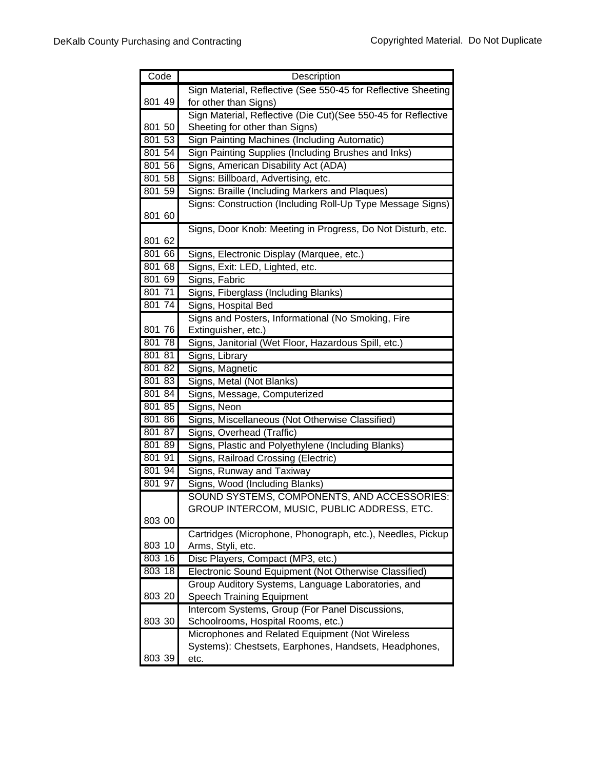| Code | Description |
|---|---|
| 801 49 | Sign Material, Reflective (See 550-45 for Reflective Sheeting for other than Signs) |
| 801 50 | Sign Material, Reflective (Die Cut)(See 550-45 for Reflective Sheeting for other than Signs) |
| 801 53 | Sign Painting Machines (Including Automatic) |
| 801 54 | Sign Painting Supplies (Including Brushes and Inks) |
| 801 56 | Signs, American Disability Act (ADA) |
| 801 58 | Signs: Billboard, Advertising, etc. |
| 801 59 | Signs: Braille (Including Markers and Plaques) |
| 801 60 | Signs: Construction (Including Roll-Up Type Message Signs) |
| 801 62 | Signs, Door Knob: Meeting in Progress, Do Not Disturb, etc. |
| 801 66 | Signs, Electronic Display (Marquee, etc.) |
| 801 68 | Signs, Exit: LED, Lighted, etc. |
| 801 69 | Signs, Fabric |
| 801 71 | Signs, Fiberglass (Including Blanks) |
| 801 74 | Signs, Hospital Bed |
| 801 76 | Signs and Posters, Informational (No Smoking, Fire Extinguisher, etc.) |
| 801 78 | Signs, Janitorial (Wet Floor, Hazardous Spill, etc.) |
| 801 81 | Signs, Library |
| 801 82 | Signs, Magnetic |
| 801 83 | Signs, Metal (Not Blanks) |
| 801 84 | Signs, Message, Computerized |
| 801 85 | Signs, Neon |
| 801 86 | Signs, Miscellaneous (Not Otherwise Classified) |
| 801 87 | Signs, Overhead (Traffic) |
| 801 89 | Signs, Plastic and Polyethylene (Including Blanks) |
| 801 91 | Signs, Railroad Crossing (Electric) |
| 801 94 | Signs, Runway and Taxiway |
| 801 97 | Signs, Wood (Including Blanks) |
| 803 00 | SOUND SYSTEMS, COMPONENTS, AND ACCESSORIES: GROUP INTERCOM, MUSIC, PUBLIC ADDRESS, ETC. |
| 803 10 | Cartridges (Microphone, Phonograph, etc.), Needles, Pickup Arms, Styli, etc. |
| 803 16 | Disc Players, Compact (MP3, etc.) |
| 803 18 | Electronic Sound Equipment (Not Otherwise Classified) |
| 803 20 | Group Auditory Systems, Language Laboratories, and Speech Training Equipment |
| 803 30 | Intercom Systems, Group (For Panel Discussions, Schoolrooms, Hospital Rooms, etc.) |
| 803 39 | Microphones and Related Equipment (Not Wireless Systems): Chestsets, Earphones, Handsets, Headphones, etc. |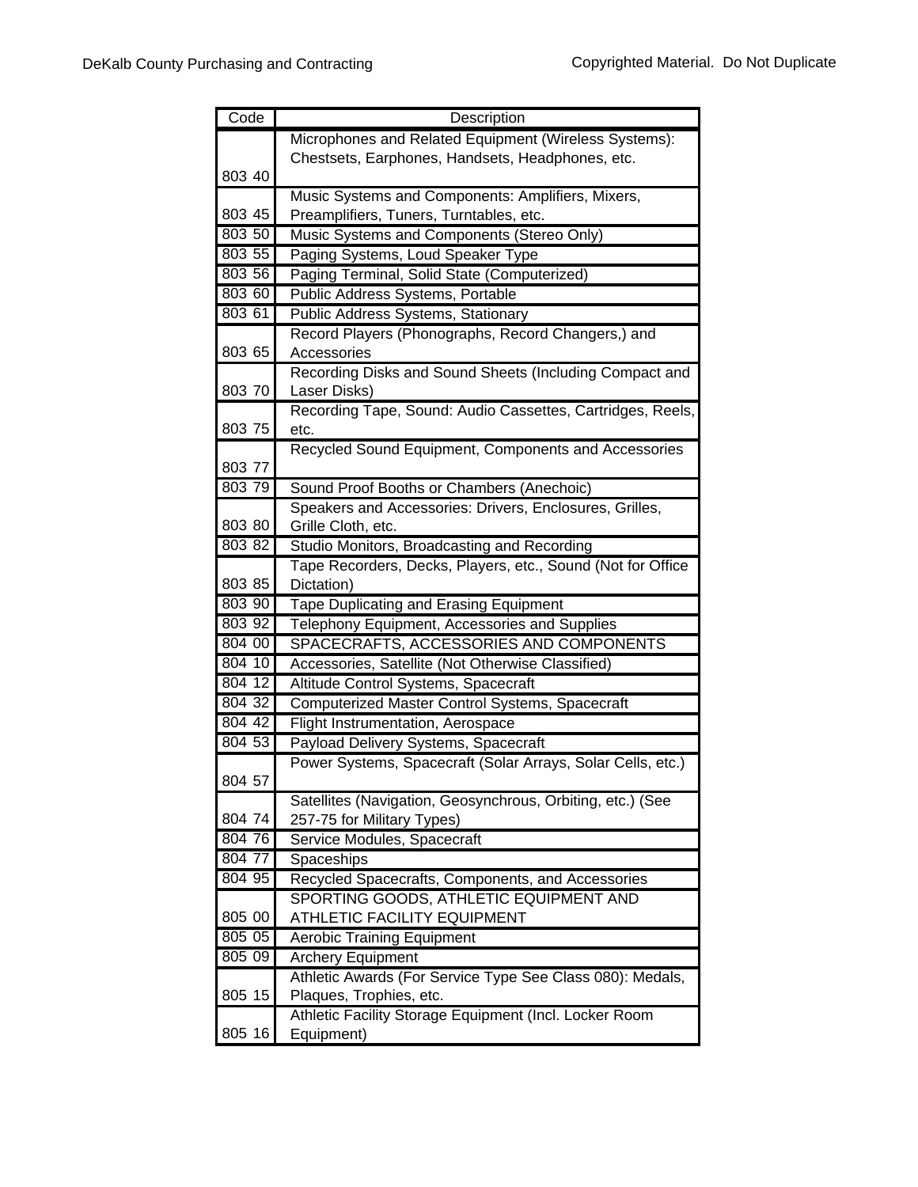| Code | Description |
|---|---|
| 803 40 | Microphones and Related Equipment (Wireless Systems): Chestsets, Earphones, Handsets, Headphones, etc. |
| 803 45 | Music Systems and Components: Amplifiers, Mixers, Preamplifiers, Tuners, Turntables, etc. |
| 803 50 | Music Systems and Components (Stereo Only) |
| 803 55 | Paging Systems, Loud Speaker Type |
| 803 56 | Paging Terminal, Solid State (Computerized) |
| 803 60 | Public Address Systems, Portable |
| 803 61 | Public Address Systems, Stationary |
| 803 65 | Record Players (Phonographs, Record Changers,) and Accessories |
| 803 70 | Recording Disks and Sound Sheets (Including Compact and Laser Disks) |
| 803 75 | Recording Tape, Sound: Audio Cassettes, Cartridges, Reels, etc. |
| 803 77 | Recycled Sound Equipment, Components and Accessories |
| 803 79 | Sound Proof Booths or Chambers (Anechoic) |
| 803 80 | Speakers and Accessories: Drivers, Enclosures, Grilles, Grille Cloth, etc. |
| 803 82 | Studio Monitors, Broadcasting and Recording |
| 803 85 | Tape Recorders, Decks, Players, etc., Sound (Not for Office Dictation) |
| 803 90 | Tape Duplicating and Erasing Equipment |
| 803 92 | Telephony Equipment, Accessories and Supplies |
| 804 00 | SPACECRAFTS, ACCESSORIES AND COMPONENTS |
| 804 10 | Accessories, Satellite (Not Otherwise Classified) |
| 804 12 | Altitude Control Systems, Spacecraft |
| 804 32 | Computerized Master Control Systems, Spacecraft |
| 804 42 | Flight Instrumentation, Aerospace |
| 804 53 | Payload Delivery Systems, Spacecraft |
| 804 57 | Power Systems, Spacecraft (Solar Arrays, Solar Cells, etc.) |
| 804 74 | Satellites (Navigation, Geosynchrous, Orbiting, etc.) (See 257-75 for Military Types) |
| 804 76 | Service Modules, Spacecraft |
| 804 77 | Spaceships |
| 804 95 | Recycled Spacecrafts, Components, and Accessories |
| 805 00 | SPORTING GOODS, ATHLETIC EQUIPMENT AND ATHLETIC FACILITY EQUIPMENT |
| 805 05 | Aerobic Training Equipment |
| 805 09 | Archery Equipment |
| 805 15 | Athletic Awards (For Service Type See Class 080): Medals, Plaques, Trophies, etc. |
| 805 16 | Athletic Facility Storage Equipment (Incl. Locker Room Equipment) |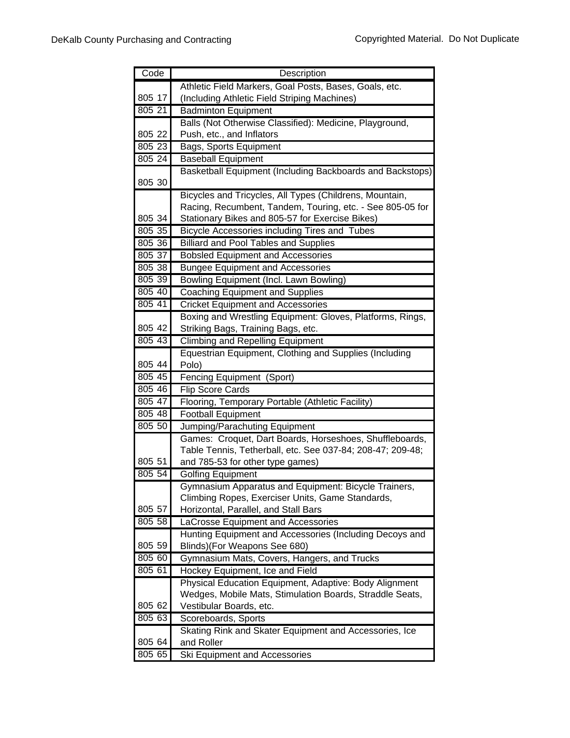| Code | Description |
| --- | --- |
| 805 17 | Athletic Field Markers, Goal Posts, Bases, Goals, etc. (Including Athletic Field Striping Machines) |
| 805 21 | Badminton Equipment |
| 805 22 | Balls (Not Otherwise Classified): Medicine, Playground, Push, etc., and Inflators |
| 805 23 | Bags, Sports Equipment |
| 805 24 | Baseball Equipment |
| 805 30 | Basketball Equipment (Including Backboards and Backstops) |
| 805 34 | Bicycles and Tricycles, All Types (Childrens, Mountain, Racing, Recumbent, Tandem, Touring, etc. - See 805-05 for Stationary Bikes and 805-57 for Exercise Bikes) |
| 805 35 | Bicycle Accessories including Tires and Tubes |
| 805 36 | Billiard and Pool Tables and Supplies |
| 805 37 | Bobsled Equipment and Accessories |
| 805 38 | Bungee Equipment and Accessories |
| 805 39 | Bowling Equipment (Incl. Lawn Bowling) |
| 805 40 | Coaching Equipment and Supplies |
| 805 41 | Cricket Equipment and Accessories |
| 805 42 | Boxing and Wrestling Equipment: Gloves, Platforms, Rings, Striking Bags, Training Bags, etc. |
| 805 43 | Climbing and Repelling Equipment |
| 805 44 | Equestrian Equipment, Clothing and Supplies (Including Polo) |
| 805 45 | Fencing Equipment (Sport) |
| 805 46 | Flip Score Cards |
| 805 47 | Flooring, Temporary Portable (Athletic Facility) |
| 805 48 | Football Equipment |
| 805 50 | Jumping/Parachuting Equipment |
| 805 51 | Games: Croquet, Dart Boards, Horseshoes, Shuffleboards, Table Tennis, Tetherball, etc. See 037-84; 208-47; 209-48; and 785-53 for other type games) |
| 805 54 | Golfing Equipment |
| 805 57 | Gymnasium Apparatus and Equipment: Bicycle Trainers, Climbing Ropes, Exerciser Units, Game Standards, Horizontal, Parallel, and Stall Bars |
| 805 58 | LaCrosse Equipment and Accessories |
| 805 59 | Hunting Equipment and Accessories (Including Decoys and Blinds)(For Weapons See 680) |
| 805 60 | Gymnasium Mats, Covers, Hangers, and Trucks |
| 805 61 | Hockey Equipment, Ice and Field |
| 805 62 | Physical Education Equipment, Adaptive: Body Alignment Wedges, Mobile Mats, Stimulation Boards, Straddle Seats, Vestibular Boards, etc. |
| 805 63 | Scoreboards, Sports |
| 805 64 | Skating Rink and Skater Equipment and Accessories, Ice and Roller |
| 805 65 | Ski Equipment and Accessories |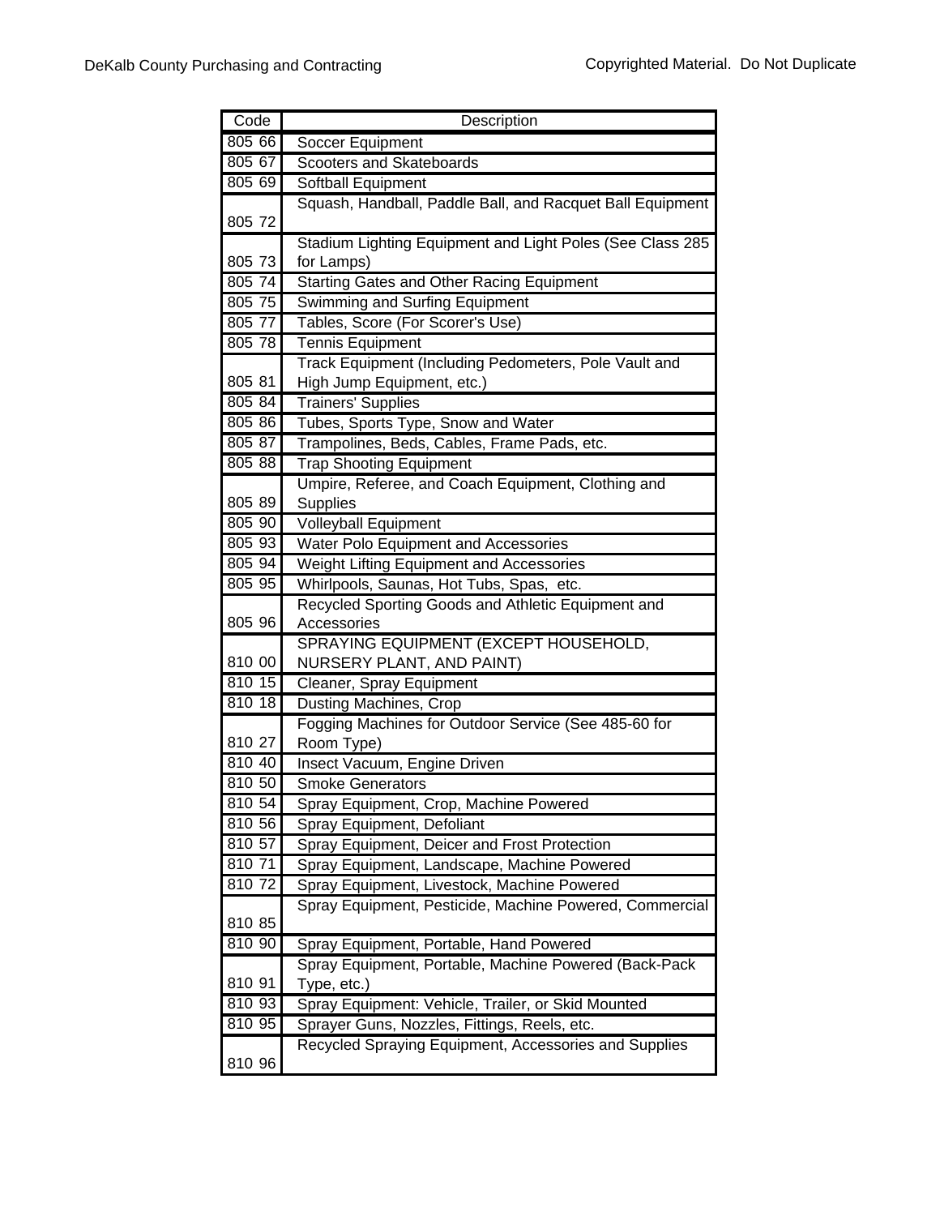| Code | Description |
| --- | --- |
| 805 66 | Soccer Equipment |
| 805 67 | Scooters and Skateboards |
| 805 69 | Softball Equipment |
| 805 72 | Squash, Handball, Paddle Ball, and Racquet Ball Equipment |
| 805 73 | Stadium Lighting Equipment and Light Poles (See Class 285 for Lamps) |
| 805 74 | Starting Gates and Other Racing Equipment |
| 805 75 | Swimming and Surfing Equipment |
| 805 77 | Tables, Score (For Scorer's Use) |
| 805 78 | Tennis Equipment |
| 805 81 | Track Equipment (Including Pedometers, Pole Vault and High Jump Equipment, etc.) |
| 805 84 | Trainers' Supplies |
| 805 86 | Tubes, Sports Type, Snow and Water |
| 805 87 | Trampolines, Beds, Cables, Frame Pads, etc. |
| 805 88 | Trap Shooting Equipment |
| 805 89 | Umpire, Referee, and Coach Equipment, Clothing and Supplies |
| 805 90 | Volleyball Equipment |
| 805 93 | Water Polo Equipment and Accessories |
| 805 94 | Weight Lifting Equipment and Accessories |
| 805 95 | Whirlpools, Saunas, Hot Tubs, Spas, etc. |
| 805 96 | Recycled Sporting Goods and Athletic Equipment and Accessories |
| 810 00 | SPRAYING EQUIPMENT (EXCEPT HOUSEHOLD, NURSERY PLANT, AND PAINT) |
| 810 15 | Cleaner, Spray Equipment |
| 810 18 | Dusting Machines, Crop |
| 810 27 | Fogging Machines for Outdoor Service (See 485-60 for Room Type) |
| 810 40 | Insect Vacuum, Engine Driven |
| 810 50 | Smoke Generators |
| 810 54 | Spray Equipment, Crop, Machine Powered |
| 810 56 | Spray Equipment, Defoliant |
| 810 57 | Spray Equipment, Deicer and Frost Protection |
| 810 71 | Spray Equipment, Landscape, Machine Powered |
| 810 72 | Spray Equipment, Livestock, Machine Powered |
| 810 85 | Spray Equipment, Pesticide, Machine Powered, Commercial |
| 810 90 | Spray Equipment, Portable, Hand Powered |
| 810 91 | Spray Equipment, Portable, Machine Powered (Back-Pack Type, etc.) |
| 810 93 | Spray Equipment: Vehicle, Trailer, or Skid Mounted |
| 810 95 | Sprayer Guns, Nozzles, Fittings, Reels, etc. |
| 810 96 | Recycled Spraying Equipment, Accessories and Supplies |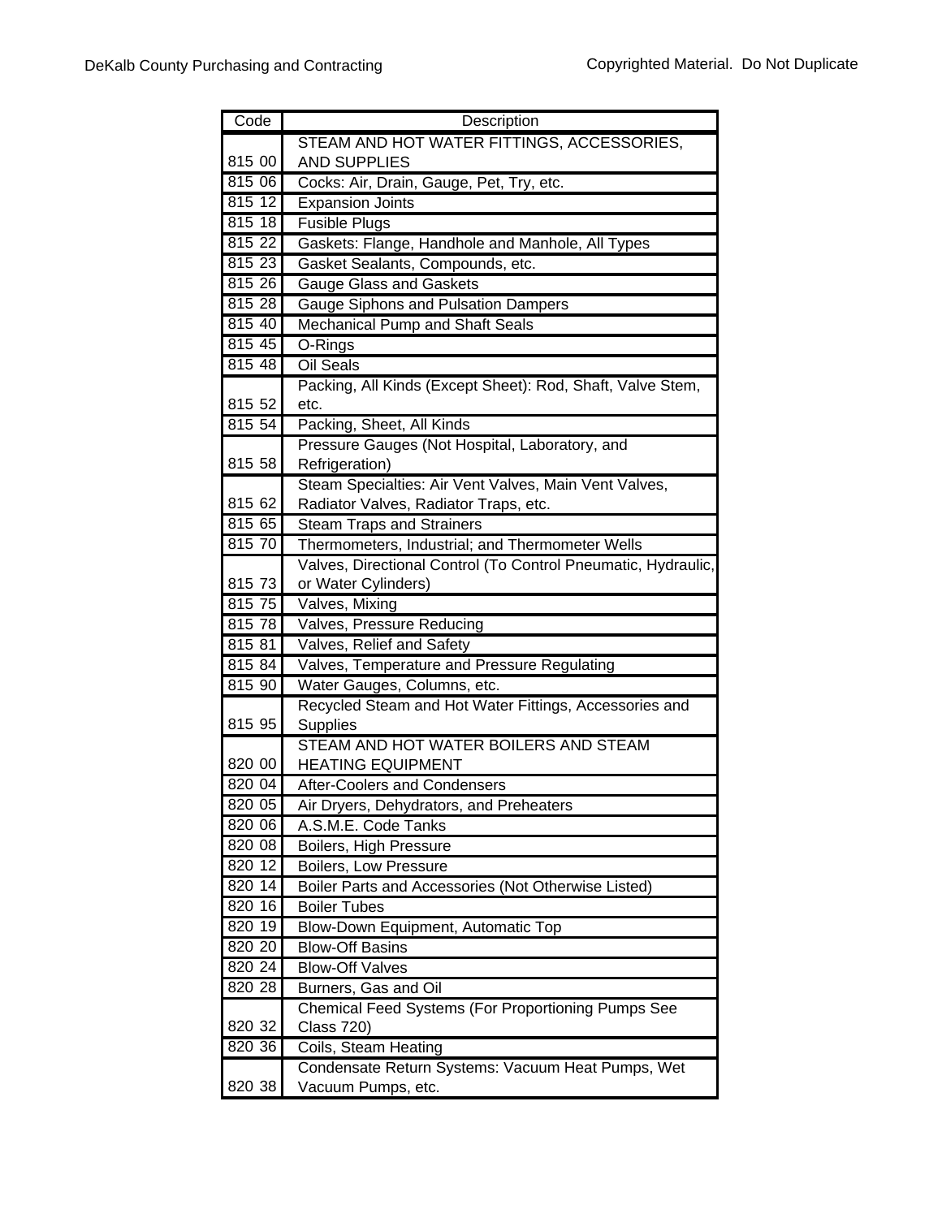| Code | Description |
| --- | --- |
| 815 00 | STEAM AND HOT WATER FITTINGS, ACCESSORIES, AND SUPPLIES |
| 815 06 | Cocks: Air, Drain, Gauge, Pet, Try, etc. |
| 815 12 | Expansion Joints |
| 815 18 | Fusible Plugs |
| 815 22 | Gaskets: Flange, Handhole and Manhole, All Types |
| 815 23 | Gasket Sealants, Compounds, etc. |
| 815 26 | Gauge Glass and Gaskets |
| 815 28 | Gauge Siphons and Pulsation Dampers |
| 815 40 | Mechanical Pump and Shaft Seals |
| 815 45 | O-Rings |
| 815 48 | Oil Seals |
| 815 52 | Packing, All Kinds (Except Sheet): Rod, Shaft, Valve Stem, etc. |
| 815 54 | Packing, Sheet, All Kinds |
| 815 58 | Pressure Gauges (Not Hospital, Laboratory, and Refrigeration) |
| 815 62 | Steam Specialties: Air Vent Valves, Main Vent Valves, Radiator Valves, Radiator Traps, etc. |
| 815 65 | Steam Traps and Strainers |
| 815 70 | Thermometers, Industrial; and Thermometer Wells |
| 815 73 | Valves, Directional Control (To Control Pneumatic, Hydraulic, or Water Cylinders) |
| 815 75 | Valves, Mixing |
| 815 78 | Valves, Pressure Reducing |
| 815 81 | Valves, Relief and Safety |
| 815 84 | Valves, Temperature and Pressure Regulating |
| 815 90 | Water Gauges, Columns, etc. |
| 815 95 | Recycled Steam and Hot Water Fittings, Accessories and Supplies |
| 820 00 | STEAM AND HOT WATER BOILERS AND STEAM HEATING EQUIPMENT |
| 820 04 | After-Coolers and Condensers |
| 820 05 | Air Dryers, Dehydrators, and Preheaters |
| 820 06 | A.S.M.E. Code Tanks |
| 820 08 | Boilers, High Pressure |
| 820 12 | Boilers, Low Pressure |
| 820 14 | Boiler Parts and Accessories (Not Otherwise Listed) |
| 820 16 | Boiler Tubes |
| 820 19 | Blow-Down Equipment, Automatic Top |
| 820 20 | Blow-Off Basins |
| 820 24 | Blow-Off Valves |
| 820 28 | Burners, Gas and Oil |
| 820 32 | Chemical Feed Systems (For Proportioning Pumps See Class 720) |
| 820 36 | Coils, Steam Heating |
| 820 38 | Condensate Return Systems: Vacuum Heat Pumps, Wet Vacuum Pumps, etc. |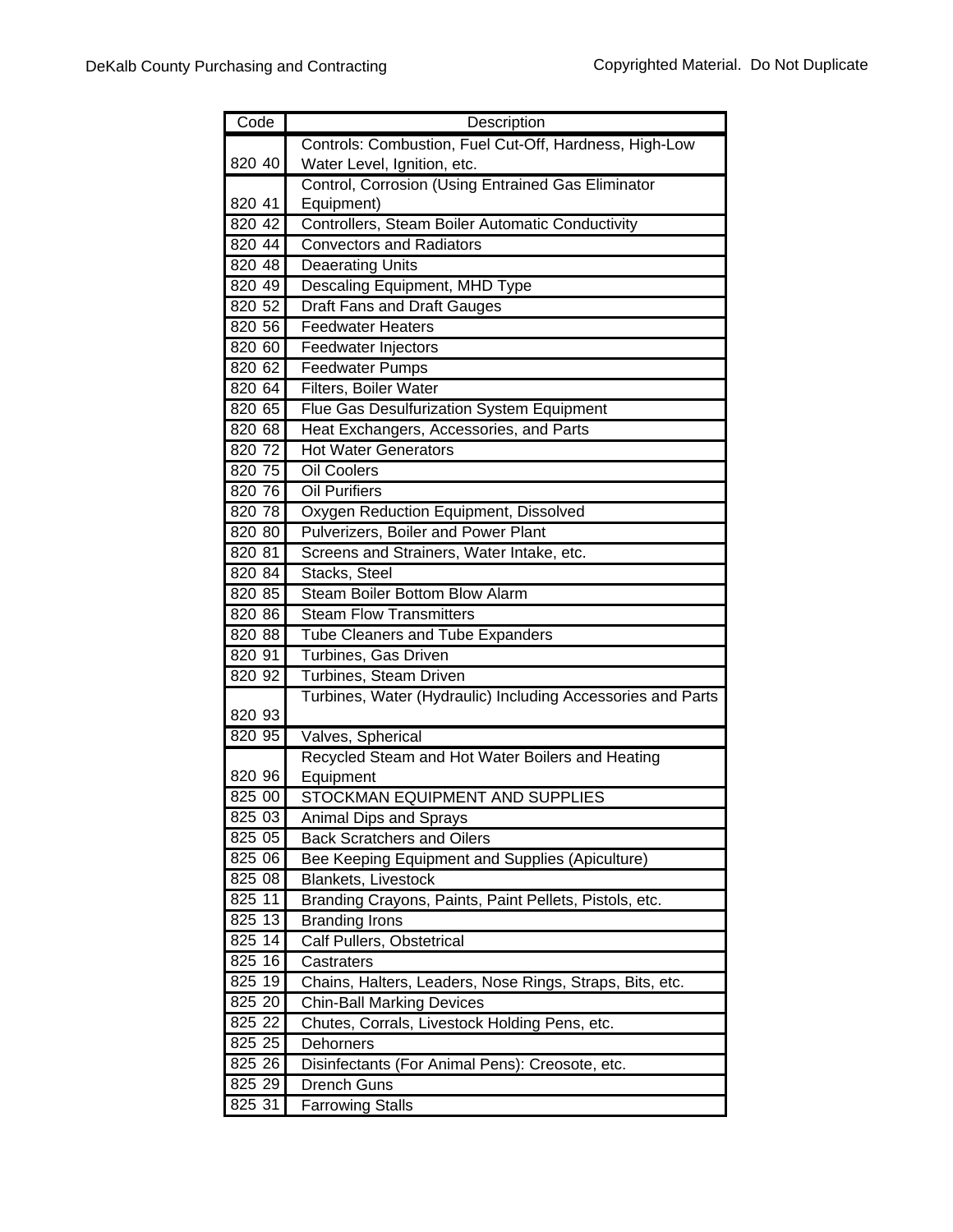| Code | Description |
|---|---|
| 820 40 | Controls: Combustion, Fuel Cut-Off, Hardness, High-Low Water Level, Ignition, etc. |
| 820 41 | Control, Corrosion (Using Entrained Gas Eliminator Equipment) |
| 820 42 | Controllers, Steam Boiler Automatic Conductivity |
| 820 44 | Convectors and Radiators |
| 820 48 | Deaerating Units |
| 820 49 | Descaling Equipment, MHD Type |
| 820 52 | Draft Fans and Draft Gauges |
| 820 56 | Feedwater Heaters |
| 820 60 | Feedwater Injectors |
| 820 62 | Feedwater Pumps |
| 820 64 | Filters, Boiler Water |
| 820 65 | Flue Gas Desulfurization System Equipment |
| 820 68 | Heat Exchangers, Accessories, and Parts |
| 820 72 | Hot Water Generators |
| 820 75 | Oil Coolers |
| 820 76 | Oil Purifiers |
| 820 78 | Oxygen Reduction Equipment, Dissolved |
| 820 80 | Pulverizers, Boiler and Power Plant |
| 820 81 | Screens and Strainers, Water Intake, etc. |
| 820 84 | Stacks, Steel |
| 820 85 | Steam Boiler Bottom Blow Alarm |
| 820 86 | Steam Flow Transmitters |
| 820 88 | Tube Cleaners and Tube Expanders |
| 820 91 | Turbines, Gas Driven |
| 820 92 | Turbines, Steam Driven |
| 820 93 | Turbines, Water (Hydraulic) Including Accessories and Parts |
| 820 95 | Valves, Spherical |
| 820 96 | Recycled Steam and Hot Water Boilers and Heating Equipment |
| 825 00 | STOCKMAN EQUIPMENT AND SUPPLIES |
| 825 03 | Animal Dips and Sprays |
| 825 05 | Back Scratchers and Oilers |
| 825 06 | Bee Keeping Equipment and Supplies (Apiculture) |
| 825 08 | Blankets, Livestock |
| 825 11 | Branding Crayons, Paints, Paint Pellets, Pistols, etc. |
| 825 13 | Branding Irons |
| 825 14 | Calf Pullers, Obstetrical |
| 825 16 | Castraters |
| 825 19 | Chains, Halters, Leaders, Nose Rings, Straps, Bits, etc. |
| 825 20 | Chin-Ball Marking Devices |
| 825 22 | Chutes, Corrals, Livestock Holding Pens, etc. |
| 825 25 | Dehorners |
| 825 26 | Disinfectants (For Animal Pens): Creosote, etc. |
| 825 29 | Drench Guns |
| 825 31 | Farrowing Stalls |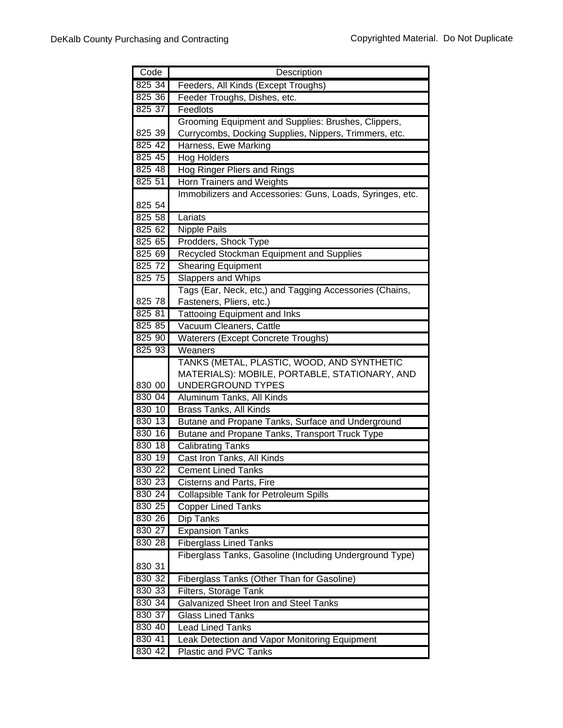| Code | Description |
| --- | --- |
| 825 34 | Feeders, All Kinds (Except Troughs) |
| 825 36 | Feeder Troughs, Dishes, etc. |
| 825 37 | Feedlots |
| 825 39 | Grooming Equipment and Supplies: Brushes, Clippers, Currycombs, Docking Supplies, Nippers, Trimmers, etc. |
| 825 42 | Harness, Ewe Marking |
| 825 45 | Hog Holders |
| 825 48 | Hog Ringer Pliers and Rings |
| 825 51 | Horn Trainers and Weights |
| 825 54 | Immobilizers and Accessories: Guns, Loads, Syringes, etc. |
| 825 58 | Lariats |
| 825 62 | Nipple Pails |
| 825 65 | Prodders, Shock Type |
| 825 69 | Recycled Stockman Equipment and Supplies |
| 825 72 | Shearing Equipment |
| 825 75 | Slappers and Whips |
| 825 78 | Tags (Ear, Neck, etc,) and Tagging Accessories (Chains, Fasteners, Pliers, etc.) |
| 825 81 | Tattooing Equipment and Inks |
| 825 85 | Vacuum Cleaners, Cattle |
| 825 90 | Waterers (Except Concrete Troughs) |
| 825 93 | Weaners |
| 830 00 | TANKS (METAL, PLASTIC, WOOD, AND SYNTHETIC MATERIALS): MOBILE, PORTABLE, STATIONARY, AND UNDERGROUND TYPES |
| 830 04 | Aluminum Tanks, All Kinds |
| 830 10 | Brass Tanks, All Kinds |
| 830 13 | Butane and Propane Tanks, Surface and Underground |
| 830 16 | Butane and Propane Tanks, Transport Truck Type |
| 830 18 | Calibrating Tanks |
| 830 19 | Cast Iron Tanks, All Kinds |
| 830 22 | Cement Lined Tanks |
| 830 23 | Cisterns and Parts, Fire |
| 830 24 | Collapsible Tank for Petroleum Spills |
| 830 25 | Copper Lined Tanks |
| 830 26 | Dip Tanks |
| 830 27 | Expansion Tanks |
| 830 28 | Fiberglass Lined Tanks |
| 830 31 | Fiberglass Tanks, Gasoline (Including Underground Type) |
| 830 32 | Fiberglass Tanks (Other Than for Gasoline) |
| 830 33 | Filters, Storage Tank |
| 830 34 | Galvanized Sheet Iron and Steel Tanks |
| 830 37 | Glass Lined Tanks |
| 830 40 | Lead Lined Tanks |
| 830 41 | Leak Detection and Vapor Monitoring Equipment |
| 830 42 | Plastic and PVC Tanks |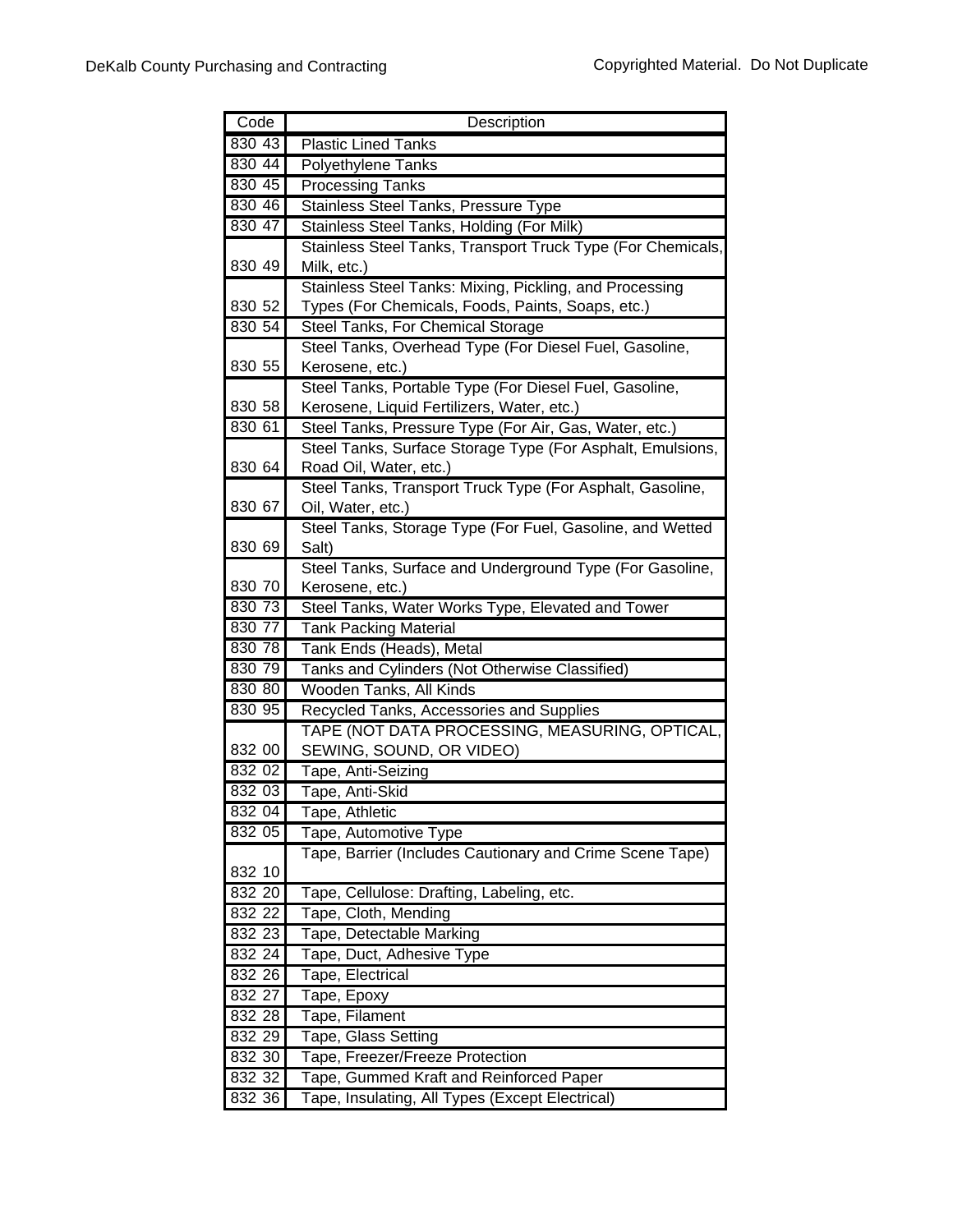| Code | Description |
| --- | --- |
| 830 43 | Plastic Lined Tanks |
| 830 44 | Polyethylene Tanks |
| 830 45 | Processing Tanks |
| 830 46 | Stainless Steel Tanks, Pressure Type |
| 830 47 | Stainless Steel Tanks, Holding (For Milk) |
| 830 49 | Stainless Steel Tanks, Transport Truck Type (For Chemicals, Milk, etc.) |
| 830 52 | Stainless Steel Tanks: Mixing, Pickling, and Processing Types (For Chemicals, Foods, Paints, Soaps, etc.) |
| 830 54 | Steel Tanks, For Chemical Storage |
| 830 55 | Steel Tanks, Overhead Type (For Diesel Fuel, Gasoline, Kerosene, etc.) |
| 830 58 | Steel Tanks, Portable Type (For Diesel Fuel, Gasoline, Kerosene, Liquid Fertilizers, Water, etc.) |
| 830 61 | Steel Tanks, Pressure Type (For Air, Gas, Water, etc.) |
| 830 64 | Steel Tanks, Surface Storage Type (For Asphalt, Emulsions, Road Oil, Water, etc.) |
| 830 67 | Steel Tanks, Transport Truck Type (For Asphalt, Gasoline, Oil, Water, etc.) |
| 830 69 | Steel Tanks, Storage Type (For Fuel, Gasoline, and Wetted Salt) |
| 830 70 | Steel Tanks, Surface and Underground Type (For Gasoline, Kerosene, etc.) |
| 830 73 | Steel Tanks, Water Works Type, Elevated and Tower |
| 830 77 | Tank Packing Material |
| 830 78 | Tank Ends (Heads), Metal |
| 830 79 | Tanks and Cylinders (Not Otherwise Classified) |
| 830 80 | Wooden Tanks, All Kinds |
| 830 95 | Recycled Tanks, Accessories and Supplies |
| 832 00 | TAPE (NOT DATA PROCESSING, MEASURING, OPTICAL, SEWING, SOUND, OR VIDEO) |
| 832 02 | Tape, Anti-Seizing |
| 832 03 | Tape, Anti-Skid |
| 832 04 | Tape, Athletic |
| 832 05 | Tape, Automotive Type |
| 832 10 | Tape, Barrier (Includes Cautionary and Crime Scene Tape) |
| 832 20 | Tape, Cellulose: Drafting, Labeling, etc. |
| 832 22 | Tape, Cloth, Mending |
| 832 23 | Tape, Detectable Marking |
| 832 24 | Tape, Duct, Adhesive Type |
| 832 26 | Tape, Electrical |
| 832 27 | Tape, Epoxy |
| 832 28 | Tape, Filament |
| 832 29 | Tape, Glass Setting |
| 832 30 | Tape, Freezer/Freeze Protection |
| 832 32 | Tape, Gummed Kraft and Reinforced Paper |
| 832 36 | Tape, Insulating, All Types (Except Electrical) |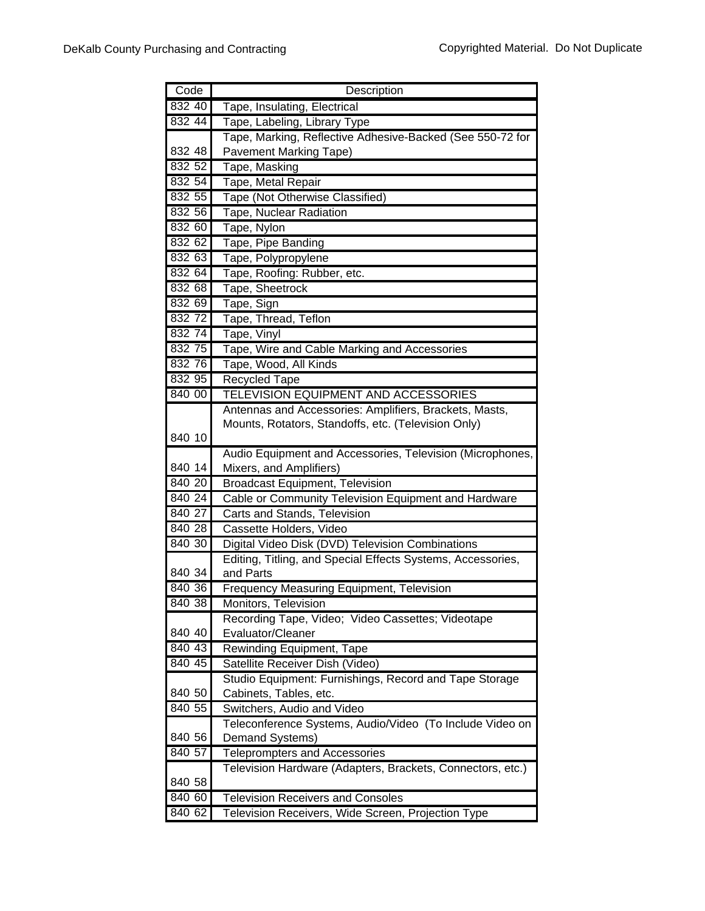| Code | Description |
| --- | --- |
| 832 40 | Tape, Insulating, Electrical |
| 832 44 | Tape, Labeling, Library Type |
| 832 48 | Tape, Marking, Reflective Adhesive-Backed (See 550-72 for Pavement Marking Tape) |
| 832 52 | Tape, Masking |
| 832 54 | Tape, Metal Repair |
| 832 55 | Tape (Not Otherwise Classified) |
| 832 56 | Tape, Nuclear Radiation |
| 832 60 | Tape, Nylon |
| 832 62 | Tape, Pipe Banding |
| 832 63 | Tape, Polypropylene |
| 832 64 | Tape, Roofing: Rubber, etc. |
| 832 68 | Tape, Sheetrock |
| 832 69 | Tape, Sign |
| 832 72 | Tape, Thread, Teflon |
| 832 74 | Tape, Vinyl |
| 832 75 | Tape, Wire and Cable Marking and Accessories |
| 832 76 | Tape, Wood, All Kinds |
| 832 95 | Recycled Tape |
| 840 00 | TELEVISION EQUIPMENT AND ACCESSORIES |
| 840 10 | Antennas and Accessories: Amplifiers, Brackets, Masts, Mounts, Rotators, Standoffs, etc. (Television Only) |
| 840 14 | Audio Equipment and Accessories, Television (Microphones, Mixers, and Amplifiers) |
| 840 20 | Broadcast Equipment, Television |
| 840 24 | Cable or Community Television Equipment and Hardware |
| 840 27 | Carts and Stands, Television |
| 840 28 | Cassette Holders, Video |
| 840 30 | Digital Video Disk (DVD) Television Combinations |
| 840 34 | Editing, Titling, and Special Effects Systems, Accessories, and Parts |
| 840 36 | Frequency Measuring Equipment, Television |
| 840 38 | Monitors, Television |
| 840 40 | Recording Tape, Video; Video Cassettes; Videotape Evaluator/Cleaner |
| 840 43 | Rewinding Equipment, Tape |
| 840 45 | Satellite Receiver Dish (Video) |
| 840 50 | Studio Equipment: Furnishings, Record and Tape Storage Cabinets, Tables, etc. |
| 840 55 | Switchers, Audio and Video |
| 840 56 | Teleconference Systems, Audio/Video (To Include Video on Demand Systems) |
| 840 57 | Teleprompters and Accessories |
| 840 58 | Television Hardware (Adapters, Brackets, Connectors, etc.) |
| 840 60 | Television Receivers and Consoles |
| 840 62 | Television Receivers, Wide Screen, Projection Type |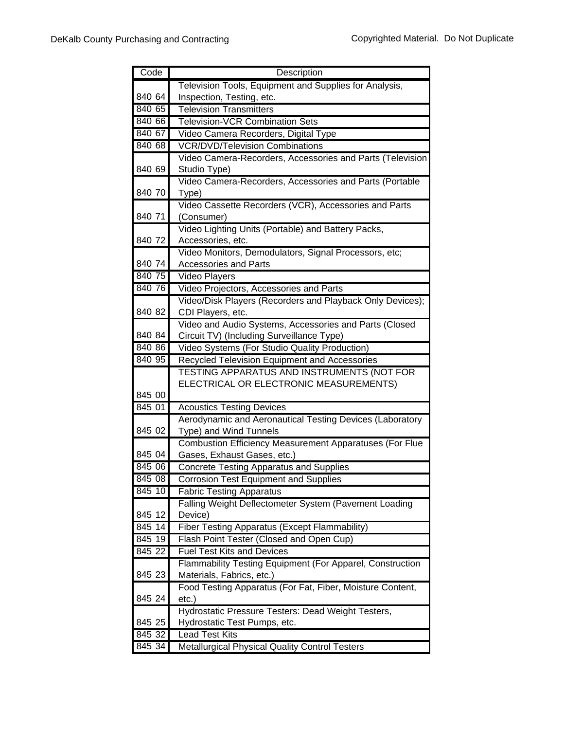| Code | Description |
|---|---|
| 840 64 | Television Tools, Equipment and Supplies for Analysis, Inspection, Testing, etc. |
| 840 65 | Television Transmitters |
| 840 66 | Television-VCR Combination Sets |
| 840 67 | Video Camera Recorders, Digital Type |
| 840 68 | VCR/DVD/Television Combinations |
| 840 69 | Video Camera-Recorders, Accessories and Parts (Television Studio Type) |
| 840 70 | Video Camera-Recorders, Accessories and Parts (Portable Type) |
| 840 71 | Video Cassette Recorders (VCR), Accessories and Parts (Consumer) |
| 840 72 | Video Lighting Units (Portable) and Battery Packs, Accessories, etc. |
| 840 74 | Video Monitors, Demodulators, Signal Processors, etc; Accessories and Parts |
| 840 75 | Video Players |
| 840 76 | Video Projectors, Accessories and Parts |
| 840 82 | Video/Disk Players (Recorders and Playback Only Devices); CDI Players, etc. |
| 840 84 | Video and Audio Systems, Accessories and Parts (Closed Circuit TV) (Including Surveillance Type) |
| 840 86 | Video Systems (For Studio Quality Production) |
| 840 95 | Recycled Television Equipment and Accessories |
| 845 00 | TESTING APPARATUS AND INSTRUMENTS (NOT FOR ELECTRICAL OR ELECTRONIC MEASUREMENTS) |
| 845 01 | Acoustics Testing Devices |
| 845 02 | Aerodynamic and Aeronautical Testing Devices (Laboratory Type) and Wind Tunnels |
| 845 04 | Combustion Efficiency Measurement Apparatuses (For Flue Gases, Exhaust Gases, etc.) |
| 845 06 | Concrete Testing Apparatus and Supplies |
| 845 08 | Corrosion Test Equipment and Supplies |
| 845 10 | Fabric Testing Apparatus |
| 845 12 | Falling Weight Deflectometer System (Pavement Loading Device) |
| 845 14 | Fiber Testing Apparatus (Except Flammability) |
| 845 19 | Flash Point Tester (Closed and Open Cup) |
| 845 22 | Fuel Test Kits and Devices |
| 845 23 | Flammability Testing Equipment (For Apparel, Construction Materials, Fabrics, etc.) |
| 845 24 | Food Testing Apparatus (For Fat, Fiber, Moisture Content, etc.) |
| 845 25 | Hydrostatic Pressure Testers: Dead Weight Testers, Hydrostatic Test Pumps, etc. |
| 845 32 | Lead Test Kits |
| 845 34 | Metallurgical Physical Quality Control Testers |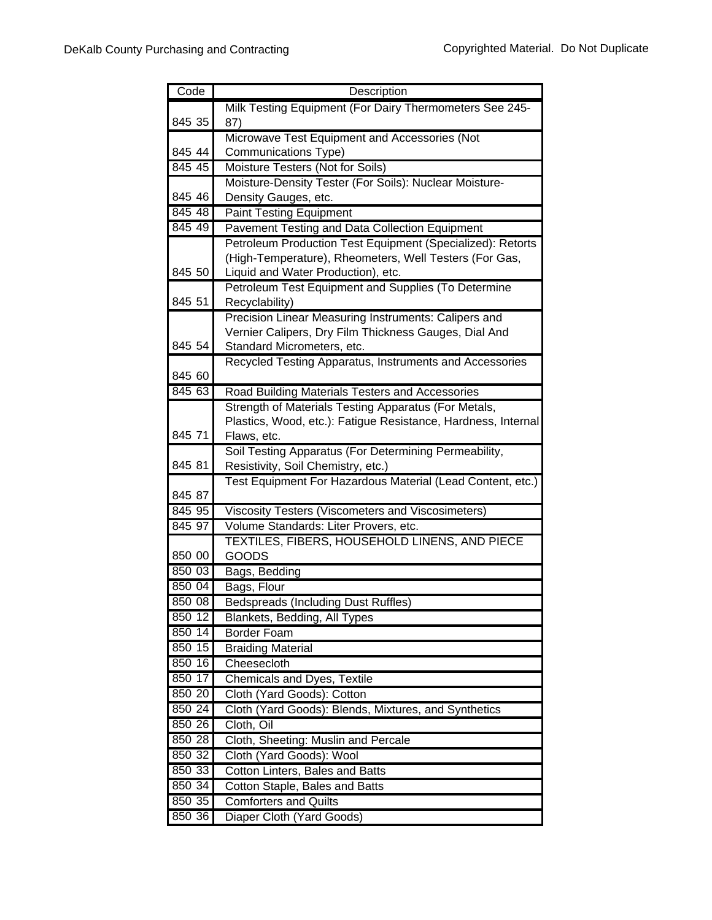| Code | Description |
|---|---|
| 845 35 | Milk Testing Equipment (For Dairy Thermometers See 245-87) |
| 845 44 | Microwave Test Equipment and Accessories (Not Communications Type) |
| 845 45 | Moisture Testers (Not for Soils) |
| 845 46 | Moisture-Density Tester (For Soils): Nuclear Moisture-Density Gauges, etc. |
| 845 48 | Paint Testing Equipment |
| 845 49 | Pavement Testing and Data Collection Equipment |
| 845 50 | Petroleum Production Test Equipment (Specialized): Retorts (High-Temperature), Rheometers, Well Testers (For Gas, Liquid and Water Production), etc. |
| 845 51 | Petroleum Test Equipment and Supplies (To Determine Recyclability) |
| 845 54 | Precision Linear Measuring Instruments: Calipers and Vernier Calipers, Dry Film Thickness Gauges, Dial And Standard Micrometers, etc. |
| 845 60 | Recycled Testing Apparatus, Instruments and Accessories |
| 845 63 | Road Building Materials Testers and Accessories |
| 845 71 | Strength of Materials Testing Apparatus (For Metals, Plastics, Wood, etc.): Fatigue Resistance, Hardness, Internal Flaws, etc. |
| 845 81 | Soil Testing Apparatus (For Determining Permeability, Resistivity, Soil Chemistry, etc.) |
| 845 87 | Test Equipment For Hazardous Material (Lead Content, etc.) |
| 845 95 | Viscosity Testers (Viscometers and Viscosimeters) |
| 845 97 | Volume Standards: Liter Provers, etc. |
| 850 00 | TEXTILES, FIBERS, HOUSEHOLD LINENS, AND PIECE GOODS |
| 850 03 | Bags, Bedding |
| 850 04 | Bags, Flour |
| 850 08 | Bedspreads (Including Dust Ruffles) |
| 850 12 | Blankets, Bedding, All Types |
| 850 14 | Border Foam |
| 850 15 | Braiding Material |
| 850 16 | Cheesecloth |
| 850 17 | Chemicals and Dyes, Textile |
| 850 20 | Cloth (Yard Goods): Cotton |
| 850 24 | Cloth (Yard Goods): Blends, Mixtures, and Synthetics |
| 850 26 | Cloth, Oil |
| 850 28 | Cloth, Sheeting: Muslin and Percale |
| 850 32 | Cloth (Yard Goods): Wool |
| 850 33 | Cotton Linters, Bales and Batts |
| 850 34 | Cotton Staple, Bales and Batts |
| 850 35 | Comforters and Quilts |
| 850 36 | Diaper Cloth (Yard Goods) |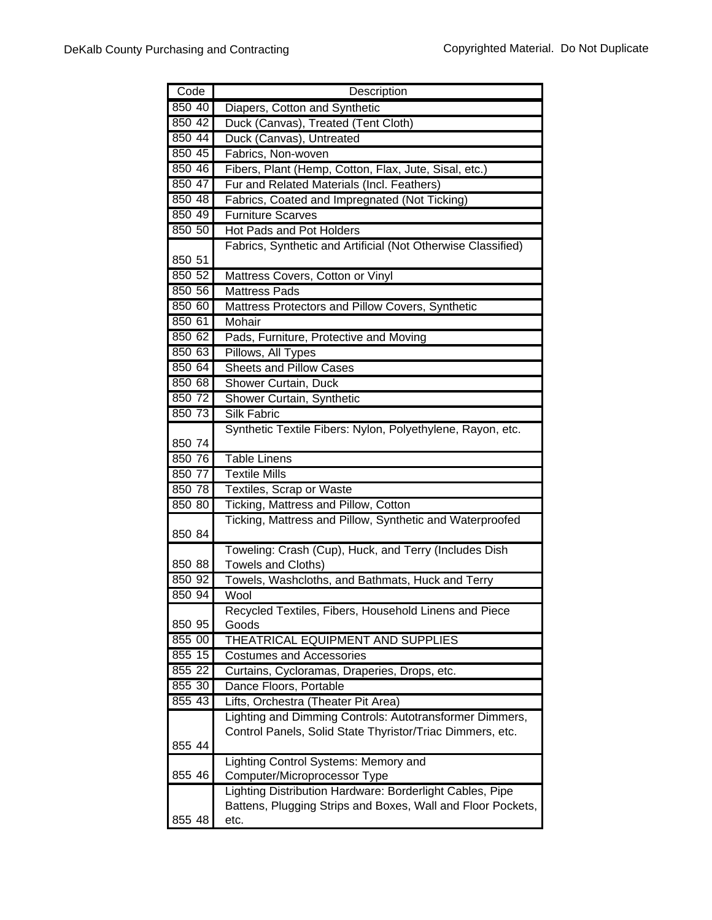| Code | Description |
|---|---|
| 850 40 | Diapers, Cotton and Synthetic |
| 850 42 | Duck (Canvas), Treated (Tent Cloth) |
| 850 44 | Duck (Canvas), Untreated |
| 850 45 | Fabrics, Non-woven |
| 850 46 | Fibers, Plant (Hemp, Cotton, Flax, Jute, Sisal, etc.) |
| 850 47 | Fur and Related Materials (Incl. Feathers) |
| 850 48 | Fabrics, Coated and Impregnated (Not Ticking) |
| 850 49 | Furniture Scarves |
| 850 50 | Hot Pads and Pot Holders |
| 850 51 | Fabrics, Synthetic and Artificial (Not Otherwise Classified) |
| 850 52 | Mattress Covers, Cotton or Vinyl |
| 850 56 | Mattress Pads |
| 850 60 | Mattress Protectors and Pillow Covers, Synthetic |
| 850 61 | Mohair |
| 850 62 | Pads, Furniture, Protective and Moving |
| 850 63 | Pillows, All Types |
| 850 64 | Sheets and Pillow Cases |
| 850 68 | Shower Curtain, Duck |
| 850 72 | Shower Curtain, Synthetic |
| 850 73 | Silk Fabric |
| 850 74 | Synthetic Textile Fibers: Nylon, Polyethylene, Rayon, etc. |
| 850 76 | Table Linens |
| 850 77 | Textile Mills |
| 850 78 | Textiles, Scrap or Waste |
| 850 80 | Ticking, Mattress and Pillow, Cotton |
| 850 84 | Ticking, Mattress and Pillow, Synthetic and Waterproofed |
| 850 88 | Toweling: Crash (Cup), Huck, and Terry (Includes Dish Towels and Cloths) |
| 850 92 | Towels, Washcloths, and Bathmats, Huck and Terry |
| 850 94 | Wool |
| 850 95 | Recycled Textiles, Fibers, Household Linens and Piece Goods |
| 855 00 | THEATRICAL EQUIPMENT AND SUPPLIES |
| 855 15 | Costumes and Accessories |
| 855 22 | Curtains, Cycloramas, Draperies, Drops, etc. |
| 855 30 | Dance Floors, Portable |
| 855 43 | Lifts, Orchestra (Theater Pit Area) |
| 855 44 | Lighting and Dimming Controls: Autotransformer Dimmers, Control Panels, Solid State Thyristor/Triac Dimmers, etc. |
| 855 46 | Lighting Control Systems: Memory and Computer/Microprocessor Type |
| 855 48 | Lighting Distribution Hardware: Borderlight Cables, Pipe Battens, Plugging Strips and Boxes, Wall and Floor Pockets, etc. |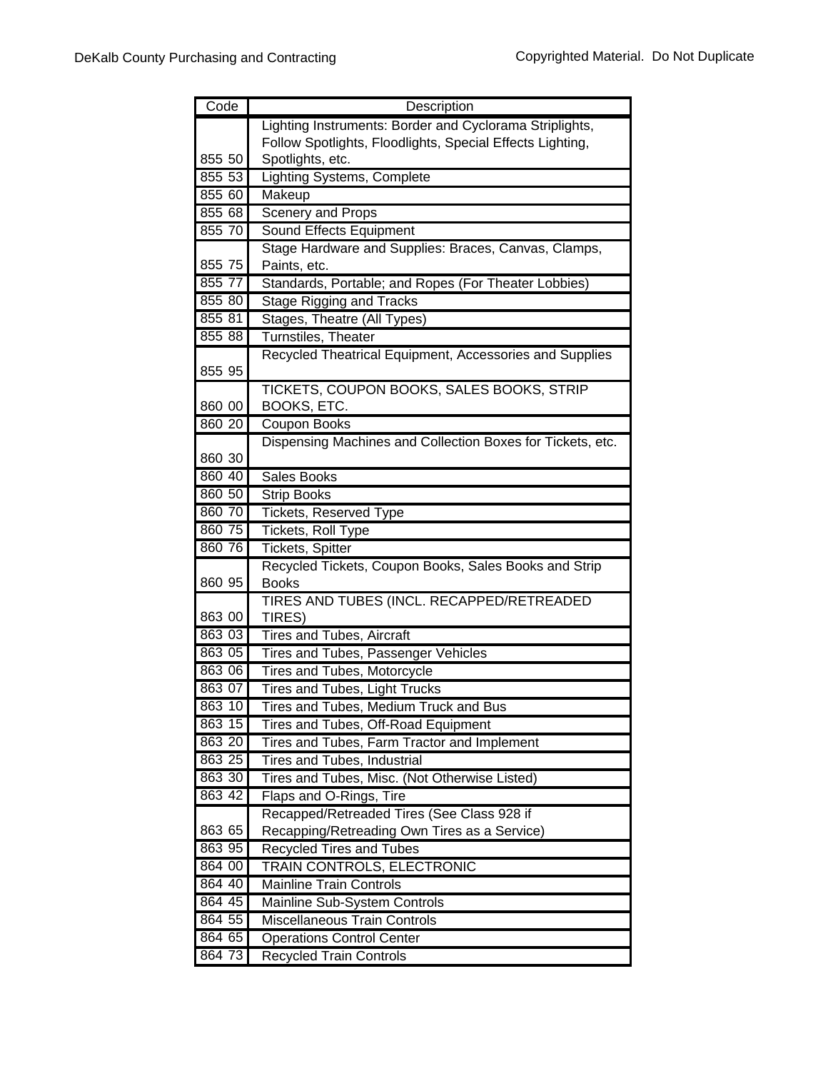| Code | Description |
|---|---|
| 855 50 | Lighting Instruments: Border and Cyclorama Striplights, Follow Spotlights, Floodlights, Special Effects Lighting, Spotlights, etc. |
| 855 53 | Lighting Systems, Complete |
| 855 60 | Makeup |
| 855 68 | Scenery and Props |
| 855 70 | Sound Effects Equipment |
| 855 75 | Stage Hardware and Supplies: Braces, Canvas, Clamps, Paints, etc. |
| 855 77 | Standards, Portable; and Ropes (For Theater Lobbies) |
| 855 80 | Stage Rigging and Tracks |
| 855 81 | Stages, Theatre (All Types) |
| 855 88 | Turnstiles, Theater |
| 855 95 | Recycled Theatrical Equipment, Accessories and Supplies |
| 860 00 | TICKETS, COUPON BOOKS, SALES BOOKS, STRIP BOOKS, ETC. |
| 860 20 | Coupon Books |
| 860 30 | Dispensing Machines and Collection Boxes for Tickets, etc. |
| 860 40 | Sales Books |
| 860 50 | Strip Books |
| 860 70 | Tickets, Reserved Type |
| 860 75 | Tickets, Roll Type |
| 860 76 | Tickets, Spitter |
| 860 95 | Recycled Tickets, Coupon Books, Sales Books and Strip Books |
| 863 00 | TIRES AND TUBES (INCL. RECAPPED/RETREADED TIRES) |
| 863 03 | Tires and Tubes, Aircraft |
| 863 05 | Tires and Tubes, Passenger Vehicles |
| 863 06 | Tires and Tubes, Motorcycle |
| 863 07 | Tires and Tubes, Light Trucks |
| 863 10 | Tires and Tubes, Medium Truck and Bus |
| 863 15 | Tires and Tubes, Off-Road Equipment |
| 863 20 | Tires and Tubes, Farm Tractor and Implement |
| 863 25 | Tires and Tubes, Industrial |
| 863 30 | Tires and Tubes, Misc. (Not Otherwise Listed) |
| 863 42 | Flaps and O-Rings, Tire |
| 863 65 | Recapped/Retreaded Tires (See Class 928 if Recapping/Retreading Own Tires as a Service) |
| 863 95 | Recycled Tires and Tubes |
| 864 00 | TRAIN CONTROLS, ELECTRONIC |
| 864 40 | Mainline Train Controls |
| 864 45 | Mainline Sub-System Controls |
| 864 55 | Miscellaneous Train Controls |
| 864 65 | Operations Control Center |
| 864 73 | Recycled Train Controls |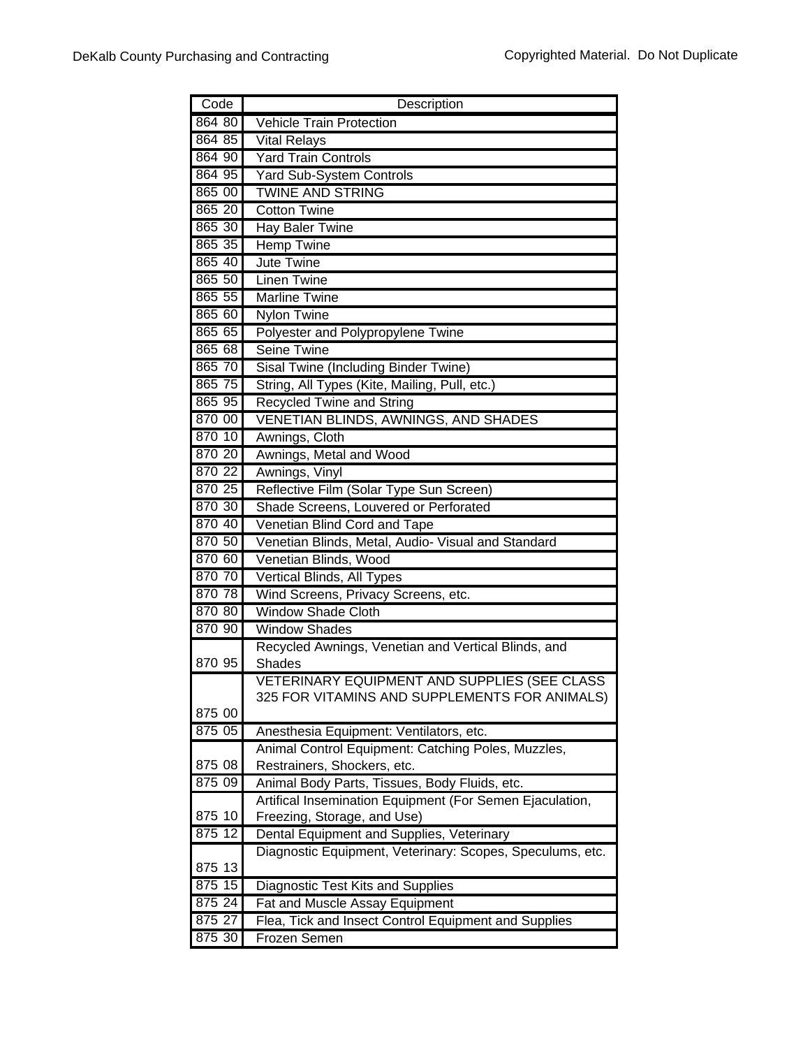| Code | Description |
|---|---|
| 864 80 | Vehicle Train Protection |
| 864 85 | Vital Relays |
| 864 90 | Yard Train Controls |
| 864 95 | Yard Sub-System Controls |
| 865 00 | TWINE AND STRING |
| 865 20 | Cotton Twine |
| 865 30 | Hay Baler Twine |
| 865 35 | Hemp Twine |
| 865 40 | Jute Twine |
| 865 50 | Linen Twine |
| 865 55 | Marline Twine |
| 865 60 | Nylon Twine |
| 865 65 | Polyester and Polypropylene Twine |
| 865 68 | Seine Twine |
| 865 70 | Sisal Twine (Including Binder Twine) |
| 865 75 | String, All Types (Kite, Mailing, Pull, etc.) |
| 865 95 | Recycled Twine and String |
| 870 00 | VENETIAN BLINDS, AWNINGS, AND SHADES |
| 870 10 | Awnings, Cloth |
| 870 20 | Awnings, Metal and Wood |
| 870 22 | Awnings, Vinyl |
| 870 25 | Reflective Film (Solar Type Sun Screen) |
| 870 30 | Shade Screens, Louvered or Perforated |
| 870 40 | Venetian Blind Cord and Tape |
| 870 50 | Venetian Blinds, Metal, Audio- Visual and Standard |
| 870 60 | Venetian Blinds, Wood |
| 870 70 | Vertical Blinds, All Types |
| 870 78 | Wind Screens, Privacy Screens, etc. |
| 870 80 | Window Shade Cloth |
| 870 90 | Window Shades |
| 870 95 | Recycled Awnings, Venetian and Vertical Blinds, and Shades |
| 875 00 | VETERINARY EQUIPMENT AND SUPPLIES (SEE CLASS 325 FOR VITAMINS AND SUPPLEMENTS FOR ANIMALS) |
| 875 05 | Anesthesia Equipment: Ventilators, etc. |
| 875 08 | Animal Control Equipment: Catching Poles, Muzzles, Restrainers, Shockers, etc. |
| 875 09 | Animal Body Parts, Tissues, Body Fluids, etc. |
| 875 10 | Artifical Insemination Equipment (For Semen Ejaculation, Freezing, Storage, and Use) |
| 875 12 | Dental Equipment and Supplies, Veterinary |
| 875 13 | Diagnostic Equipment, Veterinary: Scopes, Speculums, etc. |
| 875 15 | Diagnostic Test Kits and Supplies |
| 875 24 | Fat and Muscle Assay Equipment |
| 875 27 | Flea, Tick and Insect Control Equipment and Supplies |
| 875 30 | Frozen Semen |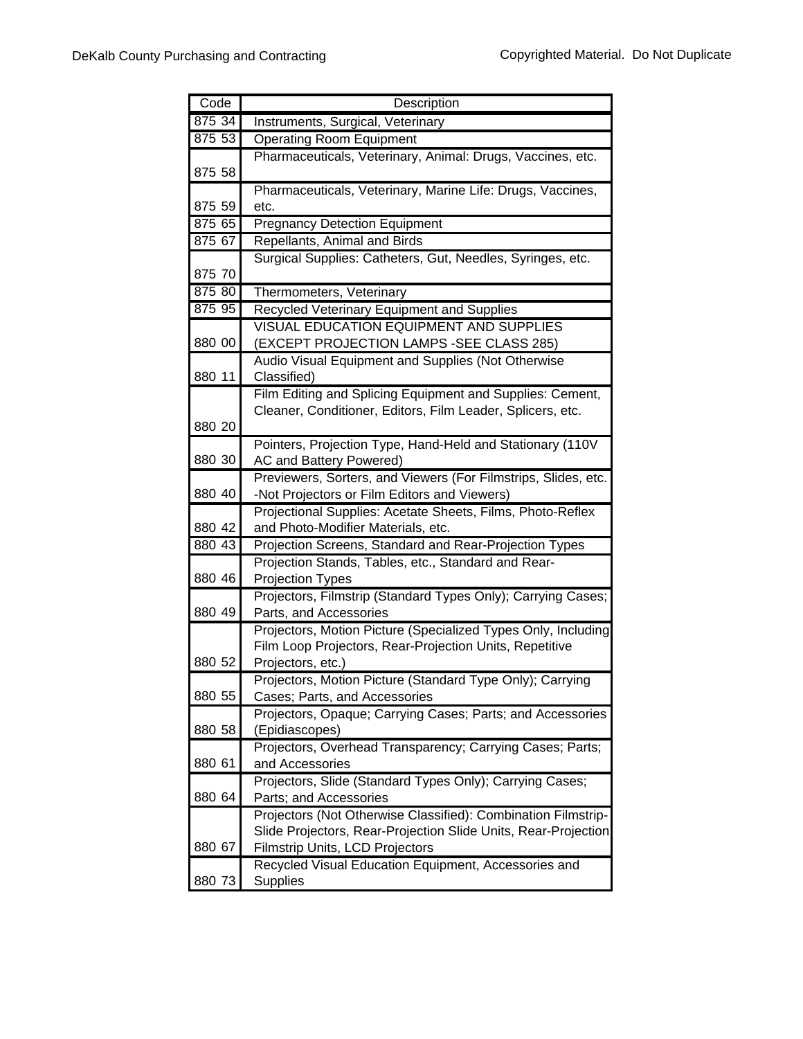| Code | Description |
|---|---|
| 875 34 | Instruments, Surgical, Veterinary |
| 875 53 | Operating Room Equipment |
| 875 58 | Pharmaceuticals, Veterinary, Animal: Drugs, Vaccines, etc. |
| 875 59 | Pharmaceuticals, Veterinary, Marine Life: Drugs, Vaccines, etc. |
| 875 65 | Pregnancy Detection Equipment |
| 875 67 | Repellants, Animal and Birds |
| 875 70 | Surgical Supplies: Catheters, Gut, Needles, Syringes, etc. |
| 875 80 | Thermometers, Veterinary |
| 875 95 | Recycled Veterinary Equipment and Supplies |
| 880 00 | VISUAL EDUCATION EQUIPMENT AND SUPPLIES (EXCEPT PROJECTION LAMPS -SEE CLASS 285) |
| 880 11 | Audio Visual Equipment and Supplies (Not Otherwise Classified) |
| 880 20 | Film Editing and Splicing Equipment and Supplies: Cement, Cleaner, Conditioner, Editors, Film Leader, Splicers, etc. |
| 880 30 | Pointers, Projection Type, Hand-Held and Stationary (110V AC and Battery Powered) |
| 880 40 | Previewers, Sorters, and Viewers (For Filmstrips, Slides, etc. -Not Projectors or Film Editors and Viewers) |
| 880 42 | Projectional Supplies: Acetate Sheets, Films, Photo-Reflex and Photo-Modifier Materials, etc. |
| 880 43 | Projection Screens, Standard and Rear-Projection Types |
| 880 46 | Projection Stands, Tables, etc., Standard and Rear-Projection Types |
| 880 49 | Projectors, Filmstrip (Standard Types Only); Carrying Cases; Parts, and Accessories |
| 880 52 | Projectors, Motion Picture (Specialized Types Only, Including Film Loop Projectors, Rear-Projection Units, Repetitive Projectors, etc.) |
| 880 55 | Projectors, Motion Picture (Standard Type Only); Carrying Cases; Parts, and Accessories |
| 880 58 | Projectors, Opaque; Carrying Cases; Parts; and Accessories (Epidiascopes) |
| 880 61 | Projectors, Overhead Transparency; Carrying Cases; Parts; and Accessories |
| 880 64 | Projectors, Slide (Standard Types Only); Carrying Cases; Parts; and Accessories |
| 880 67 | Projectors (Not Otherwise Classified): Combination Filmstrip-Slide Projectors, Rear-Projection Slide Units, Rear-Projection Filmstrip Units, LCD Projectors |
| 880 73 | Recycled Visual Education Equipment, Accessories and Supplies |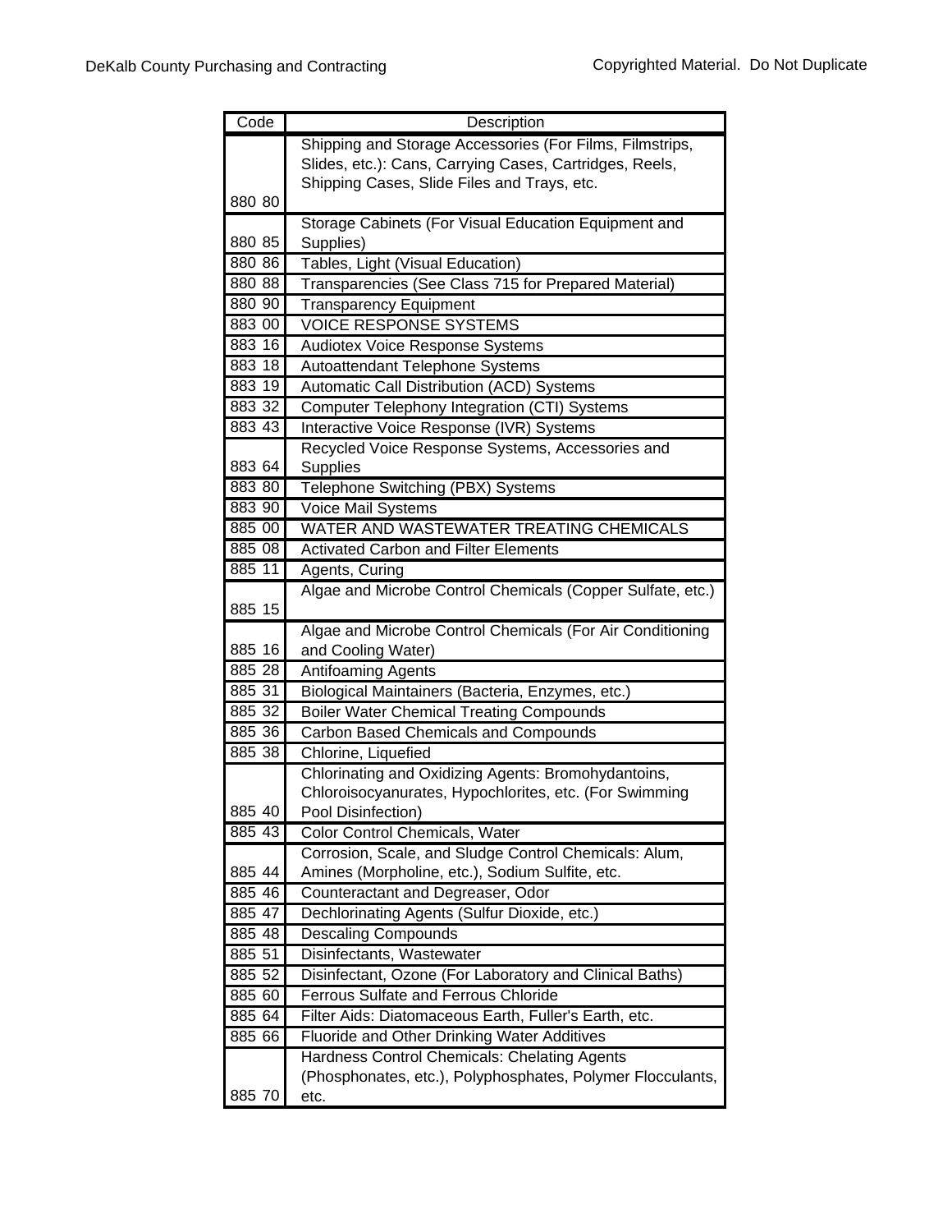| Code | Description |
|---|---|
| 880 80 | Shipping and Storage Accessories (For Films, Filmstrips, Slides, etc.): Cans, Carrying Cases, Cartridges, Reels, Shipping Cases, Slide Files and Trays, etc. |
| 880 85 | Storage Cabinets (For Visual Education Equipment and Supplies) |
| 880 86 | Tables, Light (Visual Education) |
| 880 88 | Transparencies (See Class 715 for Prepared Material) |
| 880 90 | Transparency Equipment |
| 883 00 | VOICE RESPONSE SYSTEMS |
| 883 16 | Audiotex Voice Response Systems |
| 883 18 | Autoattendant Telephone Systems |
| 883 19 | Automatic Call Distribution (ACD) Systems |
| 883 32 | Computer Telephony Integration (CTI) Systems |
| 883 43 | Interactive Voice Response (IVR) Systems |
| 883 64 | Recycled Voice Response Systems, Accessories and Supplies |
| 883 80 | Telephone Switching (PBX) Systems |
| 883 90 | Voice Mail Systems |
| 885 00 | WATER AND WASTEWATER TREATING CHEMICALS |
| 885 08 | Activated Carbon and Filter Elements |
| 885 11 | Agents, Curing |
| 885 15 | Algae and Microbe Control Chemicals (Copper Sulfate, etc.) |
| 885 16 | Algae and Microbe Control Chemicals (For Air Conditioning and Cooling Water) |
| 885 28 | Antifoaming Agents |
| 885 31 | Biological Maintainers (Bacteria, Enzymes, etc.) |
| 885 32 | Boiler Water Chemical Treating Compounds |
| 885 36 | Carbon Based Chemicals and Compounds |
| 885 38 | Chlorine, Liquefied |
| 885 40 | Chlorinating and Oxidizing Agents: Bromohydantoins, Chloroisocyanurates, Hypochlorites, etc. (For Swimming Pool Disinfection) |
| 885 43 | Color Control Chemicals, Water |
| 885 44 | Corrosion, Scale, and Sludge Control Chemicals: Alum, Amines (Morpholine, etc.), Sodium Sulfite, etc. |
| 885 46 | Counteractant and Degreaser, Odor |
| 885 47 | Dechlorinating Agents (Sulfur Dioxide, etc.) |
| 885 48 | Descaling Compounds |
| 885 51 | Disinfectants, Wastewater |
| 885 52 | Disinfectant, Ozone (For Laboratory and Clinical Baths) |
| 885 60 | Ferrous Sulfate and Ferrous Chloride |
| 885 64 | Filter Aids: Diatomaceous Earth, Fuller's Earth, etc. |
| 885 66 | Fluoride and Other Drinking Water Additives |
| 885 70 | Hardness Control Chemicals: Chelating Agents (Phosphonates, etc.), Polyphosphates, Polymer Flocculants, etc. |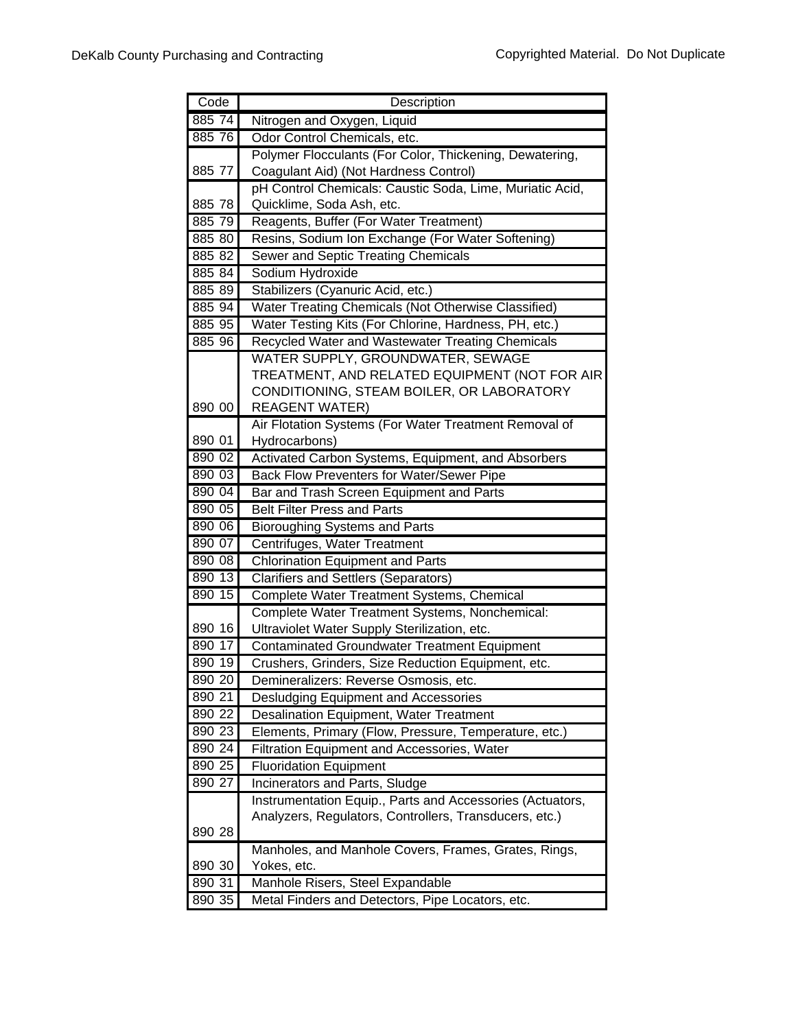| Code | Description |
|---|---|
| 885 74 | Nitrogen and Oxygen, Liquid |
| 885 76 | Odor Control Chemicals, etc. |
| 885 77 | Polymer Flocculants (For Color, Thickening, Dewatering, Coagulant Aid) (Not Hardness Control) |
| 885 78 | pH Control Chemicals: Caustic Soda, Lime, Muriatic Acid, Quicklime, Soda Ash, etc. |
| 885 79 | Reagents, Buffer (For Water Treatment) |
| 885 80 | Resins, Sodium Ion Exchange (For Water Softening) |
| 885 82 | Sewer and Septic Treating Chemicals |
| 885 84 | Sodium Hydroxide |
| 885 89 | Stabilizers (Cyanuric Acid, etc.) |
| 885 94 | Water Treating Chemicals (Not Otherwise Classified) |
| 885 95 | Water Testing Kits (For Chlorine, Hardness, PH, etc.) |
| 885 96 | Recycled Water and Wastewater Treating Chemicals |
| 890 00 | WATER SUPPLY, GROUNDWATER, SEWAGE TREATMENT, AND RELATED EQUIPMENT (NOT FOR AIR CONDITIONING, STEAM BOILER, OR LABORATORY REAGENT WATER) |
| 890 01 | Air Flotation Systems (For Water Treatment Removal of Hydrocarbons) |
| 890 02 | Activated Carbon Systems, Equipment, and Absorbers |
| 890 03 | Back Flow Preventers for Water/Sewer Pipe |
| 890 04 | Bar and Trash Screen Equipment and Parts |
| 890 05 | Belt Filter Press and Parts |
| 890 06 | Bioroughing Systems and Parts |
| 890 07 | Centrifuges, Water Treatment |
| 890 08 | Chlorination Equipment and Parts |
| 890 13 | Clarifiers and Settlers (Separators) |
| 890 15 | Complete Water Treatment Systems, Chemical |
| 890 16 | Complete Water Treatment Systems, Nonchemical: Ultraviolet Water Supply Sterilization, etc. |
| 890 17 | Contaminated Groundwater Treatment Equipment |
| 890 19 | Crushers, Grinders, Size Reduction Equipment, etc. |
| 890 20 | Demineralizers: Reverse Osmosis, etc. |
| 890 21 | Desludging Equipment and Accessories |
| 890 22 | Desalination Equipment, Water Treatment |
| 890 23 | Elements, Primary (Flow, Pressure, Temperature, etc.) |
| 890 24 | Filtration Equipment and Accessories, Water |
| 890 25 | Fluoridation Equipment |
| 890 27 | Incinerators and Parts, Sludge |
| 890 28 | Instrumentation Equip., Parts and Accessories (Actuators, Analyzers, Regulators, Controllers, Transducers, etc.) |
| 890 30 | Manholes, and Manhole Covers, Frames, Grates, Rings, Yokes, etc. |
| 890 31 | Manhole Risers, Steel Expandable |
| 890 35 | Metal Finders and Detectors, Pipe Locators, etc. |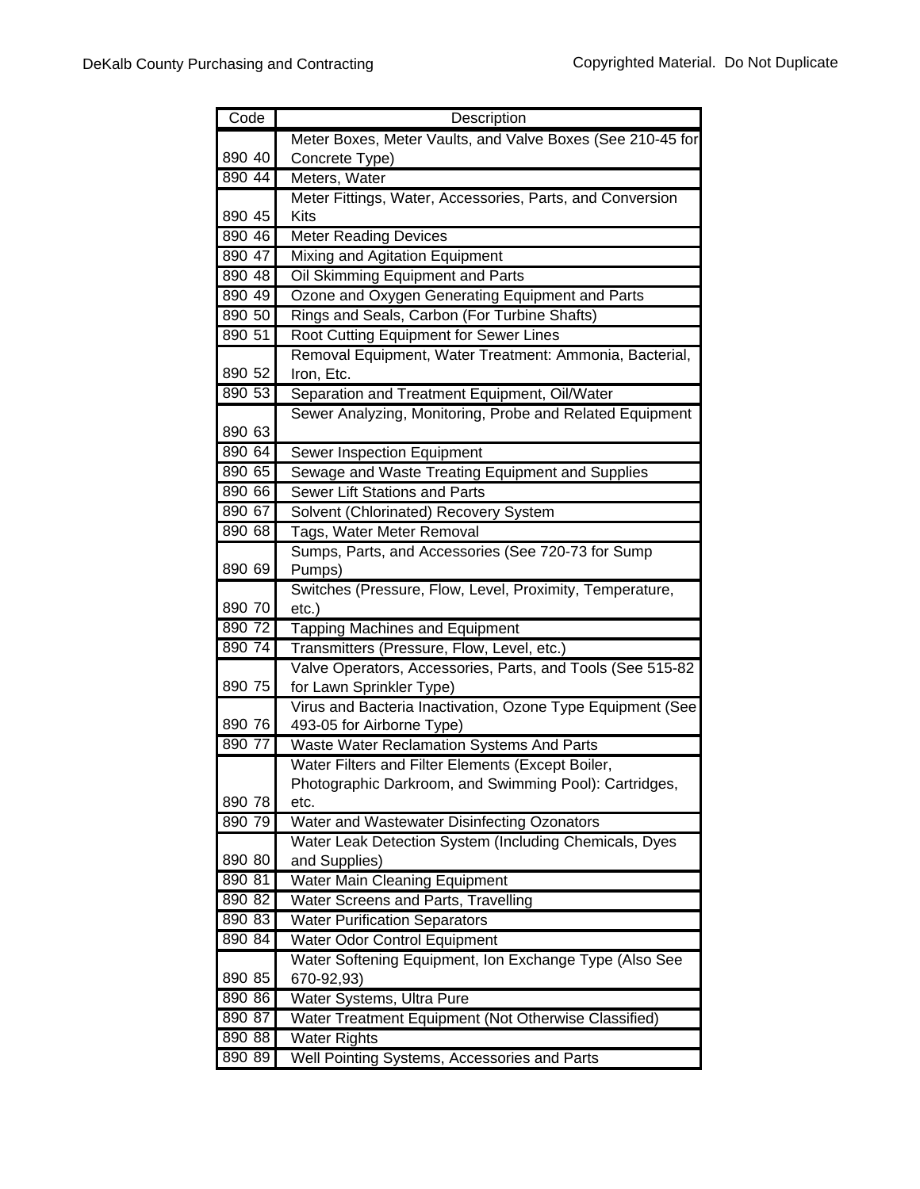| Code | Description |
|---|---|
| 890 40 | Meter Boxes, Meter Vaults, and Valve Boxes (See 210-45 for Concrete Type) |
| 890 44 | Meters, Water |
| 890 45 | Meter Fittings, Water, Accessories, Parts, and Conversion Kits |
| 890 46 | Meter Reading Devices |
| 890 47 | Mixing and Agitation Equipment |
| 890 48 | Oil Skimming Equipment and Parts |
| 890 49 | Ozone and Oxygen Generating Equipment and Parts |
| 890 50 | Rings and Seals, Carbon (For Turbine Shafts) |
| 890 51 | Root Cutting Equipment for Sewer Lines |
| 890 52 | Removal Equipment, Water Treatment: Ammonia, Bacterial, Iron, Etc. |
| 890 53 | Separation and Treatment Equipment, Oil/Water |
| 890 63 | Sewer Analyzing, Monitoring, Probe and Related Equipment |
| 890 64 | Sewer Inspection Equipment |
| 890 65 | Sewage and Waste Treating Equipment and Supplies |
| 890 66 | Sewer Lift Stations and Parts |
| 890 67 | Solvent (Chlorinated) Recovery System |
| 890 68 | Tags, Water Meter Removal |
| 890 69 | Sumps, Parts, and Accessories (See 720-73 for Sump Pumps) |
| 890 70 | Switches (Pressure, Flow, Level, Proximity, Temperature, etc.) |
| 890 72 | Tapping Machines and Equipment |
| 890 74 | Transmitters (Pressure, Flow, Level, etc.) |
| 890 75 | Valve Operators, Accessories, Parts, and Tools (See 515-82 for Lawn Sprinkler Type) |
| 890 76 | Virus and Bacteria Inactivation, Ozone Type Equipment (See 493-05 for Airborne Type) |
| 890 77 | Waste Water Reclamation Systems And Parts |
| 890 78 | Water Filters and Filter Elements (Except Boiler, Photographic Darkroom, and Swimming Pool): Cartridges, etc. |
| 890 79 | Water and Wastewater Disinfecting Ozonators |
| 890 80 | Water Leak Detection System (Including Chemicals, Dyes and Supplies) |
| 890 81 | Water Main Cleaning Equipment |
| 890 82 | Water Screens and Parts, Travelling |
| 890 83 | Water Purification Separators |
| 890 84 | Water Odor Control Equipment |
| 890 85 | Water Softening Equipment, Ion Exchange Type (Also See 670-92,93) |
| 890 86 | Water Systems, Ultra Pure |
| 890 87 | Water Treatment Equipment (Not Otherwise Classified) |
| 890 88 | Water Rights |
| 890 89 | Well Pointing Systems, Accessories and Parts |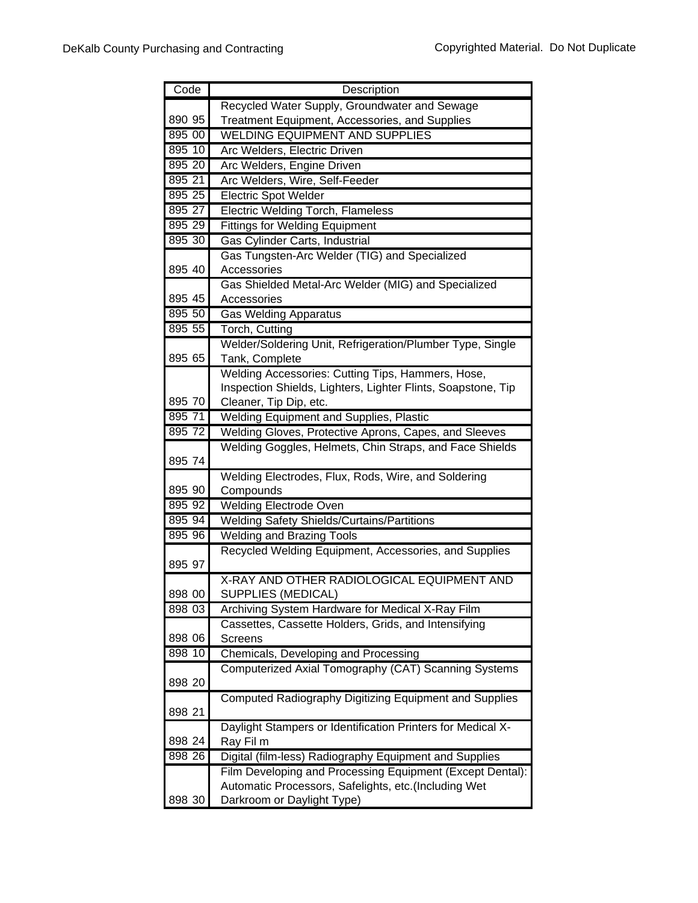| Code | Description |
|---|---|
| 890 95 | Recycled Water Supply, Groundwater and Sewage Treatment Equipment, Accessories, and Supplies |
| 895 00 | WELDING EQUIPMENT AND SUPPLIES |
| 895 10 | Arc Welders, Electric Driven |
| 895 20 | Arc Welders, Engine Driven |
| 895 21 | Arc Welders, Wire, Self-Feeder |
| 895 25 | Electric Spot Welder |
| 895 27 | Electric Welding Torch, Flameless |
| 895 29 | Fittings for Welding Equipment |
| 895 30 | Gas Cylinder Carts, Industrial |
| 895 40 | Gas Tungsten-Arc Welder (TIG) and Specialized Accessories |
| 895 45 | Gas Shielded Metal-Arc Welder (MIG) and Specialized Accessories |
| 895 50 | Gas Welding Apparatus |
| 895 55 | Torch, Cutting |
| 895 65 | Welder/Soldering Unit, Refrigeration/Plumber Type, Single Tank, Complete |
| 895 70 | Welding Accessories: Cutting Tips, Hammers, Hose, Inspection Shields, Lighters, Lighter Flints, Soapstone, Tip Cleaner, Tip Dip, etc. |
| 895 71 | Welding Equipment and Supplies, Plastic |
| 895 72 | Welding Gloves, Protective Aprons, Capes, and Sleeves |
| 895 74 | Welding Goggles, Helmets, Chin Straps, and Face Shields |
| 895 90 | Welding Electrodes, Flux, Rods, Wire, and Soldering Compounds |
| 895 92 | Welding Electrode Oven |
| 895 94 | Welding Safety Shields/Curtains/Partitions |
| 895 96 | Welding and Brazing Tools |
| 895 97 | Recycled Welding Equipment, Accessories, and Supplies |
| 898 00 | X-RAY AND OTHER RADIOLOGICAL EQUIPMENT AND SUPPLIES (MEDICAL) |
| 898 03 | Archiving System Hardware for Medical X-Ray Film |
| 898 06 | Cassettes, Cassette Holders, Grids, and Intensifying Screens |
| 898 10 | Chemicals, Developing and Processing |
| 898 20 | Computerized Axial Tomography (CAT) Scanning Systems |
| 898 21 | Computed Radiography Digitizing Equipment and Supplies |
| 898 24 | Daylight Stampers or Identification Printers for Medical X-Ray Fil m |
| 898 26 | Digital (film-less) Radiography Equipment and Supplies |
| 898 30 | Film Developing and Processing Equipment (Except Dental): Automatic Processors, Safelights, etc.(Including Wet Darkroom or Daylight Type) |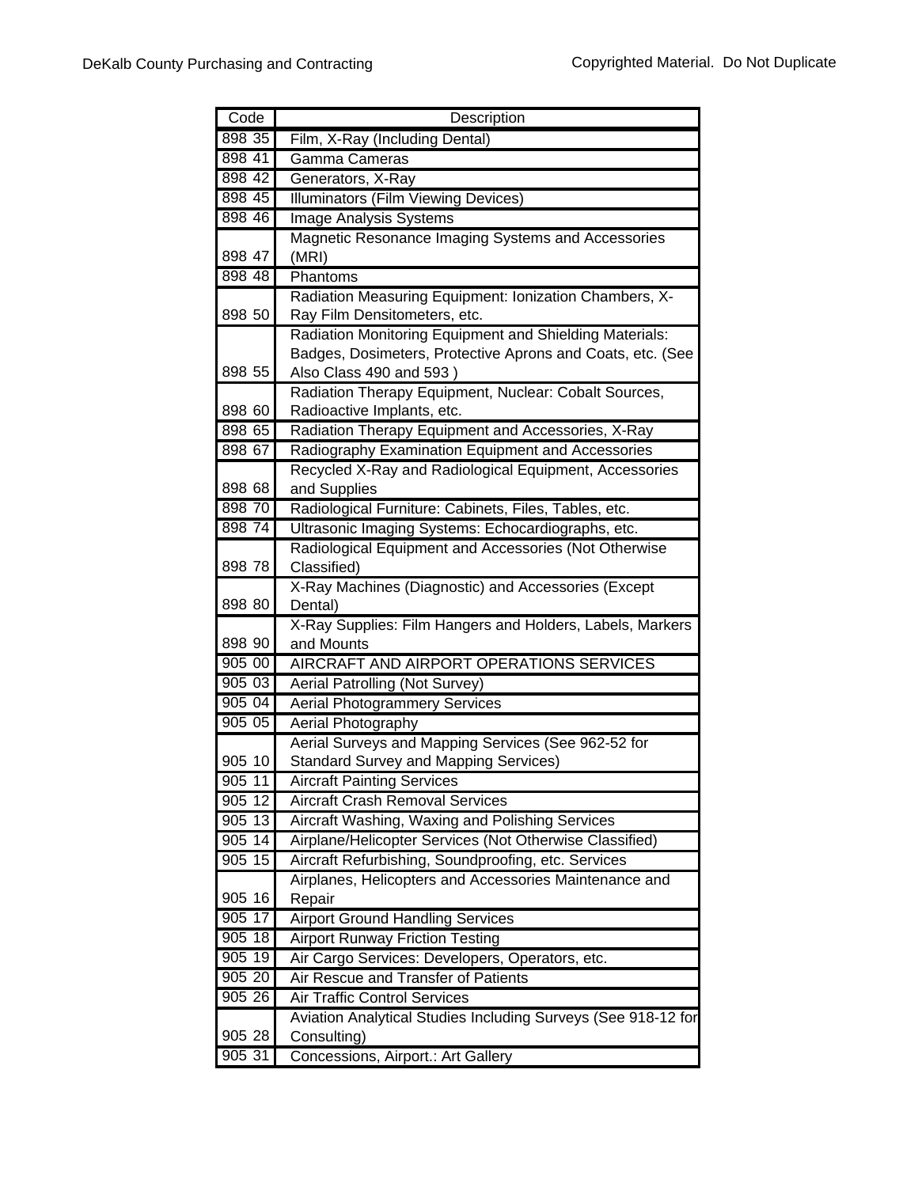| Code | Description |
|---|---|
| 898 35 | Film, X-Ray (Including Dental) |
| 898 41 | Gamma Cameras |
| 898 42 | Generators, X-Ray |
| 898 45 | Illuminators (Film Viewing Devices) |
| 898 46 | Image Analysis Systems |
| 898 47 | Magnetic Resonance Imaging Systems and Accessories (MRI) |
| 898 48 | Phantoms |
| 898 50 | Radiation Measuring Equipment: Ionization Chambers, X-Ray Film Densitometers, etc. |
| 898 55 | Radiation Monitoring Equipment and Shielding Materials: Badges, Dosimeters, Protective Aprons and Coats, etc. (See Also Class 490 and 593 ) |
| 898 60 | Radiation Therapy Equipment, Nuclear: Cobalt Sources, Radioactive Implants, etc. |
| 898 65 | Radiation Therapy Equipment and Accessories, X-Ray |
| 898 67 | Radiography Examination Equipment and Accessories |
| 898 68 | Recycled X-Ray and Radiological Equipment, Accessories and Supplies |
| 898 70 | Radiological Furniture: Cabinets, Files, Tables, etc. |
| 898 74 | Ultrasonic Imaging Systems: Echocardiographs, etc. |
| 898 78 | Radiological Equipment and Accessories (Not Otherwise Classified) |
| 898 80 | X-Ray Machines (Diagnostic) and Accessories (Except Dental) |
| 898 90 | X-Ray Supplies: Film Hangers and Holders, Labels, Markers and Mounts |
| 905 00 | AIRCRAFT AND AIRPORT OPERATIONS SERVICES |
| 905 03 | Aerial Patrolling (Not Survey) |
| 905 04 | Aerial Photogrammery Services |
| 905 05 | Aerial Photography |
| 905 10 | Aerial Surveys and Mapping Services (See 962-52 for Standard Survey and Mapping Services) |
| 905 11 | Aircraft Painting Services |
| 905 12 | Aircraft Crash Removal Services |
| 905 13 | Aircraft Washing, Waxing and Polishing Services |
| 905 14 | Airplane/Helicopter Services (Not Otherwise Classified) |
| 905 15 | Aircraft Refurbishing, Soundproofing, etc. Services |
| 905 16 | Airplanes, Helicopters and Accessories Maintenance and Repair |
| 905 17 | Airport Ground Handling Services |
| 905 18 | Airport Runway Friction Testing |
| 905 19 | Air Cargo Services: Developers, Operators, etc. |
| 905 20 | Air Rescue and Transfer of Patients |
| 905 26 | Air Traffic Control Services |
| 905 28 | Aviation Analytical Studies Including Surveys (See 918-12 for Consulting) |
| 905 31 | Concessions, Airport.: Art Gallery |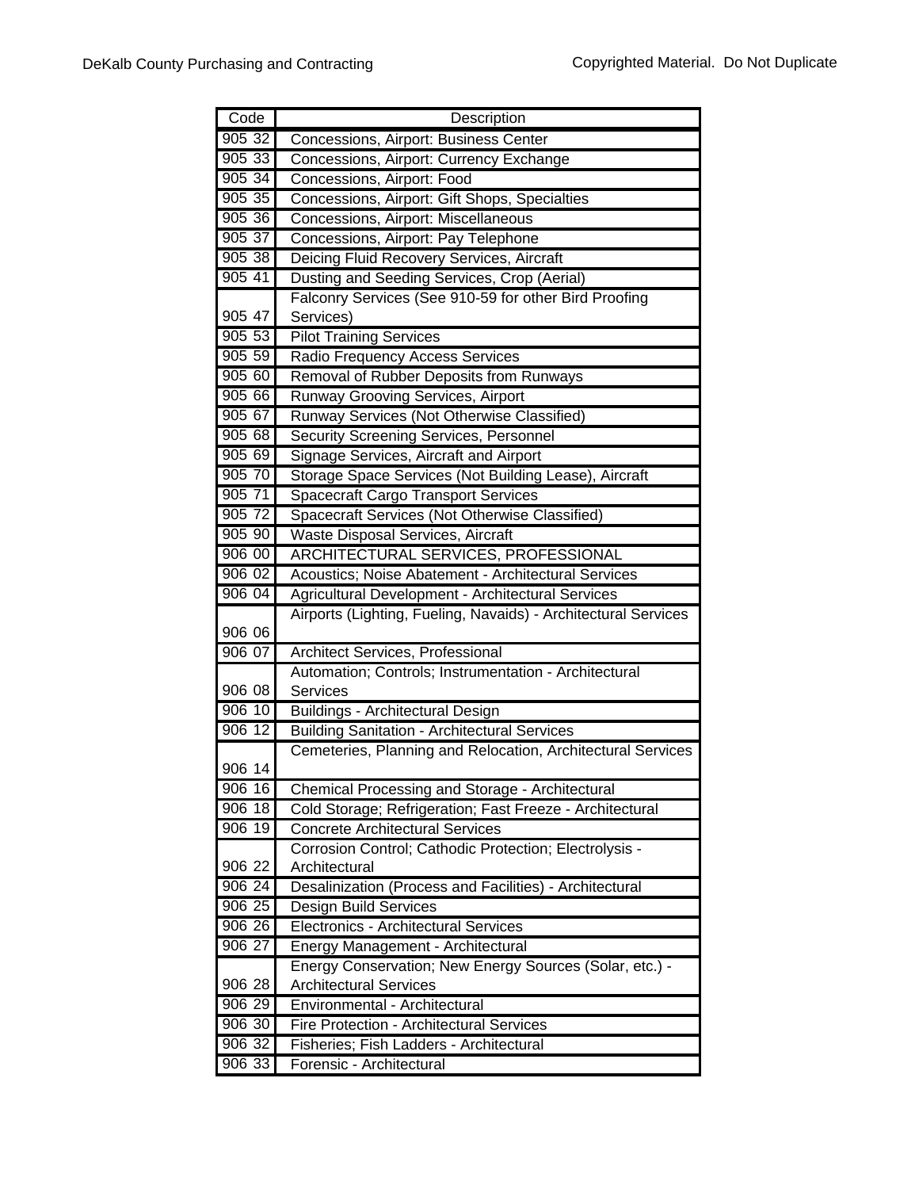| Code | Description |
|---|---|
| 905 32 | Concessions, Airport: Business Center |
| 905 33 | Concessions, Airport: Currency Exchange |
| 905 34 | Concessions, Airport: Food |
| 905 35 | Concessions, Airport: Gift Shops, Specialties |
| 905 36 | Concessions, Airport: Miscellaneous |
| 905 37 | Concessions, Airport: Pay Telephone |
| 905 38 | Deicing Fluid Recovery Services, Aircraft |
| 905 41 | Dusting and Seeding Services, Crop (Aerial) |
| 905 47 | Falconry Services (See 910-59 for other Bird Proofing Services) |
| 905 53 | Pilot Training Services |
| 905 59 | Radio Frequency Access Services |
| 905 60 | Removal of Rubber Deposits from Runways |
| 905 66 | Runway Grooving Services, Airport |
| 905 67 | Runway Services (Not Otherwise Classified) |
| 905 68 | Security Screening Services, Personnel |
| 905 69 | Signage Services, Aircraft and Airport |
| 905 70 | Storage Space Services (Not Building Lease), Aircraft |
| 905 71 | Spacecraft Cargo Transport Services |
| 905 72 | Spacecraft Services (Not Otherwise Classified) |
| 905 90 | Waste Disposal Services, Aircraft |
| 906 00 | ARCHITECTURAL SERVICES, PROFESSIONAL |
| 906 02 | Acoustics; Noise Abatement - Architectural Services |
| 906 04 | Agricultural Development - Architectural Services |
| 906 06 | Airports (Lighting, Fueling, Navaids) - Architectural Services |
| 906 07 | Architect Services, Professional |
| 906 08 | Automation; Controls; Instrumentation - Architectural Services |
| 906 10 | Buildings - Architectural Design |
| 906 12 | Building Sanitation - Architectural Services |
| 906 14 | Cemeteries, Planning and Relocation, Architectural Services |
| 906 16 | Chemical Processing and Storage - Architectural |
| 906 18 | Cold Storage; Refrigeration; Fast Freeze - Architectural |
| 906 19 | Concrete Architectural Services |
| 906 22 | Corrosion Control; Cathodic Protection; Electrolysis - Architectural |
| 906 24 | Desalinization (Process and Facilities) - Architectural |
| 906 25 | Design Build Services |
| 906 26 | Electronics - Architectural Services |
| 906 27 | Energy Management - Architectural |
| 906 28 | Energy Conservation; New Energy Sources (Solar, etc.) - Architectural Services |
| 906 29 | Environmental - Architectural |
| 906 30 | Fire Protection - Architectural Services |
| 906 32 | Fisheries; Fish Ladders - Architectural |
| 906 33 | Forensic - Architectural |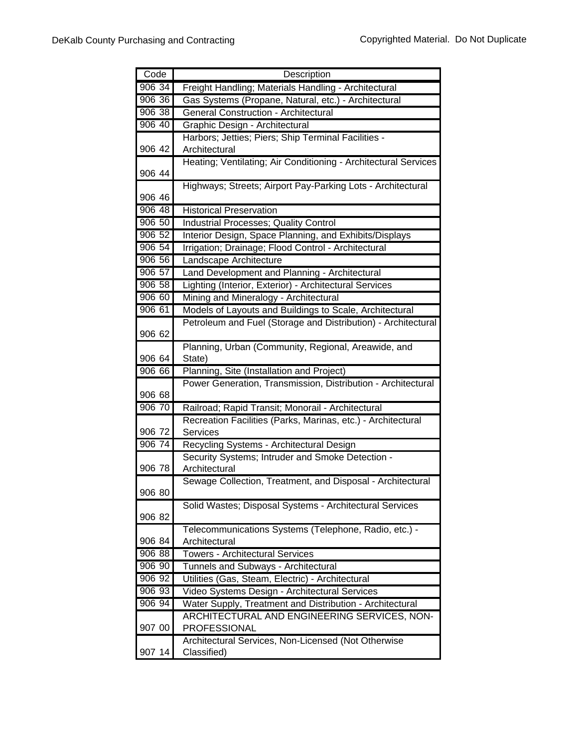| Code | Description |
|---|---|
| 906 34 | Freight Handling; Materials Handling - Architectural |
| 906 36 | Gas Systems (Propane, Natural, etc.) - Architectural |
| 906 38 | General Construction - Architectural |
| 906 40 | Graphic Design - Architectural |
| 906 42 | Harbors; Jetties; Piers; Ship Terminal Facilities - Architectural |
| 906 44 | Heating; Ventilating; Air Conditioning - Architectural Services |
| 906 46 | Highways; Streets; Airport Pay-Parking Lots - Architectural |
| 906 48 | Historical Preservation |
| 906 50 | Industrial Processes; Quality Control |
| 906 52 | Interior Design, Space Planning, and Exhibits/Displays |
| 906 54 | Irrigation; Drainage; Flood Control - Architectural |
| 906 56 | Landscape Architecture |
| 906 57 | Land Development and Planning - Architectural |
| 906 58 | Lighting (Interior, Exterior) - Architectural Services |
| 906 60 | Mining and Mineralogy - Architectural |
| 906 61 | Models of Layouts and Buildings to Scale, Architectural |
| 906 62 | Petroleum and Fuel (Storage and Distribution) - Architectural |
| 906 64 | Planning, Urban (Community, Regional, Areawide, and State) |
| 906 66 | Planning, Site (Installation and Project) |
| 906 68 | Power Generation, Transmission, Distribution - Architectural |
| 906 70 | Railroad; Rapid Transit; Monorail - Architectural |
| 906 72 | Recreation Facilities (Parks, Marinas, etc.) - Architectural Services |
| 906 74 | Recycling Systems - Architectural Design |
| 906 78 | Security Systems; Intruder and Smoke Detection - Architectural |
| 906 80 | Sewage Collection, Treatment, and Disposal - Architectural |
| 906 82 | Solid Wastes; Disposal Systems - Architectural Services |
| 906 84 | Telecommunications Systems (Telephone, Radio, etc.) - Architectural |
| 906 88 | Towers - Architectural Services |
| 906 90 | Tunnels and Subways - Architectural |
| 906 92 | Utilities (Gas, Steam, Electric) - Architectural |
| 906 93 | Video Systems Design - Architectural Services |
| 906 94 | Water Supply, Treatment and Distribution - Architectural |
| 907 00 | ARCHITECTURAL AND ENGINEERING SERVICES, NON-PROFESSIONAL |
| 907 14 | Architectural Services, Non-Licensed (Not Otherwise Classified) |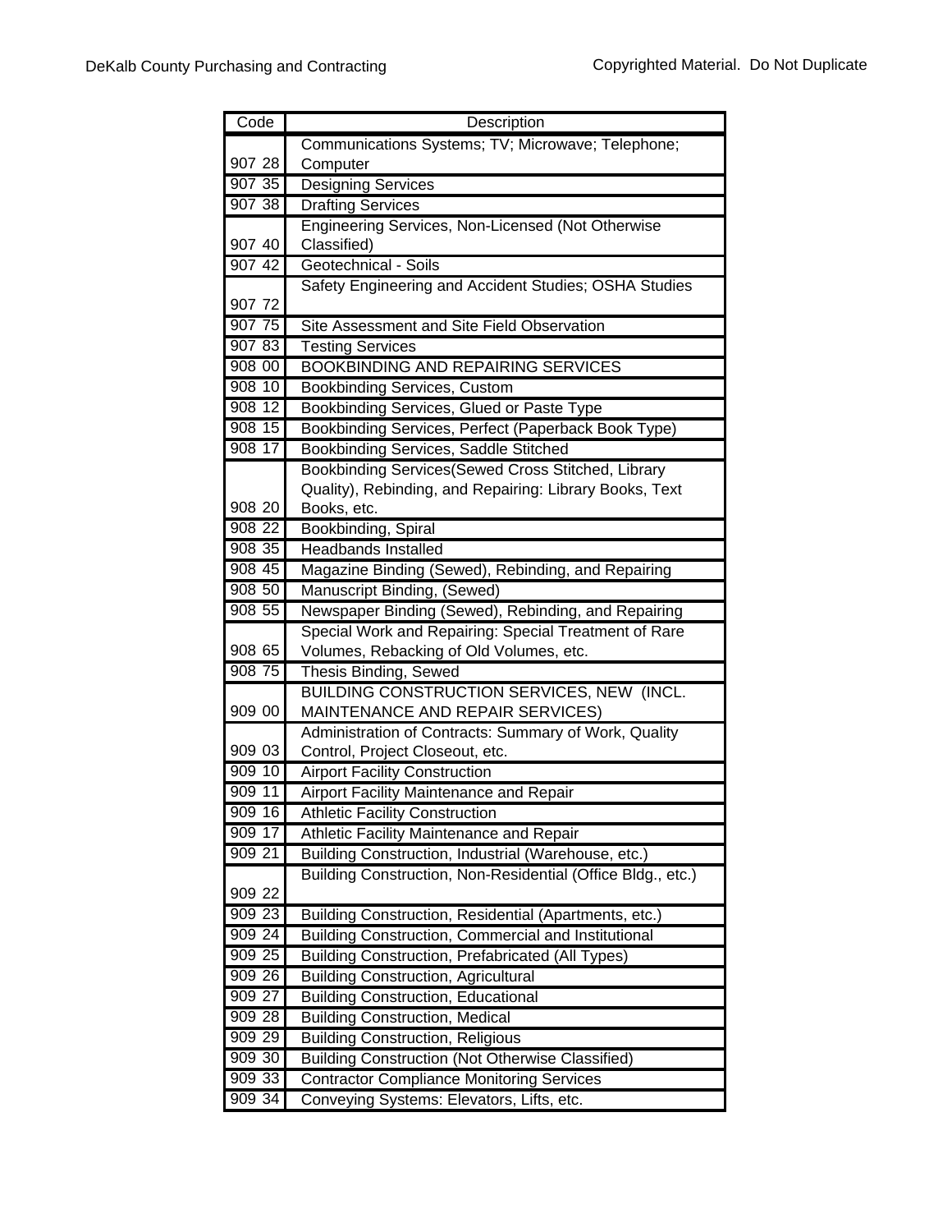| Code | Description |
|---|---|
| 907 28 | Communications Systems; TV; Microwave; Telephone; Computer |
| 907 35 | Designing Services |
| 907 38 | Drafting Services |
| 907 40 | Engineering Services, Non-Licensed (Not Otherwise Classified) |
| 907 42 | Geotechnical - Soils |
| 907 72 | Safety Engineering and Accident Studies; OSHA Studies |
| 907 75 | Site Assessment and Site Field Observation |
| 907 83 | Testing Services |
| 908 00 | BOOKBINDING AND REPAIRING SERVICES |
| 908 10 | Bookbinding Services, Custom |
| 908 12 | Bookbinding Services, Glued or Paste Type |
| 908 15 | Bookbinding Services, Perfect (Paperback Book Type) |
| 908 17 | Bookbinding Services, Saddle Stitched |
| 908 20 | Bookbinding Services(Sewed Cross Stitched, Library Quality), Rebinding, and Repairing: Library Books, Text Books, etc. |
| 908 22 | Bookbinding, Spiral |
| 908 35 | Headbands Installed |
| 908 45 | Magazine Binding (Sewed), Rebinding, and Repairing |
| 908 50 | Manuscript Binding, (Sewed) |
| 908 55 | Newspaper Binding (Sewed), Rebinding, and Repairing |
| 908 65 | Special Work and Repairing: Special Treatment of Rare Volumes, Rebacking of Old Volumes, etc. |
| 908 75 | Thesis Binding, Sewed |
| 909 00 | BUILDING CONSTRUCTION SERVICES, NEW (INCL. MAINTENANCE AND REPAIR SERVICES) |
| 909 03 | Administration of Contracts: Summary of Work, Quality Control, Project Closeout, etc. |
| 909 10 | Airport Facility Construction |
| 909 11 | Airport Facility Maintenance and Repair |
| 909 16 | Athletic Facility Construction |
| 909 17 | Athletic Facility Maintenance and Repair |
| 909 21 | Building Construction, Industrial (Warehouse, etc.) |
| 909 22 | Building Construction, Non-Residential (Office Bldg., etc.) |
| 909 23 | Building Construction, Residential (Apartments, etc.) |
| 909 24 | Building Construction, Commercial and Institutional |
| 909 25 | Building Construction, Prefabricated (All Types) |
| 909 26 | Building Construction, Agricultural |
| 909 27 | Building Construction, Educational |
| 909 28 | Building Construction, Medical |
| 909 29 | Building Construction, Religious |
| 909 30 | Building Construction (Not Otherwise Classified) |
| 909 33 | Contractor Compliance Monitoring Services |
| 909 34 | Conveying Systems: Elevators, Lifts, etc. |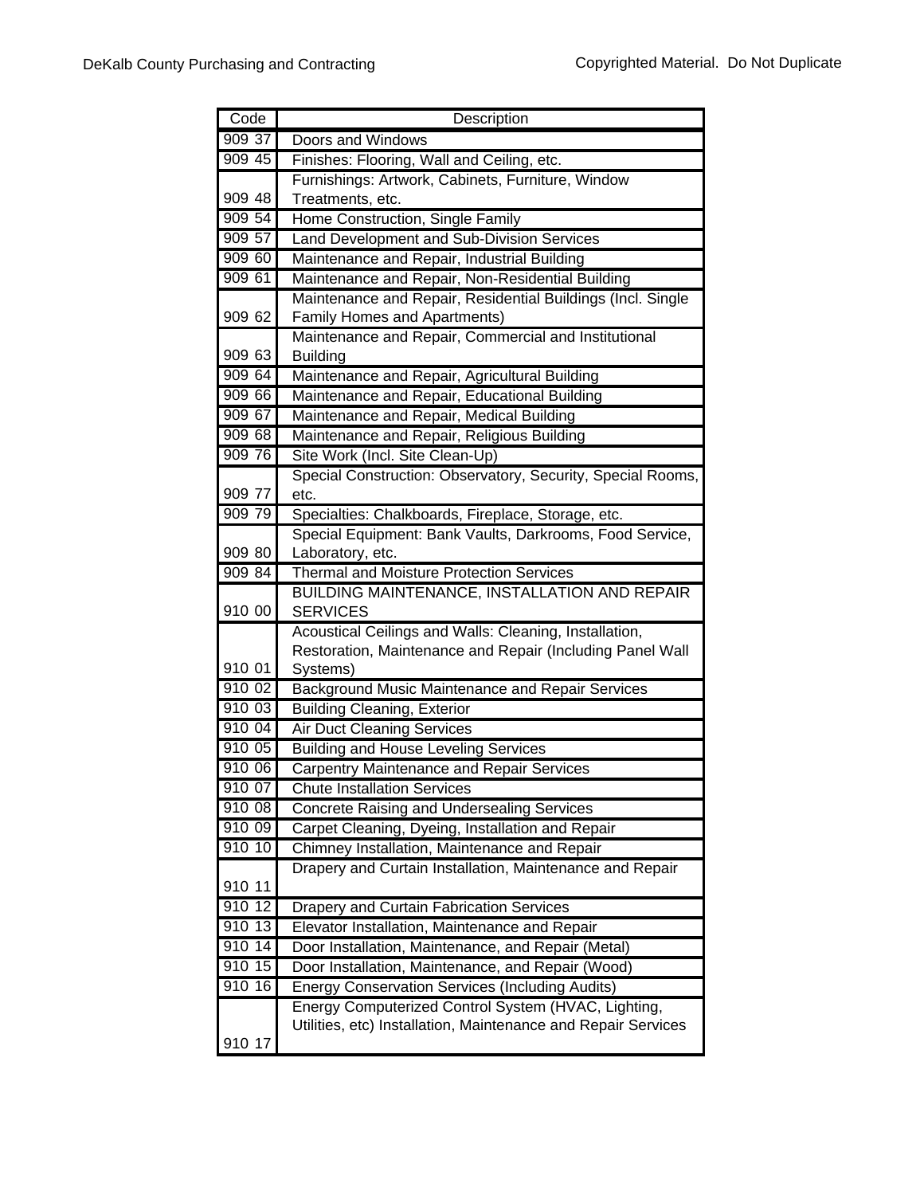| Code | Description |
|---|---|
| 909 37 | Doors and Windows |
| 909 45 | Finishes: Flooring, Wall and Ceiling, etc. |
| 909 48 | Furnishings: Artwork, Cabinets, Furniture, Window Treatments, etc. |
| 909 54 | Home Construction, Single Family |
| 909 57 | Land Development and Sub-Division Services |
| 909 60 | Maintenance and Repair, Industrial Building |
| 909 61 | Maintenance and Repair, Non-Residential Building |
| 909 62 | Maintenance and Repair, Residential Buildings (Incl. Single Family Homes and Apartments) |
| 909 63 | Maintenance and Repair, Commercial and Institutional Building |
| 909 64 | Maintenance and Repair, Agricultural Building |
| 909 66 | Maintenance and Repair, Educational Building |
| 909 67 | Maintenance and Repair, Medical Building |
| 909 68 | Maintenance and Repair, Religious Building |
| 909 76 | Site Work (Incl. Site Clean-Up) |
| 909 77 | Special Construction: Observatory, Security, Special Rooms, etc. |
| 909 79 | Specialties: Chalkboards, Fireplace, Storage, etc. |
| 909 80 | Special Equipment: Bank Vaults, Darkrooms, Food Service, Laboratory, etc. |
| 909 84 | Thermal and Moisture Protection Services |
| 910 00 | BUILDING MAINTENANCE, INSTALLATION AND REPAIR SERVICES |
| 910 01 | Acoustical Ceilings and Walls: Cleaning, Installation, Restoration, Maintenance and Repair (Including Panel Wall Systems) |
| 910 02 | Background Music Maintenance and Repair Services |
| 910 03 | Building Cleaning, Exterior |
| 910 04 | Air Duct Cleaning Services |
| 910 05 | Building and House Leveling Services |
| 910 06 | Carpentry Maintenance and Repair Services |
| 910 07 | Chute Installation Services |
| 910 08 | Concrete Raising and Undersealing Services |
| 910 09 | Carpet Cleaning, Dyeing, Installation and Repair |
| 910 10 | Chimney Installation, Maintenance and Repair |
| 910 11 | Drapery and Curtain Installation, Maintenance and Repair |
| 910 12 | Drapery and Curtain Fabrication Services |
| 910 13 | Elevator Installation, Maintenance and Repair |
| 910 14 | Door Installation, Maintenance, and Repair (Metal) |
| 910 15 | Door Installation, Maintenance, and Repair (Wood) |
| 910 16 | Energy Conservation Services (Including Audits) |
| 910 17 | Energy Computerized Control System (HVAC, Lighting, Utilities, etc) Installation, Maintenance and Repair Services |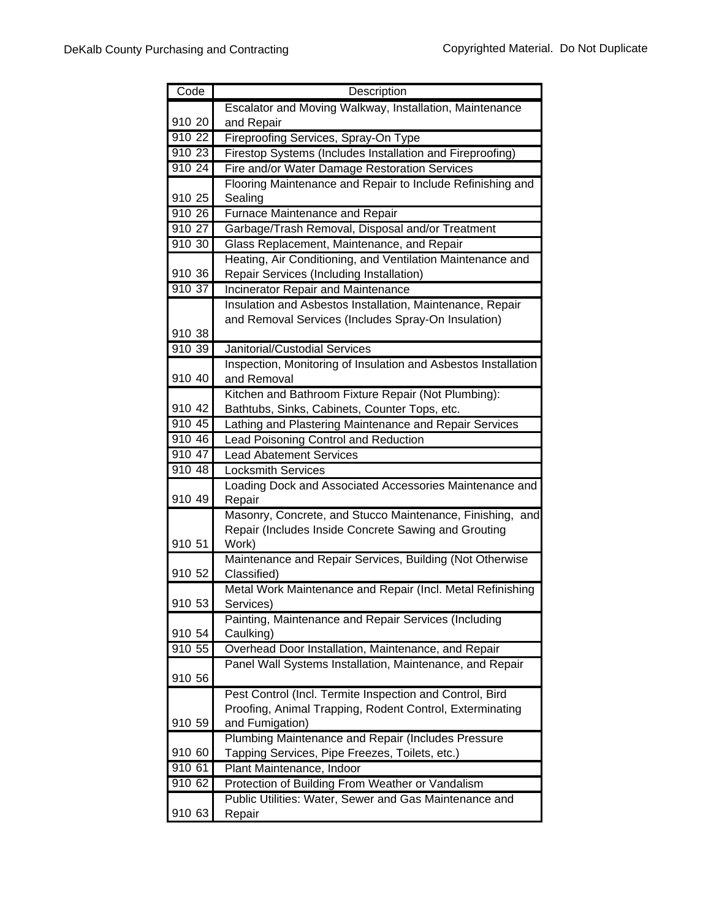| Code | Description |
| --- | --- |
| 910 20 | Escalator and Moving Walkway, Installation, Maintenance and Repair |
| 910 22 | Fireproofing Services, Spray-On Type |
| 910 23 | Firestop Systems (Includes Installation and Fireproofing) |
| 910 24 | Fire and/or Water Damage Restoration Services |
| 910 25 | Flooring Maintenance and Repair to Include Refinishing and Sealing |
| 910 26 | Furnace Maintenance and Repair |
| 910 27 | Garbage/Trash Removal, Disposal and/or Treatment |
| 910 30 | Glass Replacement, Maintenance, and Repair |
| 910 36 | Heating, Air Conditioning, and Ventilation Maintenance and Repair Services (Including Installation) |
| 910 37 | Incinerator Repair and Maintenance |
| 910 38 | Insulation and Asbestos Installation, Maintenance, Repair and Removal Services (Includes Spray-On Insulation) |
| 910 39 | Janitorial/Custodial Services |
| 910 40 | Inspection, Monitoring of Insulation and Asbestos Installation and Removal |
| 910 42 | Kitchen and Bathroom Fixture Repair (Not Plumbing): Bathtubs, Sinks, Cabinets, Counter Tops, etc. |
| 910 45 | Lathing and Plastering Maintenance and Repair Services |
| 910 46 | Lead Poisoning Control and Reduction |
| 910 47 | Lead Abatement Services |
| 910 48 | Locksmith Services |
| 910 49 | Loading Dock and Associated Accessories Maintenance and Repair |
| 910 51 | Masonry, Concrete, and Stucco Maintenance, Finishing, and Repair (Includes Inside Concrete Sawing and Grouting Work) |
| 910 52 | Maintenance and Repair Services, Building (Not Otherwise Classified) |
| 910 53 | Metal Work Maintenance and Repair (Incl. Metal Refinishing Services) |
| 910 54 | Painting, Maintenance and Repair Services (Including Caulking) |
| 910 55 | Overhead Door Installation, Maintenance, and Repair |
| 910 56 | Panel Wall Systems Installation, Maintenance, and Repair |
| 910 59 | Pest Control (Incl. Termite Inspection and Control, Bird Proofing, Animal Trapping, Rodent Control, Exterminating and Fumigation) |
| 910 60 | Plumbing Maintenance and Repair (Includes Pressure Tapping Services, Pipe Freezes, Toilets, etc.) |
| 910 61 | Plant Maintenance, Indoor |
| 910 62 | Protection of Building From Weather or Vandalism |
| 910 63 | Public Utilities: Water, Sewer and Gas Maintenance and Repair |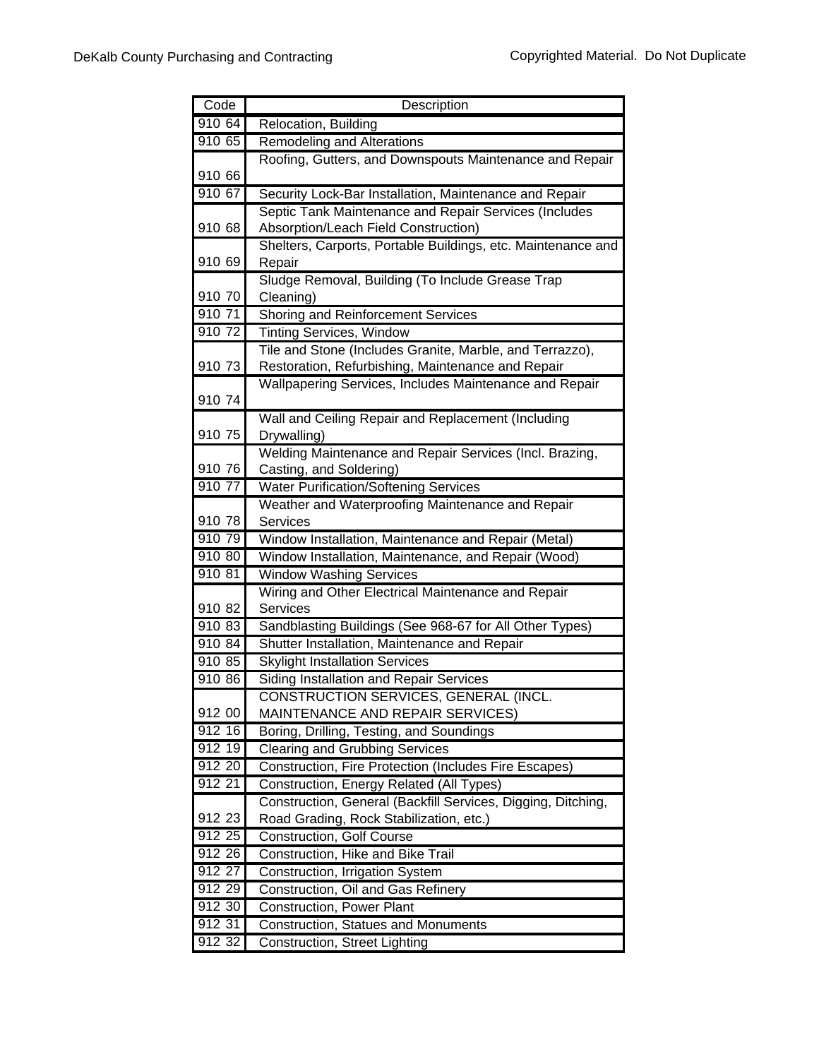| Code | Description |
|---|---|
| 910 64 | Relocation, Building |
| 910 65 | Remodeling and Alterations |
| 910 66 | Roofing, Gutters, and Downspouts Maintenance and Repair |
| 910 67 | Security Lock-Bar Installation, Maintenance and Repair |
| 910 68 | Septic Tank Maintenance and Repair Services (Includes Absorption/Leach Field Construction) |
| 910 69 | Shelters, Carports, Portable Buildings, etc. Maintenance and Repair |
| 910 70 | Sludge Removal, Building (To Include Grease Trap Cleaning) |
| 910 71 | Shoring and Reinforcement Services |
| 910 72 | Tinting Services, Window |
| 910 73 | Tile and Stone (Includes Granite, Marble, and Terrazzo), Restoration, Refurbishing, Maintenance and Repair |
| 910 74 | Wallpapering Services, Includes Maintenance and Repair |
| 910 75 | Wall and Ceiling Repair and Replacement (Including Drywalling) |
| 910 76 | Welding Maintenance and Repair Services (Incl. Brazing, Casting, and Soldering) |
| 910 77 | Water Purification/Softening Services |
| 910 78 | Weather and Waterproofing Maintenance and Repair Services |
| 910 79 | Window Installation, Maintenance and Repair (Metal) |
| 910 80 | Window Installation, Maintenance, and Repair (Wood) |
| 910 81 | Window Washing Services |
| 910 82 | Wiring and Other Electrical Maintenance and Repair Services |
| 910 83 | Sandblasting Buildings (See 968-67 for All Other Types) |
| 910 84 | Shutter Installation, Maintenance and Repair |
| 910 85 | Skylight Installation Services |
| 910 86 | Siding Installation and Repair Services |
| 912 00 | CONSTRUCTION SERVICES, GENERAL (INCL. MAINTENANCE AND REPAIR SERVICES) |
| 912 16 | Boring, Drilling, Testing, and Soundings |
| 912 19 | Clearing and Grubbing Services |
| 912 20 | Construction, Fire Protection (Includes Fire Escapes) |
| 912 21 | Construction, Energy Related (All Types) |
| 912 23 | Construction, General (Backfill Services, Digging, Ditching, Road Grading, Rock Stabilization, etc.) |
| 912 25 | Construction, Golf Course |
| 912 26 | Construction, Hike and Bike Trail |
| 912 27 | Construction, Irrigation System |
| 912 29 | Construction, Oil and Gas Refinery |
| 912 30 | Construction, Power Plant |
| 912 31 | Construction, Statues and Monuments |
| 912 32 | Construction, Street Lighting |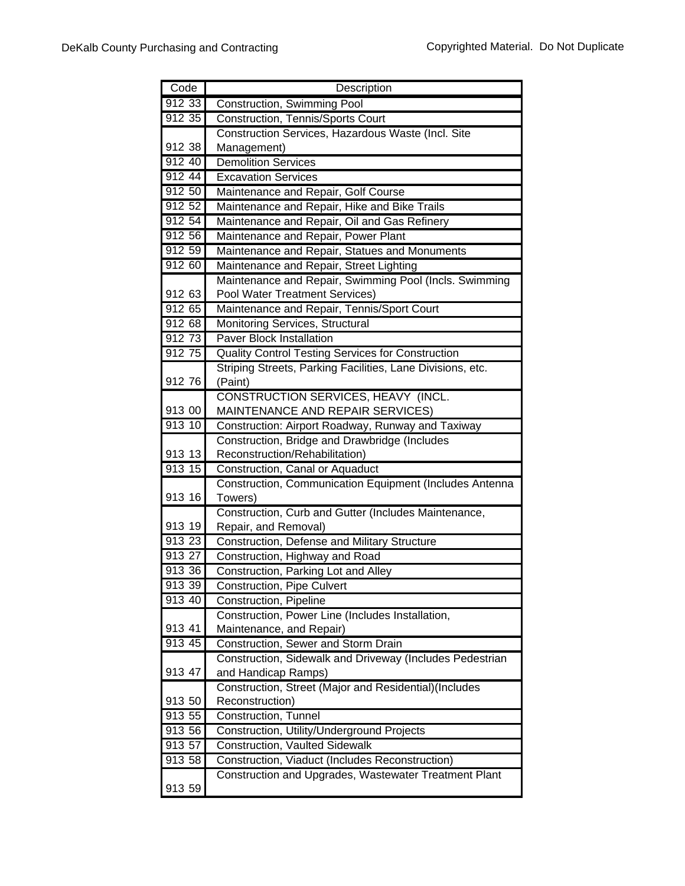| Code | Description |
|---|---|
| 912 33 | Construction, Swimming Pool |
| 912 35 | Construction, Tennis/Sports Court |
| 912 38 | Construction Services, Hazardous Waste (Incl. Site Management) |
| 912 40 | Demolition Services |
| 912 44 | Excavation Services |
| 912 50 | Maintenance and Repair, Golf Course |
| 912 52 | Maintenance and Repair, Hike and Bike Trails |
| 912 54 | Maintenance and Repair, Oil and Gas Refinery |
| 912 56 | Maintenance and Repair, Power Plant |
| 912 59 | Maintenance and Repair, Statues and Monuments |
| 912 60 | Maintenance and Repair, Street Lighting |
| 912 63 | Maintenance and Repair, Swimming Pool (Incls. Swimming Pool Water Treatment Services) |
| 912 65 | Maintenance and Repair, Tennis/Sport Court |
| 912 68 | Monitoring Services, Structural |
| 912 73 | Paver Block Installation |
| 912 75 | Quality Control Testing Services for Construction |
| 912 76 | Striping Streets, Parking Facilities, Lane Divisions, etc. (Paint) |
| 913 00 | CONSTRUCTION SERVICES, HEAVY (INCL. MAINTENANCE AND REPAIR SERVICES) |
| 913 10 | Construction: Airport Roadway, Runway and Taxiway |
| 913 13 | Construction, Bridge and Drawbridge (Includes Reconstruction/Rehabilitation) |
| 913 15 | Construction, Canal or Aquaduct |
| 913 16 | Construction, Communication Equipment (Includes Antenna Towers) |
| 913 19 | Construction, Curb and Gutter (Includes Maintenance, Repair, and Removal) |
| 913 23 | Construction, Defense and Military Structure |
| 913 27 | Construction, Highway and Road |
| 913 36 | Construction, Parking Lot and Alley |
| 913 39 | Construction, Pipe Culvert |
| 913 40 | Construction, Pipeline |
| 913 41 | Construction, Power Line (Includes Installation, Maintenance, and Repair) |
| 913 45 | Construction, Sewer and Storm Drain |
| 913 47 | Construction, Sidewalk and Driveway (Includes Pedestrian and Handicap Ramps) |
| 913 50 | Construction, Street (Major and Residential)(Includes Reconstruction) |
| 913 55 | Construction, Tunnel |
| 913 56 | Construction, Utility/Underground Projects |
| 913 57 | Construction, Vaulted Sidewalk |
| 913 58 | Construction, Viaduct (Includes Reconstruction) |
| 913 59 | Construction and Upgrades, Wastewater Treatment Plant |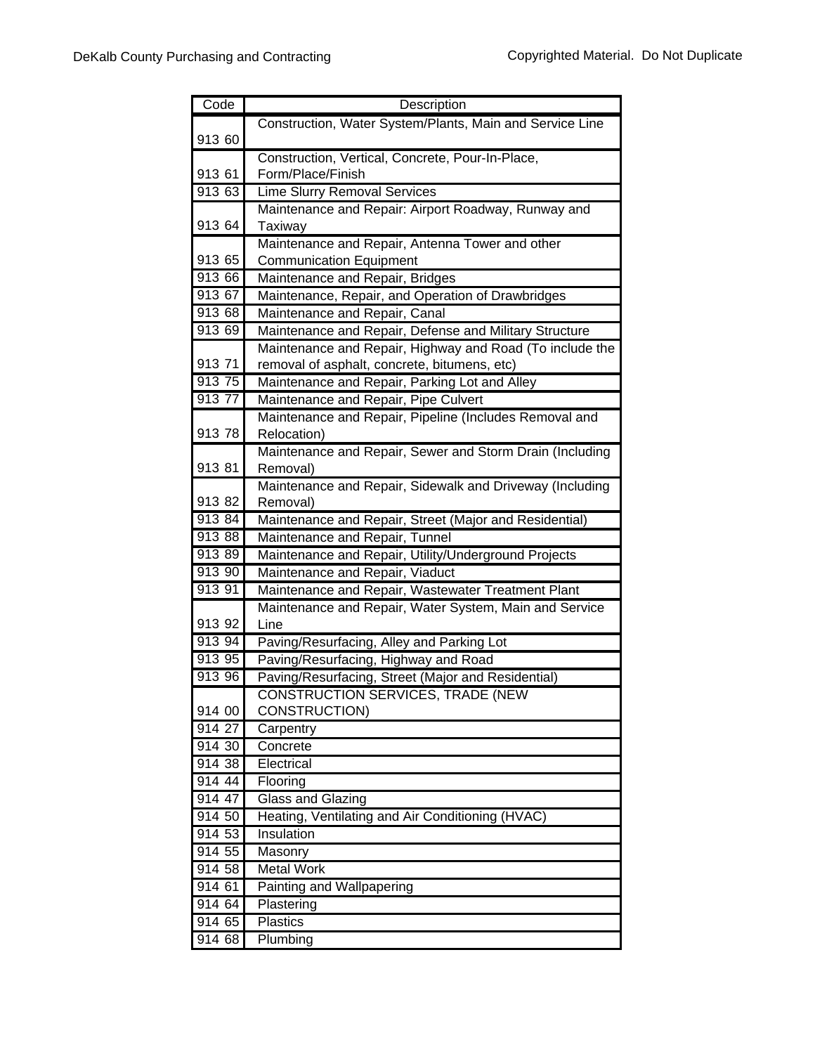| Code | Description |
| --- | --- |
| 913 60 | Construction, Water System/Plants, Main and Service Line |
| 913 61 | Construction, Vertical, Concrete, Pour-In-Place, Form/Place/Finish |
| 913 63 | Lime Slurry Removal Services |
| 913 64 | Maintenance and Repair: Airport Roadway, Runway and Taxiway |
| 913 65 | Maintenance and Repair, Antenna Tower and other Communication Equipment |
| 913 66 | Maintenance and Repair, Bridges |
| 913 67 | Maintenance, Repair, and Operation of Drawbridges |
| 913 68 | Maintenance and Repair, Canal |
| 913 69 | Maintenance and Repair, Defense and Military Structure |
| 913 71 | Maintenance and Repair, Highway and Road (To include the removal of asphalt, concrete, bitumens, etc) |
| 913 75 | Maintenance and Repair, Parking Lot and Alley |
| 913 77 | Maintenance and Repair, Pipe Culvert |
| 913 78 | Maintenance and Repair, Pipeline (Includes Removal and Relocation) |
| 913 81 | Maintenance and Repair, Sewer and Storm Drain (Including Removal) |
| 913 82 | Maintenance and Repair, Sidewalk and Driveway (Including Removal) |
| 913 84 | Maintenance and Repair, Street (Major and Residential) |
| 913 88 | Maintenance and Repair, Tunnel |
| 913 89 | Maintenance and Repair, Utility/Underground Projects |
| 913 90 | Maintenance and Repair, Viaduct |
| 913 91 | Maintenance and Repair, Wastewater Treatment Plant |
| 913 92 | Maintenance and Repair, Water System, Main and Service Line |
| 913 94 | Paving/Resurfacing, Alley and Parking Lot |
| 913 95 | Paving/Resurfacing, Highway and Road |
| 913 96 | Paving/Resurfacing, Street (Major and Residential) |
| 914 00 | CONSTRUCTION SERVICES, TRADE (NEW CONSTRUCTION) |
| 914 27 | Carpentry |
| 914 30 | Concrete |
| 914 38 | Electrical |
| 914 44 | Flooring |
| 914 47 | Glass and Glazing |
| 914 50 | Heating, Ventilating and Air Conditioning (HVAC) |
| 914 53 | Insulation |
| 914 55 | Masonry |
| 914 58 | Metal Work |
| 914 61 | Painting and Wallpapering |
| 914 64 | Plastering |
| 914 65 | Plastics |
| 914 68 | Plumbing |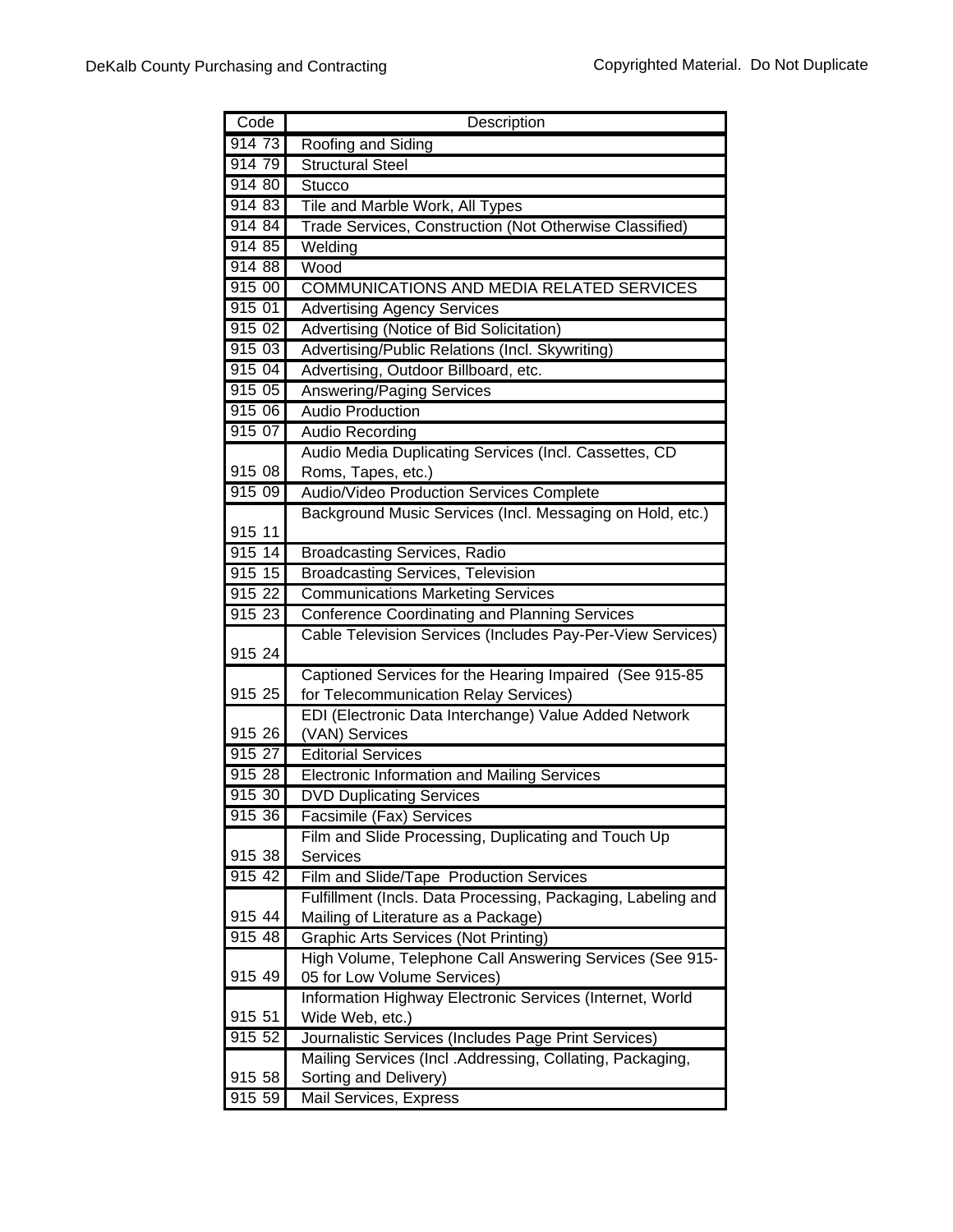| Code | Description |
|---|---|
| 914 73 | Roofing and Siding |
| 914 79 | Structural Steel |
| 914 80 | Stucco |
| 914 83 | Tile and Marble Work, All Types |
| 914 84 | Trade Services, Construction (Not Otherwise Classified) |
| 914 85 | Welding |
| 914 88 | Wood |
| 915 00 | COMMUNICATIONS AND MEDIA RELATED SERVICES |
| 915 01 | Advertising Agency Services |
| 915 02 | Advertising (Notice of Bid Solicitation) |
| 915 03 | Advertising/Public Relations (Incl. Skywriting) |
| 915 04 | Advertising, Outdoor Billboard, etc. |
| 915 05 | Answering/Paging Services |
| 915 06 | Audio Production |
| 915 07 | Audio Recording |
| 915 08 | Audio Media Duplicating Services (Incl. Cassettes, CD Roms, Tapes, etc.) |
| 915 09 | Audio/Video Production Services Complete |
| 915 11 | Background Music Services (Incl. Messaging on Hold, etc.) |
| 915 14 | Broadcasting Services, Radio |
| 915 15 | Broadcasting Services, Television |
| 915 22 | Communications Marketing Services |
| 915 23 | Conference Coordinating and Planning Services |
| 915 24 | Cable Television Services (Includes Pay-Per-View Services) |
| 915 25 | Captioned Services for the Hearing Impaired (See 915-85 for Telecommunication Relay Services) |
| 915 26 | EDI (Electronic Data Interchange) Value Added Network (VAN) Services |
| 915 27 | Editorial Services |
| 915 28 | Electronic Information and Mailing Services |
| 915 30 | DVD Duplicating Services |
| 915 36 | Facsimile (Fax) Services |
| 915 38 | Film and Slide Processing, Duplicating and Touch Up Services |
| 915 42 | Film and Slide/Tape Production Services |
| 915 44 | Fulfillment (Incls. Data Processing, Packaging, Labeling and Mailing of Literature as a Package) |
| 915 48 | Graphic Arts Services (Not Printing) |
| 915 49 | High Volume, Telephone Call Answering Services (See 915-05 for Low Volume Services) |
| 915 51 | Information Highway Electronic Services (Internet, World Wide Web, etc.) |
| 915 52 | Journalistic Services (Includes Page Print Services) |
| 915 58 | Mailing Services (Incl .Addressing, Collating, Packaging, Sorting and Delivery) |
| 915 59 | Mail Services, Express |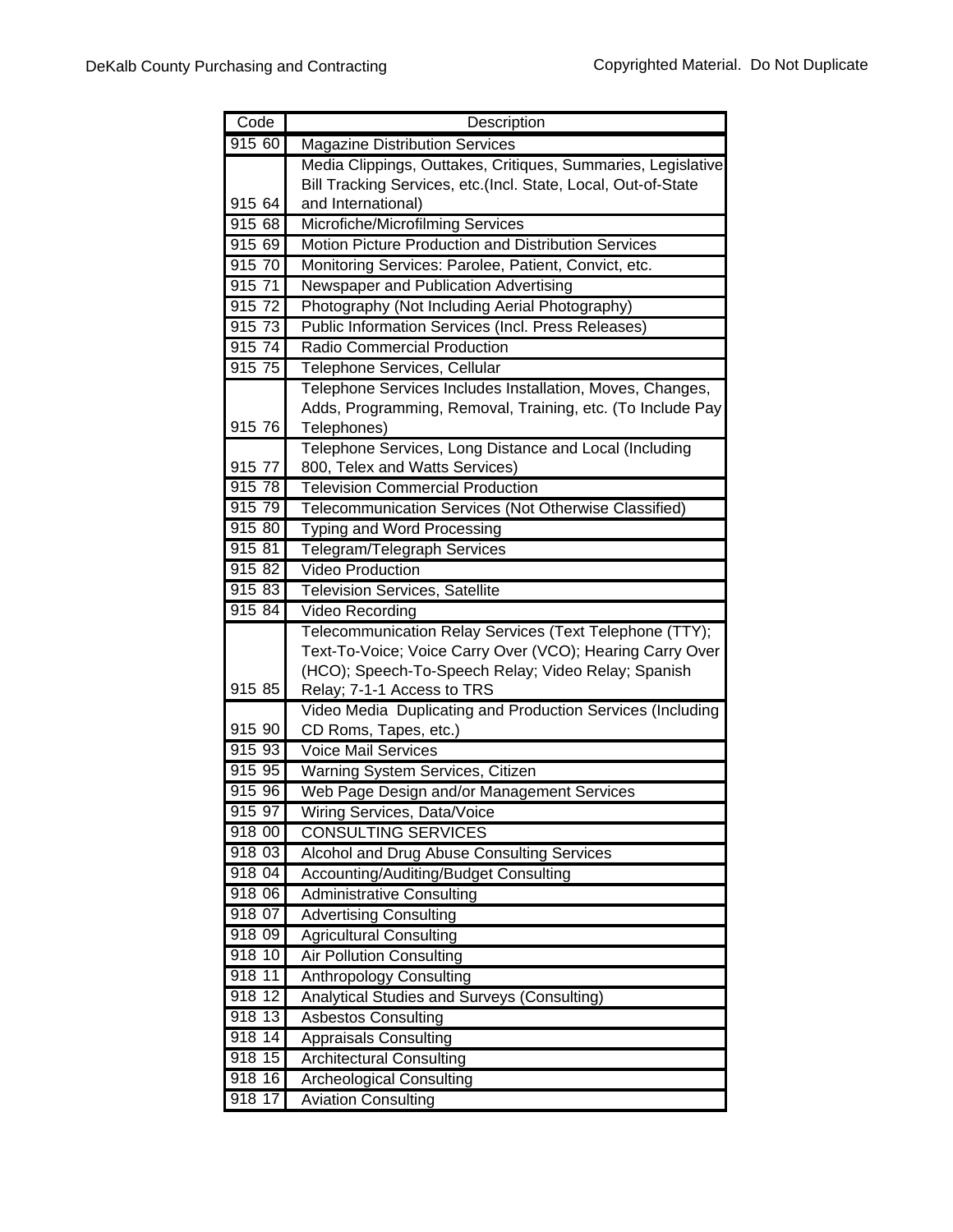| Code | Description |
|---|---|
| 915 60 | Magazine Distribution Services |
| 915 64 | Media Clippings, Outtakes, Critiques, Summaries, Legislative Bill Tracking Services, etc.(Incl. State, Local, Out-of-State and International) |
| 915 68 | Microfiche/Microfilming Services |
| 915 69 | Motion Picture Production and Distribution Services |
| 915 70 | Monitoring Services: Parolee, Patient, Convict, etc. |
| 915 71 | Newspaper and Publication Advertising |
| 915 72 | Photography (Not Including Aerial Photography) |
| 915 73 | Public Information Services (Incl. Press Releases) |
| 915 74 | Radio Commercial Production |
| 915 75 | Telephone Services, Cellular |
| 915 76 | Telephone Services Includes Installation, Moves, Changes, Adds, Programming, Removal, Training, etc. (To Include Pay Telephones) |
| 915 77 | Telephone Services, Long Distance and Local (Including 800, Telex and Watts Services) |
| 915 78 | Television Commercial Production |
| 915 79 | Telecommunication Services (Not Otherwise Classified) |
| 915 80 | Typing and Word Processing |
| 915 81 | Telegram/Telegraph Services |
| 915 82 | Video Production |
| 915 83 | Television Services, Satellite |
| 915 84 | Video Recording |
| 915 85 | Telecommunication Relay Services (Text Telephone (TTY); Text-To-Voice; Voice Carry Over (VCO); Hearing Carry Over (HCO); Speech-To-Speech Relay; Video Relay; Spanish Relay; 7-1-1 Access to TRS |
| 915 90 | Video Media Duplicating and Production Services (Including CD Roms, Tapes, etc.) |
| 915 93 | Voice Mail Services |
| 915 95 | Warning System Services, Citizen |
| 915 96 | Web Page Design and/or Management Services |
| 915 97 | Wiring Services, Data/Voice |
| 918 00 | CONSULTING SERVICES |
| 918 03 | Alcohol and Drug Abuse Consulting Services |
| 918 04 | Accounting/Auditing/Budget Consulting |
| 918 06 | Administrative Consulting |
| 918 07 | Advertising Consulting |
| 918 09 | Agricultural Consulting |
| 918 10 | Air Pollution Consulting |
| 918 11 | Anthropology Consulting |
| 918 12 | Analytical Studies and Surveys (Consulting) |
| 918 13 | Asbestos Consulting |
| 918 14 | Appraisals Consulting |
| 918 15 | Architectural Consulting |
| 918 16 | Archeological Consulting |
| 918 17 | Aviation Consulting |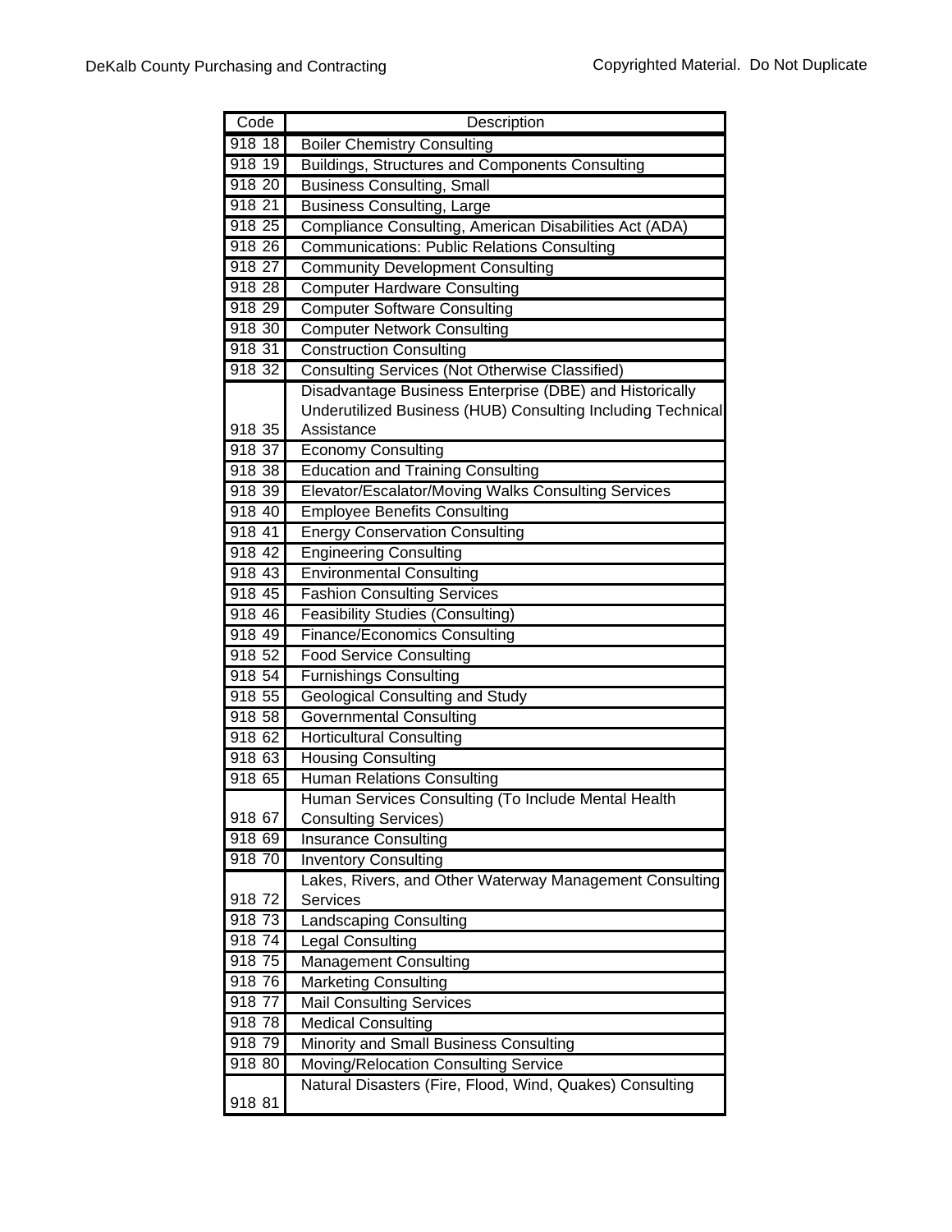| Code | Description |
|---|---|
| 918 18 | Boiler Chemistry Consulting |
| 918 19 | Buildings, Structures and Components Consulting |
| 918 20 | Business Consulting, Small |
| 918 21 | Business Consulting, Large |
| 918 25 | Compliance Consulting, American Disabilities Act (ADA) |
| 918 26 | Communications: Public Relations Consulting |
| 918 27 | Community Development Consulting |
| 918 28 | Computer Hardware Consulting |
| 918 29 | Computer Software Consulting |
| 918 30 | Computer Network Consulting |
| 918 31 | Construction Consulting |
| 918 32 | Consulting Services (Not Otherwise Classified) |
| 918 35 | Disadvantage Business Enterprise (DBE) and Historically Underutilized Business (HUB) Consulting Including Technical Assistance |
| 918 37 | Economy Consulting |
| 918 38 | Education and Training Consulting |
| 918 39 | Elevator/Escalator/Moving Walks Consulting Services |
| 918 40 | Employee Benefits Consulting |
| 918 41 | Energy Conservation Consulting |
| 918 42 | Engineering Consulting |
| 918 43 | Environmental Consulting |
| 918 45 | Fashion Consulting Services |
| 918 46 | Feasibility Studies (Consulting) |
| 918 49 | Finance/Economics Consulting |
| 918 52 | Food Service Consulting |
| 918 54 | Furnishings Consulting |
| 918 55 | Geological Consulting and Study |
| 918 58 | Governmental Consulting |
| 918 62 | Horticultural Consulting |
| 918 63 | Housing Consulting |
| 918 65 | Human Relations Consulting |
| 918 67 | Human Services Consulting (To Include Mental Health Consulting Services) |
| 918 69 | Insurance Consulting |
| 918 70 | Inventory Consulting |
| 918 72 | Lakes, Rivers, and Other Waterway Management Consulting Services |
| 918 73 | Landscaping Consulting |
| 918 74 | Legal Consulting |
| 918 75 | Management Consulting |
| 918 76 | Marketing Consulting |
| 918 77 | Mail Consulting Services |
| 918 78 | Medical Consulting |
| 918 79 | Minority and Small Business Consulting |
| 918 80 | Moving/Relocation Consulting Service |
| 918 81 | Natural Disasters (Fire, Flood, Wind, Quakes) Consulting |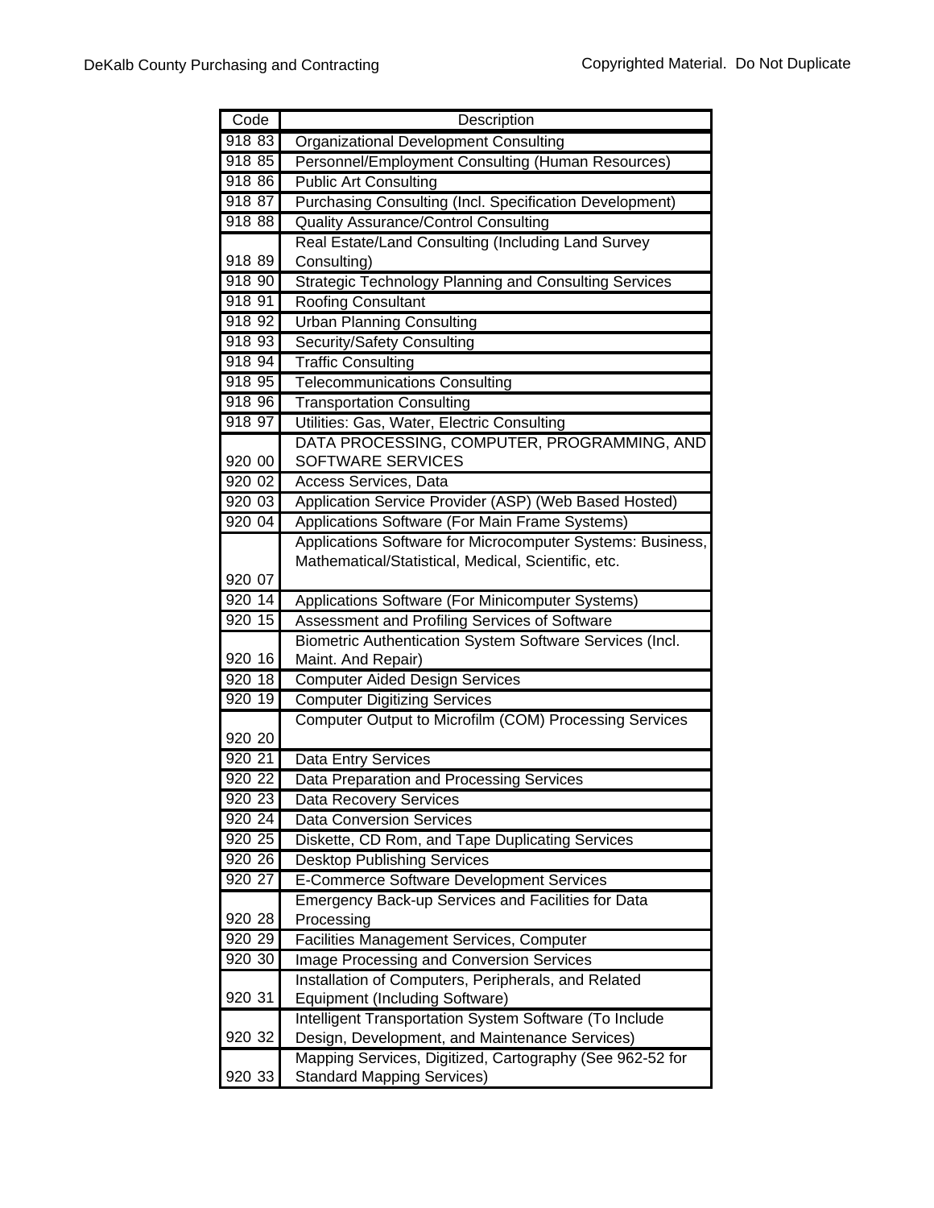| Code | Description |
| --- | --- |
| 918 83 | Organizational Development Consulting |
| 918 85 | Personnel/Employment Consulting (Human Resources) |
| 918 86 | Public Art Consulting |
| 918 87 | Purchasing Consulting (Incl. Specification Development) |
| 918 88 | Quality Assurance/Control Consulting |
| 918 89 | Real Estate/Land Consulting (Including Land Survey Consulting) |
| 918 90 | Strategic Technology Planning and Consulting Services |
| 918 91 | Roofing Consultant |
| 918 92 | Urban Planning Consulting |
| 918 93 | Security/Safety Consulting |
| 918 94 | Traffic Consulting |
| 918 95 | Telecommunications Consulting |
| 918 96 | Transportation Consulting |
| 918 97 | Utilities: Gas, Water, Electric Consulting |
| 920 00 | DATA PROCESSING, COMPUTER, PROGRAMMING, AND SOFTWARE SERVICES |
| 920 02 | Access Services, Data |
| 920 03 | Application Service Provider (ASP) (Web Based Hosted) |
| 920 04 | Applications Software (For Main Frame Systems) |
| 920 07 | Applications Software for Microcomputer Systems: Business, Mathematical/Statistical, Medical, Scientific, etc. |
| 920 14 | Applications Software (For Minicomputer Systems) |
| 920 15 | Assessment and Profiling Services of Software |
| 920 16 | Biometric Authentication System Software Services (Incl. Maint. And Repair) |
| 920 18 | Computer Aided Design Services |
| 920 19 | Computer Digitizing Services |
| 920 20 | Computer Output to Microfilm (COM) Processing Services |
| 920 21 | Data Entry Services |
| 920 22 | Data Preparation and Processing Services |
| 920 23 | Data Recovery Services |
| 920 24 | Data Conversion Services |
| 920 25 | Diskette, CD Rom, and Tape Duplicating Services |
| 920 26 | Desktop Publishing Services |
| 920 27 | E-Commerce Software Development Services |
| 920 28 | Emergency Back-up Services and Facilities for Data Processing |
| 920 29 | Facilities Management Services, Computer |
| 920 30 | Image Processing and Conversion Services |
| 920 31 | Installation of Computers, Peripherals, and Related Equipment (Including Software) |
| 920 32 | Intelligent Transportation System Software (To Include Design, Development, and Maintenance Services) |
| 920 33 | Mapping Services, Digitized, Cartography (See 962-52 for Standard Mapping Services) |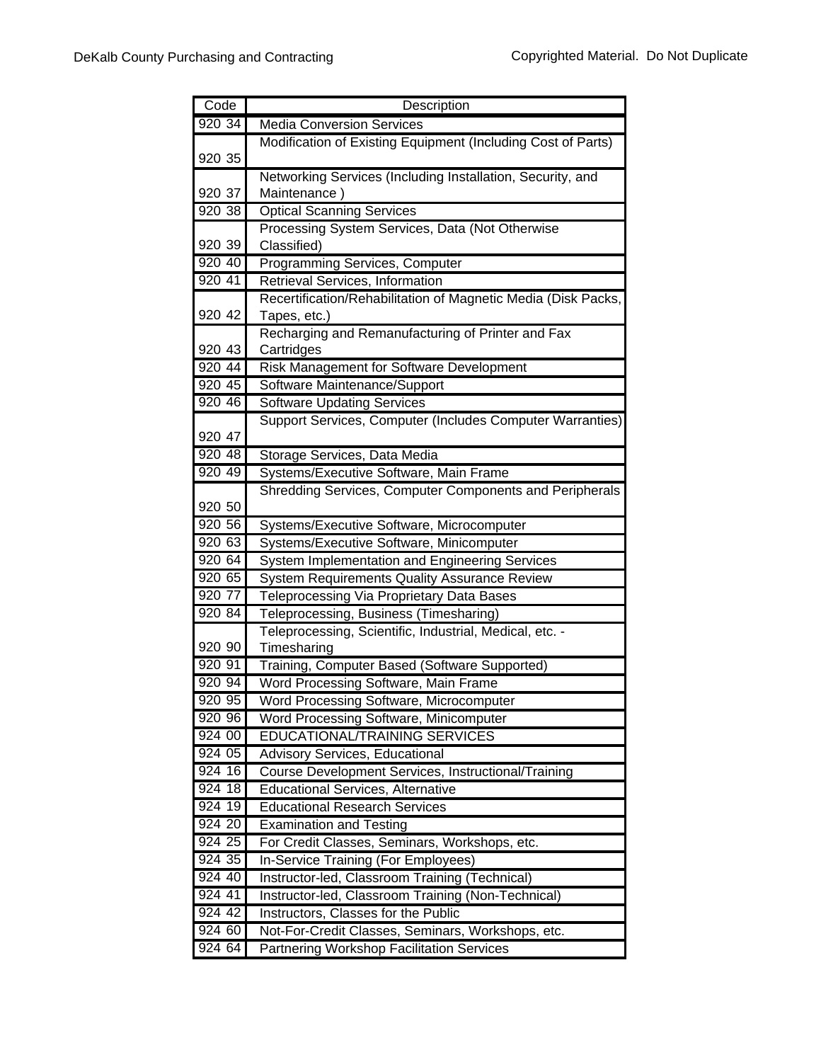| Code | Description |
|---|---|
| 920 34 | Media Conversion Services |
| 920 35 | Modification of Existing Equipment (Including Cost of Parts) |
| 920 37 | Networking Services (Including Installation, Security, and Maintenance ) |
| 920 38 | Optical Scanning Services |
| 920 39 | Processing System Services, Data (Not Otherwise Classified) |
| 920 40 | Programming Services, Computer |
| 920 41 | Retrieval Services, Information |
| 920 42 | Recertification/Rehabilitation of Magnetic Media (Disk Packs, Tapes, etc.) |
| 920 43 | Recharging and Remanufacturing of Printer and Fax Cartridges |
| 920 44 | Risk Management for Software Development |
| 920 45 | Software Maintenance/Support |
| 920 46 | Software Updating Services |
| 920 47 | Support Services, Computer (Includes Computer Warranties) |
| 920 48 | Storage Services, Data Media |
| 920 49 | Systems/Executive Software, Main Frame |
| 920 50 | Shredding Services, Computer Components and Peripherals |
| 920 56 | Systems/Executive Software, Microcomputer |
| 920 63 | Systems/Executive Software, Minicomputer |
| 920 64 | System Implementation and Engineering Services |
| 920 65 | System Requirements Quality Assurance Review |
| 920 77 | Teleprocessing Via Proprietary Data Bases |
| 920 84 | Teleprocessing, Business (Timesharing) |
| 920 90 | Teleprocessing, Scientific, Industrial, Medical, etc. - Timesharing |
| 920 91 | Training, Computer Based (Software Supported) |
| 920 94 | Word Processing Software, Main Frame |
| 920 95 | Word Processing Software, Microcomputer |
| 920 96 | Word Processing Software, Minicomputer |
| 924 00 | EDUCATIONAL/TRAINING SERVICES |
| 924 05 | Advisory Services, Educational |
| 924 16 | Course Development Services, Instructional/Training |
| 924 18 | Educational Services, Alternative |
| 924 19 | Educational Research Services |
| 924 20 | Examination and Testing |
| 924 25 | For Credit Classes, Seminars, Workshops, etc. |
| 924 35 | In-Service Training (For Employees) |
| 924 40 | Instructor-led, Classroom Training (Technical) |
| 924 41 | Instructor-led, Classroom Training (Non-Technical) |
| 924 42 | Instructors, Classes for the Public |
| 924 60 | Not-For-Credit Classes, Seminars, Workshops, etc. |
| 924 64 | Partnering Workshop Facilitation Services |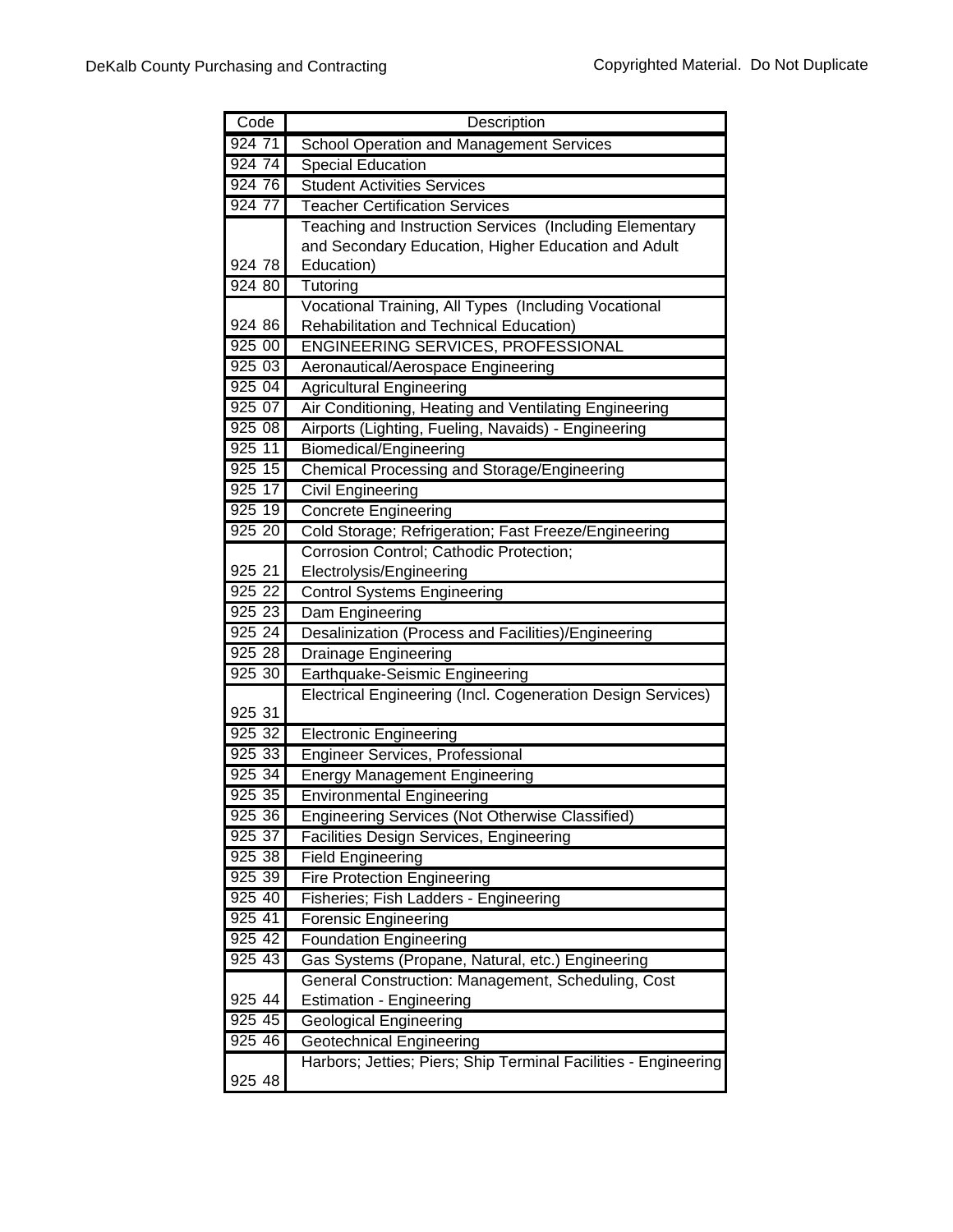| Code | Description |
| --- | --- |
| 924 71 | School Operation and Management Services |
| 924 74 | Special Education |
| 924 76 | Student Activities Services |
| 924 77 | Teacher Certification Services |
| 924 78 | Teaching and Instruction Services (Including Elementary and Secondary Education, Higher Education and Adult Education) |
| 924 80 | Tutoring |
| 924 86 | Vocational Training, All Types (Including Vocational Rehabilitation and Technical Education) |
| 925 00 | ENGINEERING SERVICES, PROFESSIONAL |
| 925 03 | Aeronautical/Aerospace Engineering |
| 925 04 | Agricultural Engineering |
| 925 07 | Air Conditioning, Heating and Ventilating Engineering |
| 925 08 | Airports (Lighting, Fueling, Navaids) - Engineering |
| 925 11 | Biomedical/Engineering |
| 925 15 | Chemical Processing and Storage/Engineering |
| 925 17 | Civil Engineering |
| 925 19 | Concrete Engineering |
| 925 20 | Cold Storage; Refrigeration; Fast Freeze/Engineering |
| 925 21 | Corrosion Control; Cathodic Protection; Electrolysis/Engineering |
| 925 22 | Control Systems Engineering |
| 925 23 | Dam Engineering |
| 925 24 | Desalinization (Process and Facilities)/Engineering |
| 925 28 | Drainage Engineering |
| 925 30 | Earthquake-Seismic Engineering |
| 925 31 | Electrical Engineering (Incl. Cogeneration Design Services) |
| 925 32 | Electronic Engineering |
| 925 33 | Engineer Services, Professional |
| 925 34 | Energy Management Engineering |
| 925 35 | Environmental Engineering |
| 925 36 | Engineering Services (Not Otherwise Classified) |
| 925 37 | Facilities Design Services, Engineering |
| 925 38 | Field Engineering |
| 925 39 | Fire Protection Engineering |
| 925 40 | Fisheries; Fish Ladders - Engineering |
| 925 41 | Forensic Engineering |
| 925 42 | Foundation Engineering |
| 925 43 | Gas Systems (Propane, Natural, etc.) Engineering |
| 925 44 | General Construction: Management, Scheduling, Cost Estimation - Engineering |
| 925 45 | Geological Engineering |
| 925 46 | Geotechnical Engineering |
| 925 48 | Harbors; Jetties; Piers; Ship Terminal Facilities - Engineering |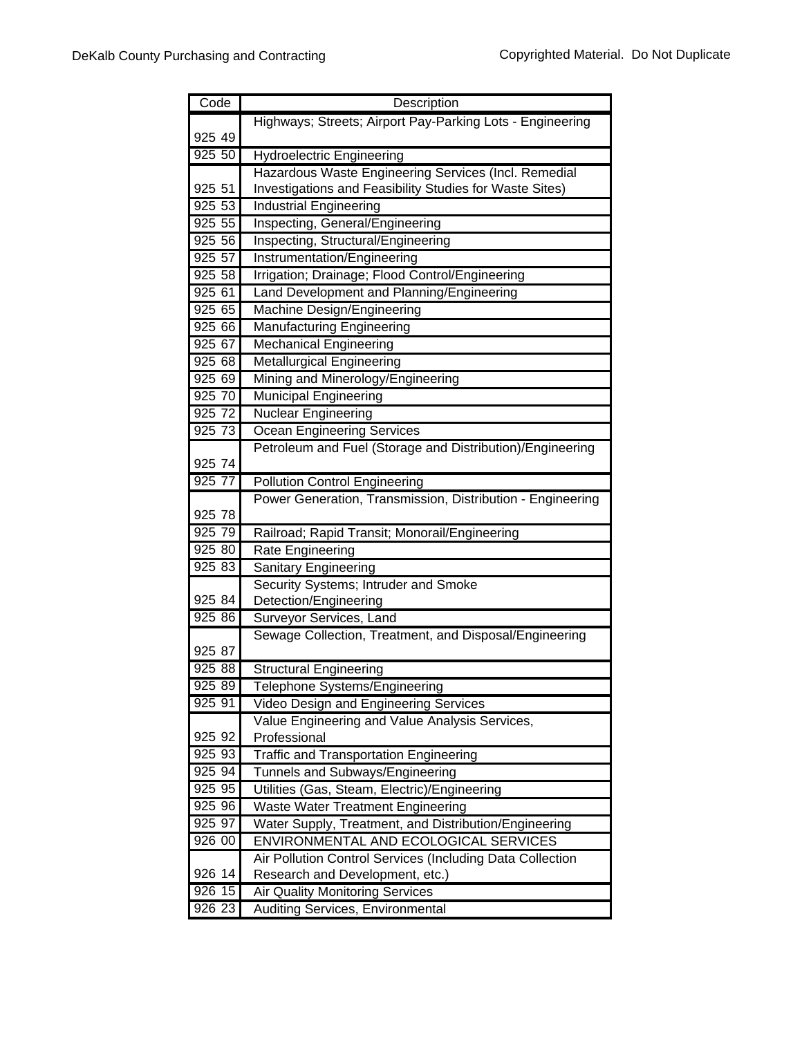| Code | Description |
|---|---|
| 925 49 | Highways; Streets; Airport Pay-Parking Lots - Engineering |
| 925 50 | Hydroelectric Engineering |
| 925 51 | Hazardous Waste Engineering Services (Incl. Remedial Investigations and Feasibility Studies for Waste Sites) |
| 925 53 | Industrial Engineering |
| 925 55 | Inspecting, General/Engineering |
| 925 56 | Inspecting, Structural/Engineering |
| 925 57 | Instrumentation/Engineering |
| 925 58 | Irrigation; Drainage; Flood Control/Engineering |
| 925 61 | Land Development and Planning/Engineering |
| 925 65 | Machine Design/Engineering |
| 925 66 | Manufacturing Engineering |
| 925 67 | Mechanical Engineering |
| 925 68 | Metallurgical Engineering |
| 925 69 | Mining and Minerology/Engineering |
| 925 70 | Municipal Engineering |
| 925 72 | Nuclear Engineering |
| 925 73 | Ocean Engineering Services |
| 925 74 | Petroleum and Fuel (Storage and Distribution)/Engineering |
| 925 77 | Pollution Control Engineering |
| 925 78 | Power Generation, Transmission, Distribution - Engineering |
| 925 79 | Railroad; Rapid Transit; Monorail/Engineering |
| 925 80 | Rate Engineering |
| 925 83 | Sanitary Engineering |
| 925 84 | Security Systems; Intruder and Smoke Detection/Engineering |
| 925 86 | Surveyor Services, Land |
| 925 87 | Sewage Collection, Treatment, and Disposal/Engineering |
| 925 88 | Structural Engineering |
| 925 89 | Telephone Systems/Engineering |
| 925 91 | Video Design and Engineering Services |
| 925 92 | Value Engineering and Value Analysis Services, Professional |
| 925 93 | Traffic and Transportation Engineering |
| 925 94 | Tunnels and Subways/Engineering |
| 925 95 | Utilities (Gas, Steam, Electric)/Engineering |
| 925 96 | Waste Water Treatment Engineering |
| 925 97 | Water Supply, Treatment, and Distribution/Engineering |
| 926 00 | ENVIRONMENTAL AND ECOLOGICAL SERVICES |
| 926 14 | Air Pollution Control Services (Including Data Collection Research and Development, etc.) |
| 926 15 | Air Quality Monitoring Services |
| 926 23 | Auditing Services, Environmental |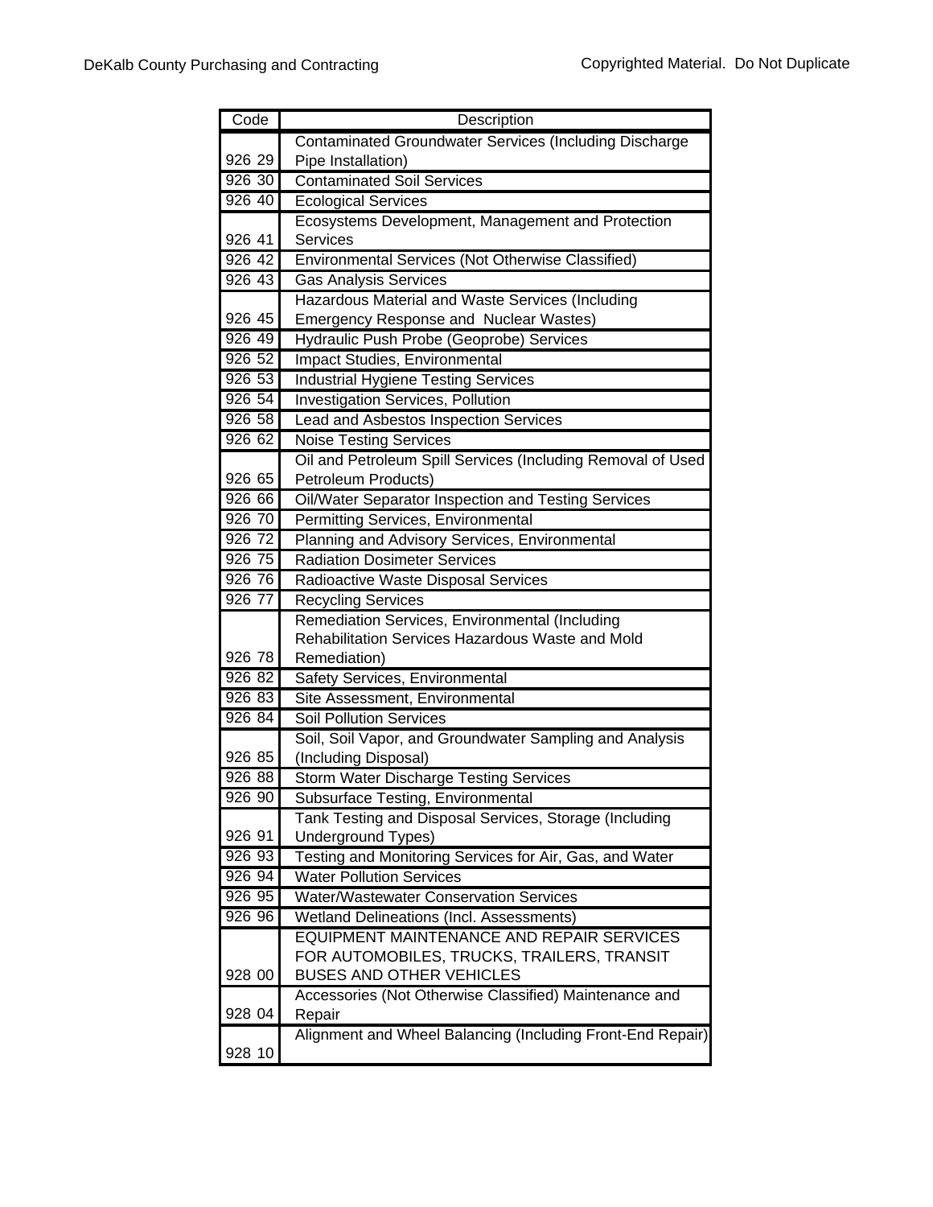| Code | Description |
|---|---|
| 926 29 | Contaminated Groundwater Services (Including Discharge Pipe Installation) |
| 926 30 | Contaminated Soil Services |
| 926 40 | Ecological Services |
| 926 41 | Ecosystems Development, Management and Protection Services |
| 926 42 | Environmental Services (Not Otherwise Classified) |
| 926 43 | Gas Analysis Services |
| 926 45 | Hazardous Material and Waste Services (Including Emergency Response and Nuclear Wastes) |
| 926 49 | Hydraulic Push Probe (Geoprobe) Services |
| 926 52 | Impact Studies, Environmental |
| 926 53 | Industrial Hygiene Testing Services |
| 926 54 | Investigation Services, Pollution |
| 926 58 | Lead and Asbestos Inspection Services |
| 926 62 | Noise Testing Services |
| 926 65 | Oil and Petroleum Spill Services (Including Removal of Used Petroleum Products) |
| 926 66 | Oil/Water Separator Inspection and Testing Services |
| 926 70 | Permitting Services, Environmental |
| 926 72 | Planning and Advisory Services, Environmental |
| 926 75 | Radiation Dosimeter Services |
| 926 76 | Radioactive Waste Disposal Services |
| 926 77 | Recycling Services |
| 926 78 | Remediation Services, Environmental (Including Rehabilitation Services Hazardous Waste and Mold Remediation) |
| 926 82 | Safety Services, Environmental |
| 926 83 | Site Assessment, Environmental |
| 926 84 | Soil Pollution Services |
| 926 85 | Soil, Soil Vapor, and Groundwater Sampling and Analysis (Including Disposal) |
| 926 88 | Storm Water Discharge Testing Services |
| 926 90 | Subsurface Testing, Environmental |
| 926 91 | Tank Testing and Disposal Services, Storage (Including Underground Types) |
| 926 93 | Testing and Monitoring Services for Air, Gas, and Water |
| 926 94 | Water Pollution Services |
| 926 95 | Water/Wastewater Conservation Services |
| 926 96 | Wetland Delineations (Incl. Assessments) |
| 928 00 | EQUIPMENT MAINTENANCE AND REPAIR SERVICES FOR AUTOMOBILES, TRUCKS, TRAILERS, TRANSIT BUSES AND OTHER VEHICLES |
| 928 04 | Accessories (Not Otherwise Classified) Maintenance and Repair |
| 928 10 | Alignment and Wheel Balancing (Including Front-End Repair) |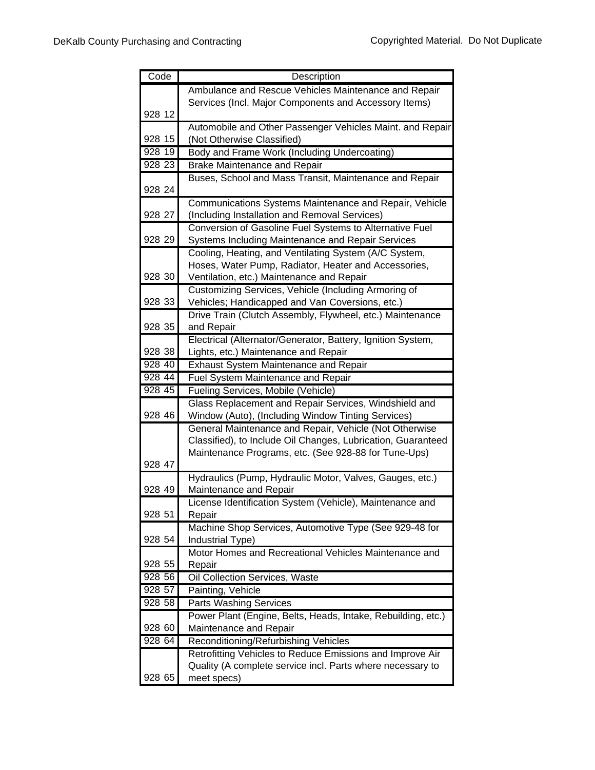| Code | Description |
|---|---|
| 928 12 | Ambulance and Rescue Vehicles Maintenance and Repair Services (Incl. Major Components and Accessory Items) |
| 928 15 | Automobile and Other Passenger Vehicles Maint. and Repair (Not Otherwise Classified) |
| 928 19 | Body and Frame Work (Including Undercoating) |
| 928 23 | Brake Maintenance and Repair |
| 928 24 | Buses, School and Mass Transit, Maintenance and Repair |
| 928 27 | Communications Systems Maintenance and Repair, Vehicle (Including Installation and Removal Services) |
| 928 29 | Conversion of Gasoline Fuel Systems to Alternative Fuel Systems Including Maintenance and Repair Services |
| 928 30 | Cooling, Heating, and Ventilating System (A/C System, Hoses, Water Pump, Radiator, Heater and Accessories, Ventilation, etc.) Maintenance and Repair |
| 928 33 | Customizing Services, Vehicle (Including Armoring of Vehicles; Handicapped and Van Coversions, etc.) |
| 928 35 | Drive Train (Clutch Assembly, Flywheel, etc.) Maintenance and Repair |
| 928 38 | Electrical (Alternator/Generator, Battery, Ignition System, Lights, etc.) Maintenance and Repair |
| 928 40 | Exhaust System Maintenance and Repair |
| 928 44 | Fuel System Maintenance and Repair |
| 928 45 | Fueling Services, Mobile (Vehicle) |
| 928 46 | Glass Replacement and Repair Services, Windshield and Window (Auto), (Including Window Tinting Services) |
| 928 47 | General Maintenance and Repair, Vehicle (Not Otherwise Classified), to Include Oil Changes, Lubrication, Guaranteed Maintenance Programs, etc. (See 928-88 for Tune-Ups) |
| 928 49 | Hydraulics (Pump, Hydraulic Motor, Valves, Gauges, etc.) Maintenance and Repair |
| 928 51 | License Identification System (Vehicle), Maintenance and Repair |
| 928 54 | Machine Shop Services, Automotive Type (See 929-48 for Industrial Type) |
| 928 55 | Motor Homes and Recreational Vehicles Maintenance and Repair |
| 928 56 | Oil Collection Services, Waste |
| 928 57 | Painting, Vehicle |
| 928 58 | Parts Washing Services |
| 928 60 | Power Plant (Engine, Belts, Heads, Intake, Rebuilding, etc.) Maintenance and Repair |
| 928 64 | Reconditioning/Refurbishing Vehicles |
| 928 65 | Retrofitting Vehicles to Reduce Emissions and Improve Air Quality (A complete service incl. Parts where necessary to meet specs) |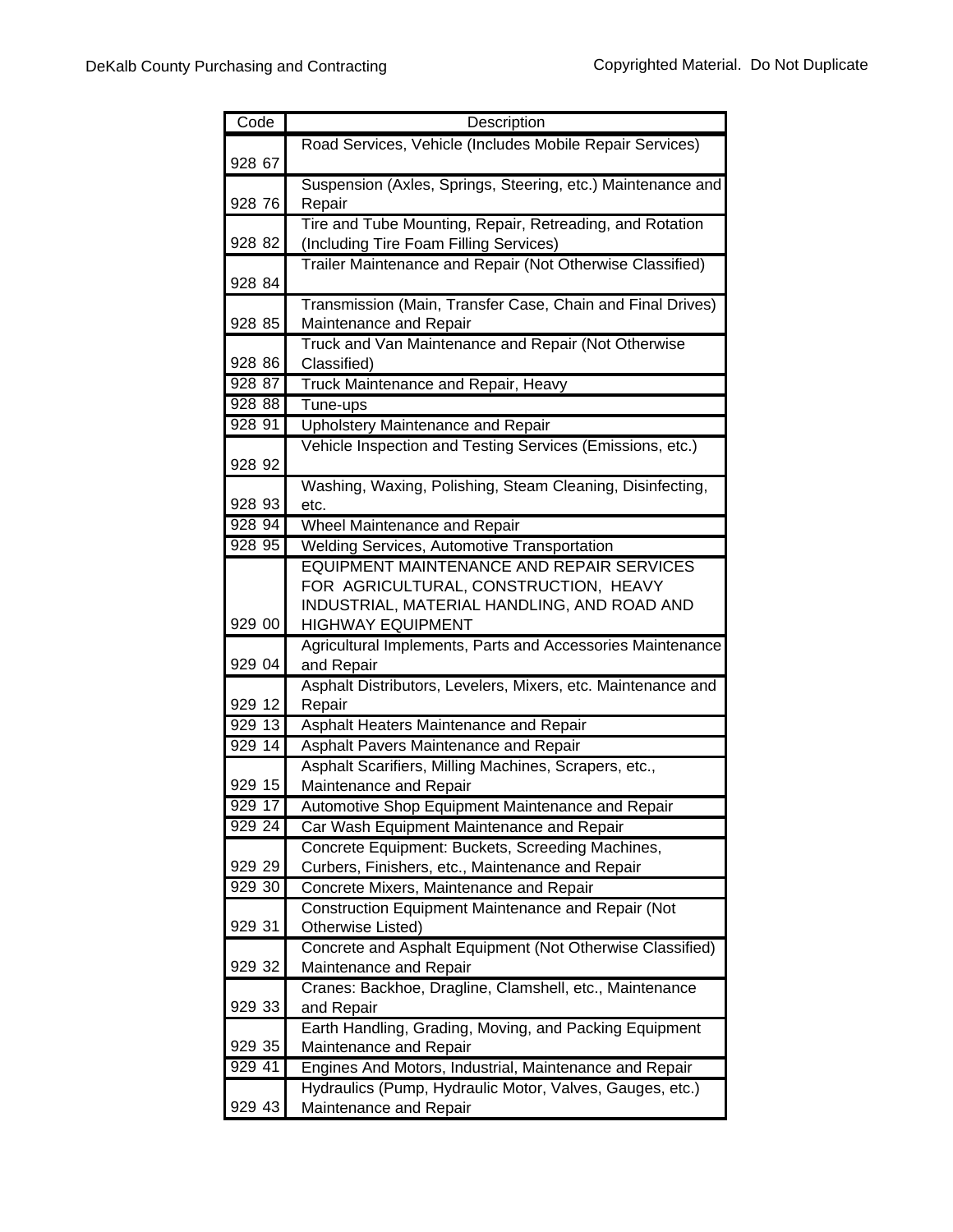| Code | Description |
|---|---|
| 928 67 | Road Services, Vehicle (Includes Mobile Repair Services) |
| 928 76 | Suspension (Axles, Springs, Steering, etc.) Maintenance and Repair |
| 928 82 | Tire and Tube Mounting, Repair, Retreading, and Rotation (Including Tire Foam Filling Services) |
| 928 84 | Trailer Maintenance and Repair (Not Otherwise Classified) |
| 928 85 | Transmission (Main, Transfer Case, Chain and Final Drives) Maintenance and Repair |
| 928 86 | Truck and Van Maintenance and Repair (Not Otherwise Classified) |
| 928 87 | Truck Maintenance and Repair, Heavy |
| 928 88 | Tune-ups |
| 928 91 | Upholstery Maintenance and Repair |
| 928 92 | Vehicle Inspection and Testing Services (Emissions, etc.) |
| 928 93 | Washing, Waxing, Polishing, Steam Cleaning, Disinfecting, etc. |
| 928 94 | Wheel Maintenance and Repair |
| 928 95 | Welding Services, Automotive Transportation |
| 929 00 | EQUIPMENT MAINTENANCE AND REPAIR SERVICES FOR AGRICULTURAL, CONSTRUCTION, HEAVY INDUSTRIAL, MATERIAL HANDLING, AND ROAD AND HIGHWAY EQUIPMENT |
| 929 04 | Agricultural Implements, Parts and Accessories Maintenance and Repair |
| 929 12 | Asphalt Distributors, Levelers, Mixers, etc. Maintenance and Repair |
| 929 13 | Asphalt Heaters Maintenance and Repair |
| 929 14 | Asphalt Pavers Maintenance and Repair |
| 929 15 | Asphalt Scarifiers, Milling Machines, Scrapers, etc., Maintenance and Repair |
| 929 17 | Automotive Shop Equipment Maintenance and Repair |
| 929 24 | Car Wash Equipment Maintenance and Repair |
| 929 29 | Concrete Equipment: Buckets, Screeding Machines, Curbers, Finishers, etc., Maintenance and Repair |
| 929 30 | Concrete Mixers, Maintenance and Repair |
| 929 31 | Construction Equipment Maintenance and Repair (Not Otherwise Listed) |
| 929 32 | Concrete and Asphalt Equipment (Not Otherwise Classified) Maintenance and Repair |
| 929 33 | Cranes: Backhoe, Dragline, Clamshell, etc., Maintenance and Repair |
| 929 35 | Earth Handling, Grading, Moving, and Packing Equipment Maintenance and Repair |
| 929 41 | Engines And Motors, Industrial, Maintenance and Repair |
| 929 43 | Hydraulics (Pump, Hydraulic Motor, Valves, Gauges, etc.) Maintenance and Repair |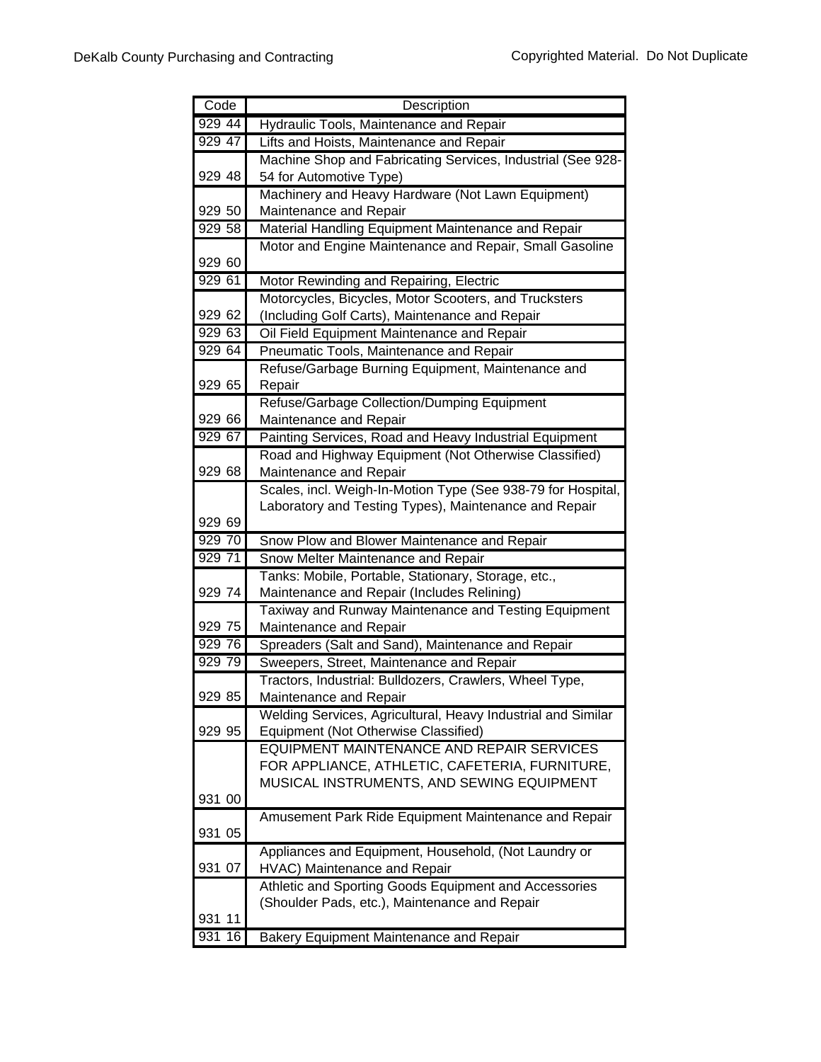| Code | Description |
|---|---|
| 929 44 | Hydraulic Tools, Maintenance and Repair |
| 929 47 | Lifts and Hoists, Maintenance and Repair |
| 929 48 | Machine Shop and Fabricating Services, Industrial (See 928-54 for Automotive Type) |
| 929 50 | Machinery and Heavy Hardware (Not Lawn Equipment) Maintenance and Repair |
| 929 58 | Material Handling Equipment Maintenance and Repair |
| 929 60 | Motor and Engine Maintenance and Repair, Small Gasoline |
| 929 61 | Motor Rewinding and Repairing, Electric |
| 929 62 | Motorcycles, Bicycles, Motor Scooters, and Trucksters (Including Golf Carts), Maintenance and Repair |
| 929 63 | Oil Field Equipment Maintenance and Repair |
| 929 64 | Pneumatic Tools, Maintenance and Repair |
| 929 65 | Refuse/Garbage Burning Equipment, Maintenance and Repair |
| 929 66 | Refuse/Garbage Collection/Dumping Equipment Maintenance and Repair |
| 929 67 | Painting Services, Road and Heavy Industrial Equipment |
| 929 68 | Road and Highway Equipment (Not Otherwise Classified) Maintenance and Repair |
| 929 69 | Scales, incl. Weigh-In-Motion Type (See 938-79 for Hospital, Laboratory and Testing Types), Maintenance and Repair |
| 929 70 | Snow Plow and Blower Maintenance and Repair |
| 929 71 | Snow Melter Maintenance and Repair |
| 929 74 | Tanks: Mobile, Portable, Stationary, Storage, etc., Maintenance and Repair (Includes Relining) |
| 929 75 | Taxiway and Runway Maintenance and Testing Equipment Maintenance and Repair |
| 929 76 | Spreaders (Salt and Sand), Maintenance and Repair |
| 929 79 | Sweepers, Street, Maintenance and Repair |
| 929 85 | Tractors, Industrial: Bulldozers, Crawlers, Wheel Type, Maintenance and Repair |
| 929 95 | Welding Services, Agricultural, Heavy Industrial and Similar Equipment (Not Otherwise Classified) |
| 931 00 | EQUIPMENT MAINTENANCE AND REPAIR SERVICES FOR APPLIANCE, ATHLETIC, CAFETERIA, FURNITURE, MUSICAL INSTRUMENTS, AND SEWING EQUIPMENT |
| 931 05 | Amusement Park Ride Equipment Maintenance and Repair |
| 931 07 | Appliances and Equipment, Household, (Not Laundry or HVAC) Maintenance and Repair |
| 931 11 | Athletic and Sporting Goods Equipment and Accessories (Shoulder Pads, etc.), Maintenance and Repair |
| 931 16 | Bakery Equipment Maintenance and Repair |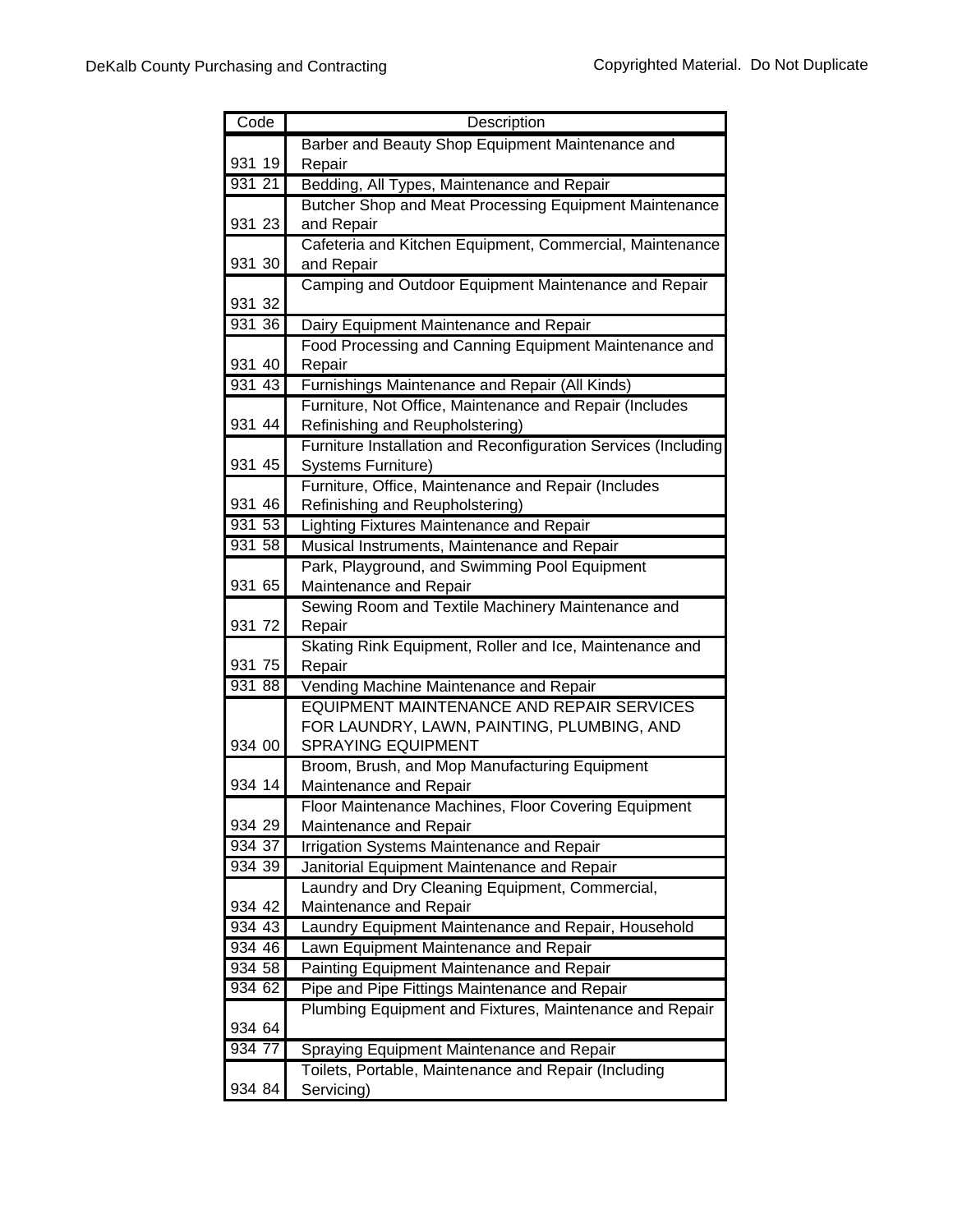| Code | Description |
|---|---|
| 931 19 | Barber and Beauty Shop Equipment Maintenance and Repair |
| 931 21 | Bedding, All Types, Maintenance and Repair |
| 931 23 | Butcher Shop and Meat Processing Equipment Maintenance and Repair |
| 931 30 | Cafeteria and Kitchen Equipment, Commercial, Maintenance and Repair |
| 931 32 | Camping and Outdoor Equipment Maintenance and Repair |
| 931 36 | Dairy Equipment Maintenance and Repair |
| 931 40 | Food Processing and Canning Equipment Maintenance and Repair |
| 931 43 | Furnishings Maintenance and Repair (All Kinds) |
| 931 44 | Furniture, Not Office, Maintenance and Repair (Includes Refinishing and Reupholstering) |
| 931 45 | Furniture Installation and Reconfiguration Services (Including Systems Furniture) |
| 931 46 | Furniture, Office, Maintenance and Repair (Includes Refinishing and Reupholstering) |
| 931 53 | Lighting Fixtures Maintenance and Repair |
| 931 58 | Musical Instruments, Maintenance and Repair |
| 931 65 | Park, Playground, and Swimming Pool Equipment Maintenance and Repair |
| 931 72 | Sewing Room and Textile Machinery Maintenance and Repair |
| 931 75 | Skating Rink Equipment, Roller and Ice, Maintenance and Repair |
| 931 88 | Vending Machine Maintenance and Repair |
| 934 00 | EQUIPMENT MAINTENANCE AND REPAIR SERVICES FOR LAUNDRY, LAWN, PAINTING, PLUMBING, AND SPRAYING EQUIPMENT |
| 934 14 | Broom, Brush, and Mop Manufacturing Equipment Maintenance and Repair |
| 934 29 | Floor Maintenance Machines, Floor Covering Equipment Maintenance and Repair |
| 934 37 | Irrigation Systems Maintenance and Repair |
| 934 39 | Janitorial Equipment Maintenance and Repair |
| 934 42 | Laundry and Dry Cleaning Equipment, Commercial, Maintenance and Repair |
| 934 43 | Laundry Equipment Maintenance and Repair, Household |
| 934 46 | Lawn Equipment Maintenance and Repair |
| 934 58 | Painting Equipment Maintenance and Repair |
| 934 62 | Pipe and Pipe Fittings Maintenance and Repair |
| 934 64 | Plumbing Equipment and Fixtures, Maintenance and Repair |
| 934 77 | Spraying Equipment Maintenance and Repair |
| 934 84 | Toilets, Portable, Maintenance and Repair (Including Servicing) |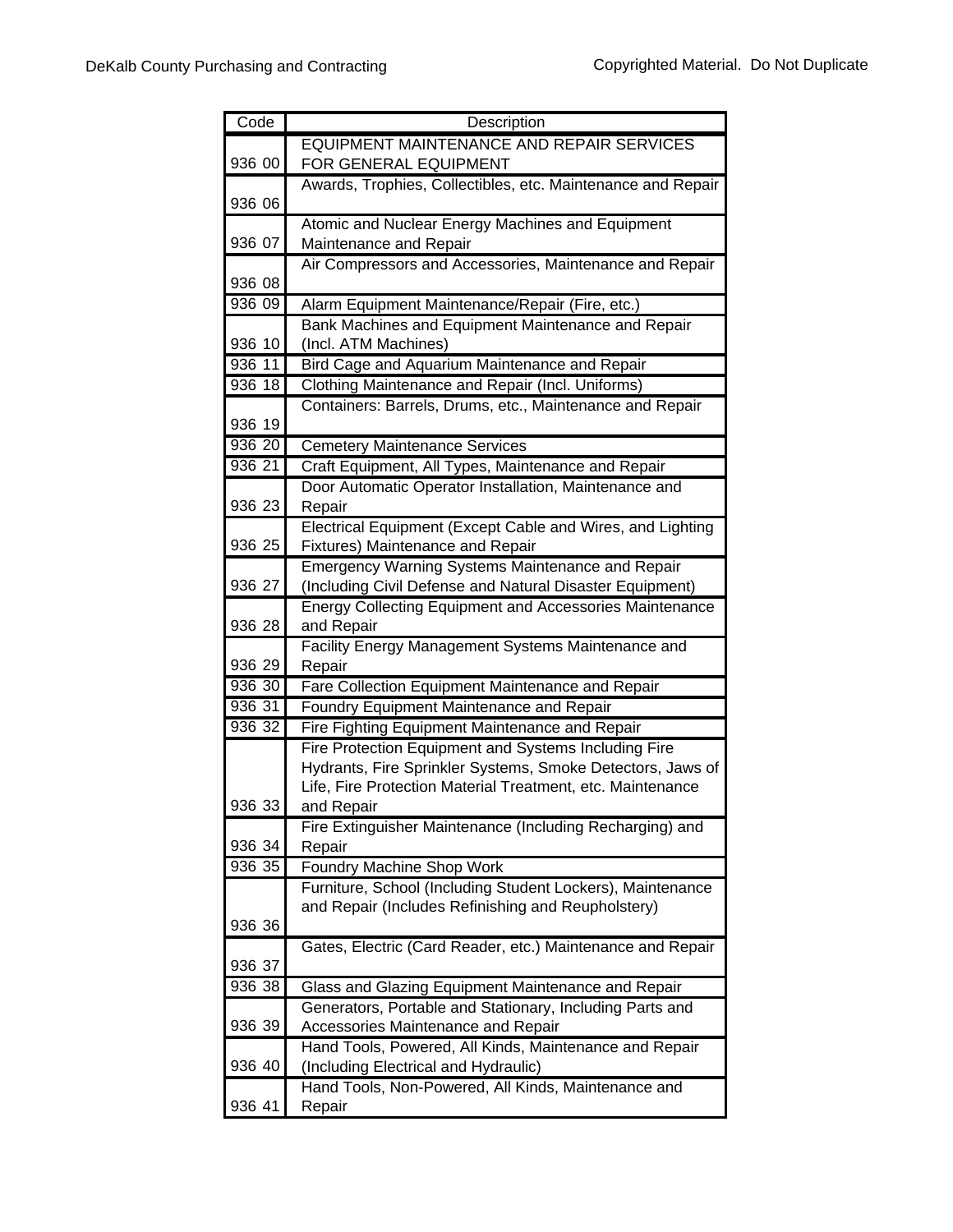| Code | Description |
|---|---|
| 936 00 | EQUIPMENT MAINTENANCE AND REPAIR SERVICES FOR GENERAL EQUIPMENT |
| 936 06 | Awards, Trophies, Collectibles, etc. Maintenance and Repair |
| 936 07 | Atomic and Nuclear Energy Machines and Equipment Maintenance and Repair |
| 936 08 | Air Compressors and Accessories, Maintenance and Repair |
| 936 09 | Alarm Equipment Maintenance/Repair (Fire, etc.) |
| 936 10 | Bank Machines and Equipment Maintenance and Repair (Incl. ATM Machines) |
| 936 11 | Bird Cage and Aquarium Maintenance and Repair |
| 936 18 | Clothing Maintenance and Repair (Incl. Uniforms) |
| 936 19 | Containers: Barrels, Drums, etc., Maintenance and Repair |
| 936 20 | Cemetery Maintenance Services |
| 936 21 | Craft Equipment, All Types, Maintenance and Repair |
| 936 23 | Door Automatic Operator Installation, Maintenance and Repair |
| 936 25 | Electrical Equipment (Except Cable and Wires, and Lighting Fixtures) Maintenance and Repair |
| 936 27 | Emergency Warning Systems Maintenance and Repair (Including Civil Defense and Natural Disaster Equipment) |
| 936 28 | Energy Collecting Equipment and Accessories Maintenance and Repair |
| 936 29 | Facility Energy Management Systems Maintenance and Repair |
| 936 30 | Fare Collection Equipment Maintenance and Repair |
| 936 31 | Foundry Equipment Maintenance and Repair |
| 936 32 | Fire Fighting Equipment Maintenance and Repair |
| 936 33 | Fire Protection Equipment and Systems Including Fire Hydrants, Fire Sprinkler Systems, Smoke Detectors, Jaws of Life, Fire Protection Material Treatment, etc. Maintenance and Repair |
| 936 34 | Fire Extinguisher Maintenance (Including Recharging) and Repair |
| 936 35 | Foundry Machine Shop Work |
| 936 36 | Furniture, School (Including Student Lockers), Maintenance and Repair (Includes Refinishing and Reupholstery) |
| 936 37 | Gates, Electric (Card Reader, etc.) Maintenance and Repair |
| 936 38 | Glass and Glazing Equipment Maintenance and Repair |
| 936 39 | Generators, Portable and Stationary, Including Parts and Accessories Maintenance and Repair |
| 936 40 | Hand Tools, Powered, All Kinds, Maintenance and Repair (Including Electrical and Hydraulic) |
| 936 41 | Hand Tools, Non-Powered, All Kinds, Maintenance and Repair |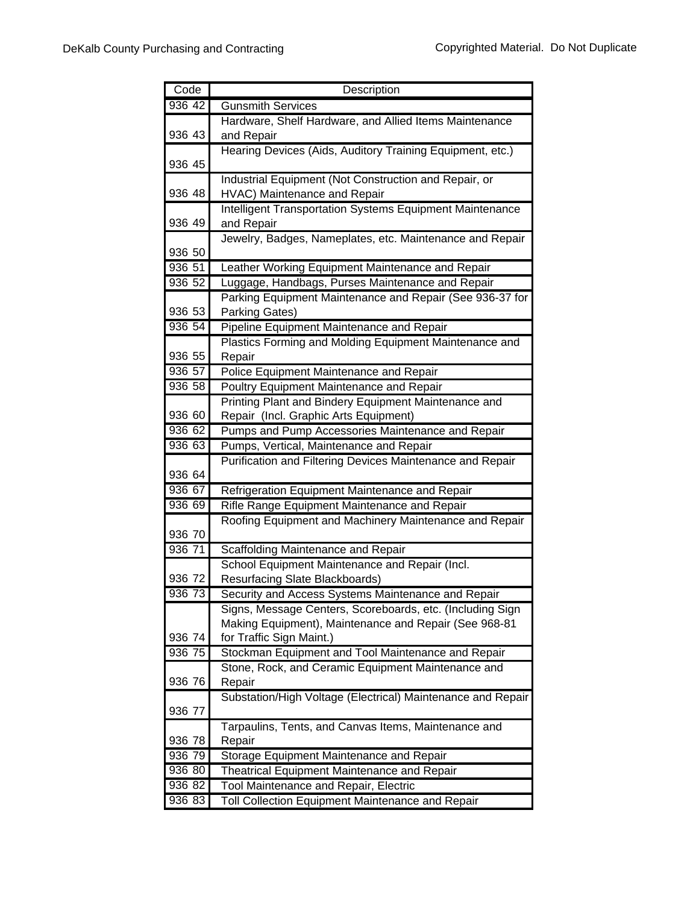| Code | Description |
| --- | --- |
| 936 42 | Gunsmith Services |
| 936 43 | Hardware, Shelf Hardware, and Allied Items Maintenance and Repair |
| 936 45 | Hearing Devices (Aids, Auditory Training Equipment, etc.) |
| 936 48 | Industrial Equipment (Not Construction and Repair, or HVAC) Maintenance and Repair |
| 936 49 | Intelligent Transportation Systems Equipment Maintenance and Repair |
| 936 50 | Jewelry, Badges, Nameplates, etc. Maintenance and Repair |
| 936 51 | Leather Working Equipment Maintenance and Repair |
| 936 52 | Luggage, Handbags, Purses Maintenance and Repair |
| 936 53 | Parking Equipment Maintenance and Repair (See 936-37 for Parking Gates) |
| 936 54 | Pipeline Equipment Maintenance and Repair |
| 936 55 | Plastics Forming and Molding Equipment Maintenance and Repair |
| 936 57 | Police Equipment Maintenance and Repair |
| 936 58 | Poultry Equipment Maintenance and Repair |
| 936 60 | Printing Plant and Bindery Equipment Maintenance and Repair (Incl. Graphic Arts Equipment) |
| 936 62 | Pumps and Pump Accessories Maintenance and Repair |
| 936 63 | Pumps, Vertical, Maintenance and Repair |
| 936 64 | Purification and Filtering Devices Maintenance and Repair |
| 936 67 | Refrigeration Equipment Maintenance and Repair |
| 936 69 | Rifle Range Equipment Maintenance and Repair |
| 936 70 | Roofing Equipment and Machinery Maintenance and Repair |
| 936 71 | Scaffolding Maintenance and Repair |
| 936 72 | School Equipment Maintenance and Repair (Incl. Resurfacing Slate Blackboards) |
| 936 73 | Security and Access Systems Maintenance and Repair |
| 936 74 | Signs, Message Centers, Scoreboards, etc. (Including Sign Making Equipment), Maintenance and Repair (See 968-81 for Traffic Sign Maint.) |
| 936 75 | Stockman Equipment and Tool Maintenance and Repair |
| 936 76 | Stone, Rock, and Ceramic Equipment Maintenance and Repair |
| 936 77 | Substation/High Voltage (Electrical) Maintenance and Repair |
| 936 78 | Tarpaulins, Tents, and Canvas Items, Maintenance and Repair |
| 936 79 | Storage Equipment Maintenance and Repair |
| 936 80 | Theatrical Equipment Maintenance and Repair |
| 936 82 | Tool Maintenance and Repair, Electric |
| 936 83 | Toll Collection Equipment Maintenance and Repair |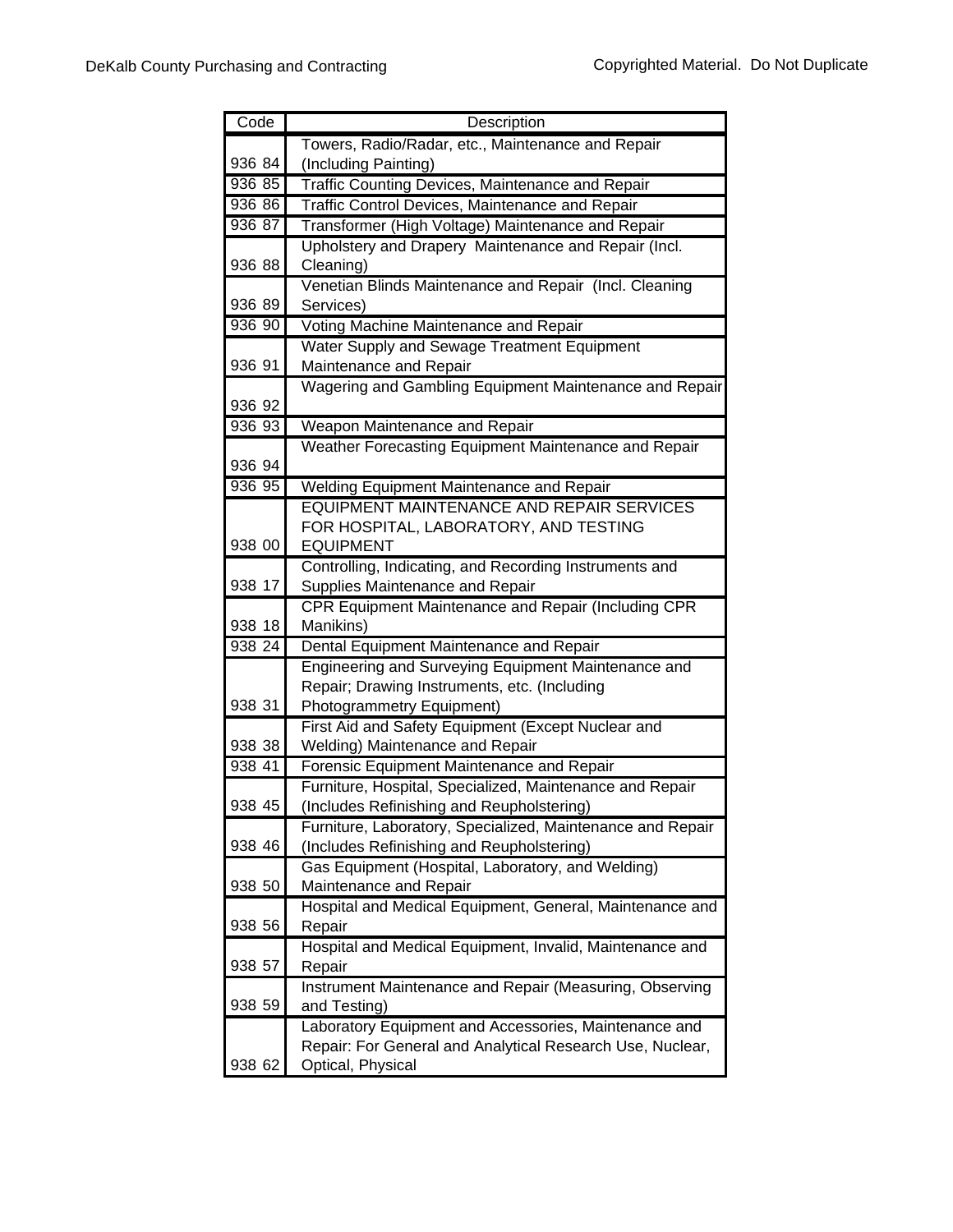| Code | Description |
|---|---|
| 936 84 | Towers, Radio/Radar, etc., Maintenance and Repair (Including Painting) |
| 936 85 | Traffic Counting Devices, Maintenance and Repair |
| 936 86 | Traffic Control Devices, Maintenance and Repair |
| 936 87 | Transformer (High Voltage) Maintenance and Repair |
| 936 88 | Upholstery and Drapery Maintenance and Repair (Incl. Cleaning) |
| 936 89 | Venetian Blinds Maintenance and Repair (Incl. Cleaning Services) |
| 936 90 | Voting Machine Maintenance and Repair |
| 936 91 | Water Supply and Sewage Treatment Equipment Maintenance and Repair |
| 936 92 | Wagering and Gambling Equipment Maintenance and Repair |
| 936 93 | Weapon Maintenance and Repair |
| 936 94 | Weather Forecasting Equipment Maintenance and Repair |
| 936 95 | Welding Equipment Maintenance and Repair |
| 938 00 | EQUIPMENT MAINTENANCE AND REPAIR SERVICES FOR HOSPITAL, LABORATORY, AND TESTING EQUIPMENT |
| 938 17 | Controlling, Indicating, and Recording Instruments and Supplies Maintenance and Repair |
| 938 18 | CPR Equipment Maintenance and Repair (Including CPR Manikins) |
| 938 24 | Dental Equipment Maintenance and Repair |
| 938 31 | Engineering and Surveying Equipment Maintenance and Repair; Drawing Instruments, etc. (Including Photogrammetry Equipment) |
| 938 38 | First Aid and Safety Equipment (Except Nuclear and Welding) Maintenance and Repair |
| 938 41 | Forensic Equipment Maintenance and Repair |
| 938 45 | Furniture, Hospital, Specialized, Maintenance and Repair (Includes Refinishing and Reupholstering) |
| 938 46 | Furniture, Laboratory, Specialized, Maintenance and Repair (Includes Refinishing and Reupholstering) |
| 938 50 | Gas Equipment (Hospital, Laboratory, and Welding) Maintenance and Repair |
| 938 56 | Hospital and Medical Equipment, General, Maintenance and Repair |
| 938 57 | Hospital and Medical Equipment, Invalid, Maintenance and Repair |
| 938 59 | Instrument Maintenance and Repair (Measuring, Observing and Testing) |
| 938 62 | Laboratory Equipment and Accessories, Maintenance and Repair: For General and Analytical Research Use, Nuclear, Optical, Physical |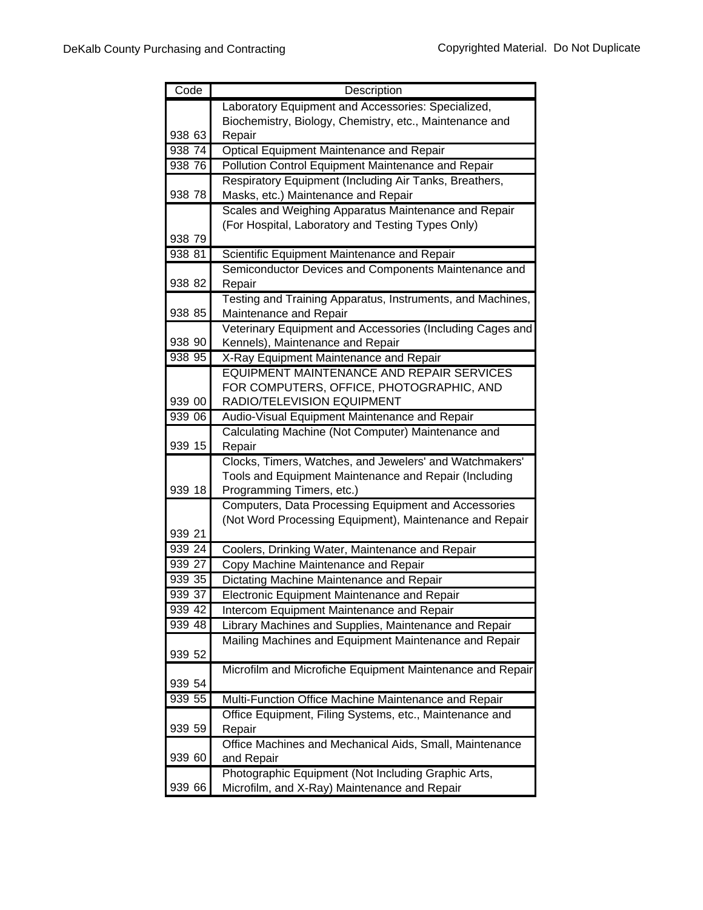| Code | Description |
|---|---|
| 938 63 | Laboratory Equipment and Accessories: Specialized, Biochemistry, Biology, Chemistry, etc., Maintenance and Repair |
| 938 74 | Optical Equipment Maintenance and Repair |
| 938 76 | Pollution Control Equipment Maintenance and Repair |
| 938 78 | Respiratory Equipment (Including Air Tanks, Breathers, Masks, etc.) Maintenance and Repair |
| 938 79 | Scales and Weighing Apparatus Maintenance and Repair (For Hospital, Laboratory and Testing Types Only) |
| 938 81 | Scientific Equipment Maintenance and Repair |
| 938 82 | Semiconductor Devices and Components Maintenance and Repair |
| 938 85 | Testing and Training Apparatus, Instruments, and Machines, Maintenance and Repair |
| 938 90 | Veterinary Equipment and Accessories (Including Cages and Kennels), Maintenance and Repair |
| 938 95 | X-Ray Equipment Maintenance and Repair |
| 939 00 | EQUIPMENT MAINTENANCE AND REPAIR SERVICES FOR COMPUTERS, OFFICE, PHOTOGRAPHIC, AND RADIO/TELEVISION EQUIPMENT |
| 939 06 | Audio-Visual Equipment Maintenance and Repair |
| 939 15 | Calculating Machine (Not Computer) Maintenance and Repair |
| 939 18 | Clocks, Timers, Watches, and Jewelers' and Watchmakers' Tools and Equipment Maintenance and Repair (Including Programming Timers, etc.) |
| 939 21 | Computers, Data Processing Equipment and Accessories (Not Word Processing Equipment), Maintenance and Repair |
| 939 24 | Coolers, Drinking Water, Maintenance and Repair |
| 939 27 | Copy Machine Maintenance and Repair |
| 939 35 | Dictating Machine Maintenance and Repair |
| 939 37 | Electronic Equipment Maintenance and Repair |
| 939 42 | Intercom Equipment Maintenance and Repair |
| 939 48 | Library Machines and Supplies, Maintenance and Repair |
| 939 52 | Mailing Machines and Equipment Maintenance and Repair |
| 939 54 | Microfilm and Microfiche Equipment Maintenance and Repair |
| 939 55 | Multi-Function Office Machine Maintenance and Repair |
| 939 59 | Office Equipment, Filing Systems, etc., Maintenance and Repair |
| 939 60 | Office Machines and Mechanical Aids, Small, Maintenance and Repair |
| 939 66 | Photographic Equipment (Not Including Graphic Arts, Microfilm, and X-Ray) Maintenance and Repair |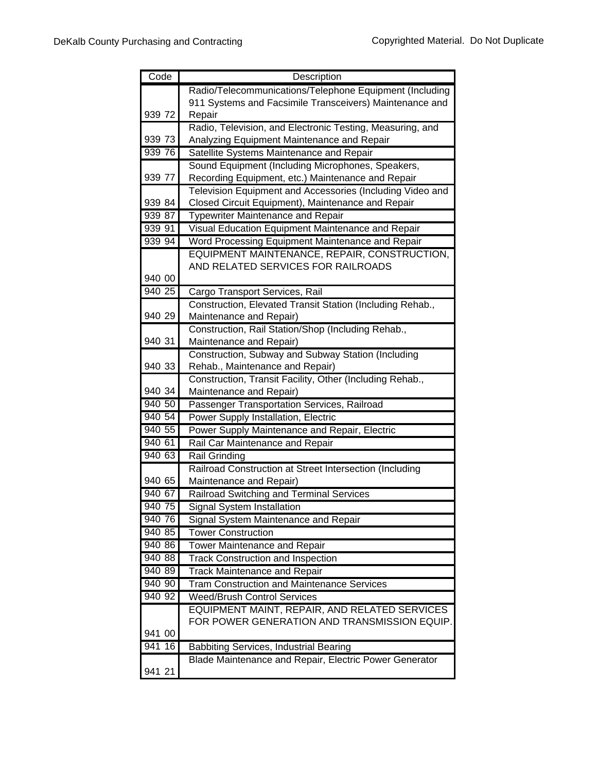| Code | Description |
|---|---|
| 939 72 | Radio/Telecommunications/Telephone Equipment (Including 911 Systems and Facsimile Transceivers) Maintenance and Repair |
| 939 73 | Radio, Television, and Electronic Testing, Measuring, and Analyzing Equipment Maintenance and Repair |
| 939 76 | Satellite Systems Maintenance and Repair |
| 939 77 | Sound Equipment (Including Microphones, Speakers, Recording Equipment, etc.) Maintenance and Repair |
| 939 84 | Television Equipment and Accessories (Including Video and Closed Circuit Equipment), Maintenance and Repair |
| 939 87 | Typewriter Maintenance and Repair |
| 939 91 | Visual Education Equipment Maintenance and Repair |
| 939 94 | Word Processing Equipment Maintenance and Repair |
| 940 00 | EQUIPMENT MAINTENANCE, REPAIR, CONSTRUCTION, AND RELATED SERVICES FOR RAILROADS |
| 940 25 | Cargo Transport Services, Rail |
| 940 29 | Construction, Elevated Transit Station (Including Rehab., Maintenance and Repair) |
| 940 31 | Construction, Rail Station/Shop (Including Rehab., Maintenance and Repair) |
| 940 33 | Construction, Subway and Subway Station (Including Rehab., Maintenance and Repair) |
| 940 34 | Construction, Transit Facility, Other (Including Rehab., Maintenance and Repair) |
| 940 50 | Passenger Transportation Services, Railroad |
| 940 54 | Power Supply Installation, Electric |
| 940 55 | Power Supply Maintenance and Repair, Electric |
| 940 61 | Rail Car Maintenance and Repair |
| 940 63 | Rail Grinding |
| 940 65 | Railroad Construction at Street Intersection (Including Maintenance and Repair) |
| 940 67 | Railroad Switching and Terminal Services |
| 940 75 | Signal System Installation |
| 940 76 | Signal System Maintenance and Repair |
| 940 85 | Tower Construction |
| 940 86 | Tower Maintenance and Repair |
| 940 88 | Track Construction and Inspection |
| 940 89 | Track Maintenance and Repair |
| 940 90 | Tram Construction and Maintenance Services |
| 940 92 | Weed/Brush Control Services |
| 941 00 | EQUIPMENT MAINT, REPAIR, AND RELATED SERVICES FOR POWER GENERATION AND TRANSMISSION EQUIP. |
| 941 16 | Babbiting Services, Industrial Bearing |
| 941 21 | Blade Maintenance and Repair, Electric Power Generator |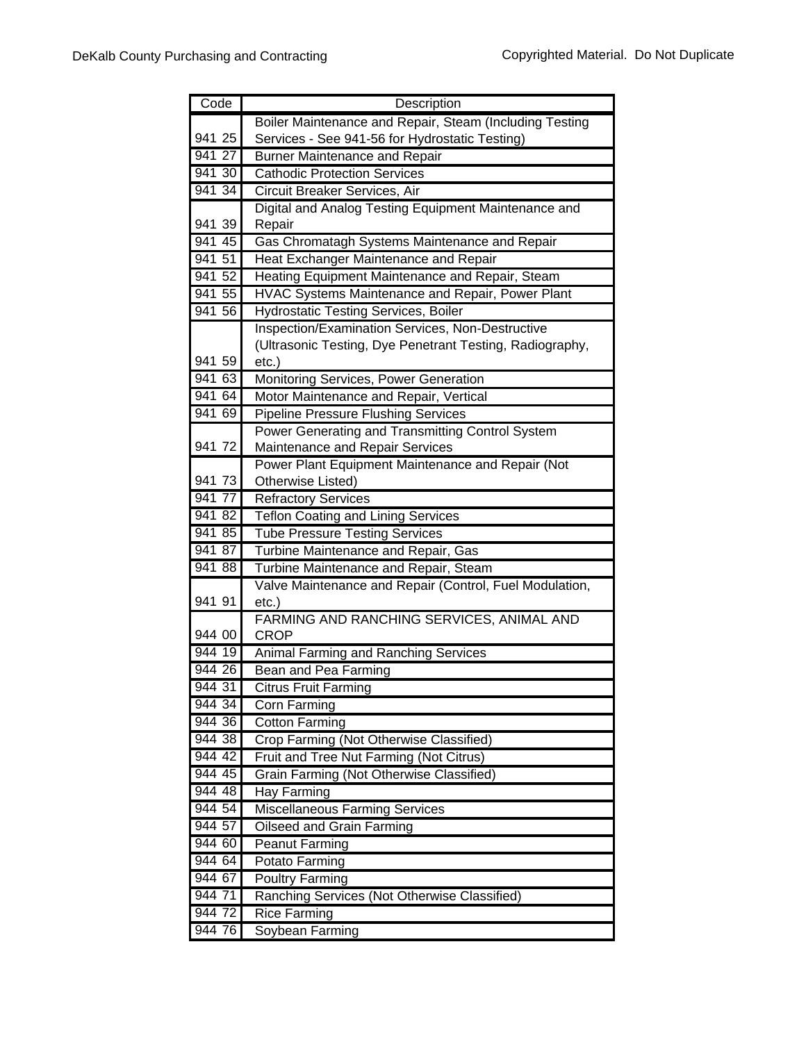| Code | Description |
|---|---|
| 941 25 | Boiler Maintenance and Repair, Steam (Including Testing Services - See 941-56 for Hydrostatic Testing) |
| 941 27 | Burner Maintenance and Repair |
| 941 30 | Cathodic Protection Services |
| 941 34 | Circuit Breaker Services, Air |
| 941 39 | Digital and Analog Testing Equipment Maintenance and Repair |
| 941 45 | Gas Chromatagh Systems Maintenance and Repair |
| 941 51 | Heat Exchanger Maintenance and Repair |
| 941 52 | Heating Equipment Maintenance and Repair, Steam |
| 941 55 | HVAC Systems Maintenance and Repair, Power Plant |
| 941 56 | Hydrostatic Testing Services, Boiler |
| 941 59 | Inspection/Examination Services, Non-Destructive (Ultrasonic Testing, Dye Penetrant Testing, Radiography, etc.) |
| 941 63 | Monitoring Services, Power Generation |
| 941 64 | Motor Maintenance and Repair, Vertical |
| 941 69 | Pipeline Pressure Flushing Services |
| 941 72 | Power Generating and Transmitting Control System Maintenance and Repair Services |
| 941 73 | Power Plant Equipment Maintenance and Repair (Not Otherwise Listed) |
| 941 77 | Refractory Services |
| 941 82 | Teflon Coating and Lining Services |
| 941 85 | Tube Pressure Testing Services |
| 941 87 | Turbine Maintenance and Repair, Gas |
| 941 88 | Turbine Maintenance and Repair, Steam |
| 941 91 | Valve Maintenance and Repair (Control, Fuel Modulation, etc.) |
| 944 00 | FARMING AND RANCHING SERVICES, ANIMAL AND CROP |
| 944 19 | Animal Farming and Ranching Services |
| 944 26 | Bean and Pea Farming |
| 944 31 | Citrus Fruit Farming |
| 944 34 | Corn Farming |
| 944 36 | Cotton Farming |
| 944 38 | Crop Farming (Not Otherwise Classified) |
| 944 42 | Fruit and Tree Nut Farming (Not Citrus) |
| 944 45 | Grain Farming (Not Otherwise Classified) |
| 944 48 | Hay Farming |
| 944 54 | Miscellaneous Farming Services |
| 944 57 | Oilseed and Grain Farming |
| 944 60 | Peanut Farming |
| 944 64 | Potato Farming |
| 944 67 | Poultry Farming |
| 944 71 | Ranching Services (Not Otherwise Classified) |
| 944 72 | Rice Farming |
| 944 76 | Soybean Farming |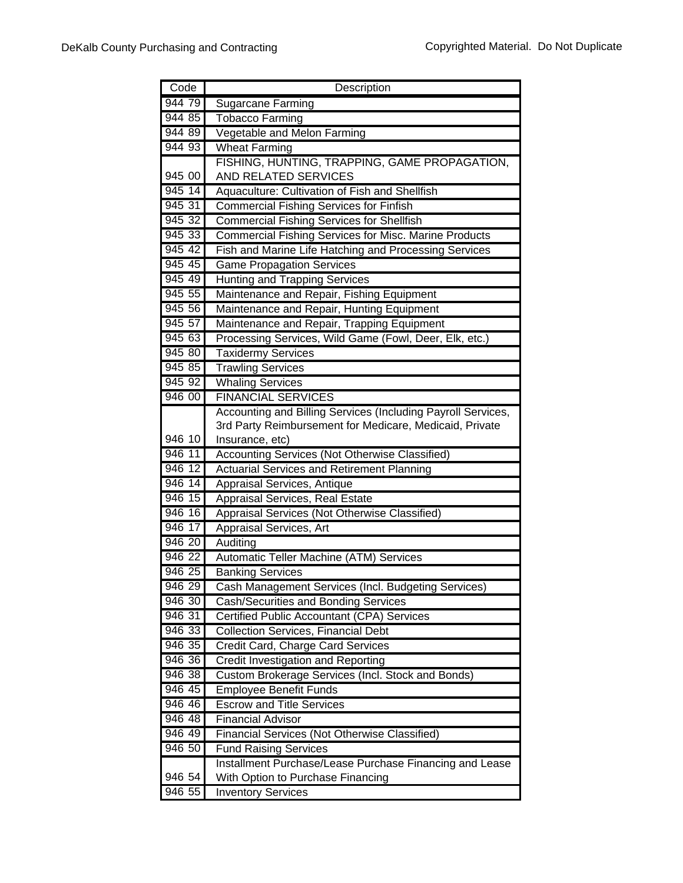| Code | Description |
| --- | --- |
| 944 79 | Sugarcane Farming |
| 944 85 | Tobacco Farming |
| 944 89 | Vegetable and Melon Farming |
| 944 93 | Wheat Farming |
| 945 00 | FISHING, HUNTING, TRAPPING, GAME PROPAGATION, AND RELATED SERVICES |
| 945 14 | Aquaculture: Cultivation of Fish and Shellfish |
| 945 31 | Commercial Fishing Services for Finfish |
| 945 32 | Commercial Fishing Services for Shellfish |
| 945 33 | Commercial Fishing Services for Misc. Marine Products |
| 945 42 | Fish and Marine Life Hatching and Processing Services |
| 945 45 | Game Propagation Services |
| 945 49 | Hunting and Trapping Services |
| 945 55 | Maintenance and Repair, Fishing Equipment |
| 945 56 | Maintenance and Repair, Hunting Equipment |
| 945 57 | Maintenance and Repair, Trapping Equipment |
| 945 63 | Processing Services, Wild Game (Fowl, Deer, Elk, etc.) |
| 945 80 | Taxidermy Services |
| 945 85 | Trawling Services |
| 945 92 | Whaling Services |
| 946 00 | FINANCIAL SERVICES |
| 946 10 | Accounting and Billing Services (Including Payroll Services, 3rd Party Reimbursement for Medicare, Medicaid, Private Insurance, etc) |
| 946 11 | Accounting Services (Not Otherwise Classified) |
| 946 12 | Actuarial Services and Retirement Planning |
| 946 14 | Appraisal Services, Antique |
| 946 15 | Appraisal Services, Real Estate |
| 946 16 | Appraisal Services (Not Otherwise Classified) |
| 946 17 | Appraisal Services, Art |
| 946 20 | Auditing |
| 946 22 | Automatic Teller Machine (ATM) Services |
| 946 25 | Banking Services |
| 946 29 | Cash Management Services (Incl. Budgeting Services) |
| 946 30 | Cash/Securities and Bonding Services |
| 946 31 | Certified Public Accountant (CPA) Services |
| 946 33 | Collection Services, Financial Debt |
| 946 35 | Credit Card, Charge Card Services |
| 946 36 | Credit Investigation and Reporting |
| 946 38 | Custom Brokerage Services (Incl. Stock and Bonds) |
| 946 45 | Employee Benefit Funds |
| 946 46 | Escrow and Title Services |
| 946 48 | Financial Advisor |
| 946 49 | Financial Services (Not Otherwise Classified) |
| 946 50 | Fund Raising Services |
| 946 54 | Installment Purchase/Lease Purchase Financing and Lease With Option to Purchase Financing |
| 946 55 | Inventory Services |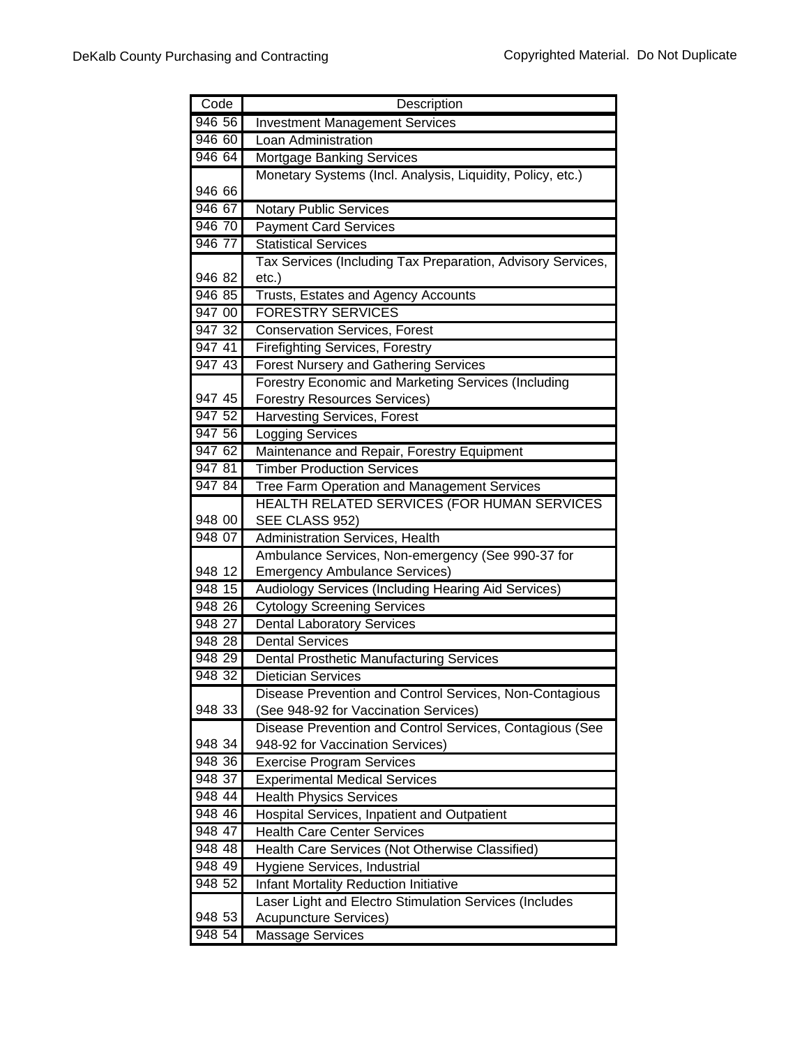| Code | Description |
|---|---|
| 946 56 | Investment Management Services |
| 946 60 | Loan Administration |
| 946 64 | Mortgage Banking Services |
| 946 66 | Monetary Systems (Incl. Analysis, Liquidity, Policy, etc.) |
| 946 67 | Notary Public Services |
| 946 70 | Payment Card Services |
| 946 77 | Statistical Services |
| 946 82 | Tax Services (Including Tax Preparation, Advisory Services, etc.) |
| 946 85 | Trusts, Estates and Agency Accounts |
| 947 00 | FORESTRY SERVICES |
| 947 32 | Conservation Services, Forest |
| 947 41 | Firefighting Services, Forestry |
| 947 43 | Forest Nursery and Gathering Services |
| 947 45 | Forestry Economic and Marketing Services (Including Forestry Resources Services) |
| 947 52 | Harvesting Services, Forest |
| 947 56 | Logging Services |
| 947 62 | Maintenance and Repair, Forestry Equipment |
| 947 81 | Timber Production Services |
| 947 84 | Tree Farm Operation and Management Services |
| 948 00 | HEALTH RELATED SERVICES (FOR HUMAN SERVICES SEE CLASS 952) |
| 948 07 | Administration Services, Health |
| 948 12 | Ambulance Services, Non-emergency (See 990-37 for Emergency Ambulance Services) |
| 948 15 | Audiology Services (Including Hearing Aid Services) |
| 948 26 | Cytology Screening Services |
| 948 27 | Dental Laboratory Services |
| 948 28 | Dental Services |
| 948 29 | Dental Prosthetic Manufacturing Services |
| 948 32 | Dietician Services |
| 948 33 | Disease Prevention and Control Services, Non-Contagious (See 948-92 for Vaccination Services) |
| 948 34 | Disease Prevention and Control Services, Contagious (See 948-92 for Vaccination Services) |
| 948 36 | Exercise Program Services |
| 948 37 | Experimental Medical Services |
| 948 44 | Health Physics Services |
| 948 46 | Hospital Services, Inpatient and Outpatient |
| 948 47 | Health Care Center Services |
| 948 48 | Health Care Services (Not Otherwise Classified) |
| 948 49 | Hygiene Services, Industrial |
| 948 52 | Infant Mortality Reduction Initiative |
| 948 53 | Laser Light and Electro Stimulation Services (Includes Acupuncture Services) |
| 948 54 | Massage Services |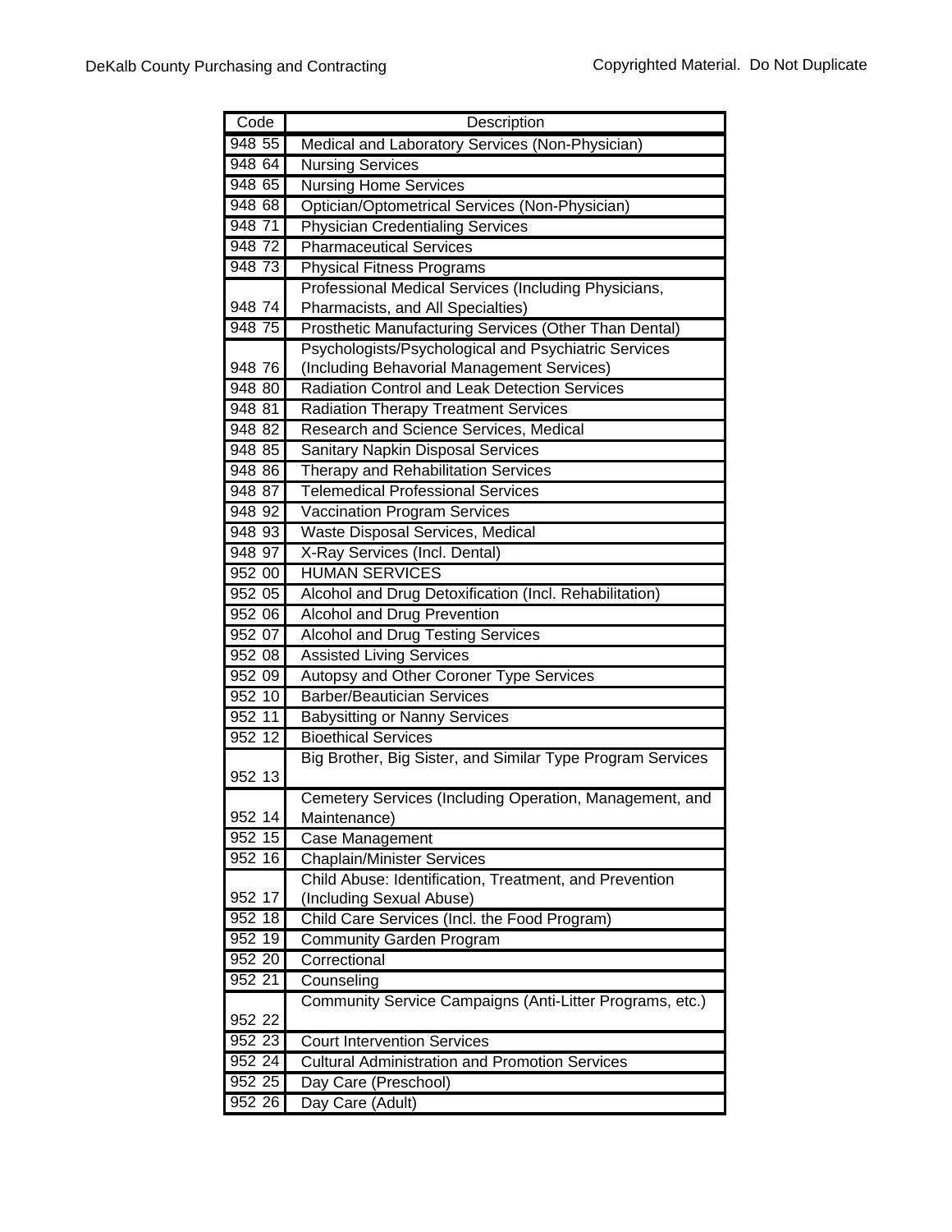| Code | Description |
|---|---|
| 948 55 | Medical and Laboratory Services (Non-Physician) |
| 948 64 | Nursing Services |
| 948 65 | Nursing Home Services |
| 948 68 | Optician/Optometrical Services (Non-Physician) |
| 948 71 | Physician Credentialing Services |
| 948 72 | Pharmaceutical Services |
| 948 73 | Physical Fitness Programs |
| 948 74 | Professional Medical Services (Including Physicians, Pharmacists, and All Specialties) |
| 948 75 | Prosthetic Manufacturing Services (Other Than Dental) |
| 948 76 | Psychologists/Psychological and Psychiatric Services (Including Behavorial Management Services) |
| 948 80 | Radiation Control and Leak Detection Services |
| 948 81 | Radiation Therapy Treatment Services |
| 948 82 | Research and Science Services, Medical |
| 948 85 | Sanitary Napkin Disposal Services |
| 948 86 | Therapy and Rehabilitation Services |
| 948 87 | Telemedical Professional Services |
| 948 92 | Vaccination Program Services |
| 948 93 | Waste Disposal Services, Medical |
| 948 97 | X-Ray Services (Incl. Dental) |
| 952 00 | HUMAN SERVICES |
| 952 05 | Alcohol and Drug Detoxification (Incl. Rehabilitation) |
| 952 06 | Alcohol and Drug Prevention |
| 952 07 | Alcohol and Drug Testing Services |
| 952 08 | Assisted Living Services |
| 952 09 | Autopsy and Other Coroner Type Services |
| 952 10 | Barber/Beautician Services |
| 952 11 | Babysitting or Nanny Services |
| 952 12 | Bioethical Services |
| 952 13 | Big Brother, Big Sister, and Similar Type Program Services |
| 952 14 | Cemetery Services (Including Operation, Management, and Maintenance) |
| 952 15 | Case Management |
| 952 16 | Chaplain/Minister Services |
| 952 17 | Child Abuse: Identification, Treatment, and Prevention (Including Sexual Abuse) |
| 952 18 | Child Care Services (Incl. the Food Program) |
| 952 19 | Community Garden Program |
| 952 20 | Correctional |
| 952 21 | Counseling |
| 952 22 | Community Service Campaigns (Anti-Litter Programs, etc.) |
| 952 23 | Court Intervention Services |
| 952 24 | Cultural Administration and Promotion Services |
| 952 25 | Day Care (Preschool) |
| 952 26 | Day Care (Adult) |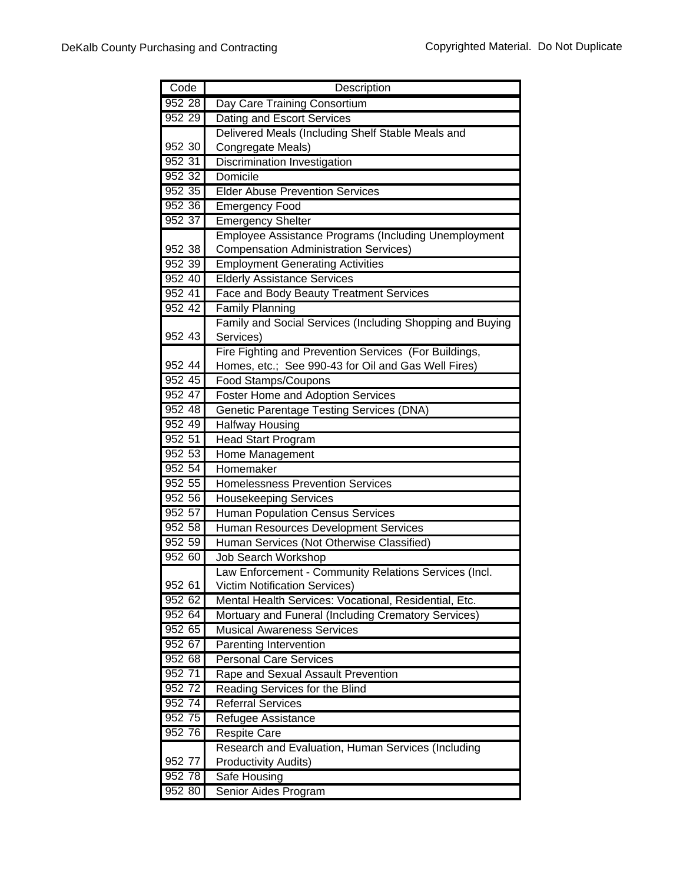| Code | Description |
|---|---|
| 952 28 | Day Care Training Consortium |
| 952 29 | Dating and Escort Services |
| 952 30 | Delivered Meals (Including Shelf Stable Meals and Congregate Meals) |
| 952 31 | Discrimination Investigation |
| 952 32 | Domicile |
| 952 35 | Elder Abuse Prevention Services |
| 952 36 | Emergency Food |
| 952 37 | Emergency Shelter |
| 952 38 | Employee Assistance Programs (Including Unemployment Compensation Administration Services) |
| 952 39 | Employment Generating Activities |
| 952 40 | Elderly Assistance Services |
| 952 41 | Face and Body Beauty Treatment Services |
| 952 42 | Family Planning |
| 952 43 | Family and Social Services (Including Shopping and Buying Services) |
| 952 44 | Fire Fighting and Prevention Services (For Buildings, Homes, etc.; See 990-43 for Oil and Gas Well Fires) |
| 952 45 | Food Stamps/Coupons |
| 952 47 | Foster Home and Adoption Services |
| 952 48 | Genetic Parentage Testing Services (DNA) |
| 952 49 | Halfway Housing |
| 952 51 | Head Start Program |
| 952 53 | Home Management |
| 952 54 | Homemaker |
| 952 55 | Homelessness Prevention Services |
| 952 56 | Housekeeping Services |
| 952 57 | Human Population Census Services |
| 952 58 | Human Resources Development Services |
| 952 59 | Human Services (Not Otherwise Classified) |
| 952 60 | Job Search Workshop |
| 952 61 | Law Enforcement - Community Relations Services (Incl. Victim Notification Services) |
| 952 62 | Mental Health Services: Vocational, Residential, Etc. |
| 952 64 | Mortuary and Funeral (Including Crematory Services) |
| 952 65 | Musical Awareness Services |
| 952 67 | Parenting Intervention |
| 952 68 | Personal Care Services |
| 952 71 | Rape and Sexual Assault Prevention |
| 952 72 | Reading Services for the Blind |
| 952 74 | Referral Services |
| 952 75 | Refugee Assistance |
| 952 76 | Respite Care |
| 952 77 | Research and Evaluation, Human Services (Including Productivity Audits) |
| 952 78 | Safe Housing |
| 952 80 | Senior Aides Program |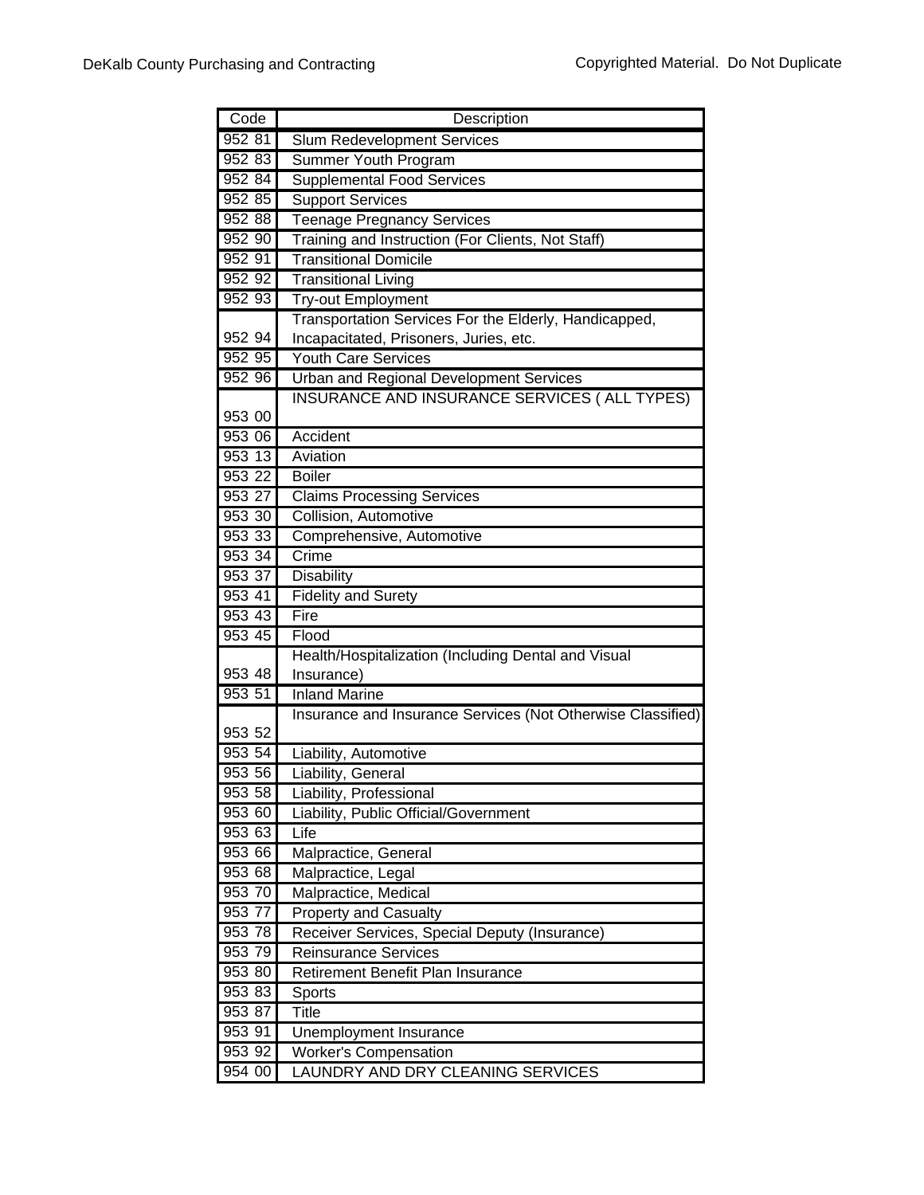| Code | Description |
|---|---|
| 952 81 | Slum Redevelopment Services |
| 952 83 | Summer Youth Program |
| 952 84 | Supplemental Food Services |
| 952 85 | Support Services |
| 952 88 | Teenage Pregnancy Services |
| 952 90 | Training and Instruction (For Clients, Not Staff) |
| 952 91 | Transitional Domicile |
| 952 92 | Transitional Living |
| 952 93 | Try-out Employment |
| 952 94 | Transportation Services For the Elderly, Handicapped, Incapacitated, Prisoners, Juries, etc. |
| 952 95 | Youth Care Services |
| 952 96 | Urban and Regional Development Services |
| 953 00 | INSURANCE AND INSURANCE SERVICES ( ALL TYPES) |
| 953 06 | Accident |
| 953 13 | Aviation |
| 953 22 | Boiler |
| 953 27 | Claims Processing Services |
| 953 30 | Collision, Automotive |
| 953 33 | Comprehensive, Automotive |
| 953 34 | Crime |
| 953 37 | Disability |
| 953 41 | Fidelity and Surety |
| 953 43 | Fire |
| 953 45 | Flood |
| 953 48 | Health/Hospitalization (Including Dental and Visual Insurance) |
| 953 51 | Inland Marine |
| 953 52 | Insurance and Insurance Services (Not Otherwise Classified) |
| 953 54 | Liability, Automotive |
| 953 56 | Liability, General |
| 953 58 | Liability, Professional |
| 953 60 | Liability, Public Official/Government |
| 953 63 | Life |
| 953 66 | Malpractice, General |
| 953 68 | Malpractice, Legal |
| 953 70 | Malpractice, Medical |
| 953 77 | Property and Casualty |
| 953 78 | Receiver Services, Special Deputy (Insurance) |
| 953 79 | Reinsurance Services |
| 953 80 | Retirement Benefit Plan Insurance |
| 953 83 | Sports |
| 953 87 | Title |
| 953 91 | Unemployment Insurance |
| 953 92 | Worker's Compensation |
| 954 00 | LAUNDRY AND DRY CLEANING SERVICES |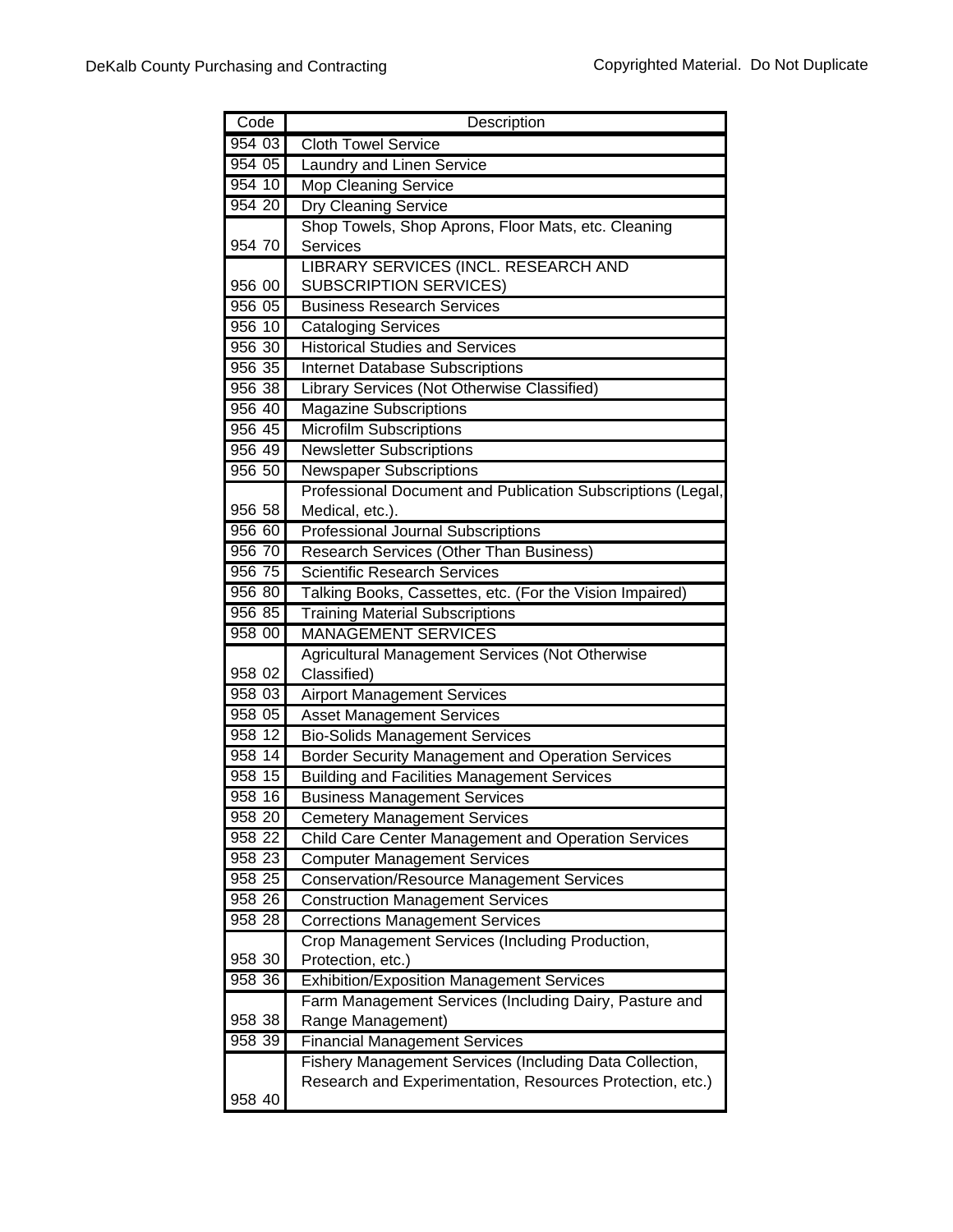| Code | Description |
| --- | --- |
| 954 03 | Cloth Towel Service |
| 954 05 | Laundry and Linen Service |
| 954 10 | Mop Cleaning Service |
| 954 20 | Dry Cleaning Service |
| 954 70 | Shop Towels, Shop Aprons, Floor Mats, etc. Cleaning Services |
| 956 00 | LIBRARY SERVICES (INCL. RESEARCH AND SUBSCRIPTION SERVICES) |
| 956 05 | Business Research Services |
| 956 10 | Cataloging Services |
| 956 30 | Historical Studies and Services |
| 956 35 | Internet Database Subscriptions |
| 956 38 | Library Services (Not Otherwise Classified) |
| 956 40 | Magazine Subscriptions |
| 956 45 | Microfilm Subscriptions |
| 956 49 | Newsletter Subscriptions |
| 956 50 | Newspaper Subscriptions |
| 956 58 | Professional Document and Publication Subscriptions (Legal, Medical, etc.). |
| 956 60 | Professional Journal Subscriptions |
| 956 70 | Research Services (Other Than Business) |
| 956 75 | Scientific Research Services |
| 956 80 | Talking Books, Cassettes, etc. (For the Vision Impaired) |
| 956 85 | Training Material Subscriptions |
| 958 00 | MANAGEMENT SERVICES |
| 958 02 | Agricultural Management Services (Not Otherwise Classified) |
| 958 03 | Airport Management Services |
| 958 05 | Asset Management Services |
| 958 12 | Bio-Solids Management Services |
| 958 14 | Border Security Management and Operation Services |
| 958 15 | Building and Facilities Management Services |
| 958 16 | Business Management Services |
| 958 20 | Cemetery Management Services |
| 958 22 | Child Care Center Management and Operation Services |
| 958 23 | Computer Management Services |
| 958 25 | Conservation/Resource Management Services |
| 958 26 | Construction Management Services |
| 958 28 | Corrections Management Services |
| 958 30 | Crop Management Services (Including Production, Protection, etc.) |
| 958 36 | Exhibition/Exposition Management Services |
| 958 38 | Farm Management Services (Including Dairy, Pasture and Range Management) |
| 958 39 | Financial Management Services |
| 958 40 | Fishery Management Services (Including Data Collection, Research and Experimentation, Resources Protection, etc.) |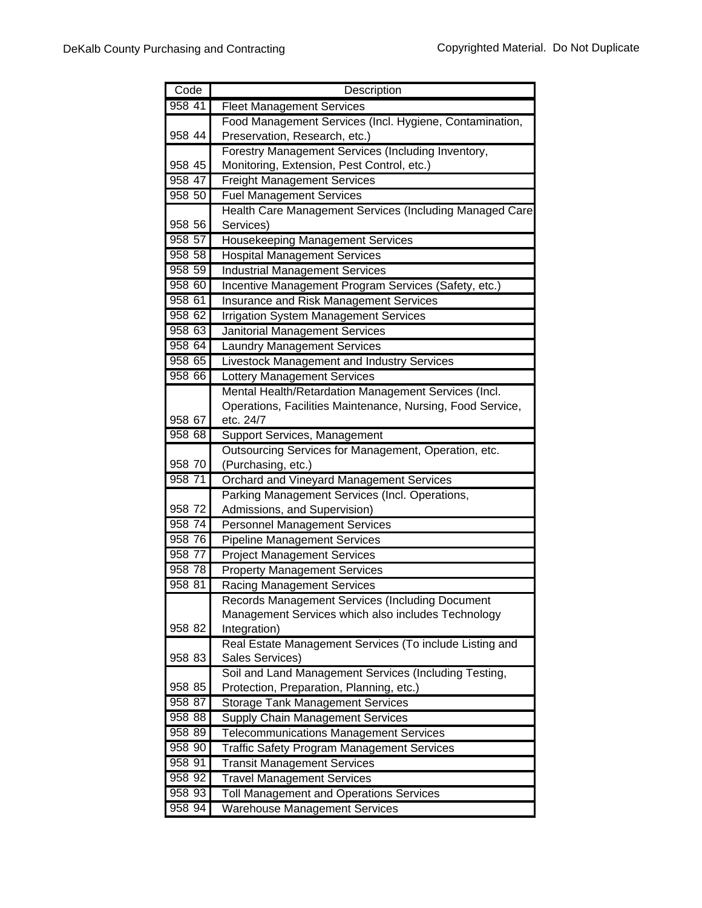| Code | Description |
|---|---|
| 958 41 | Fleet Management Services |
| 958 44 | Food Management Services (Incl. Hygiene, Contamination, Preservation, Research, etc.) |
| 958 45 | Forestry Management Services (Including Inventory, Monitoring, Extension, Pest Control, etc.) |
| 958 47 | Freight Management Services |
| 958 50 | Fuel Management Services |
| 958 56 | Health Care Management Services (Including Managed Care Services) |
| 958 57 | Housekeeping Management Services |
| 958 58 | Hospital Management Services |
| 958 59 | Industrial Management Services |
| 958 60 | Incentive Management Program Services (Safety, etc.) |
| 958 61 | Insurance and Risk Management Services |
| 958 62 | Irrigation System Management Services |
| 958 63 | Janitorial Management Services |
| 958 64 | Laundry Management Services |
| 958 65 | Livestock Management and Industry Services |
| 958 66 | Lottery Management Services |
| 958 67 | Mental Health/Retardation Management Services (Incl. Operations, Facilities Maintenance, Nursing, Food Service, etc. 24/7 |
| 958 68 | Support Services, Management |
| 958 70 | Outsourcing Services for Management, Operation, etc. (Purchasing, etc.) |
| 958 71 | Orchard and Vineyard Management Services |
| 958 72 | Parking Management Services (Incl. Operations, Admissions, and Supervision) |
| 958 74 | Personnel Management Services |
| 958 76 | Pipeline Management Services |
| 958 77 | Project Management Services |
| 958 78 | Property Management Services |
| 958 81 | Racing Management Services |
| 958 82 | Records Management Services (Including Document Management Services which also includes Technology Integration) |
| 958 83 | Real Estate Management Services (To include Listing and Sales Services) |
| 958 85 | Soil and Land Management Services (Including Testing, Protection, Preparation, Planning, etc.) |
| 958 87 | Storage Tank Management Services |
| 958 88 | Supply Chain Management Services |
| 958 89 | Telecommunications Management Services |
| 958 90 | Traffic Safety Program Management Services |
| 958 91 | Transit Management Services |
| 958 92 | Travel Management Services |
| 958 93 | Toll Management and Operations Services |
| 958 94 | Warehouse Management Services |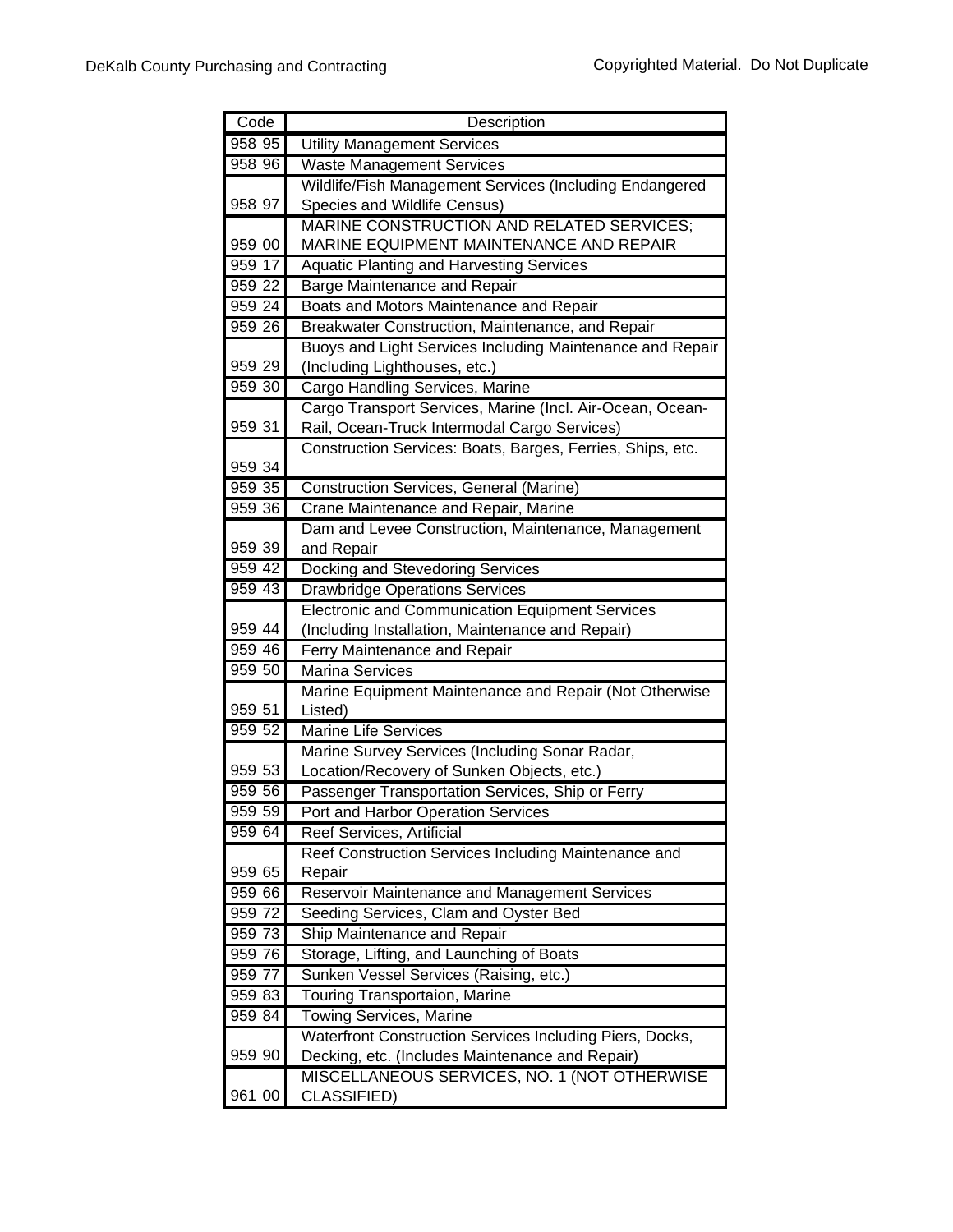| Code | Description |
|---|---|
| 958 95 | Utility Management Services |
| 958 96 | Waste Management Services |
| 958 97 | Wildlife/Fish Management Services (Including Endangered Species and Wildlife Census) |
| 959 00 | MARINE CONSTRUCTION AND RELATED SERVICES; MARINE EQUIPMENT MAINTENANCE AND REPAIR |
| 959 17 | Aquatic Planting and Harvesting Services |
| 959 22 | Barge Maintenance and Repair |
| 959 24 | Boats and Motors Maintenance and Repair |
| 959 26 | Breakwater Construction, Maintenance, and Repair |
| 959 29 | Buoys and Light Services Including Maintenance and Repair (Including Lighthouses, etc.) |
| 959 30 | Cargo Handling Services, Marine |
| 959 31 | Cargo Transport Services, Marine (Incl. Air-Ocean, Ocean-Rail, Ocean-Truck Intermodal Cargo Services) |
| 959 34 | Construction Services: Boats, Barges, Ferries, Ships, etc. |
| 959 35 | Construction Services, General (Marine) |
| 959 36 | Crane Maintenance and Repair, Marine |
| 959 39 | Dam and Levee Construction, Maintenance, Management and Repair |
| 959 42 | Docking and Stevedoring Services |
| 959 43 | Drawbridge Operations Services |
| 959 44 | Electronic and Communication Equipment Services (Including Installation, Maintenance and Repair) |
| 959 46 | Ferry Maintenance and Repair |
| 959 50 | Marina Services |
| 959 51 | Marine Equipment Maintenance and Repair (Not Otherwise Listed) |
| 959 52 | Marine Life Services |
| 959 53 | Marine Survey Services (Including Sonar Radar, Location/Recovery of Sunken Objects, etc.) |
| 959 56 | Passenger Transportation Services, Ship or Ferry |
| 959 59 | Port and Harbor Operation Services |
| 959 64 | Reef Services, Artificial |
| 959 65 | Reef Construction Services Including Maintenance and Repair |
| 959 66 | Reservoir Maintenance and Management Services |
| 959 72 | Seeding Services, Clam and Oyster Bed |
| 959 73 | Ship Maintenance and Repair |
| 959 76 | Storage, Lifting, and Launching of Boats |
| 959 77 | Sunken Vessel Services (Raising, etc.) |
| 959 83 | Touring Transportaion, Marine |
| 959 84 | Towing Services, Marine |
| 959 90 | Waterfront Construction Services Including Piers, Docks, Decking, etc. (Includes Maintenance and Repair) |
| 961 00 | MISCELLANEOUS SERVICES, NO. 1 (NOT OTHERWISE CLASSIFIED) |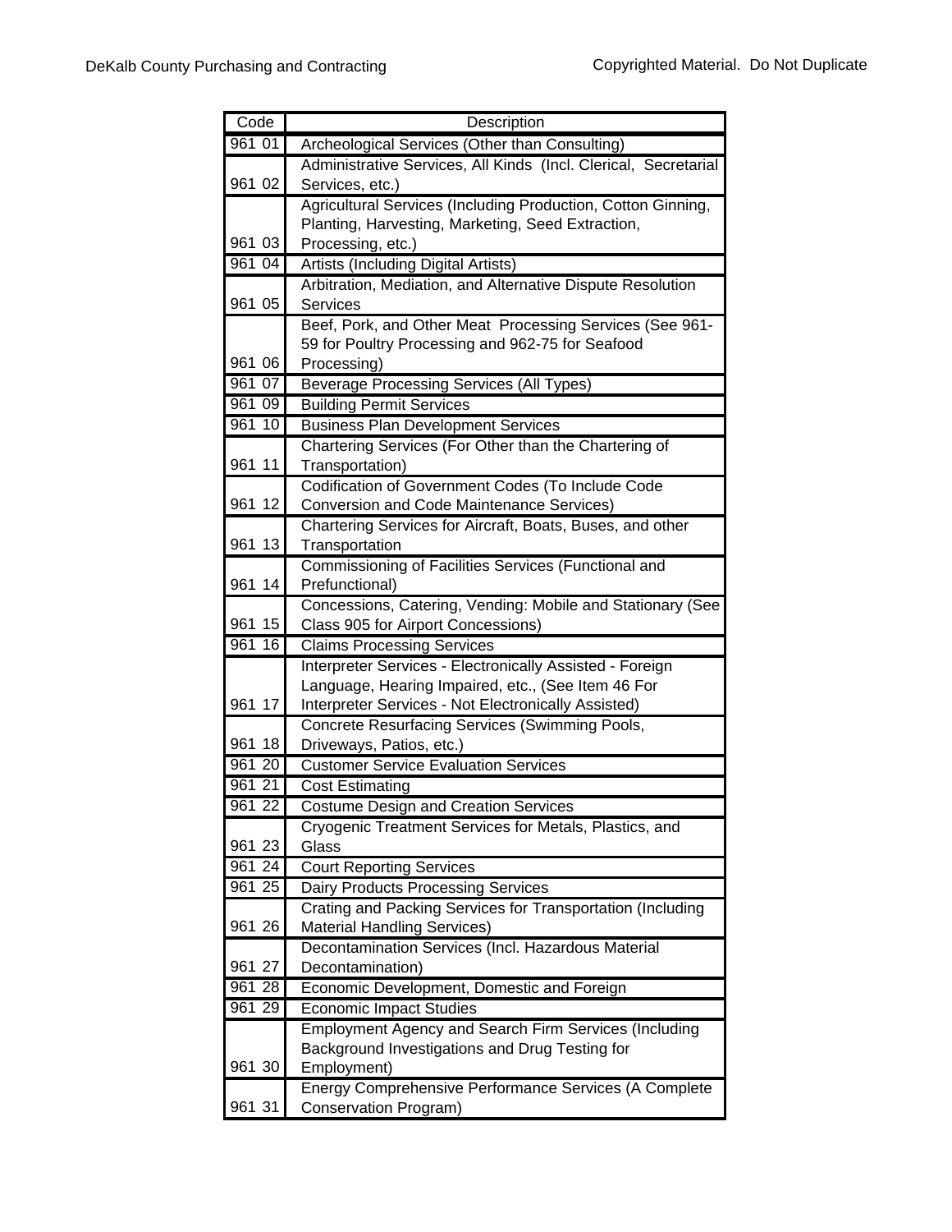| Code | Description |
|---|---|
| 961 01 | Archeological Services (Other than Consulting) |
| 961 02 | Administrative Services, All Kinds (Incl. Clerical, Secretarial Services, etc.) |
| 961 03 | Agricultural Services (Including Production, Cotton Ginning, Planting, Harvesting, Marketing, Seed Extraction, Processing, etc.) |
| 961 04 | Artists (Including Digital Artists) |
| 961 05 | Arbitration, Mediation, and Alternative Dispute Resolution Services |
| 961 06 | Beef, Pork, and Other Meat Processing Services (See 961-59 for Poultry Processing and 962-75 for Seafood Processing) |
| 961 07 | Beverage Processing Services (All Types) |
| 961 09 | Building Permit Services |
| 961 10 | Business Plan Development Services |
| 961 11 | Chartering Services (For Other than the Chartering of Transportation) |
| 961 12 | Codification of Government Codes (To Include Code Conversion and Code Maintenance Services) |
| 961 13 | Chartering Services for Aircraft, Boats, Buses, and other Transportation |
| 961 14 | Commissioning of Facilities Services (Functional and Prefunctional) |
| 961 15 | Concessions, Catering, Vending: Mobile and Stationary (See Class 905 for Airport Concessions) |
| 961 16 | Claims Processing Services |
| 961 17 | Interpreter Services - Electronically Assisted - Foreign Language, Hearing Impaired, etc., (See Item 46 For Interpreter Services - Not Electronically Assisted) |
| 961 18 | Concrete Resurfacing Services (Swimming Pools, Driveways, Patios, etc.) |
| 961 20 | Customer Service Evaluation Services |
| 961 21 | Cost Estimating |
| 961 22 | Costume Design and Creation Services |
| 961 23 | Cryogenic Treatment Services for Metals, Plastics, and Glass |
| 961 24 | Court Reporting Services |
| 961 25 | Dairy Products Processing Services |
| 961 26 | Crating and Packing Services for Transportation (Including Material Handling Services) |
| 961 27 | Decontamination Services (Incl. Hazardous Material Decontamination) |
| 961 28 | Economic Development, Domestic and Foreign |
| 961 29 | Economic Impact Studies |
| 961 30 | Employment Agency and Search Firm Services (Including Background Investigations and Drug Testing for Employment) |
| 961 31 | Energy Comprehensive Performance Services (A Complete Conservation Program) |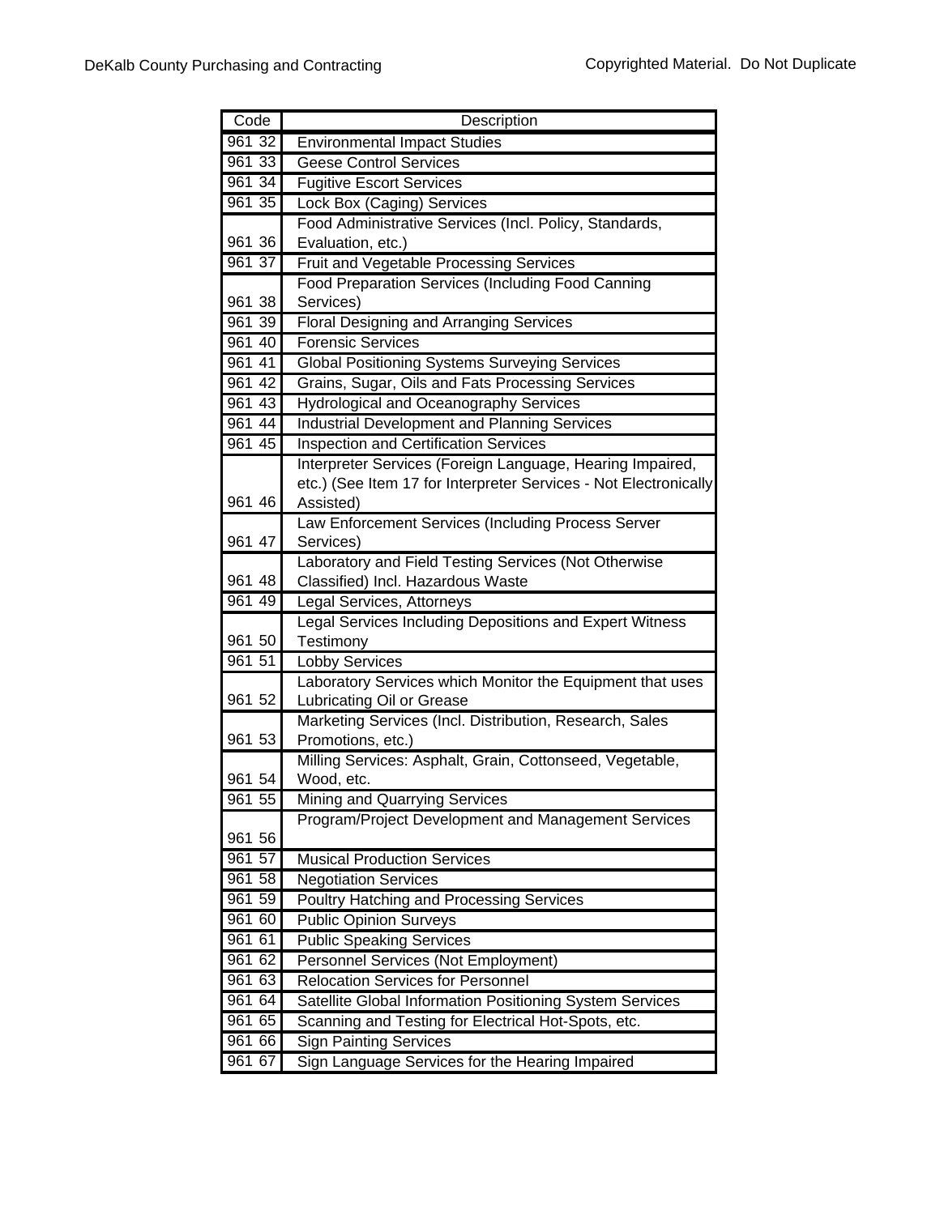| Code | Description |
|---|---|
| 961 32 | Environmental Impact Studies |
| 961 33 | Geese Control Services |
| 961 34 | Fugitive Escort Services |
| 961 35 | Lock Box (Caging) Services |
| 961 36 | Food Administrative Services (Incl. Policy, Standards, Evaluation, etc.) |
| 961 37 | Fruit and Vegetable Processing Services |
| 961 38 | Food Preparation Services (Including Food Canning Services) |
| 961 39 | Floral Designing and Arranging Services |
| 961 40 | Forensic Services |
| 961 41 | Global Positioning Systems Surveying Services |
| 961 42 | Grains, Sugar, Oils and Fats Processing Services |
| 961 43 | Hydrological and Oceanography Services |
| 961 44 | Industrial Development and Planning Services |
| 961 45 | Inspection and Certification Services |
| 961 46 | Interpreter Services (Foreign Language, Hearing Impaired, etc.) (See Item 17 for Interpreter Services - Not Electronically Assisted) |
| 961 47 | Law Enforcement Services (Including Process Server Services) |
| 961 48 | Laboratory and Field Testing Services (Not Otherwise Classified) Incl. Hazardous Waste |
| 961 49 | Legal Services, Attorneys |
| 961 50 | Legal Services Including Depositions and Expert Witness Testimony |
| 961 51 | Lobby Services |
| 961 52 | Laboratory Services which Monitor the Equipment that uses Lubricating Oil or Grease |
| 961 53 | Marketing Services (Incl. Distribution, Research, Sales Promotions, etc.) |
| 961 54 | Milling Services: Asphalt, Grain, Cottonseed, Vegetable, Wood, etc. |
| 961 55 | Mining and Quarrying Services |
| 961 56 | Program/Project Development and Management Services |
| 961 57 | Musical Production Services |
| 961 58 | Negotiation Services |
| 961 59 | Poultry Hatching and Processing Services |
| 961 60 | Public Opinion Surveys |
| 961 61 | Public Speaking Services |
| 961 62 | Personnel Services (Not Employment) |
| 961 63 | Relocation Services for Personnel |
| 961 64 | Satellite Global Information Positioning System Services |
| 961 65 | Scanning and Testing for Electrical Hot-Spots, etc. |
| 961 66 | Sign Painting Services |
| 961 67 | Sign Language Services for the Hearing Impaired |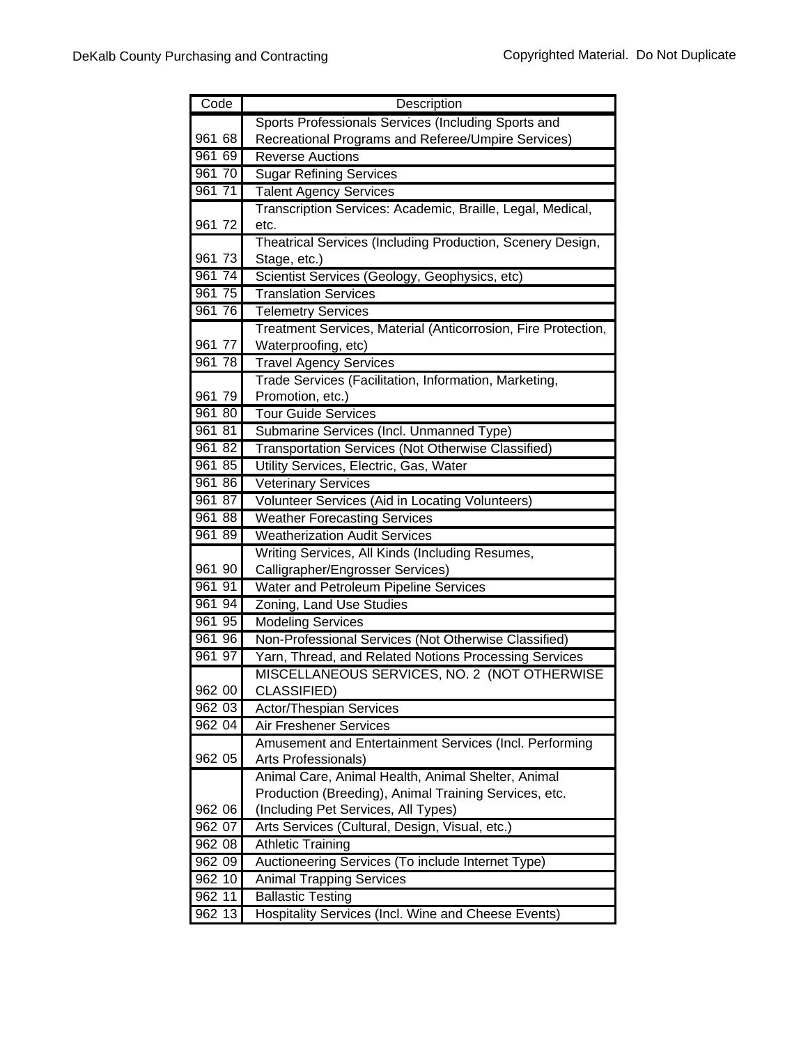| Code | Description |
|---|---|
| 961 68 | Sports Professionals Services (Including Sports and Recreational Programs and Referee/Umpire Services) |
| 961 69 | Reverse Auctions |
| 961 70 | Sugar Refining Services |
| 961 71 | Talent Agency Services |
| 961 72 | Transcription Services: Academic, Braille, Legal, Medical, etc. |
| 961 73 | Theatrical Services (Including Production, Scenery Design, Stage, etc.) |
| 961 74 | Scientist Services (Geology, Geophysics, etc) |
| 961 75 | Translation Services |
| 961 76 | Telemetry Services |
| 961 77 | Treatment Services, Material (Anticorrosion, Fire Protection, Waterproofing, etc) |
| 961 78 | Travel Agency Services |
| 961 79 | Trade Services (Facilitation, Information, Marketing, Promotion, etc.) |
| 961 80 | Tour Guide Services |
| 961 81 | Submarine Services (Incl. Unmanned Type) |
| 961 82 | Transportation Services (Not Otherwise Classified) |
| 961 85 | Utility Services, Electric, Gas, Water |
| 961 86 | Veterinary Services |
| 961 87 | Volunteer Services (Aid in Locating Volunteers) |
| 961 88 | Weather Forecasting Services |
| 961 89 | Weatherization Audit Services |
| 961 90 | Writing Services, All Kinds (Including Resumes, Calligrapher/Engrosser Services) |
| 961 91 | Water and Petroleum Pipeline Services |
| 961 94 | Zoning, Land Use Studies |
| 961 95 | Modeling Services |
| 961 96 | Non-Professional Services (Not Otherwise Classified) |
| 961 97 | Yarn, Thread, and Related Notions Processing Services |
| 962 00 | MISCELLANEOUS SERVICES, NO. 2 (NOT OTHERWISE CLASSIFIED) |
| 962 03 | Actor/Thespian Services |
| 962 04 | Air Freshener Services |
| 962 05 | Amusement and Entertainment Services (Incl. Performing Arts Professionals) |
| 962 06 | Animal Care, Animal Health, Animal Shelter, Animal Production (Breeding), Animal Training Services, etc. (Including Pet Services, All Types) |
| 962 07 | Arts Services (Cultural, Design, Visual, etc.) |
| 962 08 | Athletic Training |
| 962 09 | Auctioneering Services (To include Internet Type) |
| 962 10 | Animal Trapping Services |
| 962 11 | Ballastic Testing |
| 962 13 | Hospitality Services (Incl. Wine and Cheese Events) |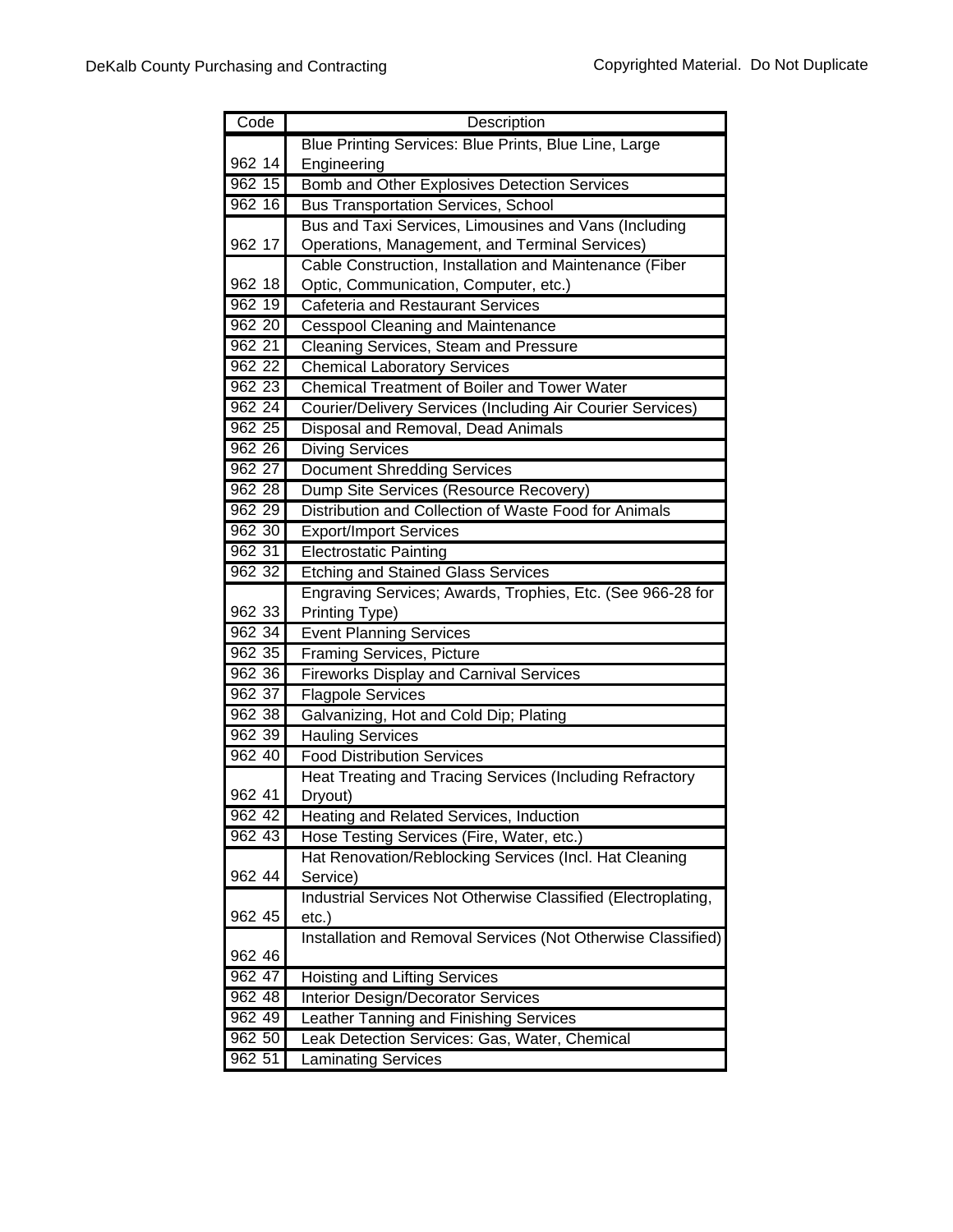| Code | Description |
|---|---|
| 962 14 | Blue Printing Services: Blue Prints, Blue Line, Large Engineering |
| 962 15 | Bomb and Other Explosives Detection Services |
| 962 16 | Bus Transportation Services, School |
| 962 17 | Bus and Taxi Services, Limousines and Vans (Including Operations, Management, and Terminal Services) |
| 962 18 | Cable Construction, Installation and Maintenance (Fiber Optic, Communication, Computer, etc.) |
| 962 19 | Cafeteria and Restaurant Services |
| 962 20 | Cesspool Cleaning and Maintenance |
| 962 21 | Cleaning Services, Steam and Pressure |
| 962 22 | Chemical Laboratory Services |
| 962 23 | Chemical Treatment of Boiler and Tower Water |
| 962 24 | Courier/Delivery Services (Including Air Courier Services) |
| 962 25 | Disposal and Removal, Dead Animals |
| 962 26 | Diving Services |
| 962 27 | Document Shredding Services |
| 962 28 | Dump Site Services (Resource Recovery) |
| 962 29 | Distribution and Collection of Waste Food for Animals |
| 962 30 | Export/Import Services |
| 962 31 | Electrostatic Painting |
| 962 32 | Etching and Stained Glass Services |
| 962 33 | Engraving Services; Awards, Trophies, Etc. (See 966-28 for Printing Type) |
| 962 34 | Event Planning Services |
| 962 35 | Framing Services, Picture |
| 962 36 | Fireworks Display and Carnival Services |
| 962 37 | Flagpole Services |
| 962 38 | Galvanizing, Hot and Cold Dip; Plating |
| 962 39 | Hauling Services |
| 962 40 | Food Distribution Services |
| 962 41 | Heat Treating and Tracing Services (Including Refractory Dryout) |
| 962 42 | Heating and Related Services, Induction |
| 962 43 | Hose Testing Services (Fire, Water, etc.) |
| 962 44 | Hat Renovation/Reblocking Services (Incl. Hat Cleaning Service) |
| 962 45 | Industrial Services Not Otherwise Classified (Electroplating, etc.) |
| 962 46 | Installation and Removal Services (Not Otherwise Classified) |
| 962 47 | Hoisting and Lifting Services |
| 962 48 | Interior Design/Decorator Services |
| 962 49 | Leather Tanning and Finishing Services |
| 962 50 | Leak Detection Services: Gas, Water, Chemical |
| 962 51 | Laminating Services |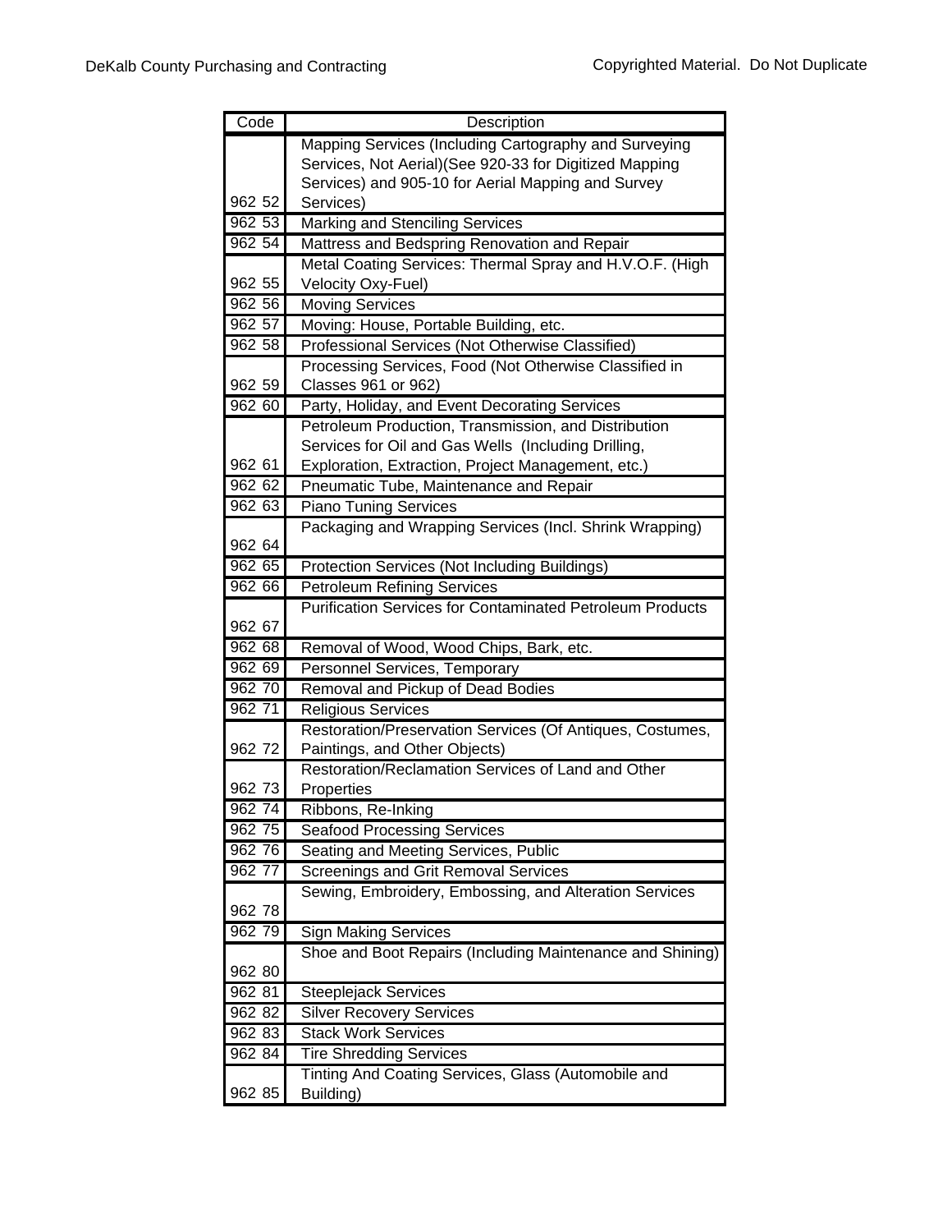| Code | Description |
|---|---|
| 962 52 | Mapping Services (Including Cartography and Surveying Services, Not Aerial)(See 920-33 for Digitized Mapping Services) and 905-10 for Aerial Mapping and Survey Services) |
| 962 53 | Marking and Stenciling Services |
| 962 54 | Mattress and Bedspring Renovation and Repair |
| 962 55 | Metal Coating Services: Thermal Spray and H.V.O.F. (High Velocity Oxy-Fuel) |
| 962 56 | Moving Services |
| 962 57 | Moving: House, Portable Building, etc. |
| 962 58 | Professional Services (Not Otherwise Classified) |
| 962 59 | Processing Services, Food (Not Otherwise Classified in Classes 961 or 962) |
| 962 60 | Party, Holiday, and Event Decorating Services |
| 962 61 | Petroleum Production, Transmission, and Distribution Services for Oil and Gas Wells (Including Drilling, Exploration, Extraction, Project Management, etc.) |
| 962 62 | Pneumatic Tube, Maintenance and Repair |
| 962 63 | Piano Tuning Services |
| 962 64 | Packaging and Wrapping Services (Incl. Shrink Wrapping) |
| 962 65 | Protection Services (Not Including Buildings) |
| 962 66 | Petroleum Refining Services |
| 962 67 | Purification Services for Contaminated Petroleum Products |
| 962 68 | Removal of Wood, Wood Chips, Bark, etc. |
| 962 69 | Personnel Services, Temporary |
| 962 70 | Removal and Pickup of Dead Bodies |
| 962 71 | Religious Services |
| 962 72 | Restoration/Preservation Services (Of Antiques, Costumes, Paintings, and Other Objects) |
| 962 73 | Restoration/Reclamation Services of Land and Other Properties |
| 962 74 | Ribbons, Re-Inking |
| 962 75 | Seafood Processing Services |
| 962 76 | Seating and Meeting Services, Public |
| 962 77 | Screenings and Grit Removal Services |
| 962 78 | Sewing, Embroidery, Embossing, and Alteration Services |
| 962 79 | Sign Making Services |
| 962 80 | Shoe and Boot Repairs (Including Maintenance and Shining) |
| 962 81 | Steeplejack Services |
| 962 82 | Silver Recovery Services |
| 962 83 | Stack Work Services |
| 962 84 | Tire Shredding Services |
| 962 85 | Tinting And Coating Services, Glass (Automobile and Building) |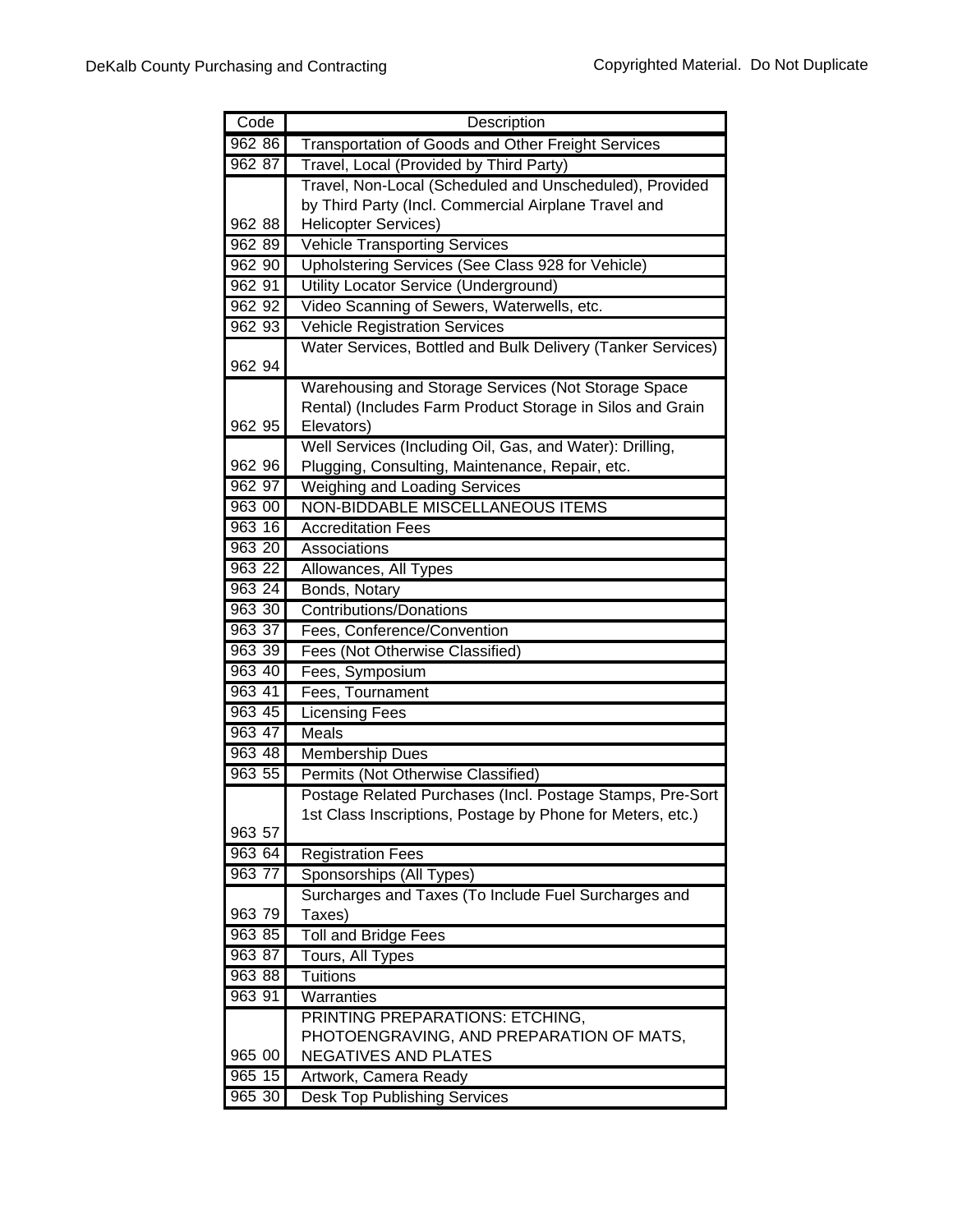| Code | Description |
|---|---|
| 962 86 | Transportation of Goods and Other Freight Services |
| 962 87 | Travel, Local (Provided by Third Party) |
| 962 88 | Travel, Non-Local (Scheduled and Unscheduled), Provided by Third Party (Incl. Commercial Airplane Travel and Helicopter Services) |
| 962 89 | Vehicle Transporting Services |
| 962 90 | Upholstering Services (See Class 928 for Vehicle) |
| 962 91 | Utility Locator Service (Underground) |
| 962 92 | Video Scanning of Sewers, Waterwells, etc. |
| 962 93 | Vehicle Registration Services |
| 962 94 | Water Services, Bottled and Bulk Delivery (Tanker Services) |
| 962 95 | Warehousing and Storage Services (Not Storage Space Rental) (Includes Farm Product Storage in Silos and Grain Elevators) |
| 962 96 | Well Services (Including Oil, Gas, and Water): Drilling, Plugging, Consulting, Maintenance, Repair, etc. |
| 962 97 | Weighing and Loading Services |
| 963 00 | NON-BIDDABLE MISCELLANEOUS ITEMS |
| 963 16 | Accreditation Fees |
| 963 20 | Associations |
| 963 22 | Allowances, All Types |
| 963 24 | Bonds, Notary |
| 963 30 | Contributions/Donations |
| 963 37 | Fees, Conference/Convention |
| 963 39 | Fees (Not Otherwise Classified) |
| 963 40 | Fees, Symposium |
| 963 41 | Fees, Tournament |
| 963 45 | Licensing Fees |
| 963 47 | Meals |
| 963 48 | Membership Dues |
| 963 55 | Permits (Not Otherwise Classified) |
| 963 57 | Postage Related Purchases (Incl. Postage Stamps, Pre-Sort 1st Class Inscriptions, Postage by Phone for Meters, etc.) |
| 963 64 | Registration Fees |
| 963 77 | Sponsorships (All Types) |
| 963 79 | Surcharges and Taxes (To Include Fuel Surcharges and Taxes) |
| 963 85 | Toll and Bridge Fees |
| 963 87 | Tours, All Types |
| 963 88 | Tuitions |
| 963 91 | Warranties |
| 965 00 | PRINTING PREPARATIONS: ETCHING, PHOTOENGRAVING, AND PREPARATION OF MATS, NEGATIVES AND PLATES |
| 965 15 | Artwork, Camera Ready |
| 965 30 | Desk Top Publishing Services |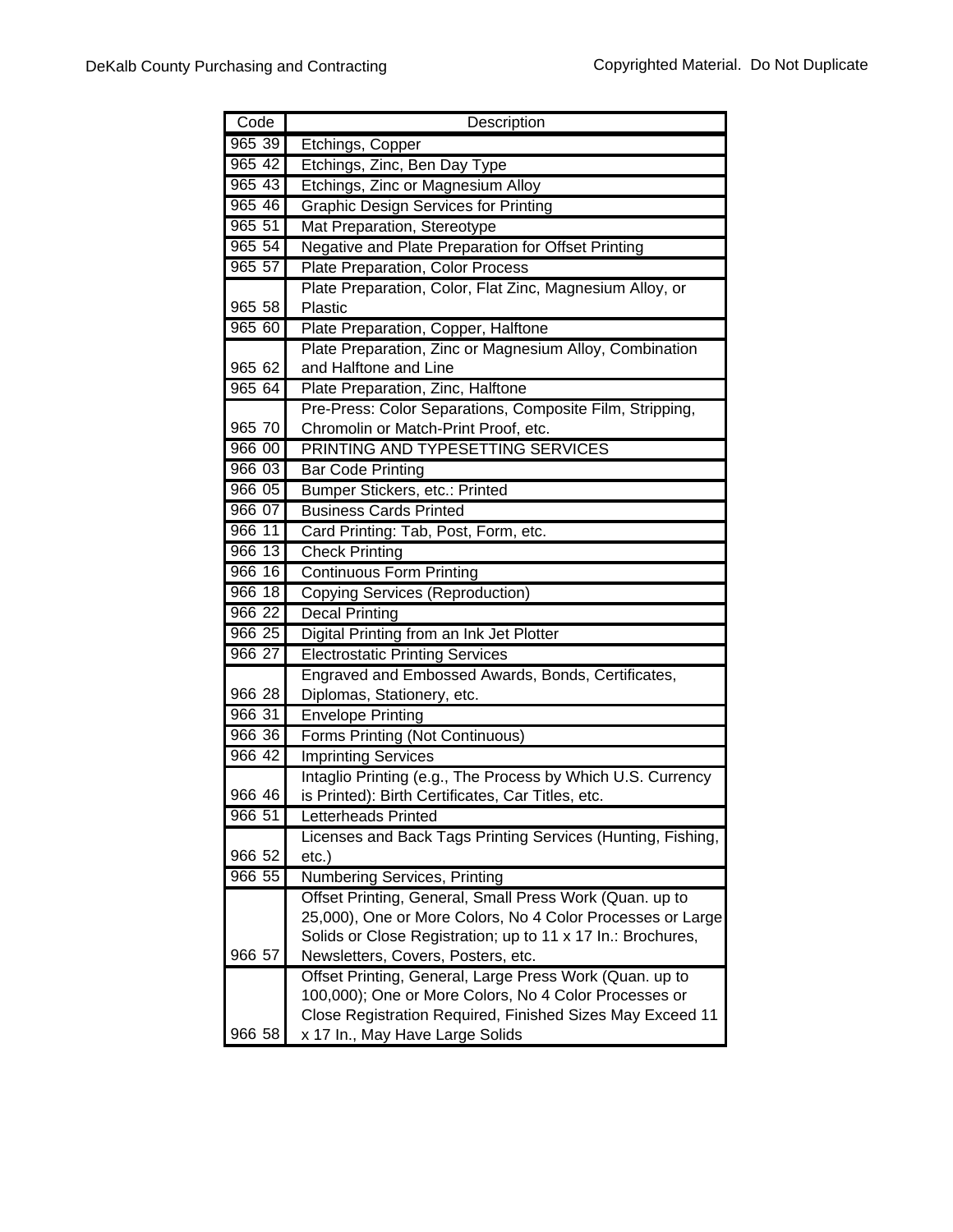| Code | Description |
|---|---|
| 965 39 | Etchings, Copper |
| 965 42 | Etchings, Zinc, Ben Day Type |
| 965 43 | Etchings, Zinc or Magnesium Alloy |
| 965 46 | Graphic Design Services for Printing |
| 965 51 | Mat Preparation, Stereotype |
| 965 54 | Negative and Plate Preparation for Offset Printing |
| 965 57 | Plate Preparation, Color Process |
| 965 58 | Plate Preparation, Color, Flat Zinc, Magnesium Alloy, or Plastic |
| 965 60 | Plate Preparation, Copper, Halftone |
| 965 62 | Plate Preparation, Zinc or Magnesium Alloy, Combination and Halftone and Line |
| 965 64 | Plate Preparation, Zinc, Halftone |
| 965 70 | Pre-Press: Color Separations, Composite Film, Stripping, Chromolin or Match-Print Proof, etc. |
| 966 00 | PRINTING AND TYPESETTING SERVICES |
| 966 03 | Bar Code Printing |
| 966 05 | Bumper Stickers, etc.: Printed |
| 966 07 | Business Cards Printed |
| 966 11 | Card Printing: Tab, Post, Form, etc. |
| 966 13 | Check Printing |
| 966 16 | Continuous Form Printing |
| 966 18 | Copying Services (Reproduction) |
| 966 22 | Decal Printing |
| 966 25 | Digital Printing from an Ink Jet Plotter |
| 966 27 | Electrostatic Printing Services |
| 966 28 | Engraved and Embossed Awards, Bonds, Certificates, Diplomas, Stationery, etc. |
| 966 31 | Envelope Printing |
| 966 36 | Forms Printing (Not Continuous) |
| 966 42 | Imprinting Services |
| 966 46 | Intaglio Printing (e.g., The Process by Which U.S. Currency is Printed): Birth Certificates, Car Titles, etc. |
| 966 51 | Letterheads Printed |
| 966 52 | Licenses and Back Tags Printing Services (Hunting, Fishing, etc.) |
| 966 55 | Numbering Services, Printing |
| 966 57 | Offset Printing, General, Small Press Work (Quan. up to 25,000), One or More Colors, No 4 Color Processes or Large Solids or Close Registration; up to 11 x 17 In.: Brochures, Newsletters, Covers, Posters, etc. |
| 966 58 | Offset Printing, General, Large Press Work (Quan. up to 100,000); One or More Colors, No 4 Color Processes or Close Registration Required, Finished Sizes May Exceed 11 x 17 In., May Have Large Solids |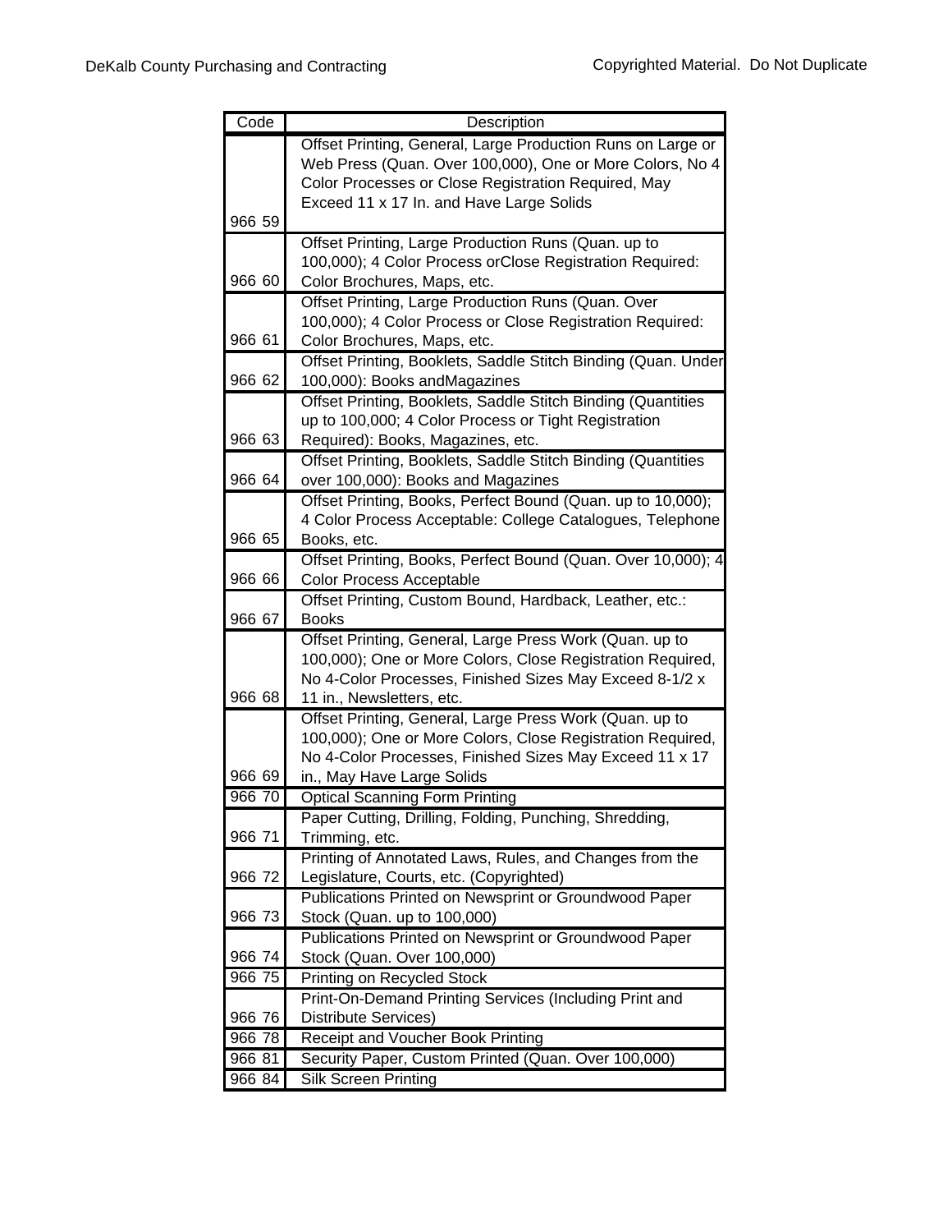| Code | Description |
| --- | --- |
| 966 59 | Offset Printing, General, Large Production Runs on Large or Web Press (Quan. Over 100,000), One or More Colors, No 4 Color Processes or Close Registration Required, May Exceed 11 x 17 In. and Have Large Solids |
| 966 60 | Offset Printing, Large Production Runs (Quan. up to 100,000); 4 Color Process orClose Registration Required: Color Brochures, Maps, etc. |
| 966 61 | Offset Printing, Large Production Runs (Quan. Over 100,000); 4 Color Process or Close Registration Required: Color Brochures, Maps, etc. |
| 966 62 | Offset Printing, Booklets, Saddle Stitch Binding (Quan. Under 100,000): Books andMagazines |
| 966 63 | Offset Printing, Booklets, Saddle Stitch Binding (Quantities up to 100,000; 4 Color Process or Tight Registration Required): Books, Magazines, etc. |
| 966 64 | Offset Printing, Booklets, Saddle Stitch Binding (Quantities over 100,000): Books and Magazines |
| 966 65 | Offset Printing, Books, Perfect Bound (Quan. up to 10,000); 4 Color Process Acceptable: College Catalogues, Telephone Books, etc. |
| 966 66 | Offset Printing, Books, Perfect Bound (Quan. Over 10,000); 4 Color Process Acceptable |
| 966 67 | Offset Printing, Custom Bound, Hardback, Leather, etc.: Books |
| 966 68 | Offset Printing, General, Large Press Work (Quan. up to 100,000); One or More Colors, Close Registration Required, No 4-Color Processes, Finished Sizes May Exceed 8-1/2 x 11 in., Newsletters, etc. |
| 966 69 | Offset Printing, General, Large Press Work (Quan. up to 100,000); One or More Colors, Close Registration Required, No 4-Color Processes, Finished Sizes May Exceed 11 x 17 in., May Have Large Solids |
| 966 70 | Optical Scanning Form Printing |
| 966 71 | Paper Cutting, Drilling, Folding, Punching, Shredding, Trimming, etc. |
| 966 72 | Printing of Annotated Laws, Rules, and Changes from the Legislature, Courts, etc. (Copyrighted) |
| 966 73 | Publications Printed on Newsprint or Groundwood Paper Stock (Quan. up to 100,000) |
| 966 74 | Publications Printed on Newsprint or Groundwood Paper Stock (Quan. Over 100,000) |
| 966 75 | Printing on Recycled Stock |
| 966 76 | Print-On-Demand Printing Services (Including Print and Distribute Services) |
| 966 78 | Receipt and Voucher Book Printing |
| 966 81 | Security Paper, Custom Printed (Quan. Over 100,000) |
| 966 84 | Silk Screen Printing |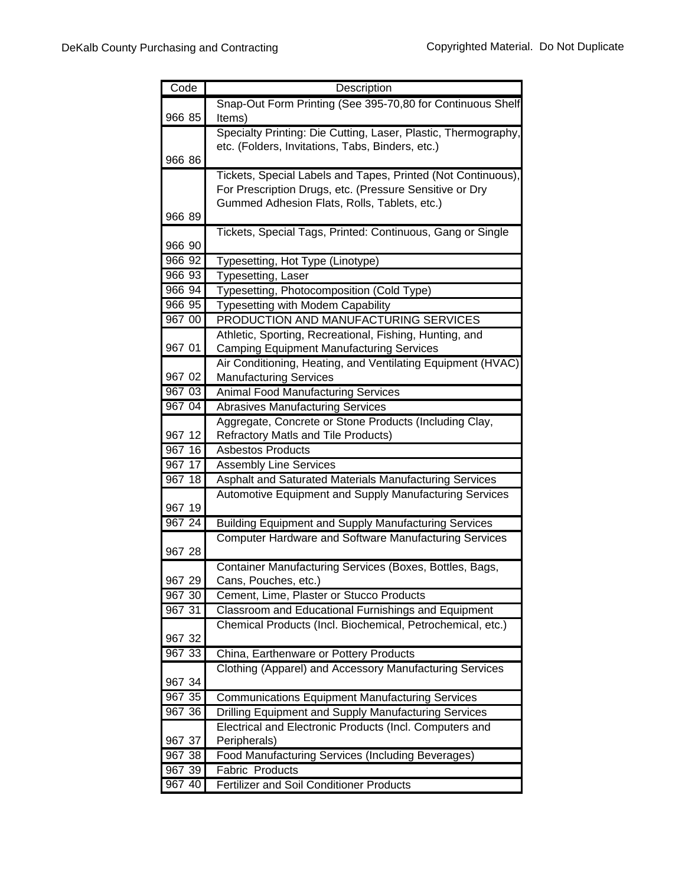| Code | Description |
|---|---|
| 966 85 | Snap-Out Form Printing (See 395-70,80 for Continuous Shelf Items) |
| 966 86 | Specialty Printing: Die Cutting, Laser, Plastic, Thermography, etc. (Folders, Invitations, Tabs, Binders, etc.) |
| 966 89 | Tickets, Special Labels and Tapes, Printed (Not Continuous), For Prescription Drugs, etc. (Pressure Sensitive or Dry Gummed Adhesion Flats, Rolls, Tablets, etc.) |
| 966 90 | Tickets, Special Tags, Printed: Continuous, Gang or Single |
| 966 92 | Typesetting, Hot Type (Linotype) |
| 966 93 | Typesetting, Laser |
| 966 94 | Typesetting, Photocomposition (Cold Type) |
| 966 95 | Typesetting with Modem Capability |
| 967 00 | PRODUCTION AND MANUFACTURING SERVICES |
| 967 01 | Athletic, Sporting, Recreational, Fishing, Hunting, and Camping Equipment Manufacturing Services |
| 967 02 | Air Conditioning, Heating, and Ventilating Equipment (HVAC) Manufacturing Services |
| 967 03 | Animal Food Manufacturing Services |
| 967 04 | Abrasives Manufacturing Services |
| 967 12 | Aggregate, Concrete or Stone Products (Including Clay, Refractory Matls and Tile Products) |
| 967 16 | Asbestos Products |
| 967 17 | Assembly Line Services |
| 967 18 | Asphalt and Saturated Materials Manufacturing Services |
| 967 19 | Automotive Equipment and Supply Manufacturing Services |
| 967 24 | Building Equipment and Supply Manufacturing Services |
| 967 28 | Computer Hardware and Software Manufacturing Services |
| 967 29 | Container Manufacturing Services (Boxes, Bottles, Bags, Cans, Pouches, etc.) |
| 967 30 | Cement, Lime, Plaster or Stucco Products |
| 967 31 | Classroom and Educational Furnishings and Equipment |
| 967 32 | Chemical Products (Incl. Biochemical, Petrochemical, etc.) |
| 967 33 | China, Earthenware or Pottery Products |
| 967 34 | Clothing (Apparel) and Accessory Manufacturing Services |
| 967 35 | Communications Equipment Manufacturing Services |
| 967 36 | Drilling Equipment and Supply Manufacturing Services |
| 967 37 | Electrical and Electronic Products (Incl. Computers and Peripherals) |
| 967 38 | Food Manufacturing Services (Including Beverages) |
| 967 39 | Fabric Products |
| 967 40 | Fertilizer and Soil Conditioner Products |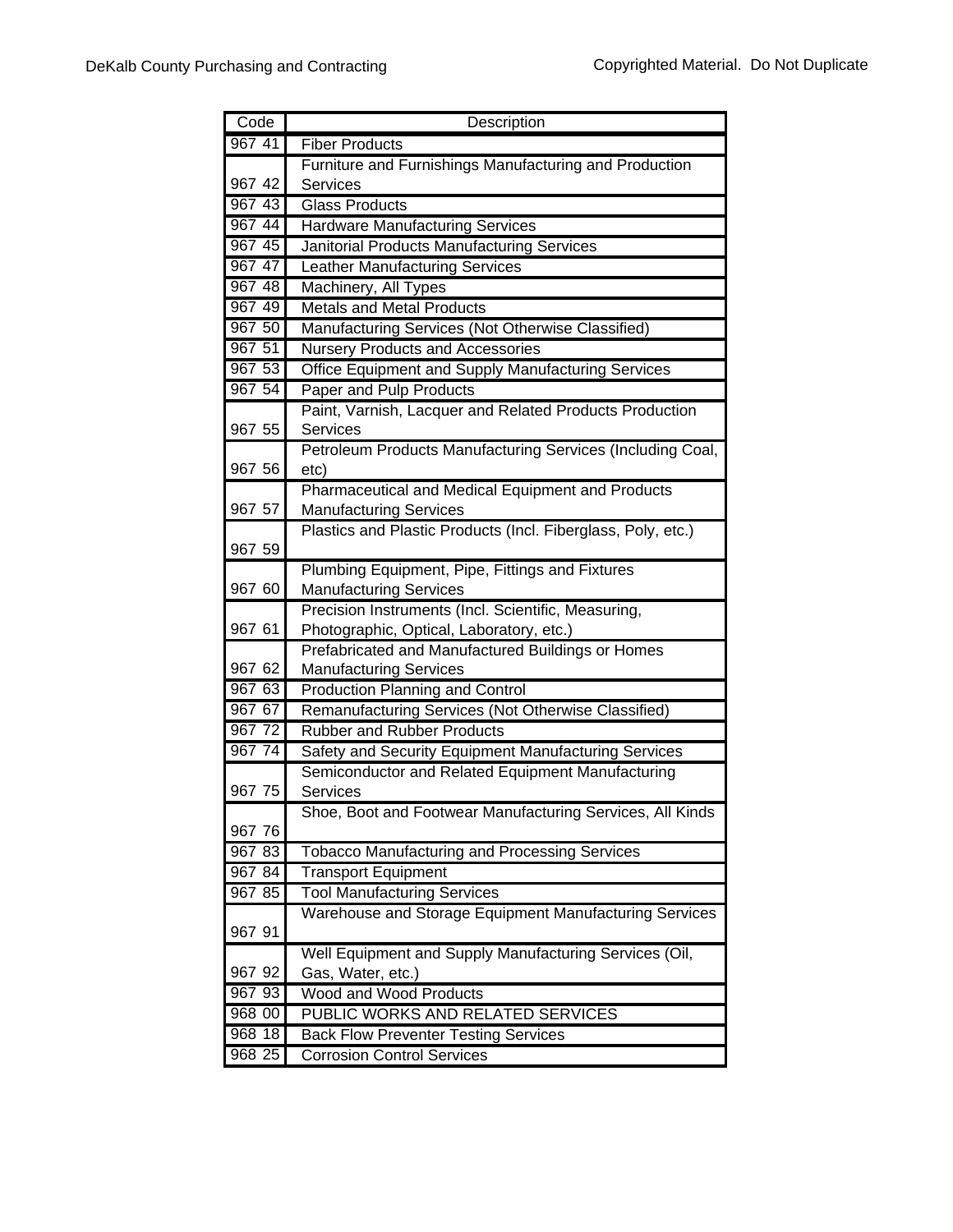| Code | Description |
|---|---|
| 967 41 | Fiber Products |
| 967 42 | Furniture and Furnishings Manufacturing and Production Services |
| 967 43 | Glass Products |
| 967 44 | Hardware Manufacturing Services |
| 967 45 | Janitorial Products Manufacturing Services |
| 967 47 | Leather Manufacturing Services |
| 967 48 | Machinery, All Types |
| 967 49 | Metals and Metal Products |
| 967 50 | Manufacturing Services (Not Otherwise Classified) |
| 967 51 | Nursery Products and Accessories |
| 967 53 | Office Equipment and Supply Manufacturing Services |
| 967 54 | Paper and Pulp Products |
| 967 55 | Paint, Varnish, Lacquer and Related Products Production Services |
| 967 56 | Petroleum Products Manufacturing Services (Including Coal, etc) |
| 967 57 | Pharmaceutical and Medical Equipment and Products Manufacturing Services |
| 967 59 | Plastics and Plastic Products (Incl. Fiberglass, Poly, etc.) |
| 967 60 | Plumbing Equipment, Pipe, Fittings and Fixtures Manufacturing Services |
| 967 61 | Precision Instruments (Incl. Scientific, Measuring, Photographic, Optical, Laboratory, etc.) |
| 967 62 | Prefabricated and Manufactured Buildings or Homes Manufacturing Services |
| 967 63 | Production Planning and Control |
| 967 67 | Remanufacturing Services (Not Otherwise Classified) |
| 967 72 | Rubber and Rubber Products |
| 967 74 | Safety and Security Equipment Manufacturing Services |
| 967 75 | Semiconductor and Related Equipment Manufacturing Services |
| 967 76 | Shoe, Boot and Footwear Manufacturing Services, All Kinds |
| 967 83 | Tobacco Manufacturing and Processing Services |
| 967 84 | Transport Equipment |
| 967 85 | Tool Manufacturing Services |
| 967 91 | Warehouse and Storage Equipment Manufacturing Services |
| 967 92 | Well Equipment and Supply Manufacturing Services (Oil, Gas, Water, etc.) |
| 967 93 | Wood and Wood Products |
| 968 00 | PUBLIC WORKS AND RELATED SERVICES |
| 968 18 | Back Flow Preventer Testing Services |
| 968 25 | Corrosion Control Services |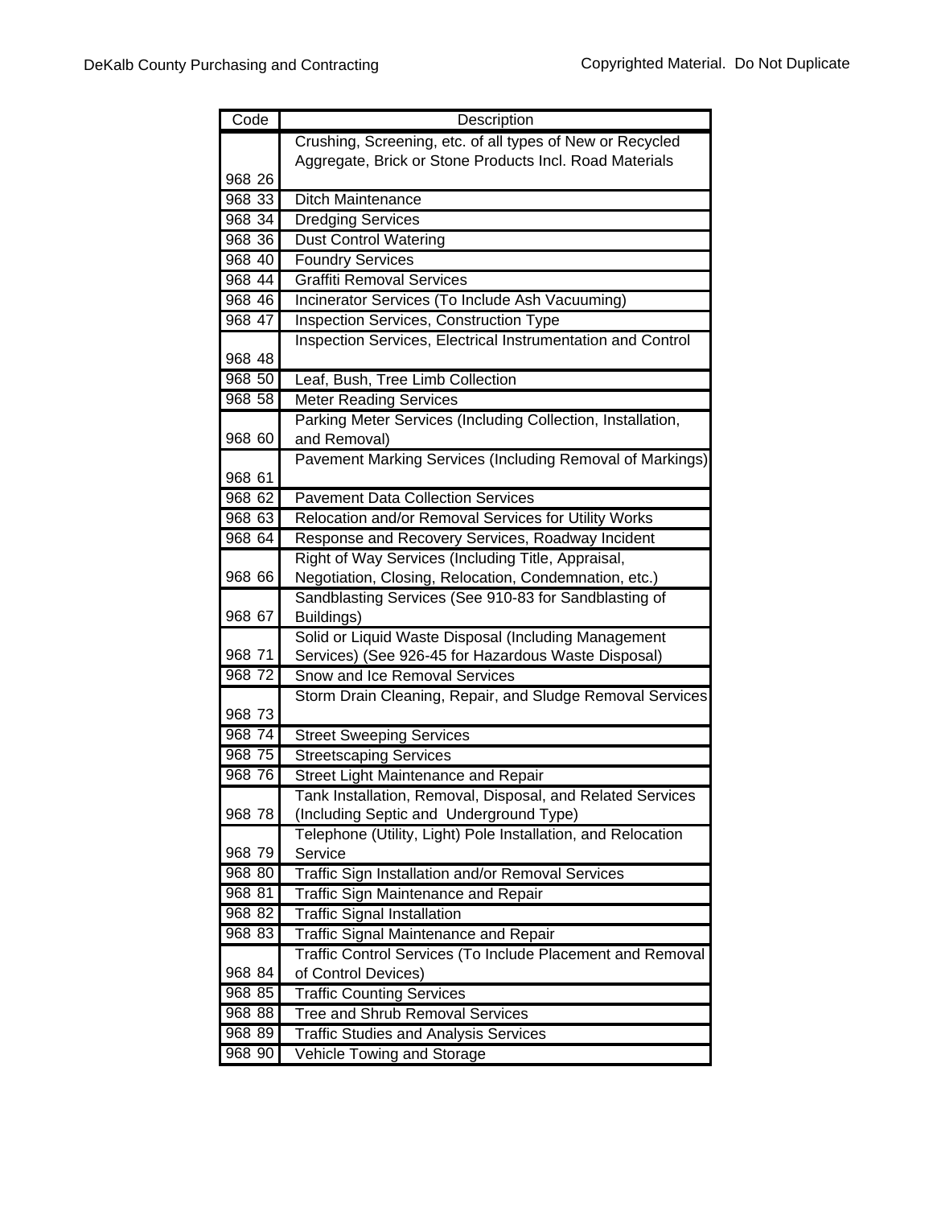| Code | Description |
|---|---|
| 968 26 | Crushing, Screening, etc. of all types of New or Recycled Aggregate, Brick or Stone Products Incl. Road Materials |
| 968 33 | Ditch Maintenance |
| 968 34 | Dredging Services |
| 968 36 | Dust Control Watering |
| 968 40 | Foundry Services |
| 968 44 | Graffiti Removal Services |
| 968 46 | Incinerator Services (To Include Ash Vacuuming) |
| 968 47 | Inspection Services, Construction Type |
| 968 48 | Inspection Services, Electrical Instrumentation and Control |
| 968 50 | Leaf, Bush, Tree Limb Collection |
| 968 58 | Meter Reading Services |
| 968 60 | Parking Meter Services (Including Collection, Installation, and Removal) |
| 968 61 | Pavement Marking Services (Including Removal of Markings) |
| 968 62 | Pavement Data Collection Services |
| 968 63 | Relocation and/or Removal Services for Utility Works |
| 968 64 | Response and Recovery Services, Roadway Incident |
| 968 66 | Right of Way Services (Including Title, Appraisal, Negotiation, Closing, Relocation, Condemnation, etc.) |
| 968 67 | Sandblasting Services (See 910-83 for Sandblasting of Buildings) |
| 968 71 | Solid or Liquid Waste Disposal (Including Management Services) (See 926-45 for Hazardous Waste Disposal) |
| 968 72 | Snow and Ice Removal Services |
| 968 73 | Storm Drain Cleaning, Repair, and Sludge Removal Services |
| 968 74 | Street Sweeping Services |
| 968 75 | Streetscaping Services |
| 968 76 | Street Light Maintenance and Repair |
| 968 78 | Tank Installation, Removal, Disposal, and Related Services (Including Septic and Underground Type) |
| 968 79 | Telephone (Utility, Light) Pole Installation, and Relocation Service |
| 968 80 | Traffic Sign Installation and/or Removal Services |
| 968 81 | Traffic Sign Maintenance and Repair |
| 968 82 | Traffic Signal Installation |
| 968 83 | Traffic Signal Maintenance and Repair |
| 968 84 | Traffic Control Services (To Include Placement and Removal of Control Devices) |
| 968 85 | Traffic Counting Services |
| 968 88 | Tree and Shrub Removal Services |
| 968 89 | Traffic Studies and Analysis Services |
| 968 90 | Vehicle Towing and Storage |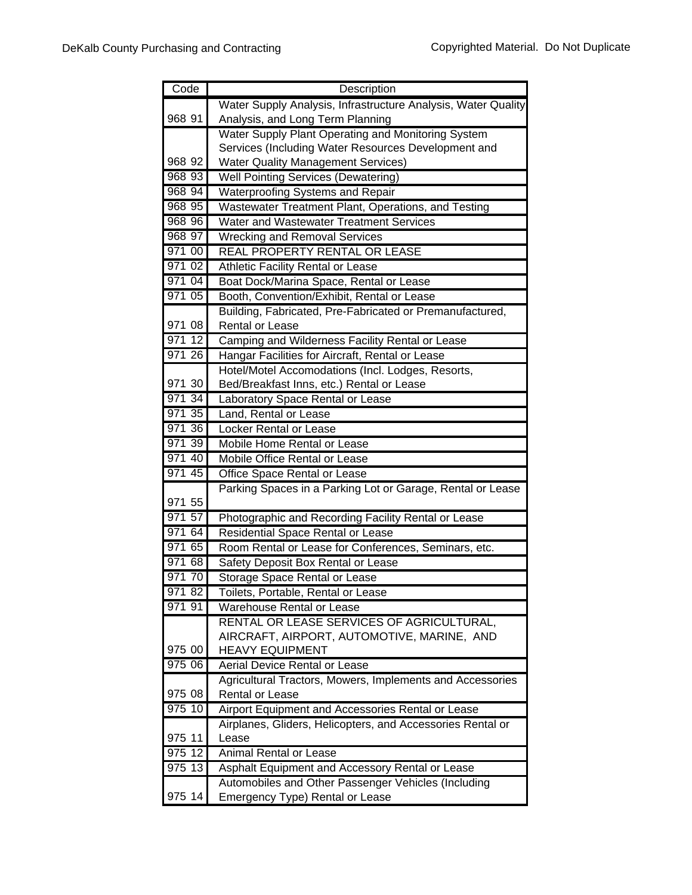| Code | Description |
|---|---|
| 968 91 | Water Supply Analysis, Infrastructure Analysis, Water Quality Analysis, and Long Term Planning |
| 968 92 | Water Supply Plant Operating and Monitoring System Services (Including Water Resources Development and Water Quality Management Services) |
| 968 93 | Well Pointing Services (Dewatering) |
| 968 94 | Waterproofing Systems and Repair |
| 968 95 | Wastewater Treatment Plant, Operations, and Testing |
| 968 96 | Water and Wastewater Treatment Services |
| 968 97 | Wrecking and Removal Services |
| 971 00 | REAL PROPERTY RENTAL OR LEASE |
| 971 02 | Athletic Facility Rental or Lease |
| 971 04 | Boat Dock/Marina Space, Rental or Lease |
| 971 05 | Booth, Convention/Exhibit, Rental or Lease |
| 971 08 | Building, Fabricated, Pre-Fabricated or Premanufactured, Rental or Lease |
| 971 12 | Camping and Wilderness Facility Rental or Lease |
| 971 26 | Hangar Facilities for Aircraft, Rental or Lease |
| 971 30 | Hotel/Motel Accomodations (Incl. Lodges, Resorts, Bed/Breakfast Inns, etc.) Rental or Lease |
| 971 34 | Laboratory Space Rental or Lease |
| 971 35 | Land, Rental or Lease |
| 971 36 | Locker Rental or Lease |
| 971 39 | Mobile Home Rental or Lease |
| 971 40 | Mobile Office Rental or Lease |
| 971 45 | Office Space Rental or Lease |
| 971 55 | Parking Spaces in a Parking Lot or Garage, Rental or Lease |
| 971 57 | Photographic and Recording Facility Rental or Lease |
| 971 64 | Residential Space Rental or Lease |
| 971 65 | Room Rental or Lease for Conferences, Seminars, etc. |
| 971 68 | Safety Deposit Box Rental or Lease |
| 971 70 | Storage Space Rental or Lease |
| 971 82 | Toilets, Portable, Rental or Lease |
| 971 91 | Warehouse Rental or Lease |
| 975 00 | RENTAL OR LEASE SERVICES OF AGRICULTURAL, AIRCRAFT, AIRPORT, AUTOMOTIVE, MARINE, AND HEAVY EQUIPMENT |
| 975 06 | Aerial Device Rental or Lease |
| 975 08 | Agricultural Tractors, Mowers, Implements and Accessories Rental or Lease |
| 975 10 | Airport Equipment and Accessories Rental or Lease |
| 975 11 | Airplanes, Gliders, Helicopters, and Accessories Rental or Lease |
| 975 12 | Animal Rental or Lease |
| 975 13 | Asphalt Equipment and Accessory Rental or Lease |
| 975 14 | Automobiles and Other Passenger Vehicles (Including Emergency Type) Rental or Lease |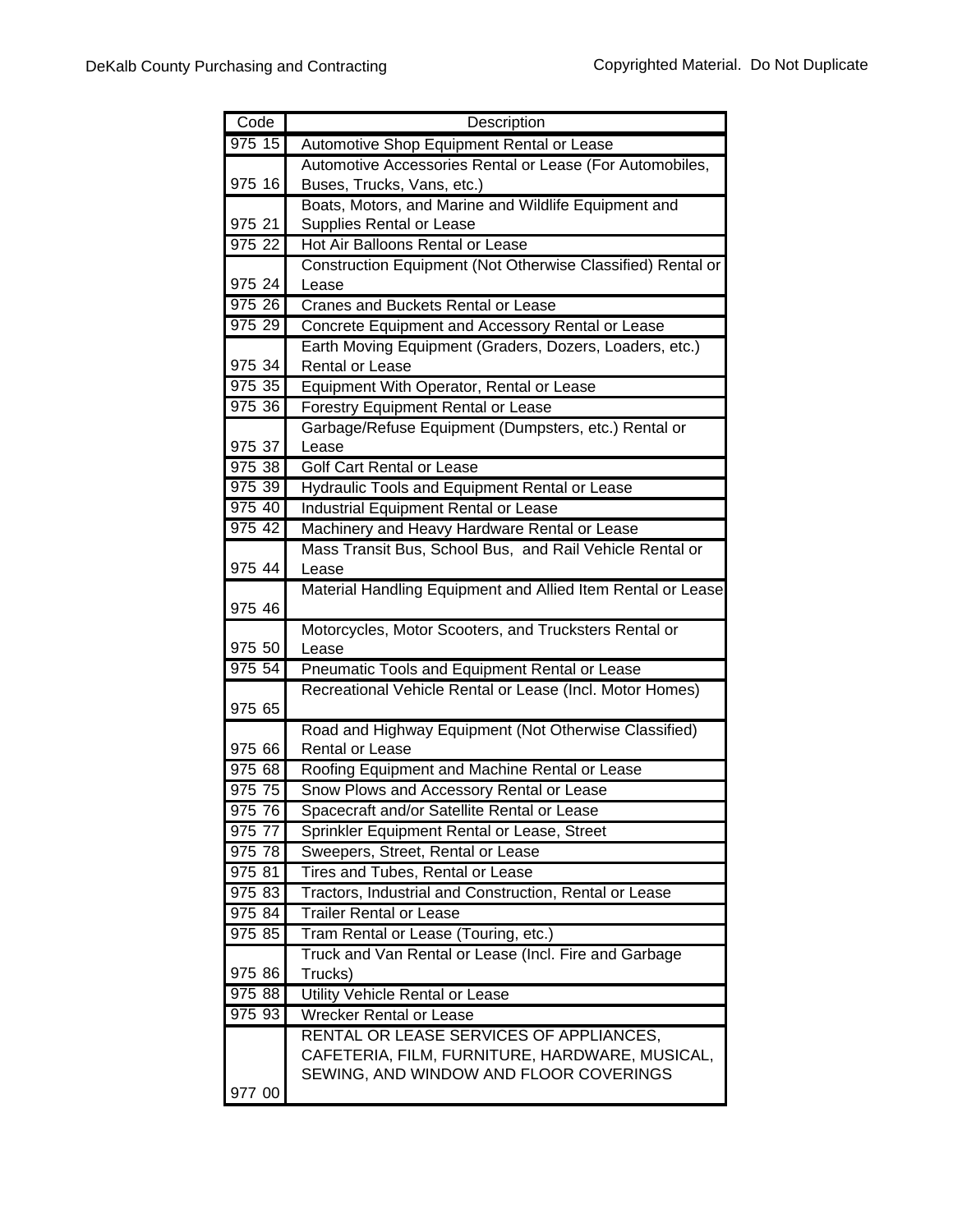| Code | Description |
| --- | --- |
| 975 15 | Automotive Shop Equipment Rental or Lease |
| 975 16 | Automotive Accessories Rental or Lease (For Automobiles, Buses, Trucks, Vans, etc.) |
| 975 21 | Boats, Motors, and Marine and Wildlife Equipment and Supplies Rental or Lease |
| 975 22 | Hot Air Balloons Rental or Lease |
| 975 24 | Construction Equipment (Not Otherwise Classified) Rental or Lease |
| 975 26 | Cranes and Buckets Rental or Lease |
| 975 29 | Concrete Equipment and Accessory Rental or Lease |
| 975 34 | Earth Moving Equipment (Graders, Dozers, Loaders, etc.) Rental or Lease |
| 975 35 | Equipment With Operator, Rental or Lease |
| 975 36 | Forestry Equipment Rental or Lease |
| 975 37 | Garbage/Refuse Equipment (Dumpsters, etc.) Rental or Lease |
| 975 38 | Golf Cart Rental or Lease |
| 975 39 | Hydraulic Tools and Equipment Rental or Lease |
| 975 40 | Industrial Equipment Rental or Lease |
| 975 42 | Machinery and Heavy Hardware Rental or Lease |
| 975 44 | Mass Transit Bus, School Bus, and Rail Vehicle Rental or Lease |
| 975 46 | Material Handling Equipment and Allied Item Rental or Lease |
| 975 50 | Motorcycles, Motor Scooters, and Trucksters Rental or Lease |
| 975 54 | Pneumatic Tools and Equipment Rental or Lease |
| 975 65 | Recreational Vehicle Rental or Lease (Incl. Motor Homes) |
| 975 66 | Road and Highway Equipment (Not Otherwise Classified) Rental or Lease |
| 975 68 | Roofing Equipment and Machine Rental or Lease |
| 975 75 | Snow Plows and Accessory Rental or Lease |
| 975 76 | Spacecraft and/or Satellite Rental or Lease |
| 975 77 | Sprinkler Equipment Rental or Lease, Street |
| 975 78 | Sweepers, Street, Rental or Lease |
| 975 81 | Tires and Tubes, Rental or Lease |
| 975 83 | Tractors, Industrial and Construction, Rental or Lease |
| 975 84 | Trailer Rental or Lease |
| 975 85 | Tram Rental or Lease (Touring, etc.) |
| 975 86 | Truck and Van Rental or Lease (Incl. Fire and Garbage Trucks) |
| 975 88 | Utility Vehicle Rental or Lease |
| 975 93 | Wrecker Rental or Lease |
| 977 00 | RENTAL OR LEASE SERVICES OF APPLIANCES, CAFETERIA, FILM, FURNITURE, HARDWARE, MUSICAL, SEWING, AND WINDOW AND FLOOR COVERINGS |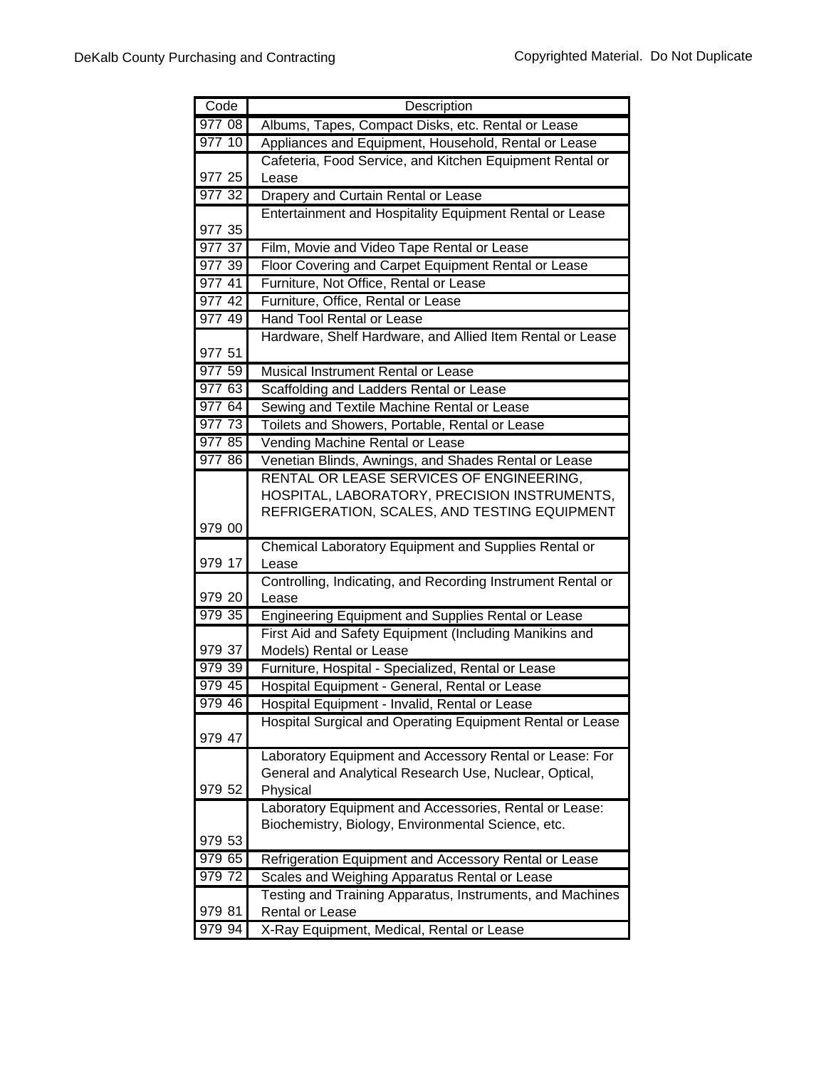| Code | Description |
|---|---|
| 977 08 | Albums, Tapes, Compact Disks, etc. Rental or Lease |
| 977 10 | Appliances and Equipment, Household, Rental or Lease |
| 977 25 | Cafeteria, Food Service, and Kitchen Equipment Rental or Lease |
| 977 32 | Drapery and Curtain Rental or Lease |
| 977 35 | Entertainment and Hospitality Equipment Rental or Lease |
| 977 37 | Film, Movie and Video Tape Rental or Lease |
| 977 39 | Floor Covering and Carpet Equipment Rental or Lease |
| 977 41 | Furniture, Not Office, Rental or Lease |
| 977 42 | Furniture, Office, Rental or Lease |
| 977 49 | Hand Tool Rental or Lease |
| 977 51 | Hardware, Shelf Hardware, and Allied Item Rental or Lease |
| 977 59 | Musical Instrument Rental or Lease |
| 977 63 | Scaffolding and Ladders Rental or Lease |
| 977 64 | Sewing and Textile Machine Rental or Lease |
| 977 73 | Toilets and Showers, Portable, Rental or Lease |
| 977 85 | Vending Machine Rental or Lease |
| 977 86 | Venetian Blinds, Awnings, and Shades Rental or Lease |
| 979 00 | RENTAL OR LEASE SERVICES OF ENGINEERING, HOSPITAL, LABORATORY, PRECISION INSTRUMENTS, REFRIGERATION, SCALES, AND TESTING EQUIPMENT |
| 979 17 | Chemical Laboratory Equipment and Supplies Rental or Lease |
| 979 20 | Controlling, Indicating, and Recording Instrument Rental or Lease |
| 979 35 | Engineering Equipment and Supplies Rental or Lease |
| 979 37 | First Aid and Safety Equipment (Including Manikins and Models) Rental or Lease |
| 979 39 | Furniture, Hospital - Specialized, Rental or Lease |
| 979 45 | Hospital Equipment - General, Rental or Lease |
| 979 46 | Hospital Equipment - Invalid, Rental or Lease |
| 979 47 | Hospital Surgical and Operating Equipment Rental or Lease |
| 979 52 | Laboratory Equipment and Accessory Rental or Lease: For General and Analytical Research Use, Nuclear, Optical, Physical |
| 979 53 | Laboratory Equipment and Accessories, Rental or Lease: Biochemistry, Biology, Environmental Science, etc. |
| 979 65 | Refrigeration Equipment and Accessory Rental or Lease |
| 979 72 | Scales and Weighing Apparatus Rental or Lease |
| 979 81 | Testing and Training Apparatus, Instruments, and Machines Rental or Lease |
| 979 94 | X-Ray Equipment, Medical, Rental or Lease |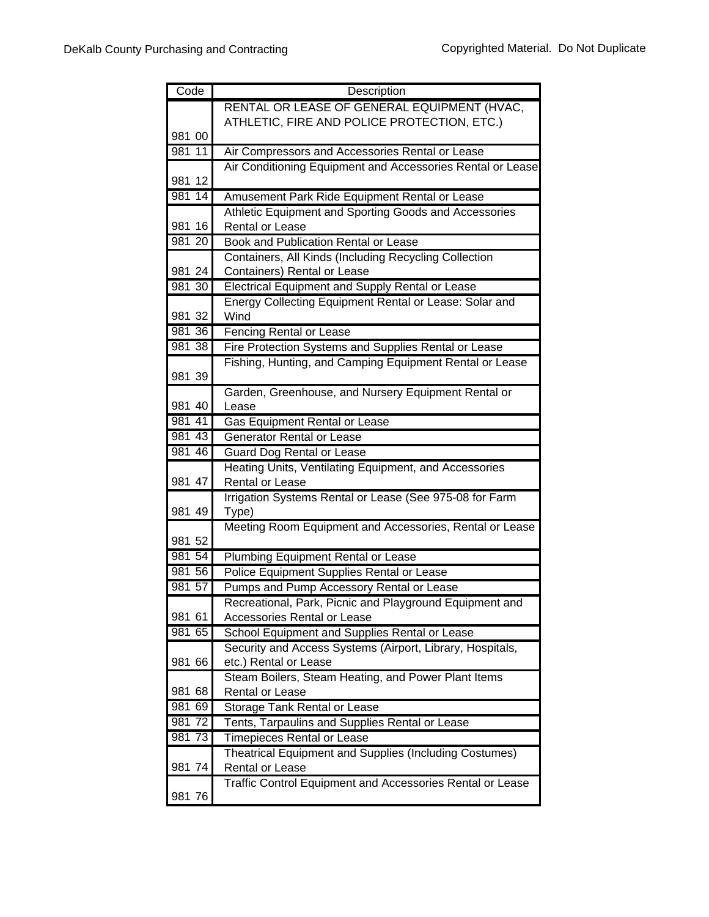| Code | Description |
|---|---|
| 981 00 | RENTAL OR LEASE OF GENERAL EQUIPMENT (HVAC, ATHLETIC, FIRE AND POLICE PROTECTION, ETC.) |
| 981 11 | Air Compressors and Accessories Rental or Lease |
| 981 12 | Air Conditioning Equipment and Accessories Rental or Lease |
| 981 14 | Amusement Park Ride Equipment Rental or Lease |
| 981 16 | Athletic Equipment and Sporting Goods and Accessories Rental or Lease |
| 981 20 | Book and Publication Rental or Lease |
| 981 24 | Containers, All Kinds (Including Recycling Collection Containers) Rental or Lease |
| 981 30 | Electrical Equipment and Supply Rental or Lease |
| 981 32 | Energy Collecting Equipment Rental or Lease: Solar and Wind |
| 981 36 | Fencing Rental or Lease |
| 981 38 | Fire Protection Systems and Supplies Rental or Lease |
| 981 39 | Fishing, Hunting, and Camping Equipment Rental or Lease |
| 981 40 | Garden, Greenhouse, and Nursery Equipment Rental or Lease |
| 981 41 | Gas Equipment Rental or Lease |
| 981 43 | Generator Rental or Lease |
| 981 46 | Guard Dog Rental or Lease |
| 981 47 | Heating Units, Ventilating Equipment, and Accessories Rental or Lease |
| 981 49 | Irrigation Systems Rental or Lease (See 975-08 for Farm Type) |
| 981 52 | Meeting Room Equipment and Accessories, Rental or Lease |
| 981 54 | Plumbing Equipment Rental or Lease |
| 981 56 | Police Equipment Supplies Rental or Lease |
| 981 57 | Pumps and Pump Accessory Rental or Lease |
| 981 61 | Recreational, Park, Picnic and Playground Equipment and Accessories Rental or Lease |
| 981 65 | School Equipment and Supplies Rental or Lease |
| 981 66 | Security and Access Systems (Airport, Library, Hospitals, etc.) Rental or Lease |
| 981 68 | Steam Boilers, Steam Heating, and Power Plant Items Rental or Lease |
| 981 69 | Storage Tank Rental or Lease |
| 981 72 | Tents, Tarpaulins and Supplies Rental or Lease |
| 981 73 | Timepieces Rental or Lease |
| 981 74 | Theatrical Equipment and Supplies (Including Costumes) Rental or Lease |
| 981 76 | Traffic Control Equipment and Accessories Rental or Lease |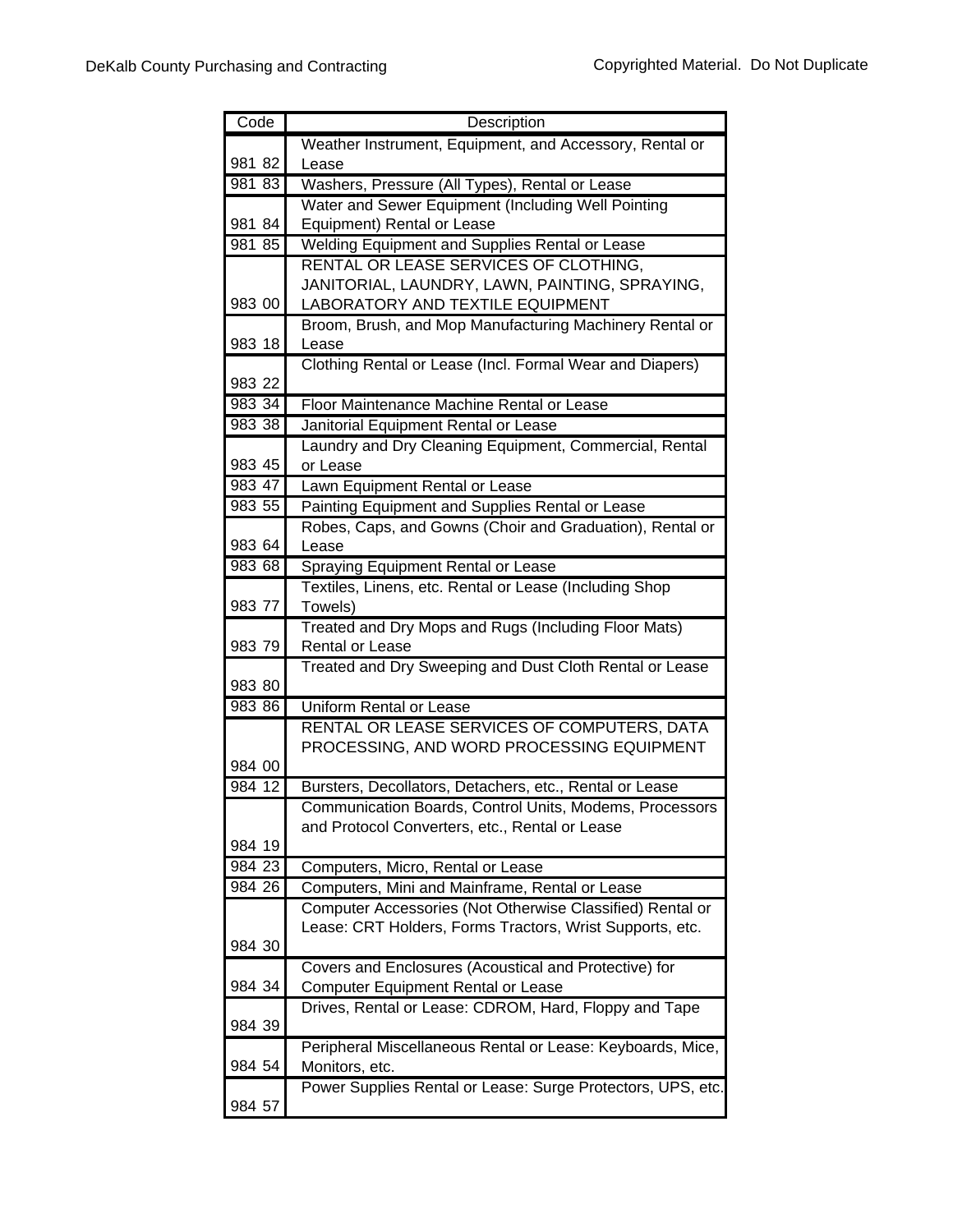| Code | Description |
|---|---|
| 981 82 | Weather Instrument, Equipment, and Accessory, Rental or Lease |
| 981 83 | Washers, Pressure (All Types), Rental or Lease |
| 981 84 | Water and Sewer Equipment (Including Well Pointing Equipment) Rental or Lease |
| 981 85 | Welding Equipment and Supplies Rental or Lease |
| 983 00 | RENTAL OR LEASE SERVICES OF CLOTHING, JANITORIAL, LAUNDRY, LAWN, PAINTING, SPRAYING, LABORATORY AND TEXTILE EQUIPMENT |
| 983 18 | Broom, Brush, and Mop Manufacturing Machinery Rental or Lease |
| 983 22 | Clothing Rental or Lease (Incl. Formal Wear and Diapers) |
| 983 34 | Floor Maintenance Machine Rental or Lease |
| 983 38 | Janitorial Equipment Rental or Lease |
| 983 45 | Laundry and Dry Cleaning Equipment, Commercial, Rental or Lease |
| 983 47 | Lawn Equipment Rental or Lease |
| 983 55 | Painting Equipment and Supplies Rental or Lease |
| 983 64 | Robes, Caps, and Gowns (Choir and Graduation), Rental or Lease |
| 983 68 | Spraying Equipment Rental or Lease |
| 983 77 | Textiles, Linens, etc. Rental or Lease (Including Shop Towels) |
| 983 79 | Treated and Dry Mops and Rugs (Including Floor Mats) Rental or Lease |
| 983 80 | Treated and Dry Sweeping and Dust Cloth Rental or Lease |
| 983 86 | Uniform Rental or Lease |
| 984 00 | RENTAL OR LEASE SERVICES OF COMPUTERS, DATA PROCESSING, AND WORD PROCESSING EQUIPMENT |
| 984 12 | Bursters, Decollators, Detachers, etc., Rental or Lease |
| 984 19 | Communication Boards, Control Units, Modems, Processors and Protocol Converters, etc., Rental or Lease |
| 984 23 | Computers, Micro, Rental or Lease |
| 984 26 | Computers, Mini and Mainframe, Rental or Lease |
| 984 30 | Computer Accessories (Not Otherwise Classified) Rental or Lease: CRT Holders, Forms Tractors, Wrist Supports, etc. |
| 984 34 | Covers and Enclosures (Acoustical and Protective) for Computer Equipment Rental or Lease |
| 984 39 | Drives, Rental or Lease: CDROM, Hard, Floppy and Tape |
| 984 54 | Peripheral Miscellaneous Rental or Lease: Keyboards, Mice, Monitors, etc. |
| 984 57 | Power Supplies Rental or Lease: Surge Protectors, UPS, etc. |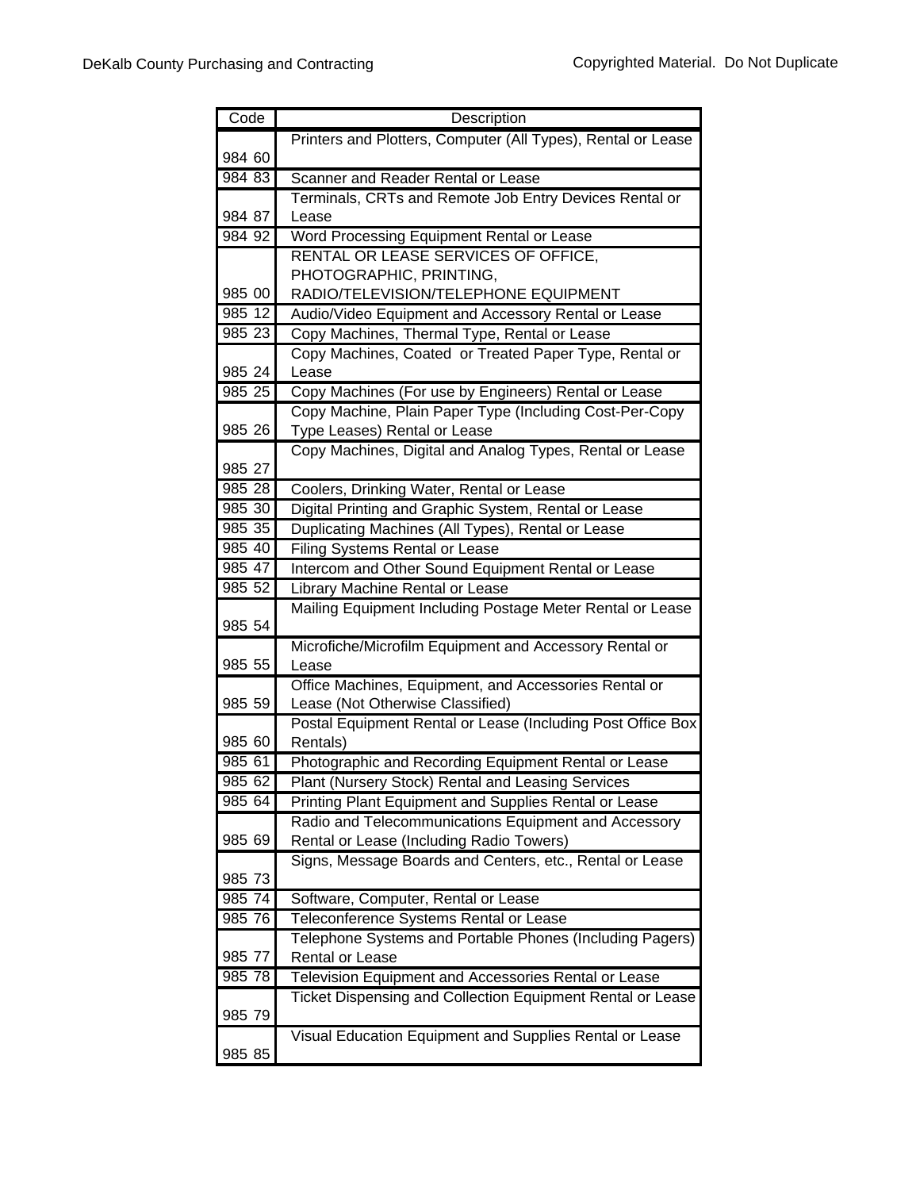| Code | Description |
| --- | --- |
| 984 60 | Printers and Plotters, Computer (All Types), Rental or Lease |
| 984 83 | Scanner and Reader Rental or Lease |
| 984 87 | Terminals, CRTs and Remote Job Entry Devices Rental or Lease |
| 984 92 | Word Processing Equipment Rental or Lease |
| 985 00 | RENTAL OR LEASE SERVICES OF OFFICE, PHOTOGRAPHIC, PRINTING, RADIO/TELEVISION/TELEPHONE EQUIPMENT |
| 985 12 | Audio/Video Equipment and Accessory Rental or Lease |
| 985 23 | Copy Machines, Thermal Type, Rental or Lease |
| 985 24 | Copy Machines, Coated or Treated Paper Type, Rental or Lease |
| 985 25 | Copy Machines (For use by Engineers) Rental or Lease |
| 985 26 | Copy Machine, Plain Paper Type (Including Cost-Per-Copy Type Leases) Rental or Lease |
| 985 27 | Copy Machines, Digital and Analog Types, Rental or Lease |
| 985 28 | Coolers, Drinking Water, Rental or Lease |
| 985 30 | Digital Printing and Graphic System, Rental or Lease |
| 985 35 | Duplicating Machines (All Types), Rental or Lease |
| 985 40 | Filing Systems Rental or Lease |
| 985 47 | Intercom and Other Sound Equipment Rental or Lease |
| 985 52 | Library Machine Rental or Lease |
| 985 54 | Mailing Equipment Including Postage Meter Rental or Lease |
| 985 55 | Microfiche/Microfilm Equipment and Accessory Rental or Lease |
| 985 59 | Office Machines, Equipment, and Accessories Rental or Lease (Not Otherwise Classified) |
| 985 60 | Postal Equipment Rental or Lease (Including Post Office Box Rentals) |
| 985 61 | Photographic and Recording Equipment Rental or Lease |
| 985 62 | Plant (Nursery Stock) Rental and Leasing Services |
| 985 64 | Printing Plant Equipment and Supplies Rental or Lease |
| 985 69 | Radio and Telecommunications Equipment and Accessory Rental or Lease (Including Radio Towers) |
| 985 73 | Signs, Message Boards and Centers, etc., Rental or Lease |
| 985 74 | Software, Computer, Rental or Lease |
| 985 76 | Teleconference Systems Rental or Lease |
| 985 77 | Telephone Systems and Portable Phones (Including Pagers) Rental or Lease |
| 985 78 | Television Equipment and Accessories Rental or Lease |
| 985 79 | Ticket Dispensing and Collection Equipment Rental or Lease |
| 985 85 | Visual Education Equipment and Supplies Rental or Lease |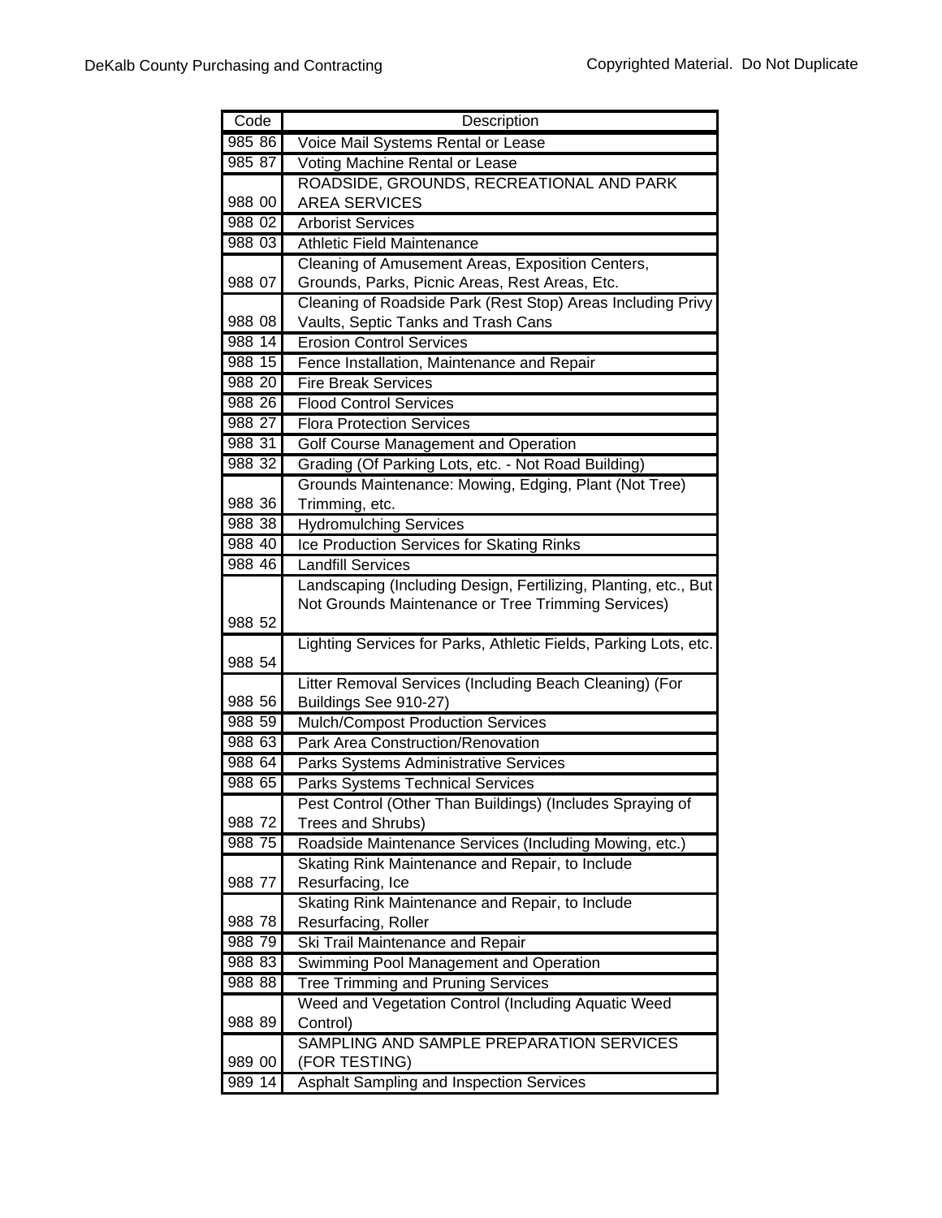| Code | Description |
| --- | --- |
| 985 86 | Voice Mail Systems Rental or Lease |
| 985 87 | Voting Machine Rental or Lease |
| 988 00 | ROADSIDE, GROUNDS, RECREATIONAL AND PARK AREA SERVICES |
| 988 02 | Arborist Services |
| 988 03 | Athletic Field Maintenance |
| 988 07 | Cleaning of Amusement Areas, Exposition Centers, Grounds, Parks, Picnic Areas, Rest Areas, Etc. |
| 988 08 | Cleaning of Roadside Park (Rest Stop) Areas Including Privy Vaults, Septic Tanks and Trash Cans |
| 988 14 | Erosion Control Services |
| 988 15 | Fence Installation, Maintenance and Repair |
| 988 20 | Fire Break Services |
| 988 26 | Flood Control Services |
| 988 27 | Flora Protection Services |
| 988 31 | Golf Course Management and Operation |
| 988 32 | Grading (Of Parking Lots, etc. - Not Road Building) |
| 988 36 | Grounds Maintenance: Mowing, Edging, Plant (Not Tree) Trimming, etc. |
| 988 38 | Hydromulching Services |
| 988 40 | Ice Production Services for Skating Rinks |
| 988 46 | Landfill Services |
| 988 52 | Landscaping (Including Design, Fertilizing, Planting, etc., But Not Grounds Maintenance or Tree Trimming Services) |
| 988 54 | Lighting Services for Parks, Athletic Fields, Parking Lots, etc. |
| 988 56 | Litter Removal Services (Including Beach Cleaning) (For Buildings See 910-27) |
| 988 59 | Mulch/Compost Production Services |
| 988 63 | Park Area Construction/Renovation |
| 988 64 | Parks Systems Administrative Services |
| 988 65 | Parks Systems Technical Services |
| 988 72 | Pest Control (Other Than Buildings) (Includes Spraying of Trees and Shrubs) |
| 988 75 | Roadside Maintenance Services (Including Mowing, etc.) |
| 988 77 | Skating Rink Maintenance and Repair, to Include Resurfacing, Ice |
| 988 78 | Skating Rink Maintenance and Repair, to Include Resurfacing, Roller |
| 988 79 | Ski Trail Maintenance and Repair |
| 988 83 | Swimming Pool Management and Operation |
| 988 88 | Tree Trimming and Pruning Services |
| 988 89 | Weed and Vegetation Control (Including Aquatic Weed Control) |
| 989 00 | SAMPLING AND SAMPLE PREPARATION SERVICES (FOR TESTING) |
| 989 14 | Asphalt Sampling and Inspection Services |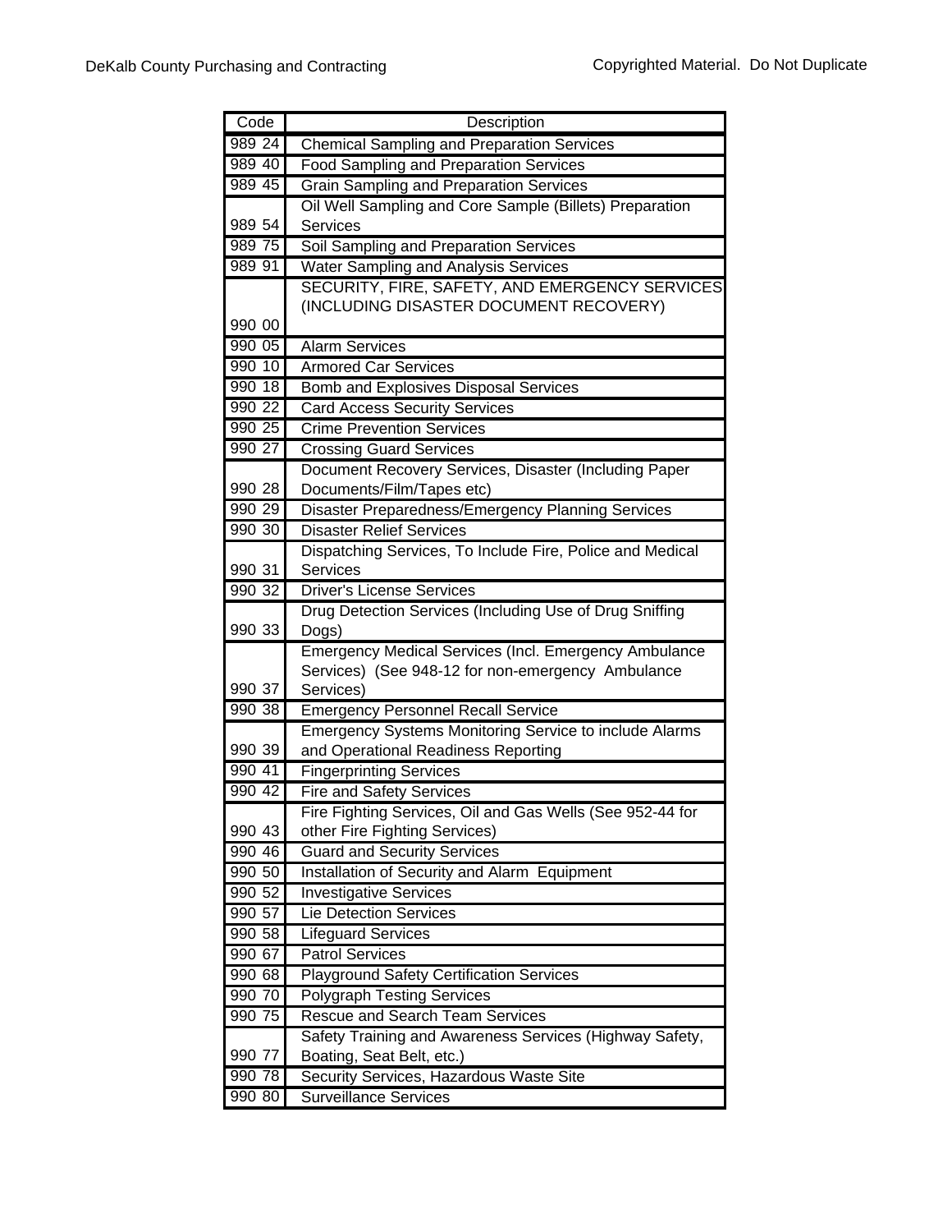| Code | Description |
|---|---|
| 989 24 | Chemical Sampling and Preparation Services |
| 989 40 | Food Sampling and Preparation Services |
| 989 45 | Grain Sampling and Preparation Services |
| 989 54 | Oil Well Sampling and Core Sample (Billets) Preparation Services |
| 989 75 | Soil Sampling and Preparation Services |
| 989 91 | Water Sampling and Analysis Services |
| 990 00 | SECURITY, FIRE, SAFETY, AND EMERGENCY SERVICES (INCLUDING DISASTER DOCUMENT RECOVERY) |
| 990 05 | Alarm Services |
| 990 10 | Armored Car Services |
| 990 18 | Bomb and Explosives Disposal Services |
| 990 22 | Card Access Security Services |
| 990 25 | Crime Prevention Services |
| 990 27 | Crossing Guard Services |
| 990 28 | Document Recovery Services, Disaster (Including Paper Documents/Film/Tapes etc) |
| 990 29 | Disaster Preparedness/Emergency Planning Services |
| 990 30 | Disaster Relief Services |
| 990 31 | Dispatching Services, To Include Fire, Police and Medical Services |
| 990 32 | Driver's License Services |
| 990 33 | Drug Detection Services (Including Use of Drug Sniffing Dogs) |
| 990 37 | Emergency Medical Services (Incl. Emergency Ambulance Services) (See 948-12 for non-emergency Ambulance Services) |
| 990 38 | Emergency Personnel Recall Service |
| 990 39 | Emergency Systems Monitoring Service to include Alarms and Operational Readiness Reporting |
| 990 41 | Fingerprinting Services |
| 990 42 | Fire and Safety Services |
| 990 43 | Fire Fighting Services, Oil and Gas Wells (See 952-44 for other Fire Fighting Services) |
| 990 46 | Guard and Security Services |
| 990 50 | Installation of Security and Alarm Equipment |
| 990 52 | Investigative Services |
| 990 57 | Lie Detection Services |
| 990 58 | Lifeguard Services |
| 990 67 | Patrol Services |
| 990 68 | Playground Safety Certification Services |
| 990 70 | Polygraph Testing Services |
| 990 75 | Rescue and Search Team Services |
| 990 77 | Safety Training and Awareness Services (Highway Safety, Boating, Seat Belt, etc.) |
| 990 78 | Security Services, Hazardous Waste Site |
| 990 80 | Surveillance Services |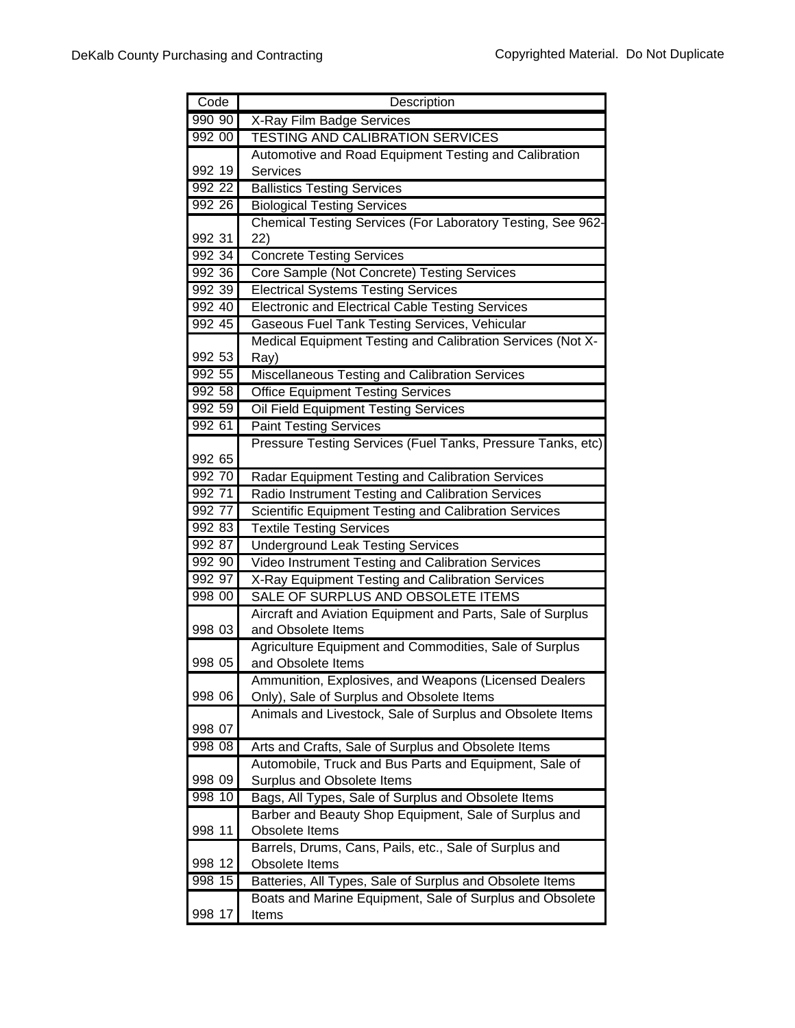| Code | Description |
|---|---|
| 990 90 | X-Ray Film Badge Services |
| 992 00 | TESTING AND CALIBRATION SERVICES |
| 992 19 | Automotive and Road Equipment Testing and Calibration Services |
| 992 22 | Ballistics Testing Services |
| 992 26 | Biological Testing Services |
| 992 31 | Chemical Testing Services (For Laboratory Testing, See 962-22) |
| 992 34 | Concrete Testing Services |
| 992 36 | Core Sample (Not Concrete) Testing Services |
| 992 39 | Electrical Systems Testing Services |
| 992 40 | Electronic and Electrical Cable Testing Services |
| 992 45 | Gaseous Fuel Tank Testing Services, Vehicular |
| 992 53 | Medical Equipment Testing and Calibration Services (Not X-Ray) |
| 992 55 | Miscellaneous Testing and Calibration Services |
| 992 58 | Office Equipment Testing Services |
| 992 59 | Oil Field Equipment Testing Services |
| 992 61 | Paint Testing Services |
| 992 65 | Pressure Testing Services (Fuel Tanks, Pressure Tanks, etc) |
| 992 70 | Radar Equipment Testing and Calibration Services |
| 992 71 | Radio Instrument Testing and Calibration Services |
| 992 77 | Scientific Equipment Testing and Calibration Services |
| 992 83 | Textile Testing Services |
| 992 87 | Underground Leak Testing Services |
| 992 90 | Video Instrument Testing and Calibration Services |
| 992 97 | X-Ray Equipment Testing and Calibration Services |
| 998 00 | SALE OF SURPLUS AND OBSOLETE ITEMS |
| 998 03 | Aircraft and Aviation Equipment and Parts, Sale of Surplus and Obsolete Items |
| 998 05 | Agriculture Equipment and Commodities, Sale of Surplus and Obsolete Items |
| 998 06 | Ammunition, Explosives, and Weapons (Licensed Dealers Only), Sale of Surplus and Obsolete Items |
| 998 07 | Animals and Livestock, Sale of Surplus and Obsolete Items |
| 998 08 | Arts and Crafts, Sale of Surplus and Obsolete Items |
| 998 09 | Automobile, Truck and Bus Parts and Equipment, Sale of Surplus and Obsolete Items |
| 998 10 | Bags, All Types, Sale of Surplus and Obsolete Items |
| 998 11 | Barber and Beauty Shop Equipment, Sale of Surplus and Obsolete Items |
| 998 12 | Barrels, Drums, Cans, Pails, etc., Sale of Surplus and Obsolete Items |
| 998 15 | Batteries, All Types, Sale of Surplus and Obsolete Items |
| 998 17 | Boats and Marine Equipment, Sale of Surplus and Obsolete Items |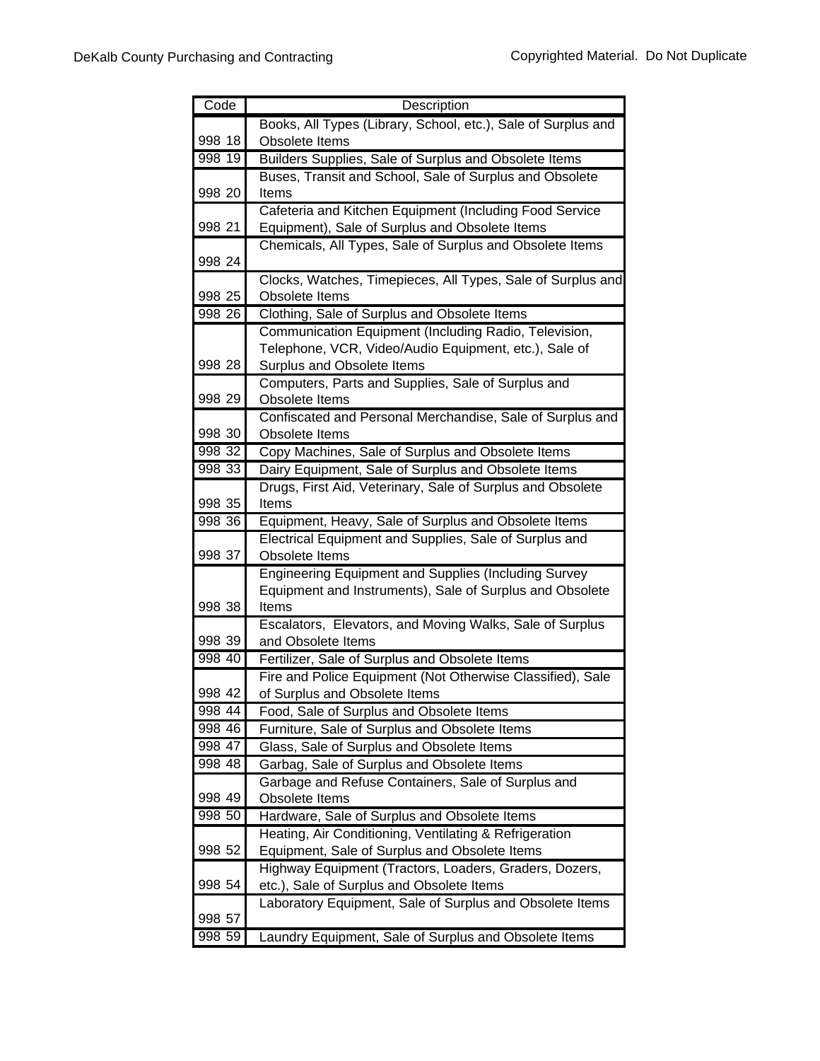| Code | Description |
|---|---|
| 998 18 | Books, All Types (Library, School, etc.), Sale of Surplus and Obsolete Items |
| 998 19 | Builders Supplies, Sale of Surplus and Obsolete Items |
| 998 20 | Buses, Transit and School, Sale of Surplus and Obsolete Items |
| 998 21 | Cafeteria and Kitchen Equipment (Including Food Service Equipment), Sale of Surplus and Obsolete Items |
| 998 24 | Chemicals, All Types, Sale of Surplus and Obsolete Items |
| 998 25 | Clocks, Watches, Timepieces, All Types, Sale of Surplus and Obsolete Items |
| 998 26 | Clothing, Sale of Surplus and Obsolete Items |
| 998 28 | Communication Equipment (Including Radio, Television, Telephone, VCR, Video/Audio Equipment, etc.), Sale of Surplus and Obsolete Items |
| 998 29 | Computers, Parts and Supplies, Sale of Surplus and Obsolete Items |
| 998 30 | Confiscated and Personal Merchandise, Sale of Surplus and Obsolete Items |
| 998 32 | Copy Machines, Sale of Surplus and Obsolete Items |
| 998 33 | Dairy Equipment, Sale of Surplus and Obsolete Items |
| 998 35 | Drugs, First Aid, Veterinary, Sale of Surplus and Obsolete Items |
| 998 36 | Equipment, Heavy, Sale of Surplus and Obsolete Items |
| 998 37 | Electrical Equipment and Supplies, Sale of Surplus and Obsolete Items |
| 998 38 | Engineering Equipment and Supplies (Including Survey Equipment and Instruments), Sale of Surplus and Obsolete Items |
| 998 39 | Escalators, Elevators, and Moving Walks, Sale of Surplus and Obsolete Items |
| 998 40 | Fertilizer, Sale of Surplus and Obsolete Items |
| 998 42 | Fire and Police Equipment (Not Otherwise Classified), Sale of Surplus and Obsolete Items |
| 998 44 | Food, Sale of Surplus and Obsolete Items |
| 998 46 | Furniture, Sale of Surplus and Obsolete Items |
| 998 47 | Glass, Sale of Surplus and Obsolete Items |
| 998 48 | Garbag, Sale of Surplus and Obsolete Items |
| 998 49 | Garbage and Refuse Containers, Sale of Surplus and Obsolete Items |
| 998 50 | Hardware, Sale of Surplus and Obsolete Items |
| 998 52 | Heating, Air Conditioning, Ventilating & Refrigeration Equipment, Sale of Surplus and Obsolete Items |
| 998 54 | Highway Equipment (Tractors, Loaders, Graders, Dozers, etc.), Sale of Surplus and Obsolete Items |
| 998 57 | Laboratory Equipment, Sale of Surplus and Obsolete Items |
| 998 59 | Laundry Equipment, Sale of Surplus and Obsolete Items |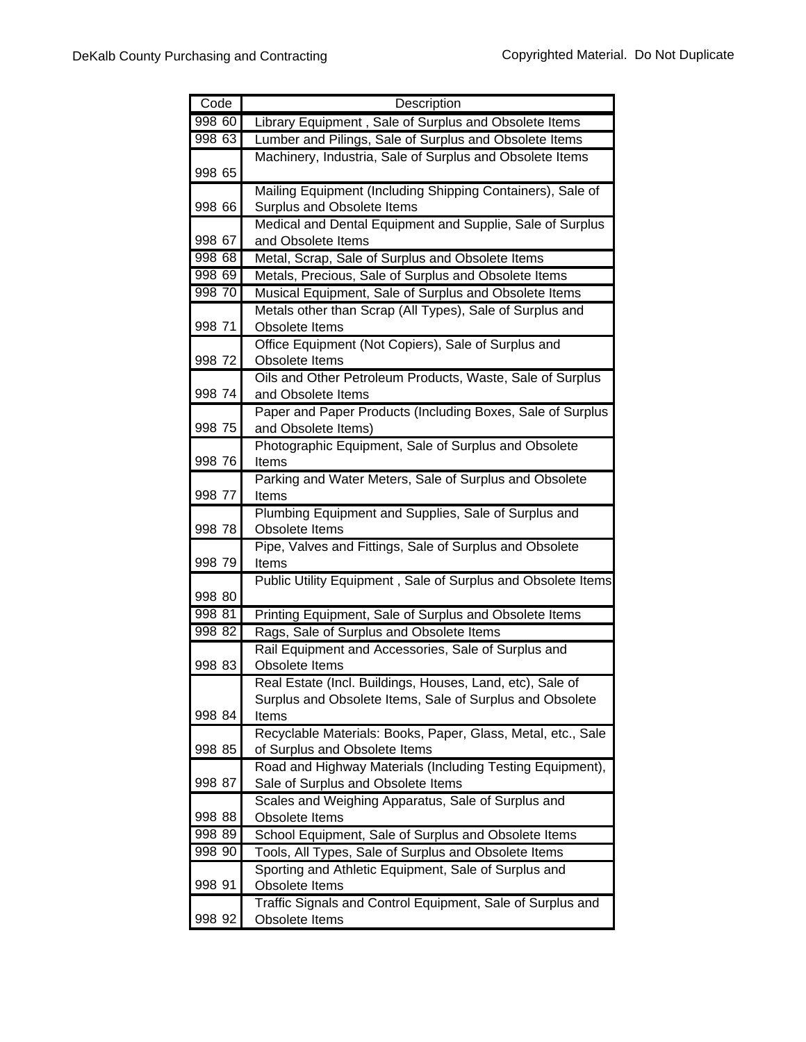| Code | Description |
|---|---|
| 998 60 | Library Equipment , Sale of Surplus and Obsolete Items |
| 998 63 | Lumber and Pilings, Sale of Surplus and Obsolete Items |
| 998 65 | Machinery, Industria, Sale of Surplus and Obsolete Items |
| 998 66 | Mailing Equipment (Including Shipping Containers), Sale of Surplus and Obsolete Items |
| 998 67 | Medical and Dental Equipment and Supplie, Sale of Surplus and Obsolete Items |
| 998 68 | Metal, Scrap, Sale of Surplus and Obsolete Items |
| 998 69 | Metals, Precious, Sale of Surplus and Obsolete Items |
| 998 70 | Musical Equipment, Sale of Surplus and Obsolete Items |
| 998 71 | Metals other than Scrap (All Types), Sale of Surplus and Obsolete Items |
| 998 72 | Office Equipment (Not Copiers), Sale of Surplus and Obsolete Items |
| 998 74 | Oils and Other Petroleum Products, Waste, Sale of Surplus and Obsolete Items |
| 998 75 | Paper and Paper Products (Including Boxes, Sale of Surplus and Obsolete Items) |
| 998 76 | Photographic Equipment, Sale of Surplus and Obsolete Items |
| 998 77 | Parking and Water Meters, Sale of Surplus and Obsolete Items |
| 998 78 | Plumbing Equipment and Supplies, Sale of Surplus and Obsolete Items |
| 998 79 | Pipe, Valves and Fittings, Sale of Surplus and Obsolete Items |
| 998 80 | Public Utility Equipment , Sale of Surplus and Obsolete Items |
| 998 81 | Printing Equipment, Sale of Surplus and Obsolete Items |
| 998 82 | Rags, Sale of Surplus and Obsolete Items |
| 998 83 | Rail Equipment and Accessories, Sale of Surplus and Obsolete Items |
| 998 84 | Real Estate (Incl. Buildings, Houses, Land, etc), Sale of Surplus and Obsolete Items, Sale of Surplus and Obsolete Items |
| 998 85 | Recyclable Materials: Books, Paper, Glass, Metal, etc., Sale of Surplus and Obsolete Items |
| 998 87 | Road and Highway Materials (Including Testing Equipment), Sale of Surplus and Obsolete Items |
| 998 88 | Scales and Weighing Apparatus, Sale of Surplus and Obsolete Items |
| 998 89 | School Equipment, Sale of Surplus and Obsolete Items |
| 998 90 | Tools, All Types, Sale of Surplus and Obsolete Items |
| 998 91 | Sporting and Athletic Equipment, Sale of Surplus and Obsolete Items |
| 998 92 | Traffic Signals and Control Equipment, Sale of Surplus and Obsolete Items |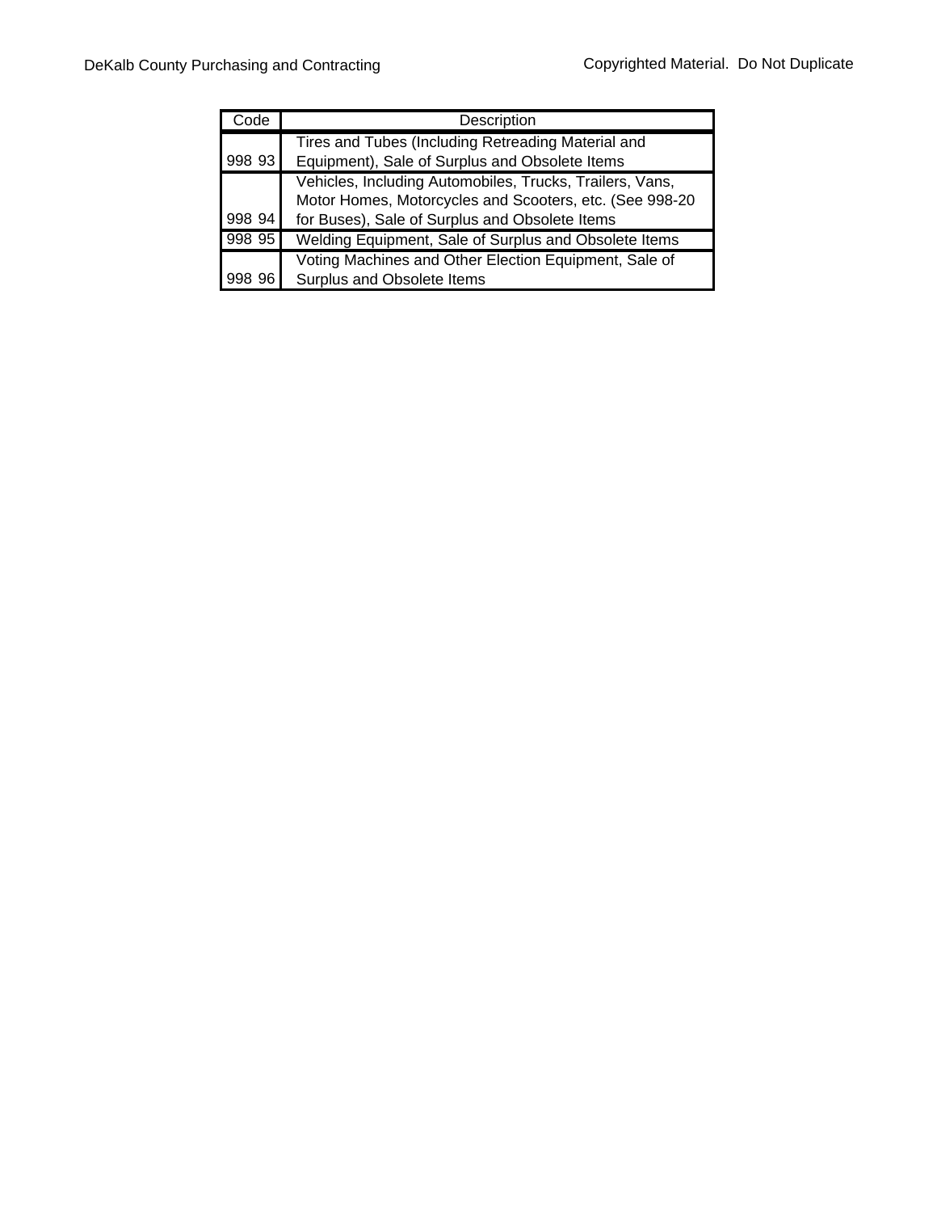| Code | Description |
|---|---|
| 998 93 | Tires and Tubes (Including Retreading Material and Equipment), Sale of Surplus and Obsolete Items |
| 998 94 | Vehicles, Including Automobiles, Trucks, Trailers, Vans, Motor Homes, Motorcycles and Scooters, etc. (See 998-20 for Buses), Sale of Surplus and Obsolete Items |
| 998 95 | Welding Equipment, Sale of Surplus and Obsolete Items |
| 998 96 | Voting Machines and Other Election Equipment, Sale of Surplus and Obsolete Items |